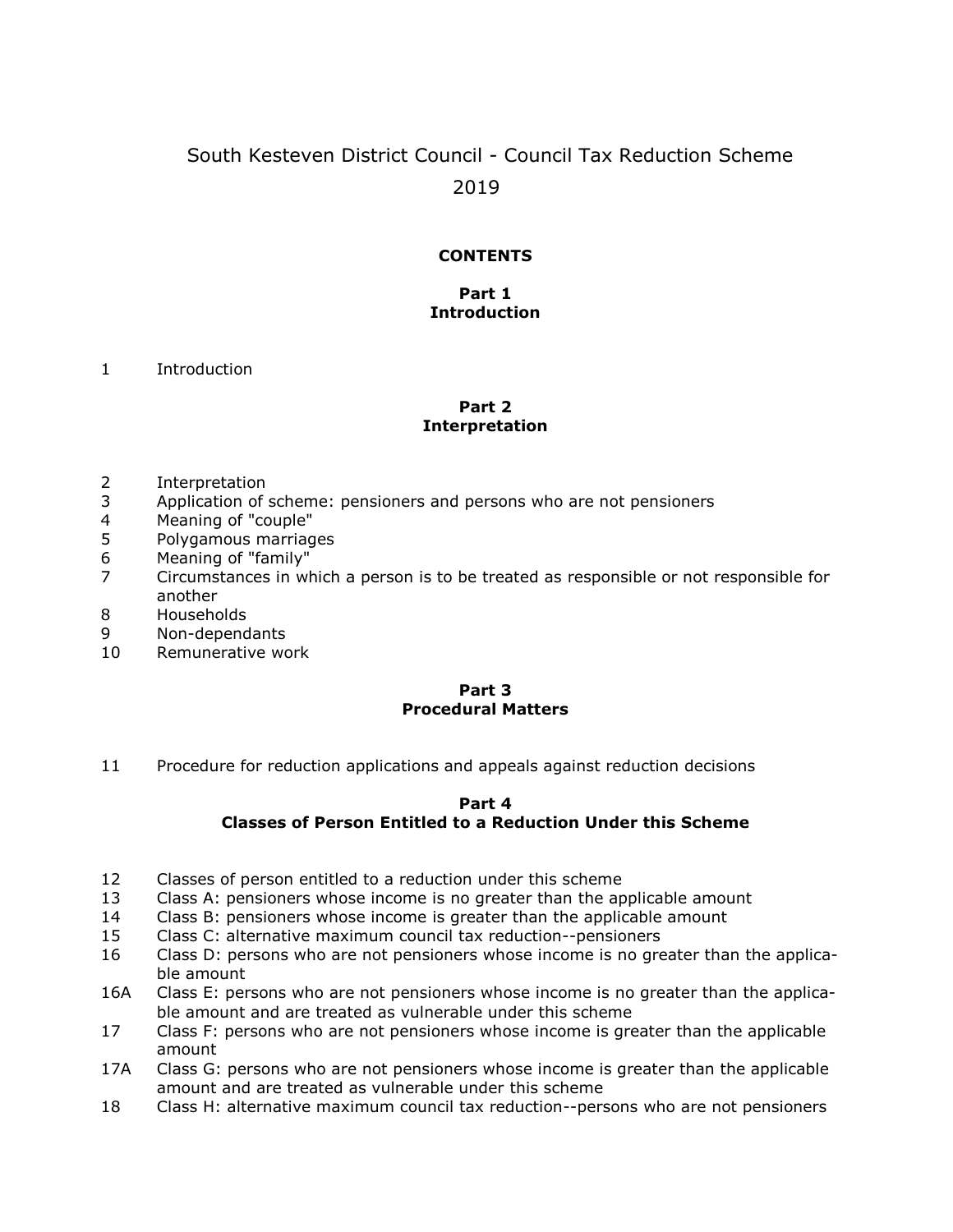# South Kesteven District Council - Council Tax Reduction Scheme 2019

## CONTENTS

### Part 1
### Introduction

1 Introduction

### Part 2
### Interpretation

2 Interpretation
3 Application of scheme: pensioners and persons who are not pensioners
4 Meaning of "couple"
5 Polygamous marriages
6 Meaning of "family"
7 Circumstances in which a person is to be treated as responsible or not responsible for another
8 Households
9 Non-dependants
10 Remunerative work

### Part 3
### Procedural Matters

11 Procedure for reduction applications and appeals against reduction decisions

### Part 4
### Classes of Person Entitled to a Reduction Under this Scheme

12 Classes of person entitled to a reduction under this scheme
13 Class A: pensioners whose income is no greater than the applicable amount
14 Class B: pensioners whose income is greater than the applicable amount
15 Class C: alternative maximum council tax reduction--pensioners
16 Class D: persons who are not pensioners whose income is no greater than the applicable amount
16A Class E: persons who are not pensioners whose income is no greater than the applicable amount and are treated as vulnerable under this scheme
17 Class F: persons who are not pensioners whose income is greater than the applicable amount
17A Class G: persons who are not pensioners whose income is greater than the applicable amount and are treated as vulnerable under this scheme
18 Class H: alternative maximum council tax reduction--persons who are not pensioners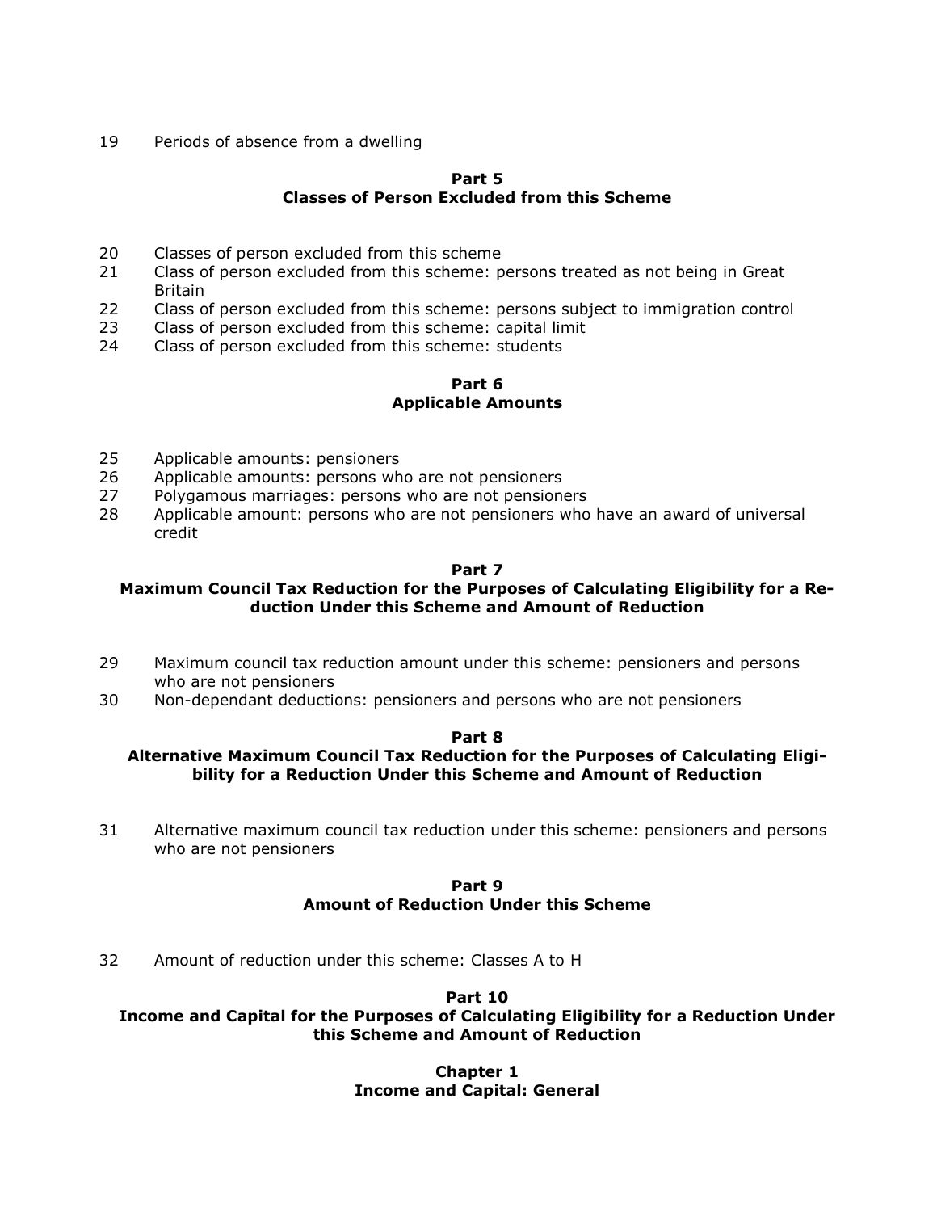19 Periods of absence from a dwelling

**Part 5**
**Classes of Person Excluded from this Scheme**

20 Classes of person excluded from this scheme
21 Class of person excluded from this scheme: persons treated as not being in Great Britain
22 Class of person excluded from this scheme: persons subject to immigration control
23 Class of person excluded from this scheme: capital limit
24 Class of person excluded from this scheme: students

**Part 6**
**Applicable Amounts**

25 Applicable amounts: pensioners
26 Applicable amounts: persons who are not pensioners
27 Polygamous marriages: persons who are not pensioners
28 Applicable amount: persons who are not pensioners who have an award of universal credit

**Part 7**
**Maximum Council Tax Reduction for the Purposes of Calculating Eligibility for a Reduction Under this Scheme and Amount of Reduction**

29 Maximum council tax reduction amount under this scheme: pensioners and persons who are not pensioners
30 Non-dependant deductions: pensioners and persons who are not pensioners

**Part 8**
**Alternative Maximum Council Tax Reduction for the Purposes of Calculating Eligibility for a Reduction Under this Scheme and Amount of Reduction**

31 Alternative maximum council tax reduction under this scheme: pensioners and persons who are not pensioners

**Part 9**
**Amount of Reduction Under this Scheme**

32 Amount of reduction under this scheme: Classes A to H

**Part 10**
**Income and Capital for the Purposes of Calculating Eligibility for a Reduction Under this Scheme and Amount of Reduction**

**Chapter 1**
**Income and Capital: General**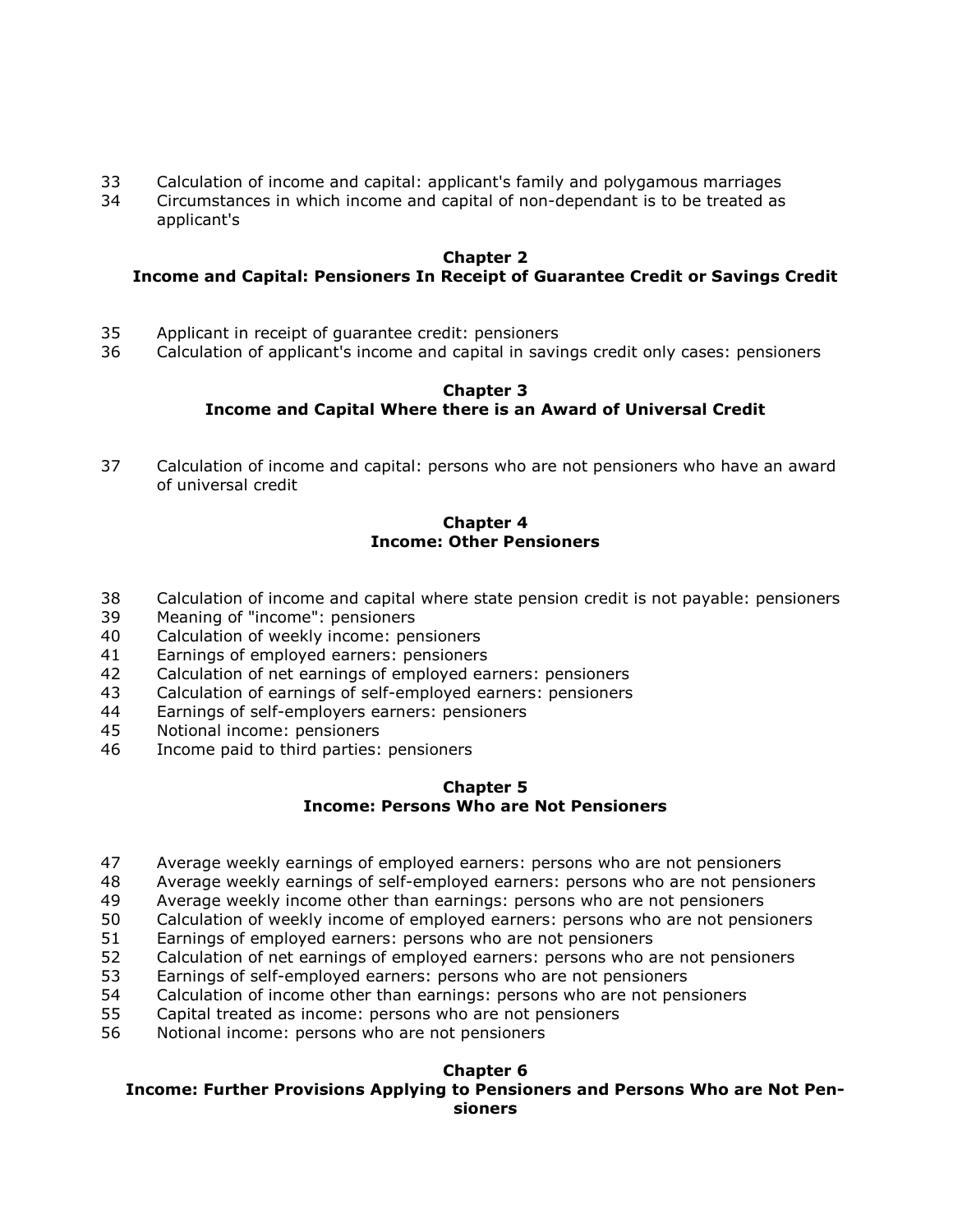33 Calculation of income and capital: applicant's family and polygamous marriages
34 Circumstances in which income and capital of non-dependant is to be treated as applicant's

### Chapter 2
### Income and Capital: Pensioners In Receipt of Guarantee Credit or Savings Credit

35 Applicant in receipt of guarantee credit: pensioners
36 Calculation of applicant's income and capital in savings credit only cases: pensioners

### Chapter 3
### Income and Capital Where there is an Award of Universal Credit

37 Calculation of income and capital: persons who are not pensioners who have an award of universal credit

### Chapter 4
### Income: Other Pensioners

38 Calculation of income and capital where state pension credit is not payable: pensioners
39 Meaning of "income": pensioners
40 Calculation of weekly income: pensioners
41 Earnings of employed earners: pensioners
42 Calculation of net earnings of employed earners: pensioners
43 Calculation of earnings of self-employed earners: pensioners
44 Earnings of self-employers earners: pensioners
45 Notional income: pensioners
46 Income paid to third parties: pensioners

### Chapter 5
### Income: Persons Who are Not Pensioners

47 Average weekly earnings of employed earners: persons who are not pensioners
48 Average weekly earnings of self-employed earners: persons who are not pensioners
49 Average weekly income other than earnings: persons who are not pensioners
50 Calculation of weekly income of employed earners: persons who are not pensioners
51 Earnings of employed earners: persons who are not pensioners
52 Calculation of net earnings of employed earners: persons who are not pensioners
53 Earnings of self-employed earners: persons who are not pensioners
54 Calculation of income other than earnings: persons who are not pensioners
55 Capital treated as income: persons who are not pensioners
56 Notional income: persons who are not pensioners

### Chapter 6
### Income: Further Provisions Applying to Pensioners and Persons Who are Not Pensioners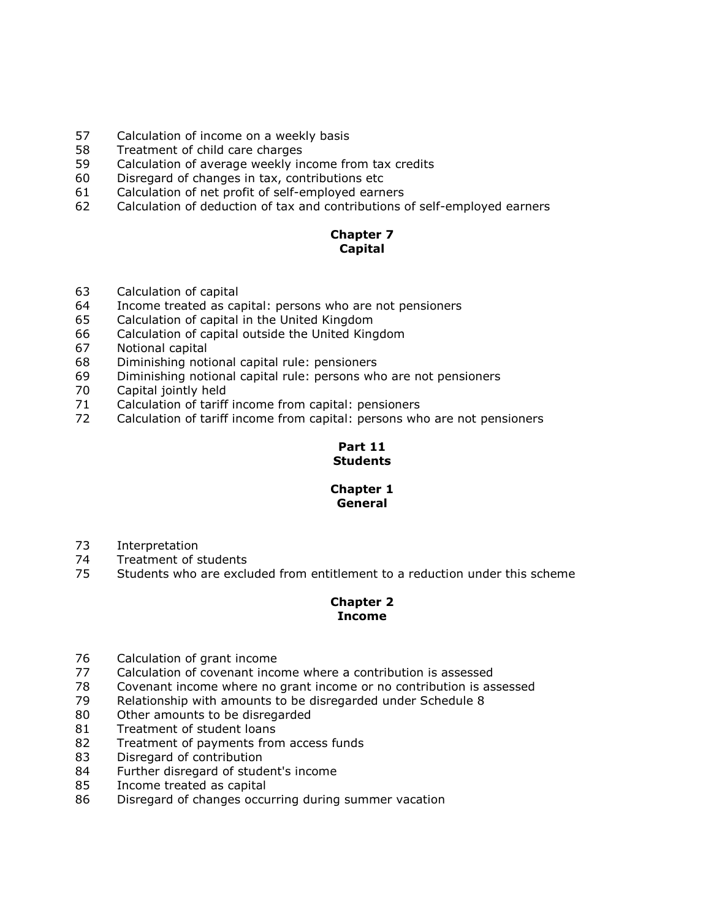57 Calculation of income on a weekly basis
58 Treatment of child care charges
59 Calculation of average weekly income from tax credits
60 Disregard of changes in tax, contributions etc
61 Calculation of net profit of self-employed earners
62 Calculation of deduction of tax and contributions of self-employed earners

**Chapter 7**
**Capital**

63 Calculation of capital
64 Income treated as capital: persons who are not pensioners
65 Calculation of capital in the United Kingdom
66 Calculation of capital outside the United Kingdom
67 Notional capital
68 Diminishing notional capital rule: pensioners
69 Diminishing notional capital rule: persons who are not pensioners
70 Capital jointly held
71 Calculation of tariff income from capital: pensioners
72 Calculation of tariff income from capital: persons who are not pensioners

**Part 11**
**Students**

**Chapter 1**
**General**

73 Interpretation
74 Treatment of students
75 Students who are excluded from entitlement to a reduction under this scheme

**Chapter 2**
**Income**

76 Calculation of grant income
77 Calculation of covenant income where a contribution is assessed
78 Covenant income where no grant income or no contribution is assessed
79 Relationship with amounts to be disregarded under Schedule 8
80 Other amounts to be disregarded
81 Treatment of student loans
82 Treatment of payments from access funds
83 Disregard of contribution
84 Further disregard of student's income
85 Income treated as capital
86 Disregard of changes occurring during summer vacation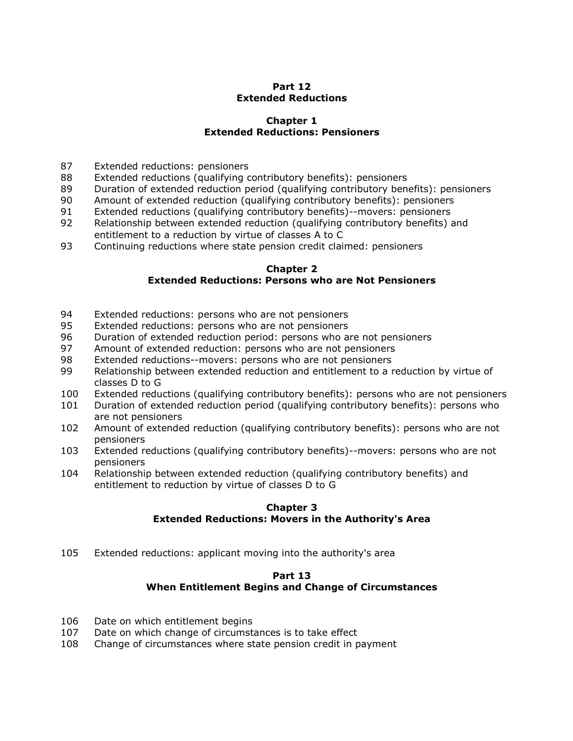## Part 12
## Extended Reductions

### Chapter 1
### Extended Reductions: Pensioners

87 Extended reductions: pensioners
88 Extended reductions (qualifying contributory benefits): pensioners
89 Duration of extended reduction period (qualifying contributory benefits): pensioners
90 Amount of extended reduction (qualifying contributory benefits): pensioners
91 Extended reductions (qualifying contributory benefits)--movers: pensioners
92 Relationship between extended reduction (qualifying contributory benefits) and entitlement to a reduction by virtue of classes A to C
93 Continuing reductions where state pension credit claimed: pensioners

### Chapter 2
### Extended Reductions: Persons who are Not Pensioners

94 Extended reductions: persons who are not pensioners
95 Extended reductions: persons who are not pensioners
96 Duration of extended reduction period: persons who are not pensioners
97 Amount of extended reduction: persons who are not pensioners
98 Extended reductions--movers: persons who are not pensioners
99 Relationship between extended reduction and entitlement to a reduction by virtue of classes D to G
100 Extended reductions (qualifying contributory benefits): persons who are not pensioners
101 Duration of extended reduction period (qualifying contributory benefits): persons who are not pensioners
102 Amount of extended reduction (qualifying contributory benefits): persons who are not pensioners
103 Extended reductions (qualifying contributory benefits)--movers: persons who are not pensioners
104 Relationship between extended reduction (qualifying contributory benefits) and entitlement to reduction by virtue of classes D to G

### Chapter 3
### Extended Reductions: Movers in the Authority's Area

105 Extended reductions: applicant moving into the authority's area

## Part 13
## When Entitlement Begins and Change of Circumstances

106 Date on which entitlement begins
107 Date on which change of circumstances is to take effect
108 Change of circumstances where state pension credit in payment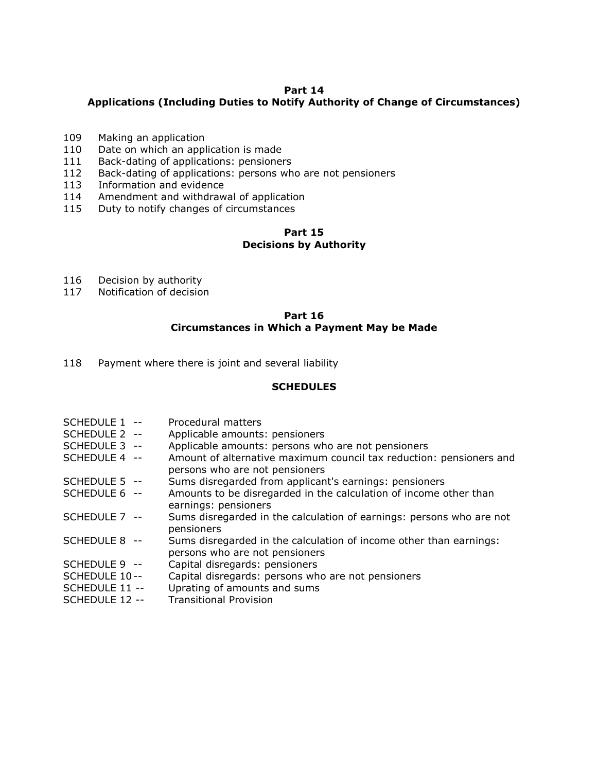**Part 14**
**Applications (Including Duties to Notify Authority of Change of Circumstances)**

109 Making an application
110 Date on which an application is made
111 Back-dating of applications: pensioners
112 Back-dating of applications: persons who are not pensioners
113 Information and evidence
114 Amendment and withdrawal of application
115 Duty to notify changes of circumstances

**Part 15**
**Decisions by Authority**

116 Decision by authority
117 Notification of decision

**Part 16**
**Circumstances in Which a Payment May be Made**

118 Payment where there is joint and several liability

**SCHEDULES**

SCHEDULE 1 -- Procedural matters
SCHEDULE 2 -- Applicable amounts: pensioners
SCHEDULE 3 -- Applicable amounts: persons who are not pensioners
SCHEDULE 4 -- Amount of alternative maximum council tax reduction: pensioners and persons who are not pensioners
SCHEDULE 5 -- Sums disregarded from applicant's earnings: pensioners
SCHEDULE 6 -- Amounts to be disregarded in the calculation of income other than earnings: pensioners
SCHEDULE 7 -- Sums disregarded in the calculation of earnings: persons who are not pensioners
SCHEDULE 8 -- Sums disregarded in the calculation of income other than earnings: persons who are not pensioners
SCHEDULE 9 -- Capital disregards: pensioners
SCHEDULE 10 -- Capital disregards: persons who are not pensioners
SCHEDULE 11 -- Uprating of amounts and sums
SCHEDULE 12 -- Transitional Provision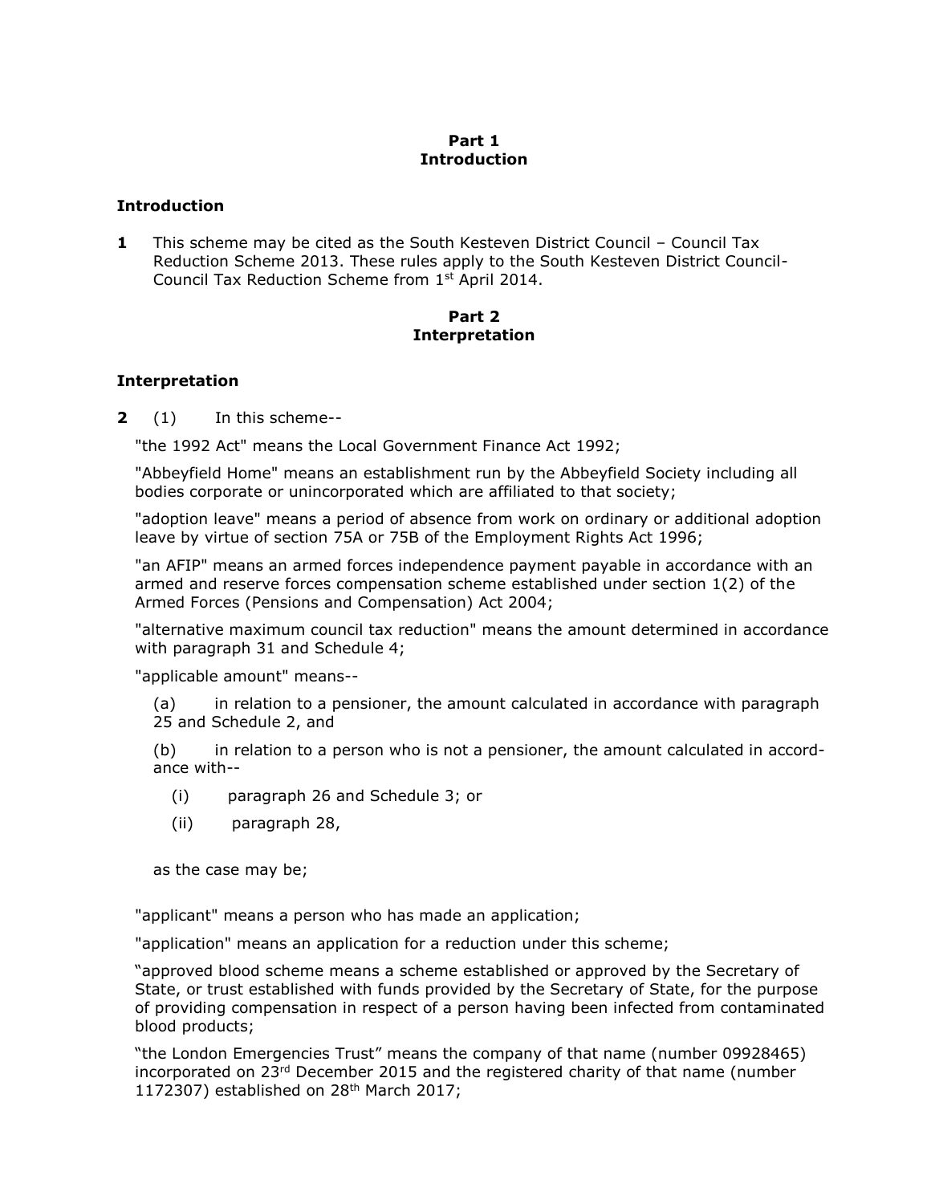## Part 1
## Introduction

### Introduction

**1** This scheme may be cited as the South Kesteven District Council – Council Tax Reduction Scheme 2013. These rules apply to the South Kesteven District Council-Council Tax Reduction Scheme from 1st April 2014.

## Part 2
## Interpretation

### Interpretation

**2** (1) In this scheme--

"the 1992 Act" means the Local Government Finance Act 1992;

"Abbeyfield Home" means an establishment run by the Abbeyfield Society including all bodies corporate or unincorporated which are affiliated to that society;

"adoption leave" means a period of absence from work on ordinary or additional adoption leave by virtue of section 75A or 75B of the Employment Rights Act 1996;

"an AFIP" means an armed forces independence payment payable in accordance with an armed and reserve forces compensation scheme established under section 1(2) of the Armed Forces (Pensions and Compensation) Act 2004;

"alternative maximum council tax reduction" means the amount determined in accordance with paragraph 31 and Schedule 4;

"applicable amount" means--

(a) in relation to a pensioner, the amount calculated in accordance with paragraph 25 and Schedule 2, and

(b) in relation to a person who is not a pensioner, the amount calculated in accordance with--

(i) paragraph 26 and Schedule 3; or

(ii) paragraph 28,

as the case may be;

"applicant" means a person who has made an application;

"application" means an application for a reduction under this scheme;

"approved blood scheme means a scheme established or approved by the Secretary of State, or trust established with funds provided by the Secretary of State, for the purpose of providing compensation in respect of a person having been infected from contaminated blood products;

"the London Emergencies Trust" means the company of that name (number 09928465) incorporated on 23rd December 2015 and the registered charity of that name (number 1172307) established on 28th March 2017;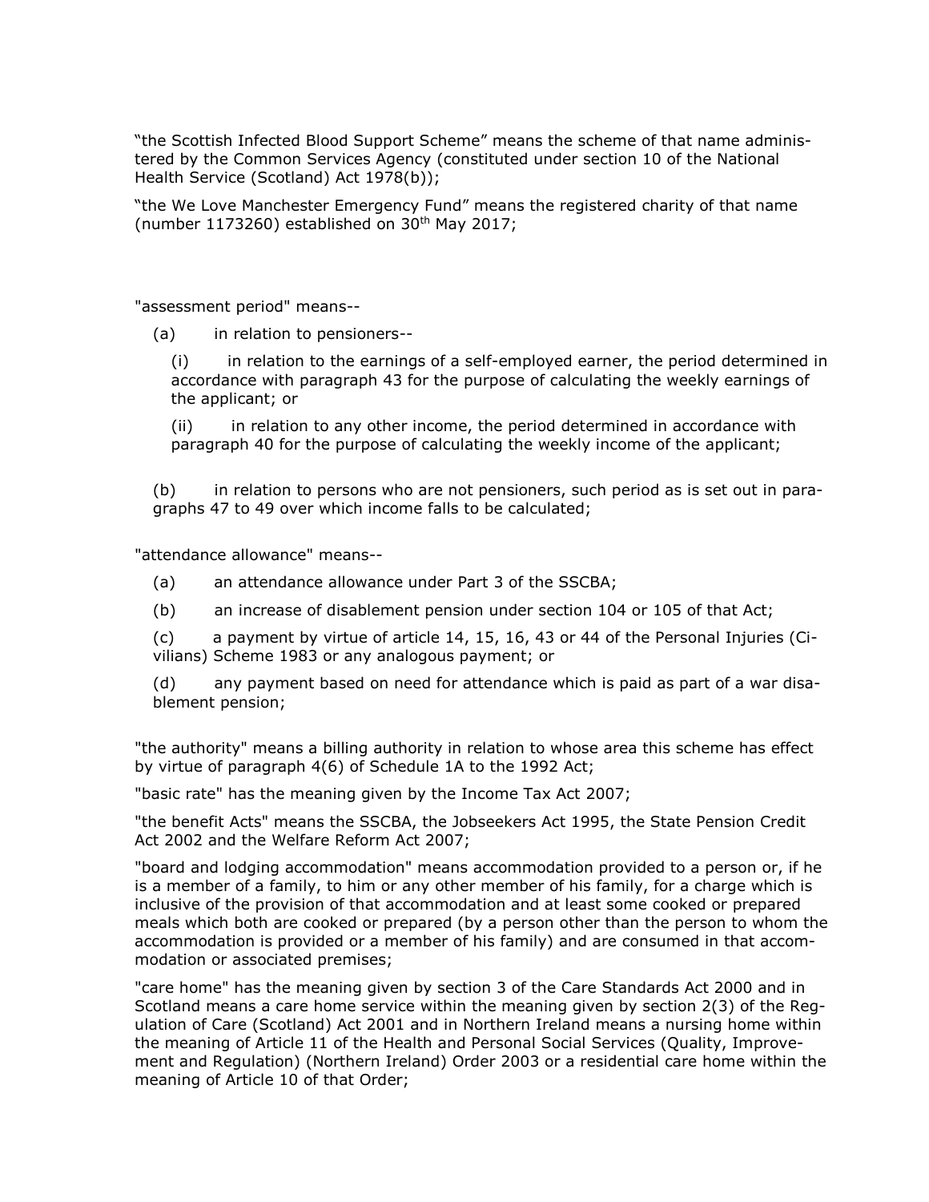"the Scottish Infected Blood Support Scheme" means the scheme of that name administered by the Common Services Agency (constituted under section 10 of the National Health Service (Scotland) Act 1978(b));

"the We Love Manchester Emergency Fund" means the registered charity of that name (number 1173260) established on 30th May 2017;

"assessment period" means--

(a) in relation to pensioners--

(i) in relation to the earnings of a self-employed earner, the period determined in accordance with paragraph 43 for the purpose of calculating the weekly earnings of the applicant; or

(ii) in relation to any other income, the period determined in accordance with paragraph 40 for the purpose of calculating the weekly income of the applicant;

(b) in relation to persons who are not pensioners, such period as is set out in paragraphs 47 to 49 over which income falls to be calculated;

"attendance allowance" means--

(a) an attendance allowance under Part 3 of the SSCBA;

(b) an increase of disablement pension under section 104 or 105 of that Act;

(c) a payment by virtue of article 14, 15, 16, 43 or 44 of the Personal Injuries (Civilians) Scheme 1983 or any analogous payment; or

(d) any payment based on need for attendance which is paid as part of a war disablement pension;

"the authority" means a billing authority in relation to whose area this scheme has effect by virtue of paragraph 4(6) of Schedule 1A to the 1992 Act;

"basic rate" has the meaning given by the Income Tax Act 2007;

"the benefit Acts" means the SSCBA, the Jobseekers Act 1995, the State Pension Credit Act 2002 and the Welfare Reform Act 2007;

"board and lodging accommodation" means accommodation provided to a person or, if he is a member of a family, to him or any other member of his family, for a charge which is inclusive of the provision of that accommodation and at least some cooked or prepared meals which both are cooked or prepared (by a person other than the person to whom the accommodation is provided or a member of his family) and are consumed in that accommodation or associated premises;

"care home" has the meaning given by section 3 of the Care Standards Act 2000 and in Scotland means a care home service within the meaning given by section 2(3) of the Regulation of Care (Scotland) Act 2001 and in Northern Ireland means a nursing home within the meaning of Article 11 of the Health and Personal Social Services (Quality, Improvement and Regulation) (Northern Ireland) Order 2003 or a residential care home within the meaning of Article 10 of that Order;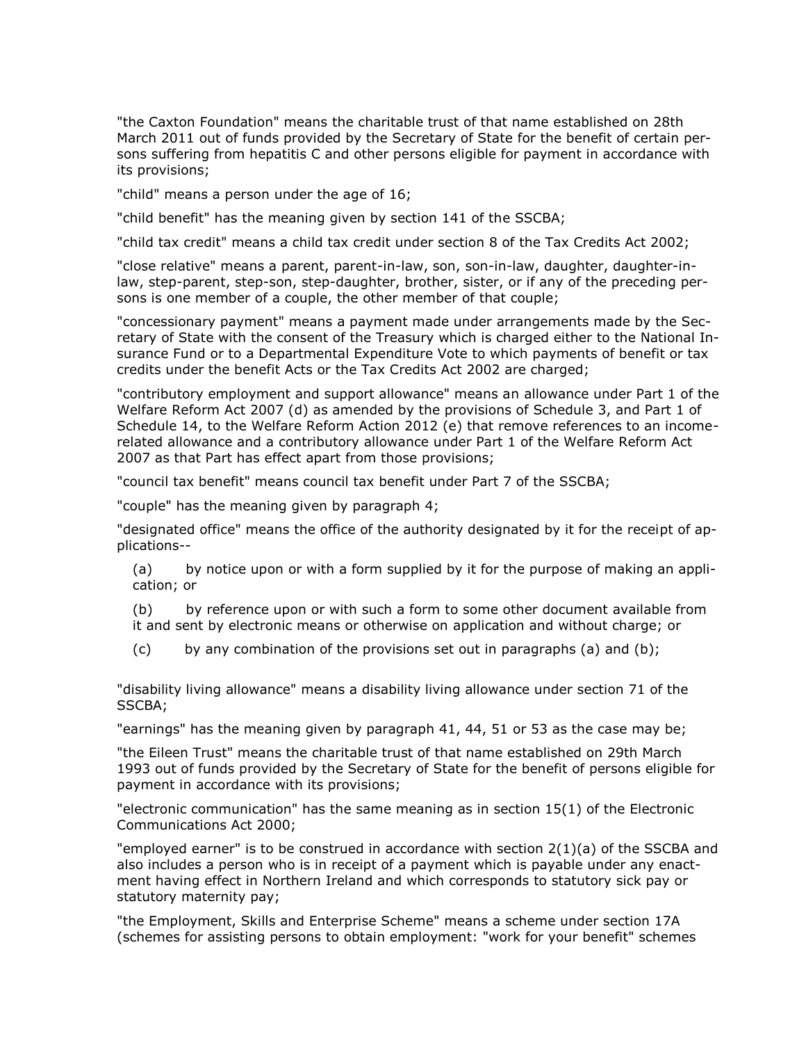"the Caxton Foundation" means the charitable trust of that name established on 28th March 2011 out of funds provided by the Secretary of State for the benefit of certain persons suffering from hepatitis C and other persons eligible for payment in accordance with its provisions;

"child" means a person under the age of 16;

"child benefit" has the meaning given by section 141 of the SSCBA;

"child tax credit" means a child tax credit under section 8 of the Tax Credits Act 2002;

"close relative" means a parent, parent-in-law, son, son-in-law, daughter, daughter-in-law, step-parent, step-son, step-daughter, brother, sister, or if any of the preceding persons is one member of a couple, the other member of that couple;

"concessionary payment" means a payment made under arrangements made by the Secretary of State with the consent of the Treasury which is charged either to the National Insurance Fund or to a Departmental Expenditure Vote to which payments of benefit or tax credits under the benefit Acts or the Tax Credits Act 2002 are charged;

"contributory employment and support allowance" means an allowance under Part 1 of the Welfare Reform Act 2007 (d) as amended by the provisions of Schedule 3, and Part 1 of Schedule 14, to the Welfare Reform Action 2012 (e) that remove references to an income-related allowance and a contributory allowance under Part 1 of the Welfare Reform Act 2007 as that Part has effect apart from those provisions;

"council tax benefit" means council tax benefit under Part 7 of the SSCBA;

"couple" has the meaning given by paragraph 4;

"designated office" means the office of the authority designated by it for the receipt of applications--

(a) by notice upon or with a form supplied by it for the purpose of making an application; or

(b) by reference upon or with such a form to some other document available from it and sent by electronic means or otherwise on application and without charge; or

(c) by any combination of the provisions set out in paragraphs (a) and (b);

"disability living allowance" means a disability living allowance under section 71 of the SSCBA;

"earnings" has the meaning given by paragraph 41, 44, 51 or 53 as the case may be;

"the Eileen Trust" means the charitable trust of that name established on 29th March 1993 out of funds provided by the Secretary of State for the benefit of persons eligible for payment in accordance with its provisions;

"electronic communication" has the same meaning as in section 15(1) of the Electronic Communications Act 2000;

"employed earner" is to be construed in accordance with section 2(1)(a) of the SSCBA and also includes a person who is in receipt of a payment which is payable under any enactment having effect in Northern Ireland and which corresponds to statutory sick pay or statutory maternity pay;

"the Employment, Skills and Enterprise Scheme" means a scheme under section 17A (schemes for assisting persons to obtain employment: "work for your benefit" schemes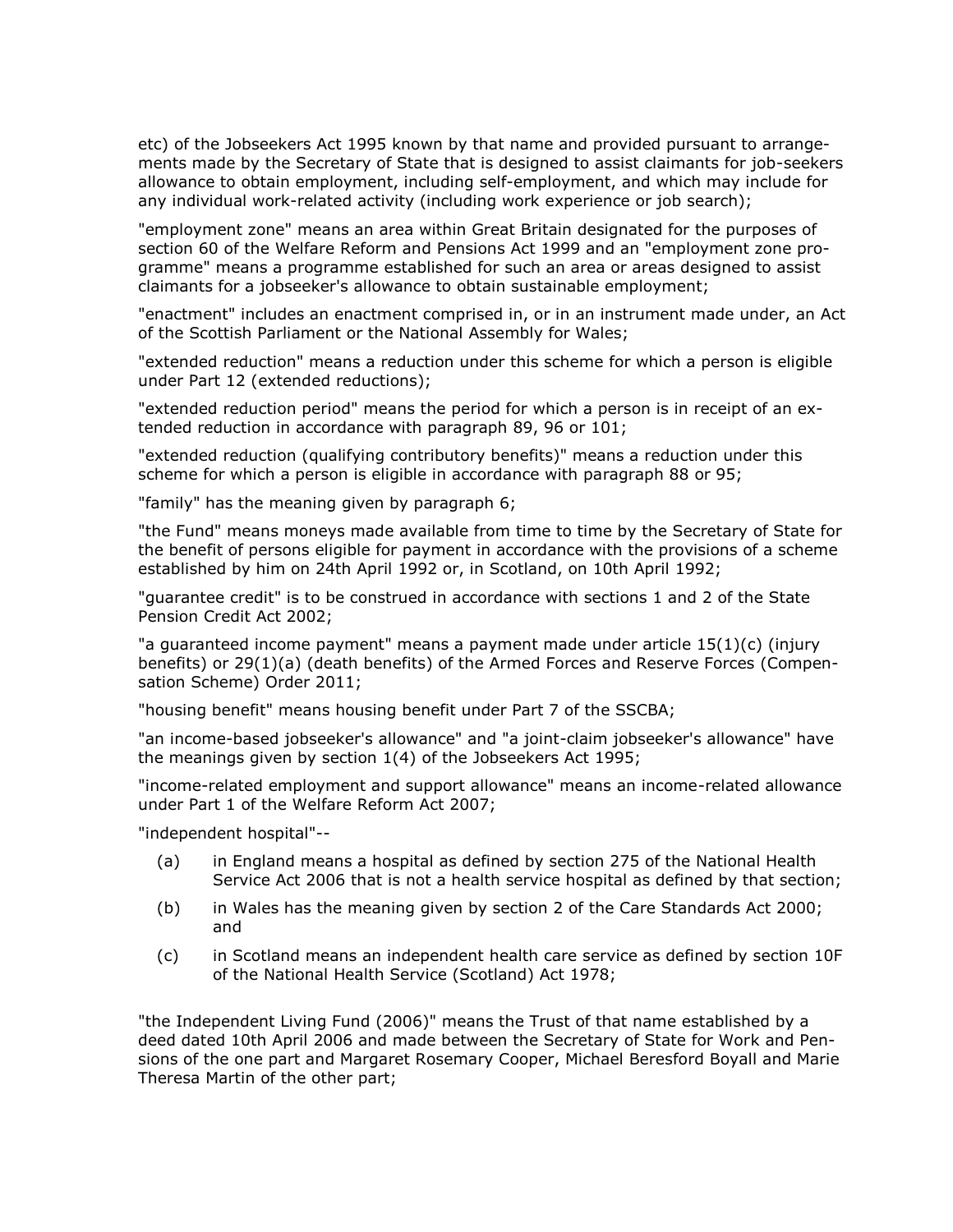etc) of the Jobseekers Act 1995 known by that name and provided pursuant to arrangements made by the Secretary of State that is designed to assist claimants for job-seekers allowance to obtain employment, including self-employment, and which may include for any individual work-related activity (including work experience or job search);

"employment zone" means an area within Great Britain designated for the purposes of section 60 of the Welfare Reform and Pensions Act 1999 and an "employment zone programme" means a programme established for such an area or areas designed to assist claimants for a jobseeker's allowance to obtain sustainable employment;

"enactment" includes an enactment comprised in, or in an instrument made under, an Act of the Scottish Parliament or the National Assembly for Wales;

"extended reduction" means a reduction under this scheme for which a person is eligible under Part 12 (extended reductions);

"extended reduction period" means the period for which a person is in receipt of an extended reduction in accordance with paragraph 89, 96 or 101;

"extended reduction (qualifying contributory benefits)" means a reduction under this scheme for which a person is eligible in accordance with paragraph 88 or 95;

"family" has the meaning given by paragraph 6;

"the Fund" means moneys made available from time to time by the Secretary of State for the benefit of persons eligible for payment in accordance with the provisions of a scheme established by him on 24th April 1992 or, in Scotland, on 10th April 1992;

"guarantee credit" is to be construed in accordance with sections 1 and 2 of the State Pension Credit Act 2002;

"a guaranteed income payment" means a payment made under article 15(1)(c) (injury benefits) or 29(1)(a) (death benefits) of the Armed Forces and Reserve Forces (Compensation Scheme) Order 2011;

"housing benefit" means housing benefit under Part 7 of the SSCBA;

"an income-based jobseeker's allowance" and "a joint-claim jobseeker's allowance" have the meanings given by section 1(4) of the Jobseekers Act 1995;

"income-related employment and support allowance" means an income-related allowance under Part 1 of the Welfare Reform Act 2007;

"independent hospital"--

- (a) in England means a hospital as defined by section 275 of the National Health Service Act 2006 that is not a health service hospital as defined by that section;
- (b) in Wales has the meaning given by section 2 of the Care Standards Act 2000; and
- (c) in Scotland means an independent health care service as defined by section 10F of the National Health Service (Scotland) Act 1978;

"the Independent Living Fund (2006)" means the Trust of that name established by a deed dated 10th April 2006 and made between the Secretary of State for Work and Pensions of the one part and Margaret Rosemary Cooper, Michael Beresford Boyall and Marie Theresa Martin of the other part;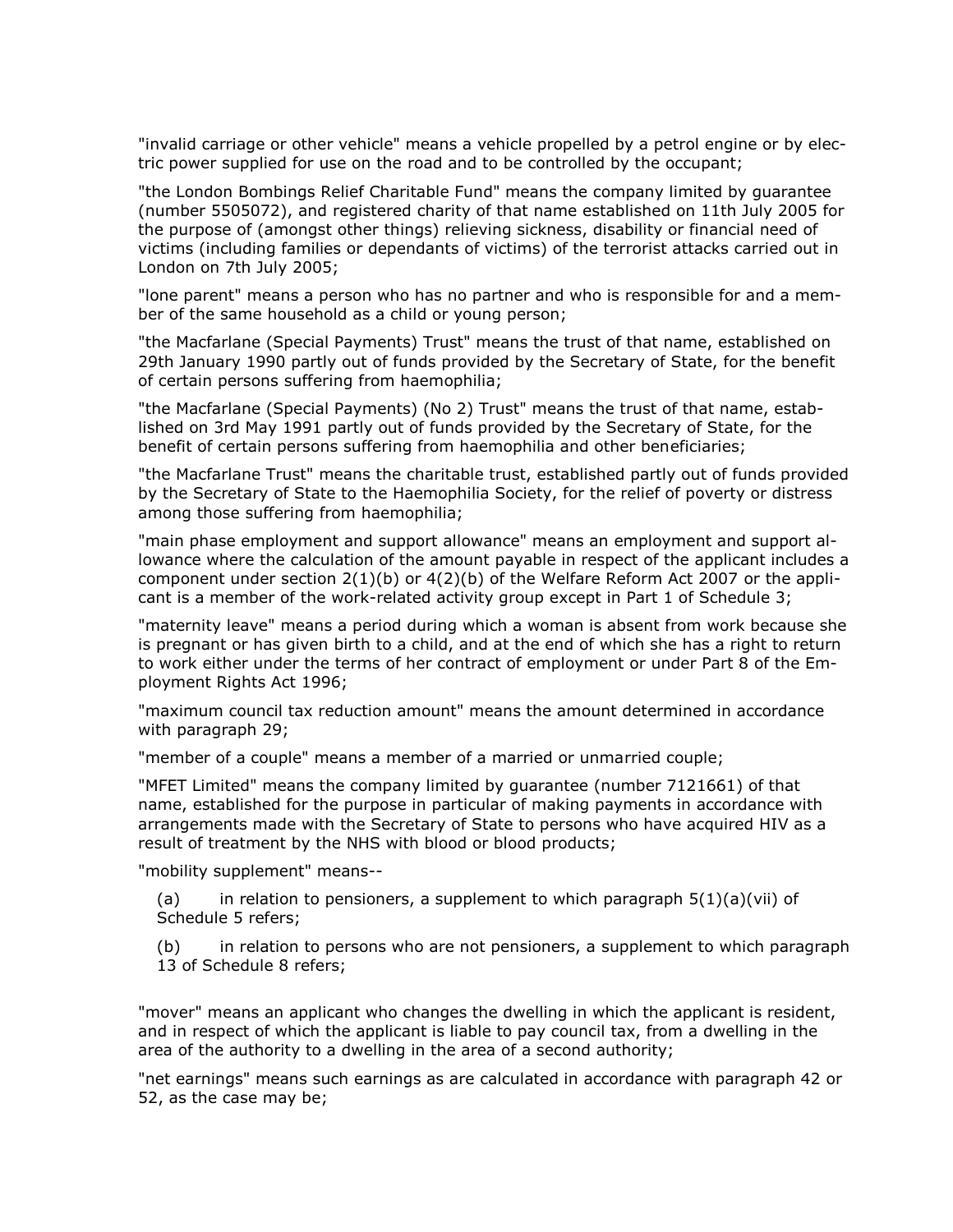"invalid carriage or other vehicle" means a vehicle propelled by a petrol engine or by electric power supplied for use on the road and to be controlled by the occupant;

"the London Bombings Relief Charitable Fund" means the company limited by guarantee (number 5505072), and registered charity of that name established on 11th July 2005 for the purpose of (amongst other things) relieving sickness, disability or financial need of victims (including families or dependants of victims) of the terrorist attacks carried out in London on 7th July 2005;

"lone parent" means a person who has no partner and who is responsible for and a member of the same household as a child or young person;

"the Macfarlane (Special Payments) Trust" means the trust of that name, established on 29th January 1990 partly out of funds provided by the Secretary of State, for the benefit of certain persons suffering from haemophilia;

"the Macfarlane (Special Payments) (No 2) Trust" means the trust of that name, established on 3rd May 1991 partly out of funds provided by the Secretary of State, for the benefit of certain persons suffering from haemophilia and other beneficiaries;

"the Macfarlane Trust" means the charitable trust, established partly out of funds provided by the Secretary of State to the Haemophilia Society, for the relief of poverty or distress among those suffering from haemophilia;

"main phase employment and support allowance" means an employment and support allowance where the calculation of the amount payable in respect of the applicant includes a component under section 2(1)(b) or 4(2)(b) of the Welfare Reform Act 2007 or the applicant is a member of the work-related activity group except in Part 1 of Schedule 3;

"maternity leave" means a period during which a woman is absent from work because she is pregnant or has given birth to a child, and at the end of which she has a right to return to work either under the terms of her contract of employment or under Part 8 of the Employment Rights Act 1996;

"maximum council tax reduction amount" means the amount determined in accordance with paragraph 29;

"member of a couple" means a member of a married or unmarried couple;

"MFET Limited" means the company limited by guarantee (number 7121661) of that name, established for the purpose in particular of making payments in accordance with arrangements made with the Secretary of State to persons who have acquired HIV as a result of treatment by the NHS with blood or blood products;

"mobility supplement" means--

(a) in relation to pensioners, a supplement to which paragraph 5(1)(a)(vii) of Schedule 5 refers;

(b) in relation to persons who are not pensioners, a supplement to which paragraph 13 of Schedule 8 refers;

"mover" means an applicant who changes the dwelling in which the applicant is resident, and in respect of which the applicant is liable to pay council tax, from a dwelling in the area of the authority to a dwelling in the area of a second authority;

"net earnings" means such earnings as are calculated in accordance with paragraph 42 or 52, as the case may be;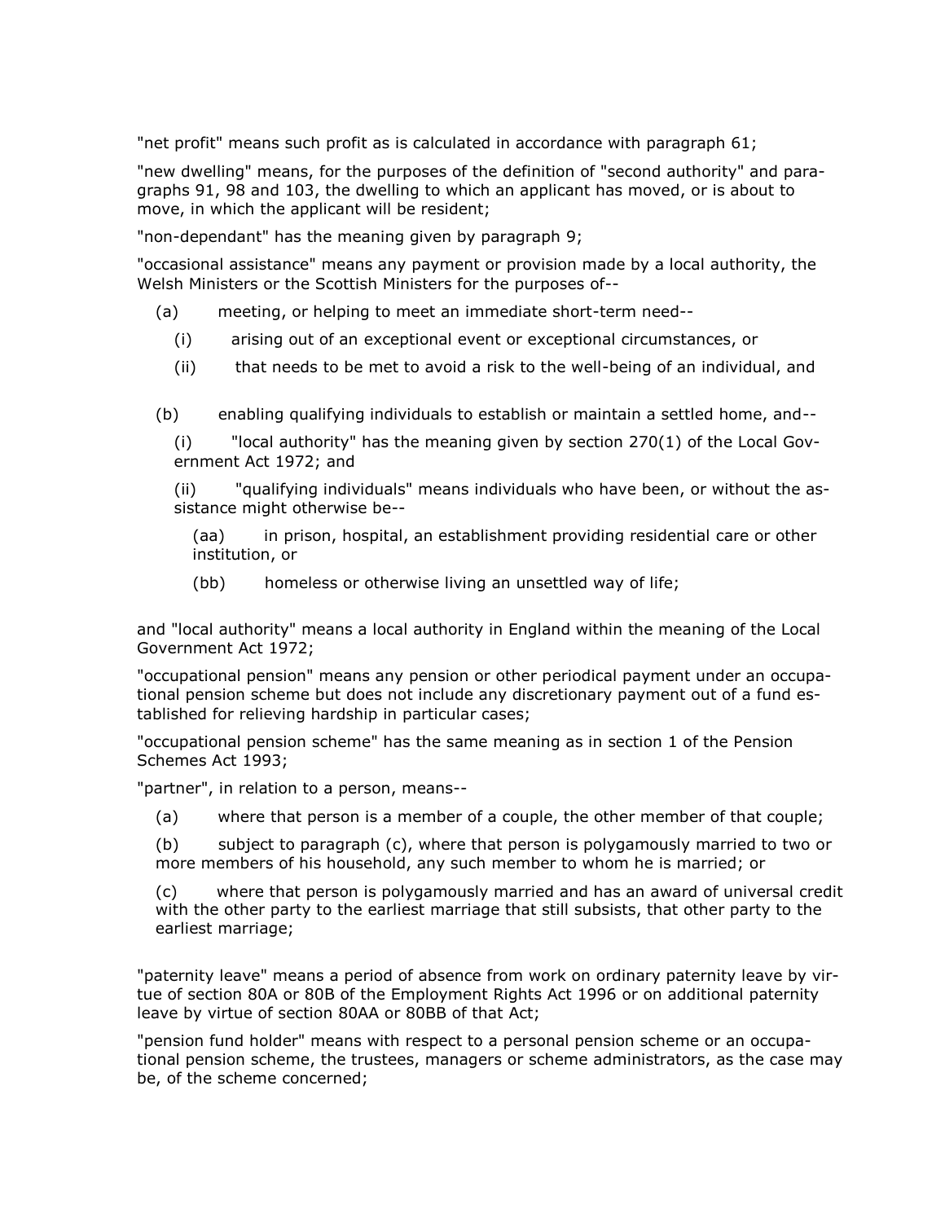"net profit" means such profit as is calculated in accordance with paragraph 61;

"new dwelling" means, for the purposes of the definition of "second authority" and paragraphs 91, 98 and 103, the dwelling to which an applicant has moved, or is about to move, in which the applicant will be resident;

"non-dependant" has the meaning given by paragraph 9;

"occasional assistance" means any payment or provision made by a local authority, the Welsh Ministers or the Scottish Ministers for the purposes of--

(a) meeting, or helping to meet an immediate short-term need--

(i) arising out of an exceptional event or exceptional circumstances, or

(ii) that needs to be met to avoid a risk to the well-being of an individual, and

(b) enabling qualifying individuals to establish or maintain a settled home, and--

(i) "local authority" has the meaning given by section 270(1) of the Local Government Act 1972; and

(ii) "qualifying individuals" means individuals who have been, or without the assistance might otherwise be--

(aa) in prison, hospital, an establishment providing residential care or other institution, or

(bb) homeless or otherwise living an unsettled way of life;

and "local authority" means a local authority in England within the meaning of the Local Government Act 1972;

"occupational pension" means any pension or other periodical payment under an occupational pension scheme but does not include any discretionary payment out of a fund established for relieving hardship in particular cases;

"occupational pension scheme" has the same meaning as in section 1 of the Pension Schemes Act 1993;

"partner", in relation to a person, means--

(a) where that person is a member of a couple, the other member of that couple;

(b) subject to paragraph (c), where that person is polygamously married to two or more members of his household, any such member to whom he is married; or

(c) where that person is polygamously married and has an award of universal credit with the other party to the earliest marriage that still subsists, that other party to the earliest marriage;

"paternity leave" means a period of absence from work on ordinary paternity leave by virtue of section 80A or 80B of the Employment Rights Act 1996 or on additional paternity leave by virtue of section 80AA or 80BB of that Act;

"pension fund holder" means with respect to a personal pension scheme or an occupational pension scheme, the trustees, managers or scheme administrators, as the case may be, of the scheme concerned;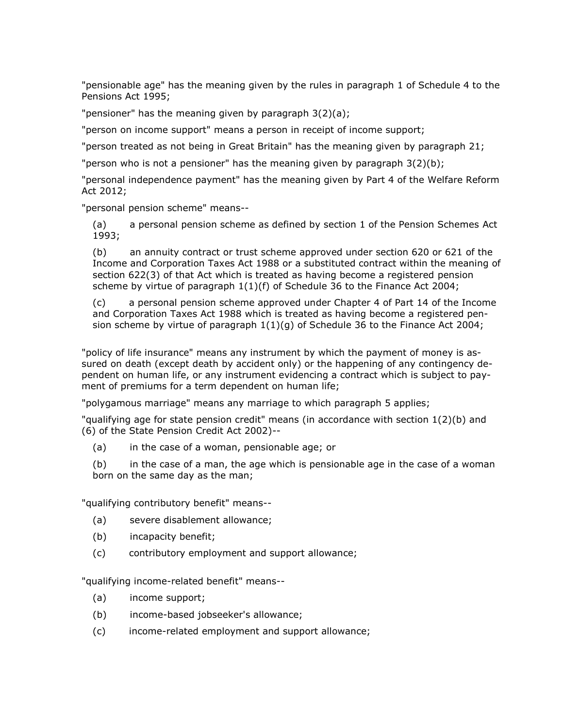"pensionable age" has the meaning given by the rules in paragraph 1 of Schedule 4 to the Pensions Act 1995;

"pensioner" has the meaning given by paragraph 3(2)(a);

"person on income support" means a person in receipt of income support;

"person treated as not being in Great Britain" has the meaning given by paragraph 21;

"person who is not a pensioner" has the meaning given by paragraph 3(2)(b);

"personal independence payment" has the meaning given by Part 4 of the Welfare Reform Act 2012;

"personal pension scheme" means--

(a) a personal pension scheme as defined by section 1 of the Pension Schemes Act 1993;

(b) an annuity contract or trust scheme approved under section 620 or 621 of the Income and Corporation Taxes Act 1988 or a substituted contract within the meaning of section 622(3) of that Act which is treated as having become a registered pension scheme by virtue of paragraph 1(1)(f) of Schedule 36 to the Finance Act 2004;

(c) a personal pension scheme approved under Chapter 4 of Part 14 of the Income and Corporation Taxes Act 1988 which is treated as having become a registered pension scheme by virtue of paragraph 1(1)(g) of Schedule 36 to the Finance Act 2004;

"policy of life insurance" means any instrument by which the payment of money is assured on death (except death by accident only) or the happening of any contingency dependent on human life, or any instrument evidencing a contract which is subject to payment of premiums for a term dependent on human life;

"polygamous marriage" means any marriage to which paragraph 5 applies;

"qualifying age for state pension credit" means (in accordance with section 1(2)(b) and (6) of the State Pension Credit Act 2002)--

(a) in the case of a woman, pensionable age; or

(b) in the case of a man, the age which is pensionable age in the case of a woman born on the same day as the man;

"qualifying contributory benefit" means--

(a) severe disablement allowance;

(b) incapacity benefit;

(c) contributory employment and support allowance;

"qualifying income-related benefit" means--

(a) income support;

(b) income-based jobseeker's allowance;

(c) income-related employment and support allowance;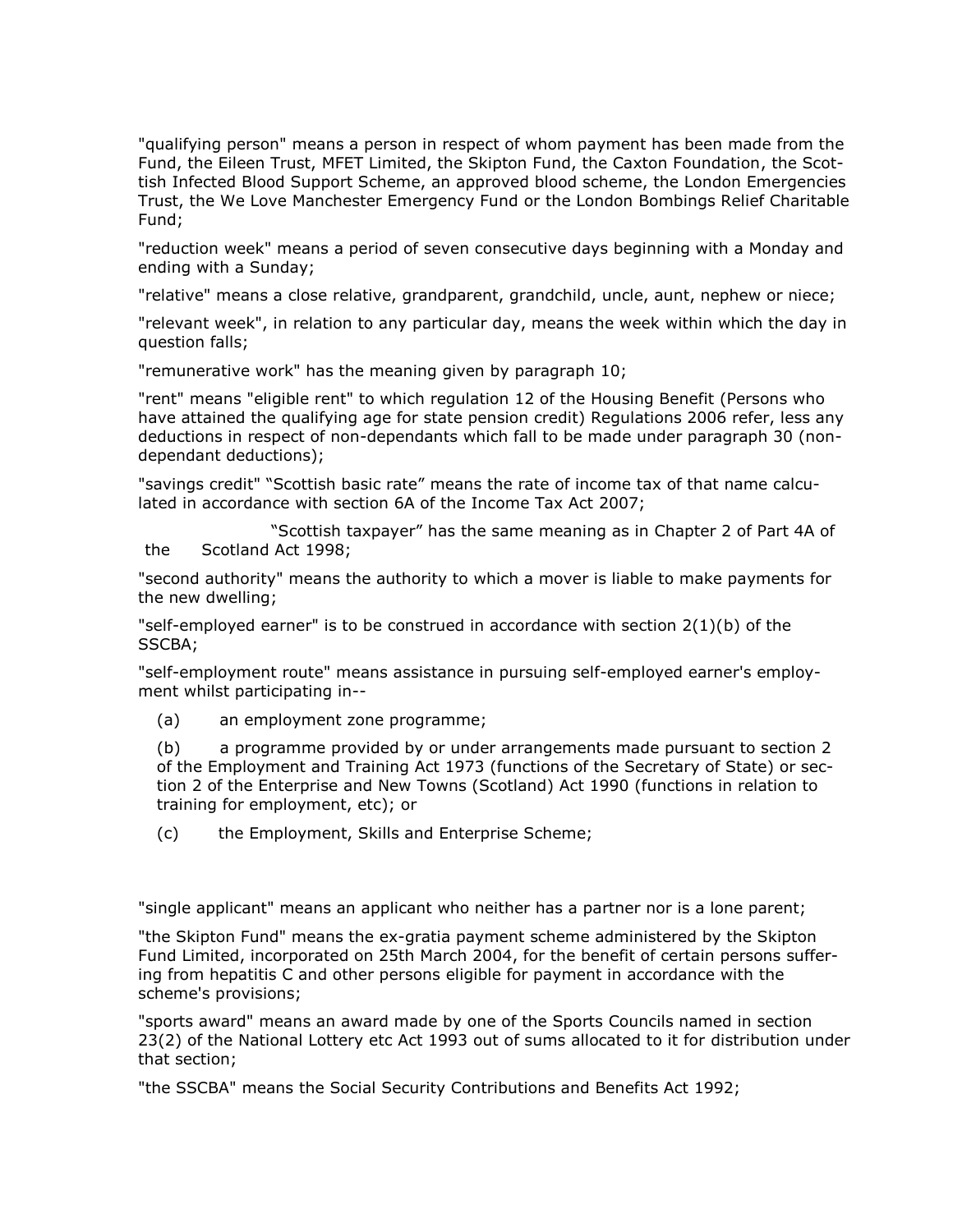"qualifying person" means a person in respect of whom payment has been made from the Fund, the Eileen Trust, MFET Limited, the Skipton Fund, the Caxton Foundation, the Scottish Infected Blood Support Scheme, an approved blood scheme, the London Emergencies Trust, the We Love Manchester Emergency Fund or the London Bombings Relief Charitable Fund;

"reduction week" means a period of seven consecutive days beginning with a Monday and ending with a Sunday;

"relative" means a close relative, grandparent, grandchild, uncle, aunt, nephew or niece;

"relevant week", in relation to any particular day, means the week within which the day in question falls;

"remunerative work" has the meaning given by paragraph 10;

"rent" means "eligible rent" to which regulation 12 of the Housing Benefit (Persons who have attained the qualifying age for state pension credit) Regulations 2006 refer, less any deductions in respect of non-dependants which fall to be made under paragraph 30 (non-dependant deductions);

"savings credit" "Scottish basic rate" means the rate of income tax of that name calculated in accordance with section 6A of the Income Tax Act 2007;

"Scottish taxpayer" has the same meaning as in Chapter 2 of Part 4A of the Scotland Act 1998;

"second authority" means the authority to which a mover is liable to make payments for the new dwelling;

"self-employed earner" is to be construed in accordance with section 2(1)(b) of the SSCBA;

"self-employment route" means assistance in pursuing self-employed earner's employment whilst participating in--

(a) an employment zone programme;

(b) a programme provided by or under arrangements made pursuant to section 2 of the Employment and Training Act 1973 (functions of the Secretary of State) or section 2 of the Enterprise and New Towns (Scotland) Act 1990 (functions in relation to training for employment, etc); or

(c) the Employment, Skills and Enterprise Scheme;

"single applicant" means an applicant who neither has a partner nor is a lone parent;

"the Skipton Fund" means the ex-gratia payment scheme administered by the Skipton Fund Limited, incorporated on 25th March 2004, for the benefit of certain persons suffering from hepatitis C and other persons eligible for payment in accordance with the scheme's provisions;

"sports award" means an award made by one of the Sports Councils named in section 23(2) of the National Lottery etc Act 1993 out of sums allocated to it for distribution under that section;

"the SSCBA" means the Social Security Contributions and Benefits Act 1992;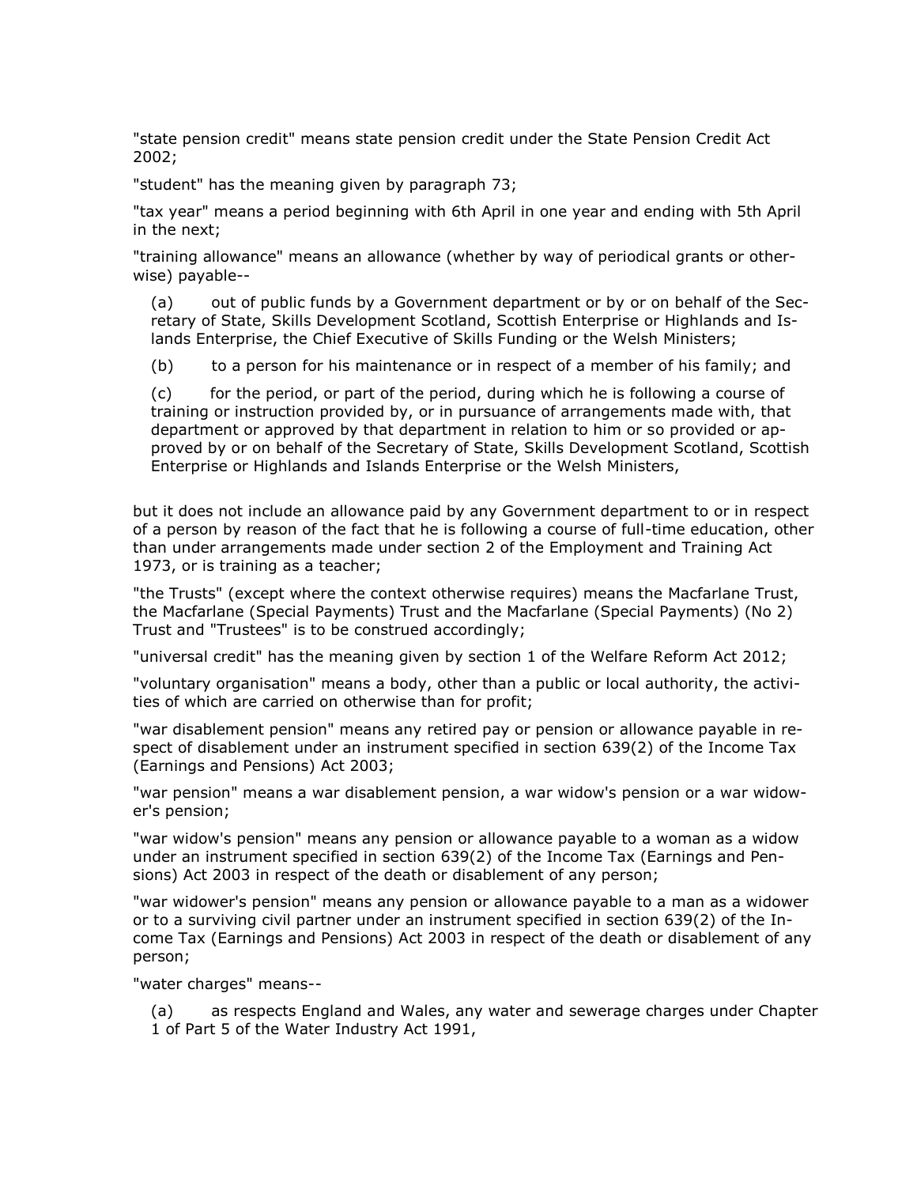"state pension credit" means state pension credit under the State Pension Credit Act 2002;

"student" has the meaning given by paragraph 73;

"tax year" means a period beginning with 6th April in one year and ending with 5th April in the next;

"training allowance" means an allowance (whether by way of periodical grants or otherwise) payable--

(a) out of public funds by a Government department or by or on behalf of the Secretary of State, Skills Development Scotland, Scottish Enterprise or Highlands and Islands Enterprise, the Chief Executive of Skills Funding or the Welsh Ministers;

(b) to a person for his maintenance or in respect of a member of his family; and

(c) for the period, or part of the period, during which he is following a course of training or instruction provided by, or in pursuance of arrangements made with, that department or approved by that department in relation to him or so provided or approved by or on behalf of the Secretary of State, Skills Development Scotland, Scottish Enterprise or Highlands and Islands Enterprise or the Welsh Ministers,

but it does not include an allowance paid by any Government department to or in respect of a person by reason of the fact that he is following a course of full-time education, other than under arrangements made under section 2 of the Employment and Training Act 1973, or is training as a teacher;

"the Trusts" (except where the context otherwise requires) means the Macfarlane Trust, the Macfarlane (Special Payments) Trust and the Macfarlane (Special Payments) (No 2) Trust and "Trustees" is to be construed accordingly;

"universal credit" has the meaning given by section 1 of the Welfare Reform Act 2012;

"voluntary organisation" means a body, other than a public or local authority, the activities of which are carried on otherwise than for profit;

"war disablement pension" means any retired pay or pension or allowance payable in respect of disablement under an instrument specified in section 639(2) of the Income Tax (Earnings and Pensions) Act 2003;

"war pension" means a war disablement pension, a war widow's pension or a war widower's pension;

"war widow's pension" means any pension or allowance payable to a woman as a widow under an instrument specified in section 639(2) of the Income Tax (Earnings and Pensions) Act 2003 in respect of the death or disablement of any person;

"war widower's pension" means any pension or allowance payable to a man as a widower or to a surviving civil partner under an instrument specified in section 639(2) of the Income Tax (Earnings and Pensions) Act 2003 in respect of the death or disablement of any person;

"water charges" means--

(a) as respects England and Wales, any water and sewerage charges under Chapter 1 of Part 5 of the Water Industry Act 1991,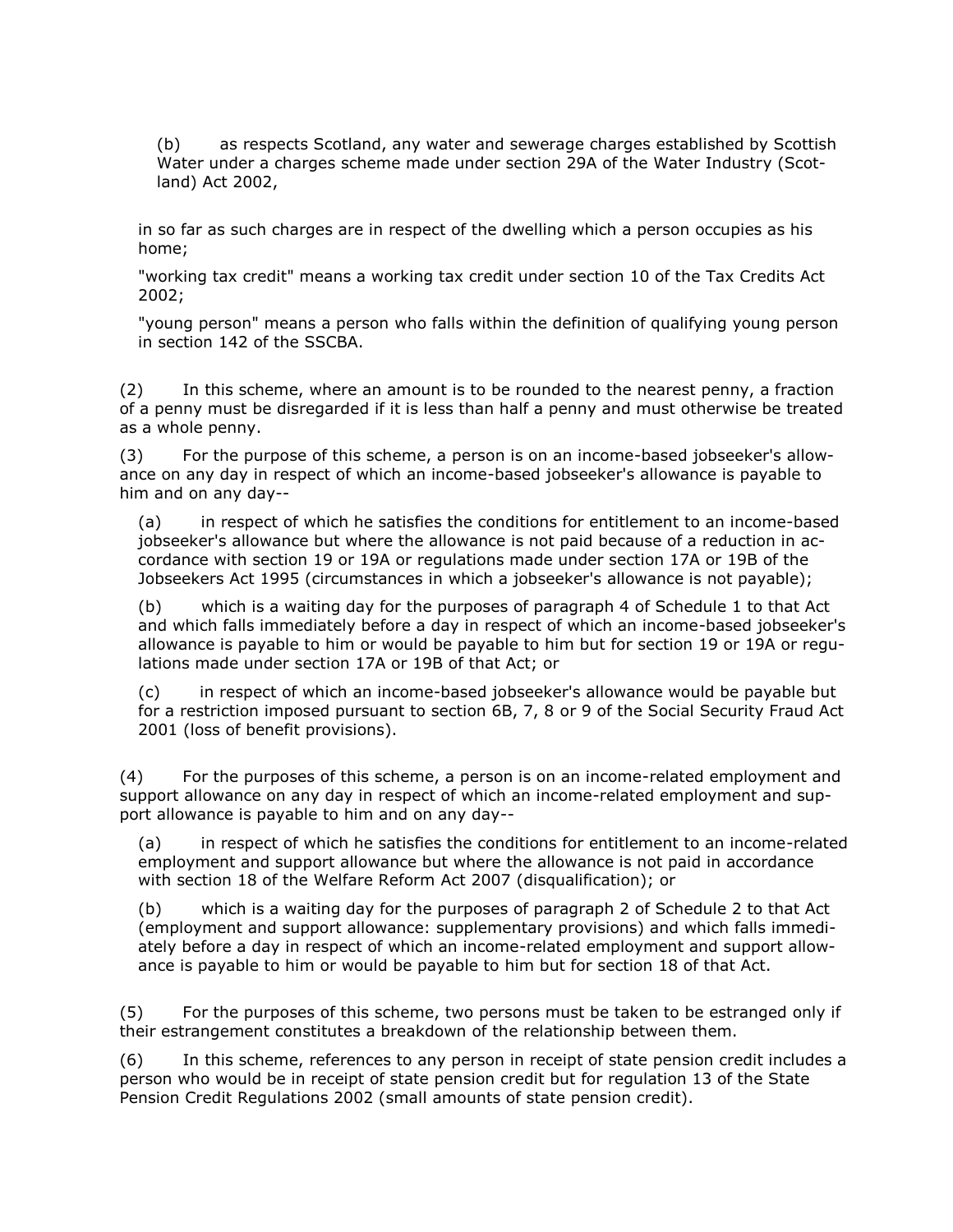(b) as respects Scotland, any water and sewerage charges established by Scottish Water under a charges scheme made under section 29A of the Water Industry (Scotland) Act 2002,

in so far as such charges are in respect of the dwelling which a person occupies as his home;

"working tax credit" means a working tax credit under section 10 of the Tax Credits Act 2002;

"young person" means a person who falls within the definition of qualifying young person in section 142 of the SSCBA.

(2) In this scheme, where an amount is to be rounded to the nearest penny, a fraction of a penny must be disregarded if it is less than half a penny and must otherwise be treated as a whole penny.

(3) For the purpose of this scheme, a person is on an income-based jobseeker's allowance on any day in respect of which an income-based jobseeker's allowance is payable to him and on any day--

(a) in respect of which he satisfies the conditions for entitlement to an income-based jobseeker's allowance but where the allowance is not paid because of a reduction in accordance with section 19 or 19A or regulations made under section 17A or 19B of the Jobseekers Act 1995 (circumstances in which a jobseeker's allowance is not payable);

(b) which is a waiting day for the purposes of paragraph 4 of Schedule 1 to that Act and which falls immediately before a day in respect of which an income-based jobseeker's allowance is payable to him or would be payable to him but for section 19 or 19A or regulations made under section 17A or 19B of that Act; or

(c) in respect of which an income-based jobseeker's allowance would be payable but for a restriction imposed pursuant to section 6B, 7, 8 or 9 of the Social Security Fraud Act 2001 (loss of benefit provisions).

(4) For the purposes of this scheme, a person is on an income-related employment and support allowance on any day in respect of which an income-related employment and support allowance is payable to him and on any day--

(a) in respect of which he satisfies the conditions for entitlement to an income-related employment and support allowance but where the allowance is not paid in accordance with section 18 of the Welfare Reform Act 2007 (disqualification); or

(b) which is a waiting day for the purposes of paragraph 2 of Schedule 2 to that Act (employment and support allowance: supplementary provisions) and which falls immediately before a day in respect of which an income-related employment and support allowance is payable to him or would be payable to him but for section 18 of that Act.

(5) For the purposes of this scheme, two persons must be taken to be estranged only if their estrangement constitutes a breakdown of the relationship between them.

(6) In this scheme, references to any person in receipt of state pension credit includes a person who would be in receipt of state pension credit but for regulation 13 of the State Pension Credit Regulations 2002 (small amounts of state pension credit).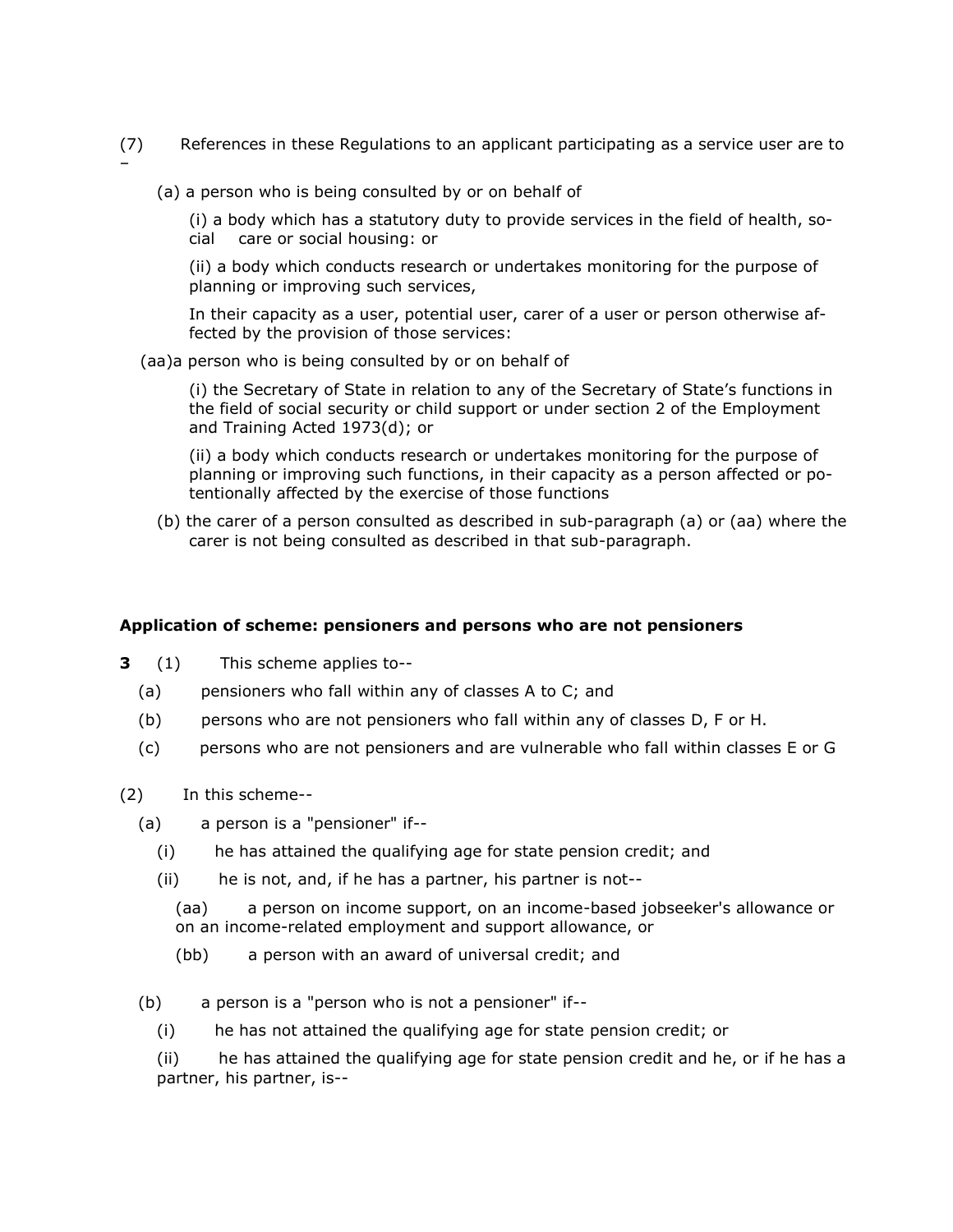(7) References in these Regulations to an applicant participating as a service user are to –

(a) a person who is being consulted by or on behalf of

(i) a body which has a statutory duty to provide services in the field of health, social care or social housing: or

(ii) a body which conducts research or undertakes monitoring for the purpose of planning or improving such services,

In their capacity as a user, potential user, carer of a user or person otherwise affected by the provision of those services:

(aa)a person who is being consulted by or on behalf of

(i) the Secretary of State in relation to any of the Secretary of State's functions in the field of social security or child support or under section 2 of the Employment and Training Acted 1973(d); or

(ii) a body which conducts research or undertakes monitoring for the purpose of planning or improving such functions, in their capacity as a person affected or potentionally affected by the exercise of those functions

(b) the carer of a person consulted as described in sub-paragraph (a) or (aa) where the carer is not being consulted as described in that sub-paragraph.

**Application of scheme: pensioners and persons who are not pensioners**

**3** (1) This scheme applies to--

(a) pensioners who fall within any of classes A to C; and

(b) persons who are not pensioners who fall within any of classes D, F or H.

(c) persons who are not pensioners and are vulnerable who fall within classes E or G

(2) In this scheme--

(a) a person is a "pensioner" if--

(i) he has attained the qualifying age for state pension credit; and

(ii) he is not, and, if he has a partner, his partner is not--

(aa) a person on income support, on an income-based jobseeker's allowance or on an income-related employment and support allowance, or

(bb) a person with an award of universal credit; and

(b) a person is a "person who is not a pensioner" if--

(i) he has not attained the qualifying age for state pension credit; or

(ii) he has attained the qualifying age for state pension credit and he, or if he has a partner, his partner, is--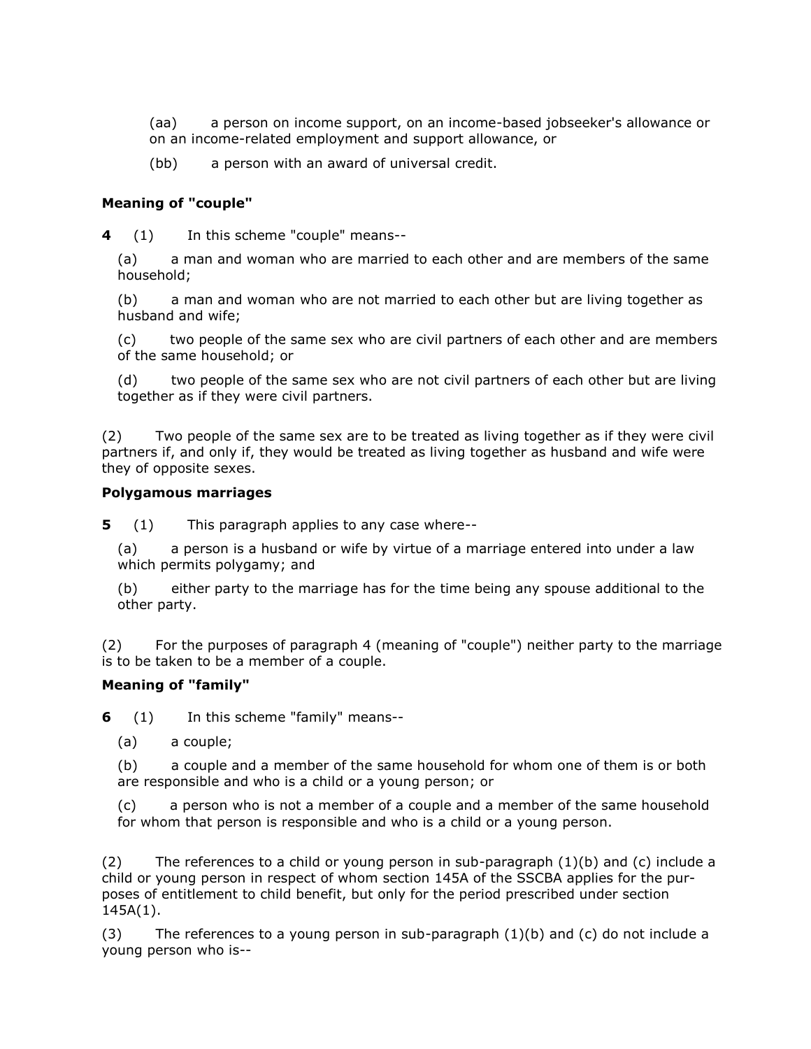(aa) a person on income support, on an income-based jobseeker's allowance or on an income-related employment and support allowance, or

(bb) a person with an award of universal credit.

**Meaning of "couple"**

**4** (1) In this scheme "couple" means--

(a) a man and woman who are married to each other and are members of the same household;

(b) a man and woman who are not married to each other but are living together as husband and wife;

(c) two people of the same sex who are civil partners of each other and are members of the same household; or

(d) two people of the same sex who are not civil partners of each other but are living together as if they were civil partners.

(2) Two people of the same sex are to be treated as living together as if they were civil partners if, and only if, they would be treated as living together as husband and wife were they of opposite sexes.

**Polygamous marriages**

**5** (1) This paragraph applies to any case where--

(a) a person is a husband or wife by virtue of a marriage entered into under a law which permits polygamy; and

(b) either party to the marriage has for the time being any spouse additional to the other party.

(2) For the purposes of paragraph 4 (meaning of "couple") neither party to the marriage is to be taken to be a member of a couple.

**Meaning of "family"**

**6** (1) In this scheme "family" means--

(a) a couple;

(b) a couple and a member of the same household for whom one of them is or both are responsible and who is a child or a young person; or

(c) a person who is not a member of a couple and a member of the same household for whom that person is responsible and who is a child or a young person.

(2) The references to a child or young person in sub-paragraph (1)(b) and (c) include a child or young person in respect of whom section 145A of the SSCBA applies for the purposes of entitlement to child benefit, but only for the period prescribed under section 145A(1).

(3) The references to a young person in sub-paragraph (1)(b) and (c) do not include a young person who is--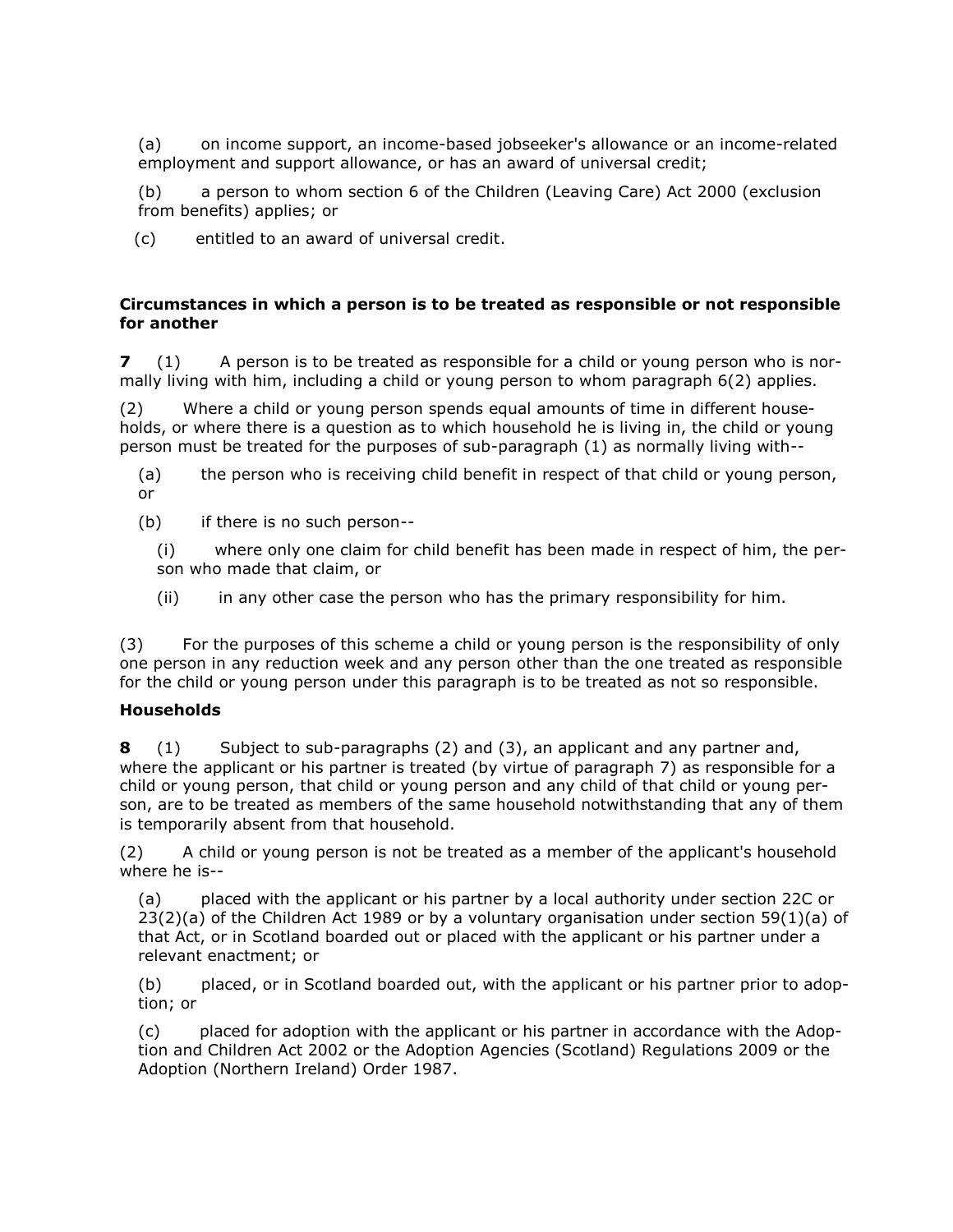(a) on income support, an income-based jobseeker's allowance or an income-related employment and support allowance, or has an award of universal credit;

(b) a person to whom section 6 of the Children (Leaving Care) Act 2000 (exclusion from benefits) applies; or

(c) entitled to an award of universal credit.

**Circumstances in which a person is to be treated as responsible or not responsible for another**

**7** (1) A person is to be treated as responsible for a child or young person who is normally living with him, including a child or young person to whom paragraph 6(2) applies.

(2) Where a child or young person spends equal amounts of time in different households, or where there is a question as to which household he is living in, the child or young person must be treated for the purposes of sub-paragraph (1) as normally living with--

(a) the person who is receiving child benefit in respect of that child or young person, or

(b) if there is no such person--

(i) where only one claim for child benefit has been made in respect of him, the person who made that claim, or

(ii) in any other case the person who has the primary responsibility for him.

(3) For the purposes of this scheme a child or young person is the responsibility of only one person in any reduction week and any person other than the one treated as responsible for the child or young person under this paragraph is to be treated as not so responsible.

**Households**

**8** (1) Subject to sub-paragraphs (2) and (3), an applicant and any partner and, where the applicant or his partner is treated (by virtue of paragraph 7) as responsible for a child or young person, that child or young person and any child of that child or young person, are to be treated as members of the same household notwithstanding that any of them is temporarily absent from that household.

(2) A child or young person is not be treated as a member of the applicant's household where he is--

(a) placed with the applicant or his partner by a local authority under section 22C or 23(2)(a) of the Children Act 1989 or by a voluntary organisation under section 59(1)(a) of that Act, or in Scotland boarded out or placed with the applicant or his partner under a relevant enactment; or

(b) placed, or in Scotland boarded out, with the applicant or his partner prior to adoption; or

(c) placed for adoption with the applicant or his partner in accordance with the Adoption and Children Act 2002 or the Adoption Agencies (Scotland) Regulations 2009 or the Adoption (Northern Ireland) Order 1987.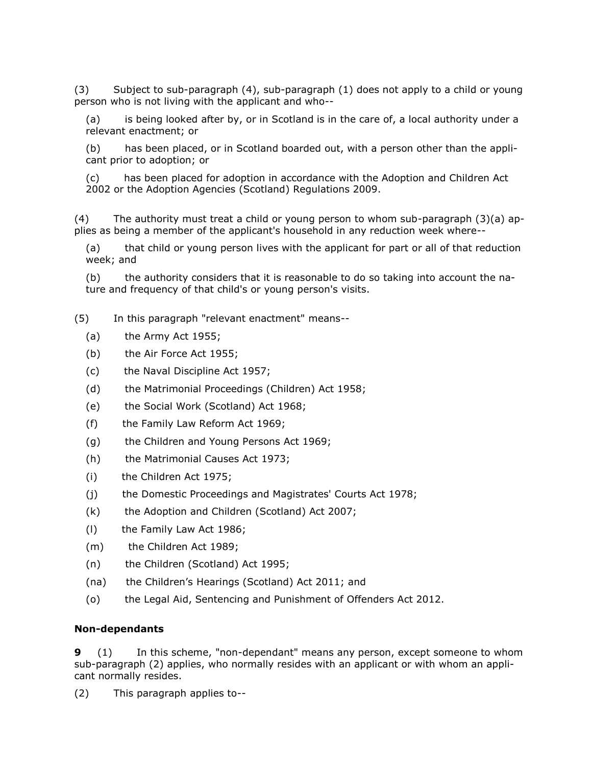(3) Subject to sub-paragraph (4), sub-paragraph (1) does not apply to a child or young person who is not living with the applicant and who--

(a) is being looked after by, or in Scotland is in the care of, a local authority under a relevant enactment; or

(b) has been placed, or in Scotland boarded out, with a person other than the applicant prior to adoption; or

(c) has been placed for adoption in accordance with the Adoption and Children Act 2002 or the Adoption Agencies (Scotland) Regulations 2009.

(4) The authority must treat a child or young person to whom sub-paragraph (3)(a) applies as being a member of the applicant's household in any reduction week where--

(a) that child or young person lives with the applicant for part or all of that reduction week; and

(b) the authority considers that it is reasonable to do so taking into account the nature and frequency of that child's or young person's visits.

(5) In this paragraph "relevant enactment" means--

(a) the Army Act 1955;

(b) the Air Force Act 1955;

(c) the Naval Discipline Act 1957;

(d) the Matrimonial Proceedings (Children) Act 1958;

(e) the Social Work (Scotland) Act 1968;

(f) the Family Law Reform Act 1969;

(g) the Children and Young Persons Act 1969;

(h) the Matrimonial Causes Act 1973;

(i) the Children Act 1975;

(j) the Domestic Proceedings and Magistrates' Courts Act 1978;

(k) the Adoption and Children (Scotland) Act 2007;

(l) the Family Law Act 1986;

(m) the Children Act 1989;

(n) the Children (Scotland) Act 1995;

(na) the Children's Hearings (Scotland) Act 2011; and

(o) the Legal Aid, Sentencing and Punishment of Offenders Act 2012.

**Non-dependants**

**9** (1) In this scheme, "non-dependant" means any person, except someone to whom sub-paragraph (2) applies, who normally resides with an applicant or with whom an applicant normally resides.

(2) This paragraph applies to--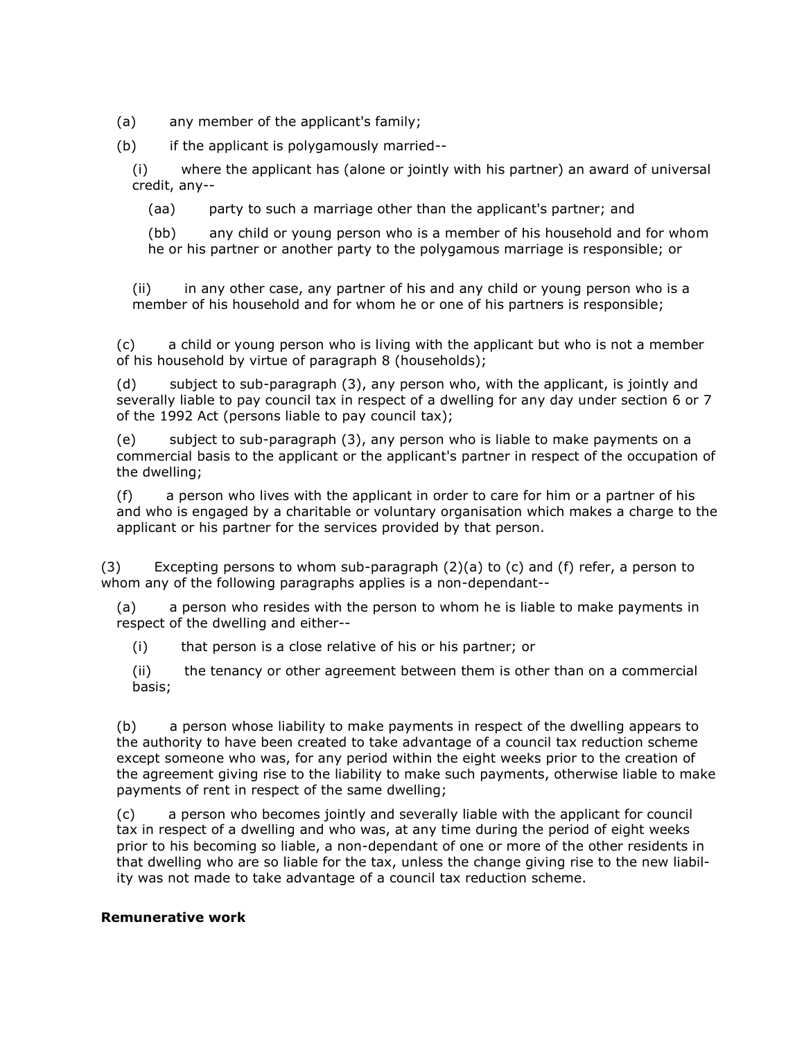(a) any member of the applicant's family;

(b) if the applicant is polygamously married--

(i) where the applicant has (alone or jointly with his partner) an award of universal credit, any--

(aa) party to such a marriage other than the applicant's partner; and

(bb) any child or young person who is a member of his household and for whom he or his partner or another party to the polygamous marriage is responsible; or

(ii) in any other case, any partner of his and any child or young person who is a member of his household and for whom he or one of his partners is responsible;

(c) a child or young person who is living with the applicant but who is not a member of his household by virtue of paragraph 8 (households);

(d) subject to sub-paragraph (3), any person who, with the applicant, is jointly and severally liable to pay council tax in respect of a dwelling for any day under section 6 or 7 of the 1992 Act (persons liable to pay council tax);

(e) subject to sub-paragraph (3), any person who is liable to make payments on a commercial basis to the applicant or the applicant's partner in respect of the occupation of the dwelling;

(f) a person who lives with the applicant in order to care for him or a partner of his and who is engaged by a charitable or voluntary organisation which makes a charge to the applicant or his partner for the services provided by that person.

(3) Excepting persons to whom sub-paragraph (2)(a) to (c) and (f) refer, a person to whom any of the following paragraphs applies is a non-dependant--

(a) a person who resides with the person to whom he is liable to make payments in respect of the dwelling and either--

(i) that person is a close relative of his or his partner; or

(ii) the tenancy or other agreement between them is other than on a commercial basis;

(b) a person whose liability to make payments in respect of the dwelling appears to the authority to have been created to take advantage of a council tax reduction scheme except someone who was, for any period within the eight weeks prior to the creation of the agreement giving rise to the liability to make such payments, otherwise liable to make payments of rent in respect of the same dwelling;

(c) a person who becomes jointly and severally liable with the applicant for council tax in respect of a dwelling and who was, at any time during the period of eight weeks prior to his becoming so liable, a non-dependant of one or more of the other residents in that dwelling who are so liable for the tax, unless the change giving rise to the new liability was not made to take advantage of a council tax reduction scheme.

**Remunerative work**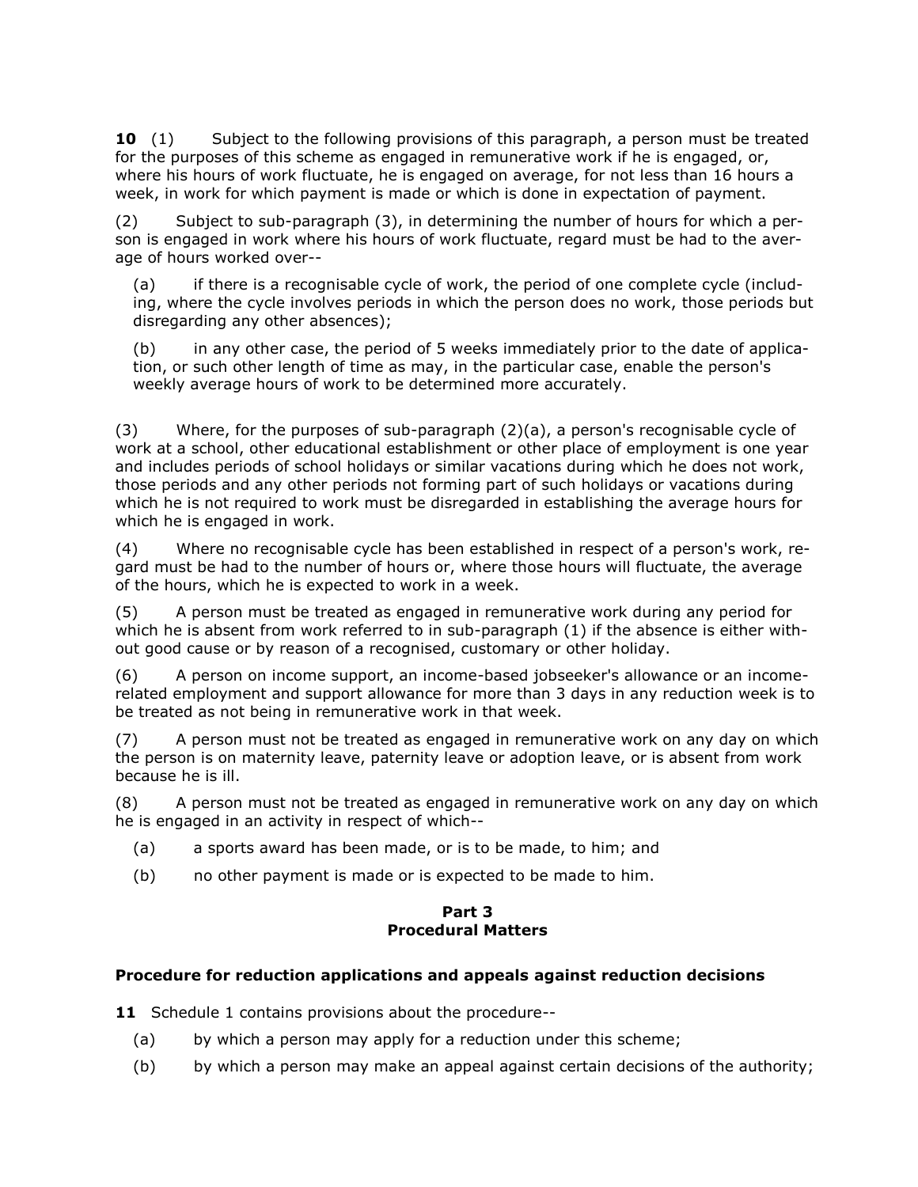**10** (1) Subject to the following provisions of this paragraph, a person must be treated for the purposes of this scheme as engaged in remunerative work if he is engaged, or, where his hours of work fluctuate, he is engaged on average, for not less than 16 hours a week, in work for which payment is made or which is done in expectation of payment.

(2) Subject to sub-paragraph (3), in determining the number of hours for which a person is engaged in work where his hours of work fluctuate, regard must be had to the average of hours worked over--

(a) if there is a recognisable cycle of work, the period of one complete cycle (including, where the cycle involves periods in which the person does no work, those periods but disregarding any other absences);

(b) in any other case, the period of 5 weeks immediately prior to the date of application, or such other length of time as may, in the particular case, enable the person's weekly average hours of work to be determined more accurately.

(3) Where, for the purposes of sub-paragraph (2)(a), a person's recognisable cycle of work at a school, other educational establishment or other place of employment is one year and includes periods of school holidays or similar vacations during which he does not work, those periods and any other periods not forming part of such holidays or vacations during which he is not required to work must be disregarded in establishing the average hours for which he is engaged in work.

(4) Where no recognisable cycle has been established in respect of a person's work, regard must be had to the number of hours or, where those hours will fluctuate, the average of the hours, which he is expected to work in a week.

(5) A person must be treated as engaged in remunerative work during any period for which he is absent from work referred to in sub-paragraph (1) if the absence is either without good cause or by reason of a recognised, customary or other holiday.

(6) A person on income support, an income-based jobseeker's allowance or an income-related employment and support allowance for more than 3 days in any reduction week is to be treated as not being in remunerative work in that week.

(7) A person must not be treated as engaged in remunerative work on any day on which the person is on maternity leave, paternity leave or adoption leave, or is absent from work because he is ill.

(8) A person must not be treated as engaged in remunerative work on any day on which he is engaged in an activity in respect of which--

(a) a sports award has been made, or is to be made, to him; and

(b) no other payment is made or is expected to be made to him.

## Part 3
## Procedural Matters

### Procedure for reduction applications and appeals against reduction decisions

**11** Schedule 1 contains provisions about the procedure--

(a) by which a person may apply for a reduction under this scheme;

(b) by which a person may make an appeal against certain decisions of the authority;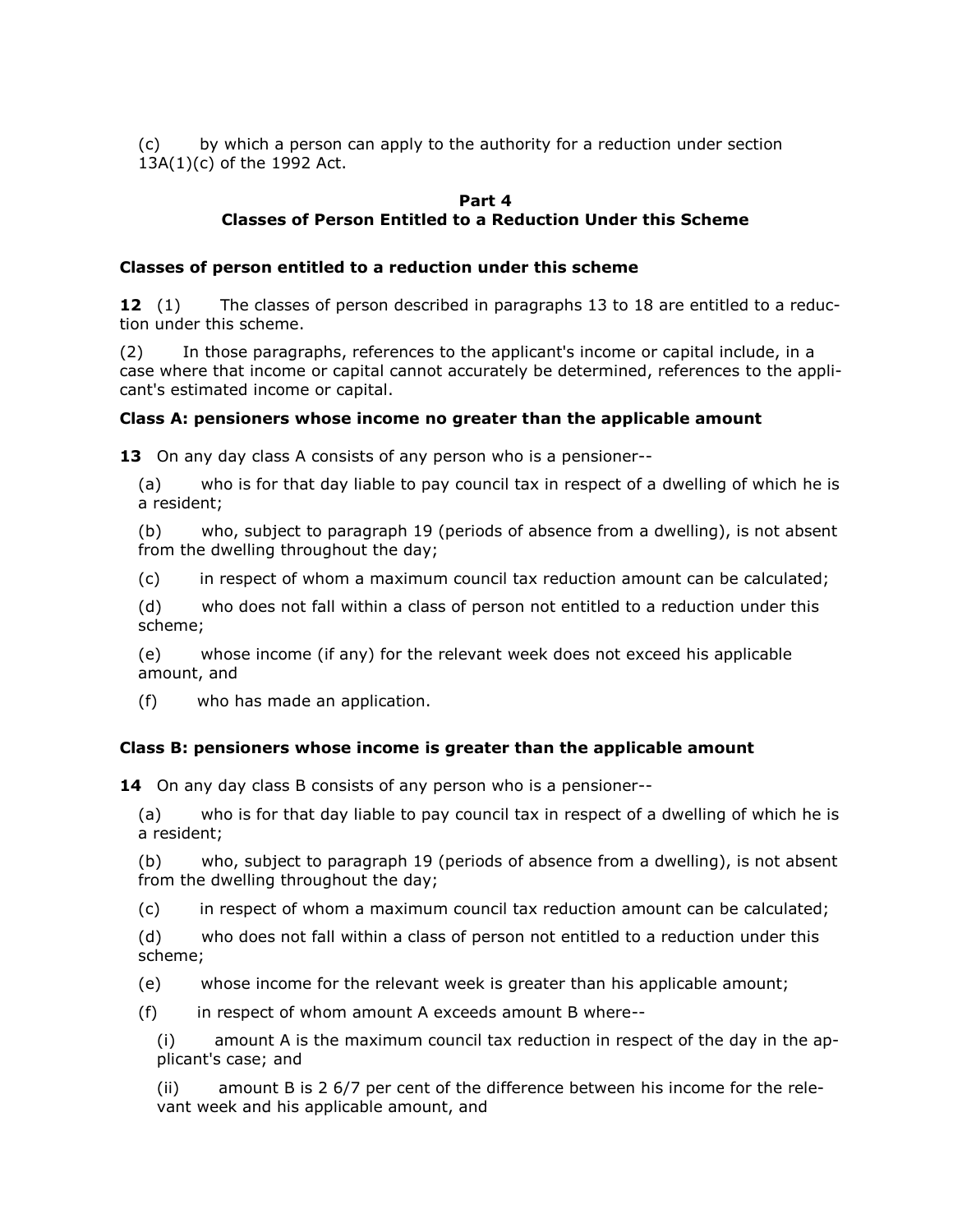(c) by which a person can apply to the authority for a reduction under section 13A(1)(c) of the 1992 Act.

## Part 4
## Classes of Person Entitled to a Reduction Under this Scheme

### Classes of person entitled to a reduction under this scheme

**12** (1) The classes of person described in paragraphs 13 to 18 are entitled to a reduction under this scheme.

(2) In those paragraphs, references to the applicant's income or capital include, in a case where that income or capital cannot accurately be determined, references to the applicant's estimated income or capital.

### Class A: pensioners whose income no greater than the applicable amount

**13** On any day class A consists of any person who is a pensioner--

(a) who is for that day liable to pay council tax in respect of a dwelling of which he is a resident;

(b) who, subject to paragraph 19 (periods of absence from a dwelling), is not absent from the dwelling throughout the day;

(c) in respect of whom a maximum council tax reduction amount can be calculated;

(d) who does not fall within a class of person not entitled to a reduction under this scheme;

(e) whose income (if any) for the relevant week does not exceed his applicable amount, and

(f) who has made an application.

### Class B: pensioners whose income is greater than the applicable amount

**14** On any day class B consists of any person who is a pensioner--

(a) who is for that day liable to pay council tax in respect of a dwelling of which he is a resident;

(b) who, subject to paragraph 19 (periods of absence from a dwelling), is not absent from the dwelling throughout the day;

(c) in respect of whom a maximum council tax reduction amount can be calculated;

(d) who does not fall within a class of person not entitled to a reduction under this scheme;

(e) whose income for the relevant week is greater than his applicable amount;

(f) in respect of whom amount A exceeds amount B where--

(i) amount A is the maximum council tax reduction in respect of the day in the applicant's case; and

(ii) amount B is 2 6/7 per cent of the difference between his income for the relevant week and his applicable amount, and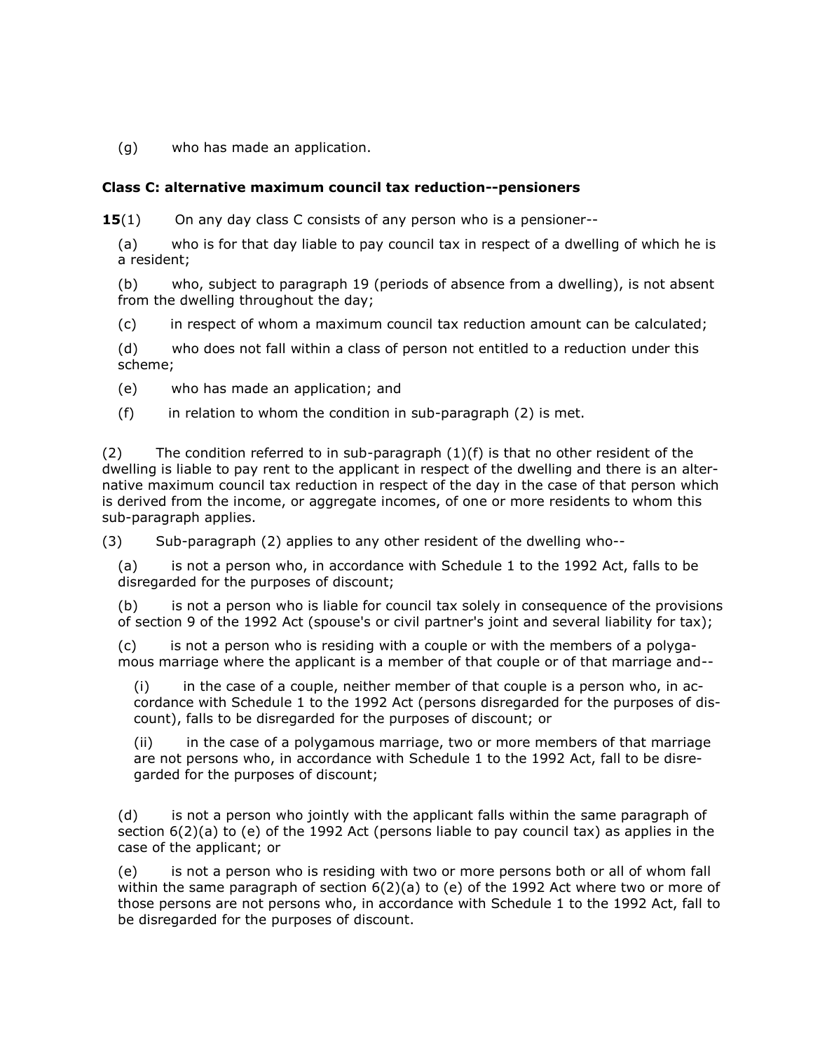(g) who has made an application.

**Class C: alternative maximum council tax reduction--pensioners**

**15**(1) On any day class C consists of any person who is a pensioner--

(a) who is for that day liable to pay council tax in respect of a dwelling of which he is a resident;

(b) who, subject to paragraph 19 (periods of absence from a dwelling), is not absent from the dwelling throughout the day;

(c) in respect of whom a maximum council tax reduction amount can be calculated;

(d) who does not fall within a class of person not entitled to a reduction under this scheme;

(e) who has made an application; and

(f) in relation to whom the condition in sub-paragraph (2) is met.

(2) The condition referred to in sub-paragraph (1)(f) is that no other resident of the dwelling is liable to pay rent to the applicant in respect of the dwelling and there is an alternative maximum council tax reduction in respect of the day in the case of that person which is derived from the income, or aggregate incomes, of one or more residents to whom this sub-paragraph applies.

(3) Sub-paragraph (2) applies to any other resident of the dwelling who--

(a) is not a person who, in accordance with Schedule 1 to the 1992 Act, falls to be disregarded for the purposes of discount;

(b) is not a person who is liable for council tax solely in consequence of the provisions of section 9 of the 1992 Act (spouse's or civil partner's joint and several liability for tax);

(c) is not a person who is residing with a couple or with the members of a polygamous marriage where the applicant is a member of that couple or of that marriage and--

(i) in the case of a couple, neither member of that couple is a person who, in accordance with Schedule 1 to the 1992 Act (persons disregarded for the purposes of discount), falls to be disregarded for the purposes of discount; or

(ii) in the case of a polygamous marriage, two or more members of that marriage are not persons who, in accordance with Schedule 1 to the 1992 Act, fall to be disregarded for the purposes of discount;

(d) is not a person who jointly with the applicant falls within the same paragraph of section 6(2)(a) to (e) of the 1992 Act (persons liable to pay council tax) as applies in the case of the applicant; or

(e) is not a person who is residing with two or more persons both or all of whom fall within the same paragraph of section 6(2)(a) to (e) of the 1992 Act where two or more of those persons are not persons who, in accordance with Schedule 1 to the 1992 Act, fall to be disregarded for the purposes of discount.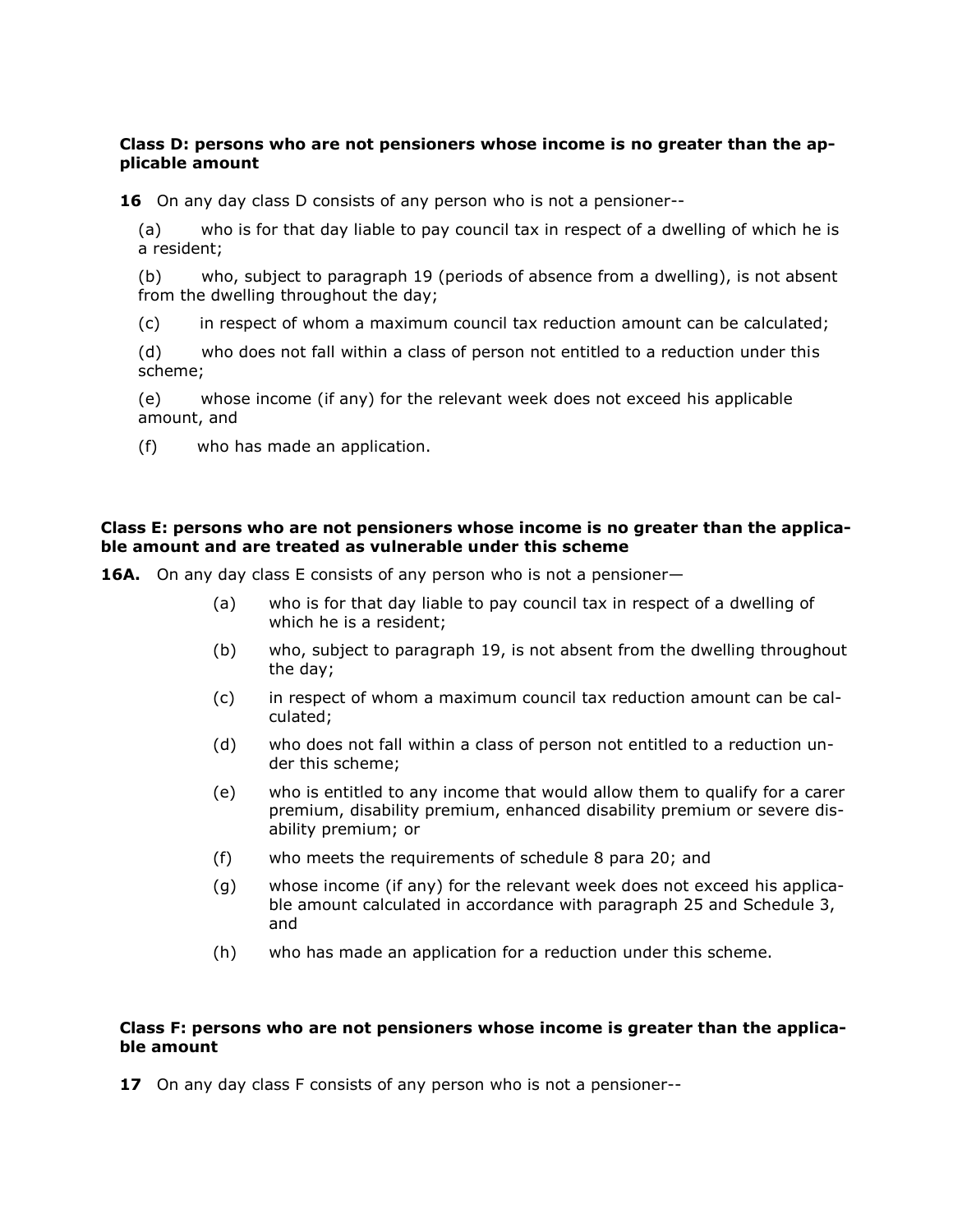**Class D: persons who are not pensioners whose income is no greater than the applicable amount**

**16** On any day class D consists of any person who is not a pensioner--

(a) who is for that day liable to pay council tax in respect of a dwelling of which he is a resident;

(b) who, subject to paragraph 19 (periods of absence from a dwelling), is not absent from the dwelling throughout the day;

(c) in respect of whom a maximum council tax reduction amount can be calculated;

(d) who does not fall within a class of person not entitled to a reduction under this scheme;

(e) whose income (if any) for the relevant week does not exceed his applicable amount, and

(f) who has made an application.

**Class E: persons who are not pensioners whose income is no greater than the applicable amount and are treated as vulnerable under this scheme**

**16A.** On any day class E consists of any person who is not a pensioner—

(a) who is for that day liable to pay council tax in respect of a dwelling of which he is a resident;

(b) who, subject to paragraph 19, is not absent from the dwelling throughout the day;

(c) in respect of whom a maximum council tax reduction amount can be calculated;

(d) who does not fall within a class of person not entitled to a reduction under this scheme;

(e) who is entitled to any income that would allow them to qualify for a carer premium, disability premium, enhanced disability premium or severe disability premium; or

(f) who meets the requirements of schedule 8 para 20; and

(g) whose income (if any) for the relevant week does not exceed his applicable amount calculated in accordance with paragraph 25 and Schedule 3, and

(h) who has made an application for a reduction under this scheme.

**Class F: persons who are not pensioners whose income is greater than the applicable amount**

**17** On any day class F consists of any person who is not a pensioner--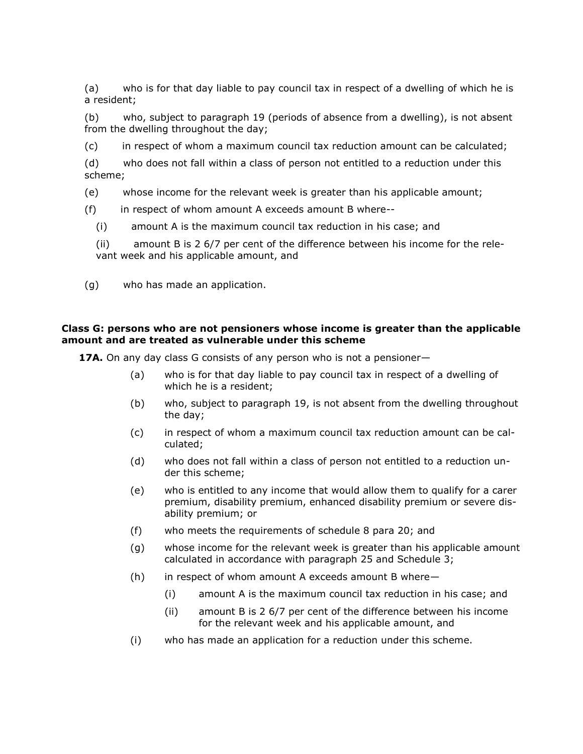(a) who is for that day liable to pay council tax in respect of a dwelling of which he is a resident;

(b) who, subject to paragraph 19 (periods of absence from a dwelling), is not absent from the dwelling throughout the day;

(c) in respect of whom a maximum council tax reduction amount can be calculated;

(d) who does not fall within a class of person not entitled to a reduction under this scheme;

(e) whose income for the relevant week is greater than his applicable amount;

(f) in respect of whom amount A exceeds amount B where--

(i) amount A is the maximum council tax reduction in his case; and

(ii) amount B is 2 6/7 per cent of the difference between his income for the relevant week and his applicable amount, and

(g) who has made an application.

**Class G: persons who are not pensioners whose income is greater than the applicable amount and are treated as vulnerable under this scheme**

**17A.** On any day class G consists of any person who is not a pensioner—

(a) who is for that day liable to pay council tax in respect of a dwelling of which he is a resident;

(b) who, subject to paragraph 19, is not absent from the dwelling throughout the day;

(c) in respect of whom a maximum council tax reduction amount can be calculated;

(d) who does not fall within a class of person not entitled to a reduction under this scheme;

(e) who is entitled to any income that would allow them to qualify for a carer premium, disability premium, enhanced disability premium or severe disability premium; or

(f) who meets the requirements of schedule 8 para 20; and

(g) whose income for the relevant week is greater than his applicable amount calculated in accordance with paragraph 25 and Schedule 3;

(h) in respect of whom amount A exceeds amount B where—

(i) amount A is the maximum council tax reduction in his case; and

(ii) amount B is 2 6/7 per cent of the difference between his income for the relevant week and his applicable amount, and

(i) who has made an application for a reduction under this scheme.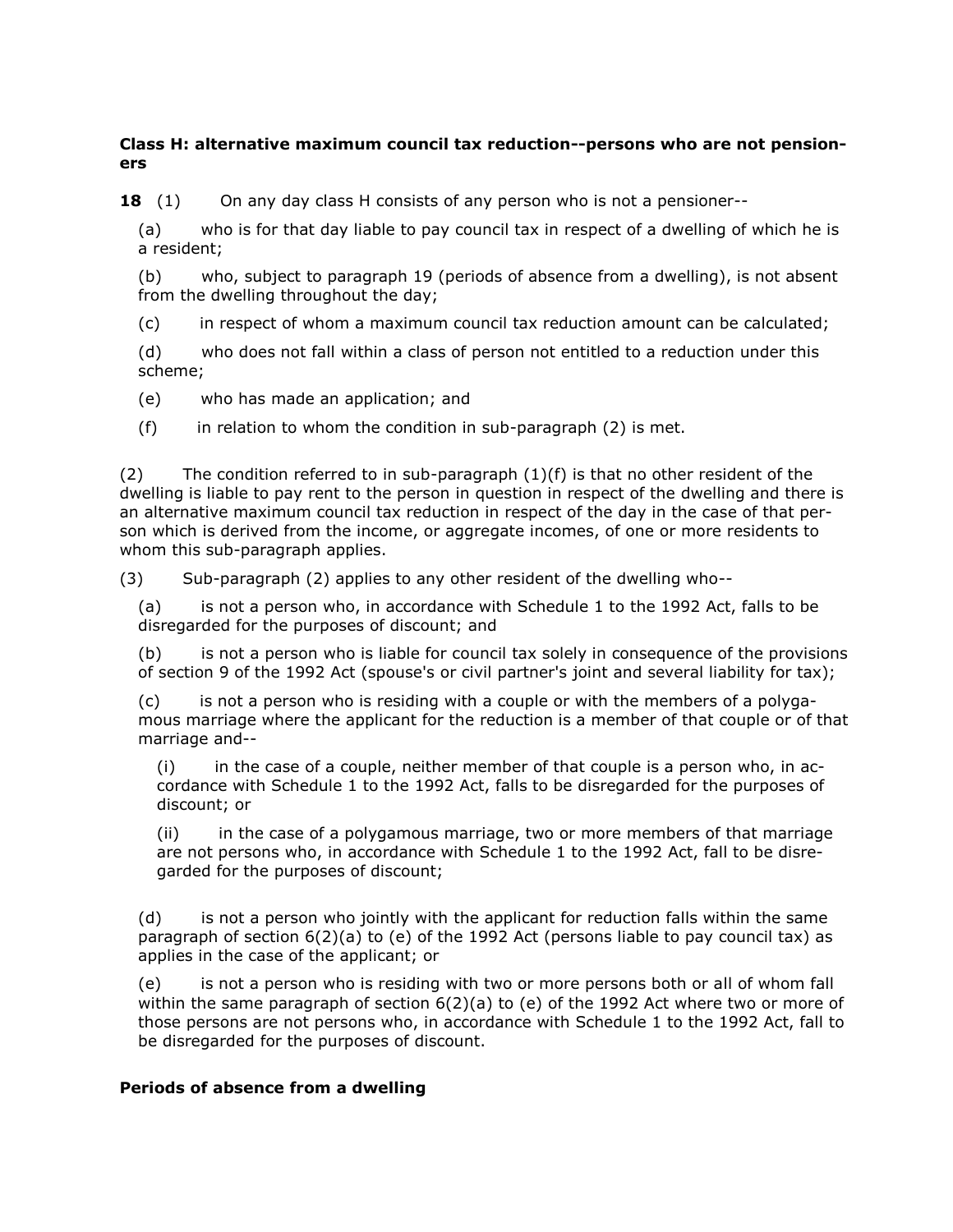**Class H: alternative maximum council tax reduction--persons who are not pensioners**

**18** (1) On any day class H consists of any person who is not a pensioner--

(a) who is for that day liable to pay council tax in respect of a dwelling of which he is a resident;

(b) who, subject to paragraph 19 (periods of absence from a dwelling), is not absent from the dwelling throughout the day;

(c) in respect of whom a maximum council tax reduction amount can be calculated;

(d) who does not fall within a class of person not entitled to a reduction under this scheme;

(e) who has made an application; and

(f) in relation to whom the condition in sub-paragraph (2) is met.

(2) The condition referred to in sub-paragraph (1)(f) is that no other resident of the dwelling is liable to pay rent to the person in question in respect of the dwelling and there is an alternative maximum council tax reduction in respect of the day in the case of that person which is derived from the income, or aggregate incomes, of one or more residents to whom this sub-paragraph applies.

(3) Sub-paragraph (2) applies to any other resident of the dwelling who--

(a) is not a person who, in accordance with Schedule 1 to the 1992 Act, falls to be disregarded for the purposes of discount; and

(b) is not a person who is liable for council tax solely in consequence of the provisions of section 9 of the 1992 Act (spouse's or civil partner's joint and several liability for tax);

(c) is not a person who is residing with a couple or with the members of a polygamous marriage where the applicant for the reduction is a member of that couple or of that marriage and--

(i) in the case of a couple, neither member of that couple is a person who, in accordance with Schedule 1 to the 1992 Act, falls to be disregarded for the purposes of discount; or

(ii) in the case of a polygamous marriage, two or more members of that marriage are not persons who, in accordance with Schedule 1 to the 1992 Act, fall to be disregarded for the purposes of discount;

(d) is not a person who jointly with the applicant for reduction falls within the same paragraph of section 6(2)(a) to (e) of the 1992 Act (persons liable to pay council tax) as applies in the case of the applicant; or

(e) is not a person who is residing with two or more persons both or all of whom fall within the same paragraph of section 6(2)(a) to (e) of the 1992 Act where two or more of those persons are not persons who, in accordance with Schedule 1 to the 1992 Act, fall to be disregarded for the purposes of discount.

**Periods of absence from a dwelling**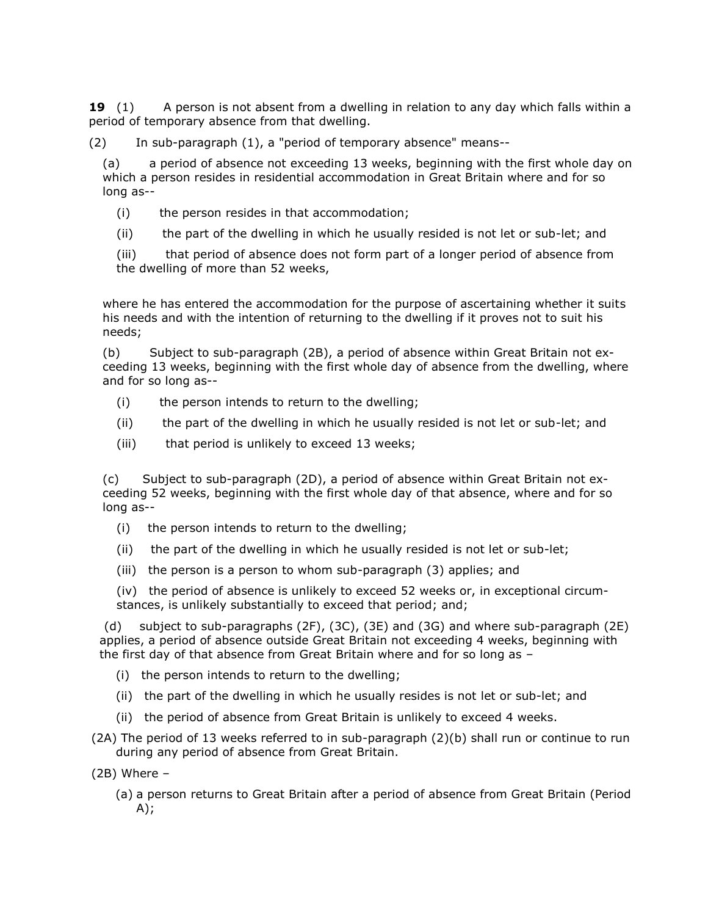**19** (1) A person is not absent from a dwelling in relation to any day which falls within a period of temporary absence from that dwelling.

(2) In sub-paragraph (1), a "period of temporary absence" means--

(a) a period of absence not exceeding 13 weeks, beginning with the first whole day on which a person resides in residential accommodation in Great Britain where and for so long as--

(i) the person resides in that accommodation;

(ii) the part of the dwelling in which he usually resided is not let or sub-let; and

(iii) that period of absence does not form part of a longer period of absence from the dwelling of more than 52 weeks,

where he has entered the accommodation for the purpose of ascertaining whether it suits his needs and with the intention of returning to the dwelling if it proves not to suit his needs;

(b) Subject to sub-paragraph (2B), a period of absence within Great Britain not exceeding 13 weeks, beginning with the first whole day of absence from the dwelling, where and for so long as--

(i) the person intends to return to the dwelling;

(ii) the part of the dwelling in which he usually resided is not let or sub-let; and

(iii) that period is unlikely to exceed 13 weeks;

(c) Subject to sub-paragraph (2D), a period of absence within Great Britain not exceeding 52 weeks, beginning with the first whole day of that absence, where and for so long as--

(i) the person intends to return to the dwelling;

(ii) the part of the dwelling in which he usually resided is not let or sub-let;

(iii) the person is a person to whom sub-paragraph (3) applies; and

(iv) the period of absence is unlikely to exceed 52 weeks or, in exceptional circumstances, is unlikely substantially to exceed that period; and;

(d) subject to sub-paragraphs (2F), (3C), (3E) and (3G) and where sub-paragraph (2E) applies, a period of absence outside Great Britain not exceeding 4 weeks, beginning with the first day of that absence from Great Britain where and for so long as –

(i) the person intends to return to the dwelling;

(ii) the part of the dwelling in which he usually resides is not let or sub-let; and

(ii) the period of absence from Great Britain is unlikely to exceed 4 weeks.

(2A) The period of 13 weeks referred to in sub-paragraph (2)(b) shall run or continue to run during any period of absence from Great Britain.

(2B) Where –

(a) a person returns to Great Britain after a period of absence from Great Britain (Period A);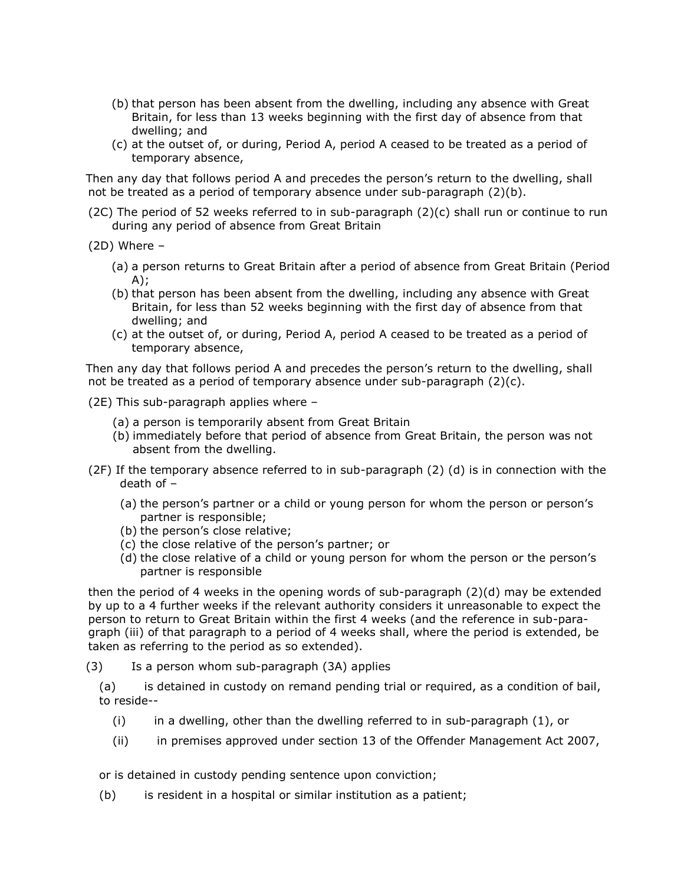(b) that person has been absent from the dwelling, including any absence with Great Britain, for less than 13 weeks beginning with the first day of absence from that dwelling; and

(c) at the outset of, or during, Period A, period A ceased to be treated as a period of temporary absence,

Then any day that follows period A and precedes the person's return to the dwelling, shall not be treated as a period of temporary absence under sub-paragraph (2)(b).

(2C) The period of 52 weeks referred to in sub-paragraph (2)(c) shall run or continue to run during any period of absence from Great Britain

(2D) Where –

(a) a person returns to Great Britain after a period of absence from Great Britain (Period A);

(b) that person has been absent from the dwelling, including any absence with Great Britain, for less than 52 weeks beginning with the first day of absence from that dwelling; and

(c) at the outset of, or during, Period A, period A ceased to be treated as a period of temporary absence,

Then any day that follows period A and precedes the person's return to the dwelling, shall not be treated as a period of temporary absence under sub-paragraph (2)(c).

(2E) This sub-paragraph applies where –

(a) a person is temporarily absent from Great Britain

(b) immediately before that period of absence from Great Britain, the person was not absent from the dwelling.

(2F) If the temporary absence referred to in sub-paragraph (2) (d) is in connection with the death of –

(a) the person's partner or a child or young person for whom the person or person's partner is responsible;

(b) the person's close relative;

(c) the close relative of the person's partner; or

(d) the close relative of a child or young person for whom the person or the person's partner is responsible

then the period of 4 weeks in the opening words of sub-paragraph (2)(d) may be extended by up to a 4 further weeks if the relevant authority considers it unreasonable to expect the person to return to Great Britain within the first 4 weeks (and the reference in sub-paragraph (iii) of that paragraph to a period of 4 weeks shall, where the period is extended, be taken as referring to the period as so extended).

(3) Is a person whom sub-paragraph (3A) applies

(a) is detained in custody on remand pending trial or required, as a condition of bail, to reside--

(i) in a dwelling, other than the dwelling referred to in sub-paragraph (1), or

(ii) in premises approved under section 13 of the Offender Management Act 2007,

or is detained in custody pending sentence upon conviction;

(b) is resident in a hospital or similar institution as a patient;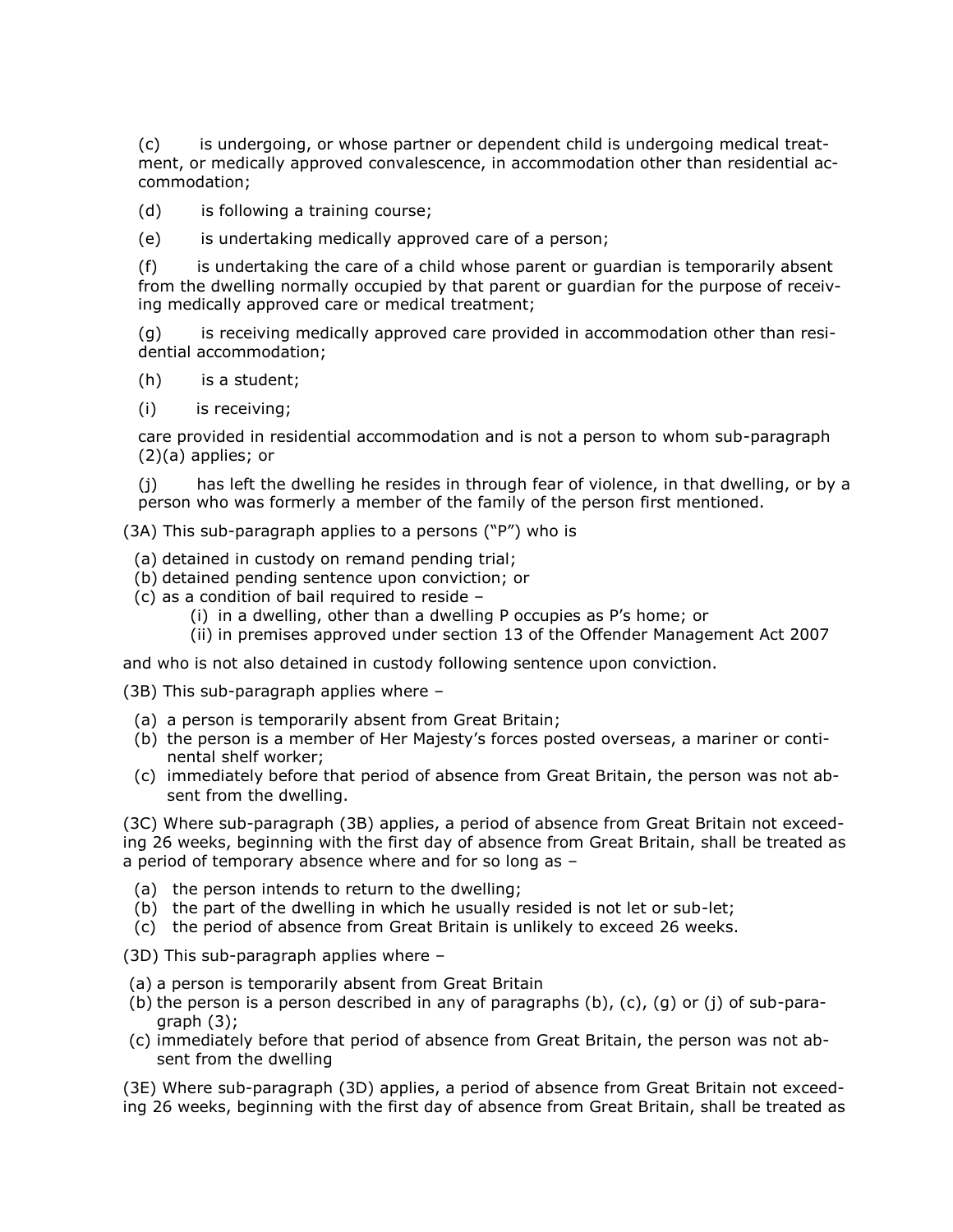(c) is undergoing, or whose partner or dependent child is undergoing medical treatment, or medically approved convalescence, in accommodation other than residential accommodation;

(d) is following a training course;

(e) is undertaking medically approved care of a person;

(f) is undertaking the care of a child whose parent or guardian is temporarily absent from the dwelling normally occupied by that parent or guardian for the purpose of receiving medically approved care or medical treatment;

(g) is receiving medically approved care provided in accommodation other than residential accommodation;

(h) is a student;

(i) is receiving;

care provided in residential accommodation and is not a person to whom sub-paragraph (2)(a) applies; or

(j) has left the dwelling he resides in through fear of violence, in that dwelling, or by a person who was formerly a member of the family of the person first mentioned.

(3A) This sub-paragraph applies to a persons ("P") who is

- (a) detained in custody on remand pending trial;
- (b) detained pending sentence upon conviction; or
- (c) as a condition of bail required to reside –
  - (i) in a dwelling, other than a dwelling P occupies as P's home; or
  - (ii) in premises approved under section 13 of the Offender Management Act 2007

and who is not also detained in custody following sentence upon conviction.

(3B) This sub-paragraph applies where –

- (a) a person is temporarily absent from Great Britain;
- (b) the person is a member of Her Majesty's forces posted overseas, a mariner or continental shelf worker;
- (c) immediately before that period of absence from Great Britain, the person was not absent from the dwelling.

(3C) Where sub-paragraph (3B) applies, a period of absence from Great Britain not exceeding 26 weeks, beginning with the first day of absence from Great Britain, shall be treated as a period of temporary absence where and for so long as –

- (a) the person intends to return to the dwelling;
- (b) the part of the dwelling in which he usually resided is not let or sub-let;
- (c) the period of absence from Great Britain is unlikely to exceed 26 weeks.

(3D) This sub-paragraph applies where –

- (a) a person is temporarily absent from Great Britain
- (b) the person is a person described in any of paragraphs (b), (c), (g) or (j) of sub-paragraph (3);
- (c) immediately before that period of absence from Great Britain, the person was not absent from the dwelling

(3E) Where sub-paragraph (3D) applies, a period of absence from Great Britain not exceeding 26 weeks, beginning with the first day of absence from Great Britain, shall be treated as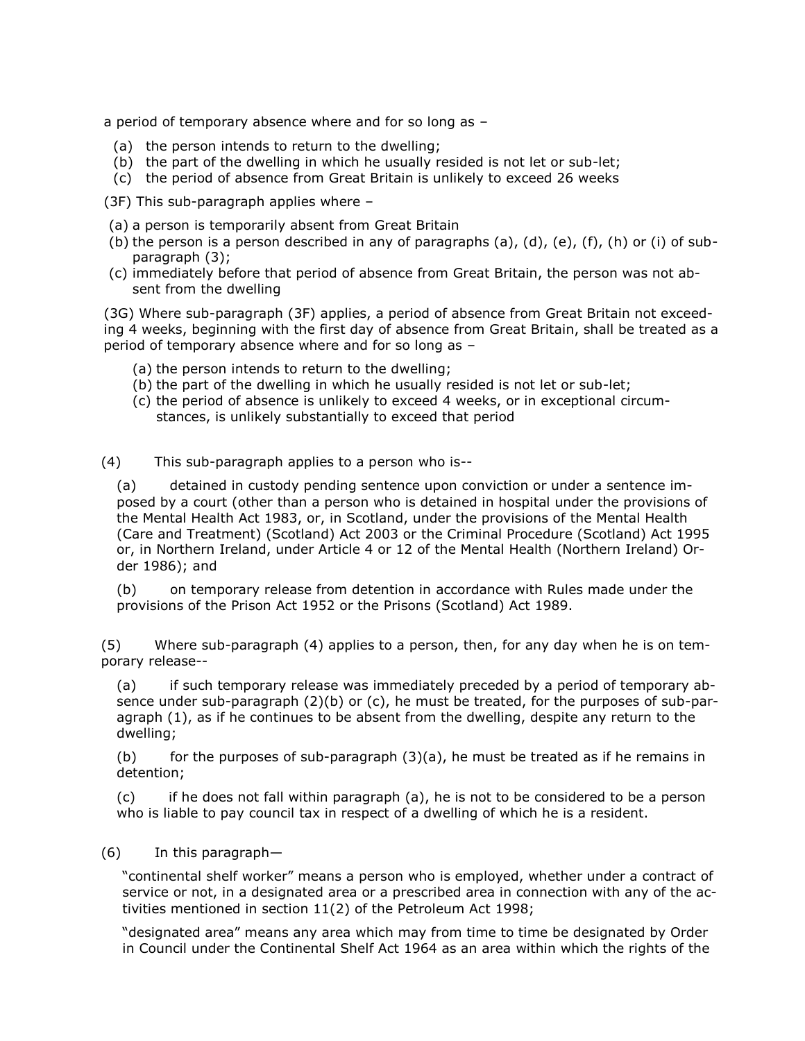a period of temporary absence where and for so long as –

(a) the person intends to return to the dwelling;
(b) the part of the dwelling in which he usually resided is not let or sub-let;
(c) the period of absence from Great Britain is unlikely to exceed 26 weeks

(3F) This sub-paragraph applies where –

(a) a person is temporarily absent from Great Britain
(b) the person is a person described in any of paragraphs (a), (d), (e), (f), (h) or (i) of sub-paragraph (3);
(c) immediately before that period of absence from Great Britain, the person was not absent from the dwelling

(3G) Where sub-paragraph (3F) applies, a period of absence from Great Britain not exceeding 4 weeks, beginning with the first day of absence from Great Britain, shall be treated as a period of temporary absence where and for so long as –

(a) the person intends to return to the dwelling;
(b) the part of the dwelling in which he usually resided is not let or sub-let;
(c) the period of absence is unlikely to exceed 4 weeks, or in exceptional circumstances, is unlikely substantially to exceed that period

(4) This sub-paragraph applies to a person who is--

(a) detained in custody pending sentence upon conviction or under a sentence imposed by a court (other than a person who is detained in hospital under the provisions of the Mental Health Act 1983, or, in Scotland, under the provisions of the Mental Health (Care and Treatment) (Scotland) Act 2003 or the Criminal Procedure (Scotland) Act 1995 or, in Northern Ireland, under Article 4 or 12 of the Mental Health (Northern Ireland) Order 1986); and

(b) on temporary release from detention in accordance with Rules made under the provisions of the Prison Act 1952 or the Prisons (Scotland) Act 1989.

(5) Where sub-paragraph (4) applies to a person, then, for any day when he is on temporary release--

(a) if such temporary release was immediately preceded by a period of temporary absence under sub-paragraph (2)(b) or (c), he must be treated, for the purposes of sub-paragraph (1), as if he continues to be absent from the dwelling, despite any return to the dwelling;

(b) for the purposes of sub-paragraph (3)(a), he must be treated as if he remains in detention;

(c) if he does not fall within paragraph (a), he is not to be considered to be a person who is liable to pay council tax in respect of a dwelling of which he is a resident.

(6) In this paragraph—

"continental shelf worker" means a person who is employed, whether under a contract of service or not, in a designated area or a prescribed area in connection with any of the activities mentioned in section 11(2) of the Petroleum Act 1998;

"designated area" means any area which may from time to time be designated by Order in Council under the Continental Shelf Act 1964 as an area within which the rights of the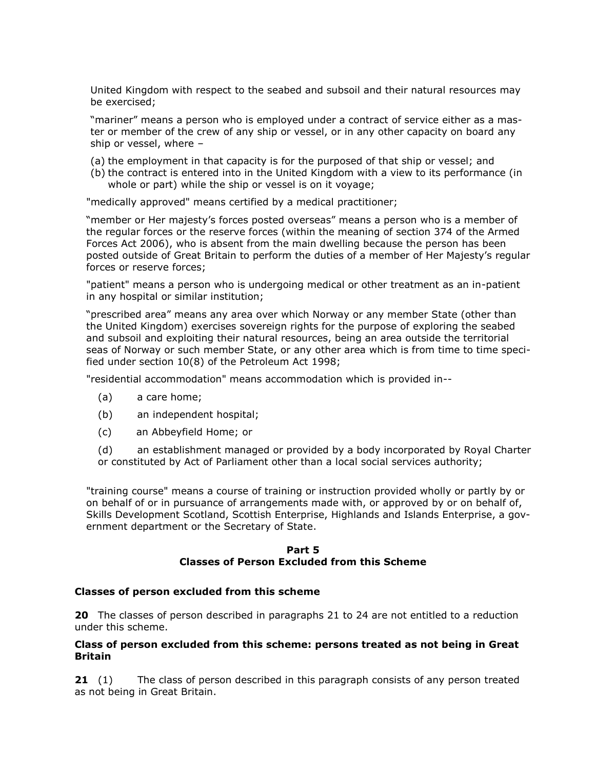United Kingdom with respect to the seabed and subsoil and their natural resources may be exercised;

“mariner” means a person who is employed under a contract of service either as a master or member of the crew of any ship or vessel, or in any other capacity on board any ship or vessel, where –

(a) the employment in that capacity is for the purposed of that ship or vessel; and
(b) the contract is entered into in the United Kingdom with a view to its performance (in whole or part) while the ship or vessel is on it voyage;

"medically approved" means certified by a medical practitioner;

“member or Her majesty’s forces posted overseas” means a person who is a member of the regular forces or the reserve forces (within the meaning of section 374 of the Armed Forces Act 2006), who is absent from the main dwelling because the person has been posted outside of Great Britain to perform the duties of a member of Her Majesty’s regular forces or reserve forces;

"patient" means a person who is undergoing medical or other treatment as an in-patient in any hospital or similar institution;

“prescribed area” means any area over which Norway or any member State (other than the United Kingdom) exercises sovereign rights for the purpose of exploring the seabed and subsoil and exploiting their natural resources, being an area outside the territorial seas of Norway or such member State, or any other area which is from time to time specified under section 10(8) of the Petroleum Act 1998;

"residential accommodation" means accommodation which is provided in--

(a) a care home;

(b) an independent hospital;

(c) an Abbeyfield Home; or

(d) an establishment managed or provided by a body incorporated by Royal Charter or constituted by Act of Parliament other than a local social services authority;

"training course" means a course of training or instruction provided wholly or partly by or on behalf of or in pursuance of arrangements made with, or approved by or on behalf of, Skills Development Scotland, Scottish Enterprise, Highlands and Islands Enterprise, a government department or the Secretary of State.

## Part 5
## Classes of Person Excluded from this Scheme

**Classes of person excluded from this scheme**

**20** The classes of person described in paragraphs 21 to 24 are not entitled to a reduction under this scheme.

**Class of person excluded from this scheme: persons treated as not being in Great Britain**

**21** (1) The class of person described in this paragraph consists of any person treated as not being in Great Britain.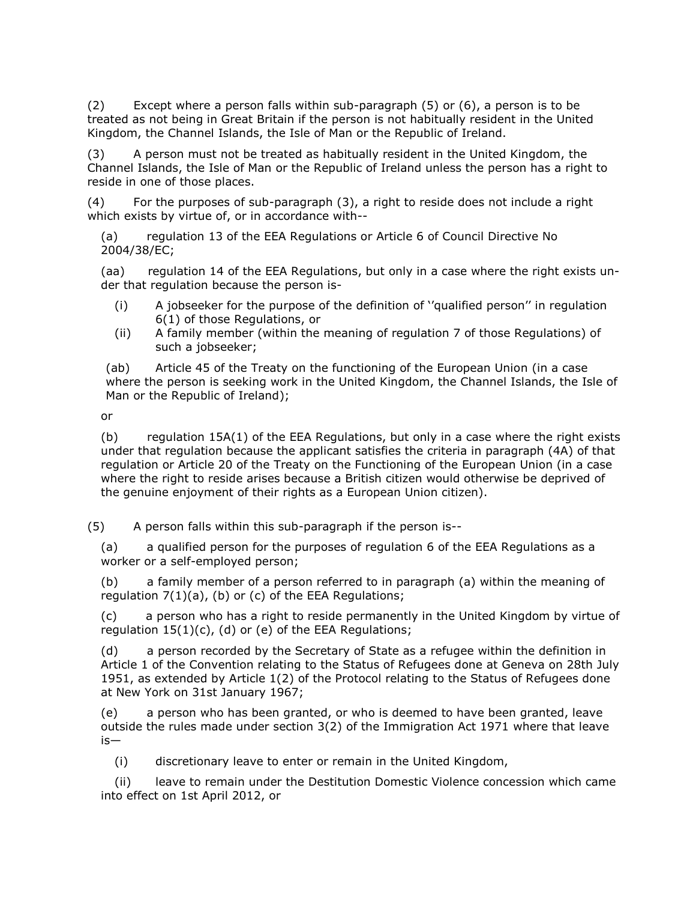(2) Except where a person falls within sub-paragraph (5) or (6), a person is to be treated as not being in Great Britain if the person is not habitually resident in the United Kingdom, the Channel Islands, the Isle of Man or the Republic of Ireland.

(3) A person must not be treated as habitually resident in the United Kingdom, the Channel Islands, the Isle of Man or the Republic of Ireland unless the person has a right to reside in one of those places.

(4) For the purposes of sub-paragraph (3), a right to reside does not include a right which exists by virtue of, or in accordance with--

(a) regulation 13 of the EEA Regulations or Article 6 of Council Directive No 2004/38/EC;

(aa) regulation 14 of the EEA Regulations, but only in a case where the right exists under that regulation because the person is-

- (i) A jobseeker for the purpose of the definition of ''qualified person'' in regulation 6(1) of those Regulations, or
- (ii) A family member (within the meaning of regulation 7 of those Regulations) of such a jobseeker;

(ab) Article 45 of the Treaty on the functioning of the European Union (in a case where the person is seeking work in the United Kingdom, the Channel Islands, the Isle of Man or the Republic of Ireland);

or

(b) regulation 15A(1) of the EEA Regulations, but only in a case where the right exists under that regulation because the applicant satisfies the criteria in paragraph (4A) of that regulation or Article 20 of the Treaty on the Functioning of the European Union (in a case where the right to reside arises because a British citizen would otherwise be deprived of the genuine enjoyment of their rights as a European Union citizen).

(5) A person falls within this sub-paragraph if the person is--

(a) a qualified person for the purposes of regulation 6 of the EEA Regulations as a worker or a self-employed person;

(b) a family member of a person referred to in paragraph (a) within the meaning of regulation 7(1)(a), (b) or (c) of the EEA Regulations;

(c) a person who has a right to reside permanently in the United Kingdom by virtue of regulation 15(1)(c), (d) or (e) of the EEA Regulations;

(d) a person recorded by the Secretary of State as a refugee within the definition in Article 1 of the Convention relating to the Status of Refugees done at Geneva on 28th July 1951, as extended by Article 1(2) of the Protocol relating to the Status of Refugees done at New York on 31st January 1967;

(e) a person who has been granted, or who is deemed to have been granted, leave outside the rules made under section 3(2) of the Immigration Act 1971 where that leave is—

- (i) discretionary leave to enter or remain in the United Kingdom,
- (ii) leave to remain under the Destitution Domestic Violence concession which came into effect on 1st April 2012, or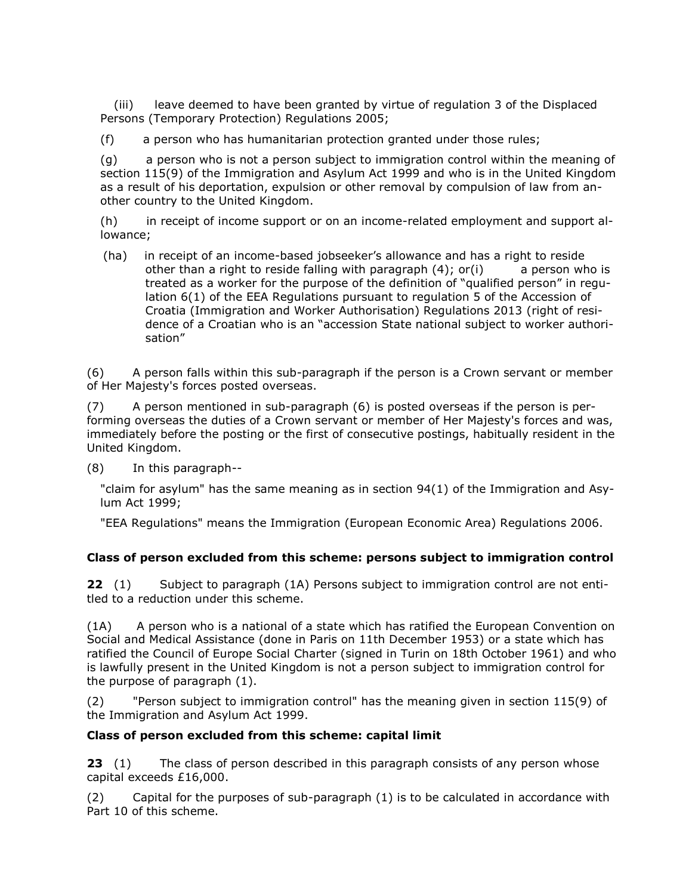(iii) leave deemed to have been granted by virtue of regulation 3 of the Displaced Persons (Temporary Protection) Regulations 2005;

(f) a person who has humanitarian protection granted under those rules;

(g) a person who is not a person subject to immigration control within the meaning of section 115(9) of the Immigration and Asylum Act 1999 and who is in the United Kingdom as a result of his deportation, expulsion or other removal by compulsion of law from another country to the United Kingdom.

(h) in receipt of income support or on an income-related employment and support allowance;

(ha) in receipt of an income-based jobseeker's allowance and has a right to reside other than a right to reside falling with paragraph (4); or(i) a person who is treated as a worker for the purpose of the definition of "qualified person" in regulation 6(1) of the EEA Regulations pursuant to regulation 5 of the Accession of Croatia (Immigration and Worker Authorisation) Regulations 2013 (right of residence of a Croatian who is an "accession State national subject to worker authorisation"

(6) A person falls within this sub-paragraph if the person is a Crown servant or member of Her Majesty's forces posted overseas.

(7) A person mentioned in sub-paragraph (6) is posted overseas if the person is performing overseas the duties of a Crown servant or member of Her Majesty's forces and was, immediately before the posting or the first of consecutive postings, habitually resident in the United Kingdom.

(8) In this paragraph--

"claim for asylum" has the same meaning as in section 94(1) of the Immigration and Asylum Act 1999;

"EEA Regulations" means the Immigration (European Economic Area) Regulations 2006.

### Class of person excluded from this scheme: persons subject to immigration control

**22** (1) Subject to paragraph (1A) Persons subject to immigration control are not entitled to a reduction under this scheme.

(1A) A person who is a national of a state which has ratified the European Convention on Social and Medical Assistance (done in Paris on 11th December 1953) or a state which has ratified the Council of Europe Social Charter (signed in Turin on 18th October 1961) and who is lawfully present in the United Kingdom is not a person subject to immigration control for the purpose of paragraph (1).

(2) "Person subject to immigration control" has the meaning given in section 115(9) of the Immigration and Asylum Act 1999.

### Class of person excluded from this scheme: capital limit

**23** (1) The class of person described in this paragraph consists of any person whose capital exceeds £16,000.

(2) Capital for the purposes of sub-paragraph (1) is to be calculated in accordance with Part 10 of this scheme.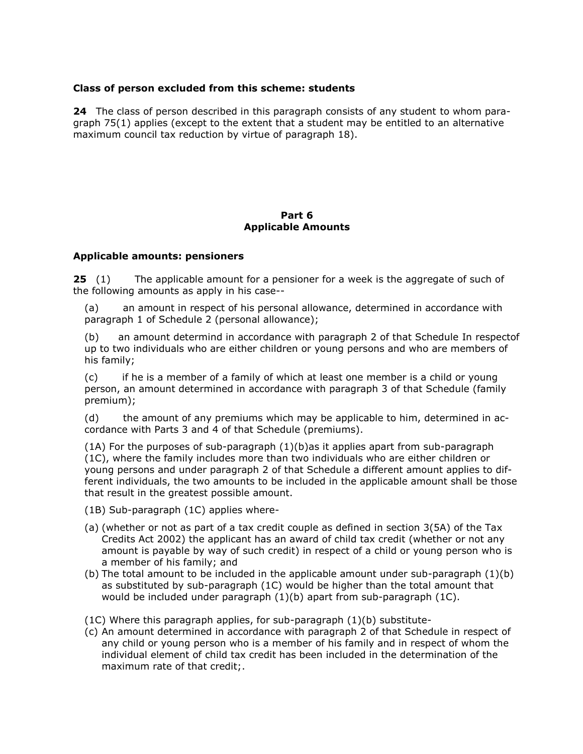**Class of person excluded from this scheme: students**

**24** The class of person described in this paragraph consists of any student to whom paragraph 75(1) applies (except to the extent that a student may be entitled to an alternative maximum council tax reduction by virtue of paragraph 18).

## Part 6
## Applicable Amounts

**Applicable amounts: pensioners**

**25** (1) The applicable amount for a pensioner for a week is the aggregate of such of the following amounts as apply in his case--

(a) an amount in respect of his personal allowance, determined in accordance with paragraph 1 of Schedule 2 (personal allowance);

(b) an amount determind in accordance with paragraph 2 of that Schedule In respectof up to two individuals who are either children or young persons and who are members of his family;

(c) if he is a member of a family of which at least one member is a child or young person, an amount determined in accordance with paragraph 3 of that Schedule (family premium);

(d) the amount of any premiums which may be applicable to him, determined in accordance with Parts 3 and 4 of that Schedule (premiums).

(1A) For the purposes of sub-paragraph (1)(b)as it applies apart from sub-paragraph (1C), where the family includes more than two individuals who are either children or young persons and under paragraph 2 of that Schedule a different amount applies to different individuals, the two amounts to be included in the applicable amount shall be those that result in the greatest possible amount.

(1B) Sub-paragraph (1C) applies where-

(a) (whether or not as part of a tax credit couple as defined in section 3(5A) of the Tax Credits Act 2002) the applicant has an award of child tax credit (whether or not any amount is payable by way of such credit) in respect of a child or young person who is a member of his family; and

(b) The total amount to be included in the applicable amount under sub-paragraph (1)(b) as substituted by sub-paragraph (1C) would be higher than the total amount that would be included under paragraph (1)(b) apart from sub-paragraph (1C).

(1C) Where this paragraph applies, for sub-paragraph (1)(b) substitute-

(c) An amount determined in accordance with paragraph 2 of that Schedule in respect of any child or young person who is a member of his family and in respect of whom the individual element of child tax credit has been included in the determination of the maximum rate of that credit;.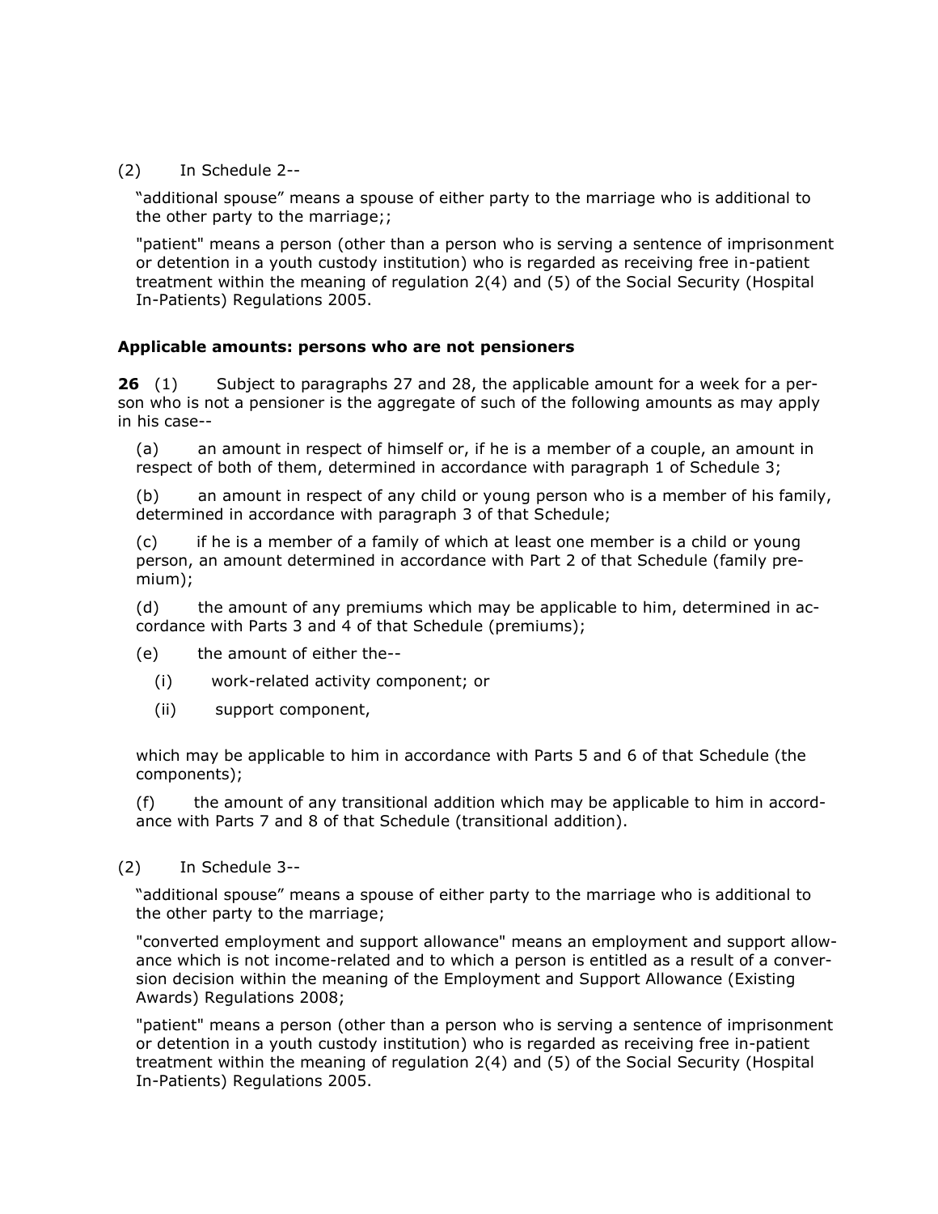(2) In Schedule 2--

"additional spouse" means a spouse of either party to the marriage who is additional to the other party to the marriage;;

"patient" means a person (other than a person who is serving a sentence of imprisonment or detention in a youth custody institution) who is regarded as receiving free in-patient treatment within the meaning of regulation 2(4) and (5) of the Social Security (Hospital In-Patients) Regulations 2005.

**Applicable amounts: persons who are not pensioners**

**26** (1) Subject to paragraphs 27 and 28, the applicable amount for a week for a person who is not a pensioner is the aggregate of such of the following amounts as may apply in his case--

(a) an amount in respect of himself or, if he is a member of a couple, an amount in respect of both of them, determined in accordance with paragraph 1 of Schedule 3;

(b) an amount in respect of any child or young person who is a member of his family, determined in accordance with paragraph 3 of that Schedule;

(c) if he is a member of a family of which at least one member is a child or young person, an amount determined in accordance with Part 2 of that Schedule (family premium);

(d) the amount of any premiums which may be applicable to him, determined in accordance with Parts 3 and 4 of that Schedule (premiums);

(e) the amount of either the--

(i) work-related activity component; or

(ii) support component,

which may be applicable to him in accordance with Parts 5 and 6 of that Schedule (the components);

(f) the amount of any transitional addition which may be applicable to him in accordance with Parts 7 and 8 of that Schedule (transitional addition).

(2) In Schedule 3--

"additional spouse" means a spouse of either party to the marriage who is additional to the other party to the marriage;

"converted employment and support allowance" means an employment and support allowance which is not income-related and to which a person is entitled as a result of a conversion decision within the meaning of the Employment and Support Allowance (Existing Awards) Regulations 2008;

"patient" means a person (other than a person who is serving a sentence of imprisonment or detention in a youth custody institution) who is regarded as receiving free in-patient treatment within the meaning of regulation 2(4) and (5) of the Social Security (Hospital In-Patients) Regulations 2005.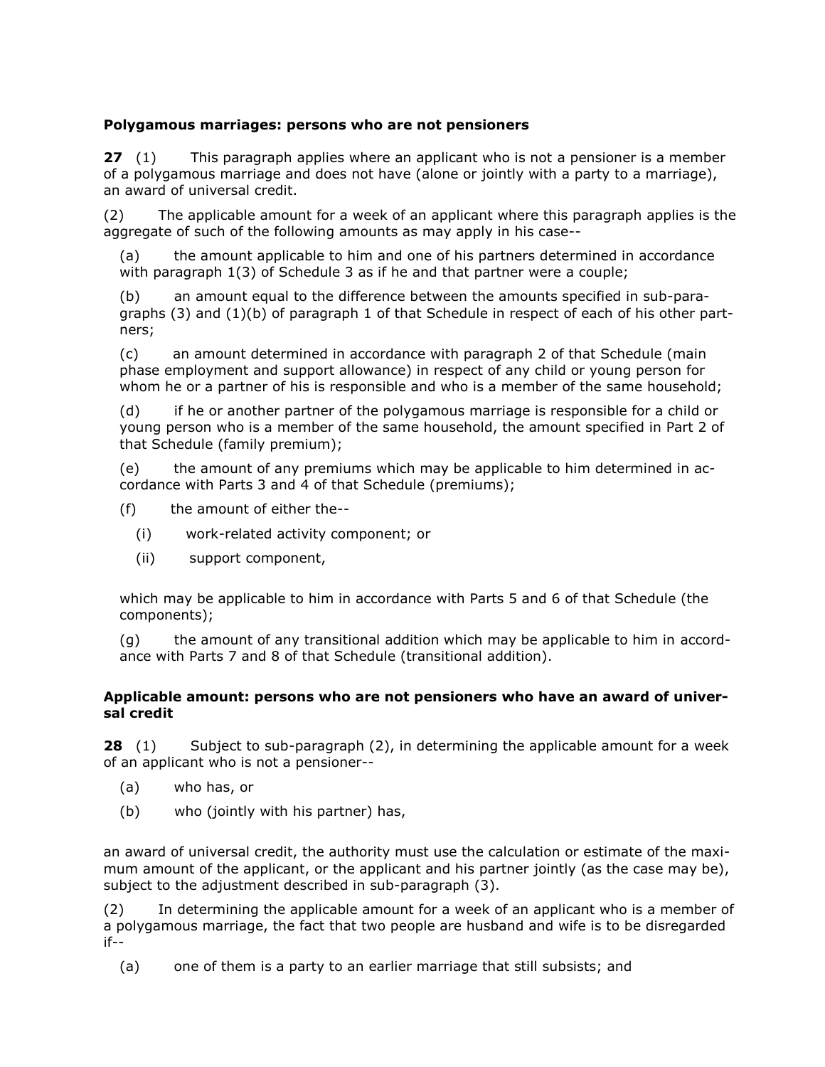**Polygamous marriages: persons who are not pensioners**

**27** (1) This paragraph applies where an applicant who is not a pensioner is a member of a polygamous marriage and does not have (alone or jointly with a party to a marriage), an award of universal credit.

(2) The applicable amount for a week of an applicant where this paragraph applies is the aggregate of such of the following amounts as may apply in his case--

(a) the amount applicable to him and one of his partners determined in accordance with paragraph 1(3) of Schedule 3 as if he and that partner were a couple;

(b) an amount equal to the difference between the amounts specified in sub-paragraphs (3) and (1)(b) of paragraph 1 of that Schedule in respect of each of his other partners;

(c) an amount determined in accordance with paragraph 2 of that Schedule (main phase employment and support allowance) in respect of any child or young person for whom he or a partner of his is responsible and who is a member of the same household;

(d) if he or another partner of the polygamous marriage is responsible for a child or young person who is a member of the same household, the amount specified in Part 2 of that Schedule (family premium);

(e) the amount of any premiums which may be applicable to him determined in accordance with Parts 3 and 4 of that Schedule (premiums);

(f) the amount of either the--

(i) work-related activity component; or

(ii) support component,

which may be applicable to him in accordance with Parts 5 and 6 of that Schedule (the components);

(g) the amount of any transitional addition which may be applicable to him in accordance with Parts 7 and 8 of that Schedule (transitional addition).

**Applicable amount: persons who are not pensioners who have an award of universal credit**

**28** (1) Subject to sub-paragraph (2), in determining the applicable amount for a week of an applicant who is not a pensioner--

(a) who has, or

(b) who (jointly with his partner) has,

an award of universal credit, the authority must use the calculation or estimate of the maximum amount of the applicant, or the applicant and his partner jointly (as the case may be), subject to the adjustment described in sub-paragraph (3).

(2) In determining the applicable amount for a week of an applicant who is a member of a polygamous marriage, the fact that two people are husband and wife is to be disregarded if--

(a) one of them is a party to an earlier marriage that still subsists; and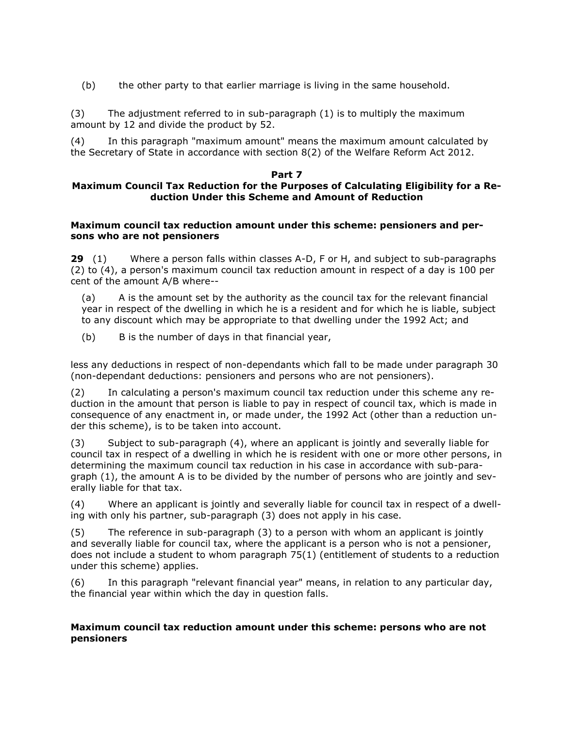(b) the other party to that earlier marriage is living in the same household.

(3) The adjustment referred to in sub-paragraph (1) is to multiply the maximum amount by 12 and divide the product by 52.

(4) In this paragraph "maximum amount" means the maximum amount calculated by the Secretary of State in accordance with section 8(2) of the Welfare Reform Act 2012.

## Part 7
## Maximum Council Tax Reduction for the Purposes of Calculating Eligibility for a Reduction Under this Scheme and Amount of Reduction

### Maximum council tax reduction amount under this scheme: pensioners and persons who are not pensioners

**29** (1) Where a person falls within classes A-D, F or H, and subject to sub-paragraphs (2) to (4), a person's maximum council tax reduction amount in respect of a day is 100 per cent of the amount A/B where--

(a) A is the amount set by the authority as the council tax for the relevant financial year in respect of the dwelling in which he is a resident and for which he is liable, subject to any discount which may be appropriate to that dwelling under the 1992 Act; and

(b) B is the number of days in that financial year,

less any deductions in respect of non-dependants which fall to be made under paragraph 30 (non-dependant deductions: pensioners and persons who are not pensioners).

(2) In calculating a person's maximum council tax reduction under this scheme any reduction in the amount that person is liable to pay in respect of council tax, which is made in consequence of any enactment in, or made under, the 1992 Act (other than a reduction under this scheme), is to be taken into account.

(3) Subject to sub-paragraph (4), where an applicant is jointly and severally liable for council tax in respect of a dwelling in which he is resident with one or more other persons, in determining the maximum council tax reduction in his case in accordance with sub-paragraph (1), the amount A is to be divided by the number of persons who are jointly and severally liable for that tax.

(4) Where an applicant is jointly and severally liable for council tax in respect of a dwelling with only his partner, sub-paragraph (3) does not apply in his case.

(5) The reference in sub-paragraph (3) to a person with whom an applicant is jointly and severally liable for council tax, where the applicant is a person who is not a pensioner, does not include a student to whom paragraph 75(1) (entitlement of students to a reduction under this scheme) applies.

(6) In this paragraph "relevant financial year" means, in relation to any particular day, the financial year within which the day in question falls.

### Maximum council tax reduction amount under this scheme: persons who are not pensioners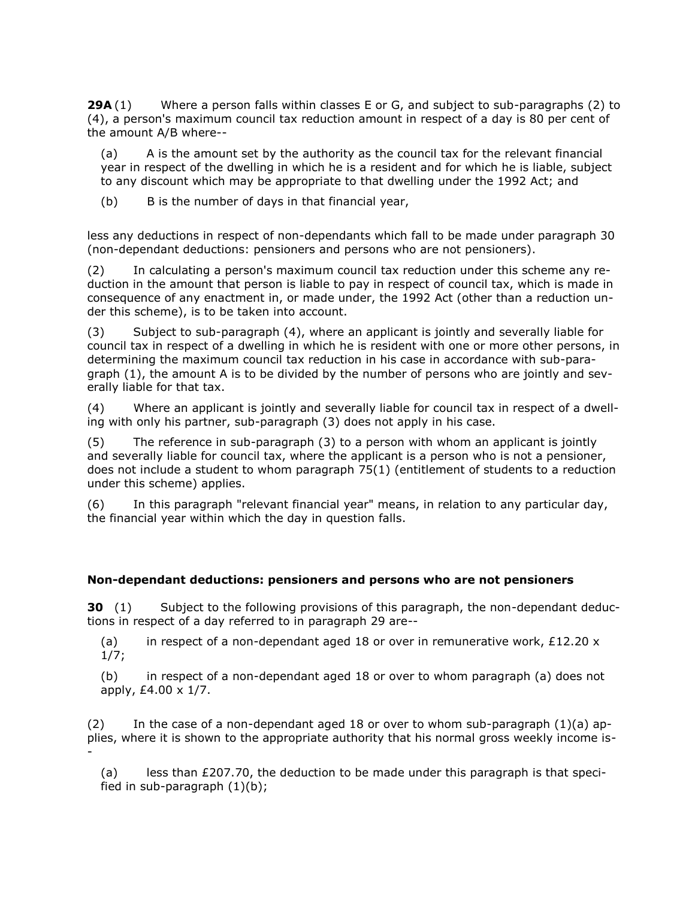**29A** (1) Where a person falls within classes E or G, and subject to sub-paragraphs (2) to (4), a person's maximum council tax reduction amount in respect of a day is 80 per cent of the amount A/B where--

(a) A is the amount set by the authority as the council tax for the relevant financial year in respect of the dwelling in which he is a resident and for which he is liable, subject to any discount which may be appropriate to that dwelling under the 1992 Act; and

(b) B is the number of days in that financial year,

less any deductions in respect of non-dependants which fall to be made under paragraph 30 (non-dependant deductions: pensioners and persons who are not pensioners).

(2) In calculating a person's maximum council tax reduction under this scheme any reduction in the amount that person is liable to pay in respect of council tax, which is made in consequence of any enactment in, or made under, the 1992 Act (other than a reduction under this scheme), is to be taken into account.

(3) Subject to sub-paragraph (4), where an applicant is jointly and severally liable for council tax in respect of a dwelling in which he is resident with one or more other persons, in determining the maximum council tax reduction in his case in accordance with sub-paragraph (1), the amount A is to be divided by the number of persons who are jointly and severally liable for that tax.

(4) Where an applicant is jointly and severally liable for council tax in respect of a dwelling with only his partner, sub-paragraph (3) does not apply in his case.

(5) The reference in sub-paragraph (3) to a person with whom an applicant is jointly and severally liable for council tax, where the applicant is a person who is not a pensioner, does not include a student to whom paragraph 75(1) (entitlement of students to a reduction under this scheme) applies.

(6) In this paragraph "relevant financial year" means, in relation to any particular day, the financial year within which the day in question falls.

### Non-dependant deductions: pensioners and persons who are not pensioners

**30** (1) Subject to the following provisions of this paragraph, the non-dependant deductions in respect of a day referred to in paragraph 29 are--

(a) in respect of a non-dependant aged 18 or over in remunerative work, £12.20 x 1/7;

(b) in respect of a non-dependant aged 18 or over to whom paragraph (a) does not apply, £4.00 x 1/7.

(2) In the case of a non-dependant aged 18 or over to whom sub-paragraph (1)(a) applies, where it is shown to the appropriate authority that his normal gross weekly income is--

(a) less than £207.70, the deduction to be made under this paragraph is that specified in sub-paragraph (1)(b);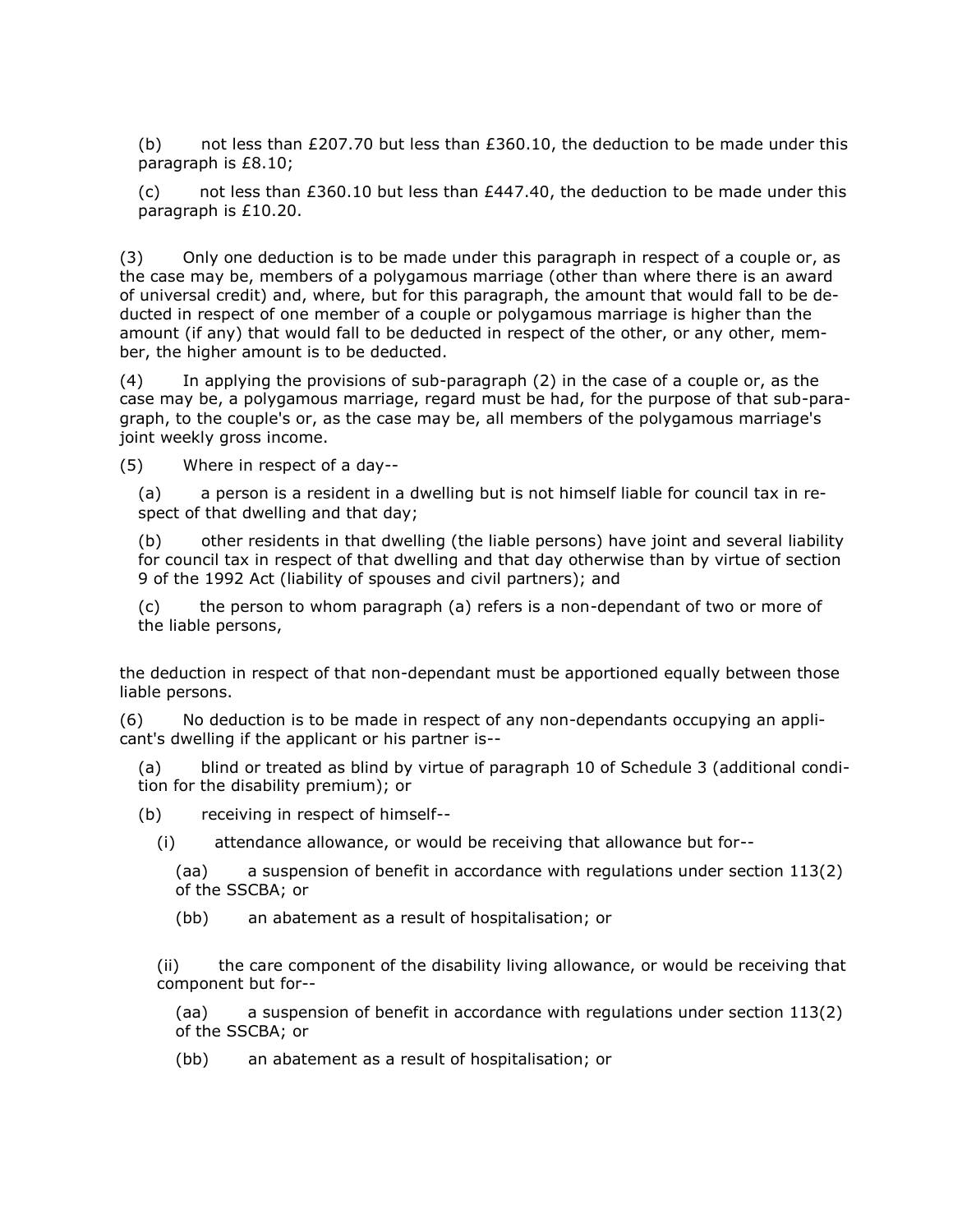(b) not less than £207.70 but less than £360.10, the deduction to be made under this paragraph is £8.10;

(c) not less than £360.10 but less than £447.40, the deduction to be made under this paragraph is £10.20.

(3) Only one deduction is to be made under this paragraph in respect of a couple or, as the case may be, members of a polygamous marriage (other than where there is an award of universal credit) and, where, but for this paragraph, the amount that would fall to be deducted in respect of one member of a couple or polygamous marriage is higher than the amount (if any) that would fall to be deducted in respect of the other, or any other, member, the higher amount is to be deducted.

(4) In applying the provisions of sub-paragraph (2) in the case of a couple or, as the case may be, a polygamous marriage, regard must be had, for the purpose of that sub-paragraph, to the couple's or, as the case may be, all members of the polygamous marriage's joint weekly gross income.

(5) Where in respect of a day--

(a) a person is a resident in a dwelling but is not himself liable for council tax in respect of that dwelling and that day;

(b) other residents in that dwelling (the liable persons) have joint and several liability for council tax in respect of that dwelling and that day otherwise than by virtue of section 9 of the 1992 Act (liability of spouses and civil partners); and

(c) the person to whom paragraph (a) refers is a non-dependant of two or more of the liable persons,

the deduction in respect of that non-dependant must be apportioned equally between those liable persons.

(6) No deduction is to be made in respect of any non-dependants occupying an applicant's dwelling if the applicant or his partner is--

(a) blind or treated as blind by virtue of paragraph 10 of Schedule 3 (additional condition for the disability premium); or

(b) receiving in respect of himself--

(i) attendance allowance, or would be receiving that allowance but for--

(aa) a suspension of benefit in accordance with regulations under section 113(2) of the SSCBA; or

(bb) an abatement as a result of hospitalisation; or

(ii) the care component of the disability living allowance, or would be receiving that component but for--

(aa) a suspension of benefit in accordance with regulations under section 113(2) of the SSCBA; or

(bb) an abatement as a result of hospitalisation; or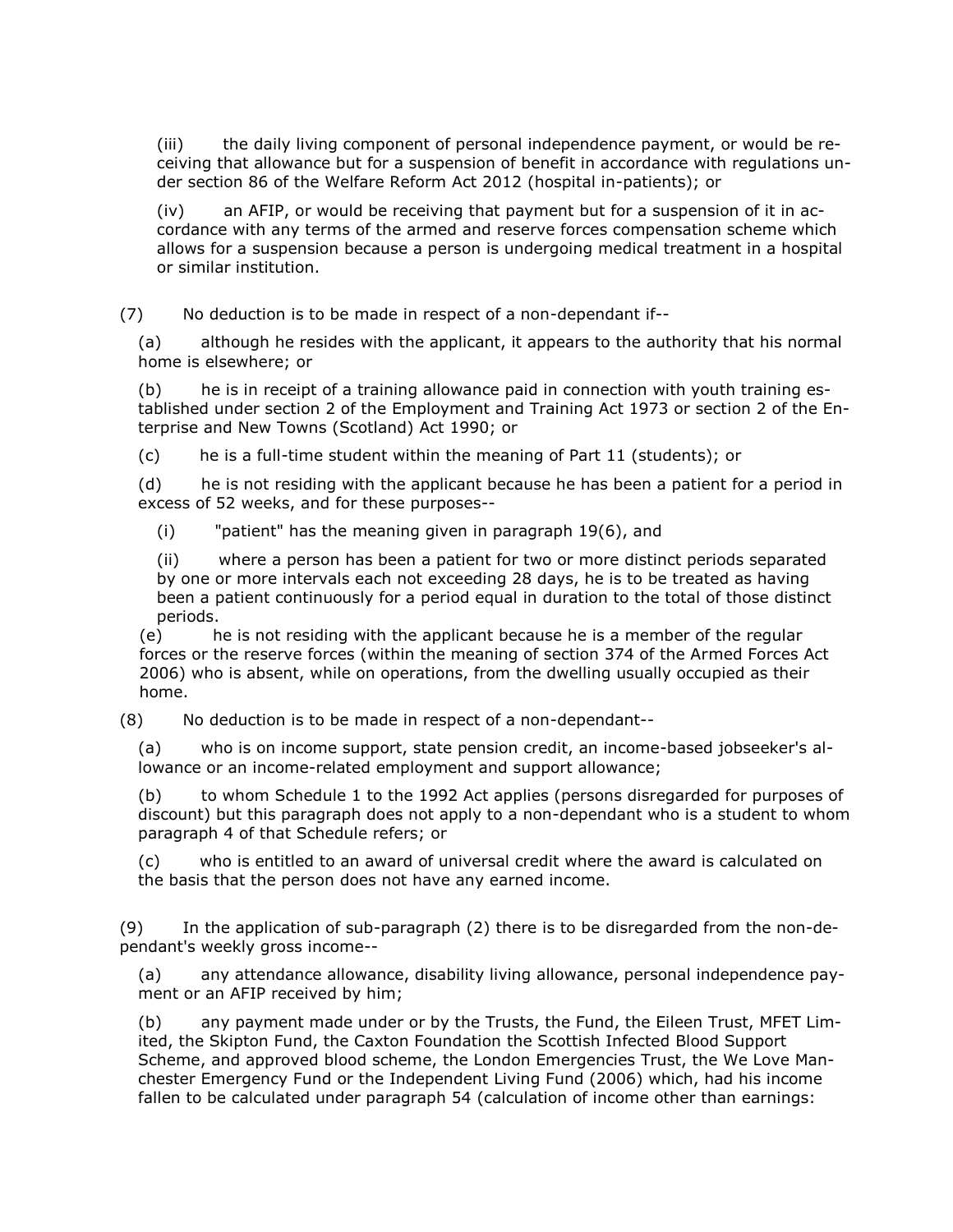(iii) the daily living component of personal independence payment, or would be receiving that allowance but for a suspension of benefit in accordance with regulations under section 86 of the Welfare Reform Act 2012 (hospital in-patients); or

(iv) an AFIP, or would be receiving that payment but for a suspension of it in accordance with any terms of the armed and reserve forces compensation scheme which allows for a suspension because a person is undergoing medical treatment in a hospital or similar institution.

(7) No deduction is to be made in respect of a non-dependant if--

(a) although he resides with the applicant, it appears to the authority that his normal home is elsewhere; or

(b) he is in receipt of a training allowance paid in connection with youth training established under section 2 of the Employment and Training Act 1973 or section 2 of the Enterprise and New Towns (Scotland) Act 1990; or

(c) he is a full-time student within the meaning of Part 11 (students); or

(d) he is not residing with the applicant because he has been a patient for a period in excess of 52 weeks, and for these purposes--

(i) "patient" has the meaning given in paragraph 19(6), and

(ii) where a person has been a patient for two or more distinct periods separated by one or more intervals each not exceeding 28 days, he is to be treated as having been a patient continuously for a period equal in duration to the total of those distinct periods.

(e) he is not residing with the applicant because he is a member of the regular forces or the reserve forces (within the meaning of section 374 of the Armed Forces Act 2006) who is absent, while on operations, from the dwelling usually occupied as their home.

(8) No deduction is to be made in respect of a non-dependant--

(a) who is on income support, state pension credit, an income-based jobseeker's allowance or an income-related employment and support allowance;

(b) to whom Schedule 1 to the 1992 Act applies (persons disregarded for purposes of discount) but this paragraph does not apply to a non-dependant who is a student to whom paragraph 4 of that Schedule refers; or

(c) who is entitled to an award of universal credit where the award is calculated on the basis that the person does not have any earned income.

(9) In the application of sub-paragraph (2) there is to be disregarded from the non-dependant's weekly gross income--

(a) any attendance allowance, disability living allowance, personal independence payment or an AFIP received by him;

(b) any payment made under or by the Trusts, the Fund, the Eileen Trust, MFET Limited, the Skipton Fund, the Caxton Foundation the Scottish Infected Blood Support Scheme, and approved blood scheme, the London Emergencies Trust, the We Love Manchester Emergency Fund or the Independent Living Fund (2006) which, had his income fallen to be calculated under paragraph 54 (calculation of income other than earnings: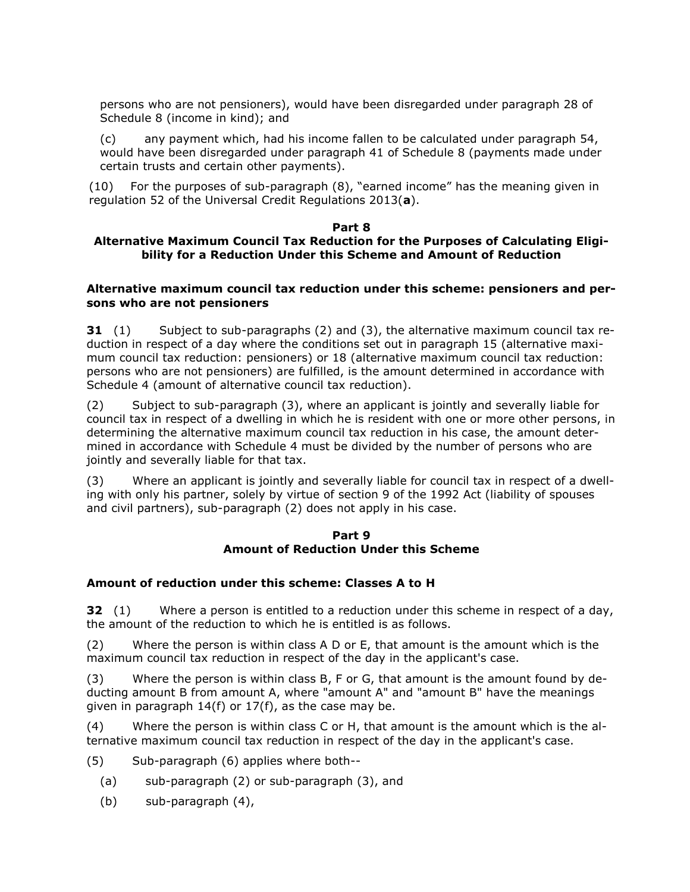persons who are not pensioners), would have been disregarded under paragraph 28 of Schedule 8 (income in kind); and

(c) any payment which, had his income fallen to be calculated under paragraph 54, would have been disregarded under paragraph 41 of Schedule 8 (payments made under certain trusts and certain other payments).

(10) For the purposes of sub-paragraph (8), "earned income" has the meaning given in regulation 52 of the Universal Credit Regulations 2013(**a**).

## Part 8
## Alternative Maximum Council Tax Reduction for the Purposes of Calculating Eligibility for a Reduction Under this Scheme and Amount of Reduction

### Alternative maximum council tax reduction under this scheme: pensioners and persons who are not pensioners

**31** (1) Subject to sub-paragraphs (2) and (3), the alternative maximum council tax reduction in respect of a day where the conditions set out in paragraph 15 (alternative maximum council tax reduction: pensioners) or 18 (alternative maximum council tax reduction: persons who are not pensioners) are fulfilled, is the amount determined in accordance with Schedule 4 (amount of alternative council tax reduction).

(2) Subject to sub-paragraph (3), where an applicant is jointly and severally liable for council tax in respect of a dwelling in which he is resident with one or more other persons, in determining the alternative maximum council tax reduction in his case, the amount determined in accordance with Schedule 4 must be divided by the number of persons who are jointly and severally liable for that tax.

(3) Where an applicant is jointly and severally liable for council tax in respect of a dwelling with only his partner, solely by virtue of section 9 of the 1992 Act (liability of spouses and civil partners), sub-paragraph (2) does not apply in his case.

## Part 9
## Amount of Reduction Under this Scheme

### Amount of reduction under this scheme: Classes A to H

**32** (1) Where a person is entitled to a reduction under this scheme in respect of a day, the amount of the reduction to which he is entitled is as follows.

(2) Where the person is within class A D or E, that amount is the amount which is the maximum council tax reduction in respect of the day in the applicant's case.

(3) Where the person is within class B, F or G, that amount is the amount found by deducting amount B from amount A, where "amount A" and "amount B" have the meanings given in paragraph 14(f) or 17(f), as the case may be.

(4) Where the person is within class C or H, that amount is the amount which is the alternative maximum council tax reduction in respect of the day in the applicant's case.

(5) Sub-paragraph (6) applies where both--

(a) sub-paragraph (2) or sub-paragraph (3), and

(b) sub-paragraph (4),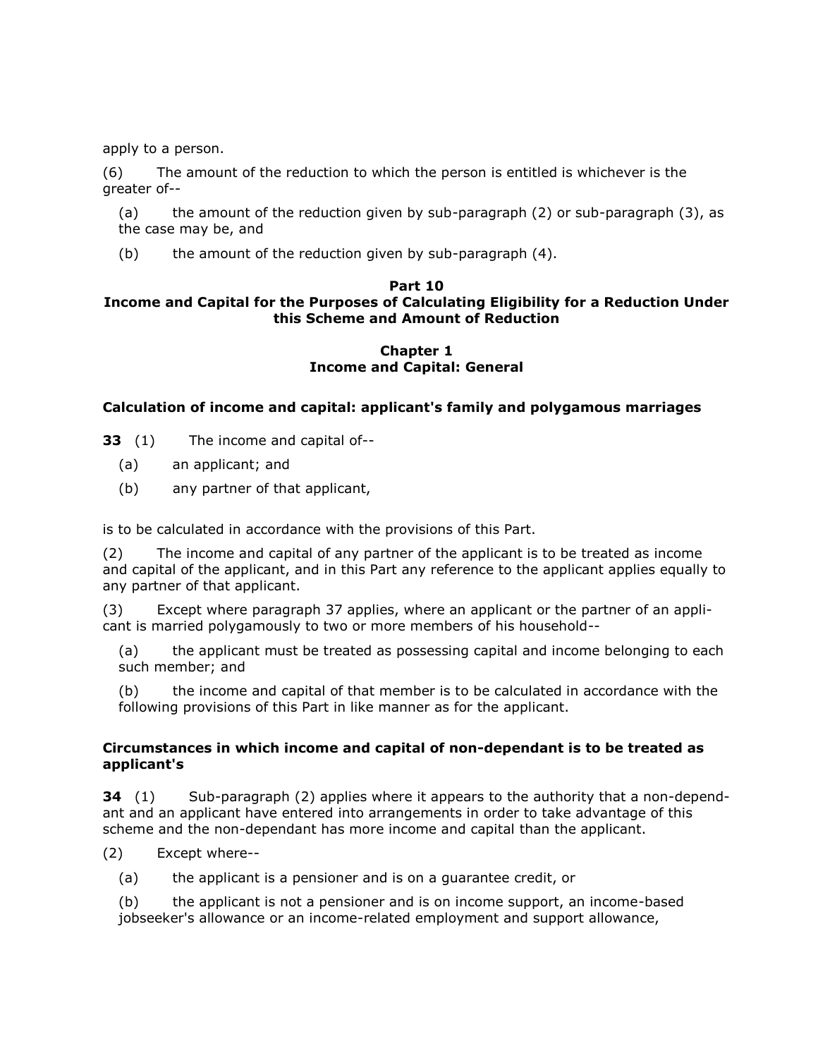apply to a person.

(6) The amount of the reduction to which the person is entitled is whichever is the greater of--

(a) the amount of the reduction given by sub-paragraph (2) or sub-paragraph (3), as the case may be, and

(b) the amount of the reduction given by sub-paragraph (4).

## Part 10
## Income and Capital for the Purposes of Calculating Eligibility for a Reduction Under this Scheme and Amount of Reduction

### Chapter 1
### Income and Capital: General

#### Calculation of income and capital: applicant's family and polygamous marriages

**33** (1) The income and capital of--

(a) an applicant; and

(b) any partner of that applicant,

is to be calculated in accordance with the provisions of this Part.

(2) The income and capital of any partner of the applicant is to be treated as income and capital of the applicant, and in this Part any reference to the applicant applies equally to any partner of that applicant.

(3) Except where paragraph 37 applies, where an applicant or the partner of an applicant is married polygamously to two or more members of his household--

(a) the applicant must be treated as possessing capital and income belonging to each such member; and

(b) the income and capital of that member is to be calculated in accordance with the following provisions of this Part in like manner as for the applicant.

#### Circumstances in which income and capital of non-dependant is to be treated as applicant's

**34** (1) Sub-paragraph (2) applies where it appears to the authority that a non-dependant and an applicant have entered into arrangements in order to take advantage of this scheme and the non-dependant has more income and capital than the applicant.

(2) Except where--

(a) the applicant is a pensioner and is on a guarantee credit, or

(b) the applicant is not a pensioner and is on income support, an income-based jobseeker's allowance or an income-related employment and support allowance,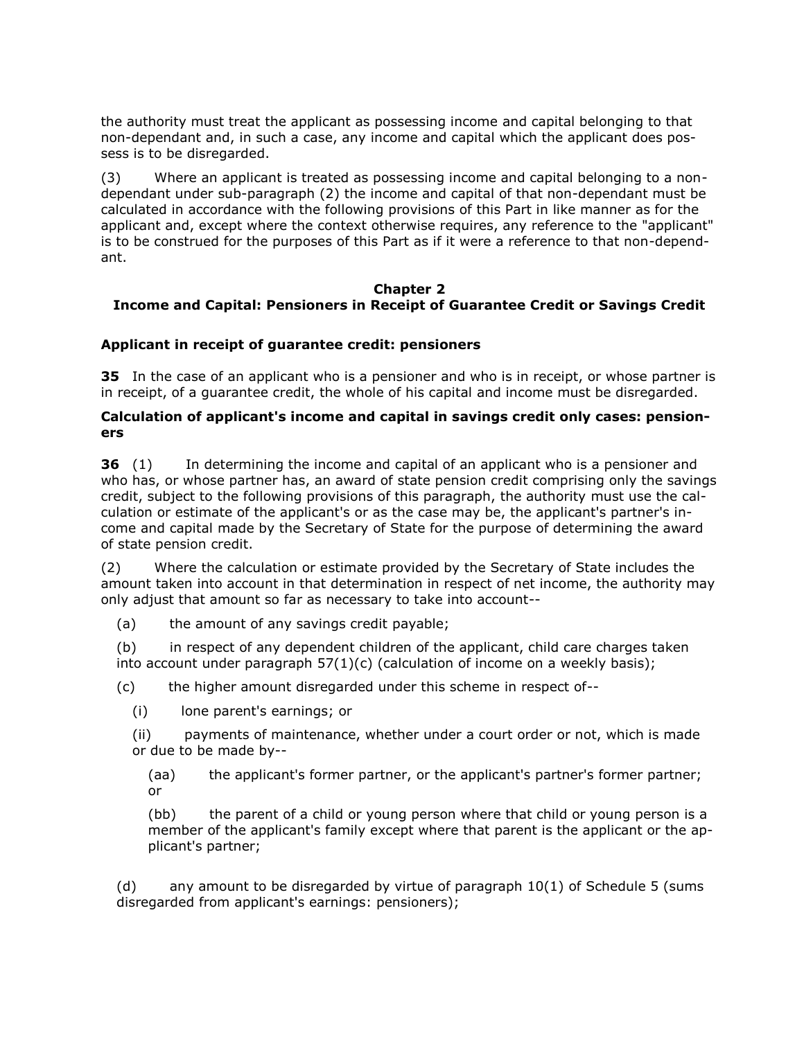the authority must treat the applicant as possessing income and capital belonging to that non-dependant and, in such a case, any income and capital which the applicant does possess is to be disregarded.

(3) Where an applicant is treated as possessing income and capital belonging to a non-dependant under sub-paragraph (2) the income and capital of that non-dependant must be calculated in accordance with the following provisions of this Part in like manner as for the applicant and, except where the context otherwise requires, any reference to the "applicant" is to be construed for the purposes of this Part as if it were a reference to that non-dependant.

## Chapter 2
## Income and Capital: Pensioners in Receipt of Guarantee Credit or Savings Credit

### Applicant in receipt of guarantee credit: pensioners

**35** In the case of an applicant who is a pensioner and who is in receipt, or whose partner is in receipt, of a guarantee credit, the whole of his capital and income must be disregarded.

### Calculation of applicant's income and capital in savings credit only cases: pensioners

**36** (1) In determining the income and capital of an applicant who is a pensioner and who has, or whose partner has, an award of state pension credit comprising only the savings credit, subject to the following provisions of this paragraph, the authority must use the calculation or estimate of the applicant's or as the case may be, the applicant's partner's income and capital made by the Secretary of State for the purpose of determining the award of state pension credit.

(2) Where the calculation or estimate provided by the Secretary of State includes the amount taken into account in that determination in respect of net income, the authority may only adjust that amount so far as necessary to take into account--

(a) the amount of any savings credit payable;

(b) in respect of any dependent children of the applicant, child care charges taken into account under paragraph 57(1)(c) (calculation of income on a weekly basis);

(c) the higher amount disregarded under this scheme in respect of--

(i) lone parent's earnings; or

(ii) payments of maintenance, whether under a court order or not, which is made or due to be made by--

(aa) the applicant's former partner, or the applicant's partner's former partner; or

(bb) the parent of a child or young person where that child or young person is a member of the applicant's family except where that parent is the applicant or the applicant's partner;

(d) any amount to be disregarded by virtue of paragraph 10(1) of Schedule 5 (sums disregarded from applicant's earnings: pensioners);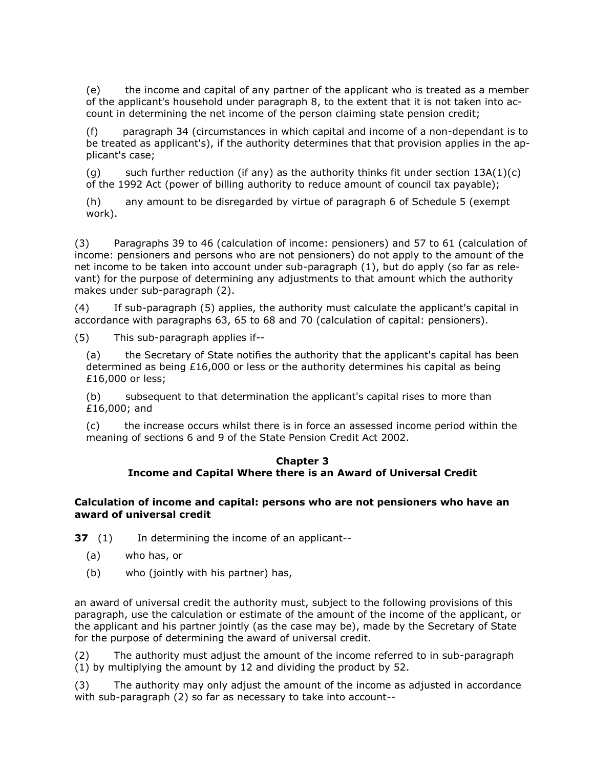(e) the income and capital of any partner of the applicant who is treated as a member of the applicant's household under paragraph 8, to the extent that it is not taken into account in determining the net income of the person claiming state pension credit;

(f) paragraph 34 (circumstances in which capital and income of a non-dependant is to be treated as applicant's), if the authority determines that that provision applies in the applicant's case;

(g) such further reduction (if any) as the authority thinks fit under section 13A(1)(c) of the 1992 Act (power of billing authority to reduce amount of council tax payable);

(h) any amount to be disregarded by virtue of paragraph 6 of Schedule 5 (exempt work).

(3) Paragraphs 39 to 46 (calculation of income: pensioners) and 57 to 61 (calculation of income: pensioners and persons who are not pensioners) do not apply to the amount of the net income to be taken into account under sub-paragraph (1), but do apply (so far as relevant) for the purpose of determining any adjustments to that amount which the authority makes under sub-paragraph (2).

(4) If sub-paragraph (5) applies, the authority must calculate the applicant's capital in accordance with paragraphs 63, 65 to 68 and 70 (calculation of capital: pensioners).

(5) This sub-paragraph applies if--

(a) the Secretary of State notifies the authority that the applicant's capital has been determined as being £16,000 or less or the authority determines his capital as being £16,000 or less;

(b) subsequent to that determination the applicant's capital rises to more than £16,000; and

(c) the increase occurs whilst there is in force an assessed income period within the meaning of sections 6 and 9 of the State Pension Credit Act 2002.

## Chapter 3
## Income and Capital Where there is an Award of Universal Credit

### Calculation of income and capital: persons who are not pensioners who have an award of universal credit

**37** (1) In determining the income of an applicant--

(a) who has, or

(b) who (jointly with his partner) has,

an award of universal credit the authority must, subject to the following provisions of this paragraph, use the calculation or estimate of the amount of the income of the applicant, or the applicant and his partner jointly (as the case may be), made by the Secretary of State for the purpose of determining the award of universal credit.

(2) The authority must adjust the amount of the income referred to in sub-paragraph (1) by multiplying the amount by 12 and dividing the product by 52.

(3) The authority may only adjust the amount of the income as adjusted in accordance with sub-paragraph (2) so far as necessary to take into account--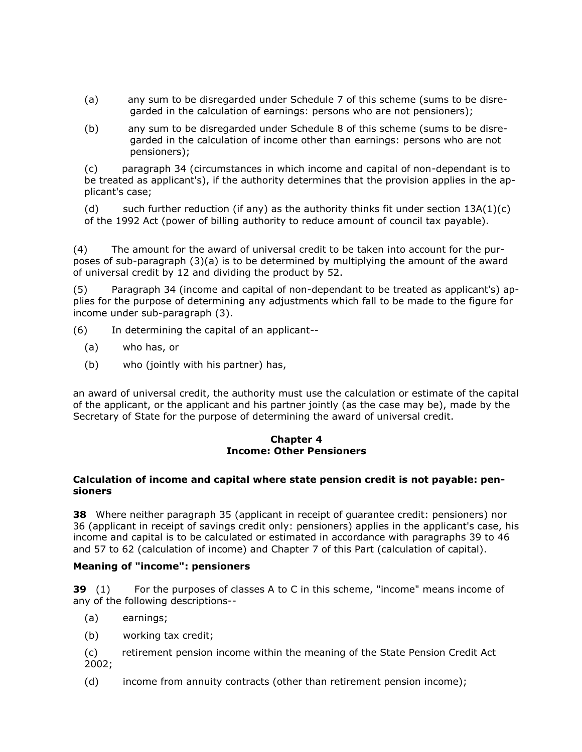(a) any sum to be disregarded under Schedule 7 of this scheme (sums to be disregarded in the calculation of earnings: persons who are not pensioners);

(b) any sum to be disregarded under Schedule 8 of this scheme (sums to be disregarded in the calculation of income other than earnings: persons who are not pensioners);

(c) paragraph 34 (circumstances in which income and capital of non-dependant is to be treated as applicant's), if the authority determines that the provision applies in the applicant's case;

(d) such further reduction (if any) as the authority thinks fit under section 13A(1)(c) of the 1992 Act (power of billing authority to reduce amount of council tax payable).

(4) The amount for the award of universal credit to be taken into account for the purposes of sub-paragraph (3)(a) is to be determined by multiplying the amount of the award of universal credit by 12 and dividing the product by 52.

(5) Paragraph 34 (income and capital of non-dependant to be treated as applicant's) applies for the purpose of determining any adjustments which fall to be made to the figure for income under sub-paragraph (3).

(6) In determining the capital of an applicant--

(a) who has, or

(b) who (jointly with his partner) has,

an award of universal credit, the authority must use the calculation or estimate of the capital of the applicant, or the applicant and his partner jointly (as the case may be), made by the Secretary of State for the purpose of determining the award of universal credit.

## Chapter 4
## Income: Other Pensioners

### Calculation of income and capital where state pension credit is not payable: pensioners

**38** Where neither paragraph 35 (applicant in receipt of guarantee credit: pensioners) nor 36 (applicant in receipt of savings credit only: pensioners) applies in the applicant's case, his income and capital is to be calculated or estimated in accordance with paragraphs 39 to 46 and 57 to 62 (calculation of income) and Chapter 7 of this Part (calculation of capital).

### Meaning of "income": pensioners

**39** (1) For the purposes of classes A to C in this scheme, "income" means income of any of the following descriptions--

(a) earnings;

(b) working tax credit;

(c) retirement pension income within the meaning of the State Pension Credit Act 2002;

(d) income from annuity contracts (other than retirement pension income);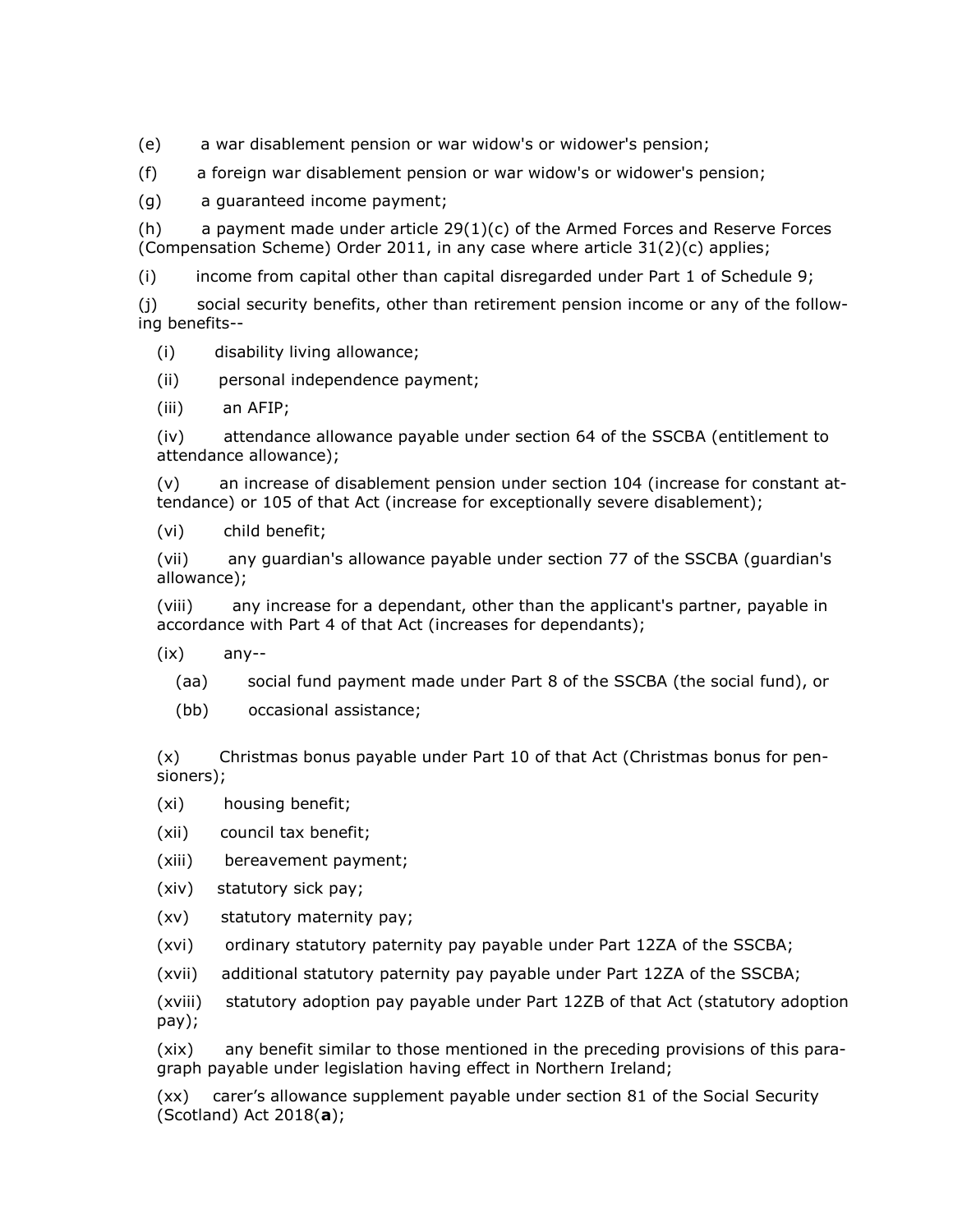(e) a war disablement pension or war widow's or widower's pension;

(f) a foreign war disablement pension or war widow's or widower's pension;

(g) a guaranteed income payment;

(h) a payment made under article 29(1)(c) of the Armed Forces and Reserve Forces (Compensation Scheme) Order 2011, in any case where article 31(2)(c) applies;

(i) income from capital other than capital disregarded under Part 1 of Schedule 9;

(j) social security benefits, other than retirement pension income or any of the following benefits--

(i) disability living allowance;

(ii) personal independence payment;

(iii) an AFIP;

(iv) attendance allowance payable under section 64 of the SSCBA (entitlement to attendance allowance);

(v) an increase of disablement pension under section 104 (increase for constant attendance) or 105 of that Act (increase for exceptionally severe disablement);

(vi) child benefit;

(vii) any guardian's allowance payable under section 77 of the SSCBA (guardian's allowance);

(viii) any increase for a dependant, other than the applicant's partner, payable in accordance with Part 4 of that Act (increases for dependants);

(ix) any--

(aa) social fund payment made under Part 8 of the SSCBA (the social fund), or

(bb) occasional assistance;

(x) Christmas bonus payable under Part 10 of that Act (Christmas bonus for pensioners);

(xi) housing benefit;

(xii) council tax benefit;

(xiii) bereavement payment;

(xiv) statutory sick pay;

(xv) statutory maternity pay;

(xvi) ordinary statutory paternity pay payable under Part 12ZA of the SSCBA;

(xvii) additional statutory paternity pay payable under Part 12ZA of the SSCBA;

(xviii) statutory adoption pay payable under Part 12ZB of that Act (statutory adoption pay);

(xix) any benefit similar to those mentioned in the preceding provisions of this paragraph payable under legislation having effect in Northern Ireland;

(xx) carer’s allowance supplement payable under section 81 of the Social Security (Scotland) Act 2018(**a**);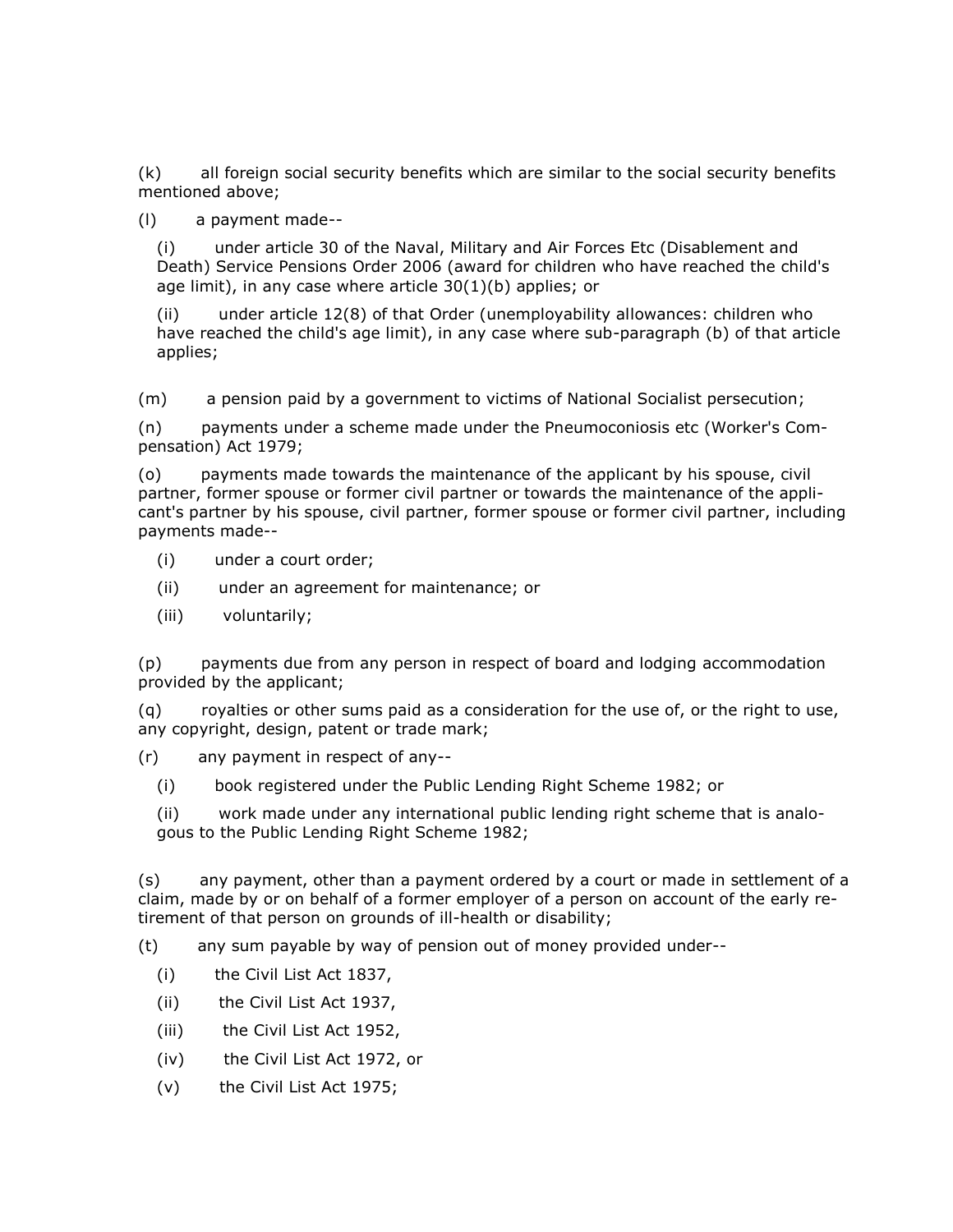(k) all foreign social security benefits which are similar to the social security benefits mentioned above;

(l) a payment made--

(i) under article 30 of the Naval, Military and Air Forces Etc (Disablement and Death) Service Pensions Order 2006 (award for children who have reached the child's age limit), in any case where article 30(1)(b) applies; or

(ii) under article 12(8) of that Order (unemployability allowances: children who have reached the child's age limit), in any case where sub-paragraph (b) of that article applies;

(m) a pension paid by a government to victims of National Socialist persecution;

(n) payments under a scheme made under the Pneumoconiosis etc (Worker's Compensation) Act 1979;

(o) payments made towards the maintenance of the applicant by his spouse, civil partner, former spouse or former civil partner or towards the maintenance of the applicant's partner by his spouse, civil partner, former spouse or former civil partner, including payments made--

(i) under a court order;

(ii) under an agreement for maintenance; or

(iii) voluntarily;

(p) payments due from any person in respect of board and lodging accommodation provided by the applicant;

(q) royalties or other sums paid as a consideration for the use of, or the right to use, any copyright, design, patent or trade mark;

(r) any payment in respect of any--

(i) book registered under the Public Lending Right Scheme 1982; or

(ii) work made under any international public lending right scheme that is analogous to the Public Lending Right Scheme 1982;

(s) any payment, other than a payment ordered by a court or made in settlement of a claim, made by or on behalf of a former employer of a person on account of the early retirement of that person on grounds of ill-health or disability;

(t) any sum payable by way of pension out of money provided under--

(i) the Civil List Act 1837,

(ii) the Civil List Act 1937,

(iii) the Civil List Act 1952,

(iv) the Civil List Act 1972, or

(v) the Civil List Act 1975;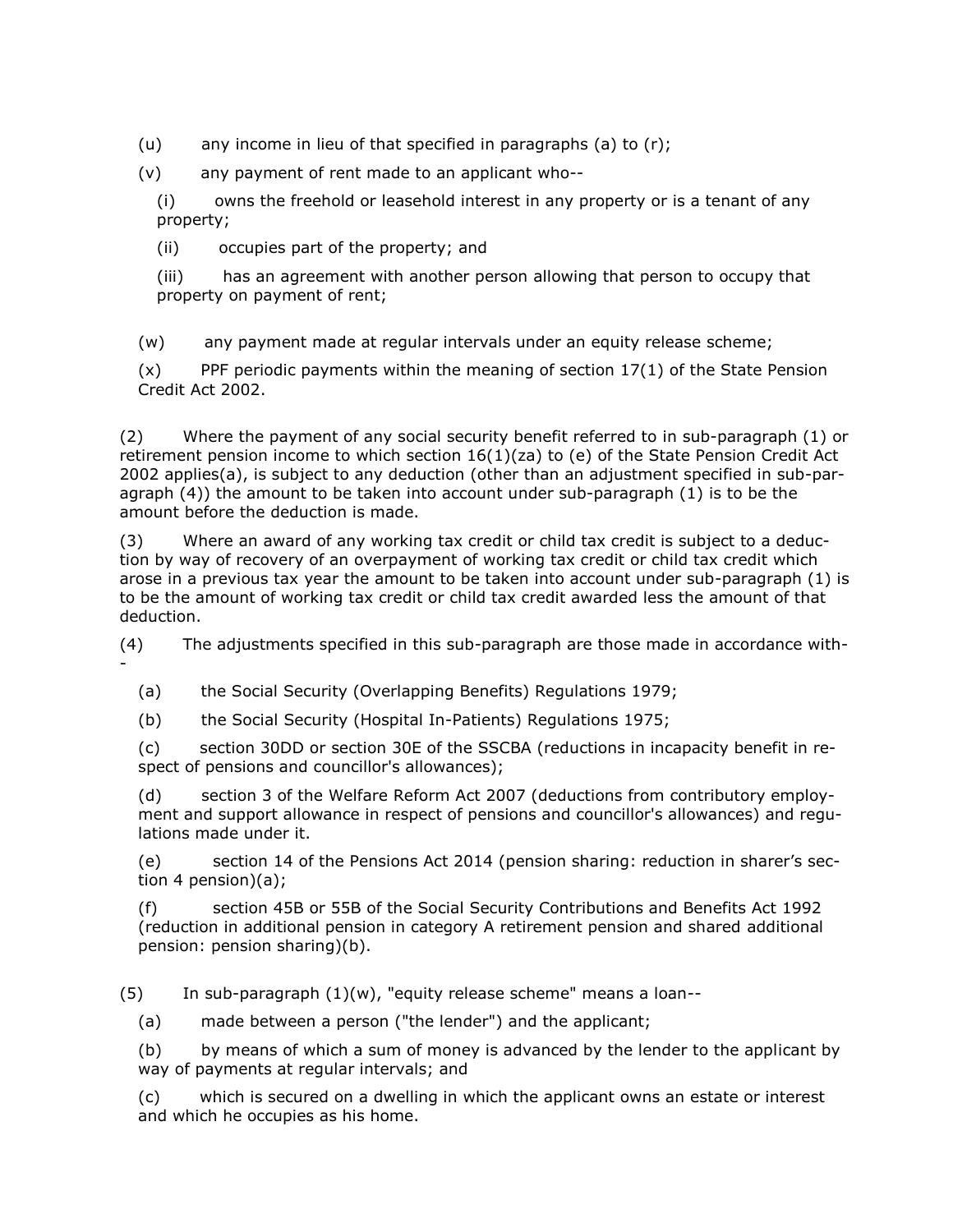(u) any income in lieu of that specified in paragraphs (a) to (r);

(v) any payment of rent made to an applicant who--

(i) owns the freehold or leasehold interest in any property or is a tenant of any property;

(ii) occupies part of the property; and

(iii) has an agreement with another person allowing that person to occupy that property on payment of rent;

(w) any payment made at regular intervals under an equity release scheme;

(x) PPF periodic payments within the meaning of section 17(1) of the State Pension Credit Act 2002.

(2) Where the payment of any social security benefit referred to in sub-paragraph (1) or retirement pension income to which section 16(1)(za) to (e) of the State Pension Credit Act 2002 applies(a), is subject to any deduction (other than an adjustment specified in sub-paragraph (4)) the amount to be taken into account under sub-paragraph (1) is to be the amount before the deduction is made.

(3) Where an award of any working tax credit or child tax credit is subject to a deduction by way of recovery of an overpayment of working tax credit or child tax credit which arose in a previous tax year the amount to be taken into account under sub-paragraph (1) is to be the amount of working tax credit or child tax credit awarded less the amount of that deduction.

(4) The adjustments specified in this sub-paragraph are those made in accordance with--

(a) the Social Security (Overlapping Benefits) Regulations 1979;

(b) the Social Security (Hospital In-Patients) Regulations 1975;

(c) section 30DD or section 30E of the SSCBA (reductions in incapacity benefit in respect of pensions and councillor's allowances);

(d) section 3 of the Welfare Reform Act 2007 (deductions from contributory employment and support allowance in respect of pensions and councillor's allowances) and regulations made under it.

(e) section 14 of the Pensions Act 2014 (pension sharing: reduction in sharer's section 4 pension)(a);

(f) section 45B or 55B of the Social Security Contributions and Benefits Act 1992 (reduction in additional pension in category A retirement pension and shared additional pension: pension sharing)(b).

(5) In sub-paragraph (1)(w), "equity release scheme" means a loan--

(a) made between a person ("the lender") and the applicant;

(b) by means of which a sum of money is advanced by the lender to the applicant by way of payments at regular intervals; and

(c) which is secured on a dwelling in which the applicant owns an estate or interest and which he occupies as his home.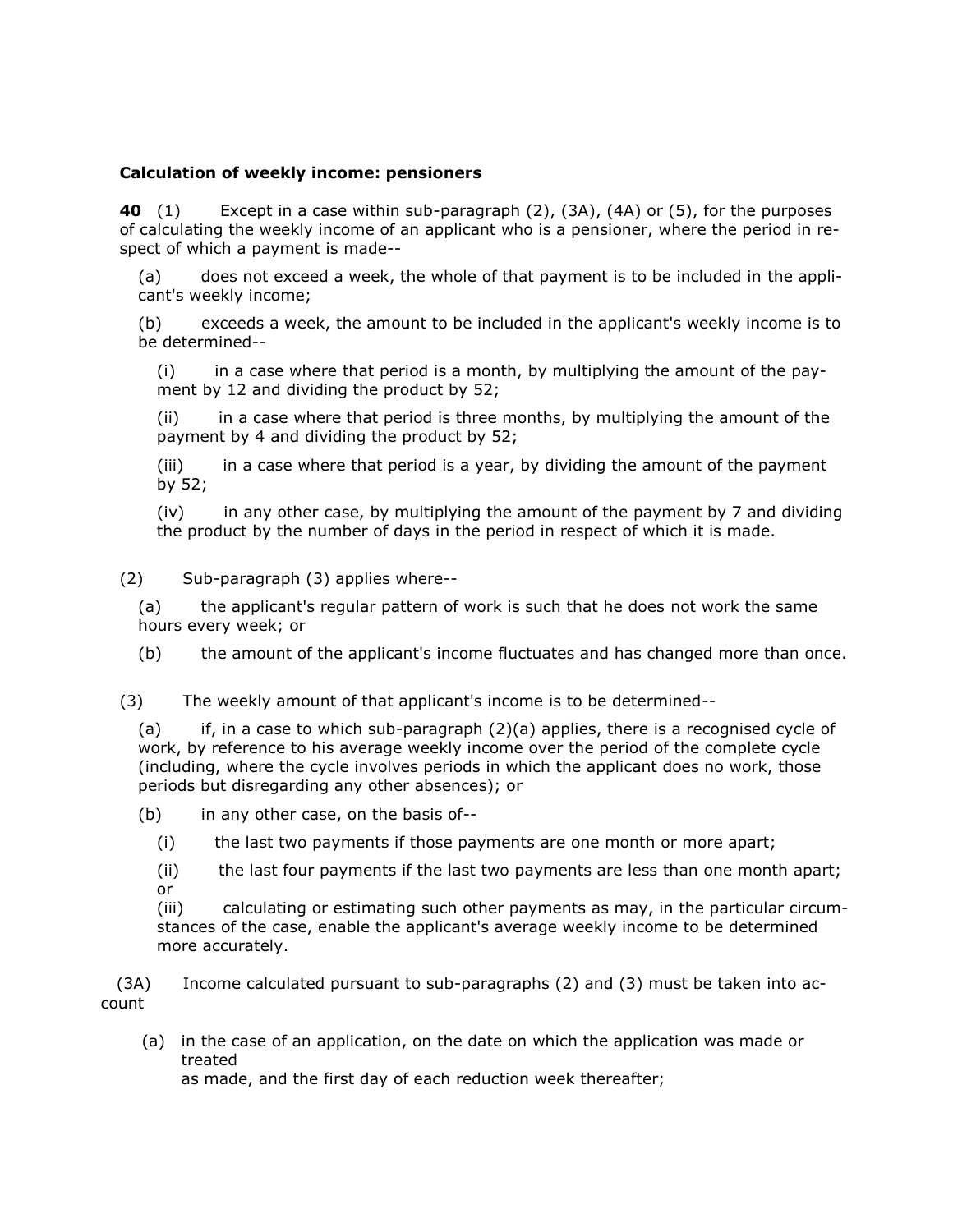**Calculation of weekly income: pensioners**

**40** (1) Except in a case within sub-paragraph (2), (3A), (4A) or (5), for the purposes of calculating the weekly income of an applicant who is a pensioner, where the period in respect of which a payment is made--

(a) does not exceed a week, the whole of that payment is to be included in the applicant's weekly income;

(b) exceeds a week, the amount to be included in the applicant's weekly income is to be determined--

(i) in a case where that period is a month, by multiplying the amount of the payment by 12 and dividing the product by 52;

(ii) in a case where that period is three months, by multiplying the amount of the payment by 4 and dividing the product by 52;

(iii) in a case where that period is a year, by dividing the amount of the payment by 52;

(iv) in any other case, by multiplying the amount of the payment by 7 and dividing the product by the number of days in the period in respect of which it is made.

(2) Sub-paragraph (3) applies where--

(a) the applicant's regular pattern of work is such that he does not work the same hours every week; or

(b) the amount of the applicant's income fluctuates and has changed more than once.

(3) The weekly amount of that applicant's income is to be determined--

(a) if, in a case to which sub-paragraph (2)(a) applies, there is a recognised cycle of work, by reference to his average weekly income over the period of the complete cycle (including, where the cycle involves periods in which the applicant does no work, those periods but disregarding any other absences); or

(b) in any other case, on the basis of--

(i) the last two payments if those payments are one month or more apart;

(ii) the last four payments if the last two payments are less than one month apart; or

(iii) calculating or estimating such other payments as may, in the particular circumstances of the case, enable the applicant's average weekly income to be determined more accurately.

(3A) Income calculated pursuant to sub-paragraphs (2) and (3) must be taken into account

(a) in the case of an application, on the date on which the application was made or treated as made, and the first day of each reduction week thereafter;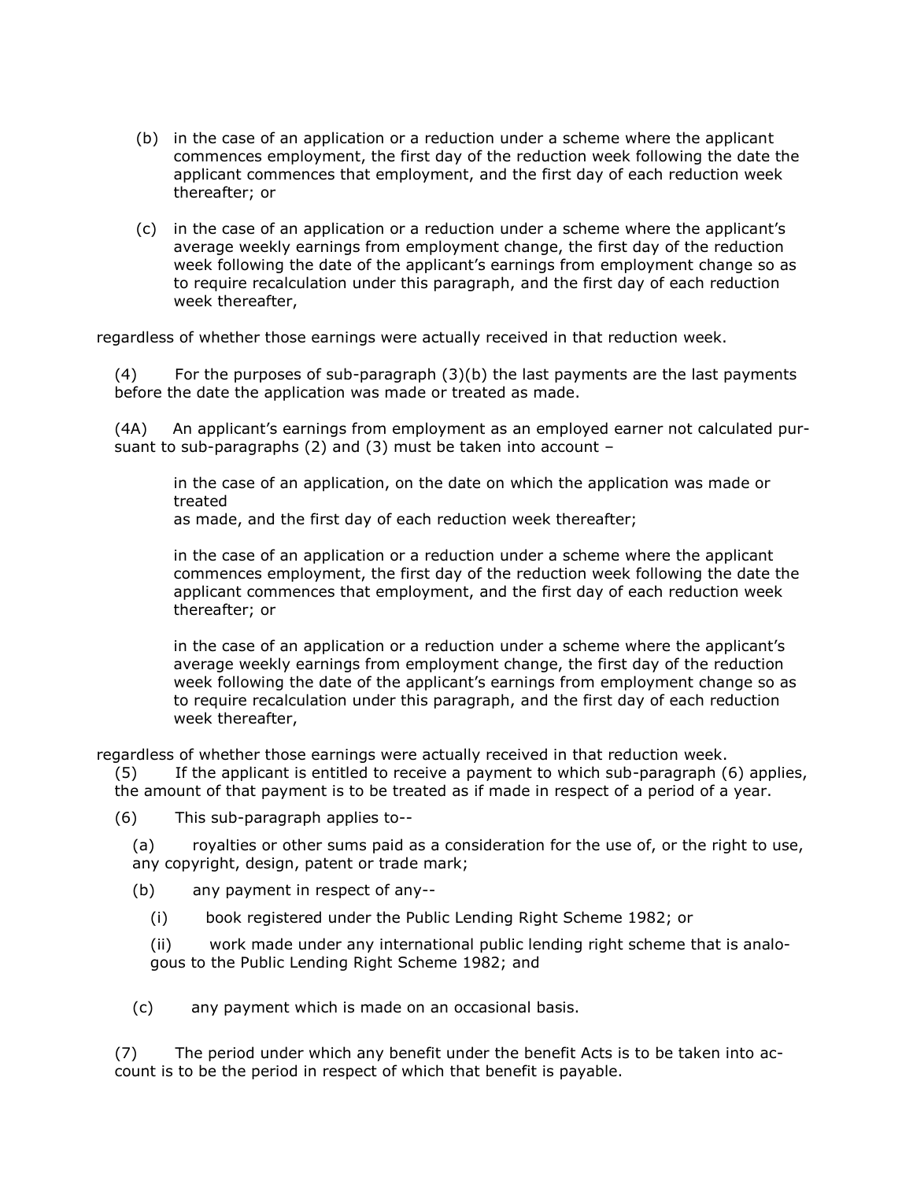(b) in the case of an application or a reduction under a scheme where the applicant commences employment, the first day of the reduction week following the date the applicant commences that employment, and the first day of each reduction week thereafter; or

(c) in the case of an application or a reduction under a scheme where the applicant's average weekly earnings from employment change, the first day of the reduction week following the date of the applicant's earnings from employment change so as to require recalculation under this paragraph, and the first day of each reduction week thereafter,

regardless of whether those earnings were actually received in that reduction week.

(4) For the purposes of sub-paragraph (3)(b) the last payments are the last payments before the date the application was made or treated as made.

(4A) An applicant's earnings from employment as an employed earner not calculated pursuant to sub-paragraphs (2) and (3) must be taken into account –

in the case of an application, on the date on which the application was made or treated
as made, and the first day of each reduction week thereafter;

in the case of an application or a reduction under a scheme where the applicant commences employment, the first day of the reduction week following the date the applicant commences that employment, and the first day of each reduction week thereafter; or

in the case of an application or a reduction under a scheme where the applicant's average weekly earnings from employment change, the first day of the reduction week following the date of the applicant's earnings from employment change so as to require recalculation under this paragraph, and the first day of each reduction week thereafter,

regardless of whether those earnings were actually received in that reduction week.

(5) If the applicant is entitled to receive a payment to which sub-paragraph (6) applies, the amount of that payment is to be treated as if made in respect of a period of a year.

(6) This sub-paragraph applies to--

(a) royalties or other sums paid as a consideration for the use of, or the right to use, any copyright, design, patent or trade mark;

(b) any payment in respect of any--

(i) book registered under the Public Lending Right Scheme 1982; or

(ii) work made under any international public lending right scheme that is analogous to the Public Lending Right Scheme 1982; and

(c) any payment which is made on an occasional basis.

(7) The period under which any benefit under the benefit Acts is to be taken into account is to be the period in respect of which that benefit is payable.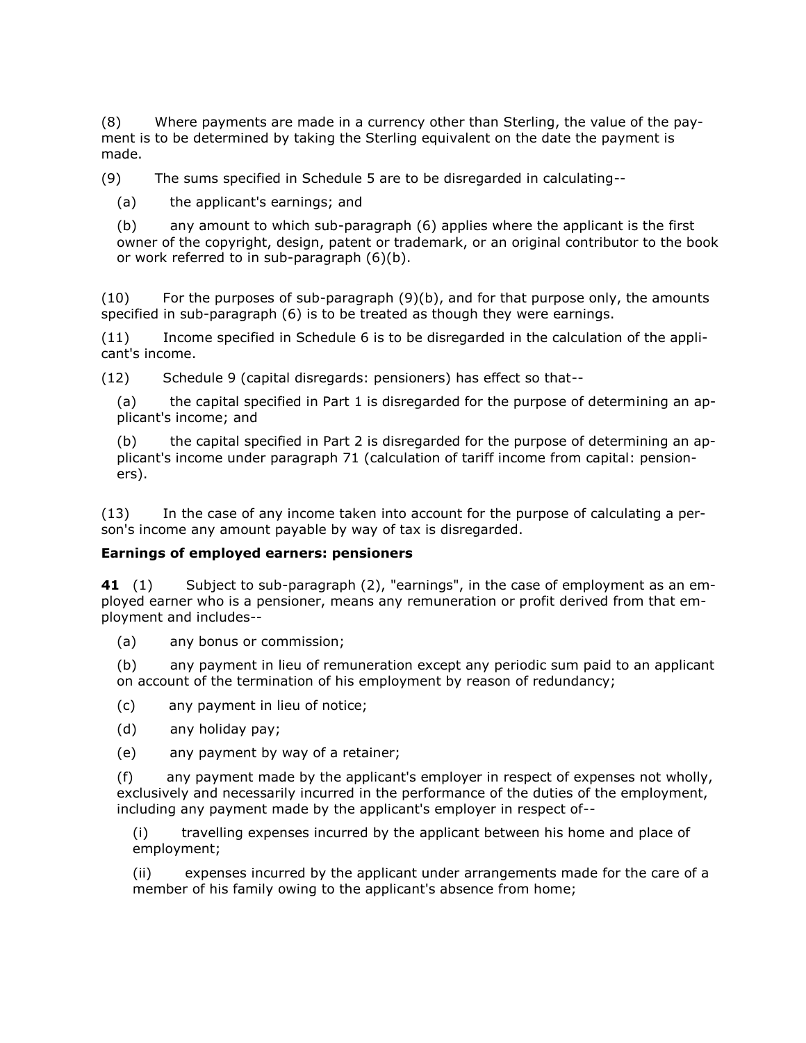(8) Where payments are made in a currency other than Sterling, the value of the payment is to be determined by taking the Sterling equivalent on the date the payment is made.

(9) The sums specified in Schedule 5 are to be disregarded in calculating--

(a) the applicant's earnings; and

(b) any amount to which sub-paragraph (6) applies where the applicant is the first owner of the copyright, design, patent or trademark, or an original contributor to the book or work referred to in sub-paragraph (6)(b).

(10) For the purposes of sub-paragraph (9)(b), and for that purpose only, the amounts specified in sub-paragraph (6) is to be treated as though they were earnings.

(11) Income specified in Schedule 6 is to be disregarded in the calculation of the applicant's income.

(12) Schedule 9 (capital disregards: pensioners) has effect so that--

(a) the capital specified in Part 1 is disregarded for the purpose of determining an applicant's income; and

(b) the capital specified in Part 2 is disregarded for the purpose of determining an applicant's income under paragraph 71 (calculation of tariff income from capital: pensioners).

(13) In the case of any income taken into account for the purpose of calculating a person's income any amount payable by way of tax is disregarded.

**Earnings of employed earners: pensioners**

**41** (1) Subject to sub-paragraph (2), "earnings", in the case of employment as an employed earner who is a pensioner, means any remuneration or profit derived from that employment and includes--

(a) any bonus or commission;

(b) any payment in lieu of remuneration except any periodic sum paid to an applicant on account of the termination of his employment by reason of redundancy;

(c) any payment in lieu of notice;

(d) any holiday pay;

(e) any payment by way of a retainer;

(f) any payment made by the applicant's employer in respect of expenses not wholly, exclusively and necessarily incurred in the performance of the duties of the employment, including any payment made by the applicant's employer in respect of--

(i) travelling expenses incurred by the applicant between his home and place of employment;

(ii) expenses incurred by the applicant under arrangements made for the care of a member of his family owing to the applicant's absence from home;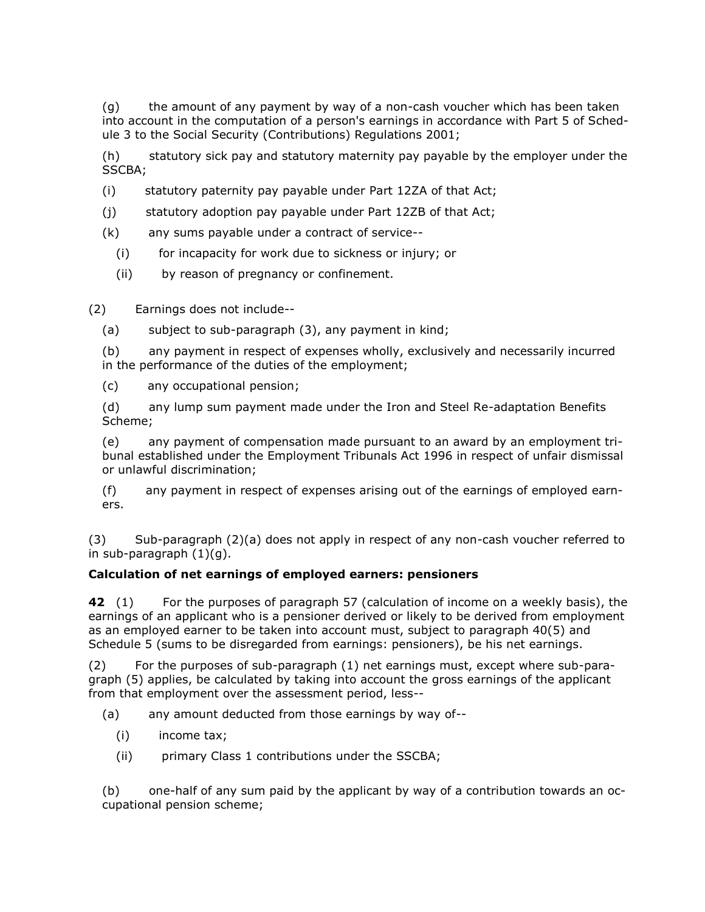(g) the amount of any payment by way of a non-cash voucher which has been taken into account in the computation of a person's earnings in accordance with Part 5 of Schedule 3 to the Social Security (Contributions) Regulations 2001;

(h) statutory sick pay and statutory maternity pay payable by the employer under the SSCBA;

(i) statutory paternity pay payable under Part 12ZA of that Act;

(j) statutory adoption pay payable under Part 12ZB of that Act;

(k) any sums payable under a contract of service--

(i) for incapacity for work due to sickness or injury; or

(ii) by reason of pregnancy or confinement.

(2) Earnings does not include--

(a) subject to sub-paragraph (3), any payment in kind;

(b) any payment in respect of expenses wholly, exclusively and necessarily incurred in the performance of the duties of the employment;

(c) any occupational pension;

(d) any lump sum payment made under the Iron and Steel Re-adaptation Benefits Scheme;

(e) any payment of compensation made pursuant to an award by an employment tribunal established under the Employment Tribunals Act 1996 in respect of unfair dismissal or unlawful discrimination;

(f) any payment in respect of expenses arising out of the earnings of employed earners.

(3) Sub-paragraph (2)(a) does not apply in respect of any non-cash voucher referred to in sub-paragraph (1)(g).

**Calculation of net earnings of employed earners: pensioners**

**42** (1) For the purposes of paragraph 57 (calculation of income on a weekly basis), the earnings of an applicant who is a pensioner derived or likely to be derived from employment as an employed earner to be taken into account must, subject to paragraph 40(5) and Schedule 5 (sums to be disregarded from earnings: pensioners), be his net earnings.

(2) For the purposes of sub-paragraph (1) net earnings must, except where sub-paragraph (5) applies, be calculated by taking into account the gross earnings of the applicant from that employment over the assessment period, less--

(a) any amount deducted from those earnings by way of--

(i) income tax;

(ii) primary Class 1 contributions under the SSCBA;

(b) one-half of any sum paid by the applicant by way of a contribution towards an occupational pension scheme;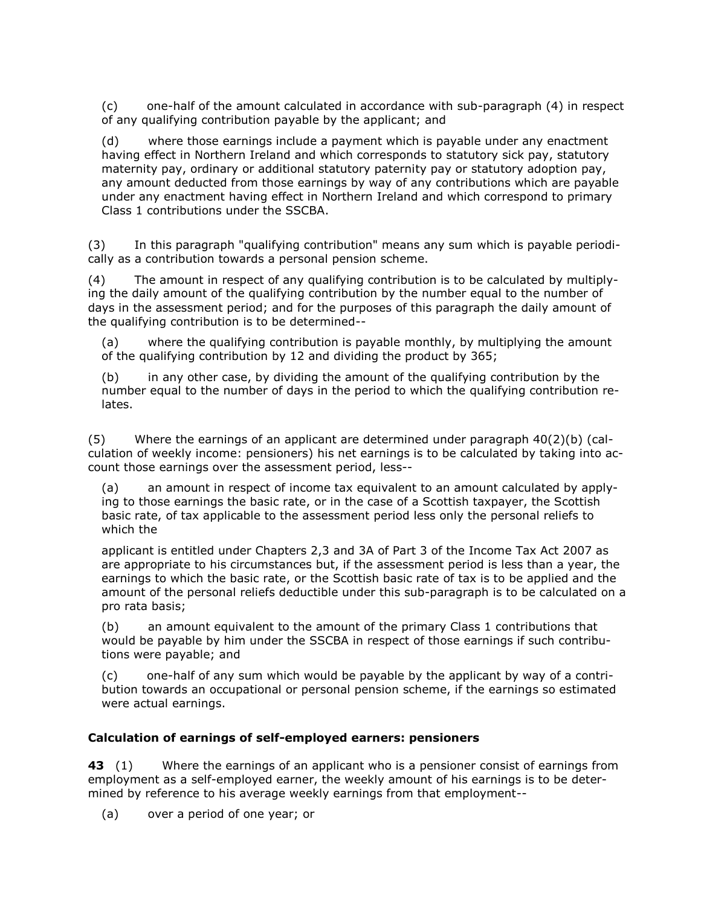(c) one-half of the amount calculated in accordance with sub-paragraph (4) in respect of any qualifying contribution payable by the applicant; and

(d) where those earnings include a payment which is payable under any enactment having effect in Northern Ireland and which corresponds to statutory sick pay, statutory maternity pay, ordinary or additional statutory paternity pay or statutory adoption pay, any amount deducted from those earnings by way of any contributions which are payable under any enactment having effect in Northern Ireland and which correspond to primary Class 1 contributions under the SSCBA.

(3) In this paragraph "qualifying contribution" means any sum which is payable periodically as a contribution towards a personal pension scheme.

(4) The amount in respect of any qualifying contribution is to be calculated by multiplying the daily amount of the qualifying contribution by the number equal to the number of days in the assessment period; and for the purposes of this paragraph the daily amount of the qualifying contribution is to be determined--

(a) where the qualifying contribution is payable monthly, by multiplying the amount of the qualifying contribution by 12 and dividing the product by 365;

(b) in any other case, by dividing the amount of the qualifying contribution by the number equal to the number of days in the period to which the qualifying contribution relates.

(5) Where the earnings of an applicant are determined under paragraph 40(2)(b) (calculation of weekly income: pensioners) his net earnings is to be calculated by taking into account those earnings over the assessment period, less--

(a) an amount in respect of income tax equivalent to an amount calculated by applying to those earnings the basic rate, or in the case of a Scottish taxpayer, the Scottish basic rate, of tax applicable to the assessment period less only the personal reliefs to which the

applicant is entitled under Chapters 2,3 and 3A of Part 3 of the Income Tax Act 2007 as are appropriate to his circumstances but, if the assessment period is less than a year, the earnings to which the basic rate, or the Scottish basic rate of tax is to be applied and the amount of the personal reliefs deductible under this sub-paragraph is to be calculated on a pro rata basis;

(b) an amount equivalent to the amount of the primary Class 1 contributions that would be payable by him under the SSCBA in respect of those earnings if such contributions were payable; and

(c) one-half of any sum which would be payable by the applicant by way of a contribution towards an occupational or personal pension scheme, if the earnings so estimated were actual earnings.

### Calculation of earnings of self-employed earners: pensioners

**43** (1) Where the earnings of an applicant who is a pensioner consist of earnings from employment as a self-employed earner, the weekly amount of his earnings is to be determined by reference to his average weekly earnings from that employment--

(a) over a period of one year; or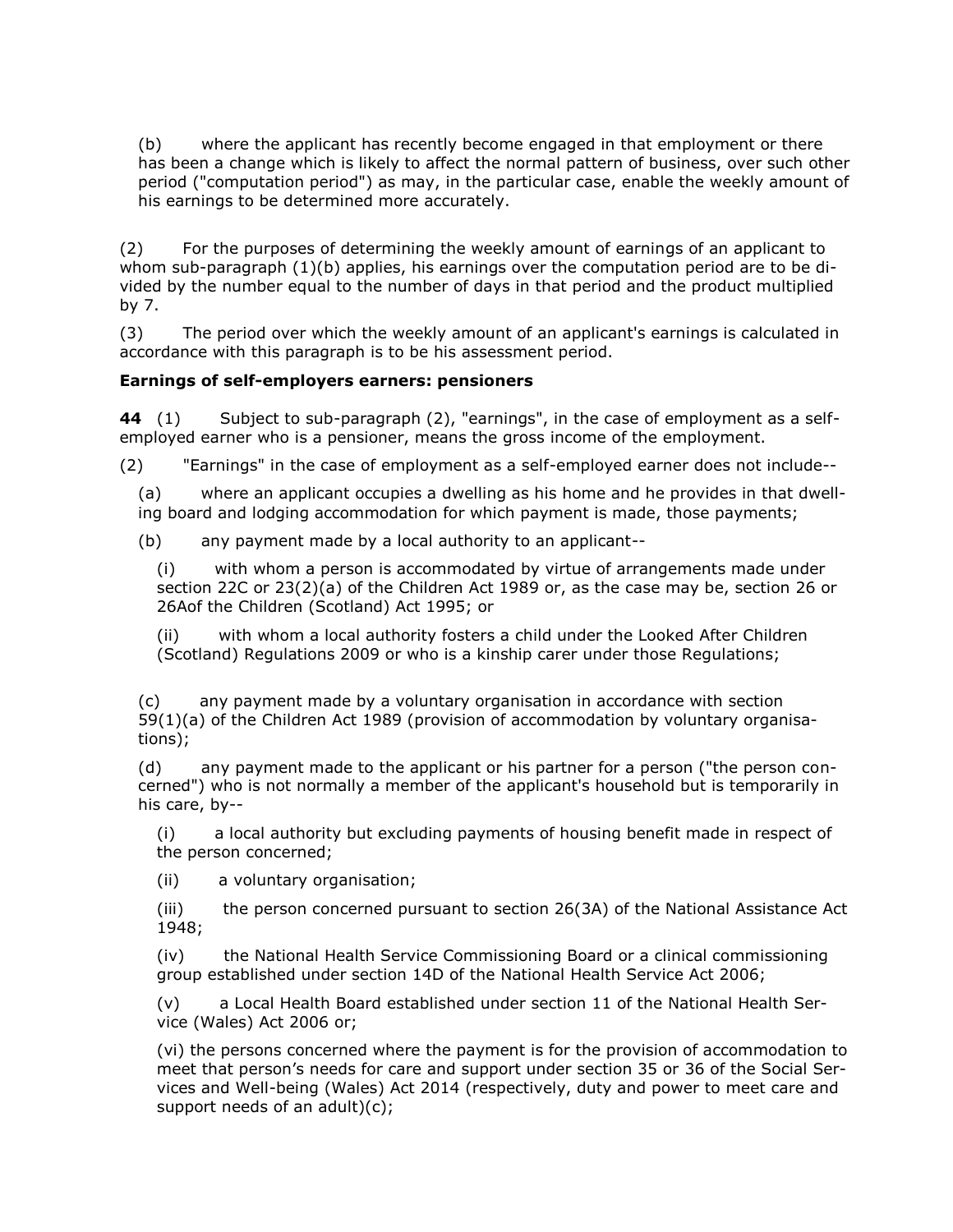(b) where the applicant has recently become engaged in that employment or there has been a change which is likely to affect the normal pattern of business, over such other period ("computation period") as may, in the particular case, enable the weekly amount of his earnings to be determined more accurately.

(2) For the purposes of determining the weekly amount of earnings of an applicant to whom sub-paragraph (1)(b) applies, his earnings over the computation period are to be divided by the number equal to the number of days in that period and the product multiplied by 7.

(3) The period over which the weekly amount of an applicant's earnings is calculated in accordance with this paragraph is to be his assessment period.

**Earnings of self-employers earners: pensioners**

**44** (1) Subject to sub-paragraph (2), "earnings", in the case of employment as a self-employed earner who is a pensioner, means the gross income of the employment.

(2) "Earnings" in the case of employment as a self-employed earner does not include--

(a) where an applicant occupies a dwelling as his home and he provides in that dwelling board and lodging accommodation for which payment is made, those payments;

(b) any payment made by a local authority to an applicant--

(i) with whom a person is accommodated by virtue of arrangements made under section 22C or 23(2)(a) of the Children Act 1989 or, as the case may be, section 26 or 26Aof the Children (Scotland) Act 1995; or

(ii) with whom a local authority fosters a child under the Looked After Children (Scotland) Regulations 2009 or who is a kinship carer under those Regulations;

(c) any payment made by a voluntary organisation in accordance with section 59(1)(a) of the Children Act 1989 (provision of accommodation by voluntary organisations);

(d) any payment made to the applicant or his partner for a person ("the person concerned") who is not normally a member of the applicant's household but is temporarily in his care, by--

(i) a local authority but excluding payments of housing benefit made in respect of the person concerned;

(ii) a voluntary organisation;

(iii) the person concerned pursuant to section 26(3A) of the National Assistance Act 1948;

(iv) the National Health Service Commissioning Board or a clinical commissioning group established under section 14D of the National Health Service Act 2006;

(v) a Local Health Board established under section 11 of the National Health Service (Wales) Act 2006 or;

(vi) the persons concerned where the payment is for the provision of accommodation to meet that person's needs for care and support under section 35 or 36 of the Social Services and Well-being (Wales) Act 2014 (respectively, duty and power to meet care and support needs of an adult)(c);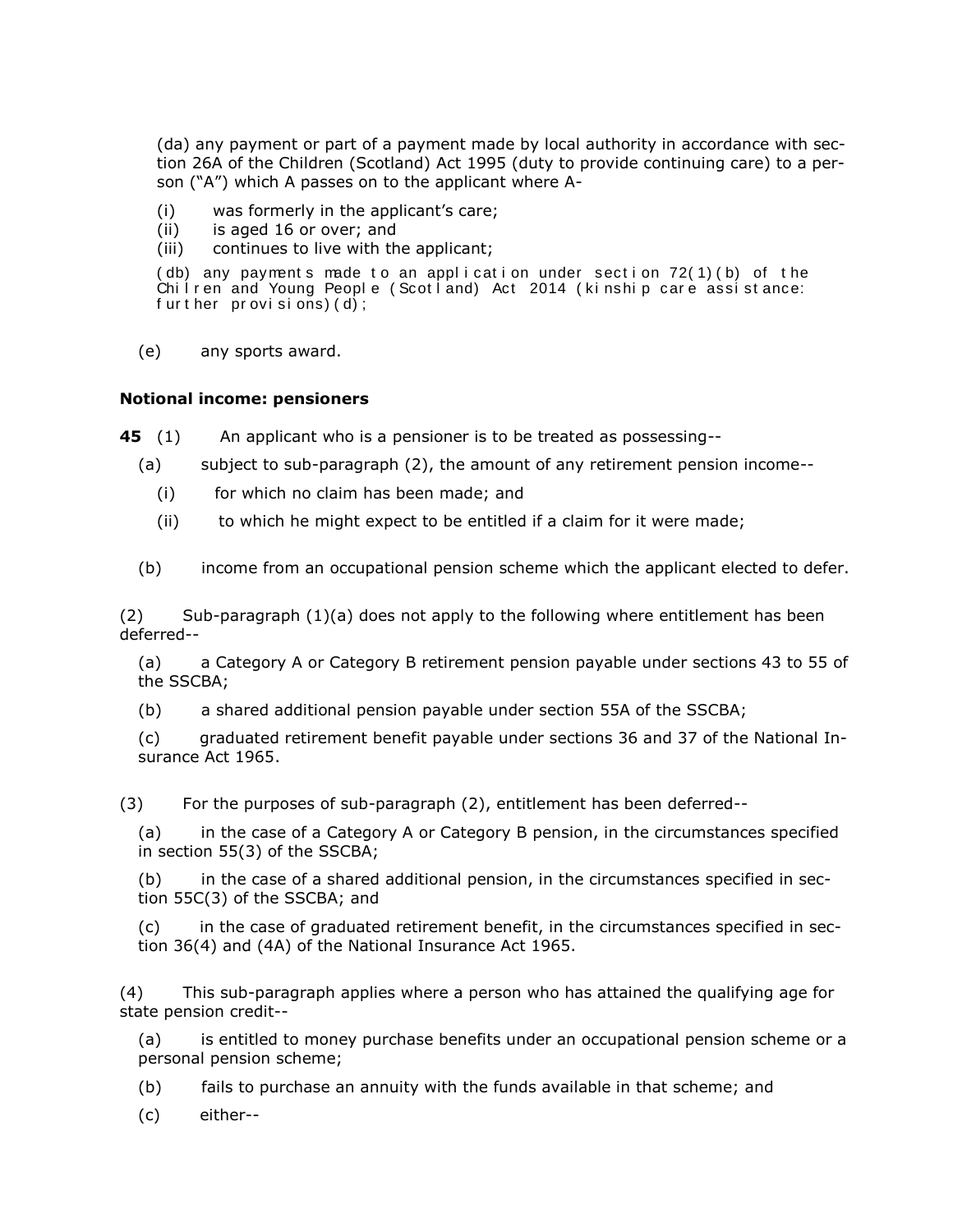(da) any payment or part of a payment made by local authority in accordance with section 26A of the Children (Scotland) Act 1995 (duty to provide continuing care) to a person ("A") which A passes on to the applicant where A-

(i) was formerly in the applicant's care;
(ii) is aged 16 or over; and
(iii) continues to live with the applicant;

(db) any payments made to an application under section 72(1)(b) of the Chilren and Young People (Scotland) Act 2014 (kinship care assistance: further provisions)(d);

(e) any sports award.

**Notional income: pensioners**

**45** (1) An applicant who is a pensioner is to be treated as possessing--

(a) subject to sub-paragraph (2), the amount of any retirement pension income--

(i) for which no claim has been made; and

(ii) to which he might expect to be entitled if a claim for it were made;

(b) income from an occupational pension scheme which the applicant elected to defer.

(2) Sub-paragraph (1)(a) does not apply to the following where entitlement has been deferred--

(a) a Category A or Category B retirement pension payable under sections 43 to 55 of the SSCBA;

(b) a shared additional pension payable under section 55A of the SSCBA;

(c) graduated retirement benefit payable under sections 36 and 37 of the National Insurance Act 1965.

(3) For the purposes of sub-paragraph (2), entitlement has been deferred--

(a) in the case of a Category A or Category B pension, in the circumstances specified in section 55(3) of the SSCBA;

(b) in the case of a shared additional pension, in the circumstances specified in section 55C(3) of the SSCBA; and

(c) in the case of graduated retirement benefit, in the circumstances specified in section 36(4) and (4A) of the National Insurance Act 1965.

(4) This sub-paragraph applies where a person who has attained the qualifying age for state pension credit--

(a) is entitled to money purchase benefits under an occupational pension scheme or a personal pension scheme;

(b) fails to purchase an annuity with the funds available in that scheme; and

(c) either--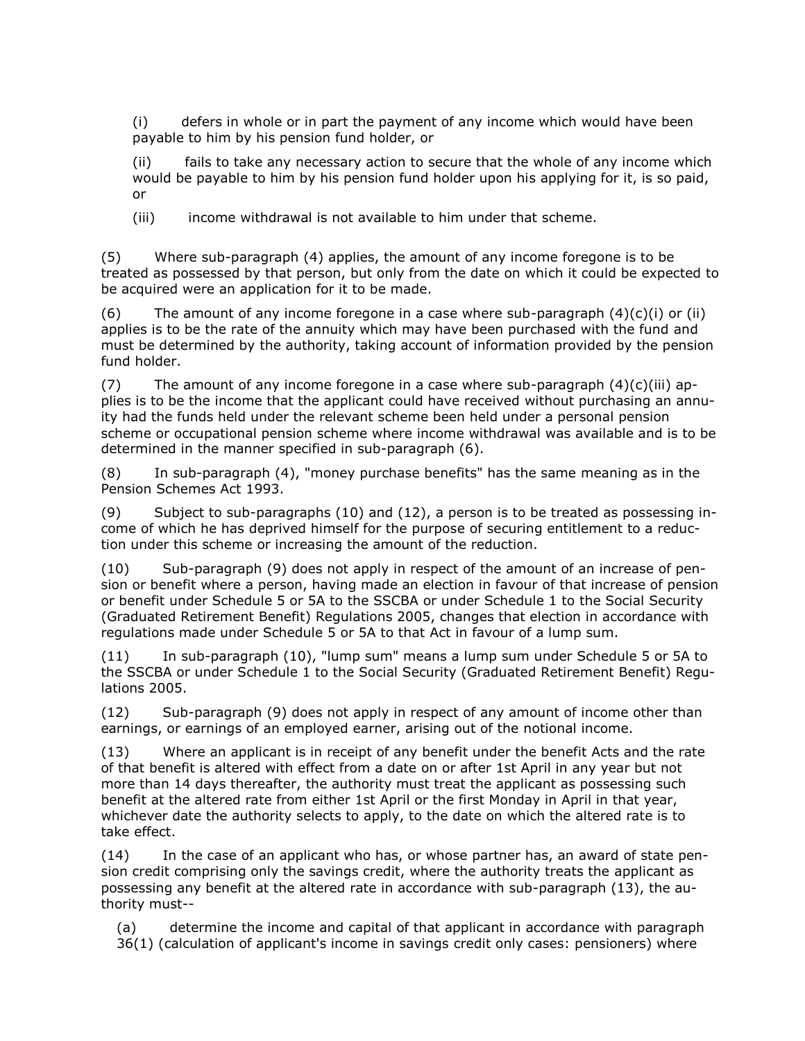(i) defers in whole or in part the payment of any income which would have been payable to him by his pension fund holder, or

(ii) fails to take any necessary action to secure that the whole of any income which would be payable to him by his pension fund holder upon his applying for it, is so paid, or

(iii) income withdrawal is not available to him under that scheme.

(5) Where sub-paragraph (4) applies, the amount of any income foregone is to be treated as possessed by that person, but only from the date on which it could be expected to be acquired were an application for it to be made.

(6) The amount of any income foregone in a case where sub-paragraph (4)(c)(i) or (ii) applies is to be the rate of the annuity which may have been purchased with the fund and must be determined by the authority, taking account of information provided by the pension fund holder.

(7) The amount of any income foregone in a case where sub-paragraph (4)(c)(iii) applies is to be the income that the applicant could have received without purchasing an annuity had the funds held under the relevant scheme been held under a personal pension scheme or occupational pension scheme where income withdrawal was available and is to be determined in the manner specified in sub-paragraph (6).

(8) In sub-paragraph (4), "money purchase benefits" has the same meaning as in the Pension Schemes Act 1993.

(9) Subject to sub-paragraphs (10) and (12), a person is to be treated as possessing income of which he has deprived himself for the purpose of securing entitlement to a reduction under this scheme or increasing the amount of the reduction.

(10) Sub-paragraph (9) does not apply in respect of the amount of an increase of pension or benefit where a person, having made an election in favour of that increase of pension or benefit under Schedule 5 or 5A to the SSCBA or under Schedule 1 to the Social Security (Graduated Retirement Benefit) Regulations 2005, changes that election in accordance with regulations made under Schedule 5 or 5A to that Act in favour of a lump sum.

(11) In sub-paragraph (10), "lump sum" means a lump sum under Schedule 5 or 5A to the SSCBA or under Schedule 1 to the Social Security (Graduated Retirement Benefit) Regulations 2005.

(12) Sub-paragraph (9) does not apply in respect of any amount of income other than earnings, or earnings of an employed earner, arising out of the notional income.

(13) Where an applicant is in receipt of any benefit under the benefit Acts and the rate of that benefit is altered with effect from a date on or after 1st April in any year but not more than 14 days thereafter, the authority must treat the applicant as possessing such benefit at the altered rate from either 1st April or the first Monday in April in that year, whichever date the authority selects to apply, to the date on which the altered rate is to take effect.

(14) In the case of an applicant who has, or whose partner has, an award of state pension credit comprising only the savings credit, where the authority treats the applicant as possessing any benefit at the altered rate in accordance with sub-paragraph (13), the authority must--

(a) determine the income and capital of that applicant in accordance with paragraph 36(1) (calculation of applicant's income in savings credit only cases: pensioners) where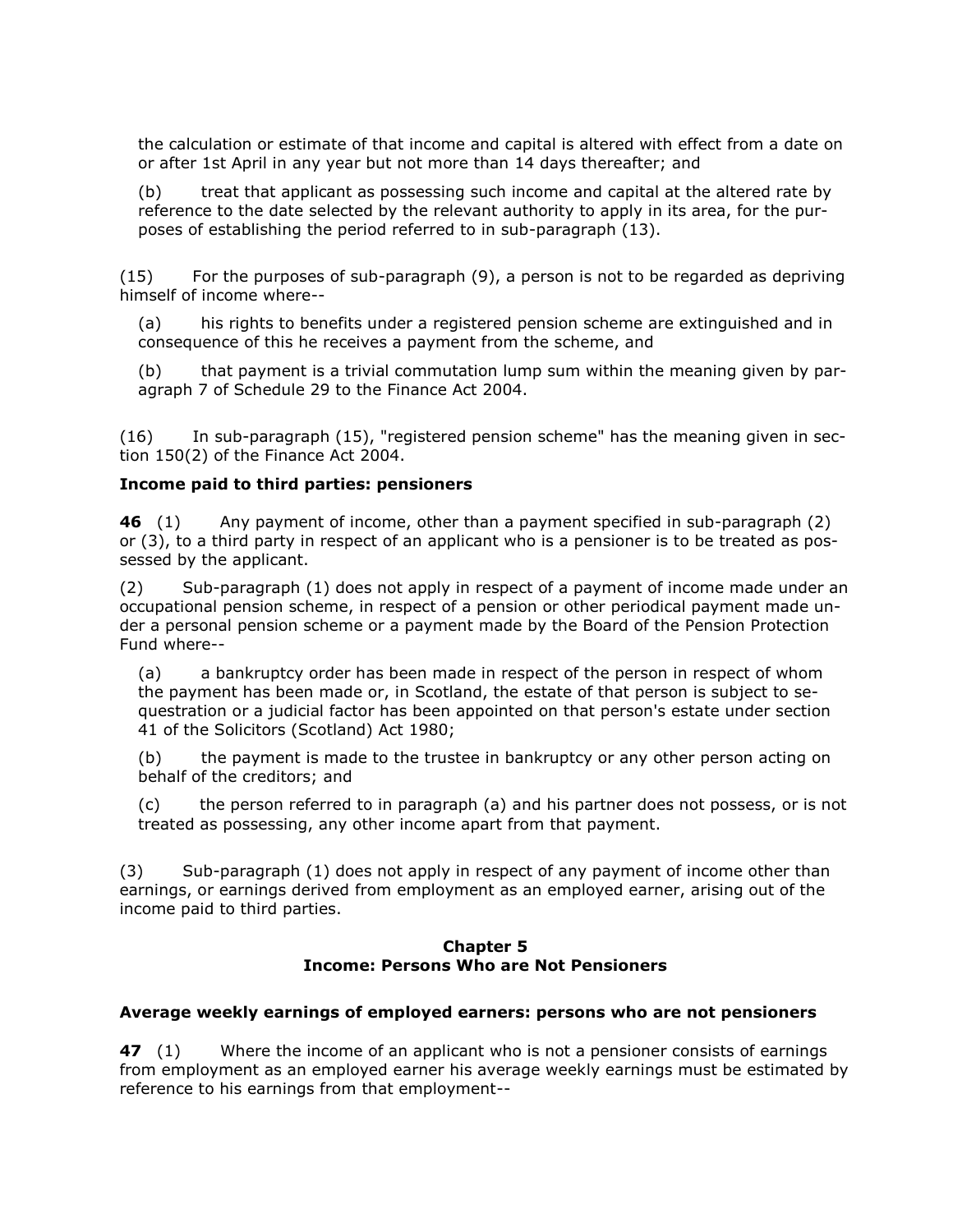the calculation or estimate of that income and capital is altered with effect from a date on or after 1st April in any year but not more than 14 days thereafter; and

(b) treat that applicant as possessing such income and capital at the altered rate by reference to the date selected by the relevant authority to apply in its area, for the purposes of establishing the period referred to in sub-paragraph (13).

(15) For the purposes of sub-paragraph (9), a person is not to be regarded as depriving himself of income where--

(a) his rights to benefits under a registered pension scheme are extinguished and in consequence of this he receives a payment from the scheme, and

(b) that payment is a trivial commutation lump sum within the meaning given by paragraph 7 of Schedule 29 to the Finance Act 2004.

(16) In sub-paragraph (15), "registered pension scheme" has the meaning given in section 150(2) of the Finance Act 2004.

**Income paid to third parties: pensioners**

**46** (1) Any payment of income, other than a payment specified in sub-paragraph (2) or (3), to a third party in respect of an applicant who is a pensioner is to be treated as possessed by the applicant.

(2) Sub-paragraph (1) does not apply in respect of a payment of income made under an occupational pension scheme, in respect of a pension or other periodical payment made under a personal pension scheme or a payment made by the Board of the Pension Protection Fund where--

(a) a bankruptcy order has been made in respect of the person in respect of whom the payment has been made or, in Scotland, the estate of that person is subject to sequestration or a judicial factor has been appointed on that person's estate under section 41 of the Solicitors (Scotland) Act 1980;

(b) the payment is made to the trustee in bankruptcy or any other person acting on behalf of the creditors; and

(c) the person referred to in paragraph (a) and his partner does not possess, or is not treated as possessing, any other income apart from that payment.

(3) Sub-paragraph (1) does not apply in respect of any payment of income other than earnings, or earnings derived from employment as an employed earner, arising out of the income paid to third parties.

## Chapter 5
## Income: Persons Who are Not Pensioners

**Average weekly earnings of employed earners: persons who are not pensioners**

**47** (1) Where the income of an applicant who is not a pensioner consists of earnings from employment as an employed earner his average weekly earnings must be estimated by reference to his earnings from that employment--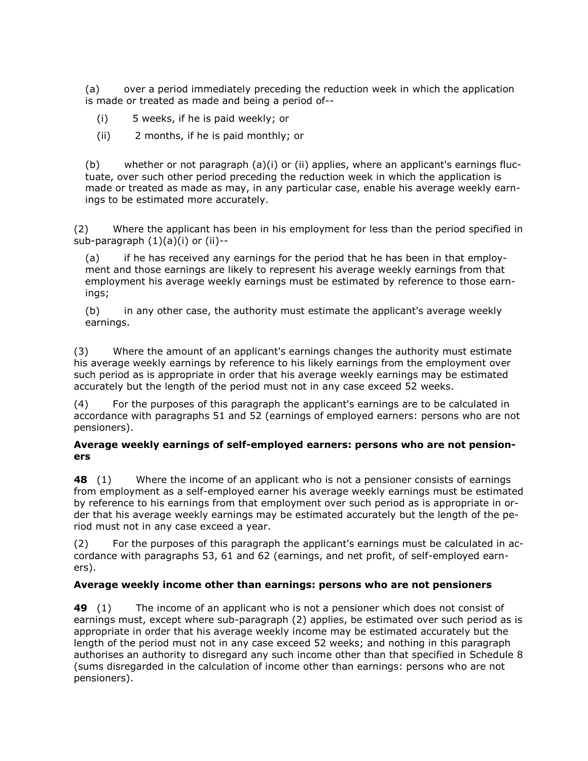(a) over a period immediately preceding the reduction week in which the application is made or treated as made and being a period of--

(i) 5 weeks, if he is paid weekly; or

(ii) 2 months, if he is paid monthly; or

(b) whether or not paragraph (a)(i) or (ii) applies, where an applicant's earnings fluctuate, over such other period preceding the reduction week in which the application is made or treated as made as may, in any particular case, enable his average weekly earnings to be estimated more accurately.

(2) Where the applicant has been in his employment for less than the period specified in sub-paragraph (1)(a)(i) or (ii)--

(a) if he has received any earnings for the period that he has been in that employment and those earnings are likely to represent his average weekly earnings from that employment his average weekly earnings must be estimated by reference to those earnings;

(b) in any other case, the authority must estimate the applicant's average weekly earnings.

(3) Where the amount of an applicant's earnings changes the authority must estimate his average weekly earnings by reference to his likely earnings from the employment over such period as is appropriate in order that his average weekly earnings may be estimated accurately but the length of the period must not in any case exceed 52 weeks.

(4) For the purposes of this paragraph the applicant's earnings are to be calculated in accordance with paragraphs 51 and 52 (earnings of employed earners: persons who are not pensioners).

**Average weekly earnings of self-employed earners: persons who are not pensioners**

**48** (1) Where the income of an applicant who is not a pensioner consists of earnings from employment as a self-employed earner his average weekly earnings must be estimated by reference to his earnings from that employment over such period as is appropriate in order that his average weekly earnings may be estimated accurately but the length of the period must not in any case exceed a year.

(2) For the purposes of this paragraph the applicant's earnings must be calculated in accordance with paragraphs 53, 61 and 62 (earnings, and net profit, of self-employed earners).

**Average weekly income other than earnings: persons who are not pensioners**

**49** (1) The income of an applicant who is not a pensioner which does not consist of earnings must, except where sub-paragraph (2) applies, be estimated over such period as is appropriate in order that his average weekly income may be estimated accurately but the length of the period must not in any case exceed 52 weeks; and nothing in this paragraph authorises an authority to disregard any such income other than that specified in Schedule 8 (sums disregarded in the calculation of income other than earnings: persons who are not pensioners).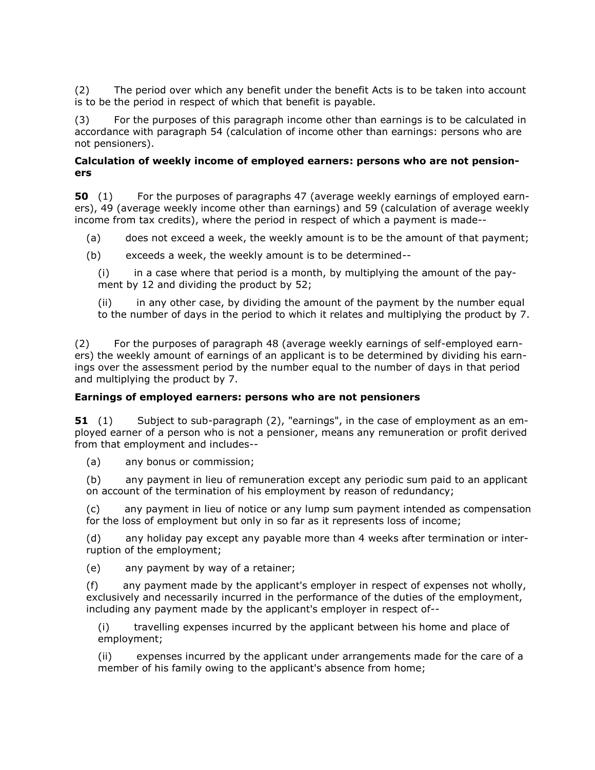(2) The period over which any benefit under the benefit Acts is to be taken into account is to be the period in respect of which that benefit is payable.

(3) For the purposes of this paragraph income other than earnings is to be calculated in accordance with paragraph 54 (calculation of income other than earnings: persons who are not pensioners).

**Calculation of weekly income of employed earners: persons who are not pensioners**

**50** (1) For the purposes of paragraphs 47 (average weekly earnings of employed earners), 49 (average weekly income other than earnings) and 59 (calculation of average weekly income from tax credits), where the period in respect of which a payment is made--

(a) does not exceed a week, the weekly amount is to be the amount of that payment;

(b) exceeds a week, the weekly amount is to be determined--

(i) in a case where that period is a month, by multiplying the amount of the payment by 12 and dividing the product by 52;

(ii) in any other case, by dividing the amount of the payment by the number equal to the number of days in the period to which it relates and multiplying the product by 7.

(2) For the purposes of paragraph 48 (average weekly earnings of self-employed earners) the weekly amount of earnings of an applicant is to be determined by dividing his earnings over the assessment period by the number equal to the number of days in that period and multiplying the product by 7.

**Earnings of employed earners: persons who are not pensioners**

**51** (1) Subject to sub-paragraph (2), "earnings", in the case of employment as an employed earner of a person who is not a pensioner, means any remuneration or profit derived from that employment and includes--

(a) any bonus or commission;

(b) any payment in lieu of remuneration except any periodic sum paid to an applicant on account of the termination of his employment by reason of redundancy;

(c) any payment in lieu of notice or any lump sum payment intended as compensation for the loss of employment but only in so far as it represents loss of income;

(d) any holiday pay except any payable more than 4 weeks after termination or interruption of the employment;

(e) any payment by way of a retainer;

(f) any payment made by the applicant's employer in respect of expenses not wholly, exclusively and necessarily incurred in the performance of the duties of the employment, including any payment made by the applicant's employer in respect of--

(i) travelling expenses incurred by the applicant between his home and place of employment;

(ii) expenses incurred by the applicant under arrangements made for the care of a member of his family owing to the applicant's absence from home;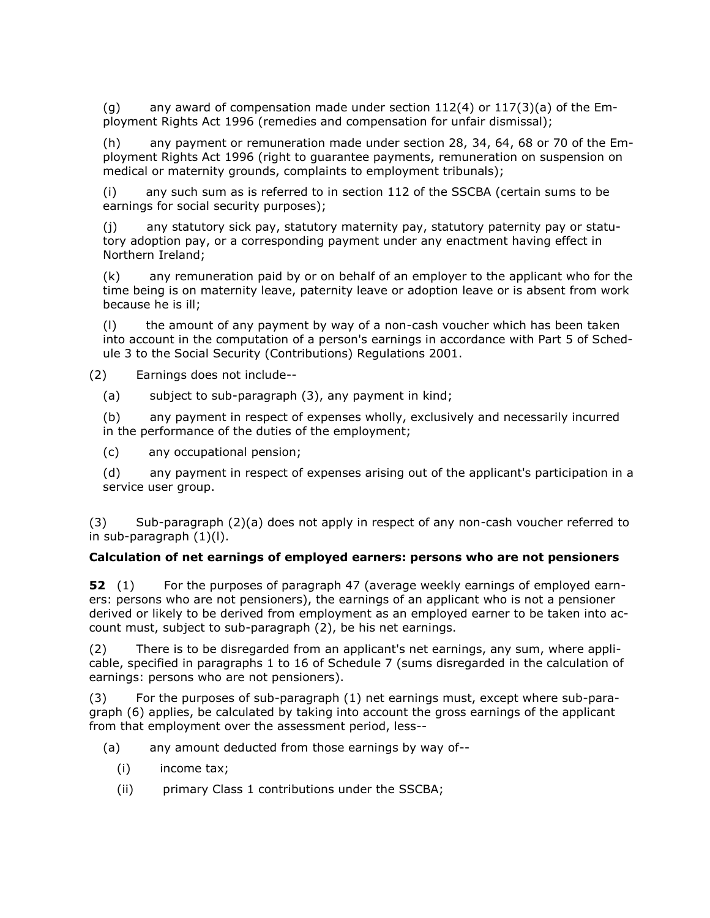(g) any award of compensation made under section 112(4) or 117(3)(a) of the Employment Rights Act 1996 (remedies and compensation for unfair dismissal);

(h) any payment or remuneration made under section 28, 34, 64, 68 or 70 of the Employment Rights Act 1996 (right to guarantee payments, remuneration on suspension on medical or maternity grounds, complaints to employment tribunals);

(i) any such sum as is referred to in section 112 of the SSCBA (certain sums to be earnings for social security purposes);

(j) any statutory sick pay, statutory maternity pay, statutory paternity pay or statutory adoption pay, or a corresponding payment under any enactment having effect in Northern Ireland;

(k) any remuneration paid by or on behalf of an employer to the applicant who for the time being is on maternity leave, paternity leave or adoption leave or is absent from work because he is ill;

(l) the amount of any payment by way of a non-cash voucher which has been taken into account in the computation of a person's earnings in accordance with Part 5 of Schedule 3 to the Social Security (Contributions) Regulations 2001.

(2) Earnings does not include--

(a) subject to sub-paragraph (3), any payment in kind;

(b) any payment in respect of expenses wholly, exclusively and necessarily incurred in the performance of the duties of the employment;

(c) any occupational pension;

(d) any payment in respect of expenses arising out of the applicant's participation in a service user group.

(3) Sub-paragraph (2)(a) does not apply in respect of any non-cash voucher referred to in sub-paragraph (1)(l).

**Calculation of net earnings of employed earners: persons who are not pensioners**

**52** (1) For the purposes of paragraph 47 (average weekly earnings of employed earners: persons who are not pensioners), the earnings of an applicant who is not a pensioner derived or likely to be derived from employment as an employed earner to be taken into account must, subject to sub-paragraph (2), be his net earnings.

(2) There is to be disregarded from an applicant's net earnings, any sum, where applicable, specified in paragraphs 1 to 16 of Schedule 7 (sums disregarded in the calculation of earnings: persons who are not pensioners).

(3) For the purposes of sub-paragraph (1) net earnings must, except where sub-paragraph (6) applies, be calculated by taking into account the gross earnings of the applicant from that employment over the assessment period, less--

(a) any amount deducted from those earnings by way of--

(i) income tax;

(ii) primary Class 1 contributions under the SSCBA;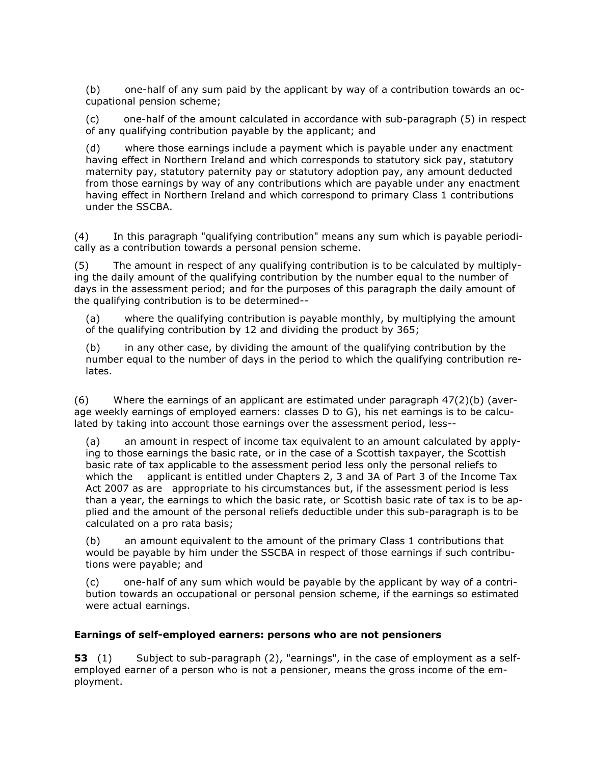(b) one-half of any sum paid by the applicant by way of a contribution towards an occupational pension scheme;

(c) one-half of the amount calculated in accordance with sub-paragraph (5) in respect of any qualifying contribution payable by the applicant; and

(d) where those earnings include a payment which is payable under any enactment having effect in Northern Ireland and which corresponds to statutory sick pay, statutory maternity pay, statutory paternity pay or statutory adoption pay, any amount deducted from those earnings by way of any contributions which are payable under any enactment having effect in Northern Ireland and which correspond to primary Class 1 contributions under the SSCBA.

(4) In this paragraph "qualifying contribution" means any sum which is payable periodically as a contribution towards a personal pension scheme.

(5) The amount in respect of any qualifying contribution is to be calculated by multiplying the daily amount of the qualifying contribution by the number equal to the number of days in the assessment period; and for the purposes of this paragraph the daily amount of the qualifying contribution is to be determined--

(a) where the qualifying contribution is payable monthly, by multiplying the amount of the qualifying contribution by 12 and dividing the product by 365;

(b) in any other case, by dividing the amount of the qualifying contribution by the number equal to the number of days in the period to which the qualifying contribution relates.

(6) Where the earnings of an applicant are estimated under paragraph 47(2)(b) (average weekly earnings of employed earners: classes D to G), his net earnings is to be calculated by taking into account those earnings over the assessment period, less--

(a) an amount in respect of income tax equivalent to an amount calculated by applying to those earnings the basic rate, or in the case of a Scottish taxpayer, the Scottish basic rate of tax applicable to the assessment period less only the personal reliefs to which the applicant is entitled under Chapters 2, 3 and 3A of Part 3 of the Income Tax Act 2007 as are appropriate to his circumstances but, if the assessment period is less than a year, the earnings to which the basic rate, or Scottish basic rate of tax is to be applied and the amount of the personal reliefs deductible under this sub-paragraph is to be calculated on a pro rata basis;

(b) an amount equivalent to the amount of the primary Class 1 contributions that would be payable by him under the SSCBA in respect of those earnings if such contributions were payable; and

(c) one-half of any sum which would be payable by the applicant by way of a contribution towards an occupational or personal pension scheme, if the earnings so estimated were actual earnings.

### Earnings of self-employed earners: persons who are not pensioners

**53** (1) Subject to sub-paragraph (2), "earnings", in the case of employment as a self-employed earner of a person who is not a pensioner, means the gross income of the employment.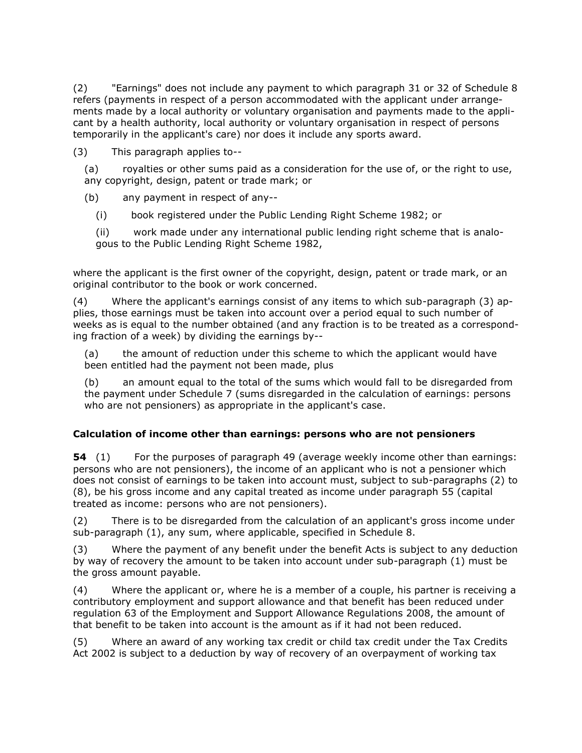(2) "Earnings" does not include any payment to which paragraph 31 or 32 of Schedule 8 refers (payments in respect of a person accommodated with the applicant under arrangements made by a local authority or voluntary organisation and payments made to the applicant by a health authority, local authority or voluntary organisation in respect of persons temporarily in the applicant's care) nor does it include any sports award.

(3) This paragraph applies to--

(a) royalties or other sums paid as a consideration for the use of, or the right to use, any copyright, design, patent or trade mark; or

(b) any payment in respect of any--

(i) book registered under the Public Lending Right Scheme 1982; or

(ii) work made under any international public lending right scheme that is analogous to the Public Lending Right Scheme 1982,

where the applicant is the first owner of the copyright, design, patent or trade mark, or an original contributor to the book or work concerned.

(4) Where the applicant's earnings consist of any items to which sub-paragraph (3) applies, those earnings must be taken into account over a period equal to such number of weeks as is equal to the number obtained (and any fraction is to be treated as a corresponding fraction of a week) by dividing the earnings by--

(a) the amount of reduction under this scheme to which the applicant would have been entitled had the payment not been made, plus

(b) an amount equal to the total of the sums which would fall to be disregarded from the payment under Schedule 7 (sums disregarded in the calculation of earnings: persons who are not pensioners) as appropriate in the applicant's case.

### Calculation of income other than earnings: persons who are not pensioners

**54** (1) For the purposes of paragraph 49 (average weekly income other than earnings: persons who are not pensioners), the income of an applicant who is not a pensioner which does not consist of earnings to be taken into account must, subject to sub-paragraphs (2) to (8), be his gross income and any capital treated as income under paragraph 55 (capital treated as income: persons who are not pensioners).

(2) There is to be disregarded from the calculation of an applicant's gross income under sub-paragraph (1), any sum, where applicable, specified in Schedule 8.

(3) Where the payment of any benefit under the benefit Acts is subject to any deduction by way of recovery the amount to be taken into account under sub-paragraph (1) must be the gross amount payable.

(4) Where the applicant or, where he is a member of a couple, his partner is receiving a contributory employment and support allowance and that benefit has been reduced under regulation 63 of the Employment and Support Allowance Regulations 2008, the amount of that benefit to be taken into account is the amount as if it had not been reduced.

(5) Where an award of any working tax credit or child tax credit under the Tax Credits Act 2002 is subject to a deduction by way of recovery of an overpayment of working tax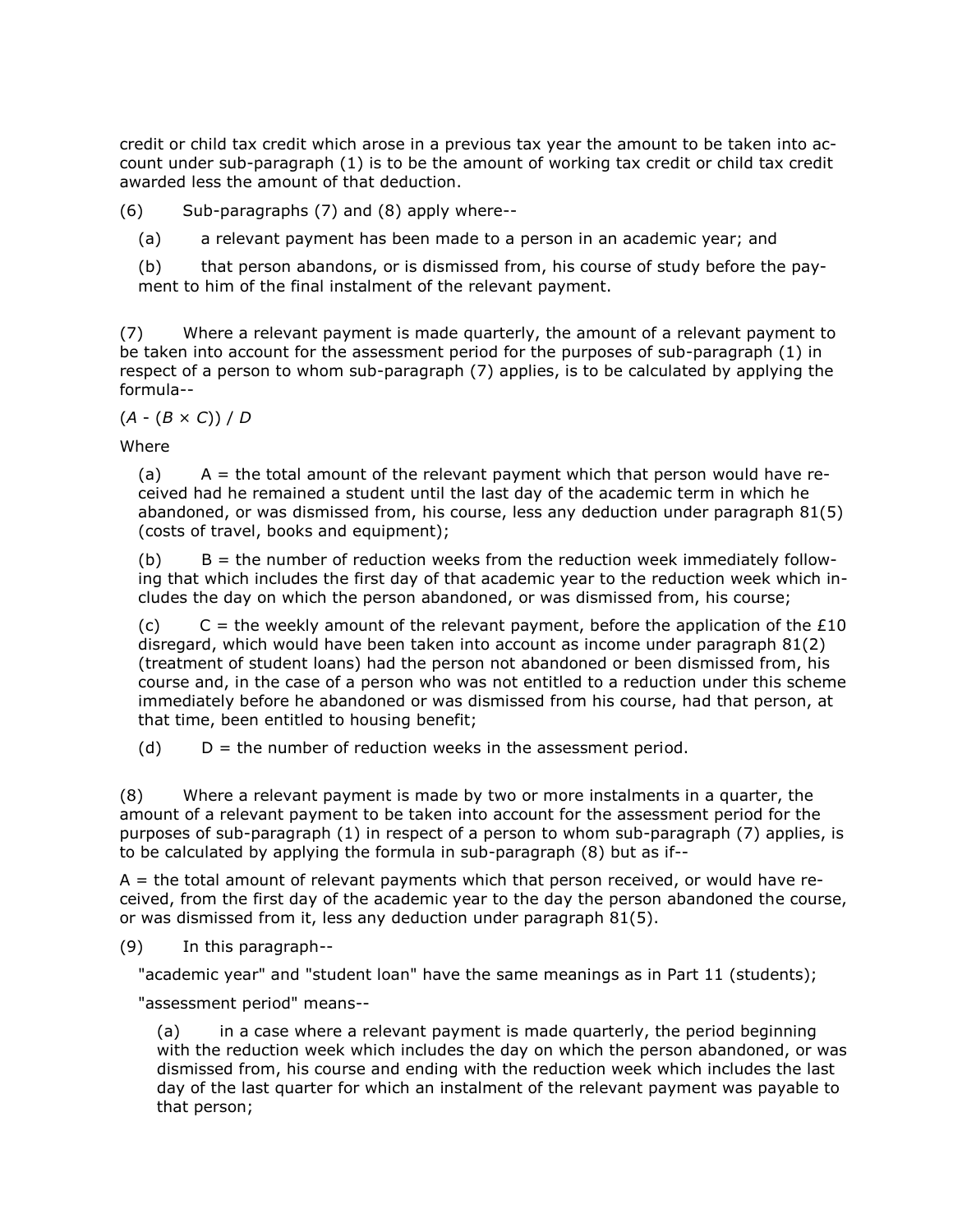credit or child tax credit which arose in a previous tax year the amount to be taken into account under sub-paragraph (1) is to be the amount of working tax credit or child tax credit awarded less the amount of that deduction.

(6) Sub-paragraphs (7) and (8) apply where--

(a) a relevant payment has been made to a person in an academic year; and

(b) that person abandons, or is dismissed from, his course of study before the payment to him of the final instalment of the relevant payment.

(7) Where a relevant payment is made quarterly, the amount of a relevant payment to be taken into account for the assessment period for the purposes of sub-paragraph (1) in respect of a person to whom sub-paragraph (7) applies, is to be calculated by applying the formula--

$(A - (B \times C)) / D$

Where

(a) A = the total amount of the relevant payment which that person would have received had he remained a student until the last day of the academic term in which he abandoned, or was dismissed from, his course, less any deduction under paragraph 81(5) (costs of travel, books and equipment);

(b) B = the number of reduction weeks from the reduction week immediately following that which includes the first day of that academic year to the reduction week which includes the day on which the person abandoned, or was dismissed from, his course;

(c) C = the weekly amount of the relevant payment, before the application of the £10 disregard, which would have been taken into account as income under paragraph 81(2) (treatment of student loans) had the person not abandoned or been dismissed from, his course and, in the case of a person who was not entitled to a reduction under this scheme immediately before he abandoned or was dismissed from his course, had that person, at that time, been entitled to housing benefit;

(d) D = the number of reduction weeks in the assessment period.

(8) Where a relevant payment is made by two or more instalments in a quarter, the amount of a relevant payment to be taken into account for the assessment period for the purposes of sub-paragraph (1) in respect of a person to whom sub-paragraph (7) applies, is to be calculated by applying the formula in sub-paragraph (8) but as if--

A = the total amount of relevant payments which that person received, or would have received, from the first day of the academic year to the day the person abandoned the course, or was dismissed from it, less any deduction under paragraph 81(5).

(9) In this paragraph--

"academic year" and "student loan" have the same meanings as in Part 11 (students);

"assessment period" means--

(a) in a case where a relevant payment is made quarterly, the period beginning with the reduction week which includes the day on which the person abandoned, or was dismissed from, his course and ending with the reduction week which includes the last day of the last quarter for which an instalment of the relevant payment was payable to that person;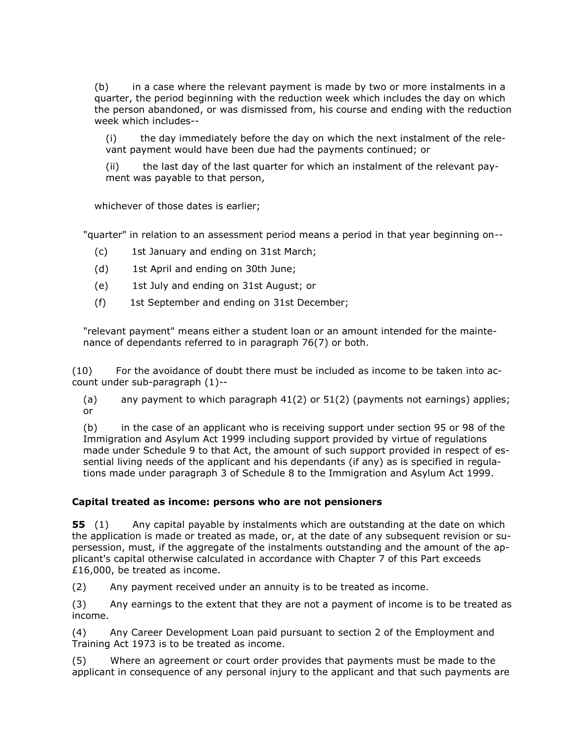(b) in a case where the relevant payment is made by two or more instalments in a quarter, the period beginning with the reduction week which includes the day on which the person abandoned, or was dismissed from, his course and ending with the reduction week which includes--

(i) the day immediately before the day on which the next instalment of the relevant payment would have been due had the payments continued; or

(ii) the last day of the last quarter for which an instalment of the relevant payment was payable to that person,

whichever of those dates is earlier;

"quarter" in relation to an assessment period means a period in that year beginning on--

(c) 1st January and ending on 31st March;

(d) 1st April and ending on 30th June;

(e) 1st July and ending on 31st August; or

(f) 1st September and ending on 31st December;

"relevant payment" means either a student loan or an amount intended for the maintenance of dependants referred to in paragraph 76(7) or both.

(10) For the avoidance of doubt there must be included as income to be taken into account under sub-paragraph (1)--

(a) any payment to which paragraph 41(2) or 51(2) (payments not earnings) applies; or

(b) in the case of an applicant who is receiving support under section 95 or 98 of the Immigration and Asylum Act 1999 including support provided by virtue of regulations made under Schedule 9 to that Act, the amount of such support provided in respect of essential living needs of the applicant and his dependants (if any) as is specified in regulations made under paragraph 3 of Schedule 8 to the Immigration and Asylum Act 1999.

#### Capital treated as income: persons who are not pensioners

**55** (1) Any capital payable by instalments which are outstanding at the date on which the application is made or treated as made, or, at the date of any subsequent revision or supersession, must, if the aggregate of the instalments outstanding and the amount of the applicant's capital otherwise calculated in accordance with Chapter 7 of this Part exceeds £16,000, be treated as income.

(2) Any payment received under an annuity is to be treated as income.

(3) Any earnings to the extent that they are not a payment of income is to be treated as income.

(4) Any Career Development Loan paid pursuant to section 2 of the Employment and Training Act 1973 is to be treated as income.

(5) Where an agreement or court order provides that payments must be made to the applicant in consequence of any personal injury to the applicant and that such payments are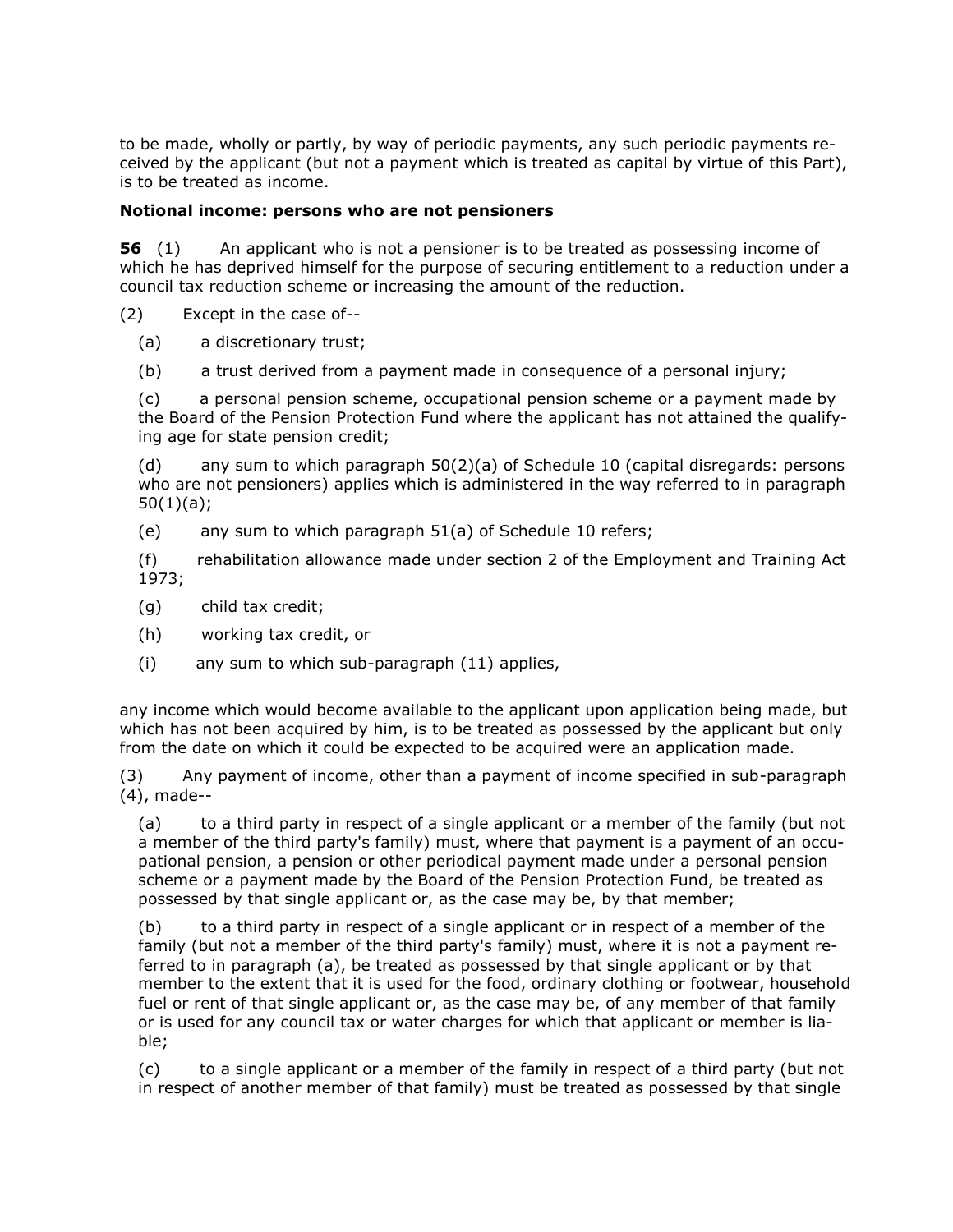to be made, wholly or partly, by way of periodic payments, any such periodic payments received by the applicant (but not a payment which is treated as capital by virtue of this Part), is to be treated as income.

**Notional income: persons who are not pensioners**

**56** (1) An applicant who is not a pensioner is to be treated as possessing income of which he has deprived himself for the purpose of securing entitlement to a reduction under a council tax reduction scheme or increasing the amount of the reduction.

(2) Except in the case of--

(a) a discretionary trust;

(b) a trust derived from a payment made in consequence of a personal injury;

(c) a personal pension scheme, occupational pension scheme or a payment made by the Board of the Pension Protection Fund where the applicant has not attained the qualifying age for state pension credit;

(d) any sum to which paragraph 50(2)(a) of Schedule 10 (capital disregards: persons who are not pensioners) applies which is administered in the way referred to in paragraph 50(1)(a);

(e) any sum to which paragraph 51(a) of Schedule 10 refers;

(f) rehabilitation allowance made under section 2 of the Employment and Training Act 1973;

(g) child tax credit;

(h) working tax credit, or

(i) any sum to which sub-paragraph (11) applies,

any income which would become available to the applicant upon application being made, but which has not been acquired by him, is to be treated as possessed by the applicant but only from the date on which it could be expected to be acquired were an application made.

(3) Any payment of income, other than a payment of income specified in sub-paragraph (4), made--

(a) to a third party in respect of a single applicant or a member of the family (but not a member of the third party's family) must, where that payment is a payment of an occupational pension, a pension or other periodical payment made under a personal pension scheme or a payment made by the Board of the Pension Protection Fund, be treated as possessed by that single applicant or, as the case may be, by that member;

(b) to a third party in respect of a single applicant or in respect of a member of the family (but not a member of the third party's family) must, where it is not a payment referred to in paragraph (a), be treated as possessed by that single applicant or by that member to the extent that it is used for the food, ordinary clothing or footwear, household fuel or rent of that single applicant or, as the case may be, of any member of that family or is used for any council tax or water charges for which that applicant or member is liable;

(c) to a single applicant or a member of the family in respect of a third party (but not in respect of another member of that family) must be treated as possessed by that single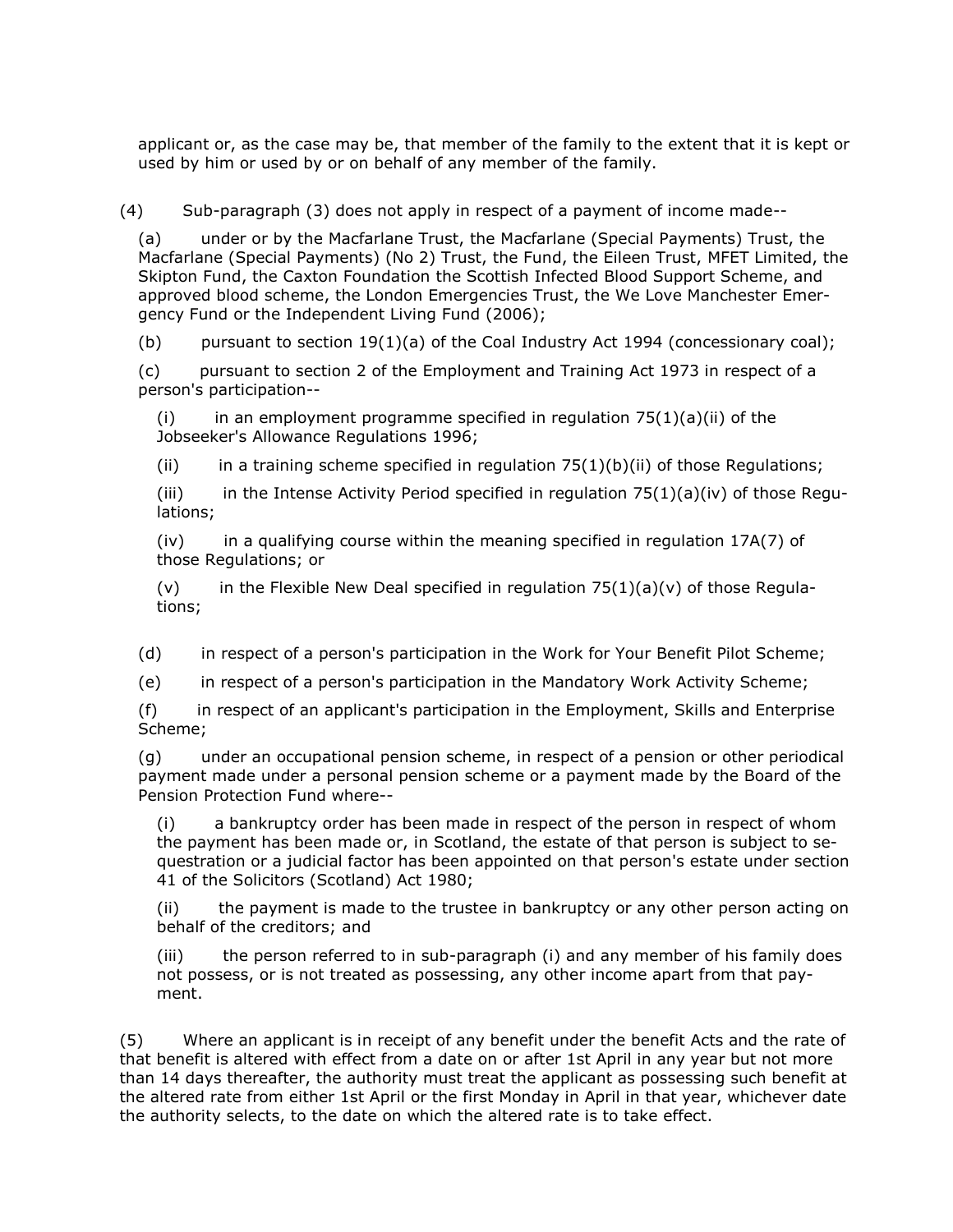applicant or, as the case may be, that member of the family to the extent that it is kept or used by him or used by or on behalf of any member of the family.

(4) Sub-paragraph (3) does not apply in respect of a payment of income made--

(a) under or by the Macfarlane Trust, the Macfarlane (Special Payments) Trust, the Macfarlane (Special Payments) (No 2) Trust, the Fund, the Eileen Trust, MFET Limited, the Skipton Fund, the Caxton Foundation the Scottish Infected Blood Support Scheme, and approved blood scheme, the London Emergencies Trust, the We Love Manchester Emergency Fund or the Independent Living Fund (2006);

(b) pursuant to section 19(1)(a) of the Coal Industry Act 1994 (concessionary coal);

(c) pursuant to section 2 of the Employment and Training Act 1973 in respect of a person's participation--

(i) in an employment programme specified in regulation 75(1)(a)(ii) of the Jobseeker's Allowance Regulations 1996;

(ii) in a training scheme specified in regulation 75(1)(b)(ii) of those Regulations;

(iii) in the Intense Activity Period specified in regulation 75(1)(a)(iv) of those Regulations;

(iv) in a qualifying course within the meaning specified in regulation 17A(7) of those Regulations; or

(v) in the Flexible New Deal specified in regulation 75(1)(a)(v) of those Regulations;

(d) in respect of a person's participation in the Work for Your Benefit Pilot Scheme;

(e) in respect of a person's participation in the Mandatory Work Activity Scheme;

(f) in respect of an applicant's participation in the Employment, Skills and Enterprise Scheme;

(g) under an occupational pension scheme, in respect of a pension or other periodical payment made under a personal pension scheme or a payment made by the Board of the Pension Protection Fund where--

(i) a bankruptcy order has been made in respect of the person in respect of whom the payment has been made or, in Scotland, the estate of that person is subject to sequestration or a judicial factor has been appointed on that person's estate under section 41 of the Solicitors (Scotland) Act 1980;

(ii) the payment is made to the trustee in bankruptcy or any other person acting on behalf of the creditors; and

(iii) the person referred to in sub-paragraph (i) and any member of his family does not possess, or is not treated as possessing, any other income apart from that payment.

(5) Where an applicant is in receipt of any benefit under the benefit Acts and the rate of that benefit is altered with effect from a date on or after 1st April in any year but not more than 14 days thereafter, the authority must treat the applicant as possessing such benefit at the altered rate from either 1st April or the first Monday in April in that year, whichever date the authority selects, to the date on which the altered rate is to take effect.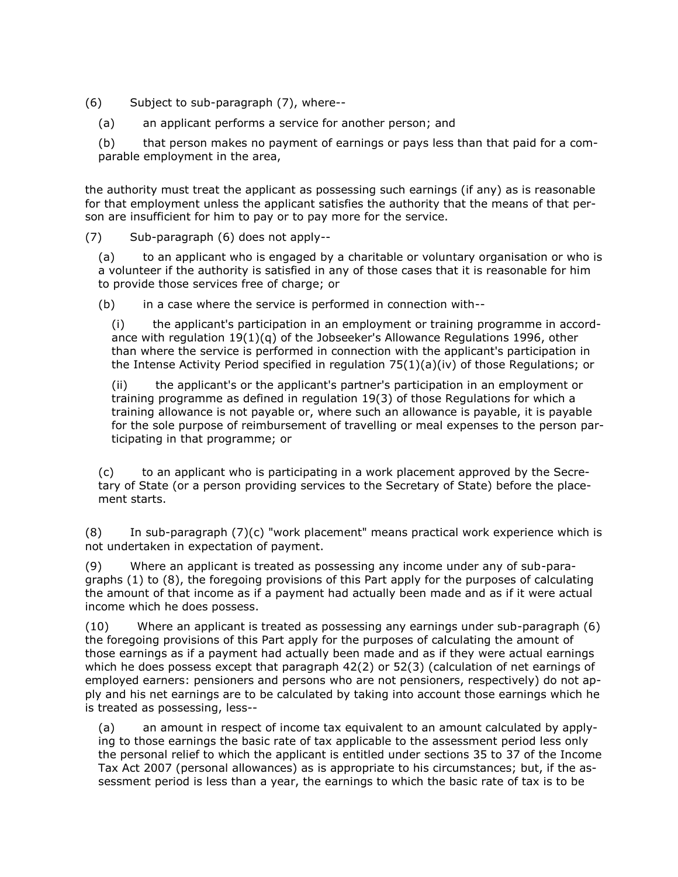(6) Subject to sub-paragraph (7), where--

(a) an applicant performs a service for another person; and

(b) that person makes no payment of earnings or pays less than that paid for a comparable employment in the area,

the authority must treat the applicant as possessing such earnings (if any) as is reasonable for that employment unless the applicant satisfies the authority that the means of that person are insufficient for him to pay or to pay more for the service.

(7) Sub-paragraph (6) does not apply--

(a) to an applicant who is engaged by a charitable or voluntary organisation or who is a volunteer if the authority is satisfied in any of those cases that it is reasonable for him to provide those services free of charge; or

(b) in a case where the service is performed in connection with--

(i) the applicant's participation in an employment or training programme in accordance with regulation 19(1)(q) of the Jobseeker's Allowance Regulations 1996, other than where the service is performed in connection with the applicant's participation in the Intense Activity Period specified in regulation 75(1)(a)(iv) of those Regulations; or

(ii) the applicant's or the applicant's partner's participation in an employment or training programme as defined in regulation 19(3) of those Regulations for which a training allowance is not payable or, where such an allowance is payable, it is payable for the sole purpose of reimbursement of travelling or meal expenses to the person participating in that programme; or

(c) to an applicant who is participating in a work placement approved by the Secretary of State (or a person providing services to the Secretary of State) before the placement starts.

(8) In sub-paragraph (7)(c) "work placement" means practical work experience which is not undertaken in expectation of payment.

(9) Where an applicant is treated as possessing any income under any of sub-paragraphs (1) to (8), the foregoing provisions of this Part apply for the purposes of calculating the amount of that income as if a payment had actually been made and as if it were actual income which he does possess.

(10) Where an applicant is treated as possessing any earnings under sub-paragraph (6) the foregoing provisions of this Part apply for the purposes of calculating the amount of those earnings as if a payment had actually been made and as if they were actual earnings which he does possess except that paragraph 42(2) or 52(3) (calculation of net earnings of employed earners: pensioners and persons who are not pensioners, respectively) do not apply and his net earnings are to be calculated by taking into account those earnings which he is treated as possessing, less--

(a) an amount in respect of income tax equivalent to an amount calculated by applying to those earnings the basic rate of tax applicable to the assessment period less only the personal relief to which the applicant is entitled under sections 35 to 37 of the Income Tax Act 2007 (personal allowances) as is appropriate to his circumstances; but, if the assessment period is less than a year, the earnings to which the basic rate of tax is to be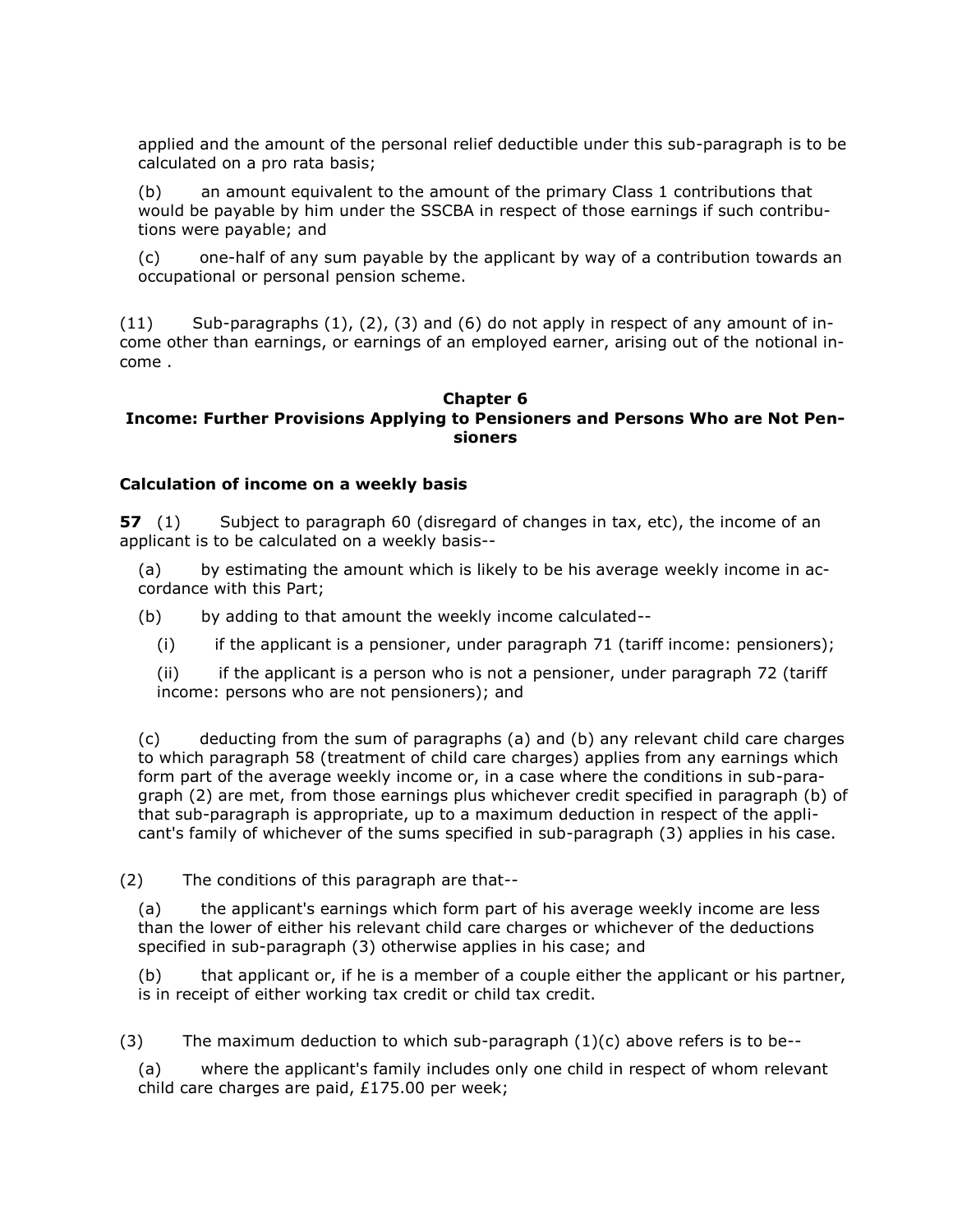applied and the amount of the personal relief deductible under this sub-paragraph is to be calculated on a pro rata basis;

(b) an amount equivalent to the amount of the primary Class 1 contributions that would be payable by him under the SSCBA in respect of those earnings if such contributions were payable; and

(c) one-half of any sum payable by the applicant by way of a contribution towards an occupational or personal pension scheme.

(11) Sub-paragraphs (1), (2), (3) and (6) do not apply in respect of any amount of income other than earnings, or earnings of an employed earner, arising out of the notional income .

## Chapter 6
## Income: Further Provisions Applying to Pensioners and Persons Who are Not Pensioners

### Calculation of income on a weekly basis

**57** (1) Subject to paragraph 60 (disregard of changes in tax, etc), the income of an applicant is to be calculated on a weekly basis--

(a) by estimating the amount which is likely to be his average weekly income in accordance with this Part;

(b) by adding to that amount the weekly income calculated--

(i) if the applicant is a pensioner, under paragraph 71 (tariff income: pensioners);

(ii) if the applicant is a person who is not a pensioner, under paragraph 72 (tariff income: persons who are not pensioners); and

(c) deducting from the sum of paragraphs (a) and (b) any relevant child care charges to which paragraph 58 (treatment of child care charges) applies from any earnings which form part of the average weekly income or, in a case where the conditions in sub-paragraph (2) are met, from those earnings plus whichever credit specified in paragraph (b) of that sub-paragraph is appropriate, up to a maximum deduction in respect of the applicant's family of whichever of the sums specified in sub-paragraph (3) applies in his case.

(2) The conditions of this paragraph are that--

(a) the applicant's earnings which form part of his average weekly income are less than the lower of either his relevant child care charges or whichever of the deductions specified in sub-paragraph (3) otherwise applies in his case; and

(b) that applicant or, if he is a member of a couple either the applicant or his partner, is in receipt of either working tax credit or child tax credit.

(3) The maximum deduction to which sub-paragraph (1)(c) above refers is to be--

(a) where the applicant's family includes only one child in respect of whom relevant child care charges are paid, £175.00 per week;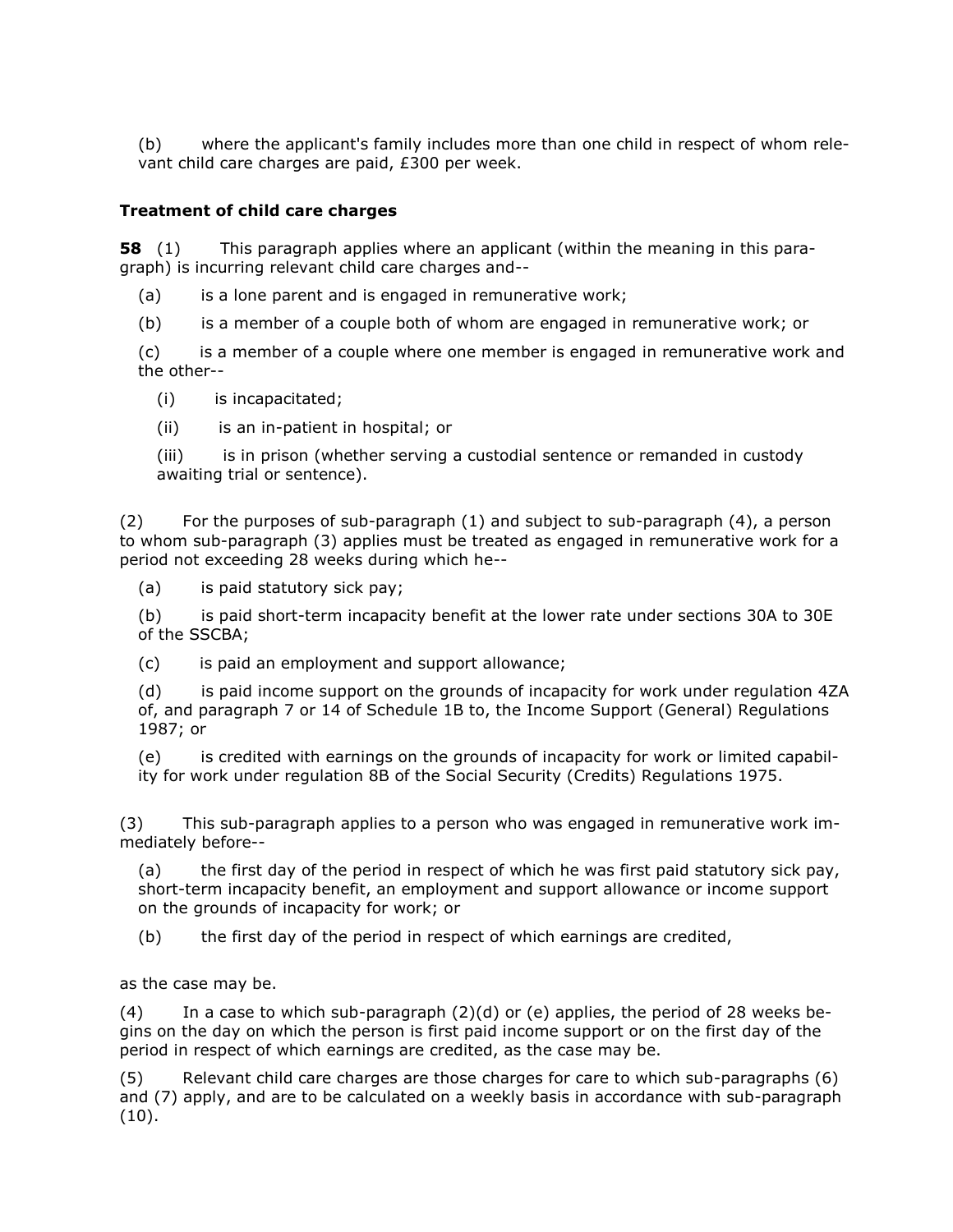(b) where the applicant's family includes more than one child in respect of whom relevant child care charges are paid, £300 per week.

### Treatment of child care charges

**58** (1) This paragraph applies where an applicant (within the meaning in this paragraph) is incurring relevant child care charges and--

(a) is a lone parent and is engaged in remunerative work;

(b) is a member of a couple both of whom are engaged in remunerative work; or

(c) is a member of a couple where one member is engaged in remunerative work and the other--

(i) is incapacitated;

(ii) is an in-patient in hospital; or

(iii) is in prison (whether serving a custodial sentence or remanded in custody awaiting trial or sentence).

(2) For the purposes of sub-paragraph (1) and subject to sub-paragraph (4), a person to whom sub-paragraph (3) applies must be treated as engaged in remunerative work for a period not exceeding 28 weeks during which he--

(a) is paid statutory sick pay;

(b) is paid short-term incapacity benefit at the lower rate under sections 30A to 30E of the SSCBA;

(c) is paid an employment and support allowance;

(d) is paid income support on the grounds of incapacity for work under regulation 4ZA of, and paragraph 7 or 14 of Schedule 1B to, the Income Support (General) Regulations 1987; or

(e) is credited with earnings on the grounds of incapacity for work or limited capability for work under regulation 8B of the Social Security (Credits) Regulations 1975.

(3) This sub-paragraph applies to a person who was engaged in remunerative work immediately before--

(a) the first day of the period in respect of which he was first paid statutory sick pay, short-term incapacity benefit, an employment and support allowance or income support on the grounds of incapacity for work; or

(b) the first day of the period in respect of which earnings are credited,

as the case may be.

(4) In a case to which sub-paragraph (2)(d) or (e) applies, the period of 28 weeks begins on the day on which the person is first paid income support or on the first day of the period in respect of which earnings are credited, as the case may be.

(5) Relevant child care charges are those charges for care to which sub-paragraphs (6) and (7) apply, and are to be calculated on a weekly basis in accordance with sub-paragraph (10).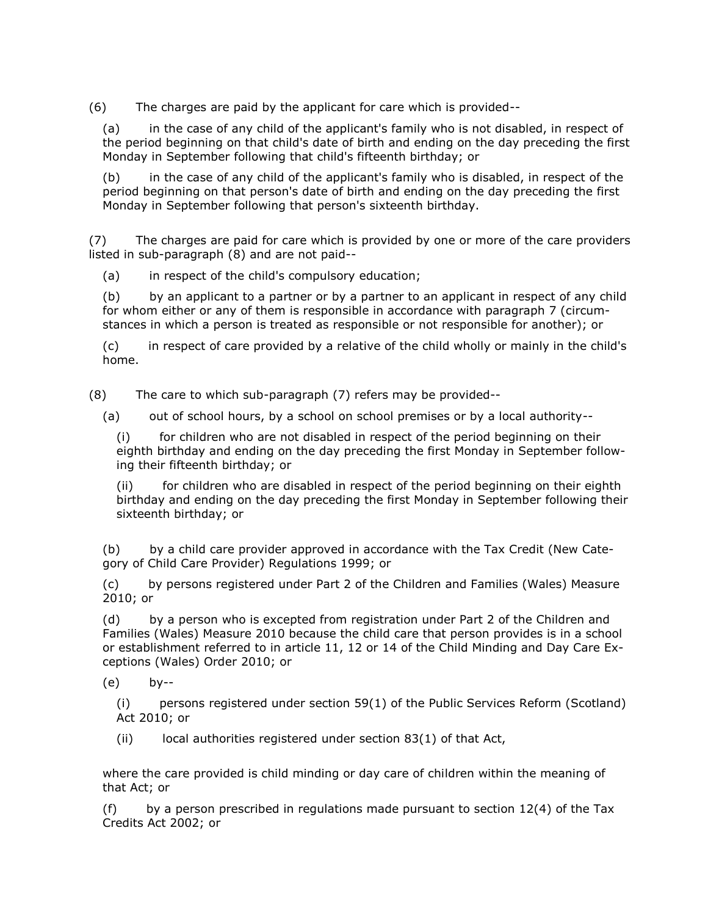(6) The charges are paid by the applicant for care which is provided--

(a) in the case of any child of the applicant's family who is not disabled, in respect of the period beginning on that child's date of birth and ending on the day preceding the first Monday in September following that child's fifteenth birthday; or

(b) in the case of any child of the applicant's family who is disabled, in respect of the period beginning on that person's date of birth and ending on the day preceding the first Monday in September following that person's sixteenth birthday.

(7) The charges are paid for care which is provided by one or more of the care providers listed in sub-paragraph (8) and are not paid--

(a) in respect of the child's compulsory education;

(b) by an applicant to a partner or by a partner to an applicant in respect of any child for whom either or any of them is responsible in accordance with paragraph 7 (circumstances in which a person is treated as responsible or not responsible for another); or

(c) in respect of care provided by a relative of the child wholly or mainly in the child's home.

(8) The care to which sub-paragraph (7) refers may be provided--

(a) out of school hours, by a school on school premises or by a local authority--

(i) for children who are not disabled in respect of the period beginning on their eighth birthday and ending on the day preceding the first Monday in September following their fifteenth birthday; or

(ii) for children who are disabled in respect of the period beginning on their eighth birthday and ending on the day preceding the first Monday in September following their sixteenth birthday; or

(b) by a child care provider approved in accordance with the Tax Credit (New Category of Child Care Provider) Regulations 1999; or

(c) by persons registered under Part 2 of the Children and Families (Wales) Measure 2010; or

(d) by a person who is excepted from registration under Part 2 of the Children and Families (Wales) Measure 2010 because the child care that person provides is in a school or establishment referred to in article 11, 12 or 14 of the Child Minding and Day Care Exceptions (Wales) Order 2010; or

(e) by--

(i) persons registered under section 59(1) of the Public Services Reform (Scotland) Act 2010; or

(ii) local authorities registered under section 83(1) of that Act,

where the care provided is child minding or day care of children within the meaning of that Act; or

(f) by a person prescribed in regulations made pursuant to section 12(4) of the Tax Credits Act 2002; or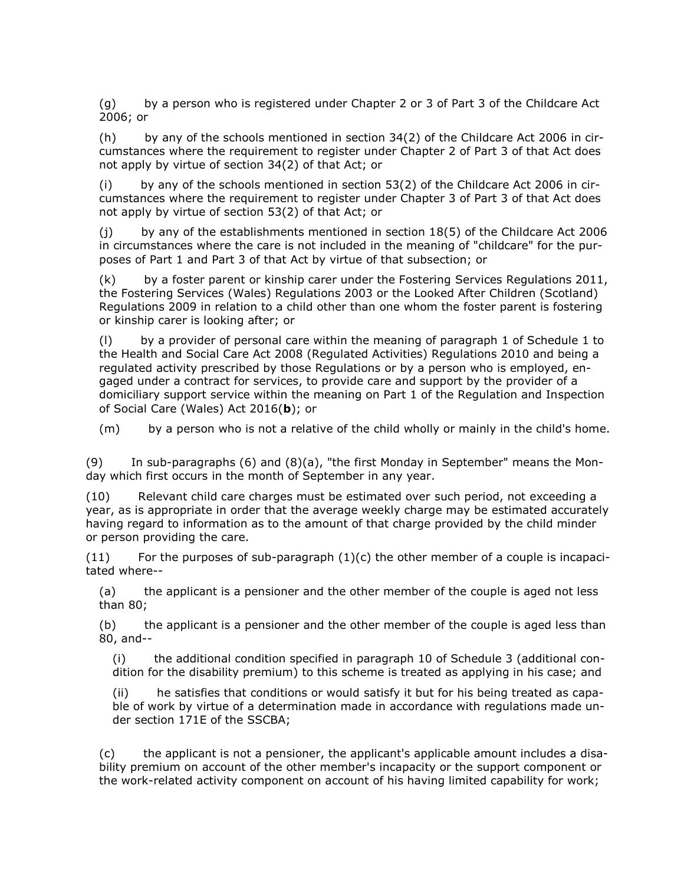(g) by a person who is registered under Chapter 2 or 3 of Part 3 of the Childcare Act 2006; or

(h) by any of the schools mentioned in section 34(2) of the Childcare Act 2006 in circumstances where the requirement to register under Chapter 2 of Part 3 of that Act does not apply by virtue of section 34(2) of that Act; or

(i) by any of the schools mentioned in section 53(2) of the Childcare Act 2006 in circumstances where the requirement to register under Chapter 3 of Part 3 of that Act does not apply by virtue of section 53(2) of that Act; or

(j) by any of the establishments mentioned in section 18(5) of the Childcare Act 2006 in circumstances where the care is not included in the meaning of "childcare" for the purposes of Part 1 and Part 3 of that Act by virtue of that subsection; or

(k) by a foster parent or kinship carer under the Fostering Services Regulations 2011, the Fostering Services (Wales) Regulations 2003 or the Looked After Children (Scotland) Regulations 2009 in relation to a child other than one whom the foster parent is fostering or kinship carer is looking after; or

(l) by a provider of personal care within the meaning of paragraph 1 of Schedule 1 to the Health and Social Care Act 2008 (Regulated Activities) Regulations 2010 and being a regulated activity prescribed by those Regulations or by a person who is employed, engaged under a contract for services, to provide care and support by the provider of a domiciliary support service within the meaning on Part 1 of the Regulation and Inspection of Social Care (Wales) Act 2016(**b**); or

(m) by a person who is not a relative of the child wholly or mainly in the child's home.

(9) In sub-paragraphs (6) and (8)(a), "the first Monday in September" means the Monday which first occurs in the month of September in any year.

(10) Relevant child care charges must be estimated over such period, not exceeding a year, as is appropriate in order that the average weekly charge may be estimated accurately having regard to information as to the amount of that charge provided by the child minder or person providing the care.

(11) For the purposes of sub-paragraph (1)(c) the other member of a couple is incapacitated where--

(a) the applicant is a pensioner and the other member of the couple is aged not less than 80;

(b) the applicant is a pensioner and the other member of the couple is aged less than 80, and--

(i) the additional condition specified in paragraph 10 of Schedule 3 (additional condition for the disability premium) to this scheme is treated as applying in his case; and

(ii) he satisfies that conditions or would satisfy it but for his being treated as capable of work by virtue of a determination made in accordance with regulations made under section 171E of the SSCBA;

(c) the applicant is not a pensioner, the applicant's applicable amount includes a disability premium on account of the other member's incapacity or the support component or the work-related activity component on account of his having limited capability for work;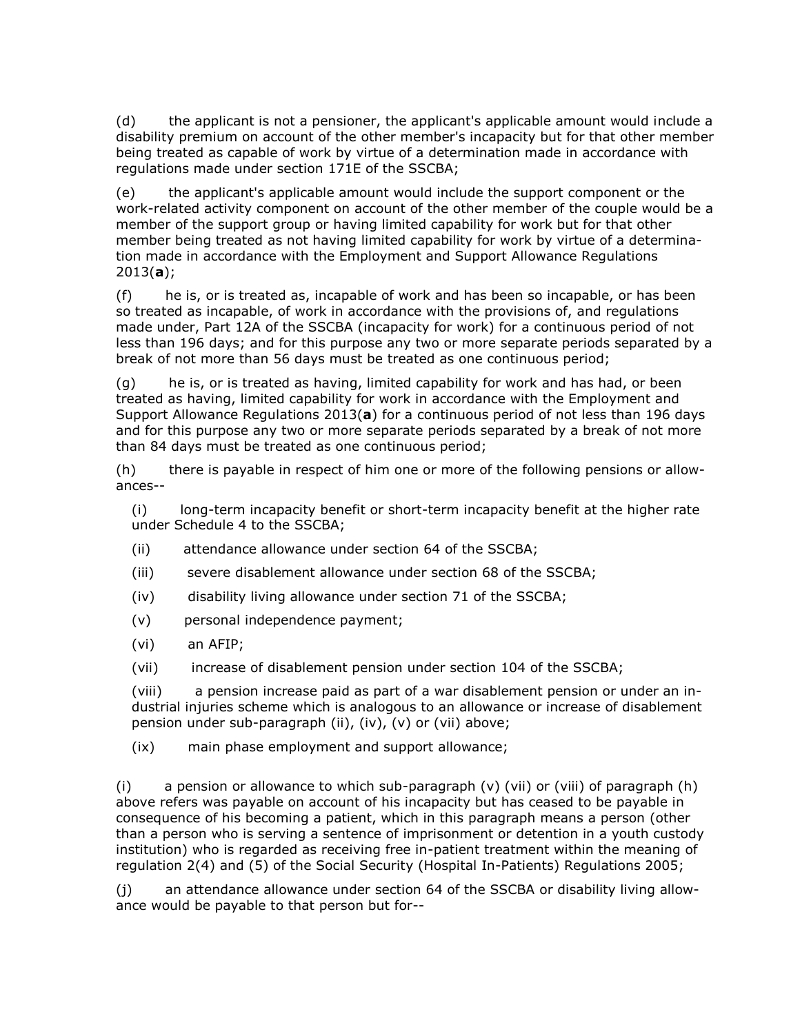(d) the applicant is not a pensioner, the applicant's applicable amount would include a disability premium on account of the other member's incapacity but for that other member being treated as capable of work by virtue of a determination made in accordance with regulations made under section 171E of the SSCBA;

(e) the applicant's applicable amount would include the support component or the work-related activity component on account of the other member of the couple would be a member of the support group or having limited capability for work but for that other member being treated as not having limited capability for work by virtue of a determination made in accordance with the Employment and Support Allowance Regulations 2013(**a**);

(f) he is, or is treated as, incapable of work and has been so incapable, or has been so treated as incapable, of work in accordance with the provisions of, and regulations made under, Part 12A of the SSCBA (incapacity for work) for a continuous period of not less than 196 days; and for this purpose any two or more separate periods separated by a break of not more than 56 days must be treated as one continuous period;

(g) he is, or is treated as having, limited capability for work and has had, or been treated as having, limited capability for work in accordance with the Employment and Support Allowance Regulations 2013(**a**) for a continuous period of not less than 196 days and for this purpose any two or more separate periods separated by a break of not more than 84 days must be treated as one continuous period;

(h) there is payable in respect of him one or more of the following pensions or allowances--

(i) long-term incapacity benefit or short-term incapacity benefit at the higher rate under Schedule 4 to the SSCBA;

(ii) attendance allowance under section 64 of the SSCBA;

(iii) severe disablement allowance under section 68 of the SSCBA;

(iv) disability living allowance under section 71 of the SSCBA;

(v) personal independence payment;

(vi) an AFIP;

(vii) increase of disablement pension under section 104 of the SSCBA;

(viii) a pension increase paid as part of a war disablement pension or under an industrial injuries scheme which is analogous to an allowance or increase of disablement pension under sub-paragraph (ii), (iv), (v) or (vii) above;

(ix) main phase employment and support allowance;

(i) a pension or allowance to which sub-paragraph (v) (vii) or (viii) of paragraph (h) above refers was payable on account of his incapacity but has ceased to be payable in consequence of his becoming a patient, which in this paragraph means a person (other than a person who is serving a sentence of imprisonment or detention in a youth custody institution) who is regarded as receiving free in-patient treatment within the meaning of regulation 2(4) and (5) of the Social Security (Hospital In-Patients) Regulations 2005;

(j) an attendance allowance under section 64 of the SSCBA or disability living allowance would be payable to that person but for--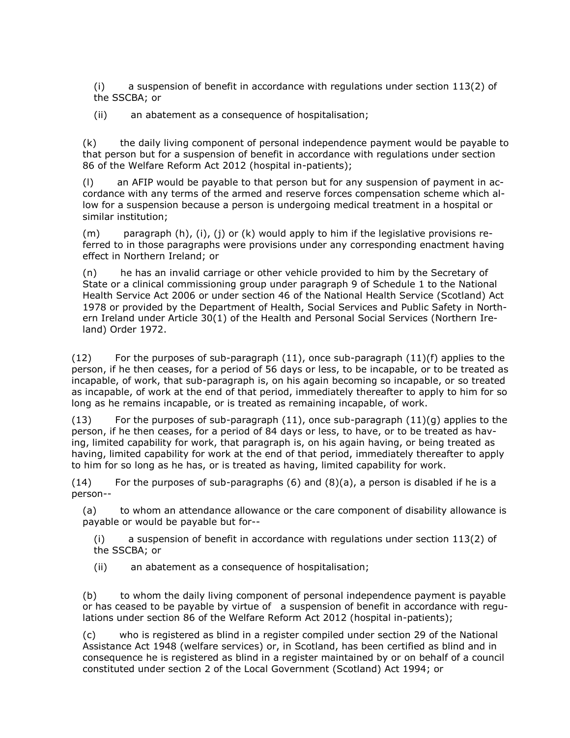(i) a suspension of benefit in accordance with regulations under section 113(2) of the SSCBA; or

(ii) an abatement as a consequence of hospitalisation;

(k) the daily living component of personal independence payment would be payable to that person but for a suspension of benefit in accordance with regulations under section 86 of the Welfare Reform Act 2012 (hospital in-patients);

(l) an AFIP would be payable to that person but for any suspension of payment in accordance with any terms of the armed and reserve forces compensation scheme which allow for a suspension because a person is undergoing medical treatment in a hospital or similar institution;

(m) paragraph (h), (i), (j) or (k) would apply to him if the legislative provisions referred to in those paragraphs were provisions under any corresponding enactment having effect in Northern Ireland; or

(n) he has an invalid carriage or other vehicle provided to him by the Secretary of State or a clinical commissioning group under paragraph 9 of Schedule 1 to the National Health Service Act 2006 or under section 46 of the National Health Service (Scotland) Act 1978 or provided by the Department of Health, Social Services and Public Safety in Northern Ireland under Article 30(1) of the Health and Personal Social Services (Northern Ireland) Order 1972.

(12) For the purposes of sub-paragraph (11), once sub-paragraph (11)(f) applies to the person, if he then ceases, for a period of 56 days or less, to be incapable, or to be treated as incapable, of work, that sub-paragraph is, on his again becoming so incapable, or so treated as incapable, of work at the end of that period, immediately thereafter to apply to him for so long as he remains incapable, or is treated as remaining incapable, of work.

(13) For the purposes of sub-paragraph (11), once sub-paragraph (11)(g) applies to the person, if he then ceases, for a period of 84 days or less, to have, or to be treated as having, limited capability for work, that paragraph is, on his again having, or being treated as having, limited capability for work at the end of that period, immediately thereafter to apply to him for so long as he has, or is treated as having, limited capability for work.

(14) For the purposes of sub-paragraphs (6) and (8)(a), a person is disabled if he is a person--

(a) to whom an attendance allowance or the care component of disability allowance is payable or would be payable but for--

(i) a suspension of benefit in accordance with regulations under section 113(2) of the SSCBA; or

(ii) an abatement as a consequence of hospitalisation;

(b) to whom the daily living component of personal independence payment is payable or has ceased to be payable by virtue of a suspension of benefit in accordance with regulations under section 86 of the Welfare Reform Act 2012 (hospital in-patients);

(c) who is registered as blind in a register compiled under section 29 of the National Assistance Act 1948 (welfare services) or, in Scotland, has been certified as blind and in consequence he is registered as blind in a register maintained by or on behalf of a council constituted under section 2 of the Local Government (Scotland) Act 1994; or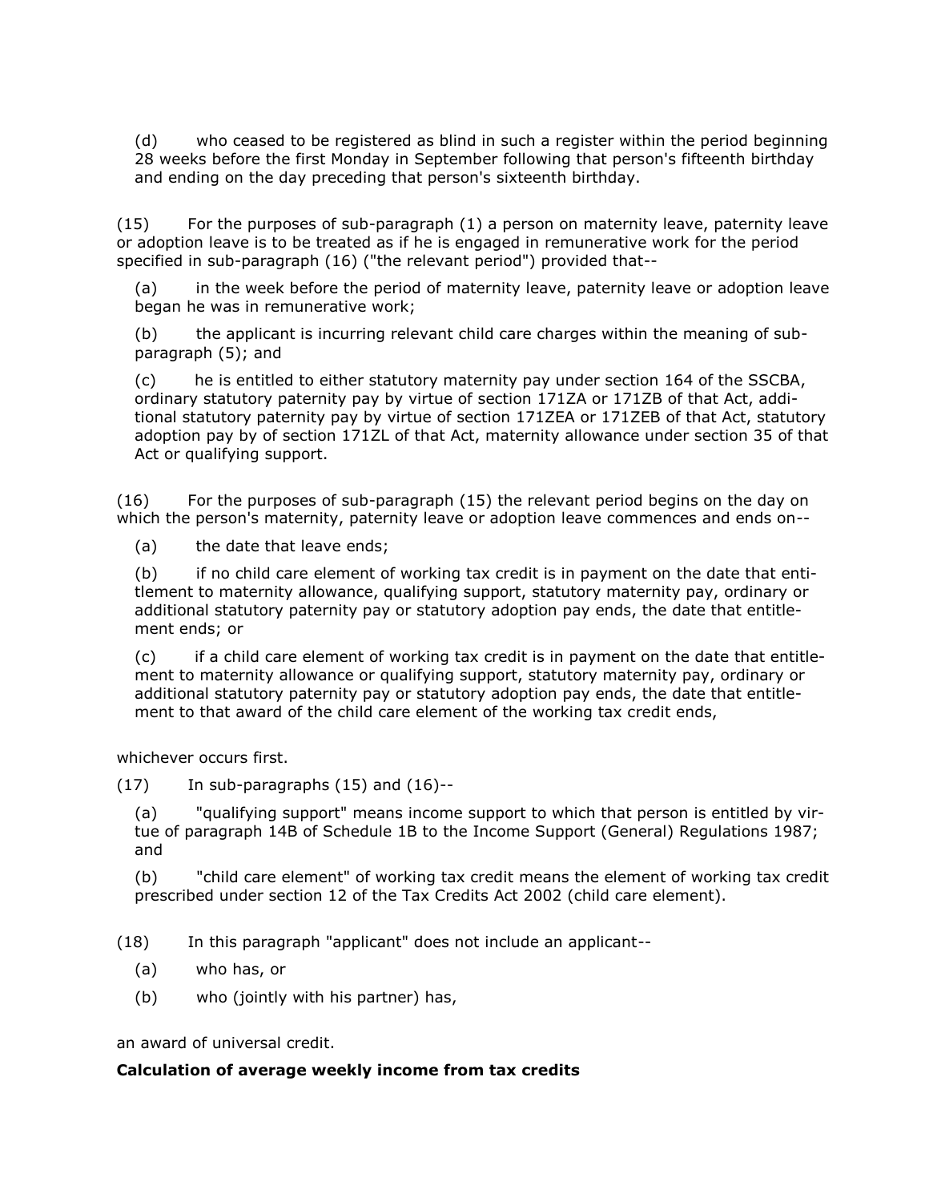(d) who ceased to be registered as blind in such a register within the period beginning 28 weeks before the first Monday in September following that person's fifteenth birthday and ending on the day preceding that person's sixteenth birthday.

(15) For the purposes of sub-paragraph (1) a person on maternity leave, paternity leave or adoption leave is to be treated as if he is engaged in remunerative work for the period specified in sub-paragraph (16) ("the relevant period") provided that--

(a) in the week before the period of maternity leave, paternity leave or adoption leave began he was in remunerative work;

(b) the applicant is incurring relevant child care charges within the meaning of sub-paragraph (5); and

(c) he is entitled to either statutory maternity pay under section 164 of the SSCBA, ordinary statutory paternity pay by virtue of section 171ZA or 171ZB of that Act, additional statutory paternity pay by virtue of section 171ZEA or 171ZEB of that Act, statutory adoption pay by of section 171ZL of that Act, maternity allowance under section 35 of that Act or qualifying support.

(16) For the purposes of sub-paragraph (15) the relevant period begins on the day on which the person's maternity, paternity leave or adoption leave commences and ends on--

(a) the date that leave ends;

(b) if no child care element of working tax credit is in payment on the date that entitlement to maternity allowance, qualifying support, statutory maternity pay, ordinary or additional statutory paternity pay or statutory adoption pay ends, the date that entitlement ends; or

(c) if a child care element of working tax credit is in payment on the date that entitlement to maternity allowance or qualifying support, statutory maternity pay, ordinary or additional statutory paternity pay or statutory adoption pay ends, the date that entitlement to that award of the child care element of the working tax credit ends,

whichever occurs first.

(17) In sub-paragraphs (15) and (16)--

(a) "qualifying support" means income support to which that person is entitled by virtue of paragraph 14B of Schedule 1B to the Income Support (General) Regulations 1987; and

(b) "child care element" of working tax credit means the element of working tax credit prescribed under section 12 of the Tax Credits Act 2002 (child care element).

(18) In this paragraph "applicant" does not include an applicant--

(a) who has, or

(b) who (jointly with his partner) has,

an award of universal credit.

**Calculation of average weekly income from tax credits**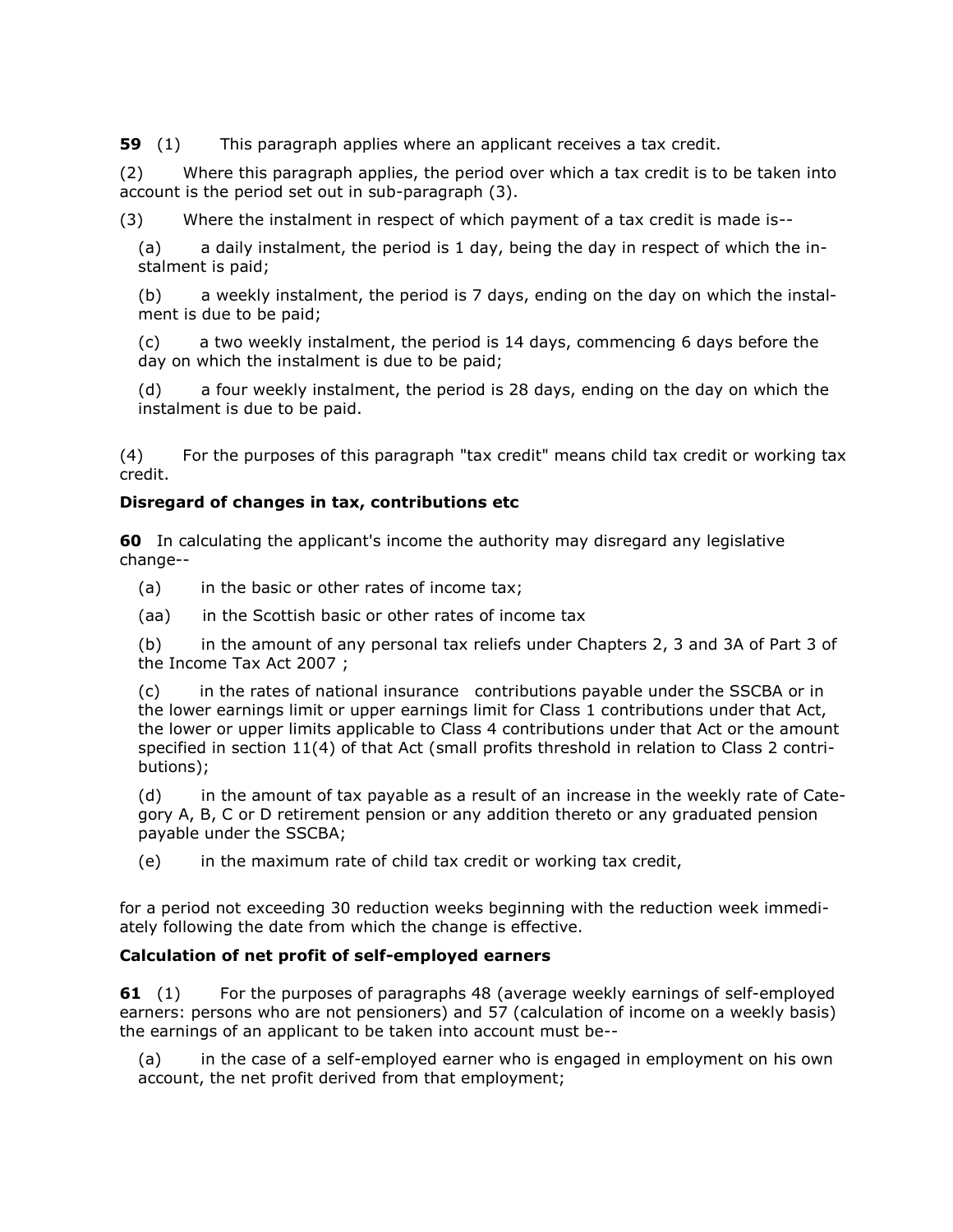**59** (1) This paragraph applies where an applicant receives a tax credit.

(2) Where this paragraph applies, the period over which a tax credit is to be taken into account is the period set out in sub-paragraph (3).

(3) Where the instalment in respect of which payment of a tax credit is made is--

(a) a daily instalment, the period is 1 day, being the day in respect of which the instalment is paid;

(b) a weekly instalment, the period is 7 days, ending on the day on which the instalment is due to be paid;

(c) a two weekly instalment, the period is 14 days, commencing 6 days before the day on which the instalment is due to be paid;

(d) a four weekly instalment, the period is 28 days, ending on the day on which the instalment is due to be paid.

(4) For the purposes of this paragraph "tax credit" means child tax credit or working tax credit.

**Disregard of changes in tax, contributions etc**

**60** In calculating the applicant's income the authority may disregard any legislative change--

(a) in the basic or other rates of income tax;

(aa) in the Scottish basic or other rates of income tax

(b) in the amount of any personal tax reliefs under Chapters 2, 3 and 3A of Part 3 of the Income Tax Act 2007 ;

(c) in the rates of national insurance contributions payable under the SSCBA or in the lower earnings limit or upper earnings limit for Class 1 contributions under that Act, the lower or upper limits applicable to Class 4 contributions under that Act or the amount specified in section 11(4) of that Act (small profits threshold in relation to Class 2 contributions);

(d) in the amount of tax payable as a result of an increase in the weekly rate of Category A, B, C or D retirement pension or any addition thereto or any graduated pension payable under the SSCBA;

(e) in the maximum rate of child tax credit or working tax credit,

for a period not exceeding 30 reduction weeks beginning with the reduction week immediately following the date from which the change is effective.

**Calculation of net profit of self-employed earners**

**61** (1) For the purposes of paragraphs 48 (average weekly earnings of self-employed earners: persons who are not pensioners) and 57 (calculation of income on a weekly basis) the earnings of an applicant to be taken into account must be--

(a) in the case of a self-employed earner who is engaged in employment on his own account, the net profit derived from that employment;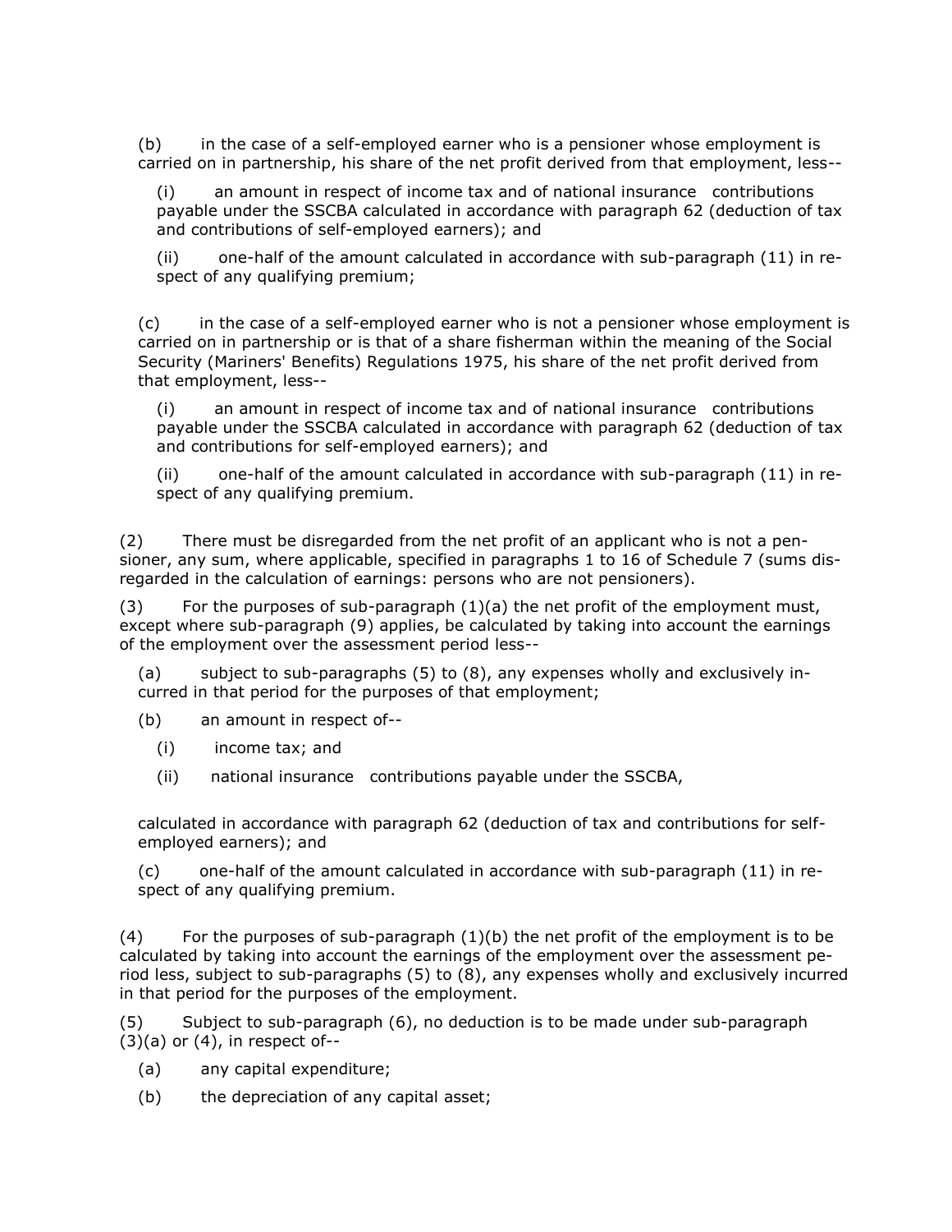(b) in the case of a self-employed earner who is a pensioner whose employment is carried on in partnership, his share of the net profit derived from that employment, less--

(i) an amount in respect of income tax and of national insurance contributions payable under the SSCBA calculated in accordance with paragraph 62 (deduction of tax and contributions of self-employed earners); and

(ii) one-half of the amount calculated in accordance with sub-paragraph (11) in respect of any qualifying premium;

(c) in the case of a self-employed earner who is not a pensioner whose employment is carried on in partnership or is that of a share fisherman within the meaning of the Social Security (Mariners' Benefits) Regulations 1975, his share of the net profit derived from that employment, less--

(i) an amount in respect of income tax and of national insurance contributions payable under the SSCBA calculated in accordance with paragraph 62 (deduction of tax and contributions for self-employed earners); and

(ii) one-half of the amount calculated in accordance with sub-paragraph (11) in respect of any qualifying premium.

(2) There must be disregarded from the net profit of an applicant who is not a pensioner, any sum, where applicable, specified in paragraphs 1 to 16 of Schedule 7 (sums disregarded in the calculation of earnings: persons who are not pensioners).

(3) For the purposes of sub-paragraph (1)(a) the net profit of the employment must, except where sub-paragraph (9) applies, be calculated by taking into account the earnings of the employment over the assessment period less--

(a) subject to sub-paragraphs (5) to (8), any expenses wholly and exclusively incurred in that period for the purposes of that employment;

(b) an amount in respect of--

(i) income tax; and

(ii) national insurance contributions payable under the SSCBA,

calculated in accordance with paragraph 62 (deduction of tax and contributions for self-employed earners); and

(c) one-half of the amount calculated in accordance with sub-paragraph (11) in respect of any qualifying premium.

(4) For the purposes of sub-paragraph (1)(b) the net profit of the employment is to be calculated by taking into account the earnings of the employment over the assessment period less, subject to sub-paragraphs (5) to (8), any expenses wholly and exclusively incurred in that period for the purposes of the employment.

(5) Subject to sub-paragraph (6), no deduction is to be made under sub-paragraph (3)(a) or (4), in respect of--

(a) any capital expenditure;

(b) the depreciation of any capital asset;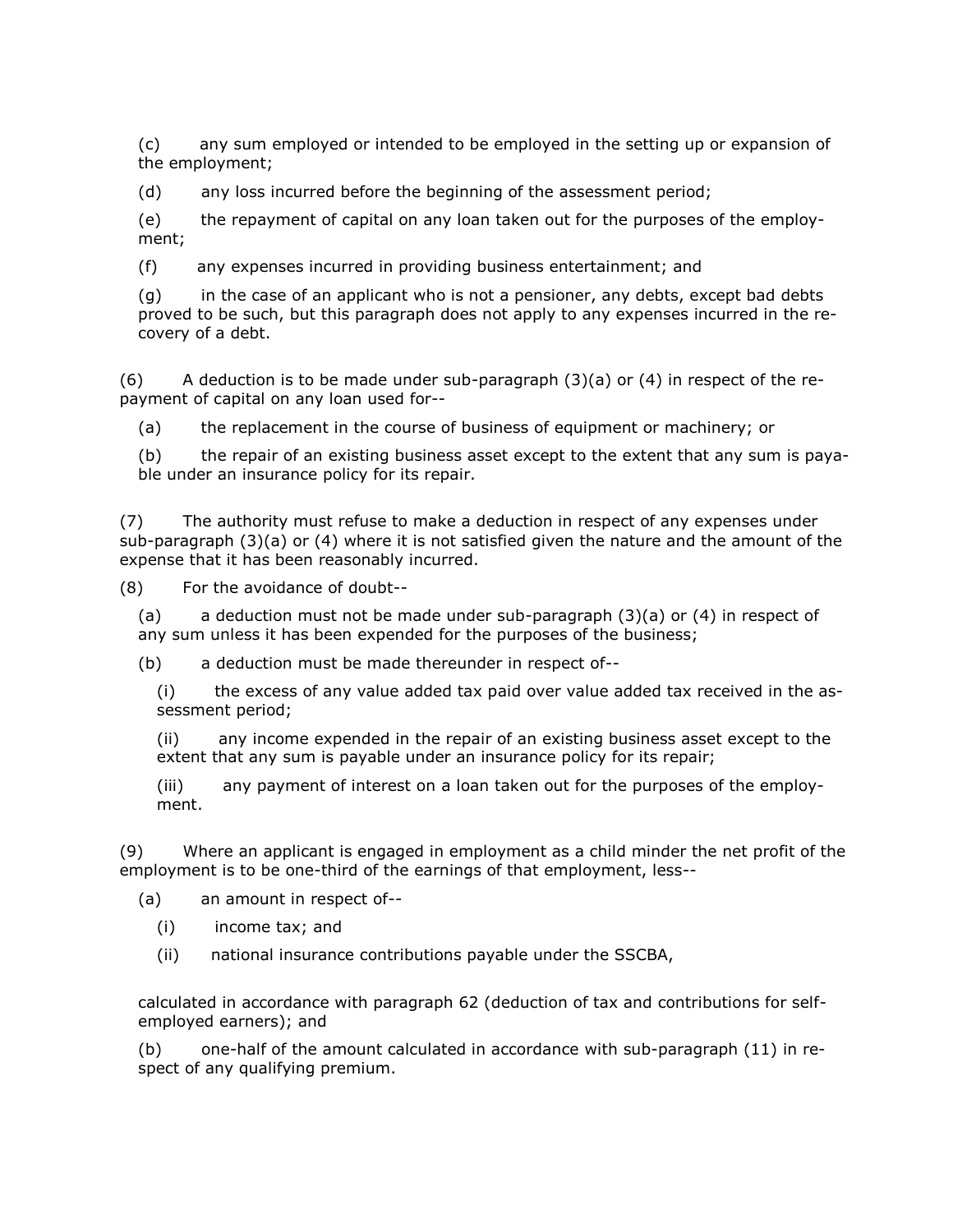(c) any sum employed or intended to be employed in the setting up or expansion of the employment;

(d) any loss incurred before the beginning of the assessment period;

(e) the repayment of capital on any loan taken out for the purposes of the employment;

(f) any expenses incurred in providing business entertainment; and

(g) in the case of an applicant who is not a pensioner, any debts, except bad debts proved to be such, but this paragraph does not apply to any expenses incurred in the recovery of a debt.

(6) A deduction is to be made under sub-paragraph (3)(a) or (4) in respect of the repayment of capital on any loan used for--

(a) the replacement in the course of business of equipment or machinery; or

(b) the repair of an existing business asset except to the extent that any sum is payable under an insurance policy for its repair.

(7) The authority must refuse to make a deduction in respect of any expenses under sub-paragraph (3)(a) or (4) where it is not satisfied given the nature and the amount of the expense that it has been reasonably incurred.

(8) For the avoidance of doubt--

(a) a deduction must not be made under sub-paragraph (3)(a) or (4) in respect of any sum unless it has been expended for the purposes of the business;

(b) a deduction must be made thereunder in respect of--

(i) the excess of any value added tax paid over value added tax received in the assessment period;

(ii) any income expended in the repair of an existing business asset except to the extent that any sum is payable under an insurance policy for its repair;

(iii) any payment of interest on a loan taken out for the purposes of the employment.

(9) Where an applicant is engaged in employment as a child minder the net profit of the employment is to be one-third of the earnings of that employment, less--

(a) an amount in respect of--

(i) income tax; and

(ii) national insurance contributions payable under the SSCBA,

calculated in accordance with paragraph 62 (deduction of tax and contributions for self-employed earners); and

(b) one-half of the amount calculated in accordance with sub-paragraph (11) in respect of any qualifying premium.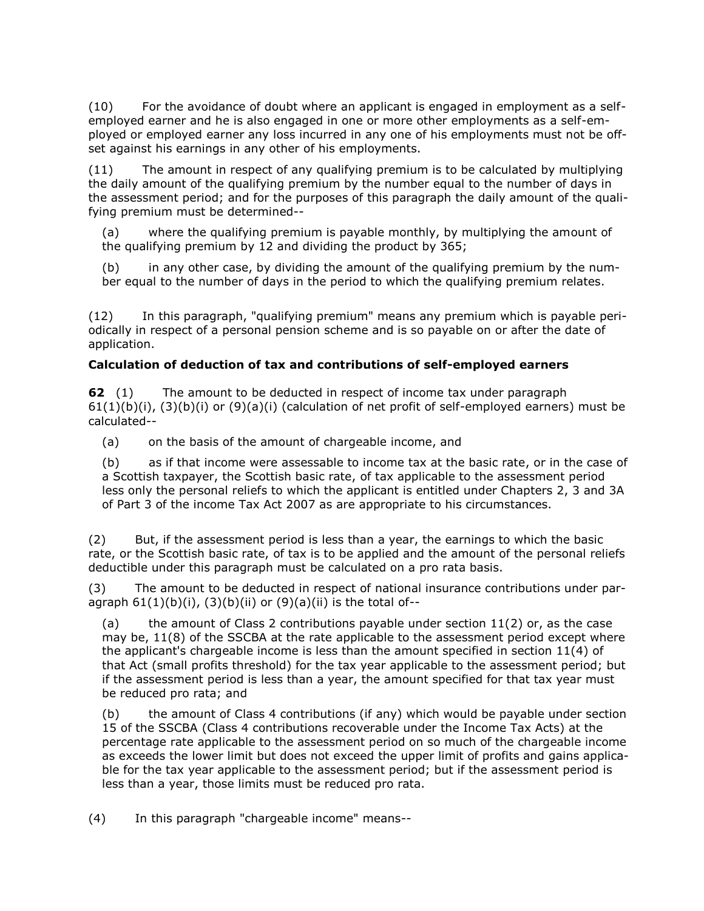(10) For the avoidance of doubt where an applicant is engaged in employment as a self-employed earner and he is also engaged in one or more other employments as a self-employed or employed earner any loss incurred in any one of his employments must not be offset against his earnings in any other of his employments.

(11) The amount in respect of any qualifying premium is to be calculated by multiplying the daily amount of the qualifying premium by the number equal to the number of days in the assessment period; and for the purposes of this paragraph the daily amount of the qualifying premium must be determined--

(a) where the qualifying premium is payable monthly, by multiplying the amount of the qualifying premium by 12 and dividing the product by 365;

(b) in any other case, by dividing the amount of the qualifying premium by the number equal to the number of days in the period to which the qualifying premium relates.

(12) In this paragraph, "qualifying premium" means any premium which is payable periodically in respect of a personal pension scheme and is so payable on or after the date of application.

### Calculation of deduction of tax and contributions of self-employed earners

**62** (1) The amount to be deducted in respect of income tax under paragraph 61(1)(b)(i), (3)(b)(i) or (9)(a)(i) (calculation of net profit of self-employed earners) must be calculated--

(a) on the basis of the amount of chargeable income, and

(b) as if that income were assessable to income tax at the basic rate, or in the case of a Scottish taxpayer, the Scottish basic rate, of tax applicable to the assessment period less only the personal reliefs to which the applicant is entitled under Chapters 2, 3 and 3A of Part 3 of the income Tax Act 2007 as are appropriate to his circumstances.

(2) But, if the assessment period is less than a year, the earnings to which the basic rate, or the Scottish basic rate, of tax is to be applied and the amount of the personal reliefs deductible under this paragraph must be calculated on a pro rata basis.

(3) The amount to be deducted in respect of national insurance contributions under paragraph 61(1)(b)(i), (3)(b)(ii) or (9)(a)(ii) is the total of--

(a) the amount of Class 2 contributions payable under section 11(2) or, as the case may be, 11(8) of the SSCBA at the rate applicable to the assessment period except where the applicant's chargeable income is less than the amount specified in section 11(4) of that Act (small profits threshold) for the tax year applicable to the assessment period; but if the assessment period is less than a year, the amount specified for that tax year must be reduced pro rata; and

(b) the amount of Class 4 contributions (if any) which would be payable under section 15 of the SSCBA (Class 4 contributions recoverable under the Income Tax Acts) at the percentage rate applicable to the assessment period on so much of the chargeable income as exceeds the lower limit but does not exceed the upper limit of profits and gains applicable for the tax year applicable to the assessment period; but if the assessment period is less than a year, those limits must be reduced pro rata.

(4) In this paragraph "chargeable income" means--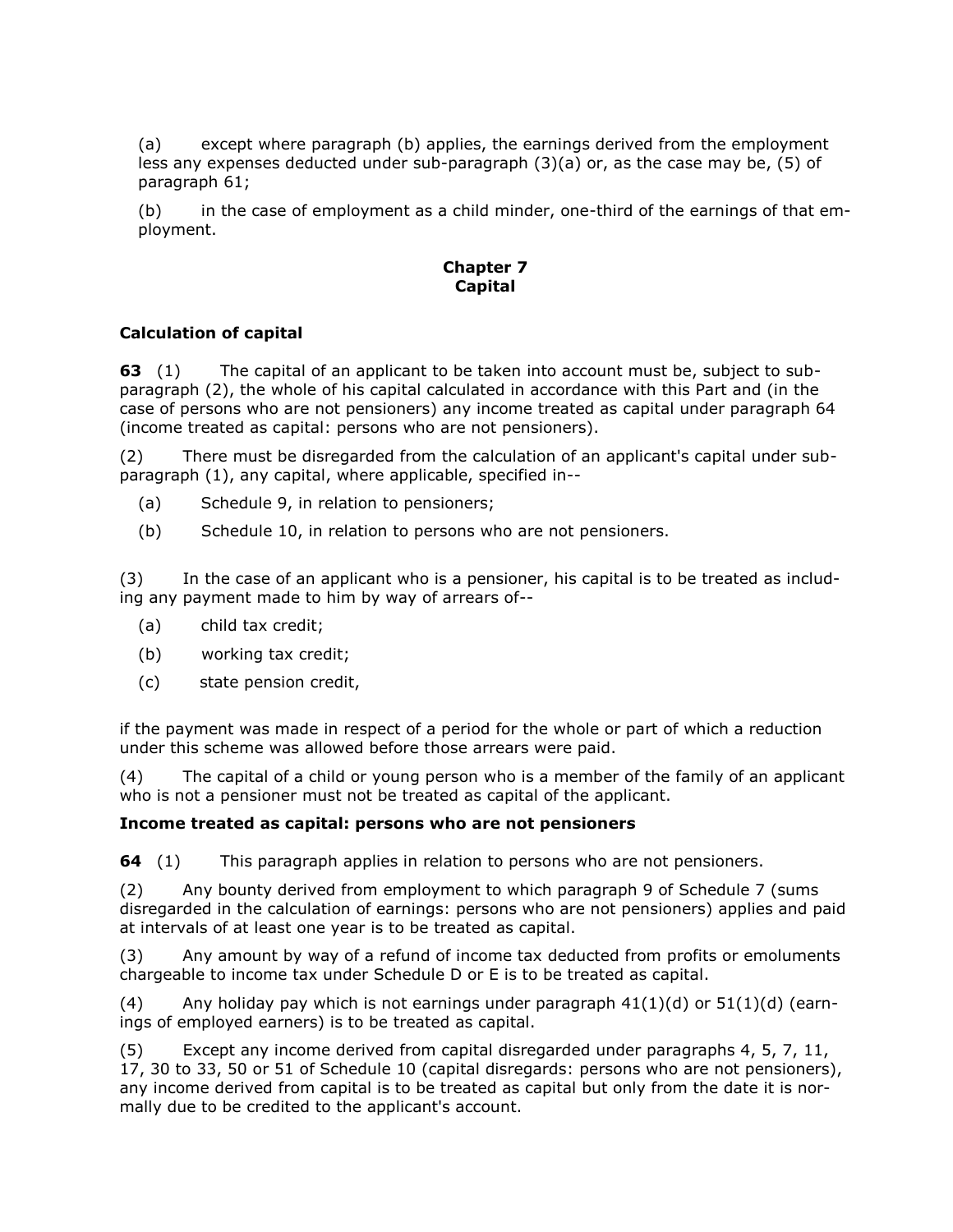(a) except where paragraph (b) applies, the earnings derived from the employment less any expenses deducted under sub-paragraph (3)(a) or, as the case may be, (5) of paragraph 61;

(b) in the case of employment as a child minder, one-third of the earnings of that employment.

## Chapter 7
## Capital

### Calculation of capital

**63** (1) The capital of an applicant to be taken into account must be, subject to sub-paragraph (2), the whole of his capital calculated in accordance with this Part and (in the case of persons who are not pensioners) any income treated as capital under paragraph 64 (income treated as capital: persons who are not pensioners).

(2) There must be disregarded from the calculation of an applicant's capital under sub-paragraph (1), any capital, where applicable, specified in--

(a) Schedule 9, in relation to pensioners;

(b) Schedule 10, in relation to persons who are not pensioners.

(3) In the case of an applicant who is a pensioner, his capital is to be treated as including any payment made to him by way of arrears of--

(a) child tax credit;

(b) working tax credit;

(c) state pension credit,

if the payment was made in respect of a period for the whole or part of which a reduction under this scheme was allowed before those arrears were paid.

(4) The capital of a child or young person who is a member of the family of an applicant who is not a pensioner must not be treated as capital of the applicant.

### Income treated as capital: persons who are not pensioners

**64** (1) This paragraph applies in relation to persons who are not pensioners.

(2) Any bounty derived from employment to which paragraph 9 of Schedule 7 (sums disregarded in the calculation of earnings: persons who are not pensioners) applies and paid at intervals of at least one year is to be treated as capital.

(3) Any amount by way of a refund of income tax deducted from profits or emoluments chargeable to income tax under Schedule D or E is to be treated as capital.

(4) Any holiday pay which is not earnings under paragraph 41(1)(d) or 51(1)(d) (earnings of employed earners) is to be treated as capital.

(5) Except any income derived from capital disregarded under paragraphs 4, 5, 7, 11, 17, 30 to 33, 50 or 51 of Schedule 10 (capital disregards: persons who are not pensioners), any income derived from capital is to be treated as capital but only from the date it is normally due to be credited to the applicant's account.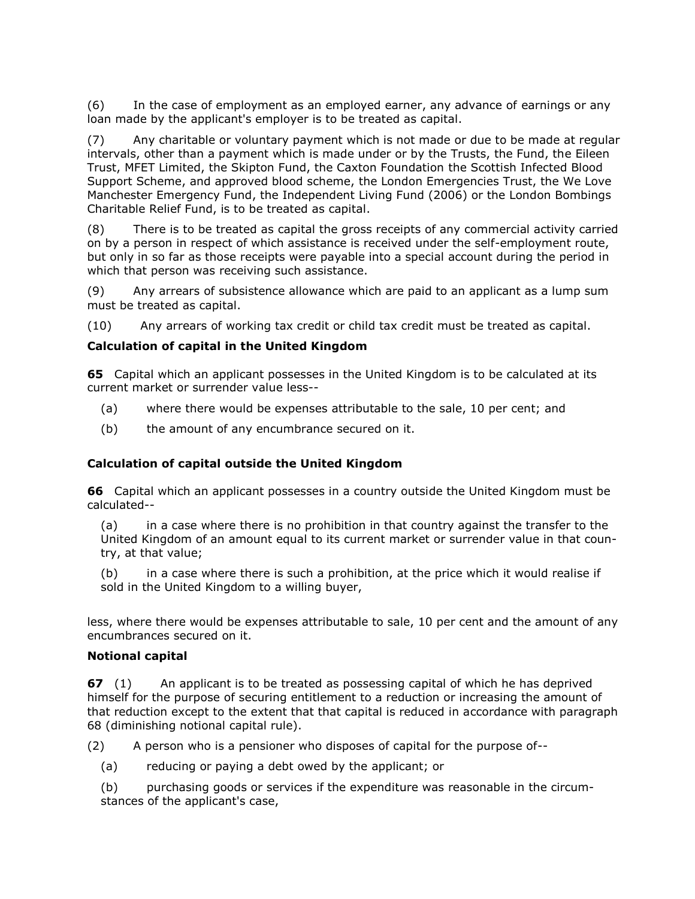(6) In the case of employment as an employed earner, any advance of earnings or any loan made by the applicant's employer is to be treated as capital.

(7) Any charitable or voluntary payment which is not made or due to be made at regular intervals, other than a payment which is made under or by the Trusts, the Fund, the Eileen Trust, MFET Limited, the Skipton Fund, the Caxton Foundation the Scottish Infected Blood Support Scheme, and approved blood scheme, the London Emergencies Trust, the We Love Manchester Emergency Fund, the Independent Living Fund (2006) or the London Bombings Charitable Relief Fund, is to be treated as capital.

(8) There is to be treated as capital the gross receipts of any commercial activity carried on by a person in respect of which assistance is received under the self-employment route, but only in so far as those receipts were payable into a special account during the period in which that person was receiving such assistance.

(9) Any arrears of subsistence allowance which are paid to an applicant as a lump sum must be treated as capital.

(10) Any arrears of working tax credit or child tax credit must be treated as capital.

**Calculation of capital in the United Kingdom**

**65** Capital which an applicant possesses in the United Kingdom is to be calculated at its current market or surrender value less--

(a) where there would be expenses attributable to the sale, 10 per cent; and

(b) the amount of any encumbrance secured on it.

**Calculation of capital outside the United Kingdom**

**66** Capital which an applicant possesses in a country outside the United Kingdom must be calculated--

(a) in a case where there is no prohibition in that country against the transfer to the United Kingdom of an amount equal to its current market or surrender value in that country, at that value;

(b) in a case where there is such a prohibition, at the price which it would realise if sold in the United Kingdom to a willing buyer,

less, where there would be expenses attributable to sale, 10 per cent and the amount of any encumbrances secured on it.

**Notional capital**

**67** (1) An applicant is to be treated as possessing capital of which he has deprived himself for the purpose of securing entitlement to a reduction or increasing the amount of that reduction except to the extent that that capital is reduced in accordance with paragraph 68 (diminishing notional capital rule).

(2) A person who is a pensioner who disposes of capital for the purpose of--

(a) reducing or paying a debt owed by the applicant; or

(b) purchasing goods or services if the expenditure was reasonable in the circumstances of the applicant's case,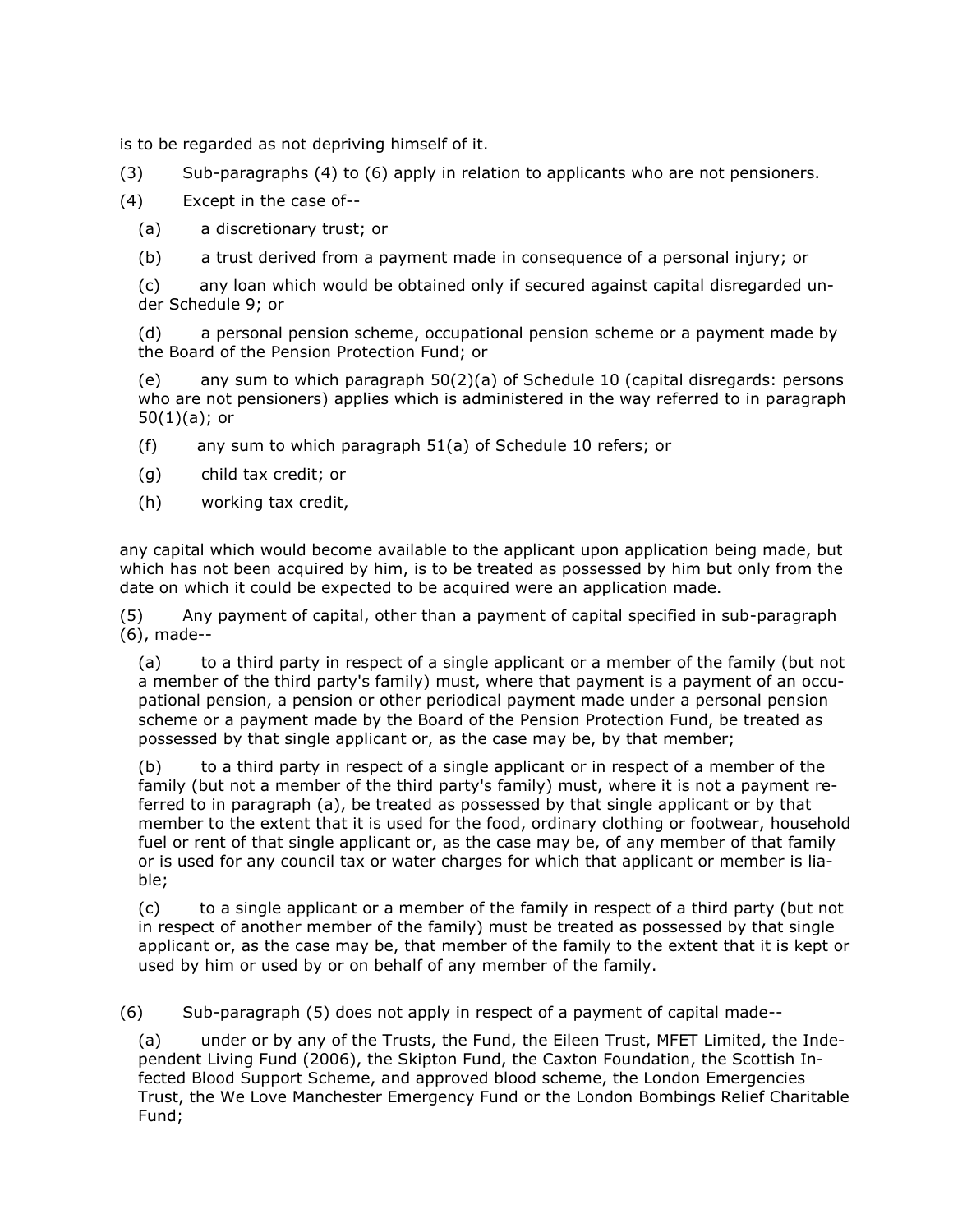is to be regarded as not depriving himself of it.

(3) Sub-paragraphs (4) to (6) apply in relation to applicants who are not pensioners.

(4) Except in the case of--

(a) a discretionary trust; or

(b) a trust derived from a payment made in consequence of a personal injury; or

(c) any loan which would be obtained only if secured against capital disregarded under Schedule 9; or

(d) a personal pension scheme, occupational pension scheme or a payment made by the Board of the Pension Protection Fund; or

(e) any sum to which paragraph 50(2)(a) of Schedule 10 (capital disregards: persons who are not pensioners) applies which is administered in the way referred to in paragraph 50(1)(a); or

(f) any sum to which paragraph 51(a) of Schedule 10 refers; or

(g) child tax credit; or

(h) working tax credit,

any capital which would become available to the applicant upon application being made, but which has not been acquired by him, is to be treated as possessed by him but only from the date on which it could be expected to be acquired were an application made.

(5) Any payment of capital, other than a payment of capital specified in sub-paragraph (6), made--

(a) to a third party in respect of a single applicant or a member of the family (but not a member of the third party's family) must, where that payment is a payment of an occupational pension, a pension or other periodical payment made under a personal pension scheme or a payment made by the Board of the Pension Protection Fund, be treated as possessed by that single applicant or, as the case may be, by that member;

(b) to a third party in respect of a single applicant or in respect of a member of the family (but not a member of the third party's family) must, where it is not a payment referred to in paragraph (a), be treated as possessed by that single applicant or by that member to the extent that it is used for the food, ordinary clothing or footwear, household fuel or rent of that single applicant or, as the case may be, of any member of that family or is used for any council tax or water charges for which that applicant or member is liable;

(c) to a single applicant or a member of the family in respect of a third party (but not in respect of another member of the family) must be treated as possessed by that single applicant or, as the case may be, that member of the family to the extent that it is kept or used by him or used by or on behalf of any member of the family.

(6) Sub-paragraph (5) does not apply in respect of a payment of capital made--

(a) under or by any of the Trusts, the Fund, the Eileen Trust, MFET Limited, the Independent Living Fund (2006), the Skipton Fund, the Caxton Foundation, the Scottish Infected Blood Support Scheme, and approved blood scheme, the London Emergencies Trust, the We Love Manchester Emergency Fund or the London Bombings Relief Charitable Fund;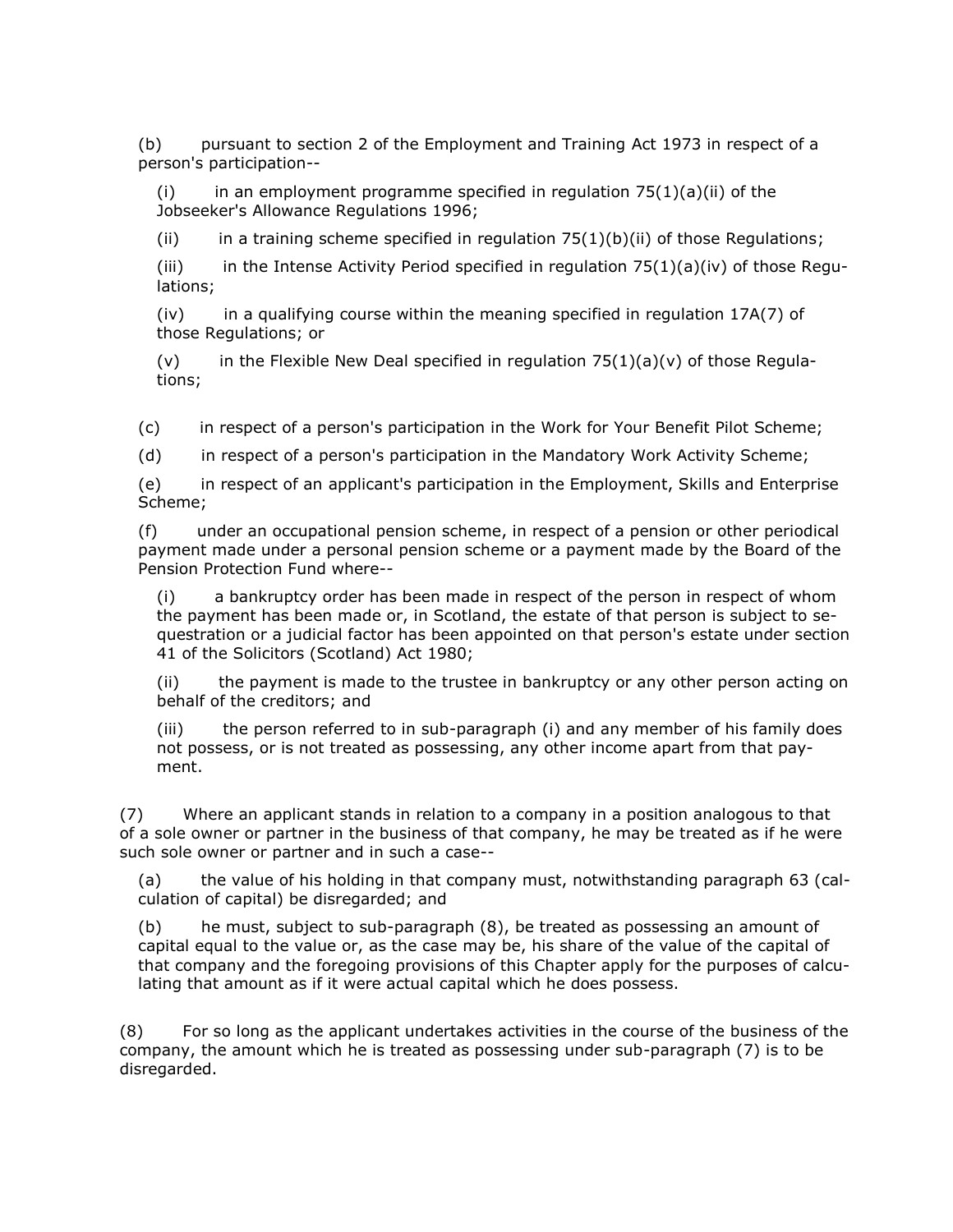(b) pursuant to section 2 of the Employment and Training Act 1973 in respect of a person's participation--

(i) in an employment programme specified in regulation 75(1)(a)(ii) of the Jobseeker's Allowance Regulations 1996;

(ii) in a training scheme specified in regulation 75(1)(b)(ii) of those Regulations;

(iii) in the Intense Activity Period specified in regulation 75(1)(a)(iv) of those Regulations;

(iv) in a qualifying course within the meaning specified in regulation 17A(7) of those Regulations; or

(v) in the Flexible New Deal specified in regulation 75(1)(a)(v) of those Regulations;

(c) in respect of a person's participation in the Work for Your Benefit Pilot Scheme;

(d) in respect of a person's participation in the Mandatory Work Activity Scheme;

(e) in respect of an applicant's participation in the Employment, Skills and Enterprise Scheme;

(f) under an occupational pension scheme, in respect of a pension or other periodical payment made under a personal pension scheme or a payment made by the Board of the Pension Protection Fund where--

(i) a bankruptcy order has been made in respect of the person in respect of whom the payment has been made or, in Scotland, the estate of that person is subject to sequestration or a judicial factor has been appointed on that person's estate under section 41 of the Solicitors (Scotland) Act 1980;

(ii) the payment is made to the trustee in bankruptcy or any other person acting on behalf of the creditors; and

(iii) the person referred to in sub-paragraph (i) and any member of his family does not possess, or is not treated as possessing, any other income apart from that payment.

(7) Where an applicant stands in relation to a company in a position analogous to that of a sole owner or partner in the business of that company, he may be treated as if he were such sole owner or partner and in such a case--

(a) the value of his holding in that company must, notwithstanding paragraph 63 (calculation of capital) be disregarded; and

(b) he must, subject to sub-paragraph (8), be treated as possessing an amount of capital equal to the value or, as the case may be, his share of the value of the capital of that company and the foregoing provisions of this Chapter apply for the purposes of calculating that amount as if it were actual capital which he does possess.

(8) For so long as the applicant undertakes activities in the course of the business of the company, the amount which he is treated as possessing under sub-paragraph (7) is to be disregarded.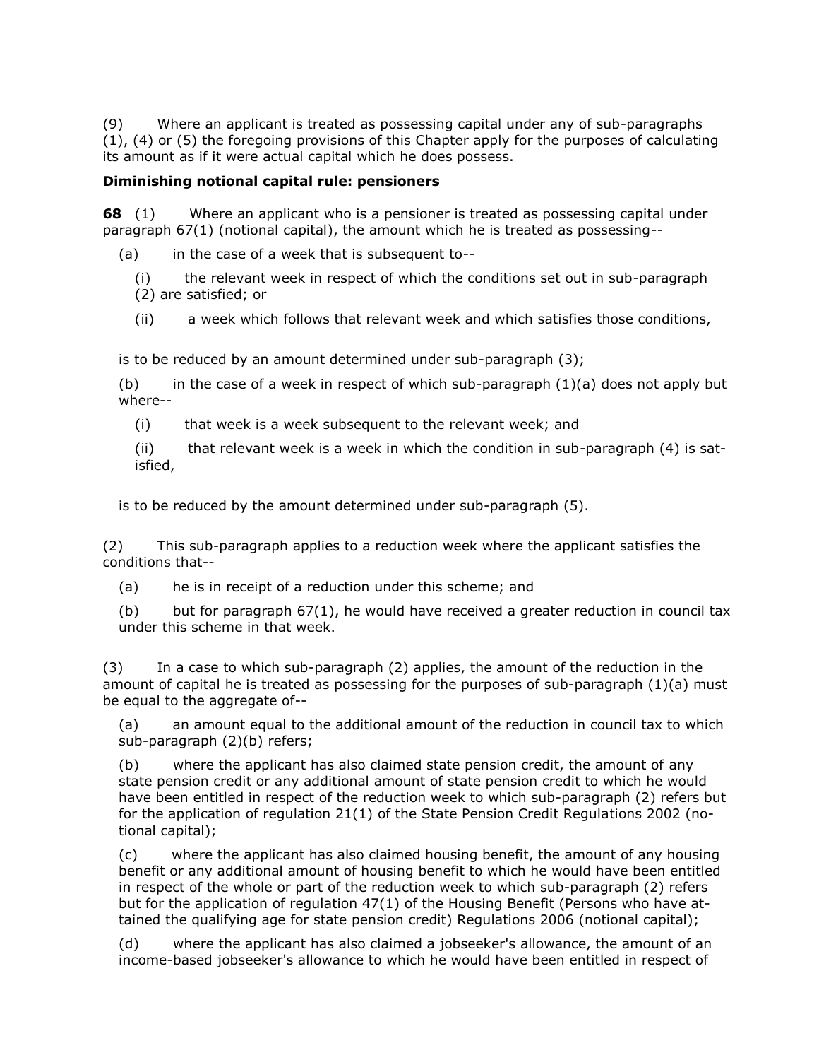(9) Where an applicant is treated as possessing capital under any of sub-paragraphs (1), (4) or (5) the foregoing provisions of this Chapter apply for the purposes of calculating its amount as if it were actual capital which he does possess.

**Diminishing notional capital rule: pensioners**

**68** (1) Where an applicant who is a pensioner is treated as possessing capital under paragraph 67(1) (notional capital), the amount which he is treated as possessing--

(a) in the case of a week that is subsequent to--

(i) the relevant week in respect of which the conditions set out in sub-paragraph (2) are satisfied; or

(ii) a week which follows that relevant week and which satisfies those conditions,

is to be reduced by an amount determined under sub-paragraph (3);

(b) in the case of a week in respect of which sub-paragraph (1)(a) does not apply but where--

(i) that week is a week subsequent to the relevant week; and

(ii) that relevant week is a week in which the condition in sub-paragraph (4) is satisfied,

is to be reduced by the amount determined under sub-paragraph (5).

(2) This sub-paragraph applies to a reduction week where the applicant satisfies the conditions that--

(a) he is in receipt of a reduction under this scheme; and

(b) but for paragraph 67(1), he would have received a greater reduction in council tax under this scheme in that week.

(3) In a case to which sub-paragraph (2) applies, the amount of the reduction in the amount of capital he is treated as possessing for the purposes of sub-paragraph (1)(a) must be equal to the aggregate of--

(a) an amount equal to the additional amount of the reduction in council tax to which sub-paragraph (2)(b) refers;

(b) where the applicant has also claimed state pension credit, the amount of any state pension credit or any additional amount of state pension credit to which he would have been entitled in respect of the reduction week to which sub-paragraph (2) refers but for the application of regulation 21(1) of the State Pension Credit Regulations 2002 (notional capital);

(c) where the applicant has also claimed housing benefit, the amount of any housing benefit or any additional amount of housing benefit to which he would have been entitled in respect of the whole or part of the reduction week to which sub-paragraph (2) refers but for the application of regulation 47(1) of the Housing Benefit (Persons who have attained the qualifying age for state pension credit) Regulations 2006 (notional capital);

(d) where the applicant has also claimed a jobseeker's allowance, the amount of an income-based jobseeker's allowance to which he would have been entitled in respect of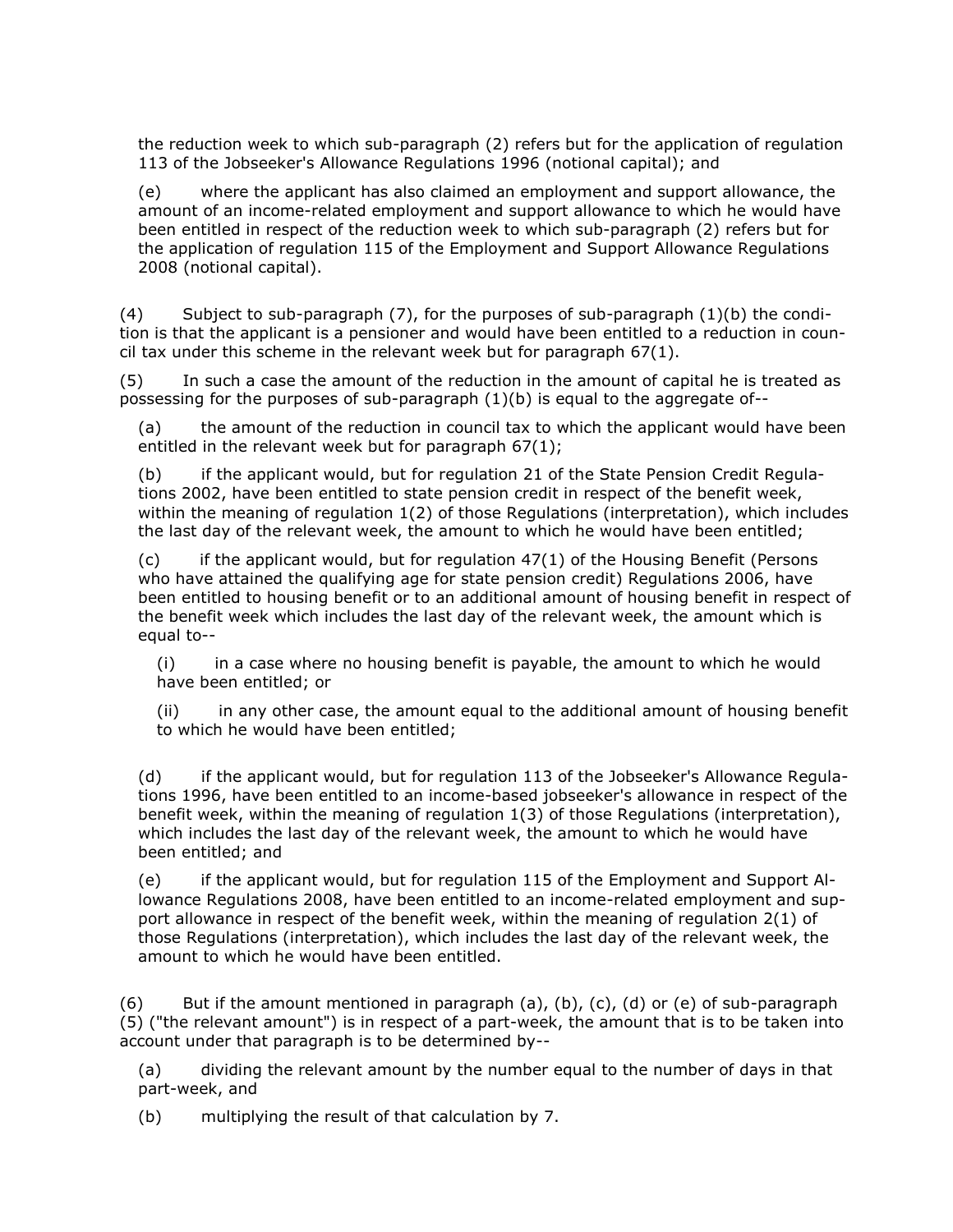the reduction week to which sub-paragraph (2) refers but for the application of regulation 113 of the Jobseeker's Allowance Regulations 1996 (notional capital); and

(e) where the applicant has also claimed an employment and support allowance, the amount of an income-related employment and support allowance to which he would have been entitled in respect of the reduction week to which sub-paragraph (2) refers but for the application of regulation 115 of the Employment and Support Allowance Regulations 2008 (notional capital).

(4) Subject to sub-paragraph (7), for the purposes of sub-paragraph (1)(b) the condition is that the applicant is a pensioner and would have been entitled to a reduction in council tax under this scheme in the relevant week but for paragraph 67(1).

(5) In such a case the amount of the reduction in the amount of capital he is treated as possessing for the purposes of sub-paragraph (1)(b) is equal to the aggregate of--

(a) the amount of the reduction in council tax to which the applicant would have been entitled in the relevant week but for paragraph 67(1);

(b) if the applicant would, but for regulation 21 of the State Pension Credit Regulations 2002, have been entitled to state pension credit in respect of the benefit week, within the meaning of regulation 1(2) of those Regulations (interpretation), which includes the last day of the relevant week, the amount to which he would have been entitled;

(c) if the applicant would, but for regulation 47(1) of the Housing Benefit (Persons who have attained the qualifying age for state pension credit) Regulations 2006, have been entitled to housing benefit or to an additional amount of housing benefit in respect of the benefit week which includes the last day of the relevant week, the amount which is equal to--

(i) in a case where no housing benefit is payable, the amount to which he would have been entitled; or

(ii) in any other case, the amount equal to the additional amount of housing benefit to which he would have been entitled;

(d) if the applicant would, but for regulation 113 of the Jobseeker's Allowance Regulations 1996, have been entitled to an income-based jobseeker's allowance in respect of the benefit week, within the meaning of regulation 1(3) of those Regulations (interpretation), which includes the last day of the relevant week, the amount to which he would have been entitled; and

(e) if the applicant would, but for regulation 115 of the Employment and Support Allowance Regulations 2008, have been entitled to an income-related employment and support allowance in respect of the benefit week, within the meaning of regulation 2(1) of those Regulations (interpretation), which includes the last day of the relevant week, the amount to which he would have been entitled.

(6) But if the amount mentioned in paragraph (a), (b), (c), (d) or (e) of sub-paragraph (5) ("the relevant amount") is in respect of a part-week, the amount that is to be taken into account under that paragraph is to be determined by--

(a) dividing the relevant amount by the number equal to the number of days in that part-week, and

(b) multiplying the result of that calculation by 7.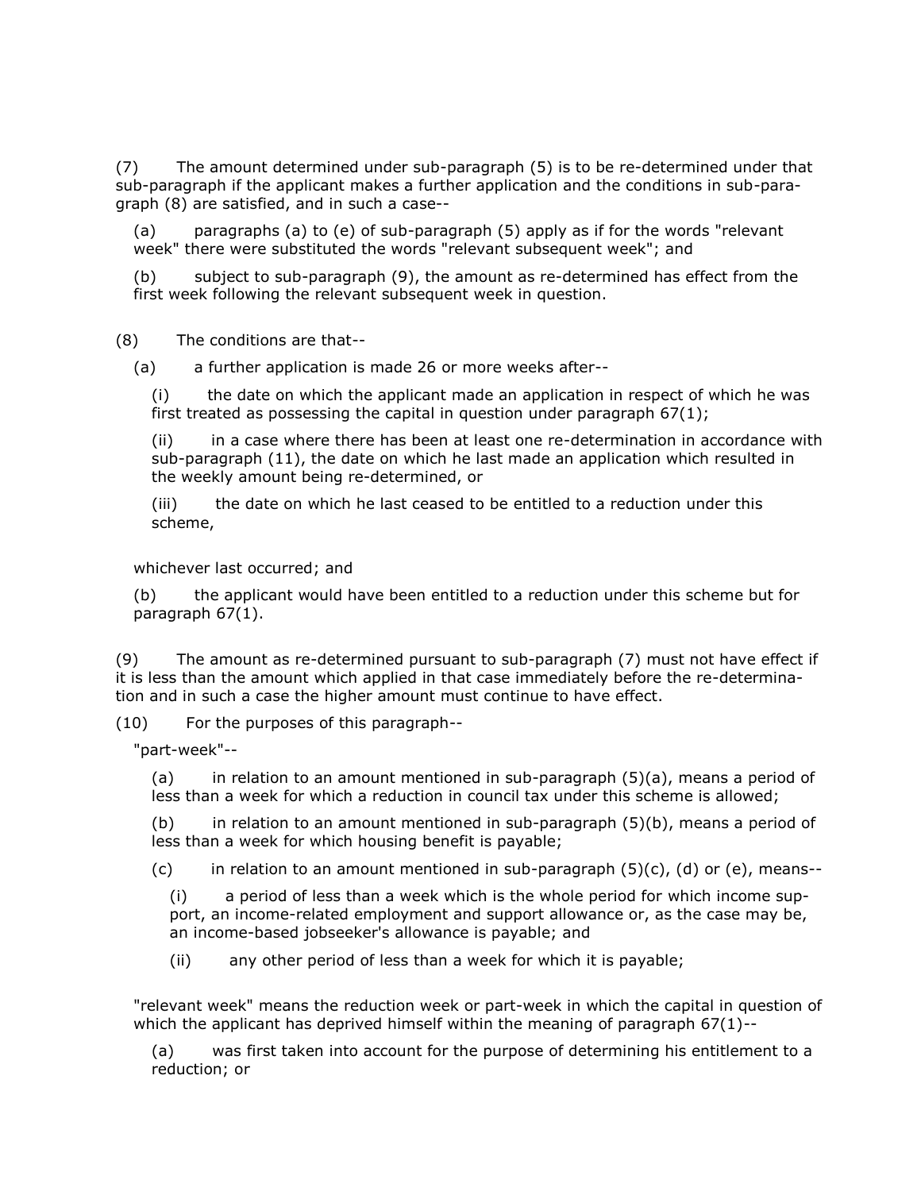(7) The amount determined under sub-paragraph (5) is to be re-determined under that sub-paragraph if the applicant makes a further application and the conditions in sub-paragraph (8) are satisfied, and in such a case--

(a) paragraphs (a) to (e) of sub-paragraph (5) apply as if for the words "relevant week" there were substituted the words "relevant subsequent week"; and

(b) subject to sub-paragraph (9), the amount as re-determined has effect from the first week following the relevant subsequent week in question.

(8) The conditions are that--

(a) a further application is made 26 or more weeks after--

(i) the date on which the applicant made an application in respect of which he was first treated as possessing the capital in question under paragraph 67(1);

(ii) in a case where there has been at least one re-determination in accordance with sub-paragraph (11), the date on which he last made an application which resulted in the weekly amount being re-determined, or

(iii) the date on which he last ceased to be entitled to a reduction under this scheme,

whichever last occurred; and

(b) the applicant would have been entitled to a reduction under this scheme but for paragraph 67(1).

(9) The amount as re-determined pursuant to sub-paragraph (7) must not have effect if it is less than the amount which applied in that case immediately before the re-determination and in such a case the higher amount must continue to have effect.

(10) For the purposes of this paragraph--

"part-week"--

(a) in relation to an amount mentioned in sub-paragraph (5)(a), means a period of less than a week for which a reduction in council tax under this scheme is allowed;

(b) in relation to an amount mentioned in sub-paragraph (5)(b), means a period of less than a week for which housing benefit is payable;

(c) in relation to an amount mentioned in sub-paragraph (5)(c), (d) or (e), means--

(i) a period of less than a week which is the whole period for which income support, an income-related employment and support allowance or, as the case may be, an income-based jobseeker's allowance is payable; and

(ii) any other period of less than a week for which it is payable;

"relevant week" means the reduction week or part-week in which the capital in question of which the applicant has deprived himself within the meaning of paragraph 67(1)--

(a) was first taken into account for the purpose of determining his entitlement to a reduction; or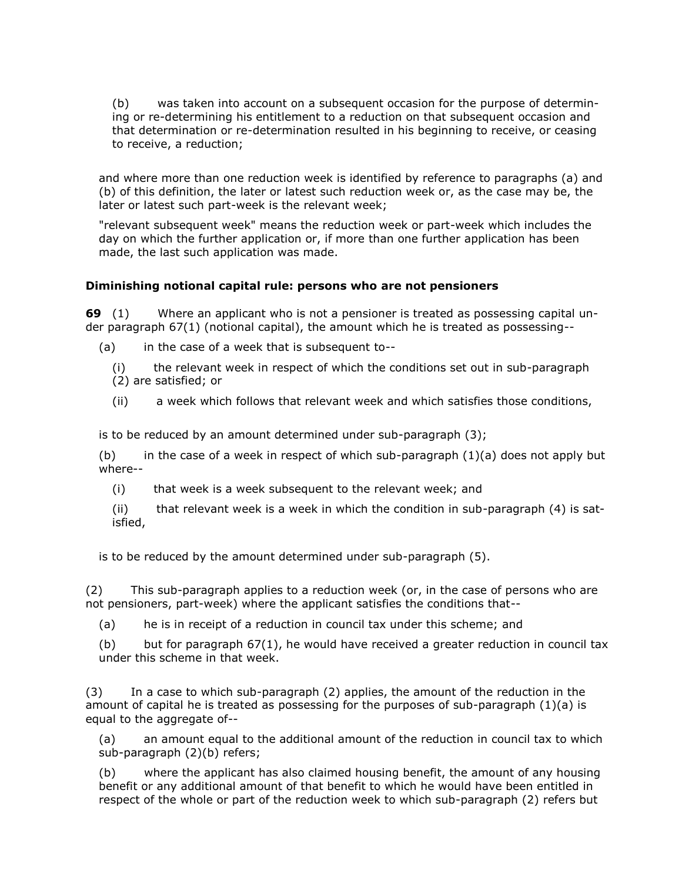(b) was taken into account on a subsequent occasion for the purpose of determining or re-determining his entitlement to a reduction on that subsequent occasion and that determination or re-determination resulted in his beginning to receive, or ceasing to receive, a reduction;

and where more than one reduction week is identified by reference to paragraphs (a) and (b) of this definition, the later or latest such reduction week or, as the case may be, the later or latest such part-week is the relevant week;

"relevant subsequent week" means the reduction week or part-week which includes the day on which the further application or, if more than one further application has been made, the last such application was made.

### Diminishing notional capital rule: persons who are not pensioners

**69** (1) Where an applicant who is not a pensioner is treated as possessing capital under paragraph 67(1) (notional capital), the amount which he is treated as possessing--

(a) in the case of a week that is subsequent to--

(i) the relevant week in respect of which the conditions set out in sub-paragraph (2) are satisfied; or

(ii) a week which follows that relevant week and which satisfies those conditions,

is to be reduced by an amount determined under sub-paragraph (3);

(b) in the case of a week in respect of which sub-paragraph (1)(a) does not apply but where--

(i) that week is a week subsequent to the relevant week; and

(ii) that relevant week is a week in which the condition in sub-paragraph (4) is satisfied,

is to be reduced by the amount determined under sub-paragraph (5).

(2) This sub-paragraph applies to a reduction week (or, in the case of persons who are not pensioners, part-week) where the applicant satisfies the conditions that--

(a) he is in receipt of a reduction in council tax under this scheme; and

(b) but for paragraph 67(1), he would have received a greater reduction in council tax under this scheme in that week.

(3) In a case to which sub-paragraph (2) applies, the amount of the reduction in the amount of capital he is treated as possessing for the purposes of sub-paragraph (1)(a) is equal to the aggregate of--

(a) an amount equal to the additional amount of the reduction in council tax to which sub-paragraph (2)(b) refers;

(b) where the applicant has also claimed housing benefit, the amount of any housing benefit or any additional amount of that benefit to which he would have been entitled in respect of the whole or part of the reduction week to which sub-paragraph (2) refers but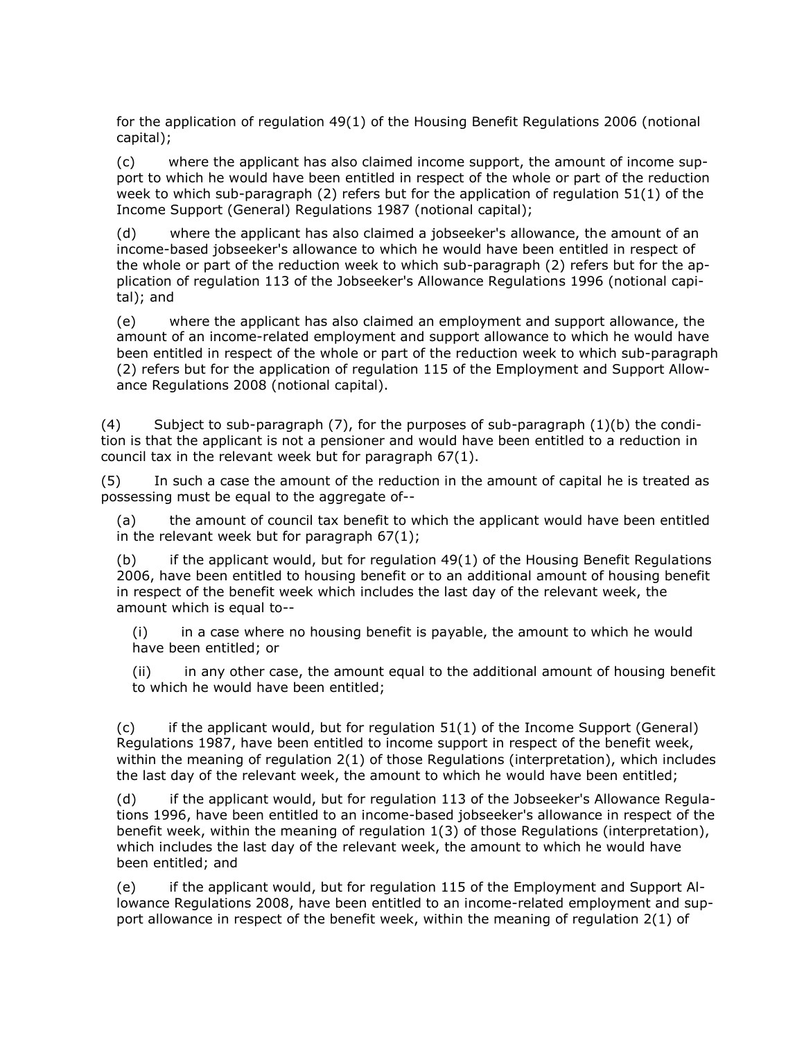for the application of regulation 49(1) of the Housing Benefit Regulations 2006 (notional capital);

(c) where the applicant has also claimed income support, the amount of income support to which he would have been entitled in respect of the whole or part of the reduction week to which sub-paragraph (2) refers but for the application of regulation 51(1) of the Income Support (General) Regulations 1987 (notional capital);

(d) where the applicant has also claimed a jobseeker's allowance, the amount of an income-based jobseeker's allowance to which he would have been entitled in respect of the whole or part of the reduction week to which sub-paragraph (2) refers but for the application of regulation 113 of the Jobseeker's Allowance Regulations 1996 (notional capital); and

(e) where the applicant has also claimed an employment and support allowance, the amount of an income-related employment and support allowance to which he would have been entitled in respect of the whole or part of the reduction week to which sub-paragraph (2) refers but for the application of regulation 115 of the Employment and Support Allowance Regulations 2008 (notional capital).

(4) Subject to sub-paragraph (7), for the purposes of sub-paragraph (1)(b) the condition is that the applicant is not a pensioner and would have been entitled to a reduction in council tax in the relevant week but for paragraph 67(1).

(5) In such a case the amount of the reduction in the amount of capital he is treated as possessing must be equal to the aggregate of--

(a) the amount of council tax benefit to which the applicant would have been entitled in the relevant week but for paragraph 67(1);

(b) if the applicant would, but for regulation 49(1) of the Housing Benefit Regulations 2006, have been entitled to housing benefit or to an additional amount of housing benefit in respect of the benefit week which includes the last day of the relevant week, the amount which is equal to--

(i) in a case where no housing benefit is payable, the amount to which he would have been entitled; or

(ii) in any other case, the amount equal to the additional amount of housing benefit to which he would have been entitled;

(c) if the applicant would, but for regulation 51(1) of the Income Support (General) Regulations 1987, have been entitled to income support in respect of the benefit week, within the meaning of regulation 2(1) of those Regulations (interpretation), which includes the last day of the relevant week, the amount to which he would have been entitled;

(d) if the applicant would, but for regulation 113 of the Jobseeker's Allowance Regulations 1996, have been entitled to an income-based jobseeker's allowance in respect of the benefit week, within the meaning of regulation 1(3) of those Regulations (interpretation), which includes the last day of the relevant week, the amount to which he would have been entitled; and

(e) if the applicant would, but for regulation 115 of the Employment and Support Allowance Regulations 2008, have been entitled to an income-related employment and support allowance in respect of the benefit week, within the meaning of regulation 2(1) of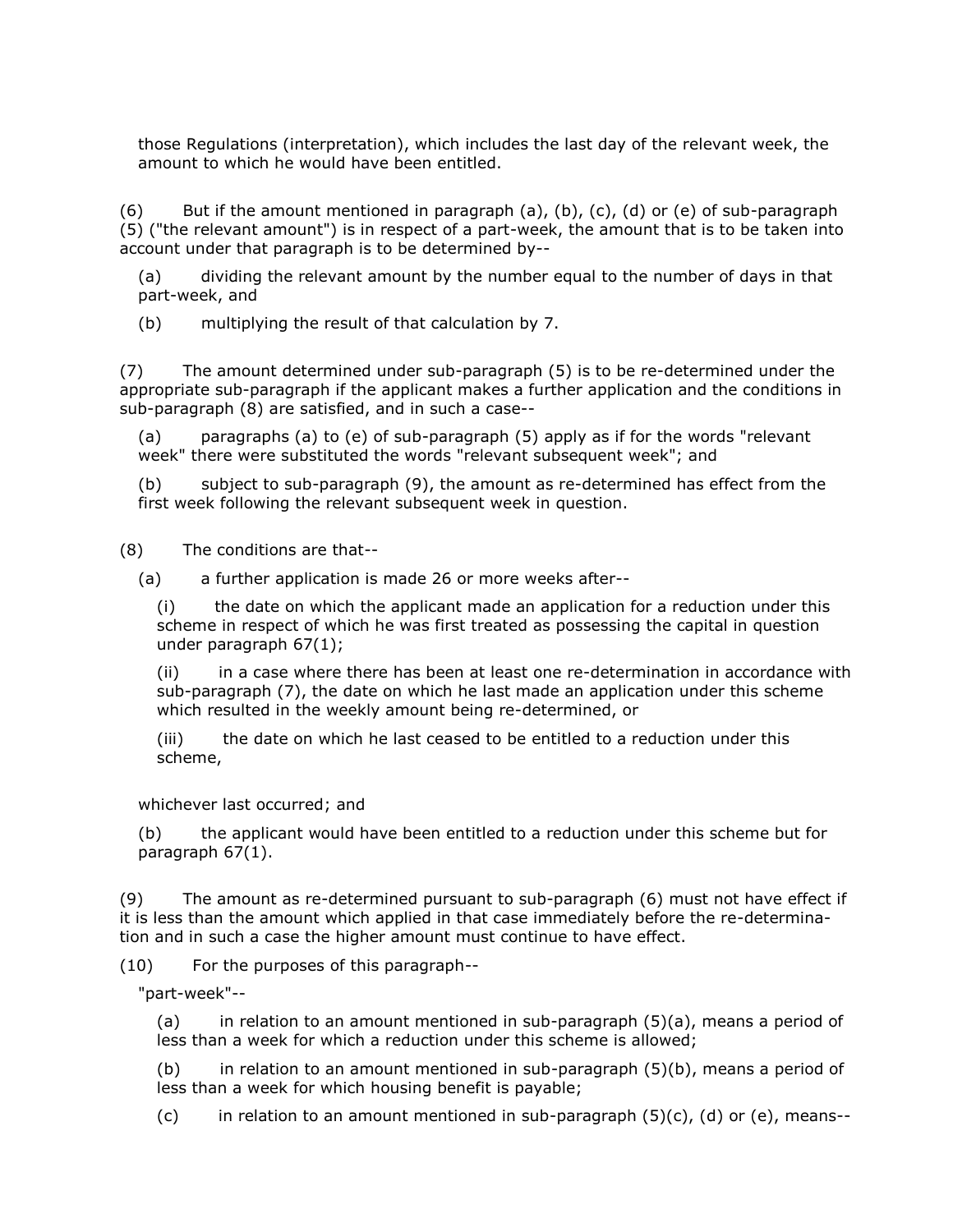those Regulations (interpretation), which includes the last day of the relevant week, the amount to which he would have been entitled.

(6) But if the amount mentioned in paragraph (a), (b), (c), (d) or (e) of sub-paragraph (5) ("the relevant amount") is in respect of a part-week, the amount that is to be taken into account under that paragraph is to be determined by--

(a) dividing the relevant amount by the number equal to the number of days in that part-week, and

(b) multiplying the result of that calculation by 7.

(7) The amount determined under sub-paragraph (5) is to be re-determined under the appropriate sub-paragraph if the applicant makes a further application and the conditions in sub-paragraph (8) are satisfied, and in such a case--

(a) paragraphs (a) to (e) of sub-paragraph (5) apply as if for the words "relevant week" there were substituted the words "relevant subsequent week"; and

(b) subject to sub-paragraph (9), the amount as re-determined has effect from the first week following the relevant subsequent week in question.

(8) The conditions are that--

(a) a further application is made 26 or more weeks after--

(i) the date on which the applicant made an application for a reduction under this scheme in respect of which he was first treated as possessing the capital in question under paragraph 67(1);

(ii) in a case where there has been at least one re-determination in accordance with sub-paragraph (7), the date on which he last made an application under this scheme which resulted in the weekly amount being re-determined, or

(iii) the date on which he last ceased to be entitled to a reduction under this scheme,

whichever last occurred; and

(b) the applicant would have been entitled to a reduction under this scheme but for paragraph 67(1).

(9) The amount as re-determined pursuant to sub-paragraph (6) must not have effect if it is less than the amount which applied in that case immediately before the re-determination and in such a case the higher amount must continue to have effect.

(10) For the purposes of this paragraph--

"part-week"--

(a) in relation to an amount mentioned in sub-paragraph (5)(a), means a period of less than a week for which a reduction under this scheme is allowed;

(b) in relation to an amount mentioned in sub-paragraph (5)(b), means a period of less than a week for which housing benefit is payable;

(c) in relation to an amount mentioned in sub-paragraph (5)(c), (d) or (e), means--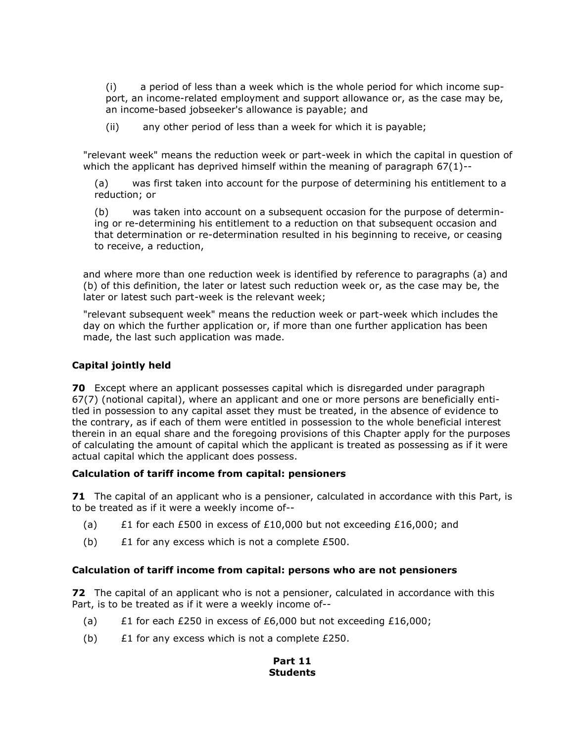(i) a period of less than a week which is the whole period for which income support, an income-related employment and support allowance or, as the case may be, an income-based jobseeker's allowance is payable; and

(ii) any other period of less than a week for which it is payable;

"relevant week" means the reduction week or part-week in which the capital in question of which the applicant has deprived himself within the meaning of paragraph 67(1)--

(a) was first taken into account for the purpose of determining his entitlement to a reduction; or

(b) was taken into account on a subsequent occasion for the purpose of determining or re-determining his entitlement to a reduction on that subsequent occasion and that determination or re-determination resulted in his beginning to receive, or ceasing to receive, a reduction,

and where more than one reduction week is identified by reference to paragraphs (a) and (b) of this definition, the later or latest such reduction week or, as the case may be, the later or latest such part-week is the relevant week;

"relevant subsequent week" means the reduction week or part-week which includes the day on which the further application or, if more than one further application has been made, the last such application was made.

### Capital jointly held

**70** Except where an applicant possesses capital which is disregarded under paragraph 67(7) (notional capital), where an applicant and one or more persons are beneficially entitled in possession to any capital asset they must be treated, in the absence of evidence to the contrary, as if each of them were entitled in possession to the whole beneficial interest therein in an equal share and the foregoing provisions of this Chapter apply for the purposes of calculating the amount of capital which the applicant is treated as possessing as if it were actual capital which the applicant does possess.

### Calculation of tariff income from capital: pensioners

**71** The capital of an applicant who is a pensioner, calculated in accordance with this Part, is to be treated as if it were a weekly income of--

(a) £1 for each £500 in excess of £10,000 but not exceeding £16,000; and

(b) £1 for any excess which is not a complete £500.

### Calculation of tariff income from capital: persons who are not pensioners

**72** The capital of an applicant who is not a pensioner, calculated in accordance with this Part, is to be treated as if it were a weekly income of--

(a) £1 for each £250 in excess of £6,000 but not exceeding £16,000;

(b) £1 for any excess which is not a complete £250.

## Part 11
## Students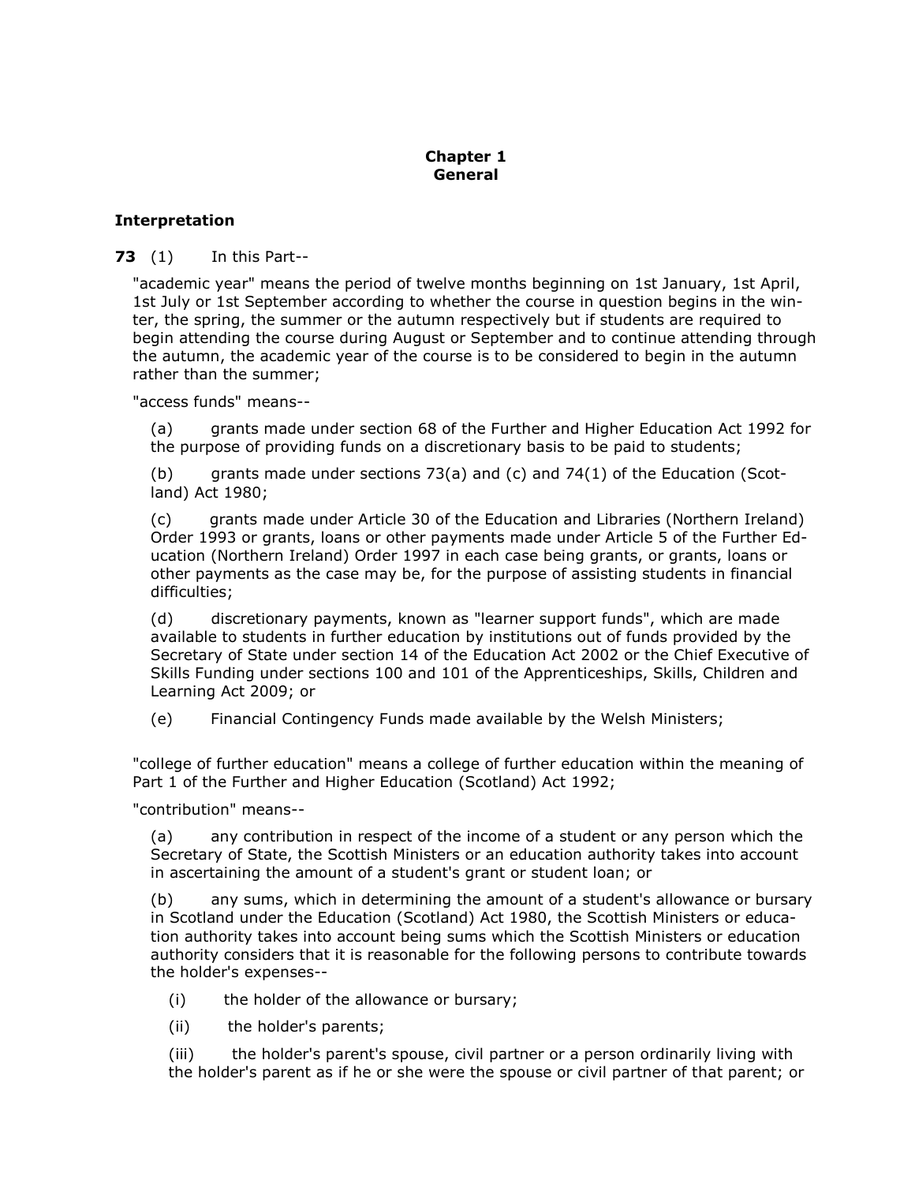## Chapter 1
## General

### Interpretation

**73** (1) In this Part--

"academic year" means the period of twelve months beginning on 1st January, 1st April, 1st July or 1st September according to whether the course in question begins in the winter, the spring, the summer or the autumn respectively but if students are required to begin attending the course during August or September and to continue attending through the autumn, the academic year of the course is to be considered to begin in the autumn rather than the summer;

"access funds" means--

(a) grants made under section 68 of the Further and Higher Education Act 1992 for the purpose of providing funds on a discretionary basis to be paid to students;

(b) grants made under sections 73(a) and (c) and 74(1) of the Education (Scotland) Act 1980;

(c) grants made under Article 30 of the Education and Libraries (Northern Ireland) Order 1993 or grants, loans or other payments made under Article 5 of the Further Education (Northern Ireland) Order 1997 in each case being grants, or grants, loans or other payments as the case may be, for the purpose of assisting students in financial difficulties;

(d) discretionary payments, known as "learner support funds", which are made available to students in further education by institutions out of funds provided by the Secretary of State under section 14 of the Education Act 2002 or the Chief Executive of Skills Funding under sections 100 and 101 of the Apprenticeships, Skills, Children and Learning Act 2009; or

(e) Financial Contingency Funds made available by the Welsh Ministers;

"college of further education" means a college of further education within the meaning of Part 1 of the Further and Higher Education (Scotland) Act 1992;

"contribution" means--

(a) any contribution in respect of the income of a student or any person which the Secretary of State, the Scottish Ministers or an education authority takes into account in ascertaining the amount of a student's grant or student loan; or

(b) any sums, which in determining the amount of a student's allowance or bursary in Scotland under the Education (Scotland) Act 1980, the Scottish Ministers or education authority takes into account being sums which the Scottish Ministers or education authority considers that it is reasonable for the following persons to contribute towards the holder's expenses--

(i) the holder of the allowance or bursary;

(ii) the holder's parents;

(iii) the holder's parent's spouse, civil partner or a person ordinarily living with the holder's parent as if he or she were the spouse or civil partner of that parent; or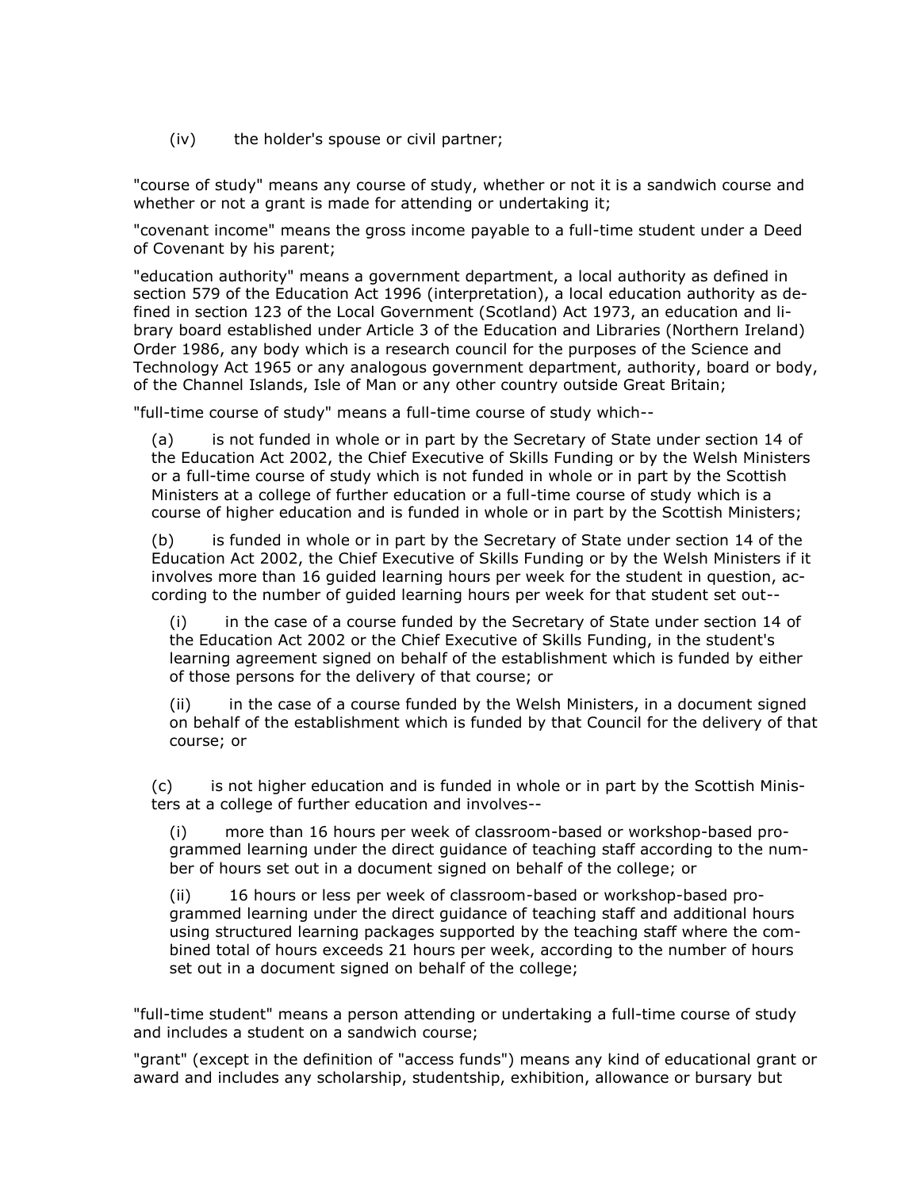(iv) the holder's spouse or civil partner;

"course of study" means any course of study, whether or not it is a sandwich course and whether or not a grant is made for attending or undertaking it;

"covenant income" means the gross income payable to a full-time student under a Deed of Covenant by his parent;

"education authority" means a government department, a local authority as defined in section 579 of the Education Act 1996 (interpretation), a local education authority as defined in section 123 of the Local Government (Scotland) Act 1973, an education and library board established under Article 3 of the Education and Libraries (Northern Ireland) Order 1986, any body which is a research council for the purposes of the Science and Technology Act 1965 or any analogous government department, authority, board or body, of the Channel Islands, Isle of Man or any other country outside Great Britain;

"full-time course of study" means a full-time course of study which--

(a) is not funded in whole or in part by the Secretary of State under section 14 of the Education Act 2002, the Chief Executive of Skills Funding or by the Welsh Ministers or a full-time course of study which is not funded in whole or in part by the Scottish Ministers at a college of further education or a full-time course of study which is a course of higher education and is funded in whole or in part by the Scottish Ministers;

(b) is funded in whole or in part by the Secretary of State under section 14 of the Education Act 2002, the Chief Executive of Skills Funding or by the Welsh Ministers if it involves more than 16 guided learning hours per week for the student in question, according to the number of guided learning hours per week for that student set out--

(i) in the case of a course funded by the Secretary of State under section 14 of the Education Act 2002 or the Chief Executive of Skills Funding, in the student's learning agreement signed on behalf of the establishment which is funded by either of those persons for the delivery of that course; or

(ii) in the case of a course funded by the Welsh Ministers, in a document signed on behalf of the establishment which is funded by that Council for the delivery of that course; or

(c) is not higher education and is funded in whole or in part by the Scottish Ministers at a college of further education and involves--

(i) more than 16 hours per week of classroom-based or workshop-based programmed learning under the direct guidance of teaching staff according to the number of hours set out in a document signed on behalf of the college; or

(ii) 16 hours or less per week of classroom-based or workshop-based programmed learning under the direct guidance of teaching staff and additional hours using structured learning packages supported by the teaching staff where the combined total of hours exceeds 21 hours per week, according to the number of hours set out in a document signed on behalf of the college;

"full-time student" means a person attending or undertaking a full-time course of study and includes a student on a sandwich course;

"grant" (except in the definition of "access funds") means any kind of educational grant or award and includes any scholarship, studentship, exhibition, allowance or bursary but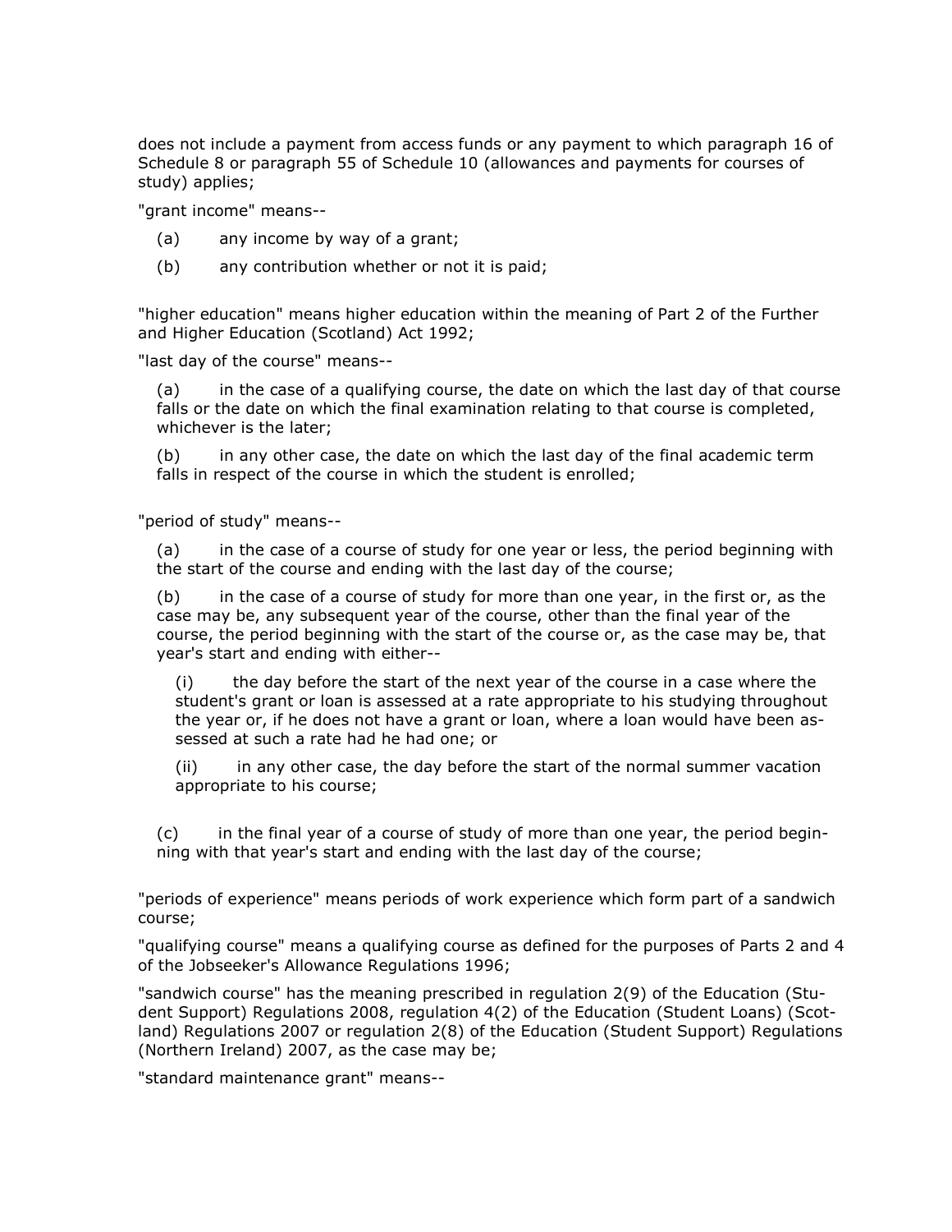does not include a payment from access funds or any payment to which paragraph 16 of Schedule 8 or paragraph 55 of Schedule 10 (allowances and payments for courses of study) applies;

"grant income" means--

(a) any income by way of a grant;

(b) any contribution whether or not it is paid;

"higher education" means higher education within the meaning of Part 2 of the Further and Higher Education (Scotland) Act 1992;

"last day of the course" means--

(a) in the case of a qualifying course, the date on which the last day of that course falls or the date on which the final examination relating to that course is completed, whichever is the later;

(b) in any other case, the date on which the last day of the final academic term falls in respect of the course in which the student is enrolled;

"period of study" means--

(a) in the case of a course of study for one year or less, the period beginning with the start of the course and ending with the last day of the course;

(b) in the case of a course of study for more than one year, in the first or, as the case may be, any subsequent year of the course, other than the final year of the course, the period beginning with the start of the course or, as the case may be, that year's start and ending with either--

(i) the day before the start of the next year of the course in a case where the student's grant or loan is assessed at a rate appropriate to his studying throughout the year or, if he does not have a grant or loan, where a loan would have been assessed at such a rate had he had one; or

(ii) in any other case, the day before the start of the normal summer vacation appropriate to his course;

(c) in the final year of a course of study of more than one year, the period beginning with that year's start and ending with the last day of the course;

"periods of experience" means periods of work experience which form part of a sandwich course;

"qualifying course" means a qualifying course as defined for the purposes of Parts 2 and 4 of the Jobseeker's Allowance Regulations 1996;

"sandwich course" has the meaning prescribed in regulation 2(9) of the Education (Student Support) Regulations 2008, regulation 4(2) of the Education (Student Loans) (Scotland) Regulations 2007 or regulation 2(8) of the Education (Student Support) Regulations (Northern Ireland) 2007, as the case may be;

"standard maintenance grant" means--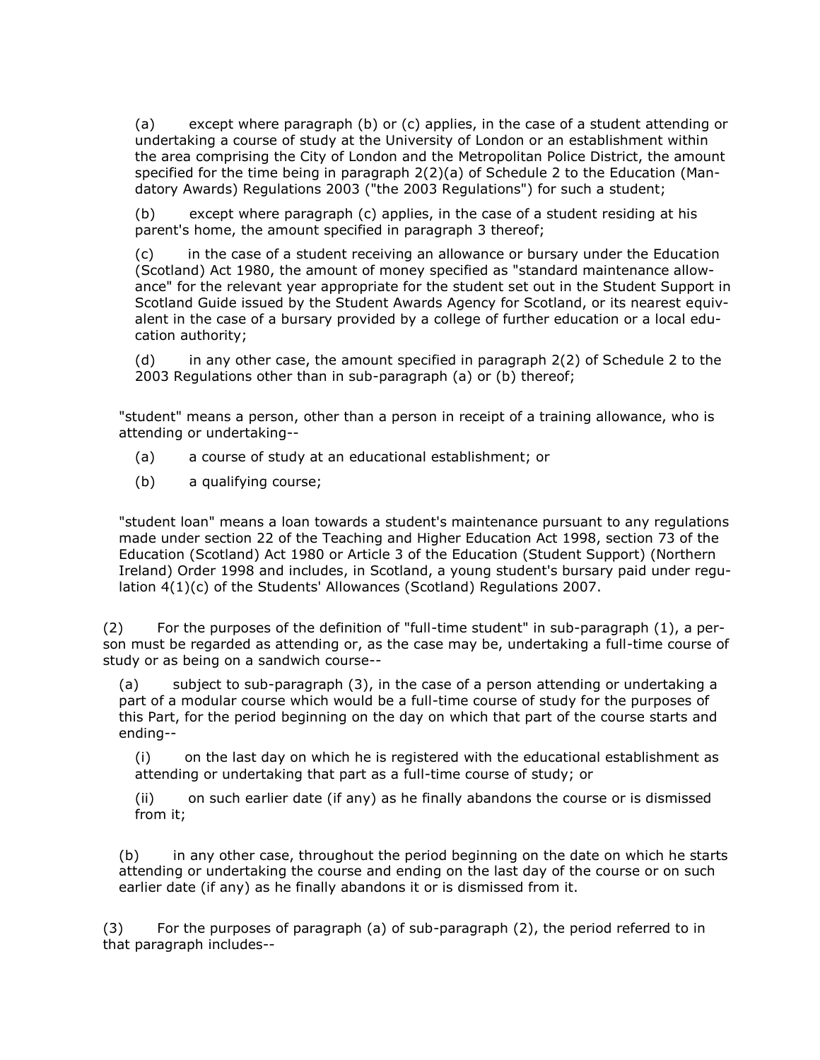(a) except where paragraph (b) or (c) applies, in the case of a student attending or undertaking a course of study at the University of London or an establishment within the area comprising the City of London and the Metropolitan Police District, the amount specified for the time being in paragraph 2(2)(a) of Schedule 2 to the Education (Mandatory Awards) Regulations 2003 ("the 2003 Regulations") for such a student;

(b) except where paragraph (c) applies, in the case of a student residing at his parent's home, the amount specified in paragraph 3 thereof;

(c) in the case of a student receiving an allowance or bursary under the Education (Scotland) Act 1980, the amount of money specified as "standard maintenance allowance" for the relevant year appropriate for the student set out in the Student Support in Scotland Guide issued by the Student Awards Agency for Scotland, or its nearest equivalent in the case of a bursary provided by a college of further education or a local education authority;

(d) in any other case, the amount specified in paragraph 2(2) of Schedule 2 to the 2003 Regulations other than in sub-paragraph (a) or (b) thereof;

"student" means a person, other than a person in receipt of a training allowance, who is attending or undertaking--

(a) a course of study at an educational establishment; or

(b) a qualifying course;

"student loan" means a loan towards a student's maintenance pursuant to any regulations made under section 22 of the Teaching and Higher Education Act 1998, section 73 of the Education (Scotland) Act 1980 or Article 3 of the Education (Student Support) (Northern Ireland) Order 1998 and includes, in Scotland, a young student's bursary paid under regulation 4(1)(c) of the Students' Allowances (Scotland) Regulations 2007.

(2) For the purposes of the definition of "full-time student" in sub-paragraph (1), a person must be regarded as attending or, as the case may be, undertaking a full-time course of study or as being on a sandwich course--

(a) subject to sub-paragraph (3), in the case of a person attending or undertaking a part of a modular course which would be a full-time course of study for the purposes of this Part, for the period beginning on the day on which that part of the course starts and ending--

(i) on the last day on which he is registered with the educational establishment as attending or undertaking that part as a full-time course of study; or

(ii) on such earlier date (if any) as he finally abandons the course or is dismissed from it;

(b) in any other case, throughout the period beginning on the date on which he starts attending or undertaking the course and ending on the last day of the course or on such earlier date (if any) as he finally abandons it or is dismissed from it.

(3) For the purposes of paragraph (a) of sub-paragraph (2), the period referred to in that paragraph includes--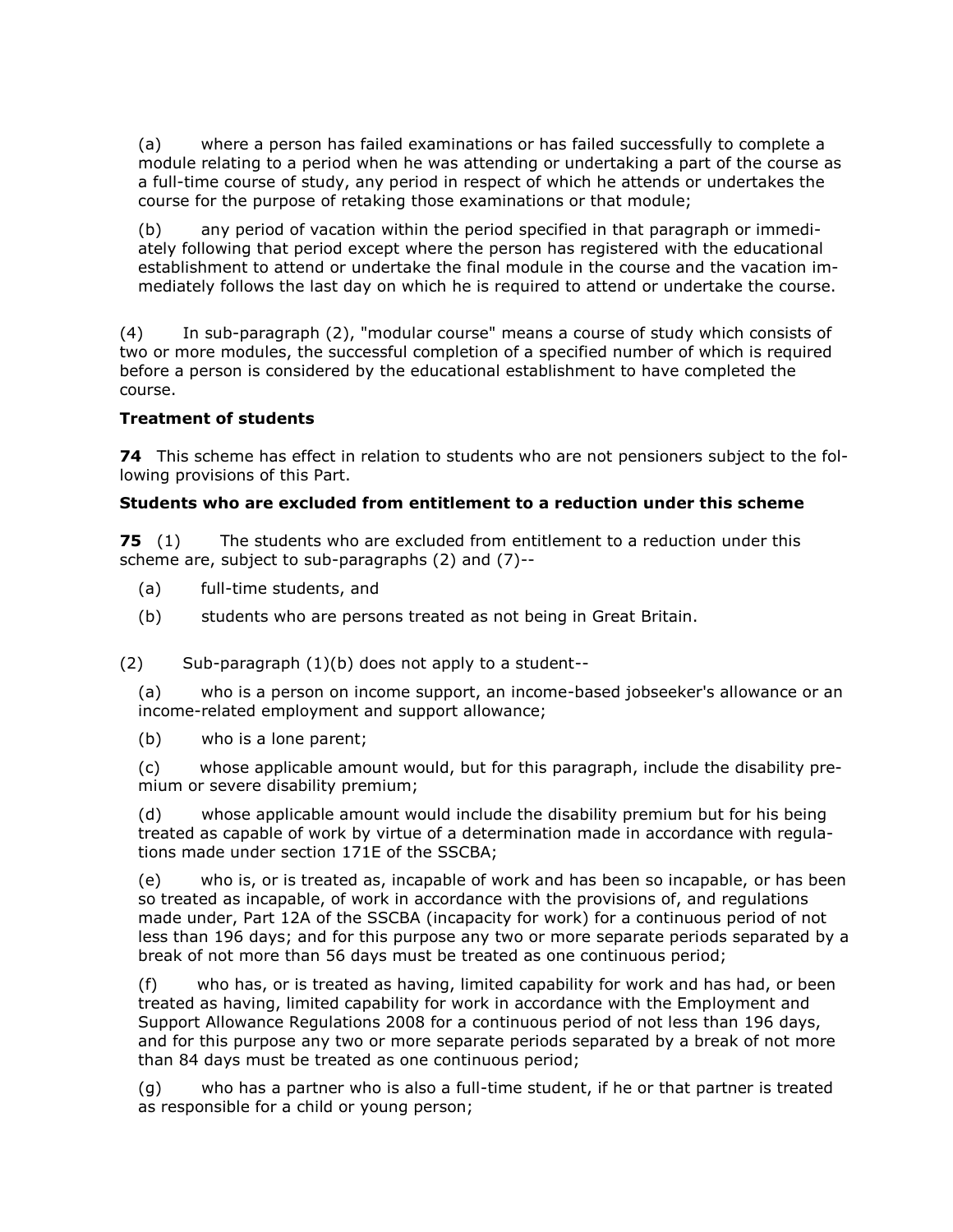(a) where a person has failed examinations or has failed successfully to complete a module relating to a period when he was attending or undertaking a part of the course as a full-time course of study, any period in respect of which he attends or undertakes the course for the purpose of retaking those examinations or that module;

(b) any period of vacation within the period specified in that paragraph or immediately following that period except where the person has registered with the educational establishment to attend or undertake the final module in the course and the vacation immediately follows the last day on which he is required to attend or undertake the course.

(4) In sub-paragraph (2), "modular course" means a course of study which consists of two or more modules, the successful completion of a specified number of which is required before a person is considered by the educational establishment to have completed the course.

**Treatment of students**

**74** This scheme has effect in relation to students who are not pensioners subject to the following provisions of this Part.

**Students who are excluded from entitlement to a reduction under this scheme**

**75** (1) The students who are excluded from entitlement to a reduction under this scheme are, subject to sub-paragraphs (2) and (7)--

(a) full-time students, and

(b) students who are persons treated as not being in Great Britain.

(2) Sub-paragraph (1)(b) does not apply to a student--

(a) who is a person on income support, an income-based jobseeker's allowance or an income-related employment and support allowance;

(b) who is a lone parent;

(c) whose applicable amount would, but for this paragraph, include the disability premium or severe disability premium;

(d) whose applicable amount would include the disability premium but for his being treated as capable of work by virtue of a determination made in accordance with regulations made under section 171E of the SSCBA;

(e) who is, or is treated as, incapable of work and has been so incapable, or has been so treated as incapable, of work in accordance with the provisions of, and regulations made under, Part 12A of the SSCBA (incapacity for work) for a continuous period of not less than 196 days; and for this purpose any two or more separate periods separated by a break of not more than 56 days must be treated as one continuous period;

(f) who has, or is treated as having, limited capability for work and has had, or been treated as having, limited capability for work in accordance with the Employment and Support Allowance Regulations 2008 for a continuous period of not less than 196 days, and for this purpose any two or more separate periods separated by a break of not more than 84 days must be treated as one continuous period;

(g) who has a partner who is also a full-time student, if he or that partner is treated as responsible for a child or young person;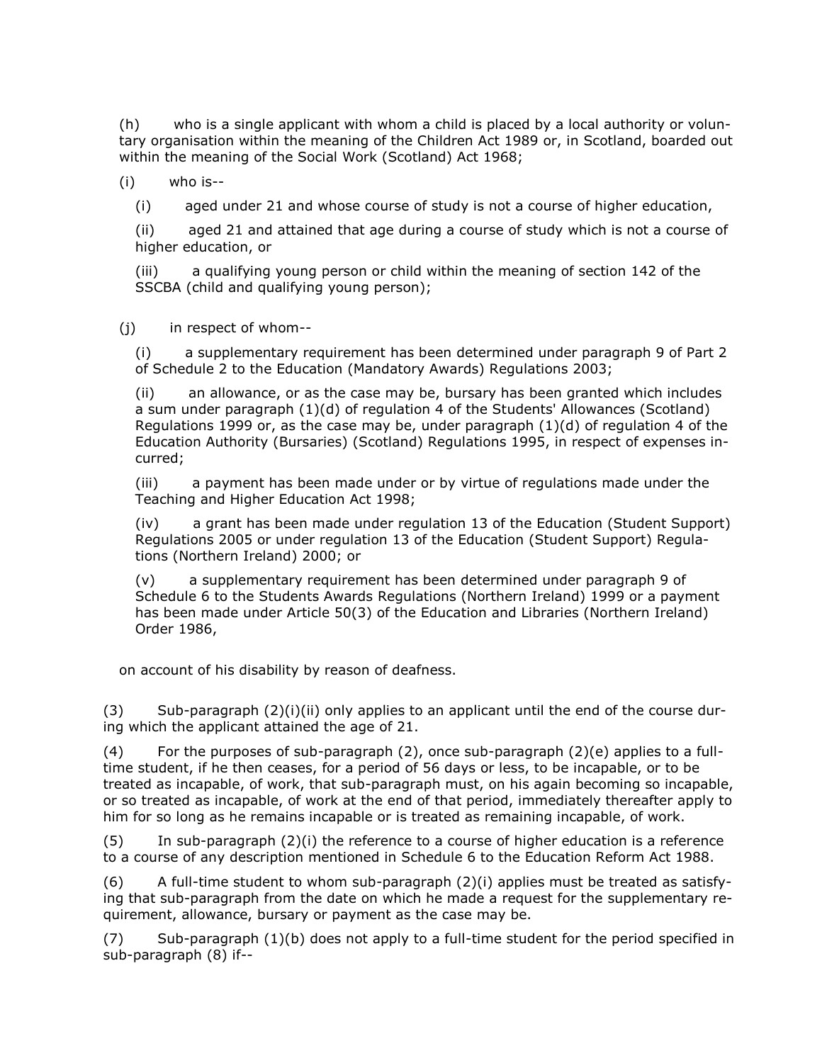(h) who is a single applicant with whom a child is placed by a local authority or voluntary organisation within the meaning of the Children Act 1989 or, in Scotland, boarded out within the meaning of the Social Work (Scotland) Act 1968;

(i) who is--

(i) aged under 21 and whose course of study is not a course of higher education,

(ii) aged 21 and attained that age during a course of study which is not a course of higher education, or

(iii) a qualifying young person or child within the meaning of section 142 of the SSCBA (child and qualifying young person);

(j) in respect of whom--

(i) a supplementary requirement has been determined under paragraph 9 of Part 2 of Schedule 2 to the Education (Mandatory Awards) Regulations 2003;

(ii) an allowance, or as the case may be, bursary has been granted which includes a sum under paragraph (1)(d) of regulation 4 of the Students' Allowances (Scotland) Regulations 1999 or, as the case may be, under paragraph (1)(d) of regulation 4 of the Education Authority (Bursaries) (Scotland) Regulations 1995, in respect of expenses incurred;

(iii) a payment has been made under or by virtue of regulations made under the Teaching and Higher Education Act 1998;

(iv) a grant has been made under regulation 13 of the Education (Student Support) Regulations 2005 or under regulation 13 of the Education (Student Support) Regulations (Northern Ireland) 2000; or

(v) a supplementary requirement has been determined under paragraph 9 of Schedule 6 to the Students Awards Regulations (Northern Ireland) 1999 or a payment has been made under Article 50(3) of the Education and Libraries (Northern Ireland) Order 1986,

on account of his disability by reason of deafness.

(3) Sub-paragraph (2)(i)(ii) only applies to an applicant until the end of the course during which the applicant attained the age of 21.

(4) For the purposes of sub-paragraph (2), once sub-paragraph (2)(e) applies to a full-time student, if he then ceases, for a period of 56 days or less, to be incapable, or to be treated as incapable, of work, that sub-paragraph must, on his again becoming so incapable, or so treated as incapable, of work at the end of that period, immediately thereafter apply to him for so long as he remains incapable or is treated as remaining incapable, of work.

(5) In sub-paragraph (2)(i) the reference to a course of higher education is a reference to a course of any description mentioned in Schedule 6 to the Education Reform Act 1988.

(6) A full-time student to whom sub-paragraph (2)(i) applies must be treated as satisfying that sub-paragraph from the date on which he made a request for the supplementary requirement, allowance, bursary or payment as the case may be.

(7) Sub-paragraph (1)(b) does not apply to a full-time student for the period specified in sub-paragraph (8) if--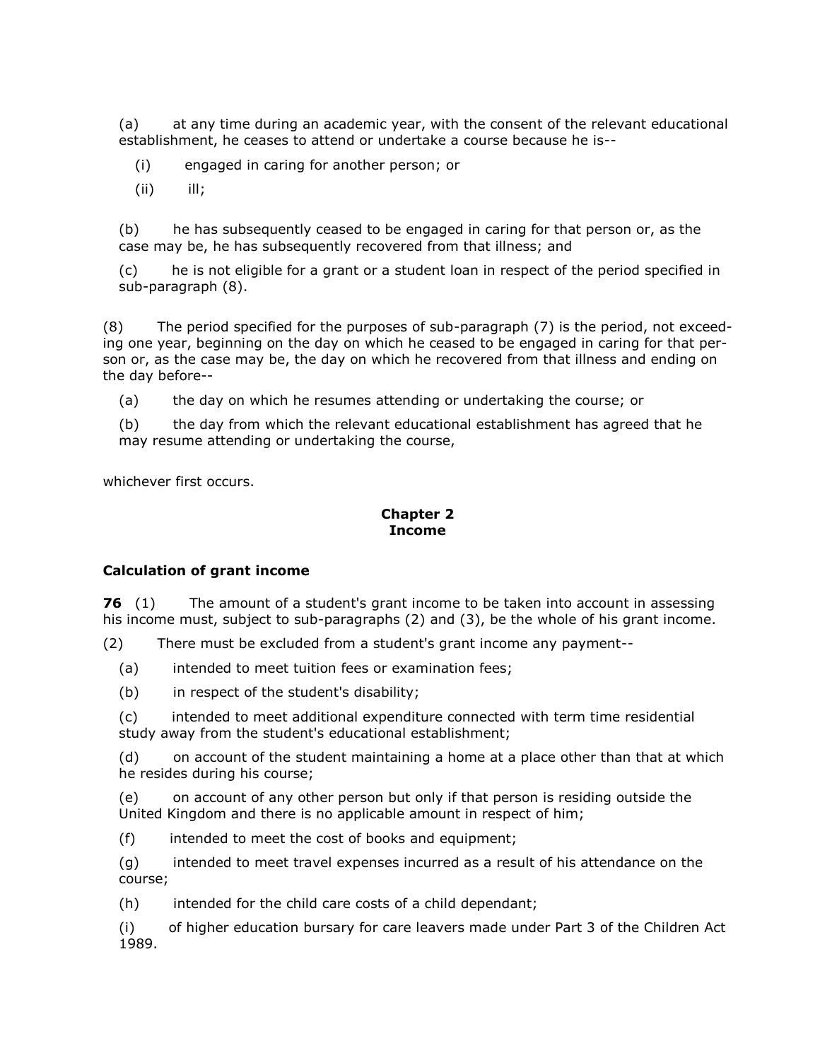(a) at any time during an academic year, with the consent of the relevant educational establishment, he ceases to attend or undertake a course because he is--

(i) engaged in caring for another person; or

(ii) ill;

(b) he has subsequently ceased to be engaged in caring for that person or, as the case may be, he has subsequently recovered from that illness; and

(c) he is not eligible for a grant or a student loan in respect of the period specified in sub-paragraph (8).

(8) The period specified for the purposes of sub-paragraph (7) is the period, not exceeding one year, beginning on the day on which he ceased to be engaged in caring for that person or, as the case may be, the day on which he recovered from that illness and ending on the day before--

(a) the day on which he resumes attending or undertaking the course; or

(b) the day from which the relevant educational establishment has agreed that he may resume attending or undertaking the course,

whichever first occurs.

## Chapter 2
## Income

### Calculation of grant income

**76** (1) The amount of a student's grant income to be taken into account in assessing his income must, subject to sub-paragraphs (2) and (3), be the whole of his grant income.

(2) There must be excluded from a student's grant income any payment--

(a) intended to meet tuition fees or examination fees;

(b) in respect of the student's disability;

(c) intended to meet additional expenditure connected with term time residential study away from the student's educational establishment;

(d) on account of the student maintaining a home at a place other than that at which he resides during his course;

(e) on account of any other person but only if that person is residing outside the United Kingdom and there is no applicable amount in respect of him;

(f) intended to meet the cost of books and equipment;

(g) intended to meet travel expenses incurred as a result of his attendance on the course;

(h) intended for the child care costs of a child dependant;

(i) of higher education bursary for care leavers made under Part 3 of the Children Act 1989.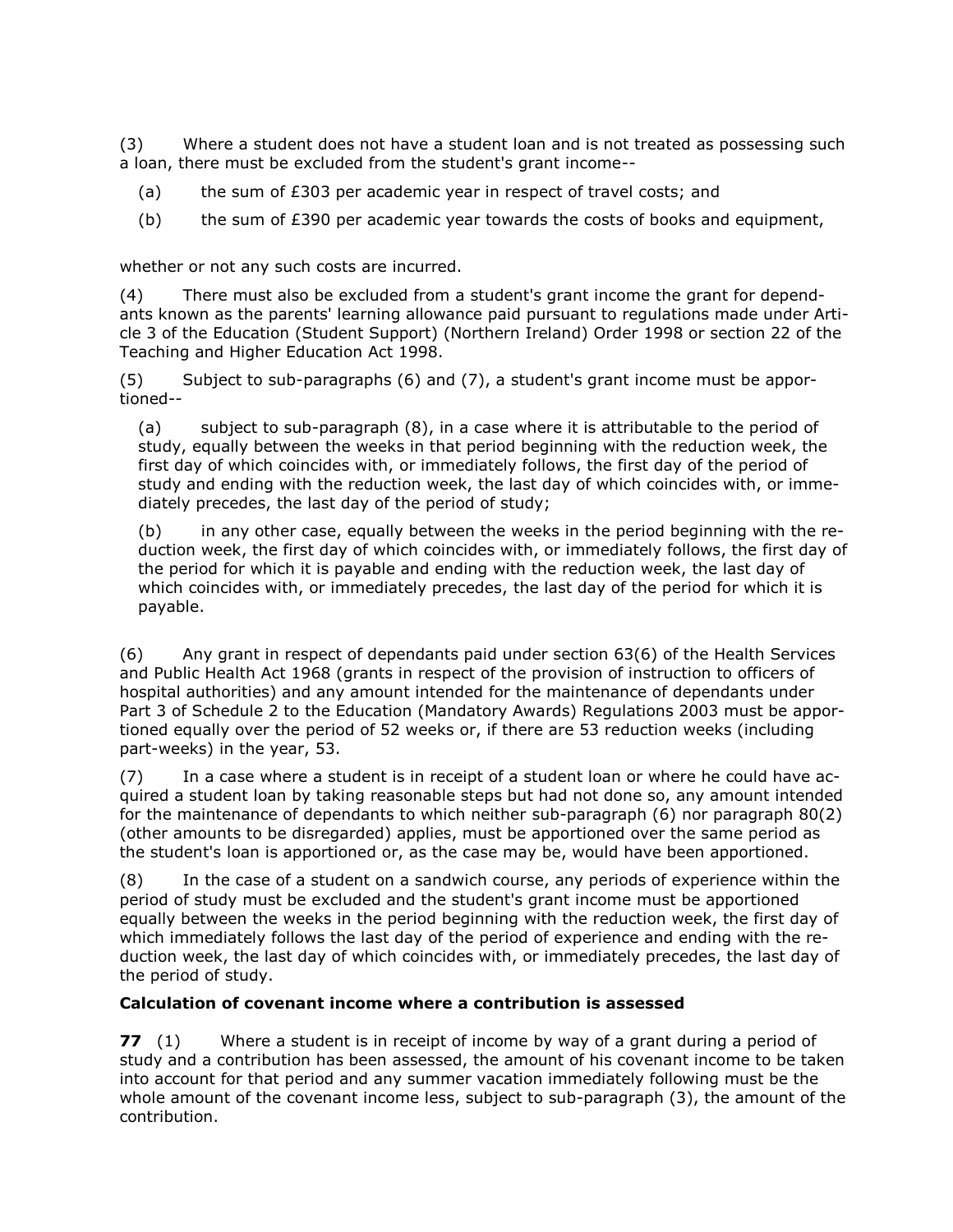(3) Where a student does not have a student loan and is not treated as possessing such a loan, there must be excluded from the student's grant income--

(a) the sum of £303 per academic year in respect of travel costs; and

(b) the sum of £390 per academic year towards the costs of books and equipment,

whether or not any such costs are incurred.

(4) There must also be excluded from a student's grant income the grant for dependants known as the parents' learning allowance paid pursuant to regulations made under Article 3 of the Education (Student Support) (Northern Ireland) Order 1998 or section 22 of the Teaching and Higher Education Act 1998.

(5) Subject to sub-paragraphs (6) and (7), a student's grant income must be apportioned--

(a) subject to sub-paragraph (8), in a case where it is attributable to the period of study, equally between the weeks in that period beginning with the reduction week, the first day of which coincides with, or immediately follows, the first day of the period of study and ending with the reduction week, the last day of which coincides with, or immediately precedes, the last day of the period of study;

(b) in any other case, equally between the weeks in the period beginning with the reduction week, the first day of which coincides with, or immediately follows, the first day of the period for which it is payable and ending with the reduction week, the last day of which coincides with, or immediately precedes, the last day of the period for which it is payable.

(6) Any grant in respect of dependants paid under section 63(6) of the Health Services and Public Health Act 1968 (grants in respect of the provision of instruction to officers of hospital authorities) and any amount intended for the maintenance of dependants under Part 3 of Schedule 2 to the Education (Mandatory Awards) Regulations 2003 must be apportioned equally over the period of 52 weeks or, if there are 53 reduction weeks (including part-weeks) in the year, 53.

(7) In a case where a student is in receipt of a student loan or where he could have acquired a student loan by taking reasonable steps but had not done so, any amount intended for the maintenance of dependants to which neither sub-paragraph (6) nor paragraph 80(2) (other amounts to be disregarded) applies, must be apportioned over the same period as the student's loan is apportioned or, as the case may be, would have been apportioned.

(8) In the case of a student on a sandwich course, any periods of experience within the period of study must be excluded and the student's grant income must be apportioned equally between the weeks in the period beginning with the reduction week, the first day of which immediately follows the last day of the period of experience and ending with the reduction week, the last day of which coincides with, or immediately precedes, the last day of the period of study.

### Calculation of covenant income where a contribution is assessed

**77** (1) Where a student is in receipt of income by way of a grant during a period of study and a contribution has been assessed, the amount of his covenant income to be taken into account for that period and any summer vacation immediately following must be the whole amount of the covenant income less, subject to sub-paragraph (3), the amount of the contribution.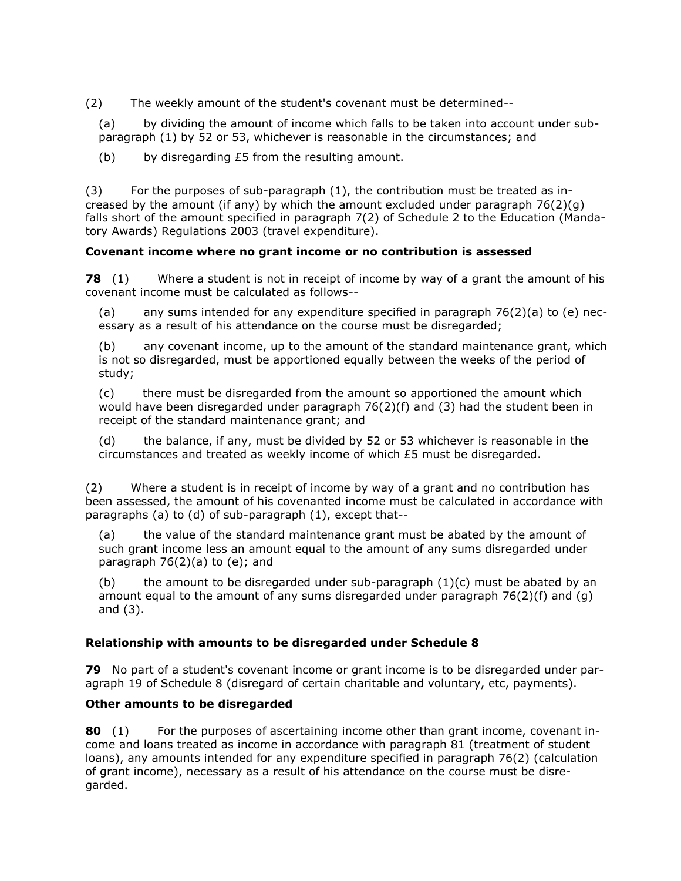(2) The weekly amount of the student's covenant must be determined--

(a) by dividing the amount of income which falls to be taken into account under sub-paragraph (1) by 52 or 53, whichever is reasonable in the circumstances; and

(b) by disregarding £5 from the resulting amount.

(3) For the purposes of sub-paragraph (1), the contribution must be treated as increased by the amount (if any) by which the amount excluded under paragraph 76(2)(g) falls short of the amount specified in paragraph 7(2) of Schedule 2 to the Education (Mandatory Awards) Regulations 2003 (travel expenditure).

**Covenant income where no grant income or no contribution is assessed**

**78** (1) Where a student is not in receipt of income by way of a grant the amount of his covenant income must be calculated as follows--

(a) any sums intended for any expenditure specified in paragraph 76(2)(a) to (e) necessary as a result of his attendance on the course must be disregarded;

(b) any covenant income, up to the amount of the standard maintenance grant, which is not so disregarded, must be apportioned equally between the weeks of the period of study;

(c) there must be disregarded from the amount so apportioned the amount which would have been disregarded under paragraph 76(2)(f) and (3) had the student been in receipt of the standard maintenance grant; and

(d) the balance, if any, must be divided by 52 or 53 whichever is reasonable in the circumstances and treated as weekly income of which £5 must be disregarded.

(2) Where a student is in receipt of income by way of a grant and no contribution has been assessed, the amount of his covenanted income must be calculated in accordance with paragraphs (a) to (d) of sub-paragraph (1), except that--

(a) the value of the standard maintenance grant must be abated by the amount of such grant income less an amount equal to the amount of any sums disregarded under paragraph 76(2)(a) to (e); and

(b) the amount to be disregarded under sub-paragraph (1)(c) must be abated by an amount equal to the amount of any sums disregarded under paragraph 76(2)(f) and (g) and (3).

**Relationship with amounts to be disregarded under Schedule 8**

**79** No part of a student's covenant income or grant income is to be disregarded under paragraph 19 of Schedule 8 (disregard of certain charitable and voluntary, etc, payments).

**Other amounts to be disregarded**

**80** (1) For the purposes of ascertaining income other than grant income, covenant income and loans treated as income in accordance with paragraph 81 (treatment of student loans), any amounts intended for any expenditure specified in paragraph 76(2) (calculation of grant income), necessary as a result of his attendance on the course must be disregarded.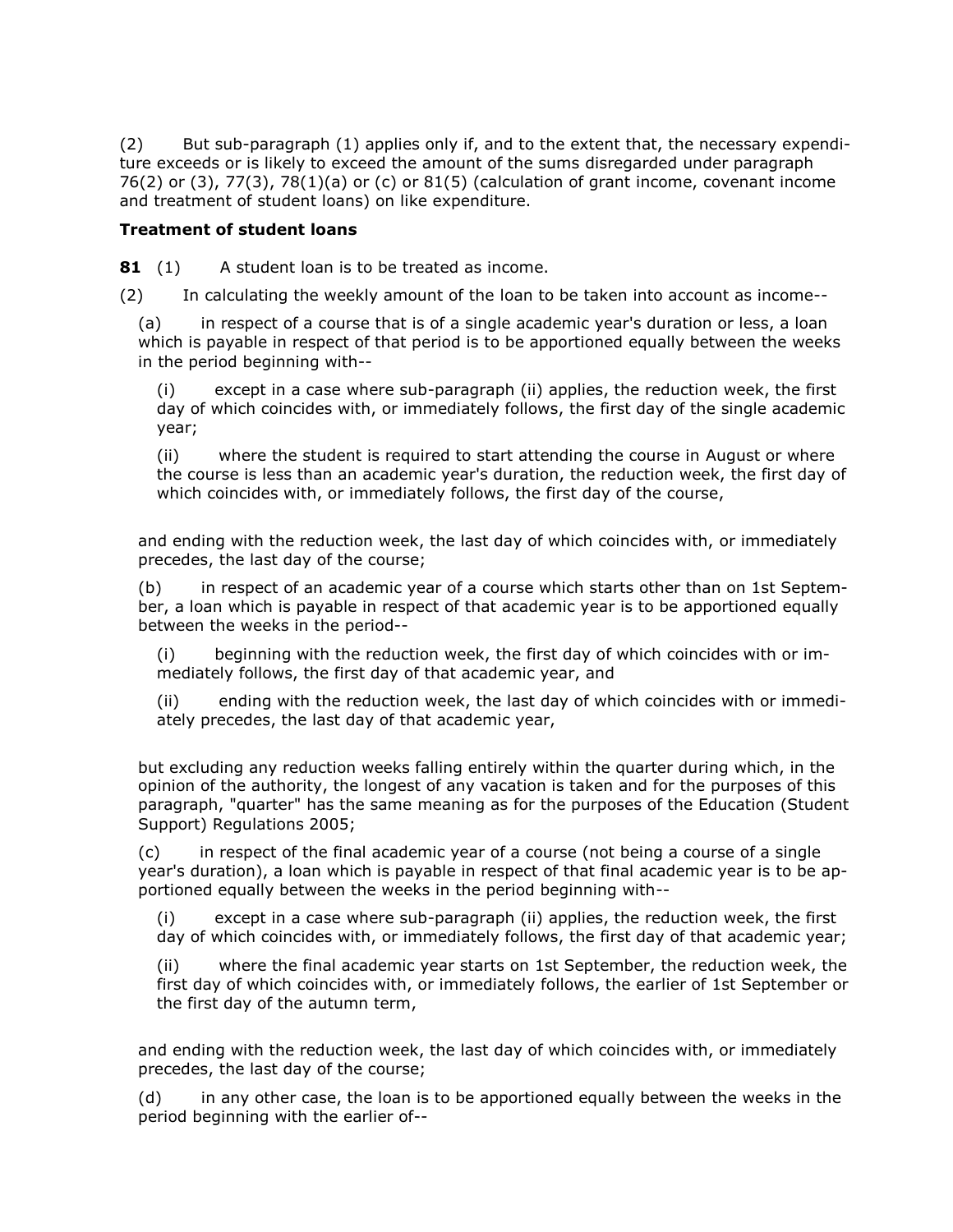(2) But sub-paragraph (1) applies only if, and to the extent that, the necessary expenditure exceeds or is likely to exceed the amount of the sums disregarded under paragraph 76(2) or (3), 77(3), 78(1)(a) or (c) or 81(5) (calculation of grant income, covenant income and treatment of student loans) on like expenditure.

**Treatment of student loans**

**81** (1) A student loan is to be treated as income.

(2) In calculating the weekly amount of the loan to be taken into account as income--

(a) in respect of a course that is of a single academic year's duration or less, a loan which is payable in respect of that period is to be apportioned equally between the weeks in the period beginning with--

(i) except in a case where sub-paragraph (ii) applies, the reduction week, the first day of which coincides with, or immediately follows, the first day of the single academic year;

(ii) where the student is required to start attending the course in August or where the course is less than an academic year's duration, the reduction week, the first day of which coincides with, or immediately follows, the first day of the course,

and ending with the reduction week, the last day of which coincides with, or immediately precedes, the last day of the course;

(b) in respect of an academic year of a course which starts other than on 1st September, a loan which is payable in respect of that academic year is to be apportioned equally between the weeks in the period--

(i) beginning with the reduction week, the first day of which coincides with or immediately follows, the first day of that academic year, and

(ii) ending with the reduction week, the last day of which coincides with or immediately precedes, the last day of that academic year,

but excluding any reduction weeks falling entirely within the quarter during which, in the opinion of the authority, the longest of any vacation is taken and for the purposes of this paragraph, "quarter" has the same meaning as for the purposes of the Education (Student Support) Regulations 2005;

(c) in respect of the final academic year of a course (not being a course of a single year's duration), a loan which is payable in respect of that final academic year is to be apportioned equally between the weeks in the period beginning with--

(i) except in a case where sub-paragraph (ii) applies, the reduction week, the first day of which coincides with, or immediately follows, the first day of that academic year;

(ii) where the final academic year starts on 1st September, the reduction week, the first day of which coincides with, or immediately follows, the earlier of 1st September or the first day of the autumn term,

and ending with the reduction week, the last day of which coincides with, or immediately precedes, the last day of the course;

(d) in any other case, the loan is to be apportioned equally between the weeks in the period beginning with the earlier of--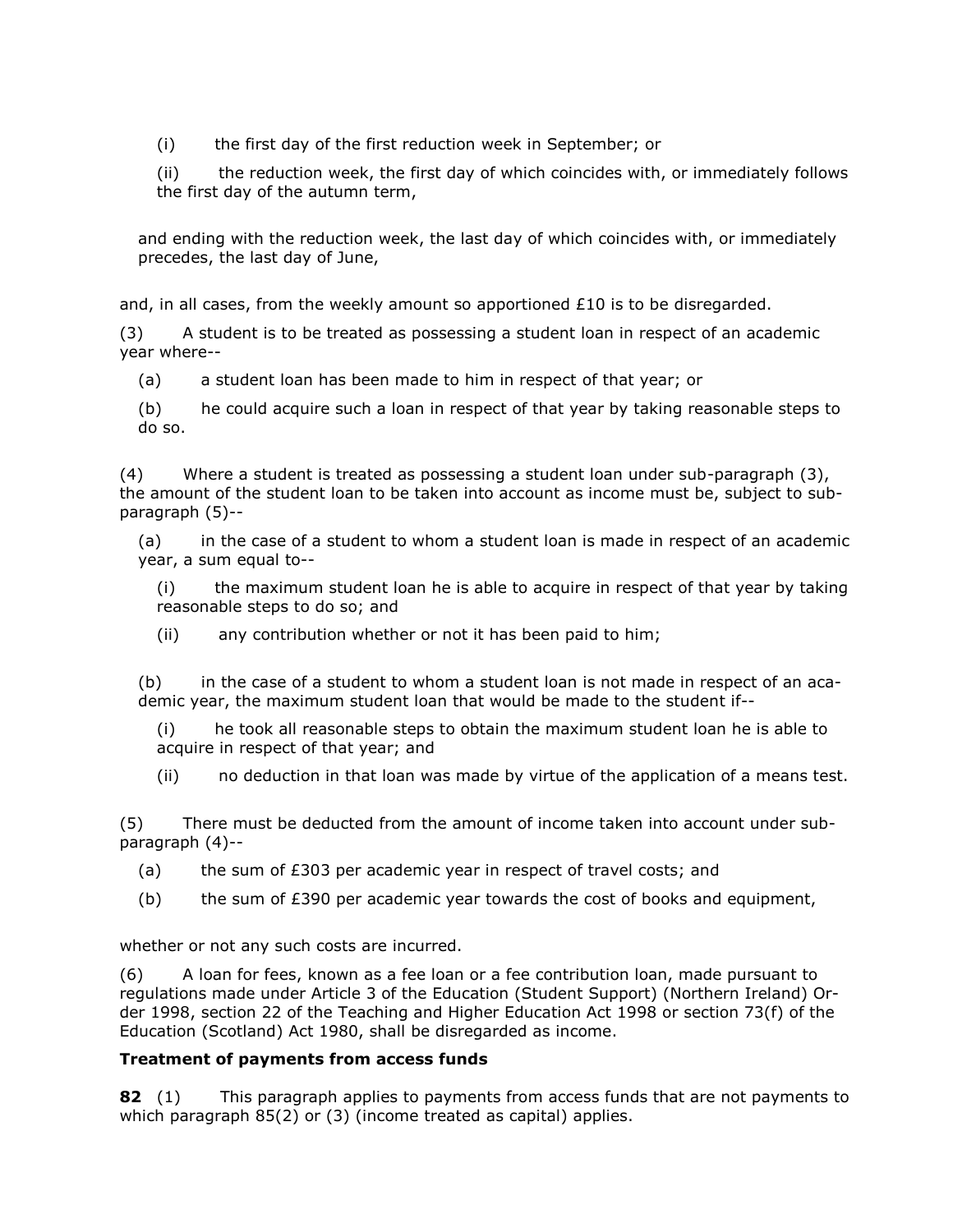(i) the first day of the first reduction week in September; or

(ii) the reduction week, the first day of which coincides with, or immediately follows the first day of the autumn term,

and ending with the reduction week, the last day of which coincides with, or immediately precedes, the last day of June,

and, in all cases, from the weekly amount so apportioned £10 is to be disregarded.

(3) A student is to be treated as possessing a student loan in respect of an academic year where--

(a) a student loan has been made to him in respect of that year; or

(b) he could acquire such a loan in respect of that year by taking reasonable steps to do so.

(4) Where a student is treated as possessing a student loan under sub-paragraph (3), the amount of the student loan to be taken into account as income must be, subject to sub-paragraph (5)--

(a) in the case of a student to whom a student loan is made in respect of an academic year, a sum equal to--

(i) the maximum student loan he is able to acquire in respect of that year by taking reasonable steps to do so; and

(ii) any contribution whether or not it has been paid to him;

(b) in the case of a student to whom a student loan is not made in respect of an academic year, the maximum student loan that would be made to the student if--

(i) he took all reasonable steps to obtain the maximum student loan he is able to acquire in respect of that year; and

(ii) no deduction in that loan was made by virtue of the application of a means test.

(5) There must be deducted from the amount of income taken into account under sub-paragraph (4)--

(a) the sum of £303 per academic year in respect of travel costs; and

(b) the sum of £390 per academic year towards the cost of books and equipment,

whether or not any such costs are incurred.

(6) A loan for fees, known as a fee loan or a fee contribution loan, made pursuant to regulations made under Article 3 of the Education (Student Support) (Northern Ireland) Order 1998, section 22 of the Teaching and Higher Education Act 1998 or section 73(f) of the Education (Scotland) Act 1980, shall be disregarded as income.

**Treatment of payments from access funds**

**82** (1) This paragraph applies to payments from access funds that are not payments to which paragraph 85(2) or (3) (income treated as capital) applies.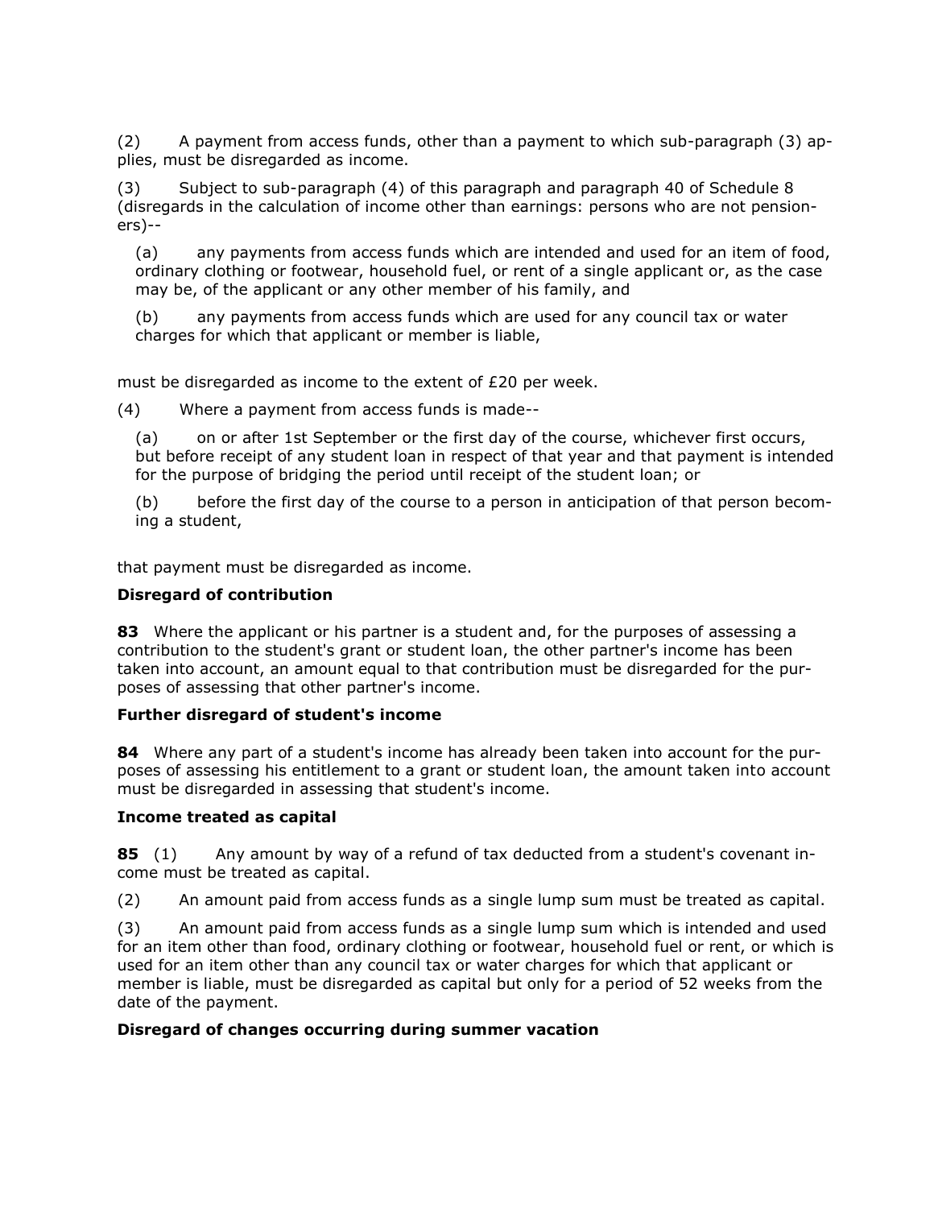(2) A payment from access funds, other than a payment to which sub-paragraph (3) applies, must be disregarded as income.

(3) Subject to sub-paragraph (4) of this paragraph and paragraph 40 of Schedule 8 (disregards in the calculation of income other than earnings: persons who are not pensioners)--

(a) any payments from access funds which are intended and used for an item of food, ordinary clothing or footwear, household fuel, or rent of a single applicant or, as the case may be, of the applicant or any other member of his family, and

(b) any payments from access funds which are used for any council tax or water charges for which that applicant or member is liable,

must be disregarded as income to the extent of £20 per week.

(4) Where a payment from access funds is made--

(a) on or after 1st September or the first day of the course, whichever first occurs, but before receipt of any student loan in respect of that year and that payment is intended for the purpose of bridging the period until receipt of the student loan; or

(b) before the first day of the course to a person in anticipation of that person becoming a student,

that payment must be disregarded as income.

**Disregard of contribution**

**83** Where the applicant or his partner is a student and, for the purposes of assessing a contribution to the student's grant or student loan, the other partner's income has been taken into account, an amount equal to that contribution must be disregarded for the purposes of assessing that other partner's income.

**Further disregard of student's income**

**84** Where any part of a student's income has already been taken into account for the purposes of assessing his entitlement to a grant or student loan, the amount taken into account must be disregarded in assessing that student's income.

**Income treated as capital**

**85** (1) Any amount by way of a refund of tax deducted from a student's covenant income must be treated as capital.

(2) An amount paid from access funds as a single lump sum must be treated as capital.

(3) An amount paid from access funds as a single lump sum which is intended and used for an item other than food, ordinary clothing or footwear, household fuel or rent, or which is used for an item other than any council tax or water charges for which that applicant or member is liable, must be disregarded as capital but only for a period of 52 weeks from the date of the payment.

**Disregard of changes occurring during summer vacation**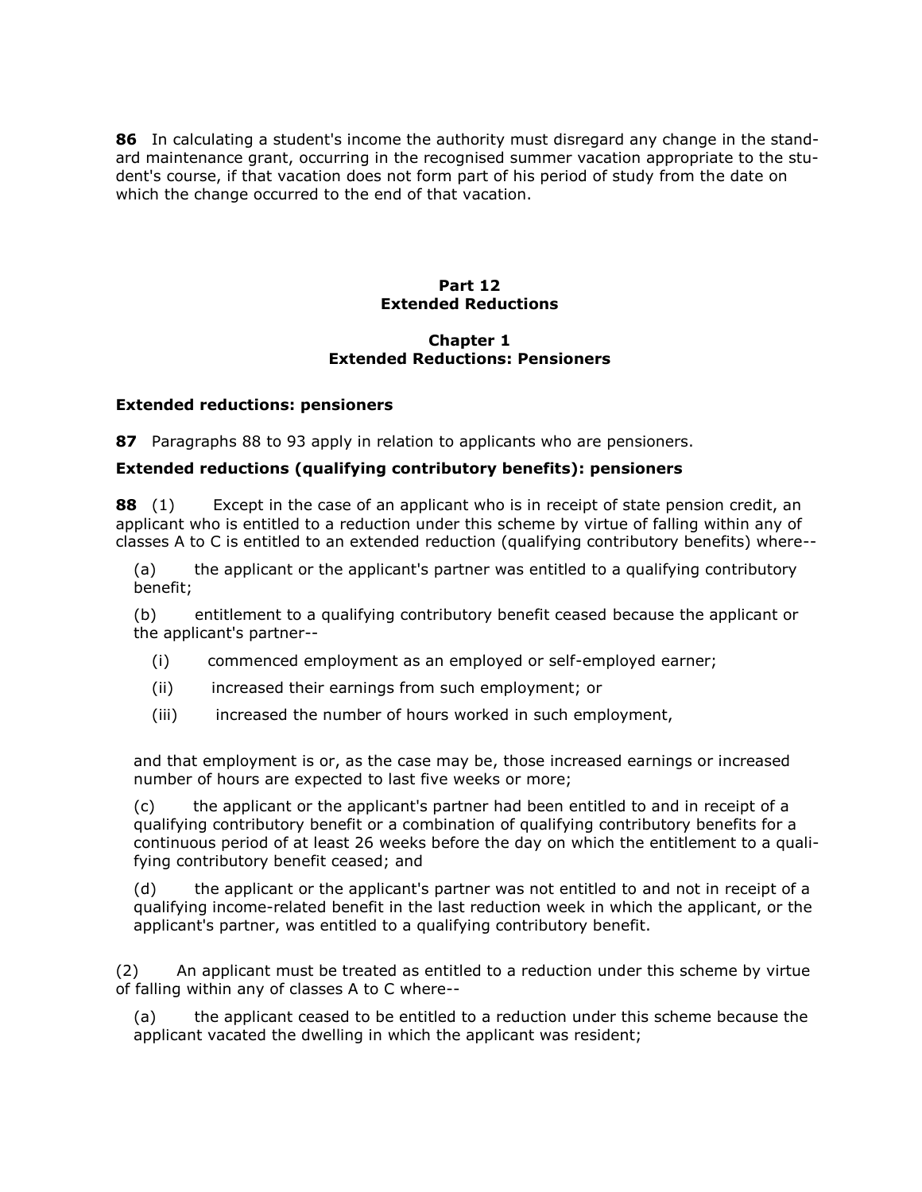**86** In calculating a student's income the authority must disregard any change in the standard maintenance grant, occurring in the recognised summer vacation appropriate to the student's course, if that vacation does not form part of his period of study from the date on which the change occurred to the end of that vacation.

## Part 12
## Extended Reductions

### Chapter 1
### Extended Reductions: Pensioners

**Extended reductions: pensioners**

**87** Paragraphs 88 to 93 apply in relation to applicants who are pensioners.

**Extended reductions (qualifying contributory benefits): pensioners**

**88** (1) Except in the case of an applicant who is in receipt of state pension credit, an applicant who is entitled to a reduction under this scheme by virtue of falling within any of classes A to C is entitled to an extended reduction (qualifying contributory benefits) where--

(a) the applicant or the applicant's partner was entitled to a qualifying contributory benefit;

(b) entitlement to a qualifying contributory benefit ceased because the applicant or the applicant's partner--

(i) commenced employment as an employed or self-employed earner;

(ii) increased their earnings from such employment; or

(iii) increased the number of hours worked in such employment,

and that employment is or, as the case may be, those increased earnings or increased number of hours are expected to last five weeks or more;

(c) the applicant or the applicant's partner had been entitled to and in receipt of a qualifying contributory benefit or a combination of qualifying contributory benefits for a continuous period of at least 26 weeks before the day on which the entitlement to a qualifying contributory benefit ceased; and

(d) the applicant or the applicant's partner was not entitled to and not in receipt of a qualifying income-related benefit in the last reduction week in which the applicant, or the applicant's partner, was entitled to a qualifying contributory benefit.

(2) An applicant must be treated as entitled to a reduction under this scheme by virtue of falling within any of classes A to C where--

(a) the applicant ceased to be entitled to a reduction under this scheme because the applicant vacated the dwelling in which the applicant was resident;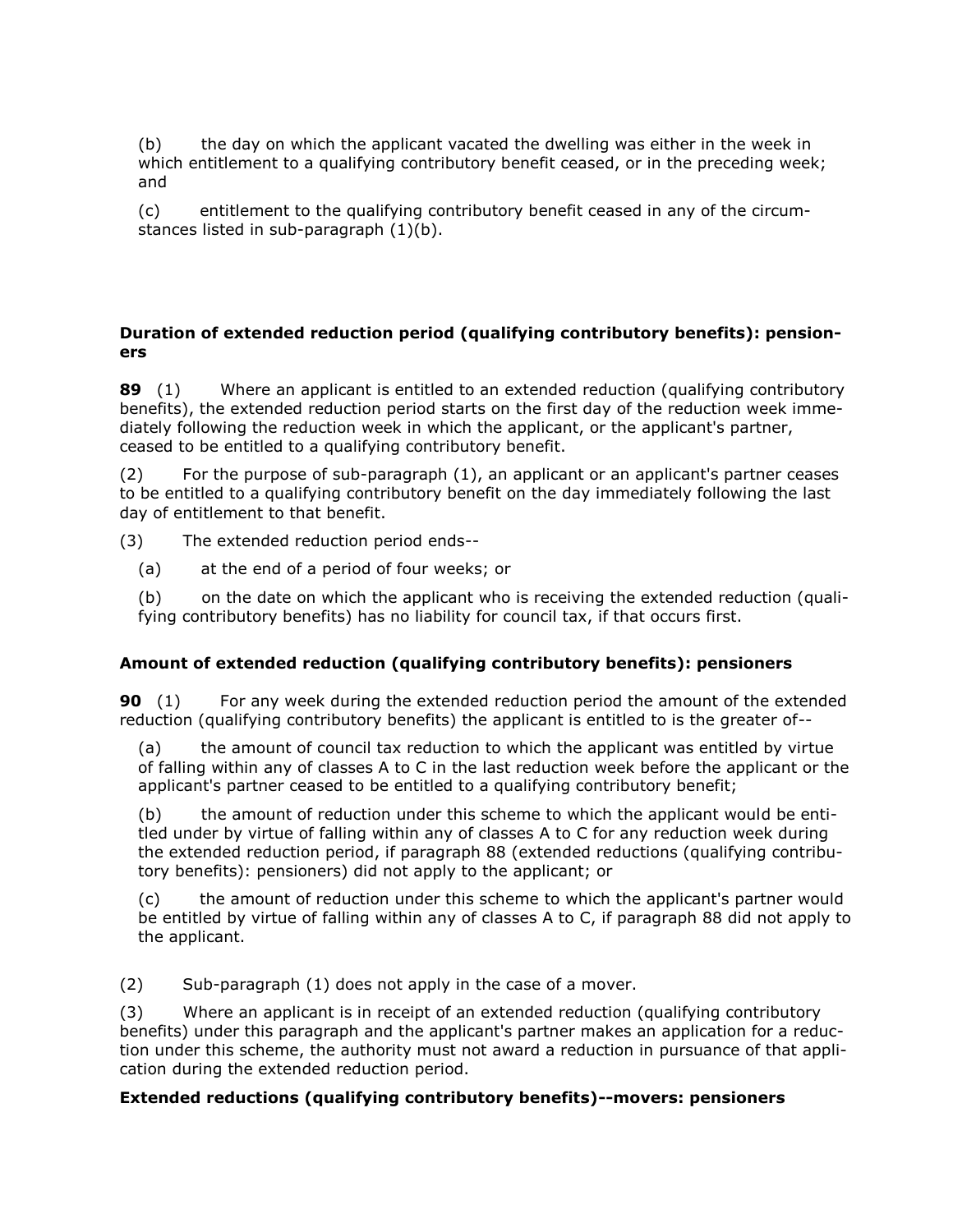(b) the day on which the applicant vacated the dwelling was either in the week in which entitlement to a qualifying contributory benefit ceased, or in the preceding week; and

(c) entitlement to the qualifying contributory benefit ceased in any of the circumstances listed in sub-paragraph (1)(b).

### Duration of extended reduction period (qualifying contributory benefits): pensioners

**89** (1) Where an applicant is entitled to an extended reduction (qualifying contributory benefits), the extended reduction period starts on the first day of the reduction week immediately following the reduction week in which the applicant, or the applicant's partner, ceased to be entitled to a qualifying contributory benefit.

(2) For the purpose of sub-paragraph (1), an applicant or an applicant's partner ceases to be entitled to a qualifying contributory benefit on the day immediately following the last day of entitlement to that benefit.

(3) The extended reduction period ends--

(a) at the end of a period of four weeks; or

(b) on the date on which the applicant who is receiving the extended reduction (qualifying contributory benefits) has no liability for council tax, if that occurs first.

### Amount of extended reduction (qualifying contributory benefits): pensioners

**90** (1) For any week during the extended reduction period the amount of the extended reduction (qualifying contributory benefits) the applicant is entitled to is the greater of--

(a) the amount of council tax reduction to which the applicant was entitled by virtue of falling within any of classes A to C in the last reduction week before the applicant or the applicant's partner ceased to be entitled to a qualifying contributory benefit;

(b) the amount of reduction under this scheme to which the applicant would be entitled under by virtue of falling within any of classes A to C for any reduction week during the extended reduction period, if paragraph 88 (extended reductions (qualifying contributory benefits): pensioners) did not apply to the applicant; or

(c) the amount of reduction under this scheme to which the applicant's partner would be entitled by virtue of falling within any of classes A to C, if paragraph 88 did not apply to the applicant.

(2) Sub-paragraph (1) does not apply in the case of a mover.

(3) Where an applicant is in receipt of an extended reduction (qualifying contributory benefits) under this paragraph and the applicant's partner makes an application for a reduction under this scheme, the authority must not award a reduction in pursuance of that application during the extended reduction period.

### Extended reductions (qualifying contributory benefits)--movers: pensioners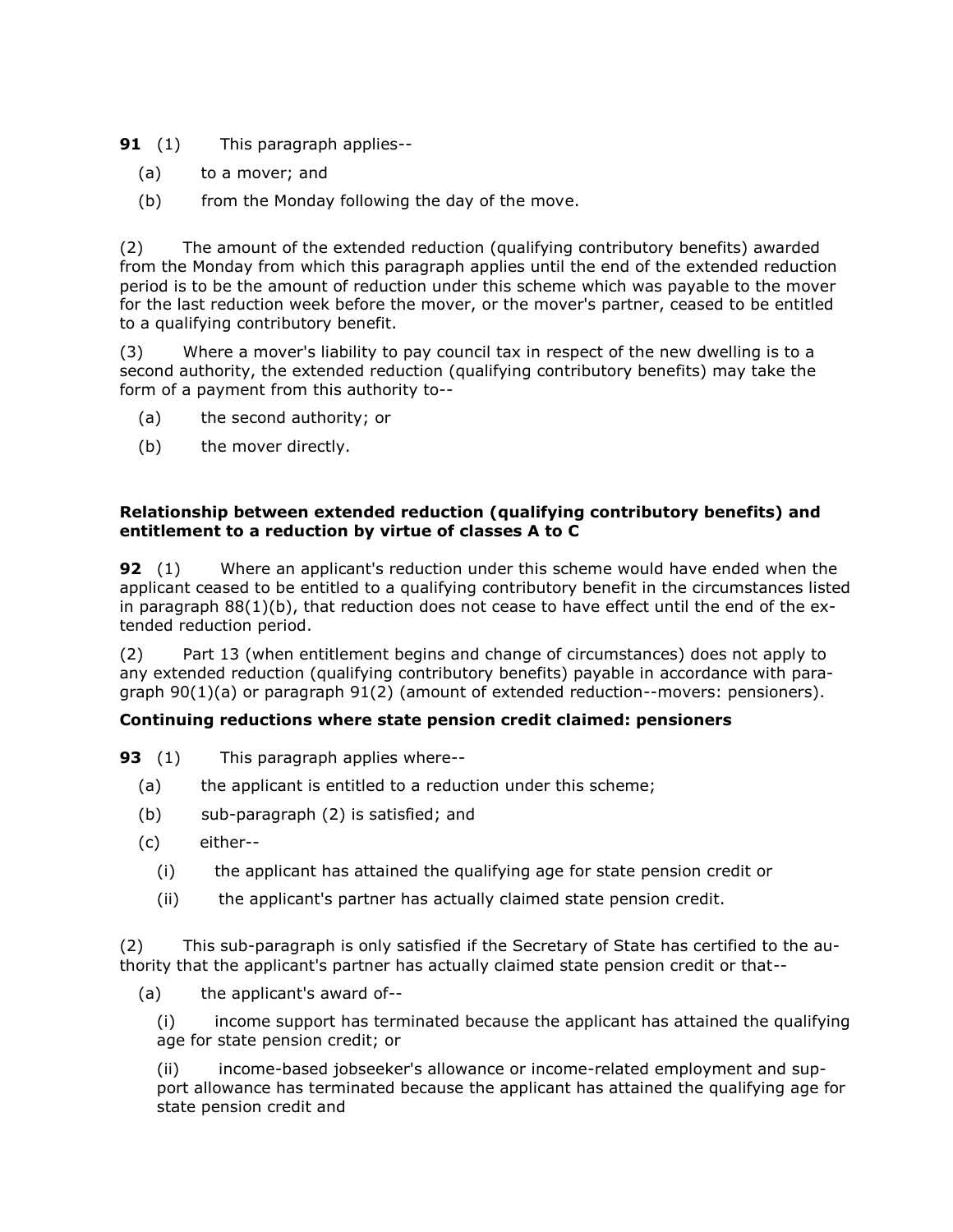**91** (1) This paragraph applies--

(a) to a mover; and

(b) from the Monday following the day of the move.

(2) The amount of the extended reduction (qualifying contributory benefits) awarded from the Monday from which this paragraph applies until the end of the extended reduction period is to be the amount of reduction under this scheme which was payable to the mover for the last reduction week before the mover, or the mover's partner, ceased to be entitled to a qualifying contributory benefit.

(3) Where a mover's liability to pay council tax in respect of the new dwelling is to a second authority, the extended reduction (qualifying contributory benefits) may take the form of a payment from this authority to--

(a) the second authority; or

(b) the mover directly.

**Relationship between extended reduction (qualifying contributory benefits) and entitlement to a reduction by virtue of classes A to C**

**92** (1) Where an applicant's reduction under this scheme would have ended when the applicant ceased to be entitled to a qualifying contributory benefit in the circumstances listed in paragraph 88(1)(b), that reduction does not cease to have effect until the end of the extended reduction period.

(2) Part 13 (when entitlement begins and change of circumstances) does not apply to any extended reduction (qualifying contributory benefits) payable in accordance with paragraph 90(1)(a) or paragraph 91(2) (amount of extended reduction--movers: pensioners).

**Continuing reductions where state pension credit claimed: pensioners**

**93** (1) This paragraph applies where--

(a) the applicant is entitled to a reduction under this scheme;

(b) sub-paragraph (2) is satisfied; and

(c) either--

(i) the applicant has attained the qualifying age for state pension credit or

(ii) the applicant's partner has actually claimed state pension credit.

(2) This sub-paragraph is only satisfied if the Secretary of State has certified to the authority that the applicant's partner has actually claimed state pension credit or that--

(a) the applicant's award of--

(i) income support has terminated because the applicant has attained the qualifying age for state pension credit; or

(ii) income-based jobseeker's allowance or income-related employment and support allowance has terminated because the applicant has attained the qualifying age for state pension credit and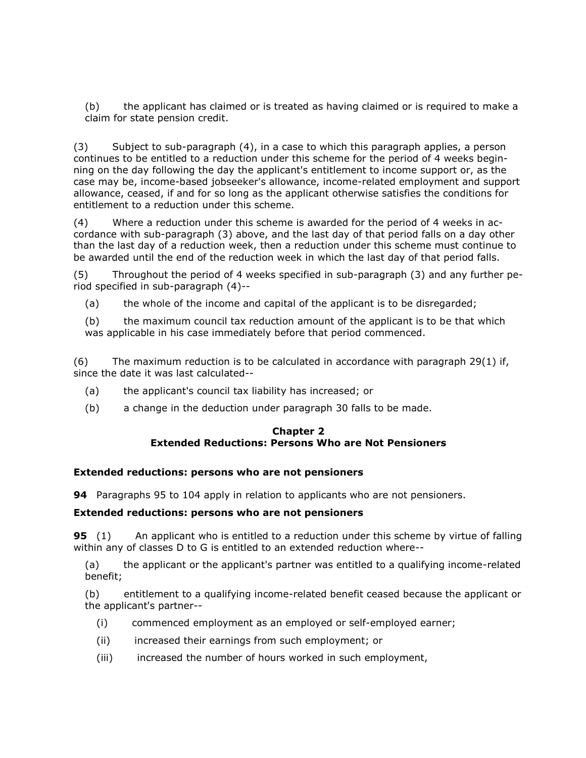(b) the applicant has claimed or is treated as having claimed or is required to make a claim for state pension credit.

(3) Subject to sub-paragraph (4), in a case to which this paragraph applies, a person continues to be entitled to a reduction under this scheme for the period of 4 weeks beginning on the day following the day the applicant's entitlement to income support or, as the case may be, income-based jobseeker's allowance, income-related employment and support allowance, ceased, if and for so long as the applicant otherwise satisfies the conditions for entitlement to a reduction under this scheme.

(4) Where a reduction under this scheme is awarded for the period of 4 weeks in accordance with sub-paragraph (3) above, and the last day of that period falls on a day other than the last day of a reduction week, then a reduction under this scheme must continue to be awarded until the end of the reduction week in which the last day of that period falls.

(5) Throughout the period of 4 weeks specified in sub-paragraph (3) and any further period specified in sub-paragraph (4)--

(a) the whole of the income and capital of the applicant is to be disregarded;

(b) the maximum council tax reduction amount of the applicant is to be that which was applicable in his case immediately before that period commenced.

(6) The maximum reduction is to be calculated in accordance with paragraph 29(1) if, since the date it was last calculated--

(a) the applicant's council tax liability has increased; or

(b) a change in the deduction under paragraph 30 falls to be made.

## Chapter 2
## Extended Reductions: Persons Who are Not Pensioners

### Extended reductions: persons who are not pensioners

**94** Paragraphs 95 to 104 apply in relation to applicants who are not pensioners.

### Extended reductions: persons who are not pensioners

**95** (1) An applicant who is entitled to a reduction under this scheme by virtue of falling within any of classes D to G is entitled to an extended reduction where--

(a) the applicant or the applicant's partner was entitled to a qualifying income-related benefit;

(b) entitlement to a qualifying income-related benefit ceased because the applicant or the applicant's partner--

(i) commenced employment as an employed or self-employed earner;

(ii) increased their earnings from such employment; or

(iii) increased the number of hours worked in such employment,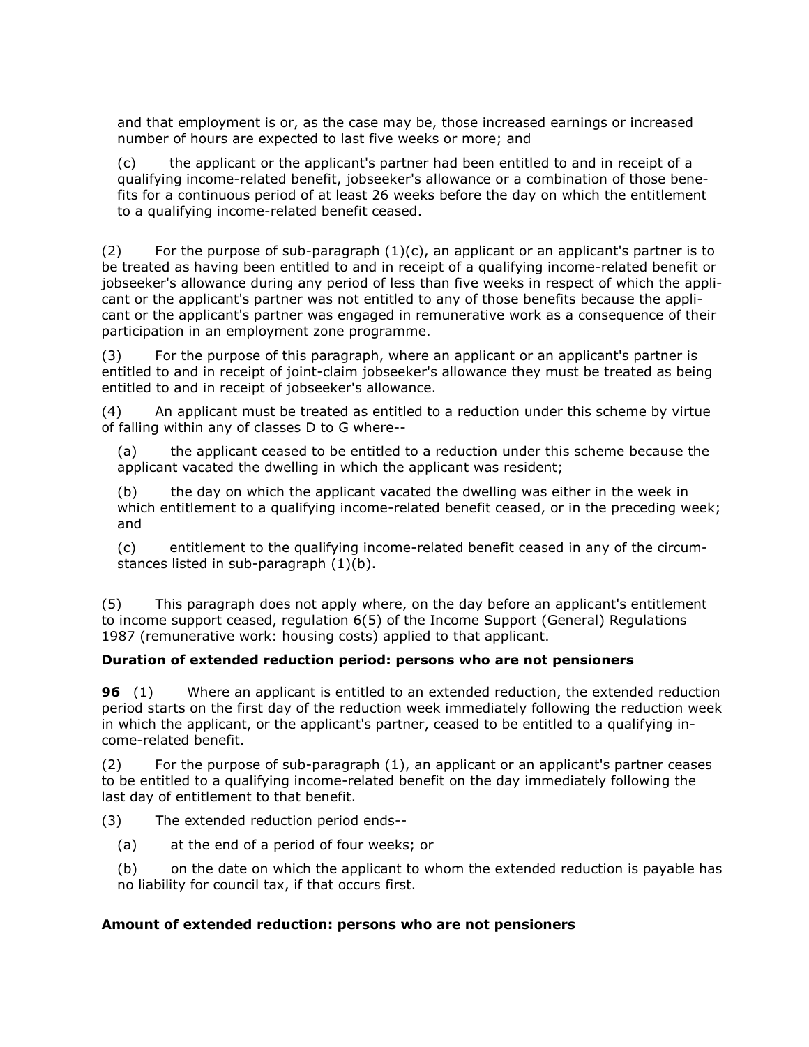and that employment is or, as the case may be, those increased earnings or increased number of hours are expected to last five weeks or more; and

(c) the applicant or the applicant's partner had been entitled to and in receipt of a qualifying income-related benefit, jobseeker's allowance or a combination of those benefits for a continuous period of at least 26 weeks before the day on which the entitlement to a qualifying income-related benefit ceased.

(2) For the purpose of sub-paragraph (1)(c), an applicant or an applicant's partner is to be treated as having been entitled to and in receipt of a qualifying income-related benefit or jobseeker's allowance during any period of less than five weeks in respect of which the applicant or the applicant's partner was not entitled to any of those benefits because the applicant or the applicant's partner was engaged in remunerative work as a consequence of their participation in an employment zone programme.

(3) For the purpose of this paragraph, where an applicant or an applicant's partner is entitled to and in receipt of joint-claim jobseeker's allowance they must be treated as being entitled to and in receipt of jobseeker's allowance.

(4) An applicant must be treated as entitled to a reduction under this scheme by virtue of falling within any of classes D to G where--

(a) the applicant ceased to be entitled to a reduction under this scheme because the applicant vacated the dwelling in which the applicant was resident;

(b) the day on which the applicant vacated the dwelling was either in the week in which entitlement to a qualifying income-related benefit ceased, or in the preceding week; and

(c) entitlement to the qualifying income-related benefit ceased in any of the circumstances listed in sub-paragraph (1)(b).

(5) This paragraph does not apply where, on the day before an applicant's entitlement to income support ceased, regulation 6(5) of the Income Support (General) Regulations 1987 (remunerative work: housing costs) applied to that applicant.

### Duration of extended reduction period: persons who are not pensioners

**96** (1) Where an applicant is entitled to an extended reduction, the extended reduction period starts on the first day of the reduction week immediately following the reduction week in which the applicant, or the applicant's partner, ceased to be entitled to a qualifying income-related benefit.

(2) For the purpose of sub-paragraph (1), an applicant or an applicant's partner ceases to be entitled to a qualifying income-related benefit on the day immediately following the last day of entitlement to that benefit.

(3) The extended reduction period ends--

(a) at the end of a period of four weeks; or

(b) on the date on which the applicant to whom the extended reduction is payable has no liability for council tax, if that occurs first.

### Amount of extended reduction: persons who are not pensioners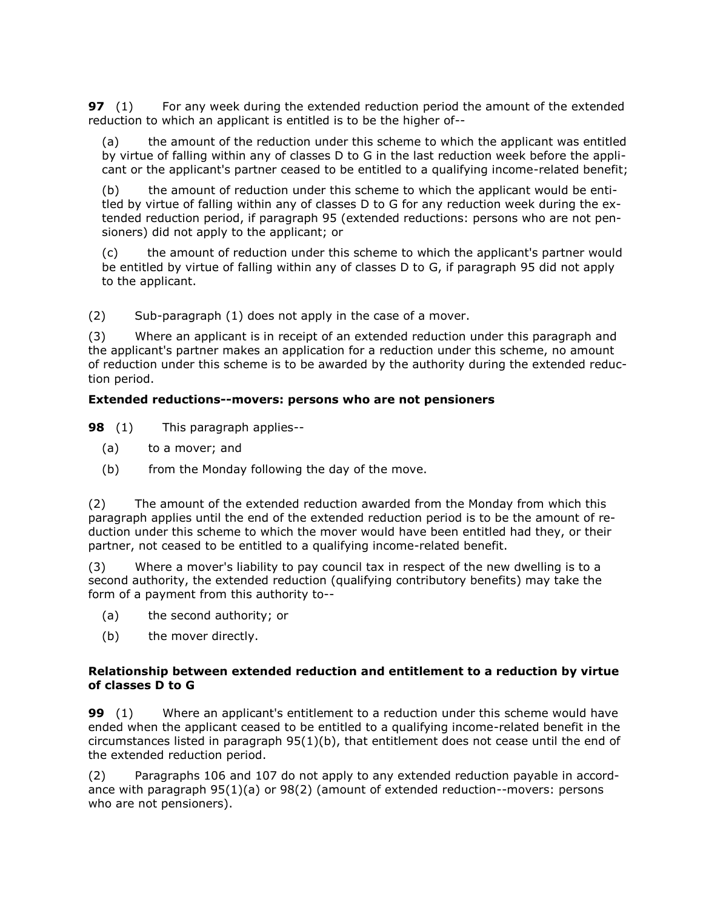**97** (1) For any week during the extended reduction period the amount of the extended reduction to which an applicant is entitled is to be the higher of--

(a) the amount of the reduction under this scheme to which the applicant was entitled by virtue of falling within any of classes D to G in the last reduction week before the applicant or the applicant's partner ceased to be entitled to a qualifying income-related benefit;

(b) the amount of reduction under this scheme to which the applicant would be entitled by virtue of falling within any of classes D to G for any reduction week during the extended reduction period, if paragraph 95 (extended reductions: persons who are not pensioners) did not apply to the applicant; or

(c) the amount of reduction under this scheme to which the applicant's partner would be entitled by virtue of falling within any of classes D to G, if paragraph 95 did not apply to the applicant.

(2) Sub-paragraph (1) does not apply in the case of a mover.

(3) Where an applicant is in receipt of an extended reduction under this paragraph and the applicant's partner makes an application for a reduction under this scheme, no amount of reduction under this scheme is to be awarded by the authority during the extended reduction period.

**Extended reductions--movers: persons who are not pensioners**

**98** (1) This paragraph applies--

(a) to a mover; and

(b) from the Monday following the day of the move.

(2) The amount of the extended reduction awarded from the Monday from which this paragraph applies until the end of the extended reduction period is to be the amount of reduction under this scheme to which the mover would have been entitled had they, or their partner, not ceased to be entitled to a qualifying income-related benefit.

(3) Where a mover's liability to pay council tax in respect of the new dwelling is to a second authority, the extended reduction (qualifying contributory benefits) may take the form of a payment from this authority to--

(a) the second authority; or

(b) the mover directly.

**Relationship between extended reduction and entitlement to a reduction by virtue of classes D to G**

**99** (1) Where an applicant's entitlement to a reduction under this scheme would have ended when the applicant ceased to be entitled to a qualifying income-related benefit in the circumstances listed in paragraph 95(1)(b), that entitlement does not cease until the end of the extended reduction period.

(2) Paragraphs 106 and 107 do not apply to any extended reduction payable in accordance with paragraph 95(1)(a) or 98(2) (amount of extended reduction--movers: persons who are not pensioners).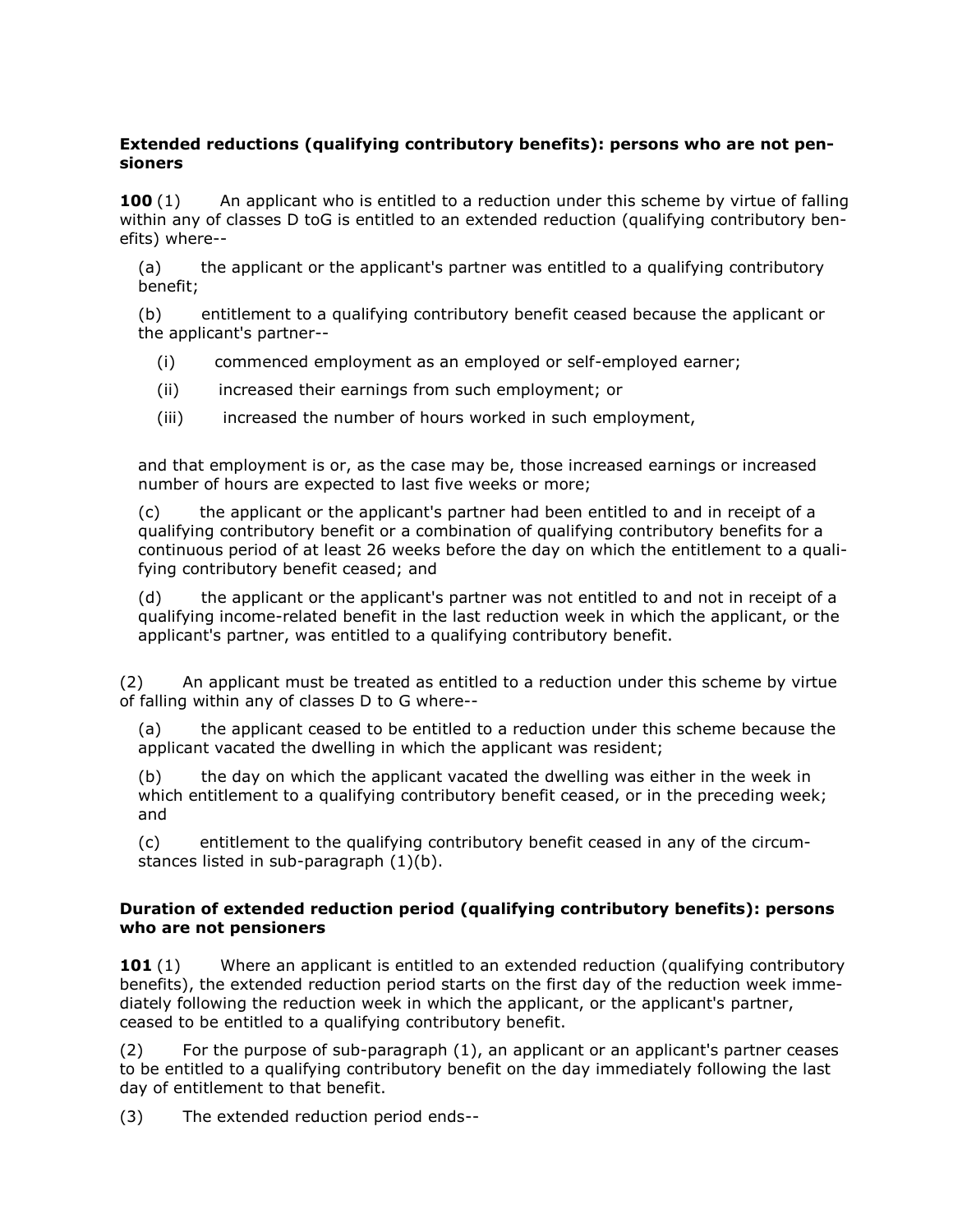**Extended reductions (qualifying contributory benefits): persons who are not pensioners**

**100** (1) An applicant who is entitled to a reduction under this scheme by virtue of falling within any of classes D toG is entitled to an extended reduction (qualifying contributory benefits) where--

(a) the applicant or the applicant's partner was entitled to a qualifying contributory benefit;

(b) entitlement to a qualifying contributory benefit ceased because the applicant or the applicant's partner--

(i) commenced employment as an employed or self-employed earner;

(ii) increased their earnings from such employment; or

(iii) increased the number of hours worked in such employment,

and that employment is or, as the case may be, those increased earnings or increased number of hours are expected to last five weeks or more;

(c) the applicant or the applicant's partner had been entitled to and in receipt of a qualifying contributory benefit or a combination of qualifying contributory benefits for a continuous period of at least 26 weeks before the day on which the entitlement to a qualifying contributory benefit ceased; and

(d) the applicant or the applicant's partner was not entitled to and not in receipt of a qualifying income-related benefit in the last reduction week in which the applicant, or the applicant's partner, was entitled to a qualifying contributory benefit.

(2) An applicant must be treated as entitled to a reduction under this scheme by virtue of falling within any of classes D to G where--

(a) the applicant ceased to be entitled to a reduction under this scheme because the applicant vacated the dwelling in which the applicant was resident;

(b) the day on which the applicant vacated the dwelling was either in the week in which entitlement to a qualifying contributory benefit ceased, or in the preceding week; and

(c) entitlement to the qualifying contributory benefit ceased in any of the circumstances listed in sub-paragraph (1)(b).

**Duration of extended reduction period (qualifying contributory benefits): persons who are not pensioners**

**101** (1) Where an applicant is entitled to an extended reduction (qualifying contributory benefits), the extended reduction period starts on the first day of the reduction week immediately following the reduction week in which the applicant, or the applicant's partner, ceased to be entitled to a qualifying contributory benefit.

(2) For the purpose of sub-paragraph (1), an applicant or an applicant's partner ceases to be entitled to a qualifying contributory benefit on the day immediately following the last day of entitlement to that benefit.

(3) The extended reduction period ends--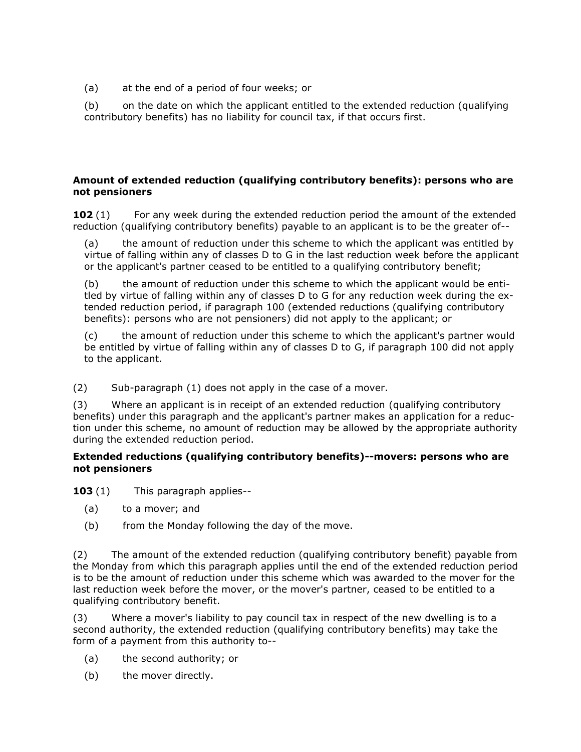(a) at the end of a period of four weeks; or

(b) on the date on which the applicant entitled to the extended reduction (qualifying contributory benefits) has no liability for council tax, if that occurs first.

**Amount of extended reduction (qualifying contributory benefits): persons who are not pensioners**

**102** (1) For any week during the extended reduction period the amount of the extended reduction (qualifying contributory benefits) payable to an applicant is to be the greater of--

(a) the amount of reduction under this scheme to which the applicant was entitled by virtue of falling within any of classes D to G in the last reduction week before the applicant or the applicant's partner ceased to be entitled to a qualifying contributory benefit;

(b) the amount of reduction under this scheme to which the applicant would be entitled by virtue of falling within any of classes D to G for any reduction week during the extended reduction period, if paragraph 100 (extended reductions (qualifying contributory benefits): persons who are not pensioners) did not apply to the applicant; or

(c) the amount of reduction under this scheme to which the applicant's partner would be entitled by virtue of falling within any of classes D to G, if paragraph 100 did not apply to the applicant.

(2) Sub-paragraph (1) does not apply in the case of a mover.

(3) Where an applicant is in receipt of an extended reduction (qualifying contributory benefits) under this paragraph and the applicant's partner makes an application for a reduction under this scheme, no amount of reduction may be allowed by the appropriate authority during the extended reduction period.

**Extended reductions (qualifying contributory benefits)--movers: persons who are not pensioners**

**103** (1) This paragraph applies--

(a) to a mover; and

(b) from the Monday following the day of the move.

(2) The amount of the extended reduction (qualifying contributory benefit) payable from the Monday from which this paragraph applies until the end of the extended reduction period is to be the amount of reduction under this scheme which was awarded to the mover for the last reduction week before the mover, or the mover's partner, ceased to be entitled to a qualifying contributory benefit.

(3) Where a mover's liability to pay council tax in respect of the new dwelling is to a second authority, the extended reduction (qualifying contributory benefits) may take the form of a payment from this authority to--

(a) the second authority; or

(b) the mover directly.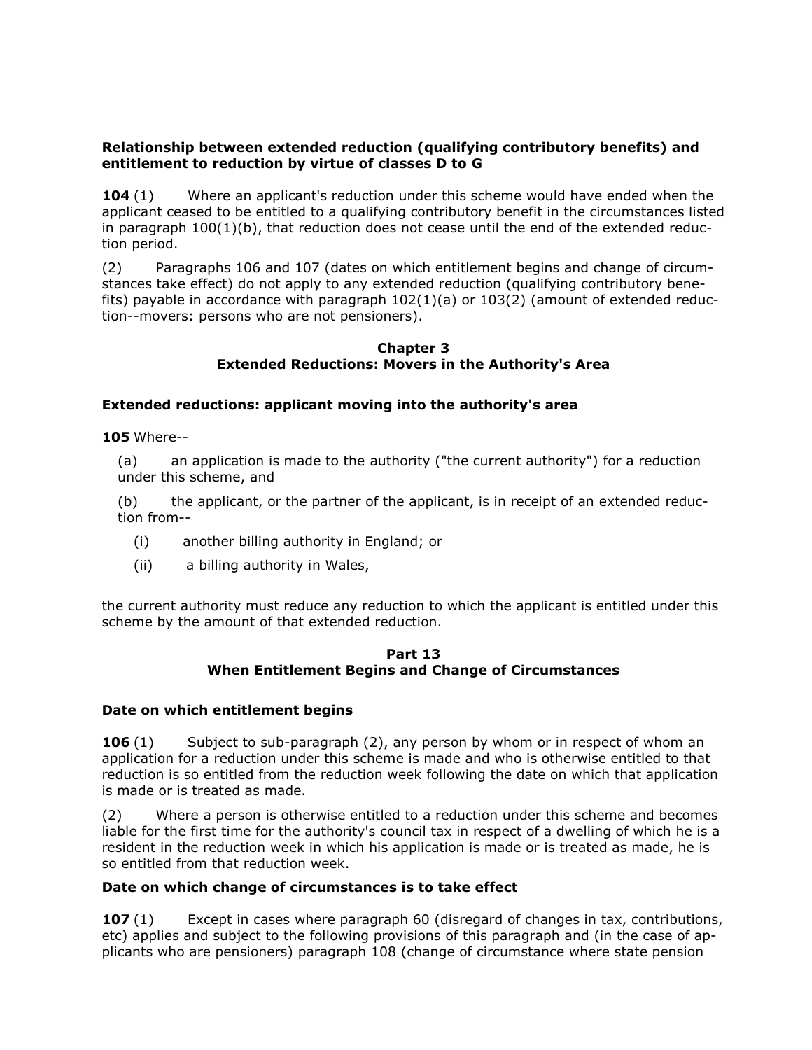**Relationship between extended reduction (qualifying contributory benefits) and entitlement to reduction by virtue of classes D to G**

**104** (1) Where an applicant's reduction under this scheme would have ended when the applicant ceased to be entitled to a qualifying contributory benefit in the circumstances listed in paragraph 100(1)(b), that reduction does not cease until the end of the extended reduction period.

(2) Paragraphs 106 and 107 (dates on which entitlement begins and change of circumstances take effect) do not apply to any extended reduction (qualifying contributory benefits) payable in accordance with paragraph 102(1)(a) or 103(2) (amount of extended reduction--movers: persons who are not pensioners).

## Chapter 3
## Extended Reductions: Movers in the Authority's Area

**Extended reductions: applicant moving into the authority's area**

**105** Where--

(a) an application is made to the authority ("the current authority") for a reduction under this scheme, and

(b) the applicant, or the partner of the applicant, is in receipt of an extended reduction from--

(i) another billing authority in England; or

(ii) a billing authority in Wales,

the current authority must reduce any reduction to which the applicant is entitled under this scheme by the amount of that extended reduction.

## Part 13
## When Entitlement Begins and Change of Circumstances

**Date on which entitlement begins**

**106** (1) Subject to sub-paragraph (2), any person by whom or in respect of whom an application for a reduction under this scheme is made and who is otherwise entitled to that reduction is so entitled from the reduction week following the date on which that application is made or is treated as made.

(2) Where a person is otherwise entitled to a reduction under this scheme and becomes liable for the first time for the authority's council tax in respect of a dwelling of which he is a resident in the reduction week in which his application is made or is treated as made, he is so entitled from that reduction week.

**Date on which change of circumstances is to take effect**

**107** (1) Except in cases where paragraph 60 (disregard of changes in tax, contributions, etc) applies and subject to the following provisions of this paragraph and (in the case of applicants who are pensioners) paragraph 108 (change of circumstance where state pension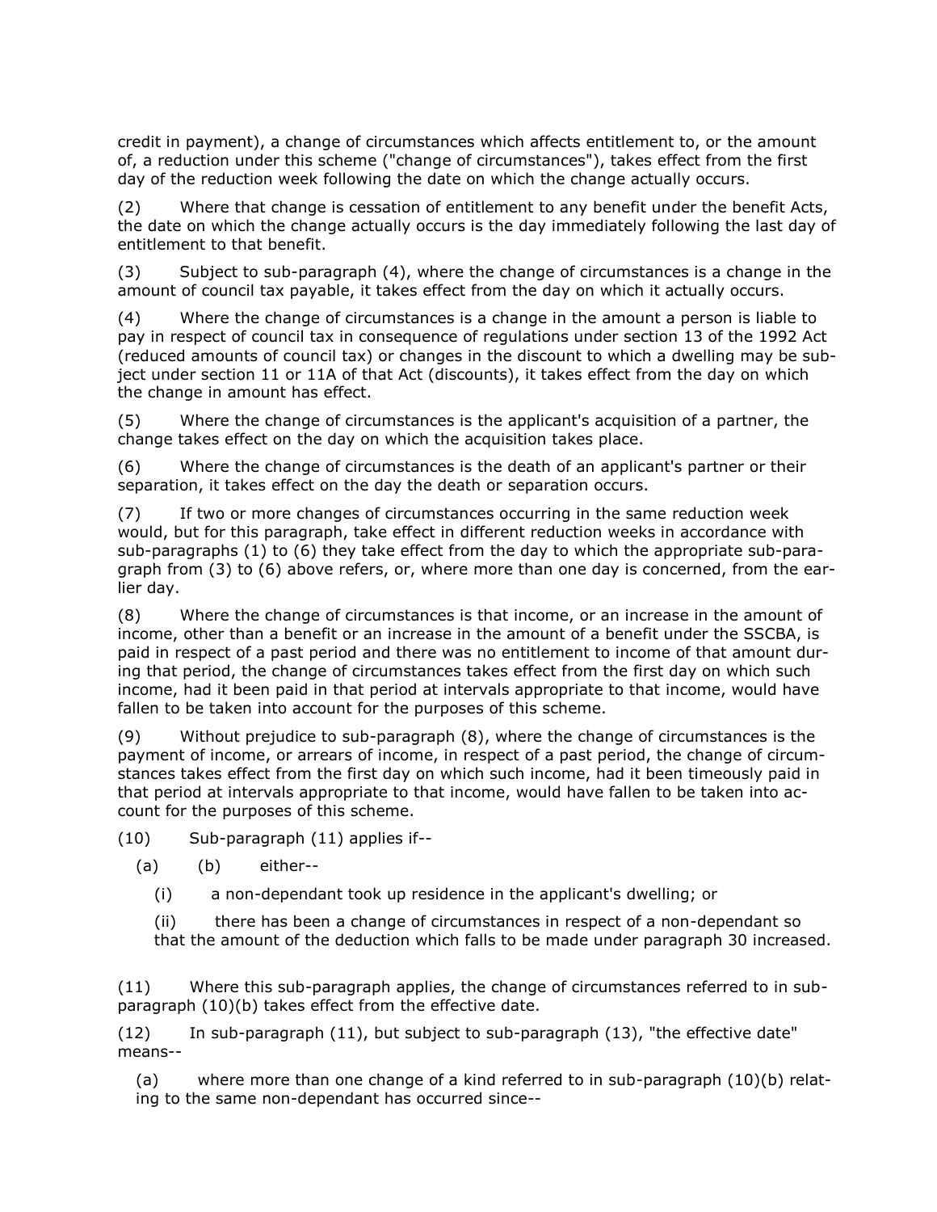credit in payment), a change of circumstances which affects entitlement to, or the amount of, a reduction under this scheme ("change of circumstances"), takes effect from the first day of the reduction week following the date on which the change actually occurs.

(2) Where that change is cessation of entitlement to any benefit under the benefit Acts, the date on which the change actually occurs is the day immediately following the last day of entitlement to that benefit.

(3) Subject to sub-paragraph (4), where the change of circumstances is a change in the amount of council tax payable, it takes effect from the day on which it actually occurs.

(4) Where the change of circumstances is a change in the amount a person is liable to pay in respect of council tax in consequence of regulations under section 13 of the 1992 Act (reduced amounts of council tax) or changes in the discount to which a dwelling may be subject under section 11 or 11A of that Act (discounts), it takes effect from the day on which the change in amount has effect.

(5) Where the change of circumstances is the applicant's acquisition of a partner, the change takes effect on the day on which the acquisition takes place.

(6) Where the change of circumstances is the death of an applicant's partner or their separation, it takes effect on the day the death or separation occurs.

(7) If two or more changes of circumstances occurring in the same reduction week would, but for this paragraph, take effect in different reduction weeks in accordance with sub-paragraphs (1) to (6) they take effect from the day to which the appropriate sub-paragraph from (3) to (6) above refers, or, where more than one day is concerned, from the earlier day.

(8) Where the change of circumstances is that income, or an increase in the amount of income, other than a benefit or an increase in the amount of a benefit under the SSCBA, is paid in respect of a past period and there was no entitlement to income of that amount during that period, the change of circumstances takes effect from the first day on which such income, had it been paid in that period at intervals appropriate to that income, would have fallen to be taken into account for the purposes of this scheme.

(9) Without prejudice to sub-paragraph (8), where the change of circumstances is the payment of income, or arrears of income, in respect of a past period, the change of circumstances takes effect from the first day on which such income, had it been timeously paid in that period at intervals appropriate to that income, would have fallen to be taken into account for the purposes of this scheme.

(10) Sub-paragraph (11) applies if--

(a) (b) either--

(i) a non-dependant took up residence in the applicant's dwelling; or

(ii) there has been a change of circumstances in respect of a non-dependant so that the amount of the deduction which falls to be made under paragraph 30 increased.

(11) Where this sub-paragraph applies, the change of circumstances referred to in sub-paragraph (10)(b) takes effect from the effective date.

(12) In sub-paragraph (11), but subject to sub-paragraph (13), "the effective date" means--

(a) where more than one change of a kind referred to in sub-paragraph (10)(b) relating to the same non-dependant has occurred since--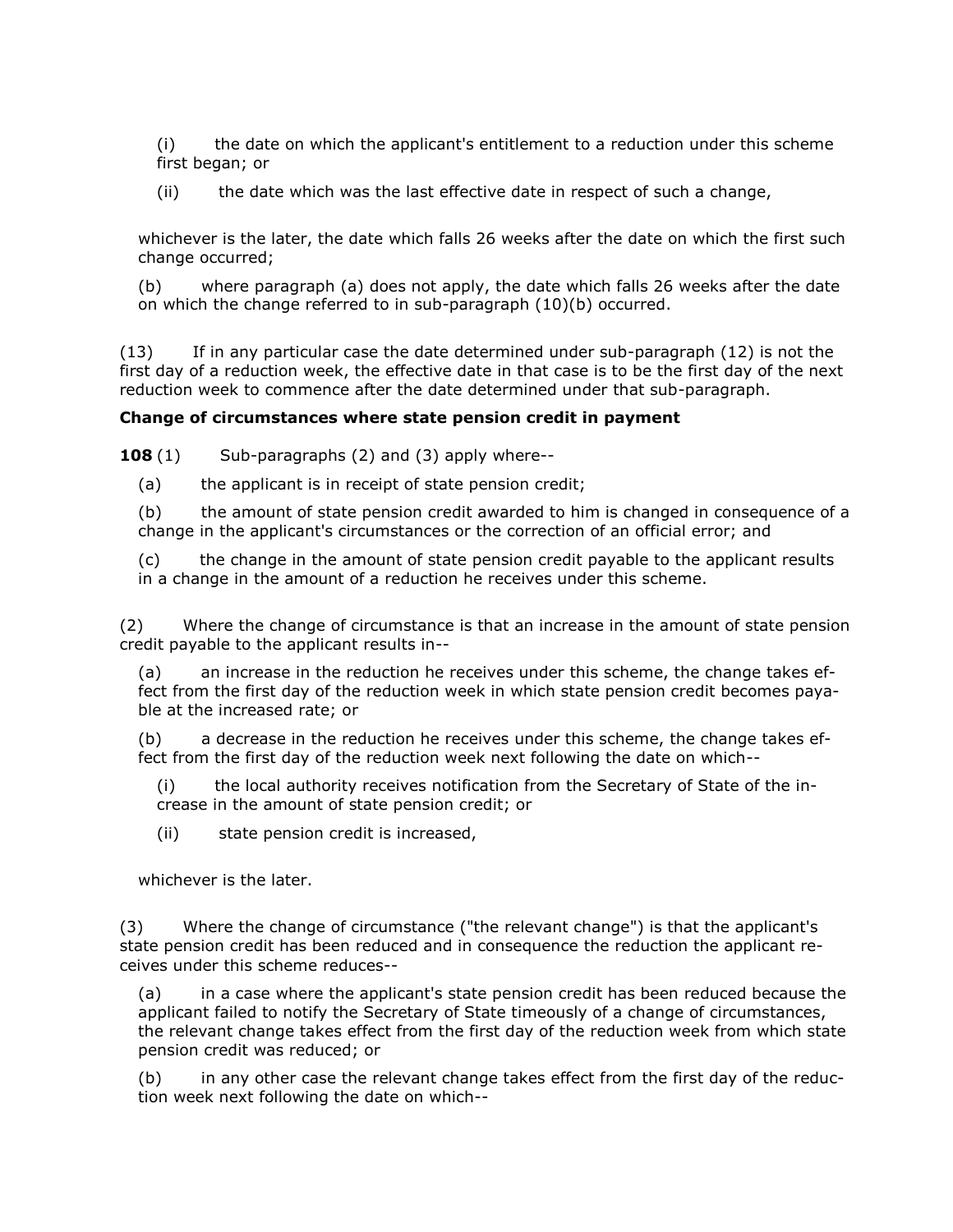(i) the date on which the applicant's entitlement to a reduction under this scheme first began; or

(ii) the date which was the last effective date in respect of such a change,

whichever is the later, the date which falls 26 weeks after the date on which the first such change occurred;

(b) where paragraph (a) does not apply, the date which falls 26 weeks after the date on which the change referred to in sub-paragraph (10)(b) occurred.

(13) If in any particular case the date determined under sub-paragraph (12) is not the first day of a reduction week, the effective date in that case is to be the first day of the next reduction week to commence after the date determined under that sub-paragraph.

**Change of circumstances where state pension credit in payment**

**108** (1) Sub-paragraphs (2) and (3) apply where--

(a) the applicant is in receipt of state pension credit;

(b) the amount of state pension credit awarded to him is changed in consequence of a change in the applicant's circumstances or the correction of an official error; and

(c) the change in the amount of state pension credit payable to the applicant results in a change in the amount of a reduction he receives under this scheme.

(2) Where the change of circumstance is that an increase in the amount of state pension credit payable to the applicant results in--

(a) an increase in the reduction he receives under this scheme, the change takes effect from the first day of the reduction week in which state pension credit becomes payable at the increased rate; or

(b) a decrease in the reduction he receives under this scheme, the change takes effect from the first day of the reduction week next following the date on which--

(i) the local authority receives notification from the Secretary of State of the increase in the amount of state pension credit; or

(ii) state pension credit is increased,

whichever is the later.

(3) Where the change of circumstance ("the relevant change") is that the applicant's state pension credit has been reduced and in consequence the reduction the applicant receives under this scheme reduces--

(a) in a case where the applicant's state pension credit has been reduced because the applicant failed to notify the Secretary of State timeously of a change of circumstances, the relevant change takes effect from the first day of the reduction week from which state pension credit was reduced; or

(b) in any other case the relevant change takes effect from the first day of the reduction week next following the date on which--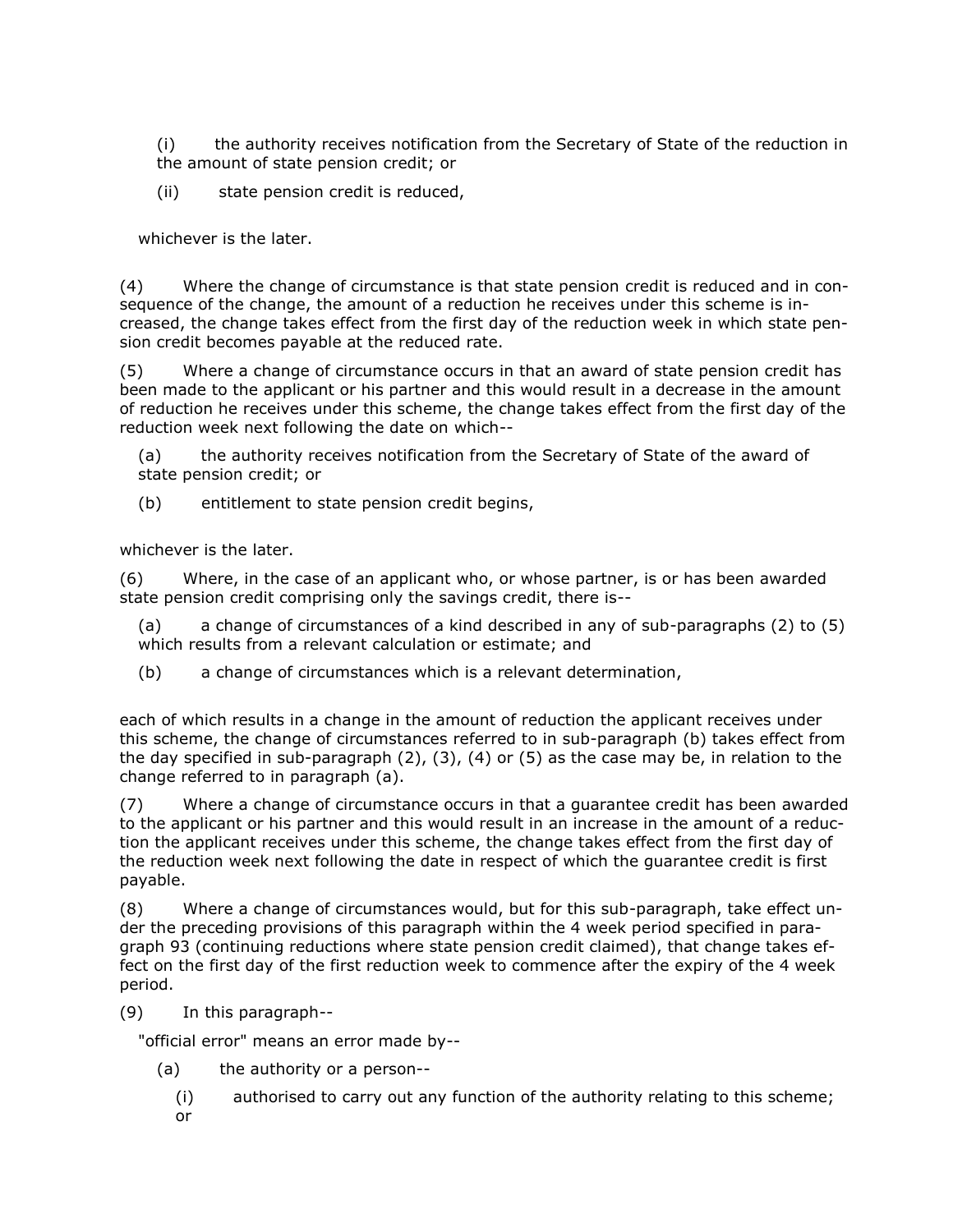(i) the authority receives notification from the Secretary of State of the reduction in the amount of state pension credit; or

(ii) state pension credit is reduced,

whichever is the later.

(4) Where the change of circumstance is that state pension credit is reduced and in consequence of the change, the amount of a reduction he receives under this scheme is increased, the change takes effect from the first day of the reduction week in which state pension credit becomes payable at the reduced rate.

(5) Where a change of circumstance occurs in that an award of state pension credit has been made to the applicant or his partner and this would result in a decrease in the amount of reduction he receives under this scheme, the change takes effect from the first day of the reduction week next following the date on which--

(a) the authority receives notification from the Secretary of State of the award of state pension credit; or

(b) entitlement to state pension credit begins,

whichever is the later.

(6) Where, in the case of an applicant who, or whose partner, is or has been awarded state pension credit comprising only the savings credit, there is--

(a) a change of circumstances of a kind described in any of sub-paragraphs (2) to (5) which results from a relevant calculation or estimate; and

(b) a change of circumstances which is a relevant determination,

each of which results in a change in the amount of reduction the applicant receives under this scheme, the change of circumstances referred to in sub-paragraph (b) takes effect from the day specified in sub-paragraph (2), (3), (4) or (5) as the case may be, in relation to the change referred to in paragraph (a).

(7) Where a change of circumstance occurs in that a guarantee credit has been awarded to the applicant or his partner and this would result in an increase in the amount of a reduction the applicant receives under this scheme, the change takes effect from the first day of the reduction week next following the date in respect of which the guarantee credit is first payable.

(8) Where a change of circumstances would, but for this sub-paragraph, take effect under the preceding provisions of this paragraph within the 4 week period specified in paragraph 93 (continuing reductions where state pension credit claimed), that change takes effect on the first day of the first reduction week to commence after the expiry of the 4 week period.

(9) In this paragraph--

"official error" means an error made by--

(a) the authority or a person--

(i) authorised to carry out any function of the authority relating to this scheme; or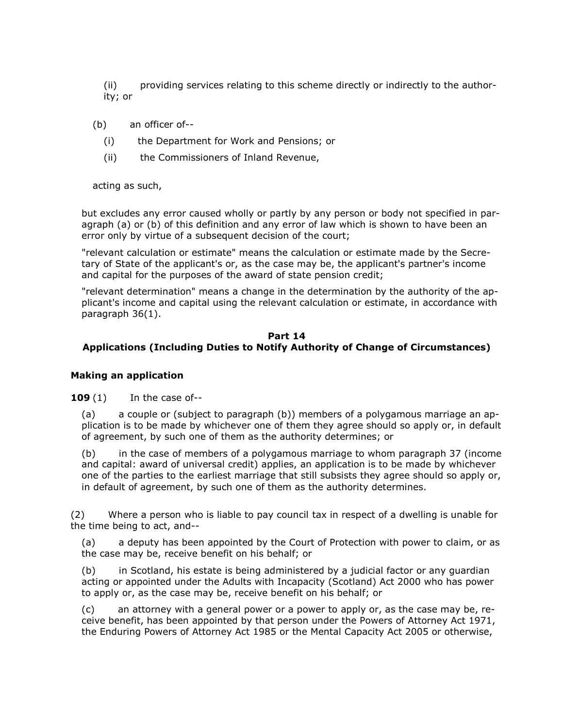(ii) providing services relating to this scheme directly or indirectly to the authority; or

(b) an officer of--

(i) the Department for Work and Pensions; or

(ii) the Commissioners of Inland Revenue,

acting as such,

but excludes any error caused wholly or partly by any person or body not specified in paragraph (a) or (b) of this definition and any error of law which is shown to have been an error only by virtue of a subsequent decision of the court;

"relevant calculation or estimate" means the calculation or estimate made by the Secretary of State of the applicant's or, as the case may be, the applicant's partner's income and capital for the purposes of the award of state pension credit;

"relevant determination" means a change in the determination by the authority of the applicant's income and capital using the relevant calculation or estimate, in accordance with paragraph 36(1).

## Part 14
## Applications (Including Duties to Notify Authority of Change of Circumstances)

### Making an application

**109** (1) In the case of--

(a) a couple or (subject to paragraph (b)) members of a polygamous marriage an application is to be made by whichever one of them they agree should so apply or, in default of agreement, by such one of them as the authority determines; or

(b) in the case of members of a polygamous marriage to whom paragraph 37 (income and capital: award of universal credit) applies, an application is to be made by whichever one of the parties to the earliest marriage that still subsists they agree should so apply or, in default of agreement, by such one of them as the authority determines.

(2) Where a person who is liable to pay council tax in respect of a dwelling is unable for the time being to act, and--

(a) a deputy has been appointed by the Court of Protection with power to claim, or as the case may be, receive benefit on his behalf; or

(b) in Scotland, his estate is being administered by a judicial factor or any guardian acting or appointed under the Adults with Incapacity (Scotland) Act 2000 who has power to apply or, as the case may be, receive benefit on his behalf; or

(c) an attorney with a general power or a power to apply or, as the case may be, receive benefit, has been appointed by that person under the Powers of Attorney Act 1971, the Enduring Powers of Attorney Act 1985 or the Mental Capacity Act 2005 or otherwise,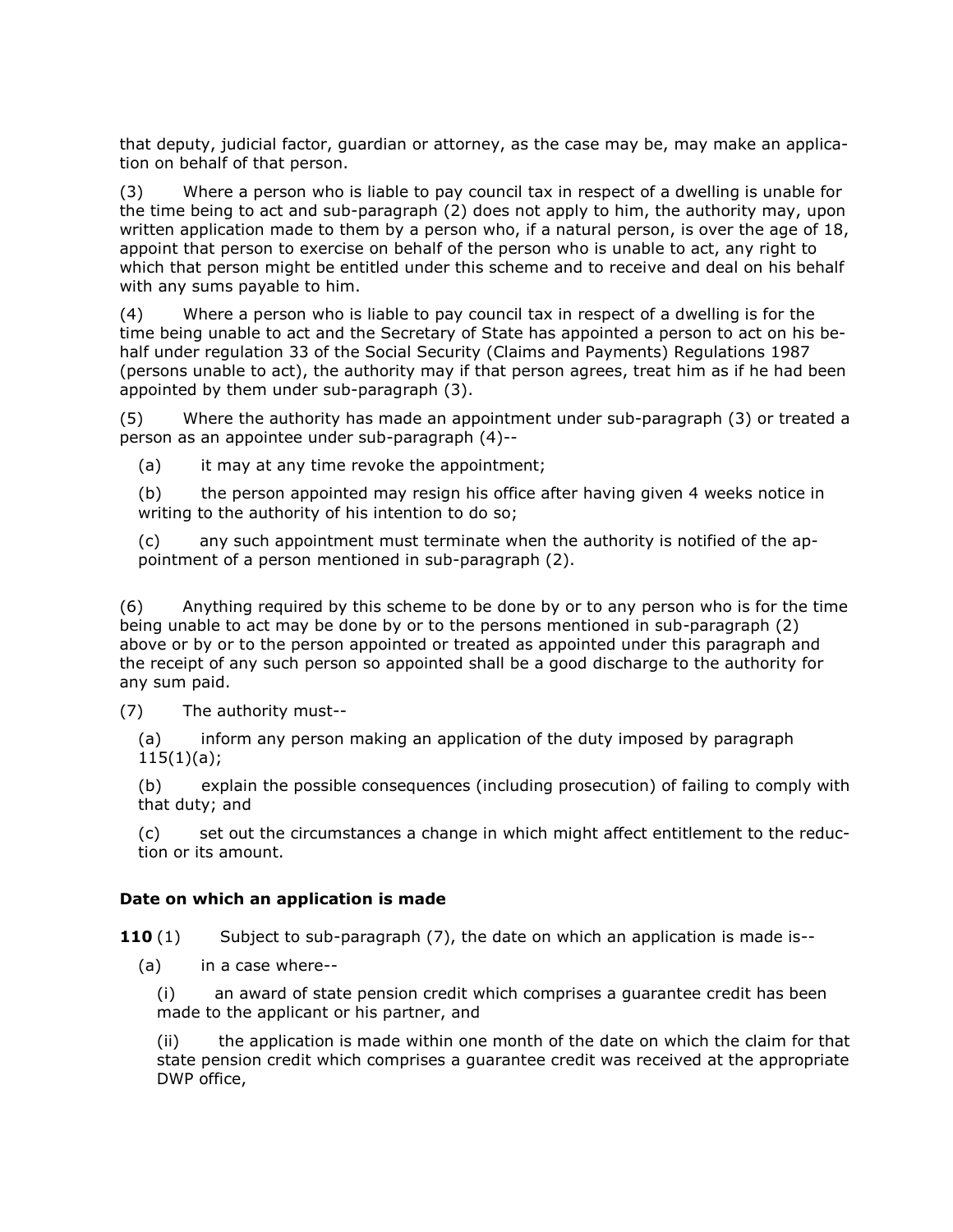that deputy, judicial factor, guardian or attorney, as the case may be, may make an application on behalf of that person.

(3) Where a person who is liable to pay council tax in respect of a dwelling is unable for the time being to act and sub-paragraph (2) does not apply to him, the authority may, upon written application made to them by a person who, if a natural person, is over the age of 18, appoint that person to exercise on behalf of the person who is unable to act, any right to which that person might be entitled under this scheme and to receive and deal on his behalf with any sums payable to him.

(4) Where a person who is liable to pay council tax in respect of a dwelling is for the time being unable to act and the Secretary of State has appointed a person to act on his behalf under regulation 33 of the Social Security (Claims and Payments) Regulations 1987 (persons unable to act), the authority may if that person agrees, treat him as if he had been appointed by them under sub-paragraph (3).

(5) Where the authority has made an appointment under sub-paragraph (3) or treated a person as an appointee under sub-paragraph (4)--

(a) it may at any time revoke the appointment;

(b) the person appointed may resign his office after having given 4 weeks notice in writing to the authority of his intention to do so;

(c) any such appointment must terminate when the authority is notified of the appointment of a person mentioned in sub-paragraph (2).

(6) Anything required by this scheme to be done by or to any person who is for the time being unable to act may be done by or to the persons mentioned in sub-paragraph (2) above or by or to the person appointed or treated as appointed under this paragraph and the receipt of any such person so appointed shall be a good discharge to the authority for any sum paid.

(7) The authority must--

(a) inform any person making an application of the duty imposed by paragraph 115(1)(a);

(b) explain the possible consequences (including prosecution) of failing to comply with that duty; and

(c) set out the circumstances a change in which might affect entitlement to the reduction or its amount.

**Date on which an application is made**

**110** (1) Subject to sub-paragraph (7), the date on which an application is made is--

(a) in a case where--

(i) an award of state pension credit which comprises a guarantee credit has been made to the applicant or his partner, and

(ii) the application is made within one month of the date on which the claim for that state pension credit which comprises a guarantee credit was received at the appropriate DWP office,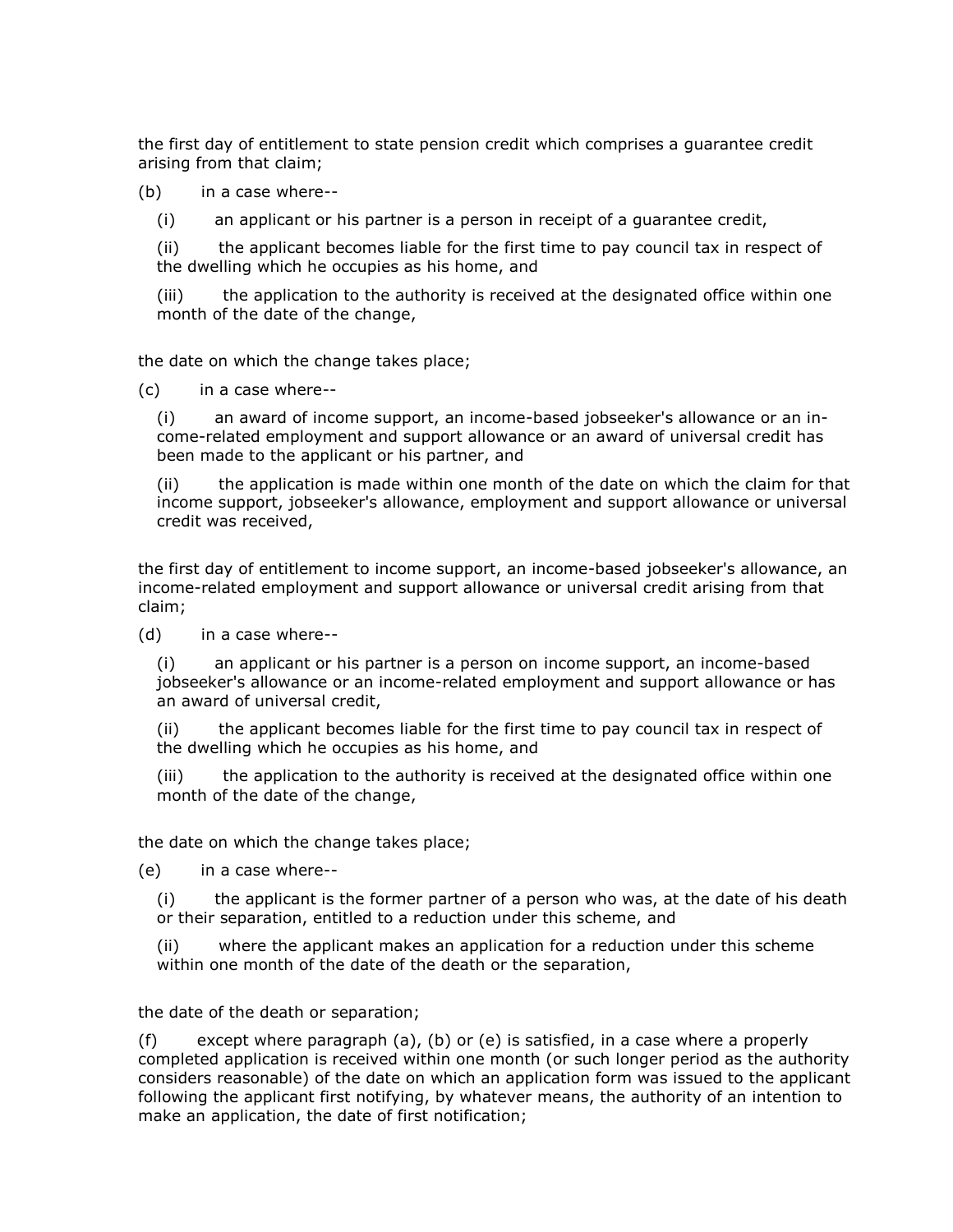the first day of entitlement to state pension credit which comprises a guarantee credit arising from that claim;

(b) in a case where--

(i) an applicant or his partner is a person in receipt of a guarantee credit,

(ii) the applicant becomes liable for the first time to pay council tax in respect of the dwelling which he occupies as his home, and

(iii) the application to the authority is received at the designated office within one month of the date of the change,

the date on which the change takes place;

(c) in a case where--

(i) an award of income support, an income-based jobseeker's allowance or an income-related employment and support allowance or an award of universal credit has been made to the applicant or his partner, and

(ii) the application is made within one month of the date on which the claim for that income support, jobseeker's allowance, employment and support allowance or universal credit was received,

the first day of entitlement to income support, an income-based jobseeker's allowance, an income-related employment and support allowance or universal credit arising from that claim;

(d) in a case where--

(i) an applicant or his partner is a person on income support, an income-based jobseeker's allowance or an income-related employment and support allowance or has an award of universal credit,

(ii) the applicant becomes liable for the first time to pay council tax in respect of the dwelling which he occupies as his home, and

(iii) the application to the authority is received at the designated office within one month of the date of the change,

the date on which the change takes place;

(e) in a case where--

(i) the applicant is the former partner of a person who was, at the date of his death or their separation, entitled to a reduction under this scheme, and

(ii) where the applicant makes an application for a reduction under this scheme within one month of the date of the death or the separation,

the date of the death or separation;

(f) except where paragraph (a), (b) or (e) is satisfied, in a case where a properly completed application is received within one month (or such longer period as the authority considers reasonable) of the date on which an application form was issued to the applicant following the applicant first notifying, by whatever means, the authority of an intention to make an application, the date of first notification;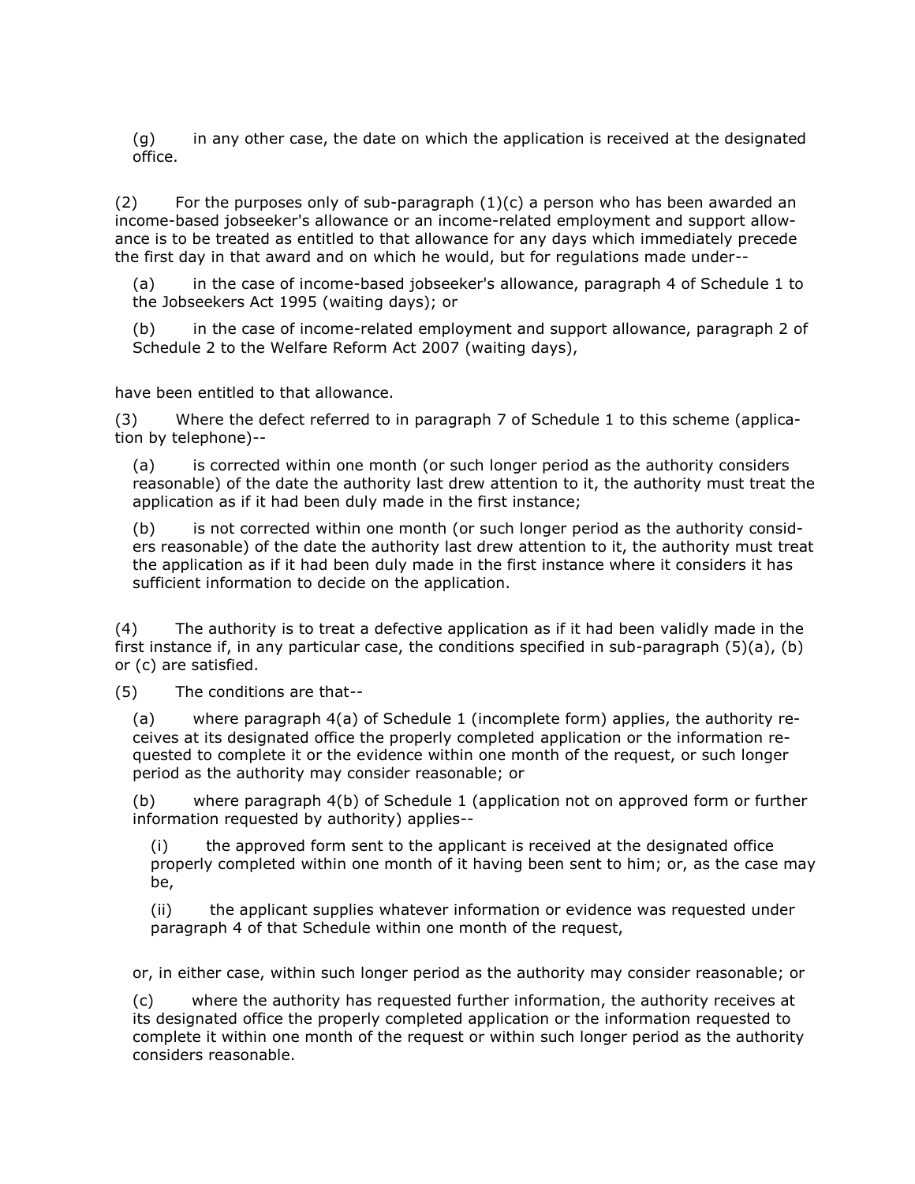(g) in any other case, the date on which the application is received at the designated office.

(2) For the purposes only of sub-paragraph (1)(c) a person who has been awarded an income-based jobseeker's allowance or an income-related employment and support allowance is to be treated as entitled to that allowance for any days which immediately precede the first day in that award and on which he would, but for regulations made under--

(a) in the case of income-based jobseeker's allowance, paragraph 4 of Schedule 1 to the Jobseekers Act 1995 (waiting days); or

(b) in the case of income-related employment and support allowance, paragraph 2 of Schedule 2 to the Welfare Reform Act 2007 (waiting days),

have been entitled to that allowance.

(3) Where the defect referred to in paragraph 7 of Schedule 1 to this scheme (application by telephone)--

(a) is corrected within one month (or such longer period as the authority considers reasonable) of the date the authority last drew attention to it, the authority must treat the application as if it had been duly made in the first instance;

(b) is not corrected within one month (or such longer period as the authority considers reasonable) of the date the authority last drew attention to it, the authority must treat the application as if it had been duly made in the first instance where it considers it has sufficient information to decide on the application.

(4) The authority is to treat a defective application as if it had been validly made in the first instance if, in any particular case, the conditions specified in sub-paragraph (5)(a), (b) or (c) are satisfied.

(5) The conditions are that--

(a) where paragraph 4(a) of Schedule 1 (incomplete form) applies, the authority receives at its designated office the properly completed application or the information requested to complete it or the evidence within one month of the request, or such longer period as the authority may consider reasonable; or

(b) where paragraph 4(b) of Schedule 1 (application not on approved form or further information requested by authority) applies--

(i) the approved form sent to the applicant is received at the designated office properly completed within one month of it having been sent to him; or, as the case may be,

(ii) the applicant supplies whatever information or evidence was requested under paragraph 4 of that Schedule within one month of the request,

or, in either case, within such longer period as the authority may consider reasonable; or

(c) where the authority has requested further information, the authority receives at its designated office the properly completed application or the information requested to complete it within one month of the request or within such longer period as the authority considers reasonable.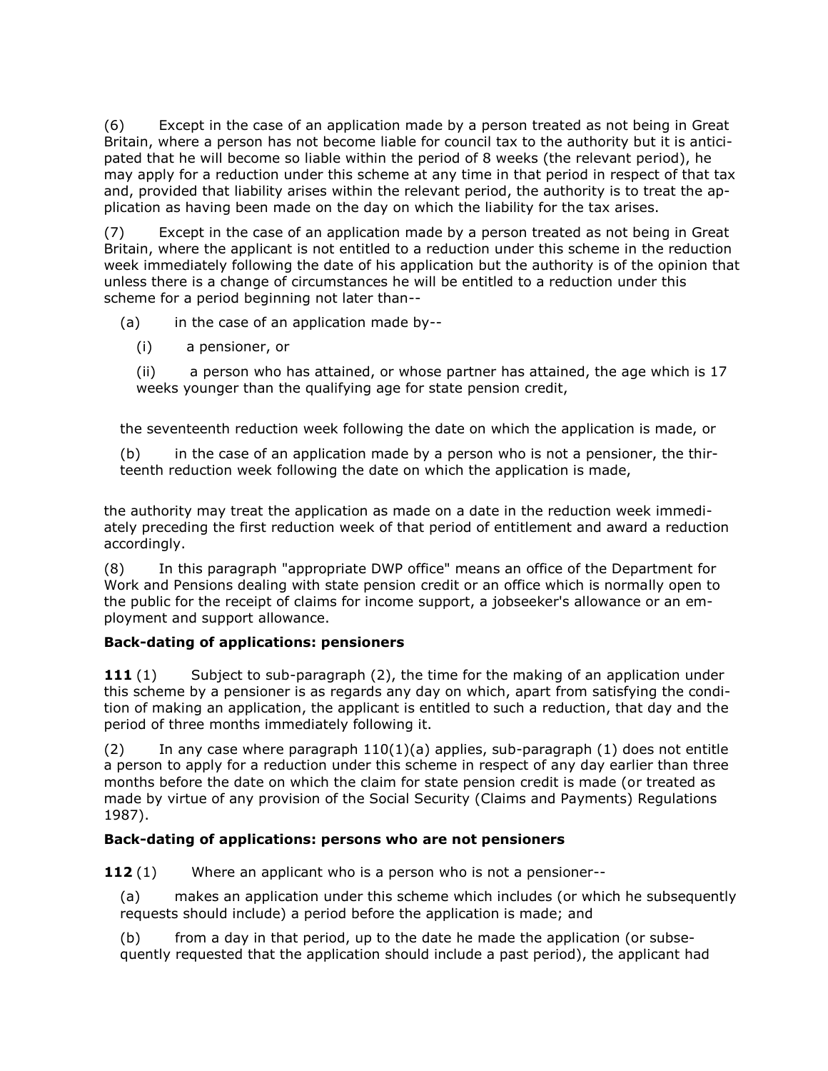(6) Except in the case of an application made by a person treated as not being in Great Britain, where a person has not become liable for council tax to the authority but it is anticipated that he will become so liable within the period of 8 weeks (the relevant period), he may apply for a reduction under this scheme at any time in that period in respect of that tax and, provided that liability arises within the relevant period, the authority is to treat the application as having been made on the day on which the liability for the tax arises.

(7) Except in the case of an application made by a person treated as not being in Great Britain, where the applicant is not entitled to a reduction under this scheme in the reduction week immediately following the date of his application but the authority is of the opinion that unless there is a change of circumstances he will be entitled to a reduction under this scheme for a period beginning not later than--

(a) in the case of an application made by--

(i) a pensioner, or

(ii) a person who has attained, or whose partner has attained, the age which is 17 weeks younger than the qualifying age for state pension credit,

the seventeenth reduction week following the date on which the application is made, or

(b) in the case of an application made by a person who is not a pensioner, the thirteenth reduction week following the date on which the application is made,

the authority may treat the application as made on a date in the reduction week immediately preceding the first reduction week of that period of entitlement and award a reduction accordingly.

(8) In this paragraph "appropriate DWP office" means an office of the Department for Work and Pensions dealing with state pension credit or an office which is normally open to the public for the receipt of claims for income support, a jobseeker's allowance or an employment and support allowance.

**Back-dating of applications: pensioners**

**111** (1) Subject to sub-paragraph (2), the time for the making of an application under this scheme by a pensioner is as regards any day on which, apart from satisfying the condition of making an application, the applicant is entitled to such a reduction, that day and the period of three months immediately following it.

(2) In any case where paragraph 110(1)(a) applies, sub-paragraph (1) does not entitle a person to apply for a reduction under this scheme in respect of any day earlier than three months before the date on which the claim for state pension credit is made (or treated as made by virtue of any provision of the Social Security (Claims and Payments) Regulations 1987).

**Back-dating of applications: persons who are not pensioners**

**112** (1) Where an applicant who is a person who is not a pensioner--

(a) makes an application under this scheme which includes (or which he subsequently requests should include) a period before the application is made; and

(b) from a day in that period, up to the date he made the application (or subsequently requested that the application should include a past period), the applicant had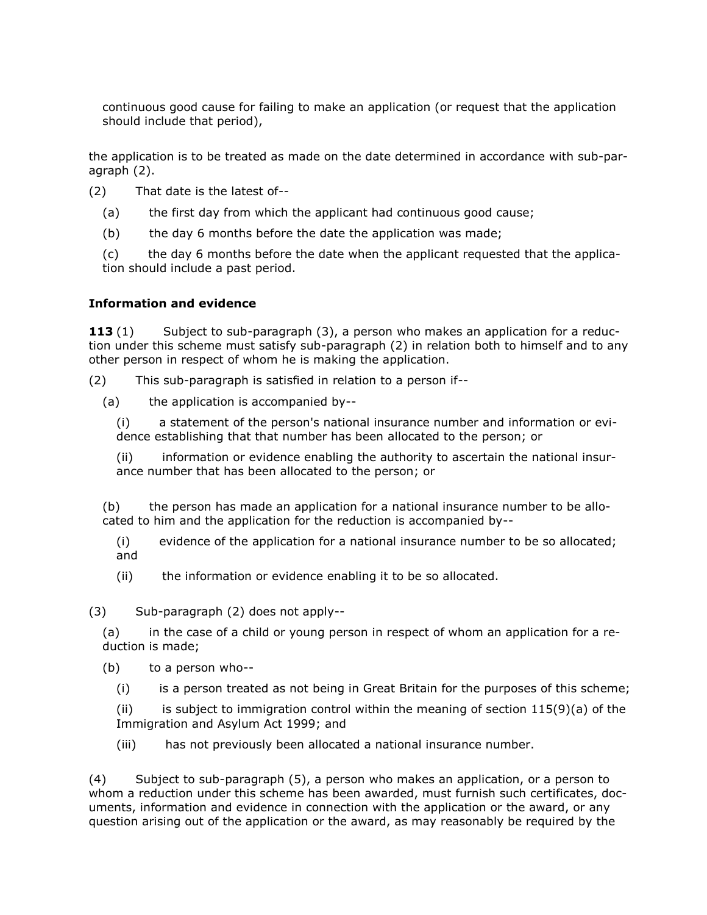continuous good cause for failing to make an application (or request that the application should include that period),

the application is to be treated as made on the date determined in accordance with sub-paragraph (2).

(2) That date is the latest of--

(a) the first day from which the applicant had continuous good cause;

(b) the day 6 months before the date the application was made;

(c) the day 6 months before the date when the applicant requested that the application should include a past period.

### Information and evidence

**113** (1) Subject to sub-paragraph (3), a person who makes an application for a reduction under this scheme must satisfy sub-paragraph (2) in relation both to himself and to any other person in respect of whom he is making the application.

(2) This sub-paragraph is satisfied in relation to a person if--

(a) the application is accompanied by--

(i) a statement of the person's national insurance number and information or evidence establishing that that number has been allocated to the person; or

(ii) information or evidence enabling the authority to ascertain the national insurance number that has been allocated to the person; or

(b) the person has made an application for a national insurance number to be allocated to him and the application for the reduction is accompanied by--

(i) evidence of the application for a national insurance number to be so allocated; and

(ii) the information or evidence enabling it to be so allocated.

(3) Sub-paragraph (2) does not apply--

(a) in the case of a child or young person in respect of whom an application for a reduction is made;

(b) to a person who--

(i) is a person treated as not being in Great Britain for the purposes of this scheme;

(ii) is subject to immigration control within the meaning of section 115(9)(a) of the Immigration and Asylum Act 1999; and

(iii) has not previously been allocated a national insurance number.

(4) Subject to sub-paragraph (5), a person who makes an application, or a person to whom a reduction under this scheme has been awarded, must furnish such certificates, documents, information and evidence in connection with the application or the award, or any question arising out of the application or the award, as may reasonably be required by the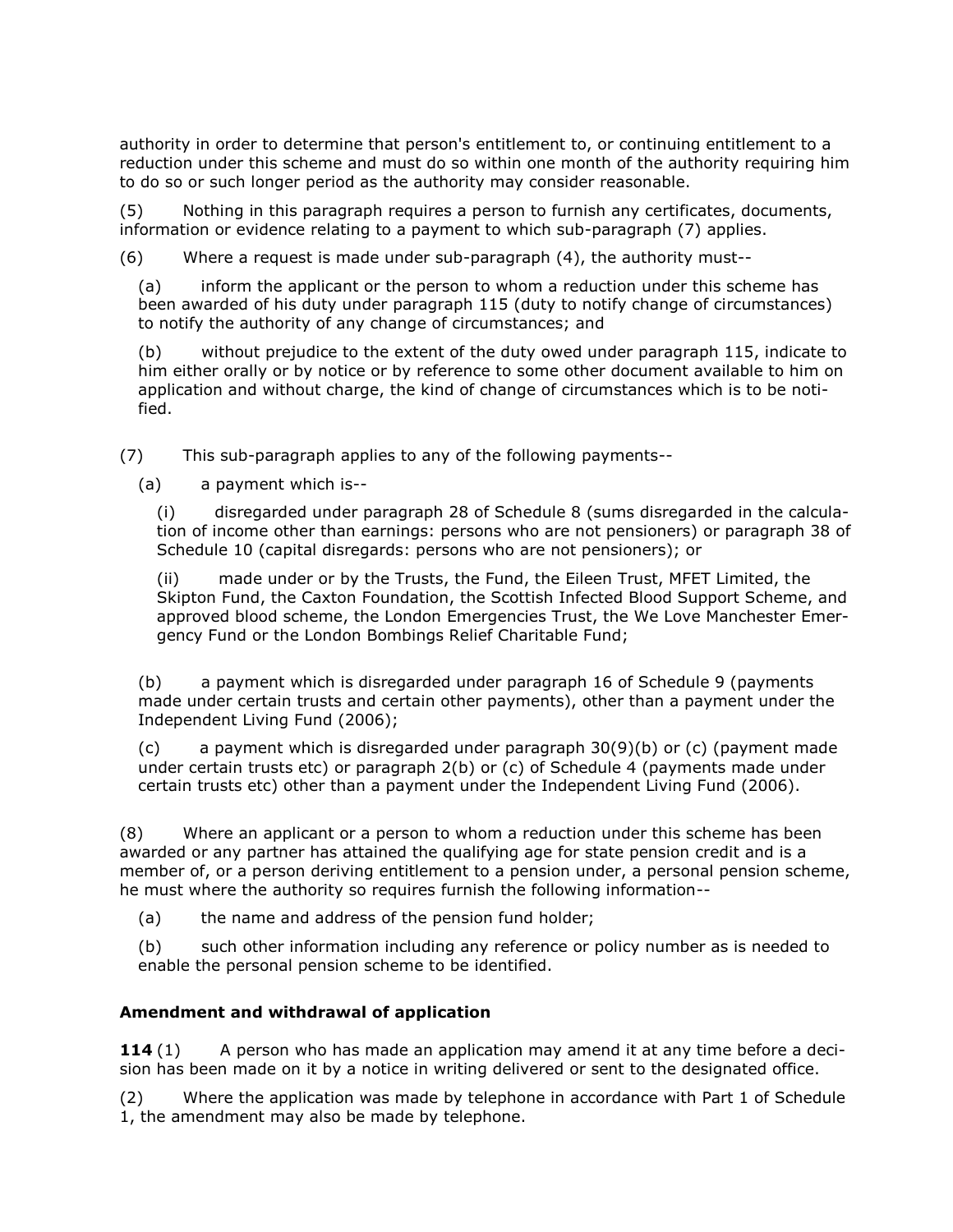authority in order to determine that person's entitlement to, or continuing entitlement to a reduction under this scheme and must do so within one month of the authority requiring him to do so or such longer period as the authority may consider reasonable.

(5) Nothing in this paragraph requires a person to furnish any certificates, documents, information or evidence relating to a payment to which sub-paragraph (7) applies.

(6) Where a request is made under sub-paragraph (4), the authority must--

(a) inform the applicant or the person to whom a reduction under this scheme has been awarded of his duty under paragraph 115 (duty to notify change of circumstances) to notify the authority of any change of circumstances; and

(b) without prejudice to the extent of the duty owed under paragraph 115, indicate to him either orally or by notice or by reference to some other document available to him on application and without charge, the kind of change of circumstances which is to be notified.

(7) This sub-paragraph applies to any of the following payments--

(a) a payment which is--

(i) disregarded under paragraph 28 of Schedule 8 (sums disregarded in the calculation of income other than earnings: persons who are not pensioners) or paragraph 38 of Schedule 10 (capital disregards: persons who are not pensioners); or

(ii) made under or by the Trusts, the Fund, the Eileen Trust, MFET Limited, the Skipton Fund, the Caxton Foundation, the Scottish Infected Blood Support Scheme, and approved blood scheme, the London Emergencies Trust, the We Love Manchester Emergency Fund or the London Bombings Relief Charitable Fund;

(b) a payment which is disregarded under paragraph 16 of Schedule 9 (payments made under certain trusts and certain other payments), other than a payment under the Independent Living Fund (2006);

(c) a payment which is disregarded under paragraph 30(9)(b) or (c) (payment made under certain trusts etc) or paragraph 2(b) or (c) of Schedule 4 (payments made under certain trusts etc) other than a payment under the Independent Living Fund (2006).

(8) Where an applicant or a person to whom a reduction under this scheme has been awarded or any partner has attained the qualifying age for state pension credit and is a member of, or a person deriving entitlement to a pension under, a personal pension scheme, he must where the authority so requires furnish the following information--

(a) the name and address of the pension fund holder;

(b) such other information including any reference or policy number as is needed to enable the personal pension scheme to be identified.

### Amendment and withdrawal of application

**114** (1) A person who has made an application may amend it at any time before a decision has been made on it by a notice in writing delivered or sent to the designated office.

(2) Where the application was made by telephone in accordance with Part 1 of Schedule 1, the amendment may also be made by telephone.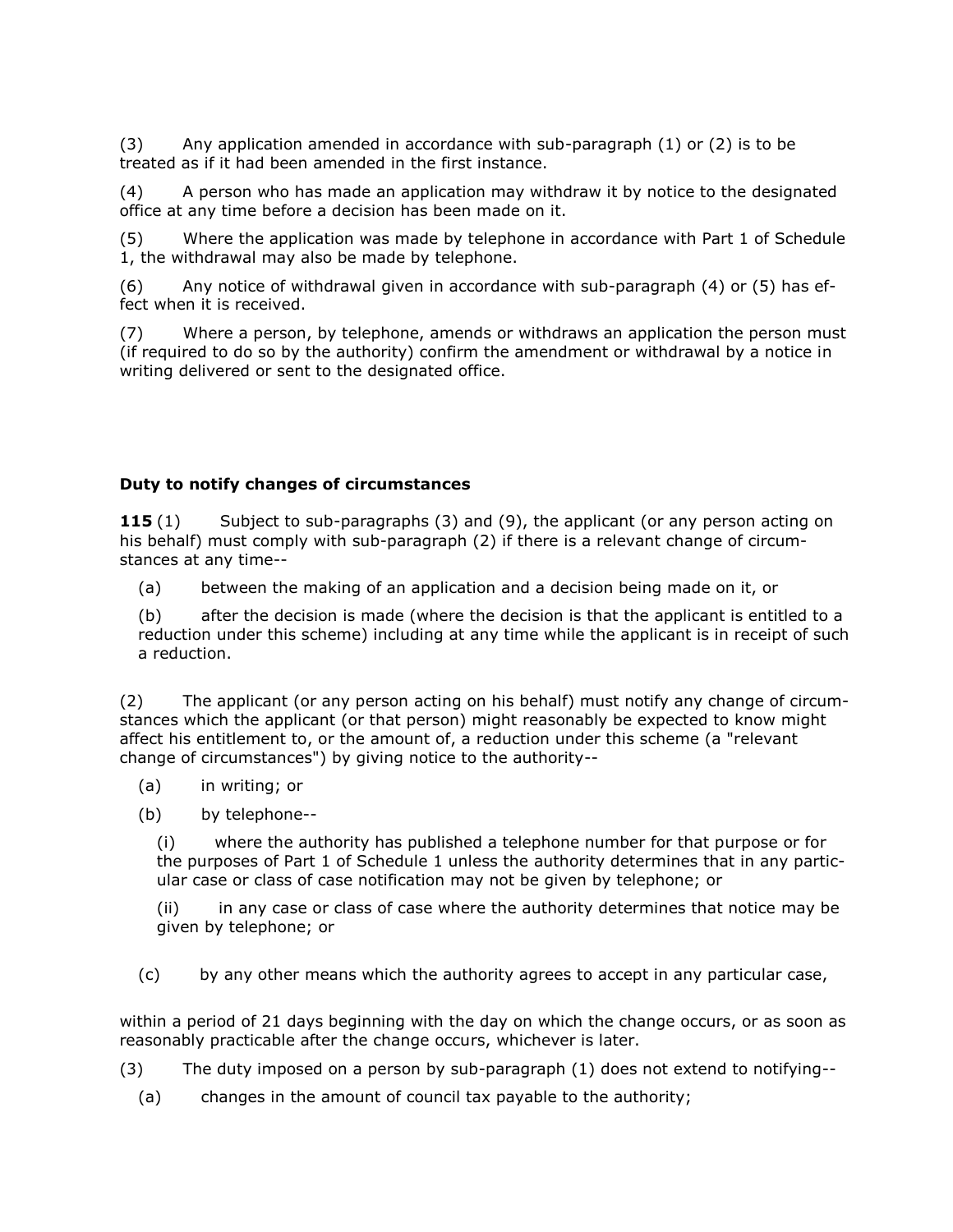(3) Any application amended in accordance with sub-paragraph (1) or (2) is to be treated as if it had been amended in the first instance.

(4) A person who has made an application may withdraw it by notice to the designated office at any time before a decision has been made on it.

(5) Where the application was made by telephone in accordance with Part 1 of Schedule 1, the withdrawal may also be made by telephone.

(6) Any notice of withdrawal given in accordance with sub-paragraph (4) or (5) has effect when it is received.

(7) Where a person, by telephone, amends or withdraws an application the person must (if required to do so by the authority) confirm the amendment or withdrawal by a notice in writing delivered or sent to the designated office.

### Duty to notify changes of circumstances

**115** (1) Subject to sub-paragraphs (3) and (9), the applicant (or any person acting on his behalf) must comply with sub-paragraph (2) if there is a relevant change of circumstances at any time--

(a) between the making of an application and a decision being made on it, or

(b) after the decision is made (where the decision is that the applicant is entitled to a reduction under this scheme) including at any time while the applicant is in receipt of such a reduction.

(2) The applicant (or any person acting on his behalf) must notify any change of circumstances which the applicant (or that person) might reasonably be expected to know might affect his entitlement to, or the amount of, a reduction under this scheme (a "relevant change of circumstances") by giving notice to the authority--

(a) in writing; or

(b) by telephone--

(i) where the authority has published a telephone number for that purpose or for the purposes of Part 1 of Schedule 1 unless the authority determines that in any particular case or class of case notification may not be given by telephone; or

(ii) in any case or class of case where the authority determines that notice may be given by telephone; or

(c) by any other means which the authority agrees to accept in any particular case,

within a period of 21 days beginning with the day on which the change occurs, or as soon as reasonably practicable after the change occurs, whichever is later.

(3) The duty imposed on a person by sub-paragraph (1) does not extend to notifying--

(a) changes in the amount of council tax payable to the authority;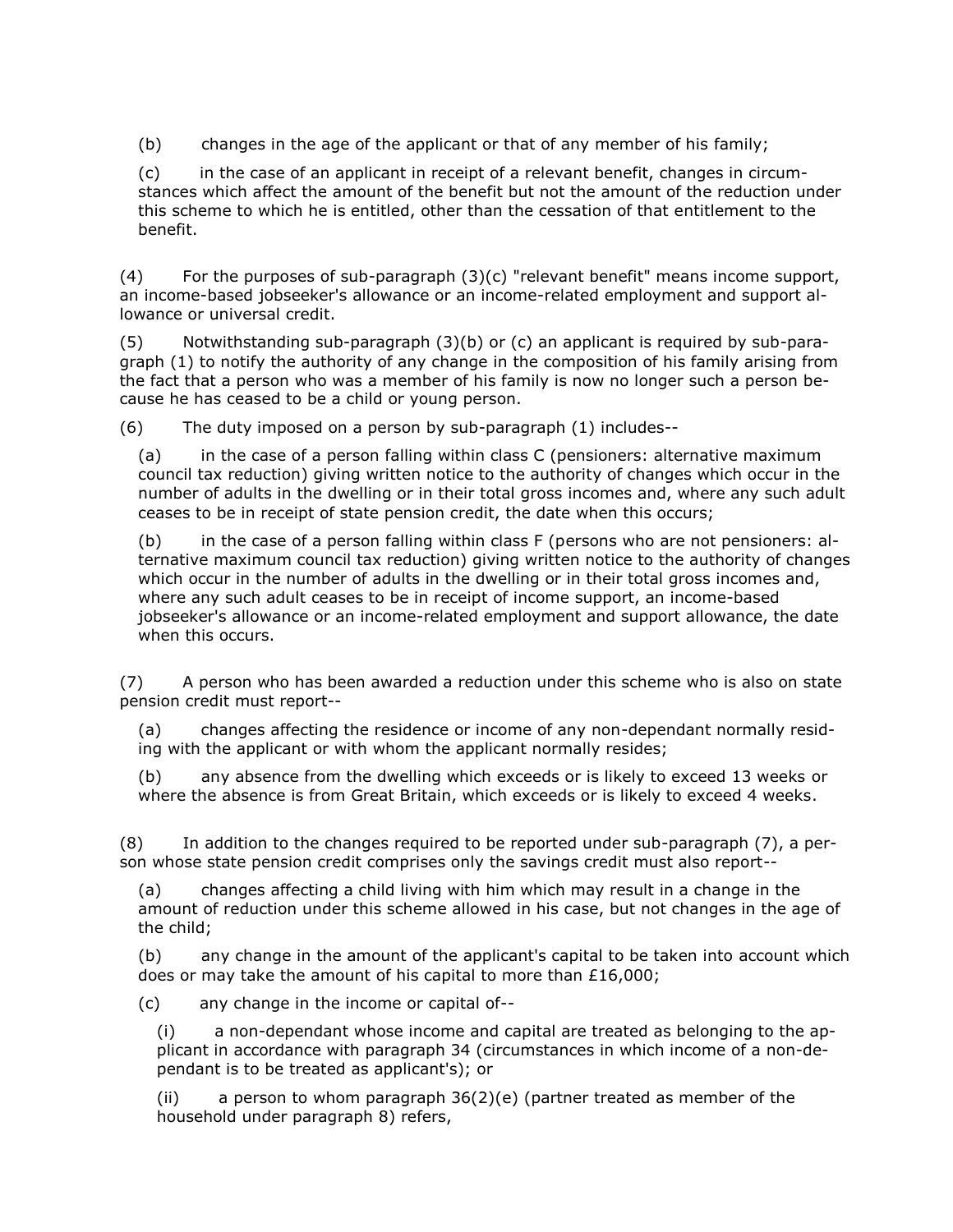(b) changes in the age of the applicant or that of any member of his family;

(c) in the case of an applicant in receipt of a relevant benefit, changes in circumstances which affect the amount of the benefit but not the amount of the reduction under this scheme to which he is entitled, other than the cessation of that entitlement to the benefit.

(4) For the purposes of sub-paragraph (3)(c) "relevant benefit" means income support, an income-based jobseeker's allowance or an income-related employment and support allowance or universal credit.

(5) Notwithstanding sub-paragraph (3)(b) or (c) an applicant is required by sub-paragraph (1) to notify the authority of any change in the composition of his family arising from the fact that a person who was a member of his family is now no longer such a person because he has ceased to be a child or young person.

(6) The duty imposed on a person by sub-paragraph (1) includes--

(a) in the case of a person falling within class C (pensioners: alternative maximum council tax reduction) giving written notice to the authority of changes which occur in the number of adults in the dwelling or in their total gross incomes and, where any such adult ceases to be in receipt of state pension credit, the date when this occurs;

(b) in the case of a person falling within class F (persons who are not pensioners: alternative maximum council tax reduction) giving written notice to the authority of changes which occur in the number of adults in the dwelling or in their total gross incomes and, where any such adult ceases to be in receipt of income support, an income-based jobseeker's allowance or an income-related employment and support allowance, the date when this occurs.

(7) A person who has been awarded a reduction under this scheme who is also on state pension credit must report--

(a) changes affecting the residence or income of any non-dependant normally residing with the applicant or with whom the applicant normally resides;

(b) any absence from the dwelling which exceeds or is likely to exceed 13 weeks or where the absence is from Great Britain, which exceeds or is likely to exceed 4 weeks.

(8) In addition to the changes required to be reported under sub-paragraph (7), a person whose state pension credit comprises only the savings credit must also report--

(a) changes affecting a child living with him which may result in a change in the amount of reduction under this scheme allowed in his case, but not changes in the age of the child;

(b) any change in the amount of the applicant's capital to be taken into account which does or may take the amount of his capital to more than £16,000;

(c) any change in the income or capital of--

(i) a non-dependant whose income and capital are treated as belonging to the applicant in accordance with paragraph 34 (circumstances in which income of a non-dependant is to be treated as applicant's); or

(ii) a person to whom paragraph 36(2)(e) (partner treated as member of the household under paragraph 8) refers,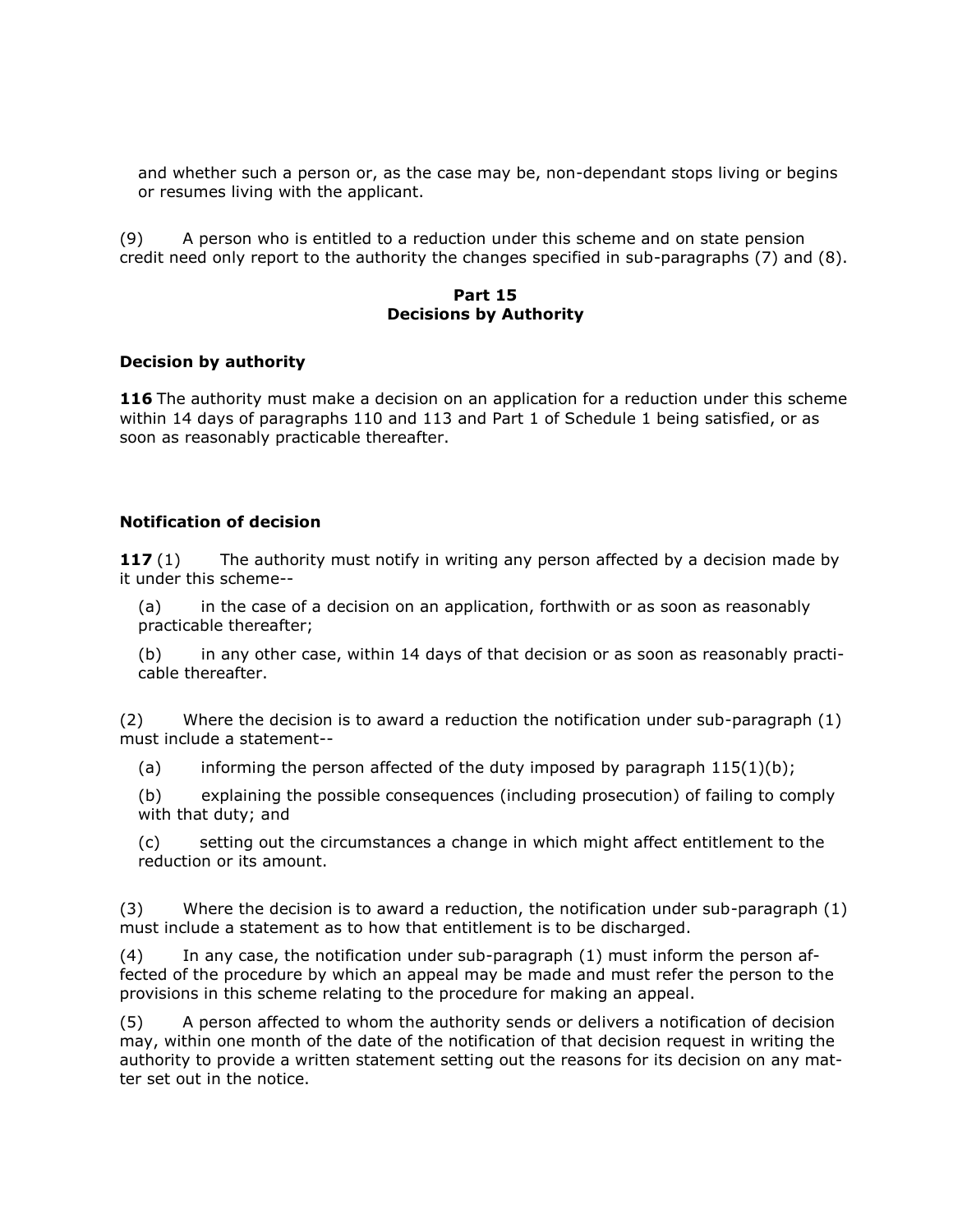and whether such a person or, as the case may be, non-dependant stops living or begins or resumes living with the applicant.

(9) A person who is entitled to a reduction under this scheme and on state pension credit need only report to the authority the changes specified in sub-paragraphs (7) and (8).

## Part 15
## Decisions by Authority

### Decision by authority

**116** The authority must make a decision on an application for a reduction under this scheme within 14 days of paragraphs 110 and 113 and Part 1 of Schedule 1 being satisfied, or as soon as reasonably practicable thereafter.

### Notification of decision

**117** (1) The authority must notify in writing any person affected by a decision made by it under this scheme--

(a) in the case of a decision on an application, forthwith or as soon as reasonably practicable thereafter;

(b) in any other case, within 14 days of that decision or as soon as reasonably practicable thereafter.

(2) Where the decision is to award a reduction the notification under sub-paragraph (1) must include a statement--

(a) informing the person affected of the duty imposed by paragraph 115(1)(b);

(b) explaining the possible consequences (including prosecution) of failing to comply with that duty; and

(c) setting out the circumstances a change in which might affect entitlement to the reduction or its amount.

(3) Where the decision is to award a reduction, the notification under sub-paragraph (1) must include a statement as to how that entitlement is to be discharged.

(4) In any case, the notification under sub-paragraph (1) must inform the person affected of the procedure by which an appeal may be made and must refer the person to the provisions in this scheme relating to the procedure for making an appeal.

(5) A person affected to whom the authority sends or delivers a notification of decision may, within one month of the date of the notification of that decision request in writing the authority to provide a written statement setting out the reasons for its decision on any matter set out in the notice.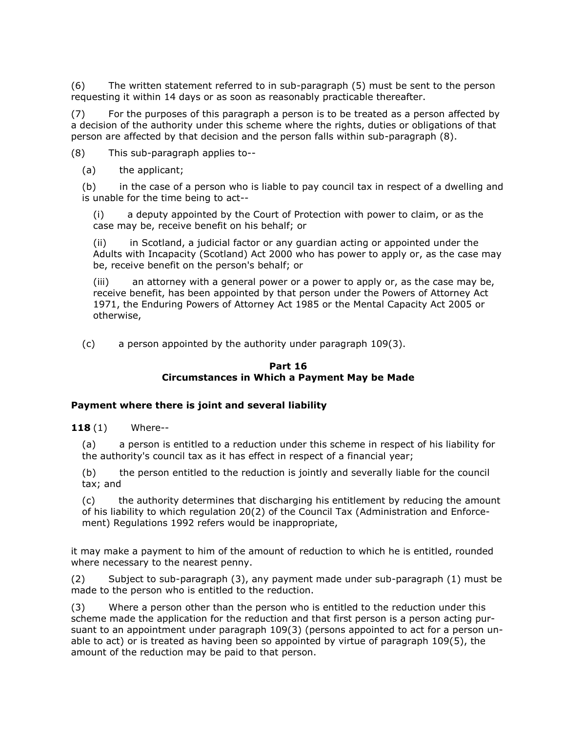(6) The written statement referred to in sub-paragraph (5) must be sent to the person requesting it within 14 days or as soon as reasonably practicable thereafter.

(7) For the purposes of this paragraph a person is to be treated as a person affected by a decision of the authority under this scheme where the rights, duties or obligations of that person are affected by that decision and the person falls within sub-paragraph (8).

(8) This sub-paragraph applies to--

(a) the applicant;

(b) in the case of a person who is liable to pay council tax in respect of a dwelling and is unable for the time being to act--

(i) a deputy appointed by the Court of Protection with power to claim, or as the case may be, receive benefit on his behalf; or

(ii) in Scotland, a judicial factor or any guardian acting or appointed under the Adults with Incapacity (Scotland) Act 2000 who has power to apply or, as the case may be, receive benefit on the person's behalf; or

(iii) an attorney with a general power or a power to apply or, as the case may be, receive benefit, has been appointed by that person under the Powers of Attorney Act 1971, the Enduring Powers of Attorney Act 1985 or the Mental Capacity Act 2005 or otherwise,

(c) a person appointed by the authority under paragraph 109(3).

## Part 16
## Circumstances in Which a Payment May be Made

### Payment where there is joint and several liability

**118** (1) Where--

(a) a person is entitled to a reduction under this scheme in respect of his liability for the authority's council tax as it has effect in respect of a financial year;

(b) the person entitled to the reduction is jointly and severally liable for the council tax; and

(c) the authority determines that discharging his entitlement by reducing the amount of his liability to which regulation 20(2) of the Council Tax (Administration and Enforcement) Regulations 1992 refers would be inappropriate,

it may make a payment to him of the amount of reduction to which he is entitled, rounded where necessary to the nearest penny.

(2) Subject to sub-paragraph (3), any payment made under sub-paragraph (1) must be made to the person who is entitled to the reduction.

(3) Where a person other than the person who is entitled to the reduction under this scheme made the application for the reduction and that first person is a person acting pursuant to an appointment under paragraph 109(3) (persons appointed to act for a person unable to act) or is treated as having been so appointed by virtue of paragraph 109(5), the amount of the reduction may be paid to that person.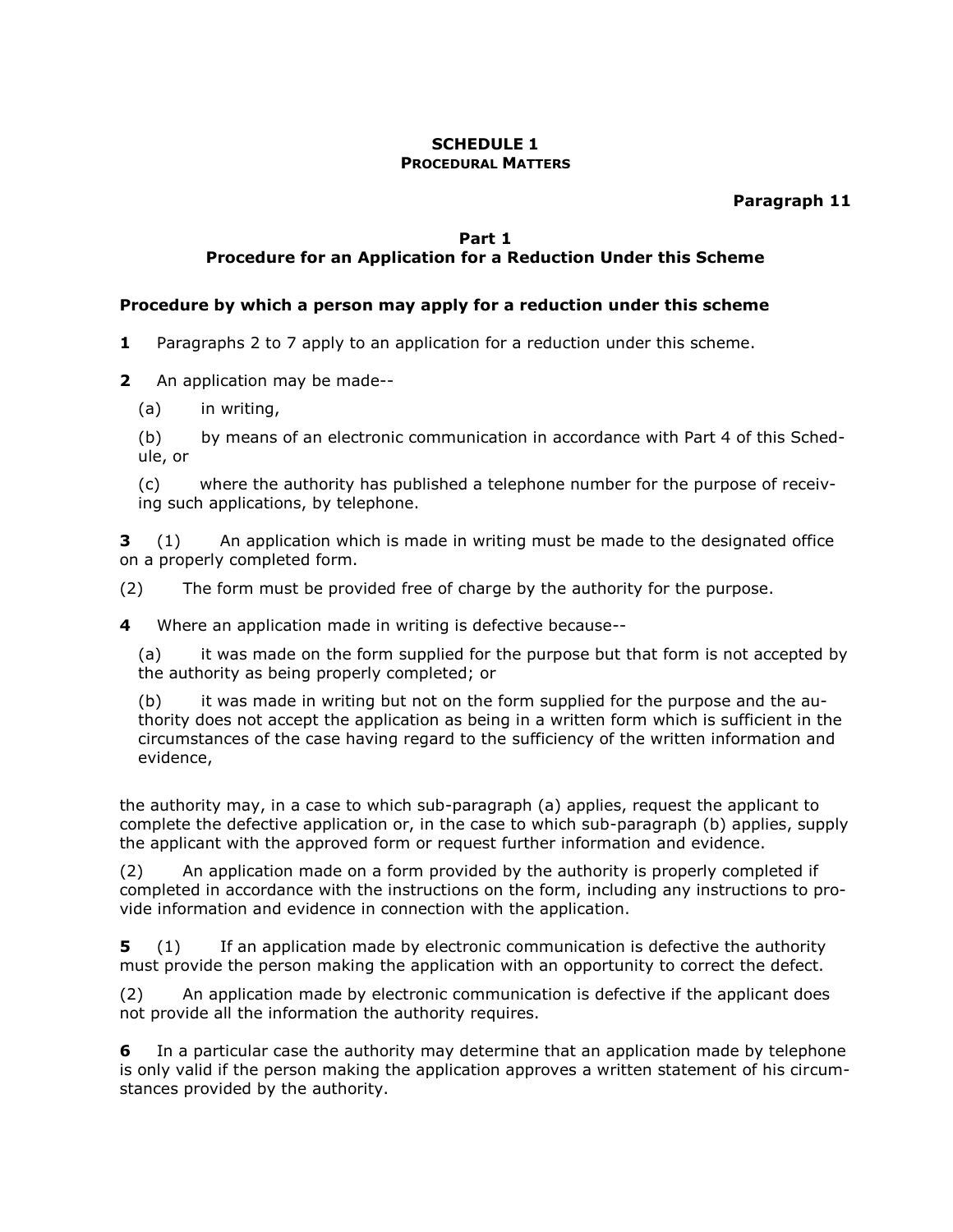## SCHEDULE 1
### PROCEDURAL MATTERS

**Paragraph 11**

### Part 1
### Procedure for an Application for a Reduction Under this Scheme

**Procedure by which a person may apply for a reduction under this scheme**

**1** Paragraphs 2 to 7 apply to an application for a reduction under this scheme.

**2** An application may be made--

(a) in writing,

(b) by means of an electronic communication in accordance with Part 4 of this Schedule, or

(c) where the authority has published a telephone number for the purpose of receiving such applications, by telephone.

**3** (1) An application which is made in writing must be made to the designated office on a properly completed form.

(2) The form must be provided free of charge by the authority for the purpose.

**4** Where an application made in writing is defective because--

(a) it was made on the form supplied for the purpose but that form is not accepted by the authority as being properly completed; or

(b) it was made in writing but not on the form supplied for the purpose and the authority does not accept the application as being in a written form which is sufficient in the circumstances of the case having regard to the sufficiency of the written information and evidence,

the authority may, in a case to which sub-paragraph (a) applies, request the applicant to complete the defective application or, in the case to which sub-paragraph (b) applies, supply the applicant with the approved form or request further information and evidence.

(2) An application made on a form provided by the authority is properly completed if completed in accordance with the instructions on the form, including any instructions to provide information and evidence in connection with the application.

**5** (1) If an application made by electronic communication is defective the authority must provide the person making the application with an opportunity to correct the defect.

(2) An application made by electronic communication is defective if the applicant does not provide all the information the authority requires.

**6** In a particular case the authority may determine that an application made by telephone is only valid if the person making the application approves a written statement of his circumstances provided by the authority.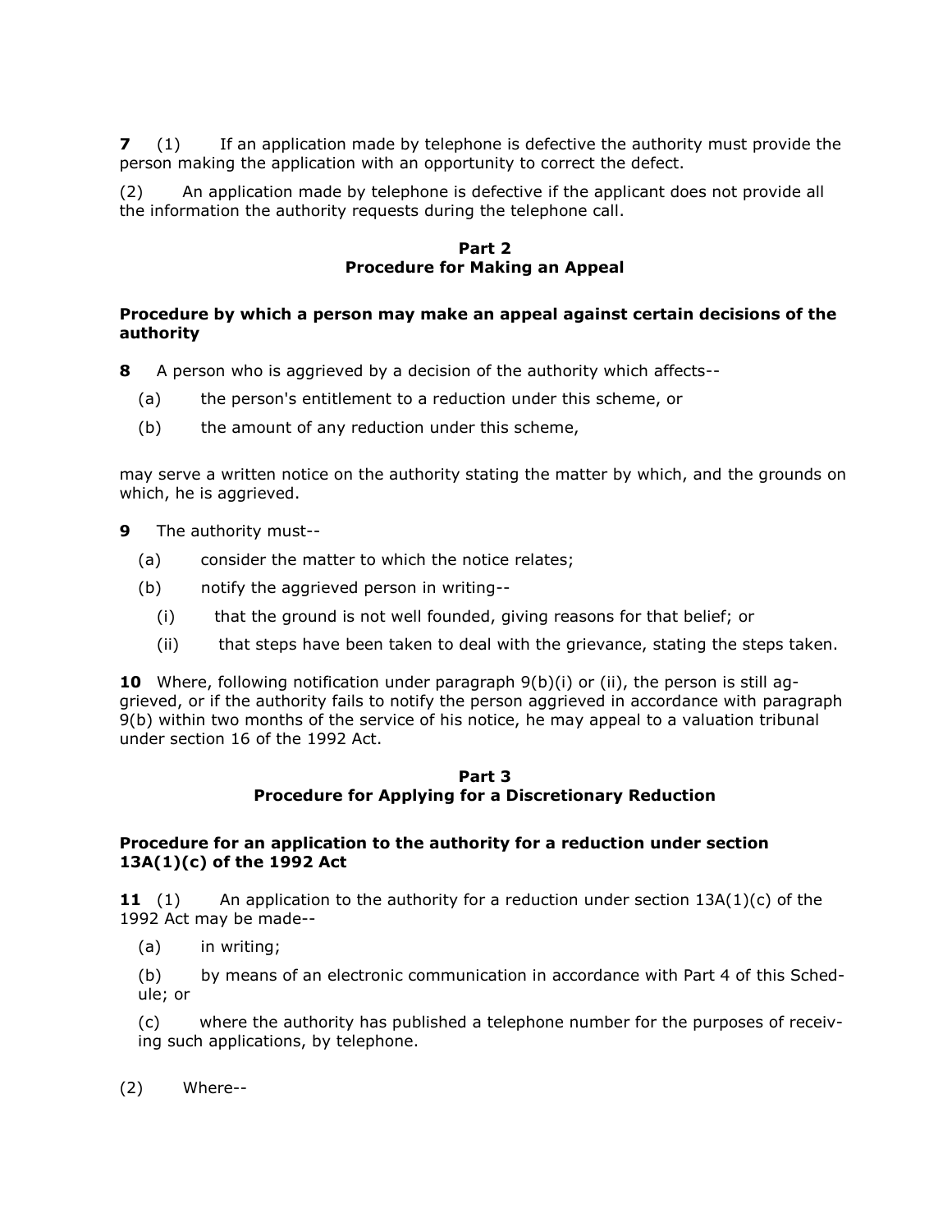**7** (1) If an application made by telephone is defective the authority must provide the person making the application with an opportunity to correct the defect.

(2) An application made by telephone is defective if the applicant does not provide all the information the authority requests during the telephone call.

## Part 2
## Procedure for Making an Appeal

### Procedure by which a person may make an appeal against certain decisions of the authority

**8** A person who is aggrieved by a decision of the authority which affects--

(a) the person's entitlement to a reduction under this scheme, or

(b) the amount of any reduction under this scheme,

may serve a written notice on the authority stating the matter by which, and the grounds on which, he is aggrieved.

**9** The authority must--

(a) consider the matter to which the notice relates;

(b) notify the aggrieved person in writing--

(i) that the ground is not well founded, giving reasons for that belief; or

(ii) that steps have been taken to deal with the grievance, stating the steps taken.

**10** Where, following notification under paragraph 9(b)(i) or (ii), the person is still aggrieved, or if the authority fails to notify the person aggrieved in accordance with paragraph 9(b) within two months of the service of his notice, he may appeal to a valuation tribunal under section 16 of the 1992 Act.

## Part 3
## Procedure for Applying for a Discretionary Reduction

### Procedure for an application to the authority for a reduction under section 13A(1)(c) of the 1992 Act

**11** (1) An application to the authority for a reduction under section 13A(1)(c) of the 1992 Act may be made--

(a) in writing;

(b) by means of an electronic communication in accordance with Part 4 of this Schedule; or

(c) where the authority has published a telephone number for the purposes of receiving such applications, by telephone.

(2) Where--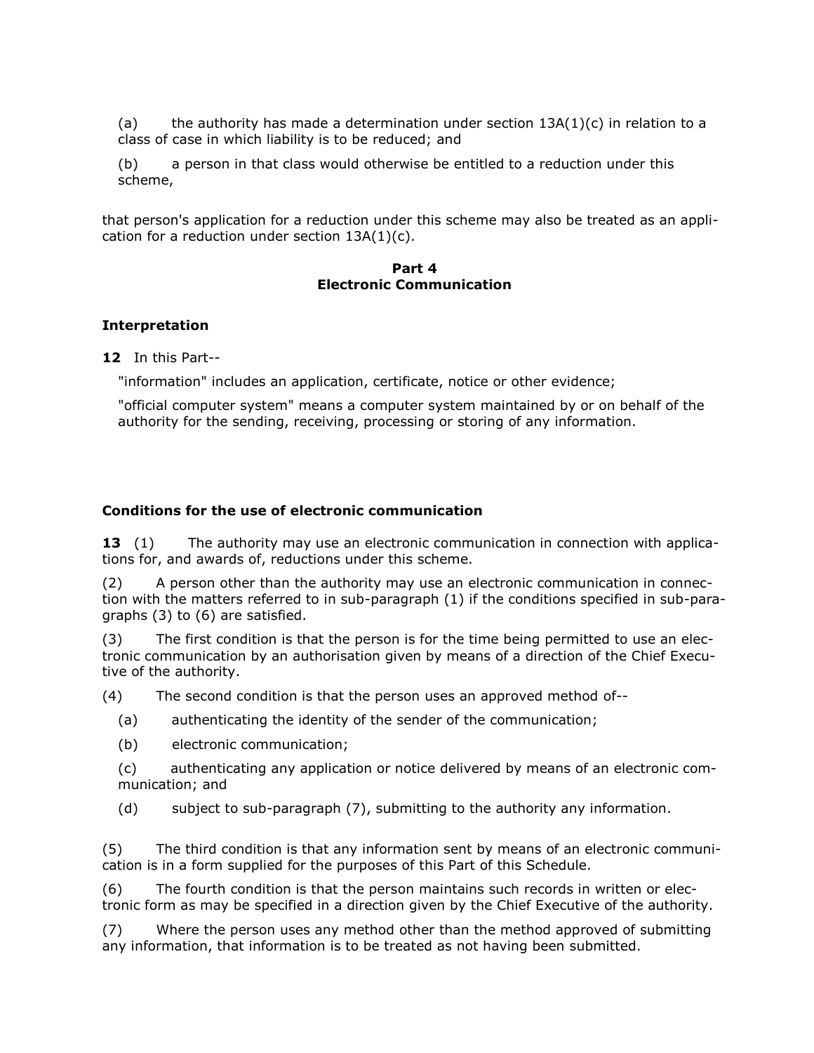(a) the authority has made a determination under section 13A(1)(c) in relation to a class of case in which liability is to be reduced; and

(b) a person in that class would otherwise be entitled to a reduction under this scheme,

that person's application for a reduction under this scheme may also be treated as an application for a reduction under section 13A(1)(c).

## Part 4
## Electronic Communication

### Interpretation

**12** In this Part--

"information" includes an application, certificate, notice or other evidence;

"official computer system" means a computer system maintained by or on behalf of the authority for the sending, receiving, processing or storing of any information.

### Conditions for the use of electronic communication

**13** (1) The authority may use an electronic communication in connection with applications for, and awards of, reductions under this scheme.

(2) A person other than the authority may use an electronic communication in connection with the matters referred to in sub-paragraph (1) if the conditions specified in sub-paragraphs (3) to (6) are satisfied.

(3) The first condition is that the person is for the time being permitted to use an electronic communication by an authorisation given by means of a direction of the Chief Executive of the authority.

(4) The second condition is that the person uses an approved method of--

(a) authenticating the identity of the sender of the communication;

(b) electronic communication;

(c) authenticating any application or notice delivered by means of an electronic communication; and

(d) subject to sub-paragraph (7), submitting to the authority any information.

(5) The third condition is that any information sent by means of an electronic communication is in a form supplied for the purposes of this Part of this Schedule.

(6) The fourth condition is that the person maintains such records in written or electronic form as may be specified in a direction given by the Chief Executive of the authority.

(7) Where the person uses any method other than the method approved of submitting any information, that information is to be treated as not having been submitted.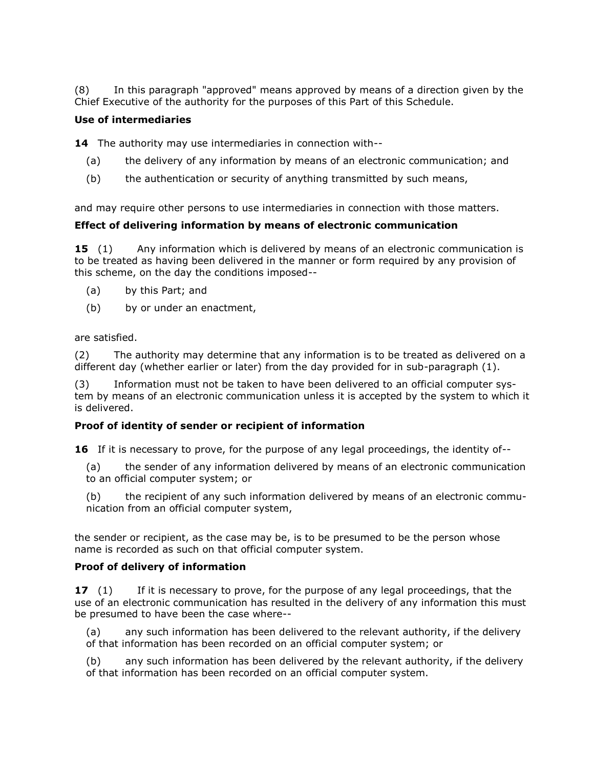(8) In this paragraph "approved" means approved by means of a direction given by the Chief Executive of the authority for the purposes of this Part of this Schedule.

**Use of intermediaries**

**14** The authority may use intermediaries in connection with--

(a) the delivery of any information by means of an electronic communication; and

(b) the authentication or security of anything transmitted by such means,

and may require other persons to use intermediaries in connection with those matters.

**Effect of delivering information by means of electronic communication**

**15** (1) Any information which is delivered by means of an electronic communication is to be treated as having been delivered in the manner or form required by any provision of this scheme, on the day the conditions imposed--

(a) by this Part; and

(b) by or under an enactment,

are satisfied.

(2) The authority may determine that any information is to be treated as delivered on a different day (whether earlier or later) from the day provided for in sub-paragraph (1).

(3) Information must not be taken to have been delivered to an official computer system by means of an electronic communication unless it is accepted by the system to which it is delivered.

**Proof of identity of sender or recipient of information**

**16** If it is necessary to prove, for the purpose of any legal proceedings, the identity of--

(a) the sender of any information delivered by means of an electronic communication to an official computer system; or

(b) the recipient of any such information delivered by means of an electronic communication from an official computer system,

the sender or recipient, as the case may be, is to be presumed to be the person whose name is recorded as such on that official computer system.

**Proof of delivery of information**

**17** (1) If it is necessary to prove, for the purpose of any legal proceedings, that the use of an electronic communication has resulted in the delivery of any information this must be presumed to have been the case where--

(a) any such information has been delivered to the relevant authority, if the delivery of that information has been recorded on an official computer system; or

(b) any such information has been delivered by the relevant authority, if the delivery of that information has been recorded on an official computer system.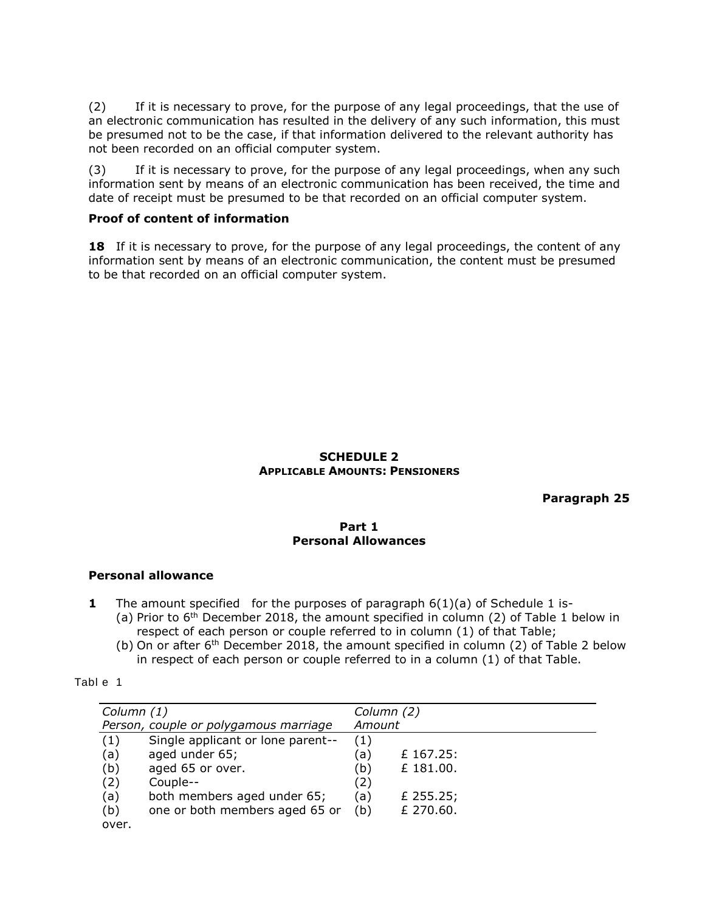(2) If it is necessary to prove, for the purpose of any legal proceedings, that the use of an electronic communication has resulted in the delivery of any such information, this must be presumed not to be the case, if that information delivered to the relevant authority has not been recorded on an official computer system.

(3) If it is necessary to prove, for the purpose of any legal proceedings, when any such information sent by means of an electronic communication has been received, the time and date of receipt must be presumed to be that recorded on an official computer system.

**Proof of content of information**

**18** If it is necessary to prove, for the purpose of any legal proceedings, the content of any information sent by means of an electronic communication, the content must be presumed to be that recorded on an official computer system.

## SCHEDULE 2
### APPLICABLE AMOUNTS: PENSIONERS

**Paragraph 25**

### Part 1
### Personal Allowances

**Personal allowance**

**1** The amount specified for the purposes of paragraph 6(1)(a) of Schedule 1 is-

(a) Prior to 6th December 2018, the amount specified in column (2) of Table 1 below in respect of each person or couple referred to in column (1) of that Table;

(b) On or after 6th December 2018, the amount specified in column (2) of Table 2 below in respect of each person or couple referred to in a column (1) of that Table.

Table 1

| *Column (1)* *Person, couple or polygamous marriage* | | *Column (2)* *Amount* | |
|---|---|---|---|
| (1) | Single applicant or lone parent-- | (1) | |
| (a) | aged under 65; | (a) | £ 167.25: |
| (b) | aged 65 or over. | (b) | £ 181.00. |
| (2) | Couple-- | (2) | |
| (a) | both members aged under 65; | (a) | £ 255.25; |
| (b) | one or both members aged 65 or over. | (b) | £ 270.60. |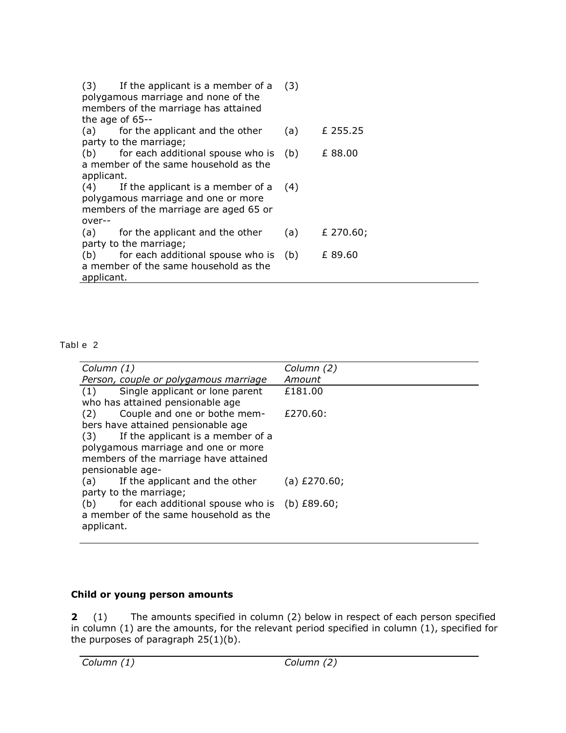| | | |
|---|---|---|
| (3) If the applicant is a member of a polygamous marriage and none of the members of the marriage has attained the age of 65-- | (3) | |
| (a) for the applicant and the other party to the marriage; | (a) | £ 255.25 |
| (b) for each additional spouse who is a member of the same household as the applicant. | (b) | £ 88.00 |
| (4) If the applicant is a member of a polygamous marriage and one or more members of the marriage are aged 65 or over-- | (4) | |
| (a) for the applicant and the other party to the marriage; | (a) | £ 270.60; |
| (b) for each additional spouse who is a member of the same household as the applicant. | (b) | £ 89.60 |

Table 2

| Column (1) Person, couple or polygamous marriage | Column (2) Amount |
|---|---|
| (1) Single applicant or lone parent who has attained pensionable age | £181.00 |
| (2) Couple and one or bothe members have attained pensionable age | £270.60: |
| (3) If the applicant is a member of a polygamous marriage and one or more members of the marriage have attained pensionable age- | |
| (a) If the applicant and the other party to the marriage; | (a) £270.60; |
| (b) for each additional spouse who is a member of the same household as the applicant. | (b) £89.60; |

**Child or young person amounts**

**2** (1) The amounts specified in column (2) below in respect of each person specified in column (1) are the amounts, for the relevant period specified in column (1), specified for the purposes of paragraph 25(1)(b).

| *Column (1)* | *Column (2)* |
|---|---|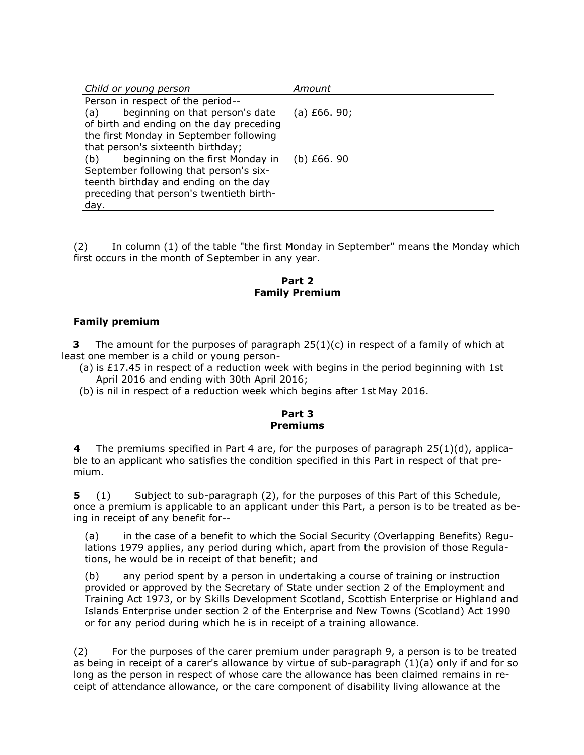| *Child or young person* | *Amount* |
| --- | --- |
| Person in respect of the period--<br>(a) beginning on that person's date of birth and ending on the day preceding the first Monday in September following that person's sixteenth birthday; | (a) £66. 90; |
| (b) beginning on the first Monday in September following that person's sixteenth birthday and ending on the day preceding that person's twentieth birthday. | (b) £66. 90 |

(2) In column (1) of the table "the first Monday in September" means the Monday which first occurs in the month of September in any year.

## Part 2
## Family Premium

### Family premium

**3** The amount for the purposes of paragraph 25(1)(c) in respect of a family of which at least one member is a child or young person-

(a) is £17.45 in respect of a reduction week with begins in the period beginning with 1st April 2016 and ending with 30th April 2016;

(b) is nil in respect of a reduction week which begins after 1st May 2016.

## Part 3
## Premiums

**4** The premiums specified in Part 4 are, for the purposes of paragraph 25(1)(d), applicable to an applicant who satisfies the condition specified in this Part in respect of that premium.

**5** (1) Subject to sub-paragraph (2), for the purposes of this Part of this Schedule, once a premium is applicable to an applicant under this Part, a person is to be treated as being in receipt of any benefit for--

(a) in the case of a benefit to which the Social Security (Overlapping Benefits) Regulations 1979 applies, any period during which, apart from the provision of those Regulations, he would be in receipt of that benefit; and

(b) any period spent by a person in undertaking a course of training or instruction provided or approved by the Secretary of State under section 2 of the Employment and Training Act 1973, or by Skills Development Scotland, Scottish Enterprise or Highland and Islands Enterprise under section 2 of the Enterprise and New Towns (Scotland) Act 1990 or for any period during which he is in receipt of a training allowance.

(2) For the purposes of the carer premium under paragraph 9, a person is to be treated as being in receipt of a carer's allowance by virtue of sub-paragraph (1)(a) only if and for so long as the person in respect of whose care the allowance has been claimed remains in receipt of attendance allowance, or the care component of disability living allowance at the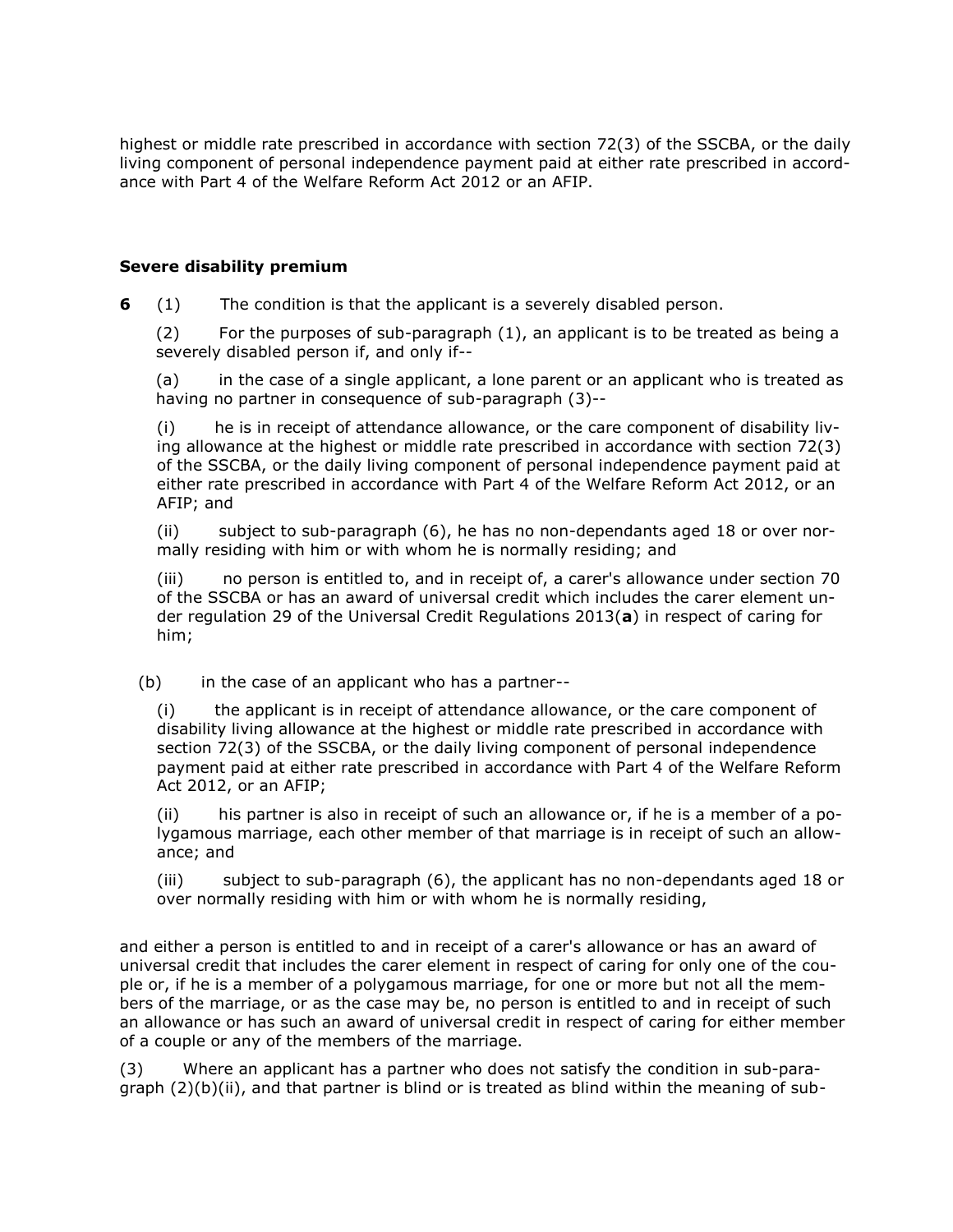highest or middle rate prescribed in accordance with section 72(3) of the SSCBA, or the daily living component of personal independence payment paid at either rate prescribed in accordance with Part 4 of the Welfare Reform Act 2012 or an AFIP.

### Severe disability premium

**6** (1) The condition is that the applicant is a severely disabled person.

(2) For the purposes of sub-paragraph (1), an applicant is to be treated as being a severely disabled person if, and only if--

(a) in the case of a single applicant, a lone parent or an applicant who is treated as having no partner in consequence of sub-paragraph (3)--

(i) he is in receipt of attendance allowance, or the care component of disability living allowance at the highest or middle rate prescribed in accordance with section 72(3) of the SSCBA, or the daily living component of personal independence payment paid at either rate prescribed in accordance with Part 4 of the Welfare Reform Act 2012, or an AFIP; and

(ii) subject to sub-paragraph (6), he has no non-dependants aged 18 or over normally residing with him or with whom he is normally residing; and

(iii) no person is entitled to, and in receipt of, a carer's allowance under section 70 of the SSCBA or has an award of universal credit which includes the carer element under regulation 29 of the Universal Credit Regulations 2013(**a**) in respect of caring for him;

(b) in the case of an applicant who has a partner--

(i) the applicant is in receipt of attendance allowance, or the care component of disability living allowance at the highest or middle rate prescribed in accordance with section 72(3) of the SSCBA, or the daily living component of personal independence payment paid at either rate prescribed in accordance with Part 4 of the Welfare Reform Act 2012, or an AFIP;

(ii) his partner is also in receipt of such an allowance or, if he is a member of a polygamous marriage, each other member of that marriage is in receipt of such an allowance; and

(iii) subject to sub-paragraph (6), the applicant has no non-dependants aged 18 or over normally residing with him or with whom he is normally residing,

and either a person is entitled to and in receipt of a carer's allowance or has an award of universal credit that includes the carer element in respect of caring for only one of the couple or, if he is a member of a polygamous marriage, for one or more but not all the members of the marriage, or as the case may be, no person is entitled to and in receipt of such an allowance or has such an award of universal credit in respect of caring for either member of a couple or any of the members of the marriage.

(3) Where an applicant has a partner who does not satisfy the condition in sub-paragraph (2)(b)(ii), and that partner is blind or is treated as blind within the meaning of sub-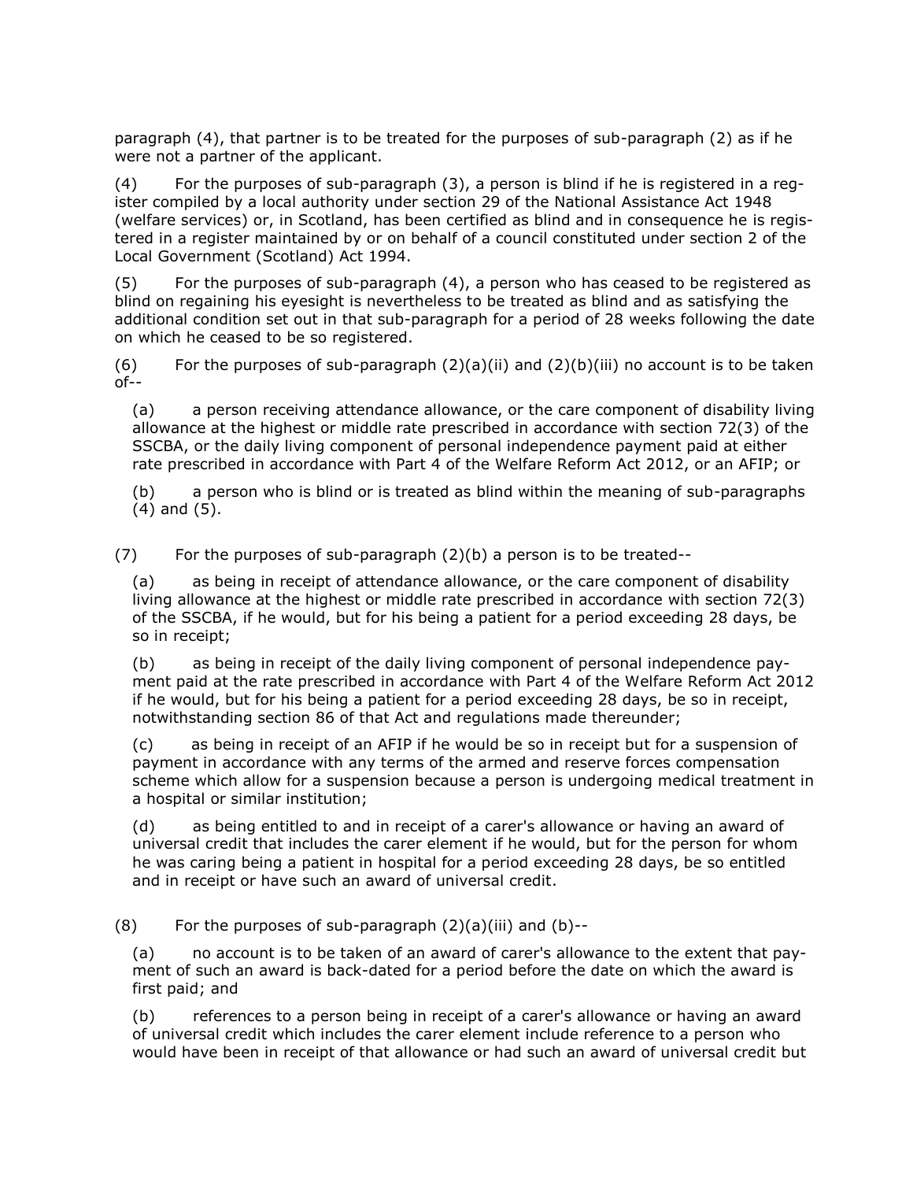paragraph (4), that partner is to be treated for the purposes of sub-paragraph (2) as if he were not a partner of the applicant.

(4) For the purposes of sub-paragraph (3), a person is blind if he is registered in a register compiled by a local authority under section 29 of the National Assistance Act 1948 (welfare services) or, in Scotland, has been certified as blind and in consequence he is registered in a register maintained by or on behalf of a council constituted under section 2 of the Local Government (Scotland) Act 1994.

(5) For the purposes of sub-paragraph (4), a person who has ceased to be registered as blind on regaining his eyesight is nevertheless to be treated as blind and as satisfying the additional condition set out in that sub-paragraph for a period of 28 weeks following the date on which he ceased to be so registered.

(6) For the purposes of sub-paragraph (2)(a)(ii) and (2)(b)(iii) no account is to be taken of--

(a) a person receiving attendance allowance, or the care component of disability living allowance at the highest or middle rate prescribed in accordance with section 72(3) of the SSCBA, or the daily living component of personal independence payment paid at either rate prescribed in accordance with Part 4 of the Welfare Reform Act 2012, or an AFIP; or

(b) a person who is blind or is treated as blind within the meaning of sub-paragraphs (4) and (5).

(7) For the purposes of sub-paragraph (2)(b) a person is to be treated--

(a) as being in receipt of attendance allowance, or the care component of disability living allowance at the highest or middle rate prescribed in accordance with section 72(3) of the SSCBA, if he would, but for his being a patient for a period exceeding 28 days, be so in receipt;

(b) as being in receipt of the daily living component of personal independence payment paid at the rate prescribed in accordance with Part 4 of the Welfare Reform Act 2012 if he would, but for his being a patient for a period exceeding 28 days, be so in receipt, notwithstanding section 86 of that Act and regulations made thereunder;

(c) as being in receipt of an AFIP if he would be so in receipt but for a suspension of payment in accordance with any terms of the armed and reserve forces compensation scheme which allow for a suspension because a person is undergoing medical treatment in a hospital or similar institution;

(d) as being entitled to and in receipt of a carer's allowance or having an award of universal credit that includes the carer element if he would, but for the person for whom he was caring being a patient in hospital for a period exceeding 28 days, be so entitled and in receipt or have such an award of universal credit.

(8) For the purposes of sub-paragraph (2)(a)(iii) and (b)--

(a) no account is to be taken of an award of carer's allowance to the extent that payment of such an award is back-dated for a period before the date on which the award is first paid; and

(b) references to a person being in receipt of a carer's allowance or having an award of universal credit which includes the carer element include reference to a person who would have been in receipt of that allowance or had such an award of universal credit but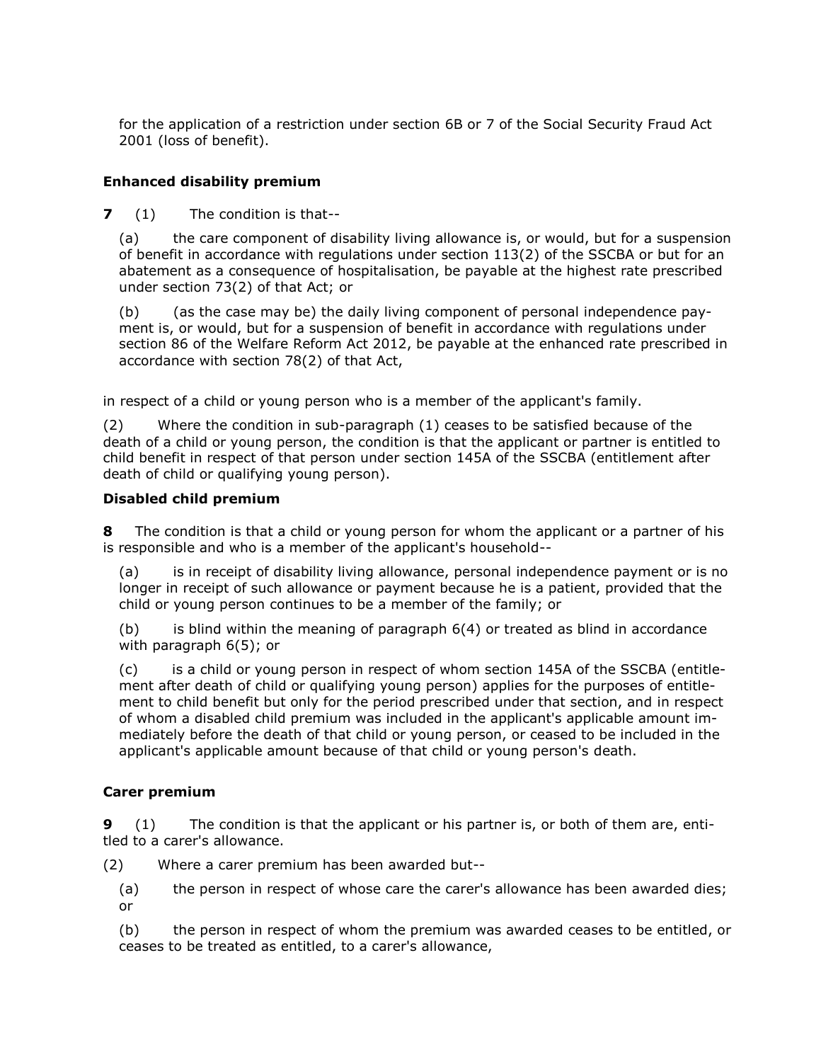for the application of a restriction under section 6B or 7 of the Social Security Fraud Act 2001 (loss of benefit).

**Enhanced disability premium**

**7** (1) The condition is that--

(a) the care component of disability living allowance is, or would, but for a suspension of benefit in accordance with regulations under section 113(2) of the SSCBA or but for an abatement as a consequence of hospitalisation, be payable at the highest rate prescribed under section 73(2) of that Act; or

(b) (as the case may be) the daily living component of personal independence payment is, or would, but for a suspension of benefit in accordance with regulations under section 86 of the Welfare Reform Act 2012, be payable at the enhanced rate prescribed in accordance with section 78(2) of that Act,

in respect of a child or young person who is a member of the applicant's family.

(2) Where the condition in sub-paragraph (1) ceases to be satisfied because of the death of a child or young person, the condition is that the applicant or partner is entitled to child benefit in respect of that person under section 145A of the SSCBA (entitlement after death of child or qualifying young person).

**Disabled child premium**

**8** The condition is that a child or young person for whom the applicant or a partner of his is responsible and who is a member of the applicant's household--

(a) is in receipt of disability living allowance, personal independence payment or is no longer in receipt of such allowance or payment because he is a patient, provided that the child or young person continues to be a member of the family; or

(b) is blind within the meaning of paragraph 6(4) or treated as blind in accordance with paragraph 6(5); or

(c) is a child or young person in respect of whom section 145A of the SSCBA (entitlement after death of child or qualifying young person) applies for the purposes of entitlement to child benefit but only for the period prescribed under that section, and in respect of whom a disabled child premium was included in the applicant's applicable amount immediately before the death of that child or young person, or ceased to be included in the applicant's applicable amount because of that child or young person's death.

**Carer premium**

**9** (1) The condition is that the applicant or his partner is, or both of them are, entitled to a carer's allowance.

(2) Where a carer premium has been awarded but--

(a) the person in respect of whose care the carer's allowance has been awarded dies; or

(b) the person in respect of whom the premium was awarded ceases to be entitled, or ceases to be treated as entitled, to a carer's allowance,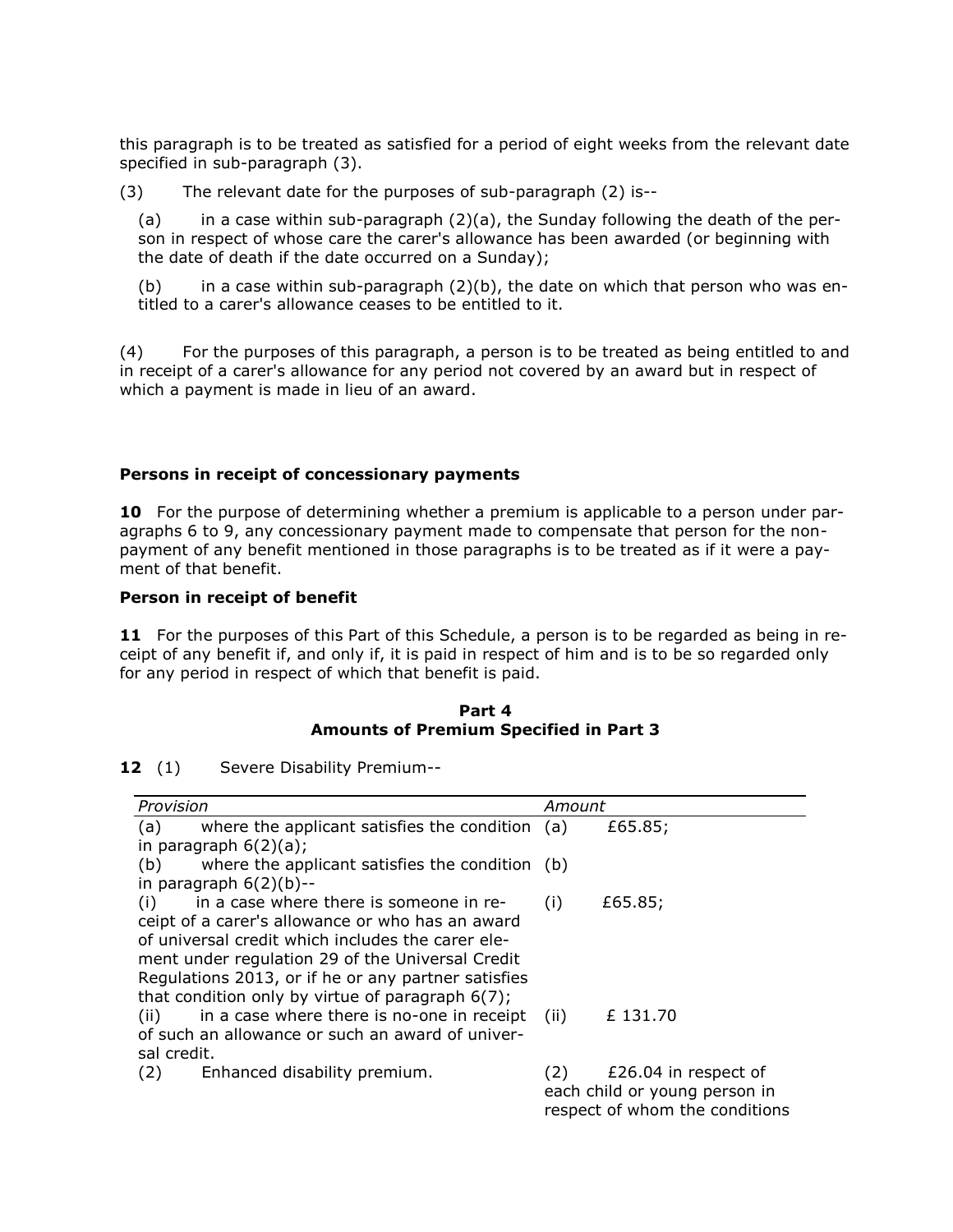this paragraph is to be treated as satisfied for a period of eight weeks from the relevant date specified in sub-paragraph (3).

(3) The relevant date for the purposes of sub-paragraph (2) is--

(a) in a case within sub-paragraph (2)(a), the Sunday following the death of the person in respect of whose care the carer's allowance has been awarded (or beginning with the date of death if the date occurred on a Sunday);

(b) in a case within sub-paragraph (2)(b), the date on which that person who was entitled to a carer's allowance ceases to be entitled to it.

(4) For the purposes of this paragraph, a person is to be treated as being entitled to and in receipt of a carer's allowance for any period not covered by an award but in respect of which a payment is made in lieu of an award.

**Persons in receipt of concessionary payments**

**10** For the purpose of determining whether a premium is applicable to a person under paragraphs 6 to 9, any concessionary payment made to compensate that person for the non-payment of any benefit mentioned in those paragraphs is to be treated as if it were a payment of that benefit.

**Person in receipt of benefit**

**11** For the purposes of this Part of this Schedule, a person is to be regarded as being in receipt of any benefit if, and only if, it is paid in respect of him and is to be so regarded only for any period in respect of which that benefit is paid.

## Part 4
## Amounts of Premium Specified in Part 3

**12** (1) Severe Disability Premium--

| *Provision* | *Amount* |
|---|---|
| (a) where the applicant satisfies the condition in paragraph 6(2)(a); | (a) £65.85; |
| (b) where the applicant satisfies the condition in paragraph 6(2)(b)-- | (b) |
| (i) in a case where there is someone in receipt of a carer's allowance or who has an award of universal credit which includes the carer element under regulation 29 of the Universal Credit Regulations 2013, or if he or any partner satisfies that condition only by virtue of paragraph 6(7); | (i) £65.85; |
| (ii) in a case where there is no-one in receipt of such an allowance or such an award of universal credit. | (ii) £ 131.70 |
| (2) Enhanced disability premium. | (2) £26.04 in respect of each child or young person in respect of whom the conditions |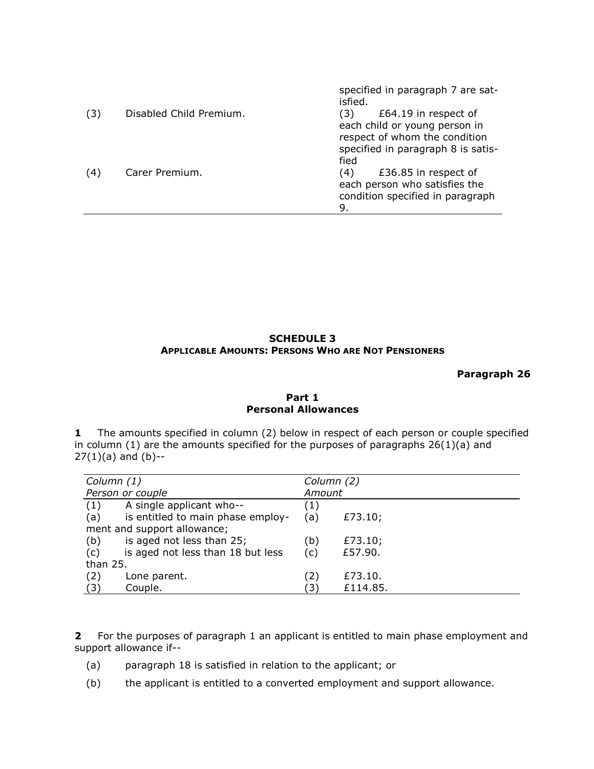| | | |
|---|---|---|
| | | specified in paragraph 7 are satisfied. |
| (3) | Disabled Child Premium. | (3) £64.19 in respect of each child or young person in respect of whom the condition specified in paragraph 8 is satisfied |
| (4) | Carer Premium. | (4) £36.85 in respect of each person who satisfies the condition specified in paragraph 9. |

## SCHEDULE 3
### APPLICABLE AMOUNTS: PERSONS WHO ARE NOT PENSIONERS

**Paragraph 26**

### Part 1
### Personal Allowances

**1** The amounts specified in column (2) below in respect of each person or couple specified in column (1) are the amounts specified for the purposes of paragraphs 26(1)(a) and 27(1)(a) and (b)--

| *Column (1)* *Person or couple* | *Column (2)* *Amount* |
|---|---|
| (1) A single applicant who-- | (1) |
| (a) is entitled to main phase employment and support allowance; | (a) £73.10; |
| (b) is aged not less than 25; | (b) £73.10; |
| (c) is aged not less than 18 but less than 25. | (c) £57.90. |
| (2) Lone parent. | (2) £73.10. |
| (3) Couple. | (3) £114.85. |

**2** For the purposes of paragraph 1 an applicant is entitled to main phase employment and support allowance if--

(a) paragraph 18 is satisfied in relation to the applicant; or

(b) the applicant is entitled to a converted employment and support allowance.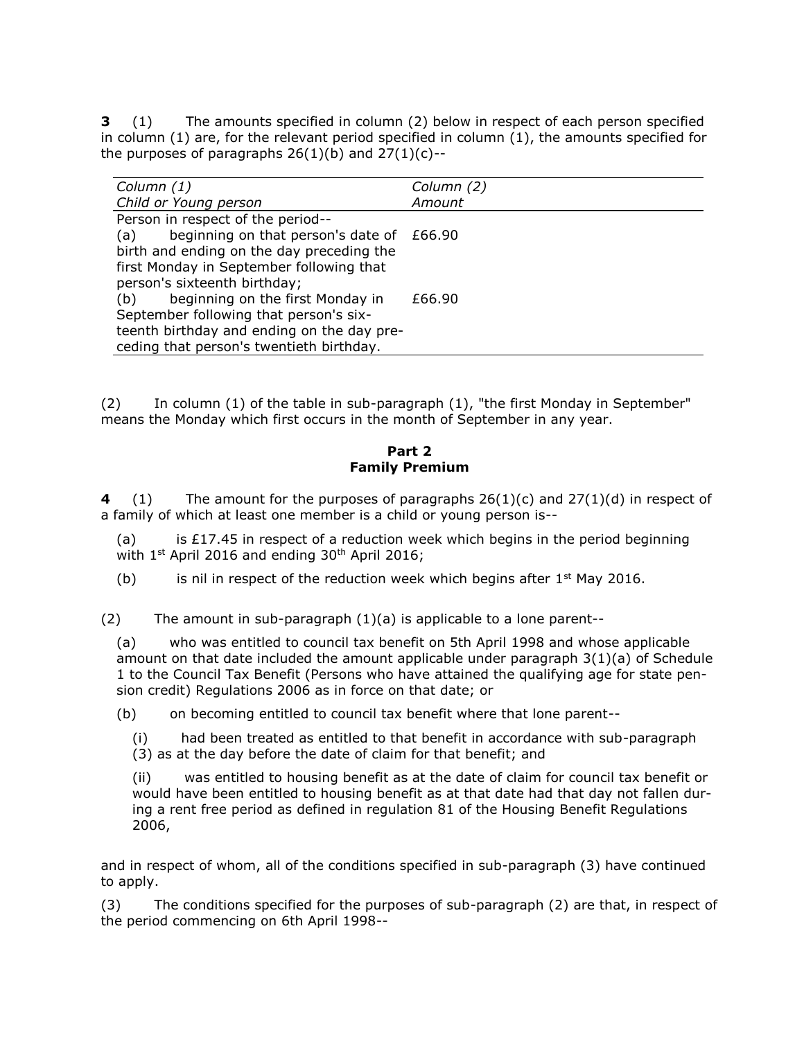**3** (1) The amounts specified in column (2) below in respect of each person specified in column (1) are, for the relevant period specified in column (1), the amounts specified for the purposes of paragraphs 26(1)(b) and 27(1)(c)--

| *Column (1)*<br>*Child or Young person* | *Column (2)*<br>*Amount* |
|---|---|
| Person in respect of the period--<br>(a) beginning on that person's date of birth and ending on the day preceding the first Monday in September following that person's sixteenth birthday; | £66.90 |
| (b) beginning on the first Monday in September following that person's sixteenth birthday and ending on the day preceding that person's twentieth birthday. | £66.90 |

(2) In column (1) of the table in sub-paragraph (1), "the first Monday in September" means the Monday which first occurs in the month of September in any year.

## Part 2
## Family Premium

**4** (1) The amount for the purposes of paragraphs 26(1)(c) and 27(1)(d) in respect of a family of which at least one member is a child or young person is--

(a) is £17.45 in respect of a reduction week which begins in the period beginning with 1st April 2016 and ending 30th April 2016;

(b) is nil in respect of the reduction week which begins after 1st May 2016.

(2) The amount in sub-paragraph (1)(a) is applicable to a lone parent--

(a) who was entitled to council tax benefit on 5th April 1998 and whose applicable amount on that date included the amount applicable under paragraph 3(1)(a) of Schedule 1 to the Council Tax Benefit (Persons who have attained the qualifying age for state pension credit) Regulations 2006 as in force on that date; or

(b) on becoming entitled to council tax benefit where that lone parent--

(i) had been treated as entitled to that benefit in accordance with sub-paragraph (3) as at the day before the date of claim for that benefit; and

(ii) was entitled to housing benefit as at the date of claim for council tax benefit or would have been entitled to housing benefit as at that date had that day not fallen during a rent free period as defined in regulation 81 of the Housing Benefit Regulations 2006,

and in respect of whom, all of the conditions specified in sub-paragraph (3) have continued to apply.

(3) The conditions specified for the purposes of sub-paragraph (2) are that, in respect of the period commencing on 6th April 1998--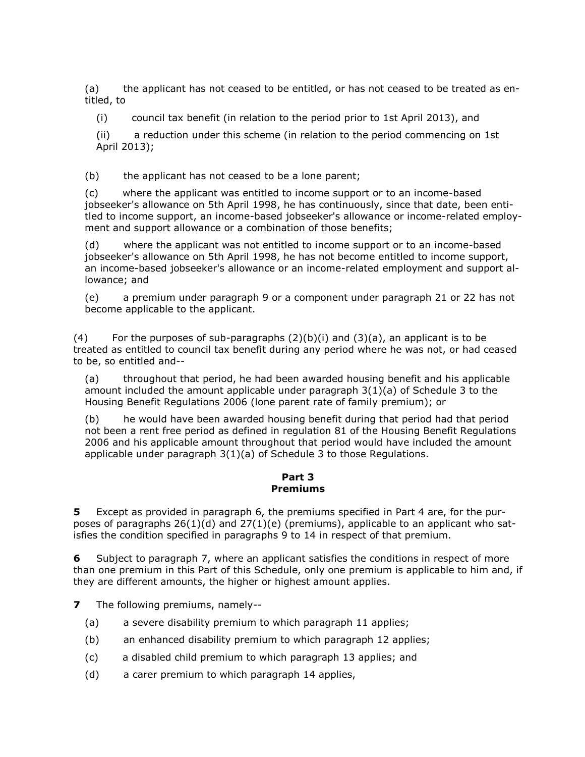(a) the applicant has not ceased to be entitled, or has not ceased to be treated as entitled, to

(i) council tax benefit (in relation to the period prior to 1st April 2013), and

(ii) a reduction under this scheme (in relation to the period commencing on 1st April 2013);

(b) the applicant has not ceased to be a lone parent;

(c) where the applicant was entitled to income support or to an income-based jobseeker's allowance on 5th April 1998, he has continuously, since that date, been entitled to income support, an income-based jobseeker's allowance or income-related employment and support allowance or a combination of those benefits;

(d) where the applicant was not entitled to income support or to an income-based jobseeker's allowance on 5th April 1998, he has not become entitled to income support, an income-based jobseeker's allowance or an income-related employment and support allowance; and

(e) a premium under paragraph 9 or a component under paragraph 21 or 22 has not become applicable to the applicant.

(4) For the purposes of sub-paragraphs (2)(b)(i) and (3)(a), an applicant is to be treated as entitled to council tax benefit during any period where he was not, or had ceased to be, so entitled and--

(a) throughout that period, he had been awarded housing benefit and his applicable amount included the amount applicable under paragraph 3(1)(a) of Schedule 3 to the Housing Benefit Regulations 2006 (lone parent rate of family premium); or

(b) he would have been awarded housing benefit during that period had that period not been a rent free period as defined in regulation 81 of the Housing Benefit Regulations 2006 and his applicable amount throughout that period would have included the amount applicable under paragraph 3(1)(a) of Schedule 3 to those Regulations.

## Part 3
## Premiums

**5** Except as provided in paragraph 6, the premiums specified in Part 4 are, for the purposes of paragraphs 26(1)(d) and 27(1)(e) (premiums), applicable to an applicant who satisfies the condition specified in paragraphs 9 to 14 in respect of that premium.

**6** Subject to paragraph 7, where an applicant satisfies the conditions in respect of more than one premium in this Part of this Schedule, only one premium is applicable to him and, if they are different amounts, the higher or highest amount applies.

**7** The following premiums, namely--

(a) a severe disability premium to which paragraph 11 applies;

(b) an enhanced disability premium to which paragraph 12 applies;

(c) a disabled child premium to which paragraph 13 applies; and

(d) a carer premium to which paragraph 14 applies,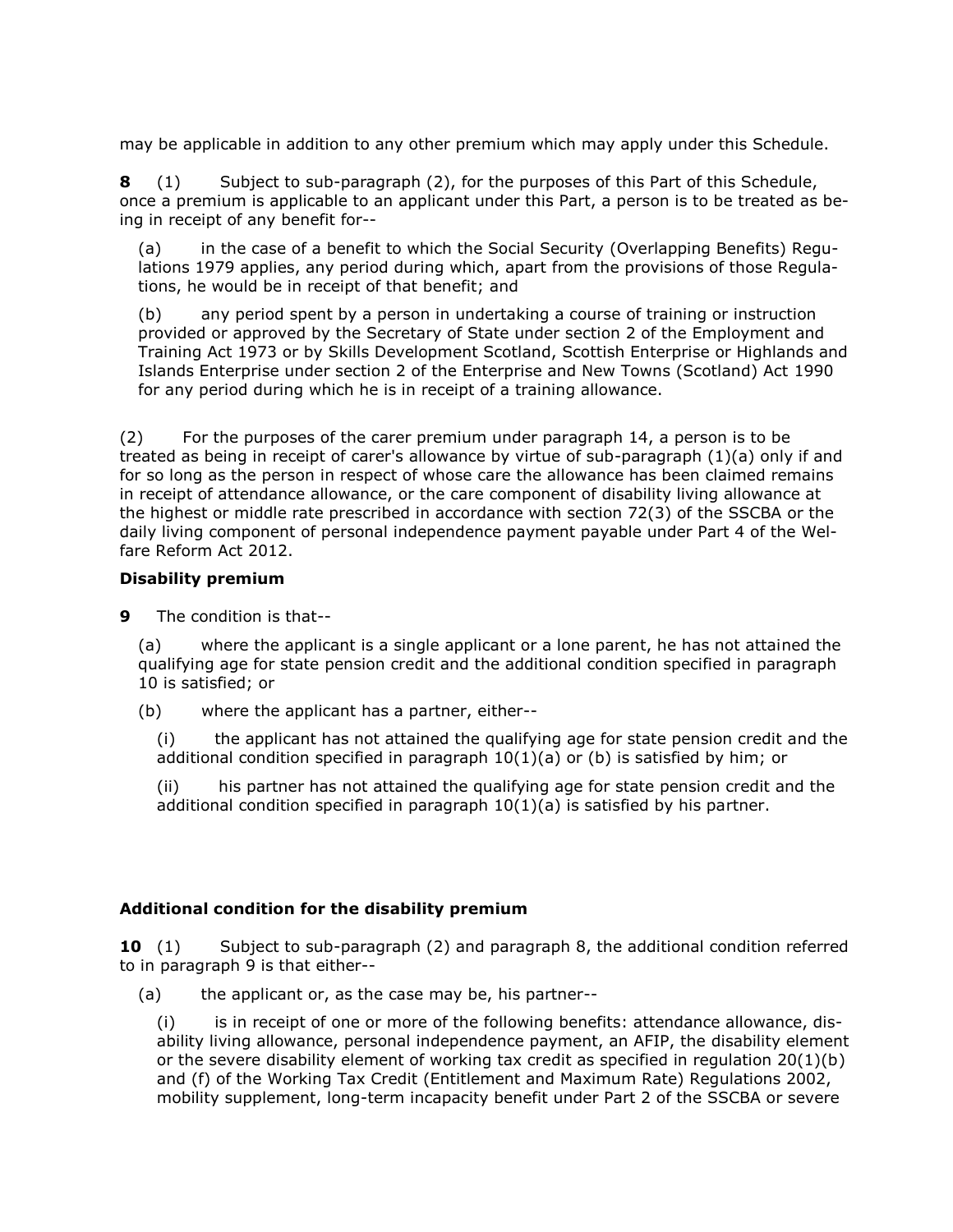may be applicable in addition to any other premium which may apply under this Schedule.

**8** (1) Subject to sub-paragraph (2), for the purposes of this Part of this Schedule, once a premium is applicable to an applicant under this Part, a person is to be treated as being in receipt of any benefit for--

(a) in the case of a benefit to which the Social Security (Overlapping Benefits) Regulations 1979 applies, any period during which, apart from the provisions of those Regulations, he would be in receipt of that benefit; and

(b) any period spent by a person in undertaking a course of training or instruction provided or approved by the Secretary of State under section 2 of the Employment and Training Act 1973 or by Skills Development Scotland, Scottish Enterprise or Highlands and Islands Enterprise under section 2 of the Enterprise and New Towns (Scotland) Act 1990 for any period during which he is in receipt of a training allowance.

(2) For the purposes of the carer premium under paragraph 14, a person is to be treated as being in receipt of carer's allowance by virtue of sub-paragraph (1)(a) only if and for so long as the person in respect of whose care the allowance has been claimed remains in receipt of attendance allowance, or the care component of disability living allowance at the highest or middle rate prescribed in accordance with section 72(3) of the SSCBA or the daily living component of personal independence payment payable under Part 4 of the Welfare Reform Act 2012.

### Disability premium

**9** The condition is that--

(a) where the applicant is a single applicant or a lone parent, he has not attained the qualifying age for state pension credit and the additional condition specified in paragraph 10 is satisfied; or

(b) where the applicant has a partner, either--

(i) the applicant has not attained the qualifying age for state pension credit and the additional condition specified in paragraph 10(1)(a) or (b) is satisfied by him; or

(ii) his partner has not attained the qualifying age for state pension credit and the additional condition specified in paragraph 10(1)(a) is satisfied by his partner.

### Additional condition for the disability premium

**10** (1) Subject to sub-paragraph (2) and paragraph 8, the additional condition referred to in paragraph 9 is that either--

(a) the applicant or, as the case may be, his partner--

(i) is in receipt of one or more of the following benefits: attendance allowance, disability living allowance, personal independence payment, an AFIP, the disability element or the severe disability element of working tax credit as specified in regulation 20(1)(b) and (f) of the Working Tax Credit (Entitlement and Maximum Rate) Regulations 2002, mobility supplement, long-term incapacity benefit under Part 2 of the SSCBA or severe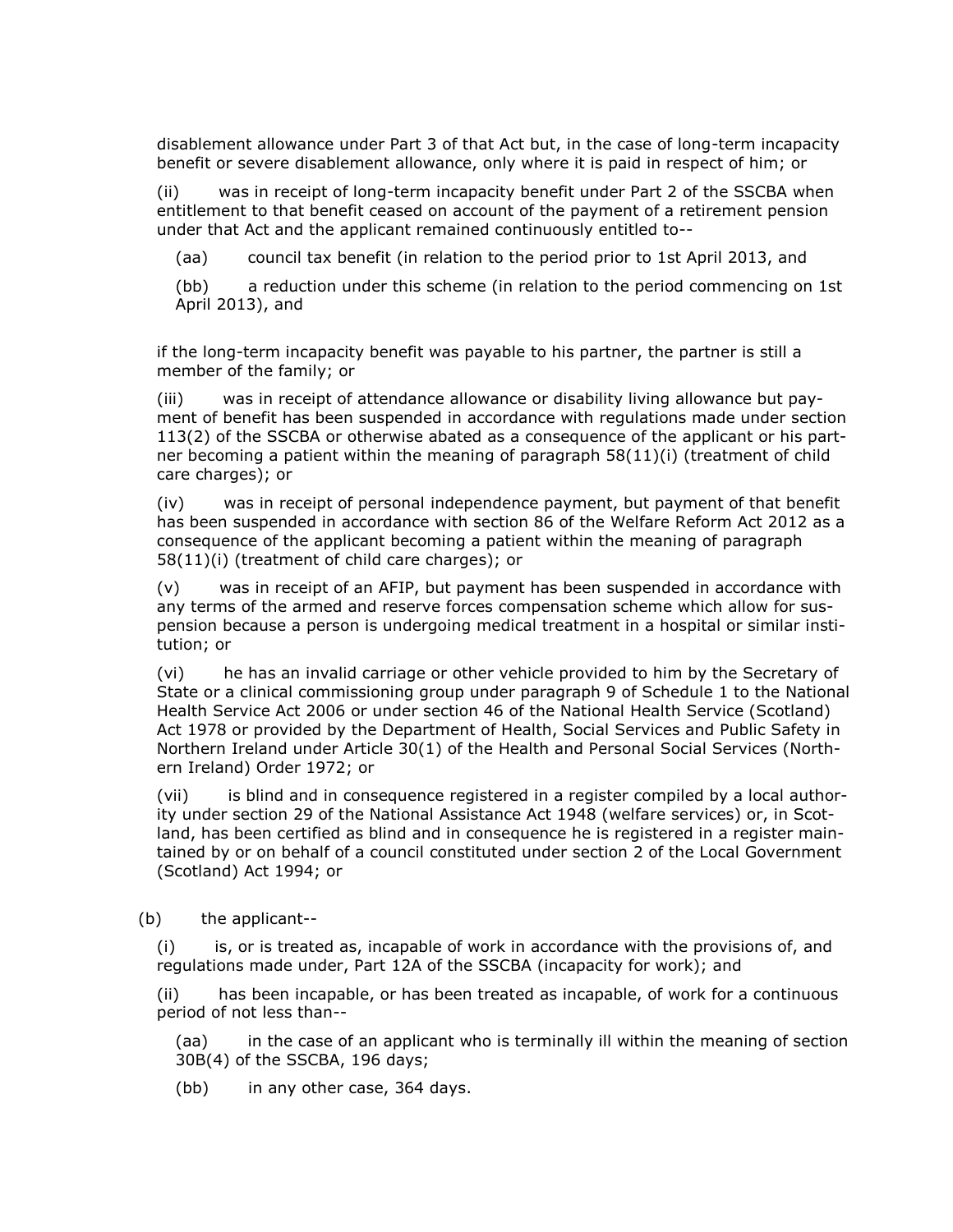disablement allowance under Part 3 of that Act but, in the case of long-term incapacity benefit or severe disablement allowance, only where it is paid in respect of him; or

(ii) was in receipt of long-term incapacity benefit under Part 2 of the SSCBA when entitlement to that benefit ceased on account of the payment of a retirement pension under that Act and the applicant remained continuously entitled to--

(aa) council tax benefit (in relation to the period prior to 1st April 2013, and

(bb) a reduction under this scheme (in relation to the period commencing on 1st April 2013), and

if the long-term incapacity benefit was payable to his partner, the partner is still a member of the family; or

(iii) was in receipt of attendance allowance or disability living allowance but payment of benefit has been suspended in accordance with regulations made under section 113(2) of the SSCBA or otherwise abated as a consequence of the applicant or his partner becoming a patient within the meaning of paragraph 58(11)(i) (treatment of child care charges); or

(iv) was in receipt of personal independence payment, but payment of that benefit has been suspended in accordance with section 86 of the Welfare Reform Act 2012 as a consequence of the applicant becoming a patient within the meaning of paragraph 58(11)(i) (treatment of child care charges); or

(v) was in receipt of an AFIP, but payment has been suspended in accordance with any terms of the armed and reserve forces compensation scheme which allow for suspension because a person is undergoing medical treatment in a hospital or similar institution; or

(vi) he has an invalid carriage or other vehicle provided to him by the Secretary of State or a clinical commissioning group under paragraph 9 of Schedule 1 to the National Health Service Act 2006 or under section 46 of the National Health Service (Scotland) Act 1978 or provided by the Department of Health, Social Services and Public Safety in Northern Ireland under Article 30(1) of the Health and Personal Social Services (Northern Ireland) Order 1972; or

(vii) is blind and in consequence registered in a register compiled by a local authority under section 29 of the National Assistance Act 1948 (welfare services) or, in Scotland, has been certified as blind and in consequence he is registered in a register maintained by or on behalf of a council constituted under section 2 of the Local Government (Scotland) Act 1994; or

(b) the applicant--

(i) is, or is treated as, incapable of work in accordance with the provisions of, and regulations made under, Part 12A of the SSCBA (incapacity for work); and

(ii) has been incapable, or has been treated as incapable, of work for a continuous period of not less than--

(aa) in the case of an applicant who is terminally ill within the meaning of section 30B(4) of the SSCBA, 196 days;

(bb) in any other case, 364 days.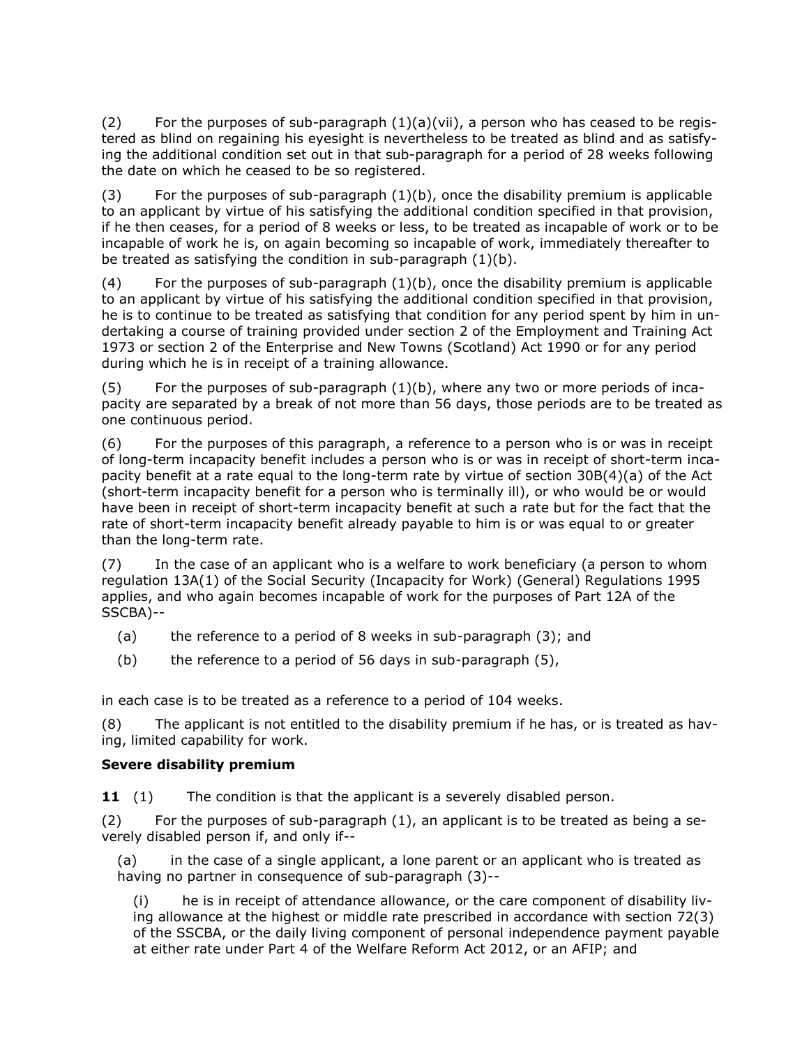(2) For the purposes of sub-paragraph (1)(a)(vii), a person who has ceased to be registered as blind on regaining his eyesight is nevertheless to be treated as blind and as satisfying the additional condition set out in that sub-paragraph for a period of 28 weeks following the date on which he ceased to be so registered.

(3) For the purposes of sub-paragraph (1)(b), once the disability premium is applicable to an applicant by virtue of his satisfying the additional condition specified in that provision, if he then ceases, for a period of 8 weeks or less, to be treated as incapable of work or to be incapable of work he is, on again becoming so incapable of work, immediately thereafter to be treated as satisfying the condition in sub-paragraph (1)(b).

(4) For the purposes of sub-paragraph (1)(b), once the disability premium is applicable to an applicant by virtue of his satisfying the additional condition specified in that provision, he is to continue to be treated as satisfying that condition for any period spent by him in undertaking a course of training provided under section 2 of the Employment and Training Act 1973 or section 2 of the Enterprise and New Towns (Scotland) Act 1990 or for any period during which he is in receipt of a training allowance.

(5) For the purposes of sub-paragraph (1)(b), where any two or more periods of incapacity are separated by a break of not more than 56 days, those periods are to be treated as one continuous period.

(6) For the purposes of this paragraph, a reference to a person who is or was in receipt of long-term incapacity benefit includes a person who is or was in receipt of short-term incapacity benefit at a rate equal to the long-term rate by virtue of section 30B(4)(a) of the Act (short-term incapacity benefit for a person who is terminally ill), or who would be or would have been in receipt of short-term incapacity benefit at such a rate but for the fact that the rate of short-term incapacity benefit already payable to him is or was equal to or greater than the long-term rate.

(7) In the case of an applicant who is a welfare to work beneficiary (a person to whom regulation 13A(1) of the Social Security (Incapacity for Work) (General) Regulations 1995 applies, and who again becomes incapable of work for the purposes of Part 12A of the SSCBA)--

- (a) the reference to a period of 8 weeks in sub-paragraph (3); and
- (b) the reference to a period of 56 days in sub-paragraph (5),

in each case is to be treated as a reference to a period of 104 weeks.

(8) The applicant is not entitled to the disability premium if he has, or is treated as having, limited capability for work.

**Severe disability premium**

**11** (1) The condition is that the applicant is a severely disabled person.

(2) For the purposes of sub-paragraph (1), an applicant is to be treated as being a severely disabled person if, and only if--

(a) in the case of a single applicant, a lone parent or an applicant who is treated as having no partner in consequence of sub-paragraph (3)--

(i) he is in receipt of attendance allowance, or the care component of disability living allowance at the highest or middle rate prescribed in accordance with section 72(3) of the SSCBA, or the daily living component of personal independence payment payable at either rate under Part 4 of the Welfare Reform Act 2012, or an AFIP; and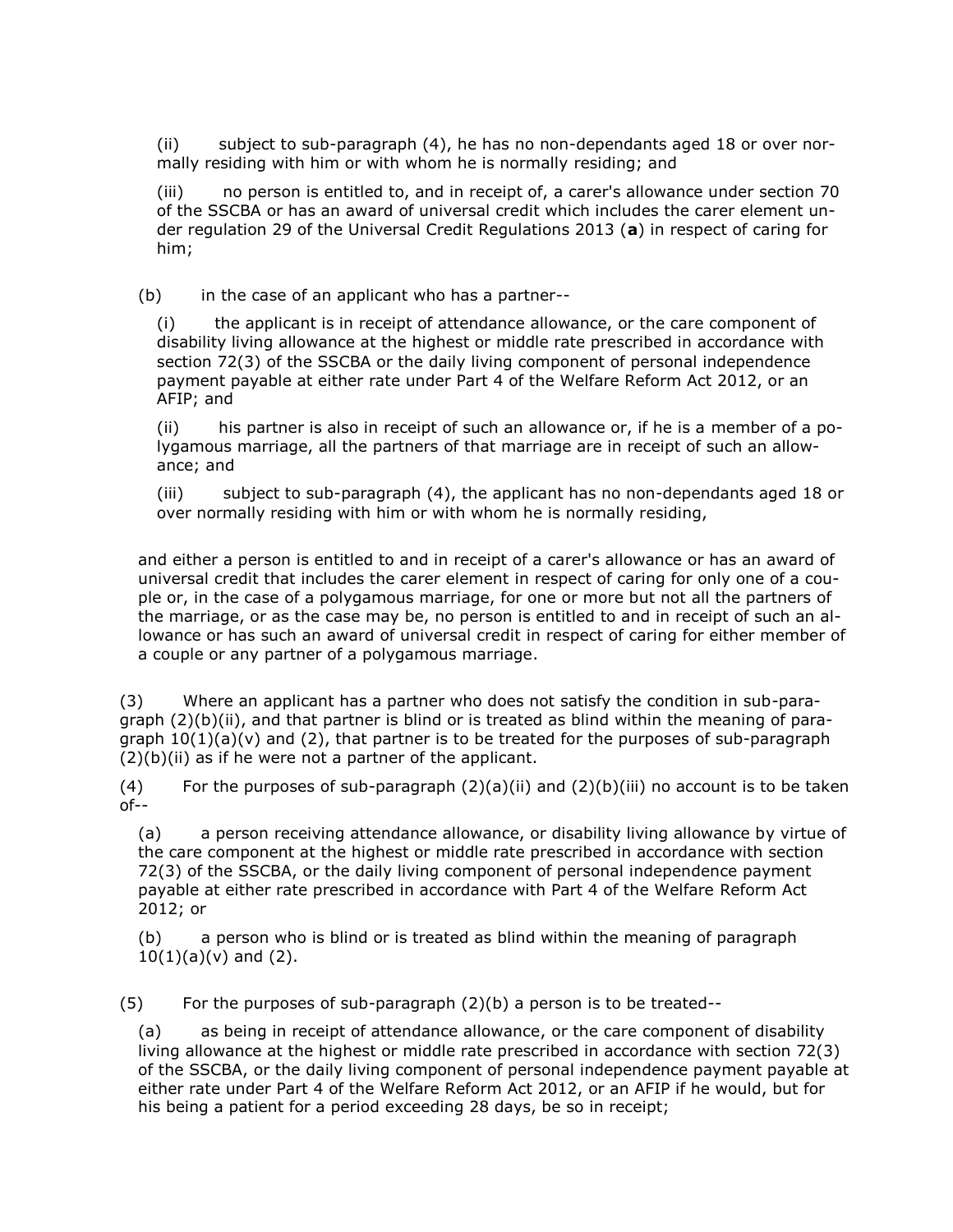(ii) subject to sub-paragraph (4), he has no non-dependants aged 18 or over normally residing with him or with whom he is normally residing; and

(iii) no person is entitled to, and in receipt of, a carer's allowance under section 70 of the SSCBA or has an award of universal credit which includes the carer element under regulation 29 of the Universal Credit Regulations 2013 (**a**) in respect of caring for him;

(b) in the case of an applicant who has a partner--

(i) the applicant is in receipt of attendance allowance, or the care component of disability living allowance at the highest or middle rate prescribed in accordance with section 72(3) of the SSCBA or the daily living component of personal independence payment payable at either rate under Part 4 of the Welfare Reform Act 2012, or an AFIP; and

(ii) his partner is also in receipt of such an allowance or, if he is a member of a polygamous marriage, all the partners of that marriage are in receipt of such an allowance; and

(iii) subject to sub-paragraph (4), the applicant has no non-dependants aged 18 or over normally residing with him or with whom he is normally residing,

and either a person is entitled to and in receipt of a carer's allowance or has an award of universal credit that includes the carer element in respect of caring for only one of a couple or, in the case of a polygamous marriage, for one or more but not all the partners of the marriage, or as the case may be, no person is entitled to and in receipt of such an allowance or has such an award of universal credit in respect of caring for either member of a couple or any partner of a polygamous marriage.

(3) Where an applicant has a partner who does not satisfy the condition in sub-paragraph (2)(b)(ii), and that partner is blind or is treated as blind within the meaning of paragraph 10(1)(a)(v) and (2), that partner is to be treated for the purposes of sub-paragraph (2)(b)(ii) as if he were not a partner of the applicant.

(4) For the purposes of sub-paragraph (2)(a)(ii) and (2)(b)(iii) no account is to be taken of--

(a) a person receiving attendance allowance, or disability living allowance by virtue of the care component at the highest or middle rate prescribed in accordance with section 72(3) of the SSCBA, or the daily living component of personal independence payment payable at either rate prescribed in accordance with Part 4 of the Welfare Reform Act 2012; or

(b) a person who is blind or is treated as blind within the meaning of paragraph 10(1)(a)(v) and (2).

(5) For the purposes of sub-paragraph (2)(b) a person is to be treated--

(a) as being in receipt of attendance allowance, or the care component of disability living allowance at the highest or middle rate prescribed in accordance with section 72(3) of the SSCBA, or the daily living component of personal independence payment payable at either rate under Part 4 of the Welfare Reform Act 2012, or an AFIP if he would, but for his being a patient for a period exceeding 28 days, be so in receipt;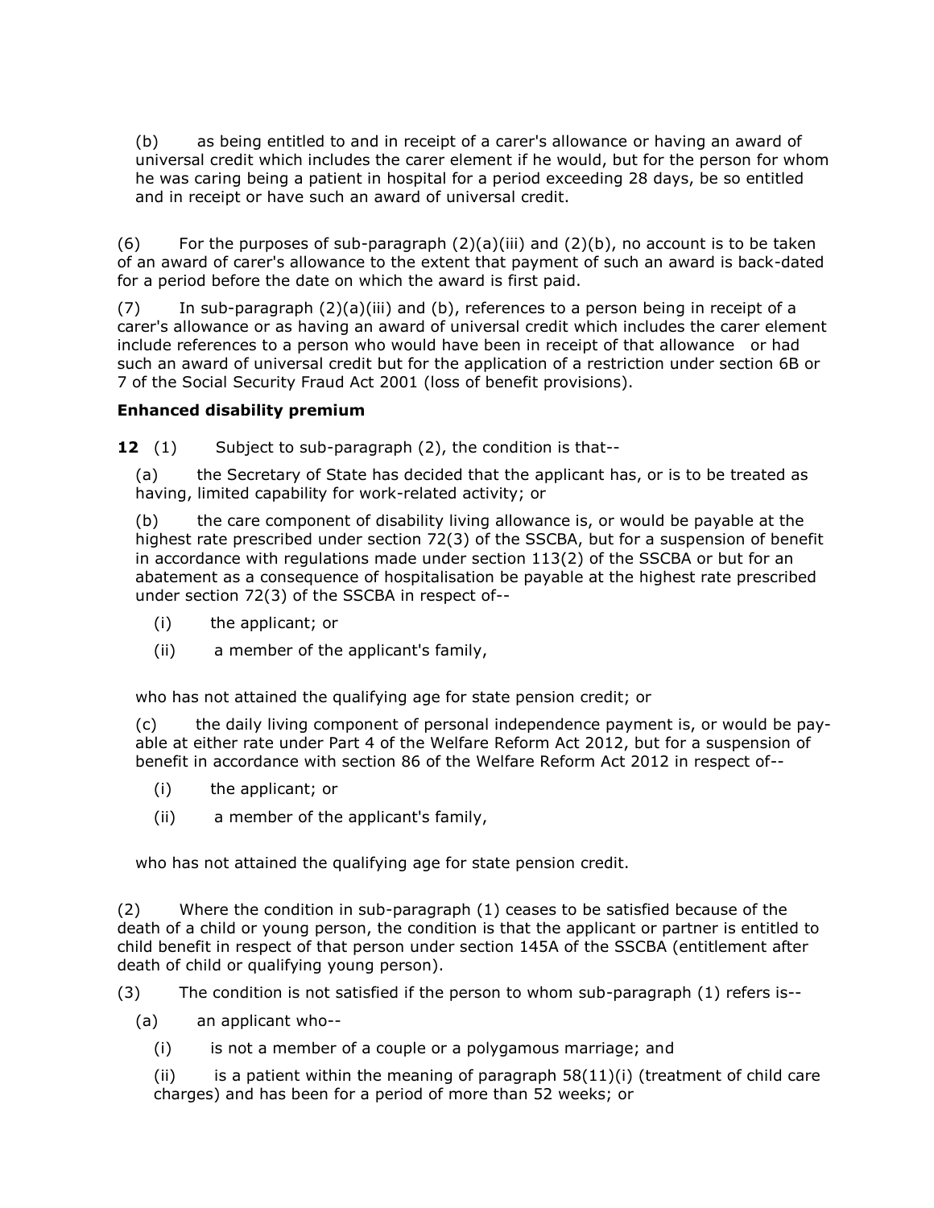(b) as being entitled to and in receipt of a carer's allowance or having an award of universal credit which includes the carer element if he would, but for the person for whom he was caring being a patient in hospital for a period exceeding 28 days, be so entitled and in receipt or have such an award of universal credit.

(6) For the purposes of sub-paragraph (2)(a)(iii) and (2)(b), no account is to be taken of an award of carer's allowance to the extent that payment of such an award is back-dated for a period before the date on which the award is first paid.

(7) In sub-paragraph (2)(a)(iii) and (b), references to a person being in receipt of a carer's allowance or as having an award of universal credit which includes the carer element include references to a person who would have been in receipt of that allowance or had such an award of universal credit but for the application of a restriction under section 6B or 7 of the Social Security Fraud Act 2001 (loss of benefit provisions).

**Enhanced disability premium**

**12** (1) Subject to sub-paragraph (2), the condition is that--

(a) the Secretary of State has decided that the applicant has, or is to be treated as having, limited capability for work-related activity; or

(b) the care component of disability living allowance is, or would be payable at the highest rate prescribed under section 72(3) of the SSCBA, but for a suspension of benefit in accordance with regulations made under section 113(2) of the SSCBA or but for an abatement as a consequence of hospitalisation be payable at the highest rate prescribed under section 72(3) of the SSCBA in respect of--

(i) the applicant; or

(ii) a member of the applicant's family,

who has not attained the qualifying age for state pension credit; or

(c) the daily living component of personal independence payment is, or would be payable at either rate under Part 4 of the Welfare Reform Act 2012, but for a suspension of benefit in accordance with section 86 of the Welfare Reform Act 2012 in respect of--

(i) the applicant; or

(ii) a member of the applicant's family,

who has not attained the qualifying age for state pension credit.

(2) Where the condition in sub-paragraph (1) ceases to be satisfied because of the death of a child or young person, the condition is that the applicant or partner is entitled to child benefit in respect of that person under section 145A of the SSCBA (entitlement after death of child or qualifying young person).

(3) The condition is not satisfied if the person to whom sub-paragraph (1) refers is--

(a) an applicant who--

(i) is not a member of a couple or a polygamous marriage; and

(ii) is a patient within the meaning of paragraph 58(11)(i) (treatment of child care charges) and has been for a period of more than 52 weeks; or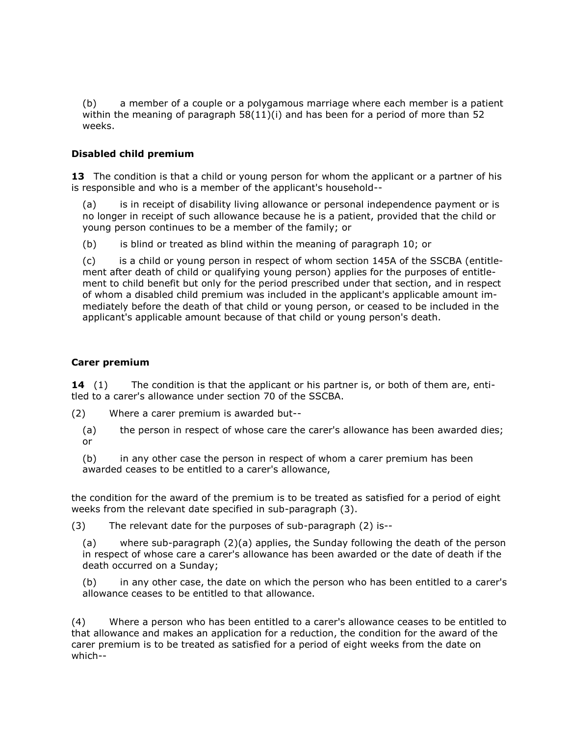(b) a member of a couple or a polygamous marriage where each member is a patient within the meaning of paragraph 58(11)(i) and has been for a period of more than 52 weeks.

**Disabled child premium**

**13** The condition is that a child or young person for whom the applicant or a partner of his is responsible and who is a member of the applicant's household--

(a) is in receipt of disability living allowance or personal independence payment or is no longer in receipt of such allowance because he is a patient, provided that the child or young person continues to be a member of the family; or

(b) is blind or treated as blind within the meaning of paragraph 10; or

(c) is a child or young person in respect of whom section 145A of the SSCBA (entitlement after death of child or qualifying young person) applies for the purposes of entitlement to child benefit but only for the period prescribed under that section, and in respect of whom a disabled child premium was included in the applicant's applicable amount immediately before the death of that child or young person, or ceased to be included in the applicant's applicable amount because of that child or young person's death.

**Carer premium**

**14** (1) The condition is that the applicant or his partner is, or both of them are, entitled to a carer's allowance under section 70 of the SSCBA.

(2) Where a carer premium is awarded but--

(a) the person in respect of whose care the carer's allowance has been awarded dies; or

(b) in any other case the person in respect of whom a carer premium has been awarded ceases to be entitled to a carer's allowance,

the condition for the award of the premium is to be treated as satisfied for a period of eight weeks from the relevant date specified in sub-paragraph (3).

(3) The relevant date for the purposes of sub-paragraph (2) is--

(a) where sub-paragraph (2)(a) applies, the Sunday following the death of the person in respect of whose care a carer's allowance has been awarded or the date of death if the death occurred on a Sunday;

(b) in any other case, the date on which the person who has been entitled to a carer's allowance ceases to be entitled to that allowance.

(4) Where a person who has been entitled to a carer's allowance ceases to be entitled to that allowance and makes an application for a reduction, the condition for the award of the carer premium is to be treated as satisfied for a period of eight weeks from the date on which--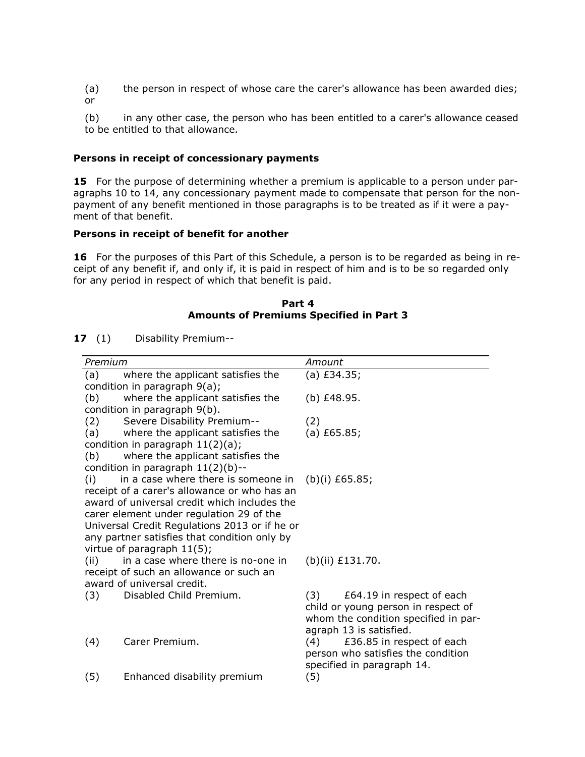(a) the person in respect of whose care the carer's allowance has been awarded dies; or

(b) in any other case, the person who has been entitled to a carer's allowance ceased to be entitled to that allowance.

### Persons in receipt of concessionary payments

**15** For the purpose of determining whether a premium is applicable to a person under paragraphs 10 to 14, any concessionary payment made to compensate that person for the non-payment of any benefit mentioned in those paragraphs is to be treated as if it were a payment of that benefit.

### Persons in receipt of benefit for another

**16** For the purposes of this Part of this Schedule, a person is to be regarded as being in receipt of any benefit if, and only if, it is paid in respect of him and is to be so regarded only for any period in respect of which that benefit is paid.

## Part 4
## Amounts of Premiums Specified in Part 3

**17** (1) Disability Premium--

| *Premium* | *Amount* |
|---|---|
| (a) where the applicant satisfies the condition in paragraph 9(a); | (a) £34.35; |
| (b) where the applicant satisfies the condition in paragraph 9(b). | (b) £48.95. |
| (2) Severe Disability Premium-- | (2) |
| (a) where the applicant satisfies the condition in paragraph 11(2)(a); | (a) £65.85; |
| (b) where the applicant satisfies the condition in paragraph 11(2)(b)-- | |
| (i) in a case where there is someone in receipt of a carer's allowance or who has an award of universal credit which includes the carer element under regulation 29 of the Universal Credit Regulations 2013 or if he or any partner satisfies that condition only by virtue of paragraph 11(5); | (b)(i) £65.85; |
| (ii) in a case where there is no-one in receipt of such an allowance or such an award of universal credit. | (b)(ii) £131.70. |
| (3) Disabled Child Premium. | (3) £64.19 in respect of each child or young person in respect of whom the condition specified in paragraph 13 is satisfied. |
| (4) Carer Premium. | (4) £36.85 in respect of each person who satisfies the condition specified in paragraph 14. |
| (5) Enhanced disability premium | (5) |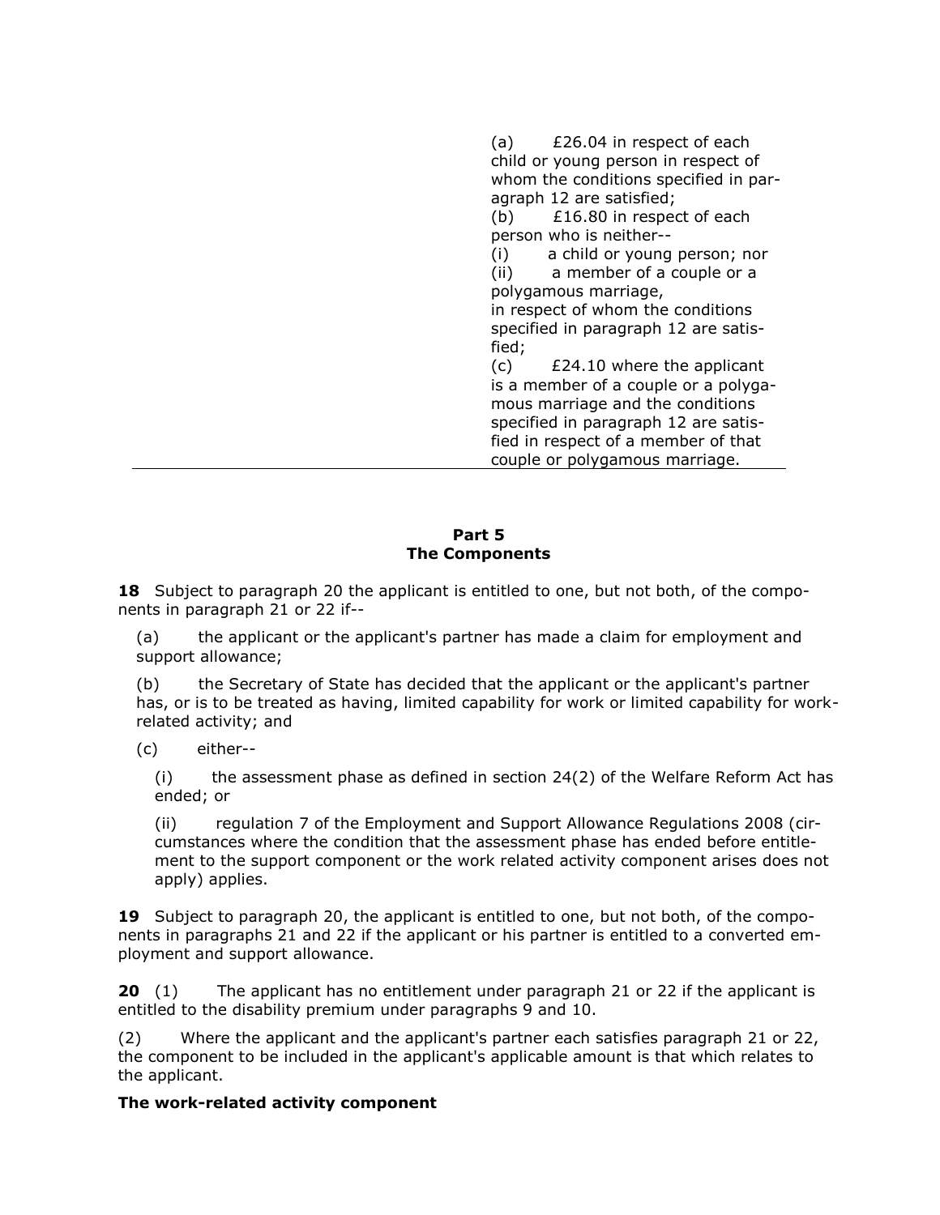| | |
|---|---|
| | (a) £26.04 in respect of each child or young person in respect of whom the conditions specified in paragraph 12 are satisfied;<br>(b) £16.80 in respect of each person who is neither--<br>(i) a child or young person; nor<br>(ii) a member of a couple or a polygamous marriage,<br>in respect of whom the conditions specified in paragraph 12 are satisfied;<br>(c) £24.10 where the applicant is a member of a couple or a polygamous marriage and the conditions specified in paragraph 12 are satisfied in respect of a member of that couple or polygamous marriage. |

## Part 5
## The Components

**18** Subject to paragraph 20 the applicant is entitled to one, but not both, of the components in paragraph 21 or 22 if--

(a) the applicant or the applicant's partner has made a claim for employment and support allowance;

(b) the Secretary of State has decided that the applicant or the applicant's partner has, or is to be treated as having, limited capability for work or limited capability for work-related activity; and

(c) either--

(i) the assessment phase as defined in section 24(2) of the Welfare Reform Act has ended; or

(ii) regulation 7 of the Employment and Support Allowance Regulations 2008 (circumstances where the condition that the assessment phase has ended before entitlement to the support component or the work related activity component arises does not apply) applies.

**19** Subject to paragraph 20, the applicant is entitled to one, but not both, of the components in paragraphs 21 and 22 if the applicant or his partner is entitled to a converted employment and support allowance.

**20** (1) The applicant has no entitlement under paragraph 21 or 22 if the applicant is entitled to the disability premium under paragraphs 9 and 10.

(2) Where the applicant and the applicant's partner each satisfies paragraph 21 or 22, the component to be included in the applicant's applicable amount is that which relates to the applicant.

**The work-related activity component**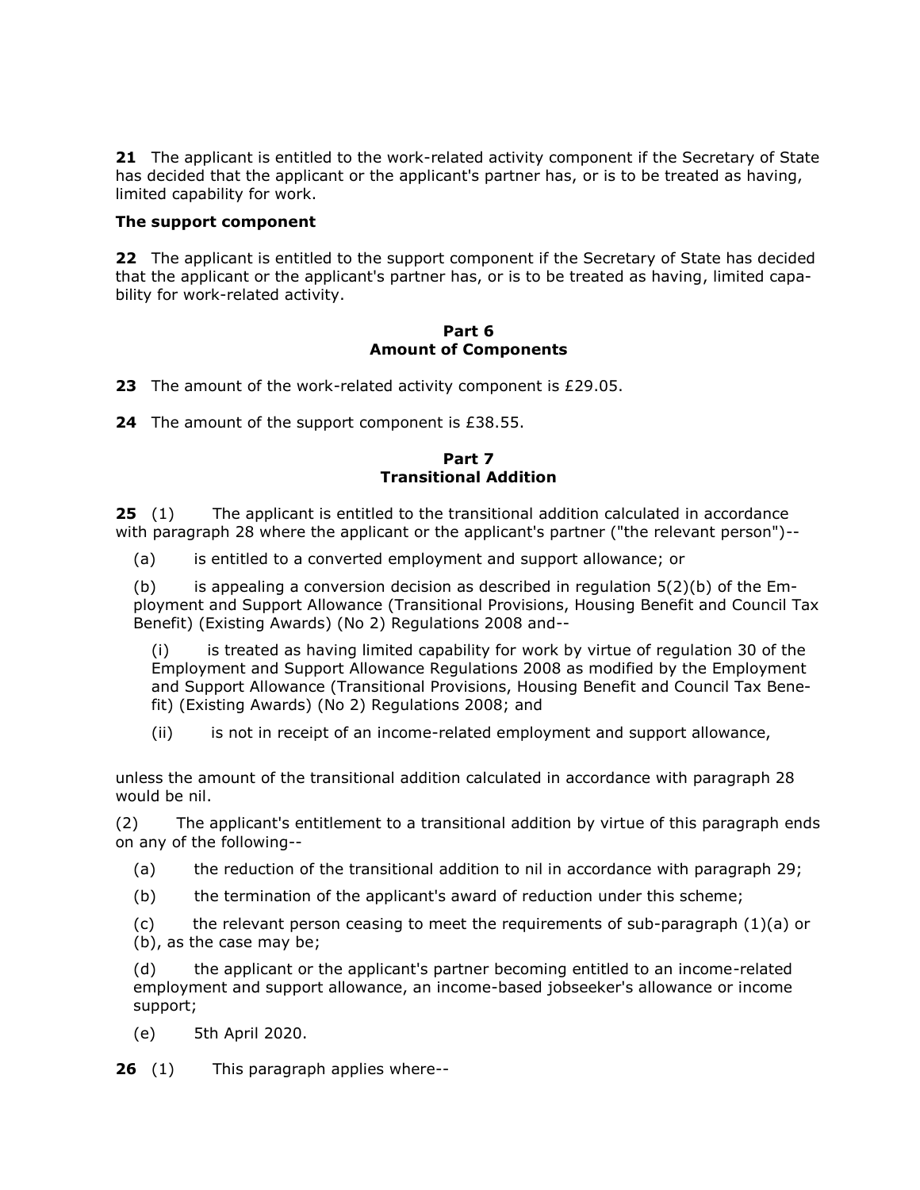**21** The applicant is entitled to the work-related activity component if the Secretary of State has decided that the applicant or the applicant's partner has, or is to be treated as having, limited capability for work.

**The support component**

**22** The applicant is entitled to the support component if the Secretary of State has decided that the applicant or the applicant's partner has, or is to be treated as having, limited capability for work-related activity.

**Part 6**
**Amount of Components**

**23** The amount of the work-related activity component is £29.05.

**24** The amount of the support component is £38.55.

**Part 7**
**Transitional Addition**

**25** (1) The applicant is entitled to the transitional addition calculated in accordance with paragraph 28 where the applicant or the applicant's partner ("the relevant person")--

(a) is entitled to a converted employment and support allowance; or

(b) is appealing a conversion decision as described in regulation 5(2)(b) of the Employment and Support Allowance (Transitional Provisions, Housing Benefit and Council Tax Benefit) (Existing Awards) (No 2) Regulations 2008 and--

(i) is treated as having limited capability for work by virtue of regulation 30 of the Employment and Support Allowance Regulations 2008 as modified by the Employment and Support Allowance (Transitional Provisions, Housing Benefit and Council Tax Benefit) (Existing Awards) (No 2) Regulations 2008; and

(ii) is not in receipt of an income-related employment and support allowance,

unless the amount of the transitional addition calculated in accordance with paragraph 28 would be nil.

(2) The applicant's entitlement to a transitional addition by virtue of this paragraph ends on any of the following--

(a) the reduction of the transitional addition to nil in accordance with paragraph 29;

(b) the termination of the applicant's award of reduction under this scheme;

(c) the relevant person ceasing to meet the requirements of sub-paragraph (1)(a) or (b), as the case may be;

(d) the applicant or the applicant's partner becoming entitled to an income-related employment and support allowance, an income-based jobseeker's allowance or income support;

(e) 5th April 2020.

**26** (1) This paragraph applies where--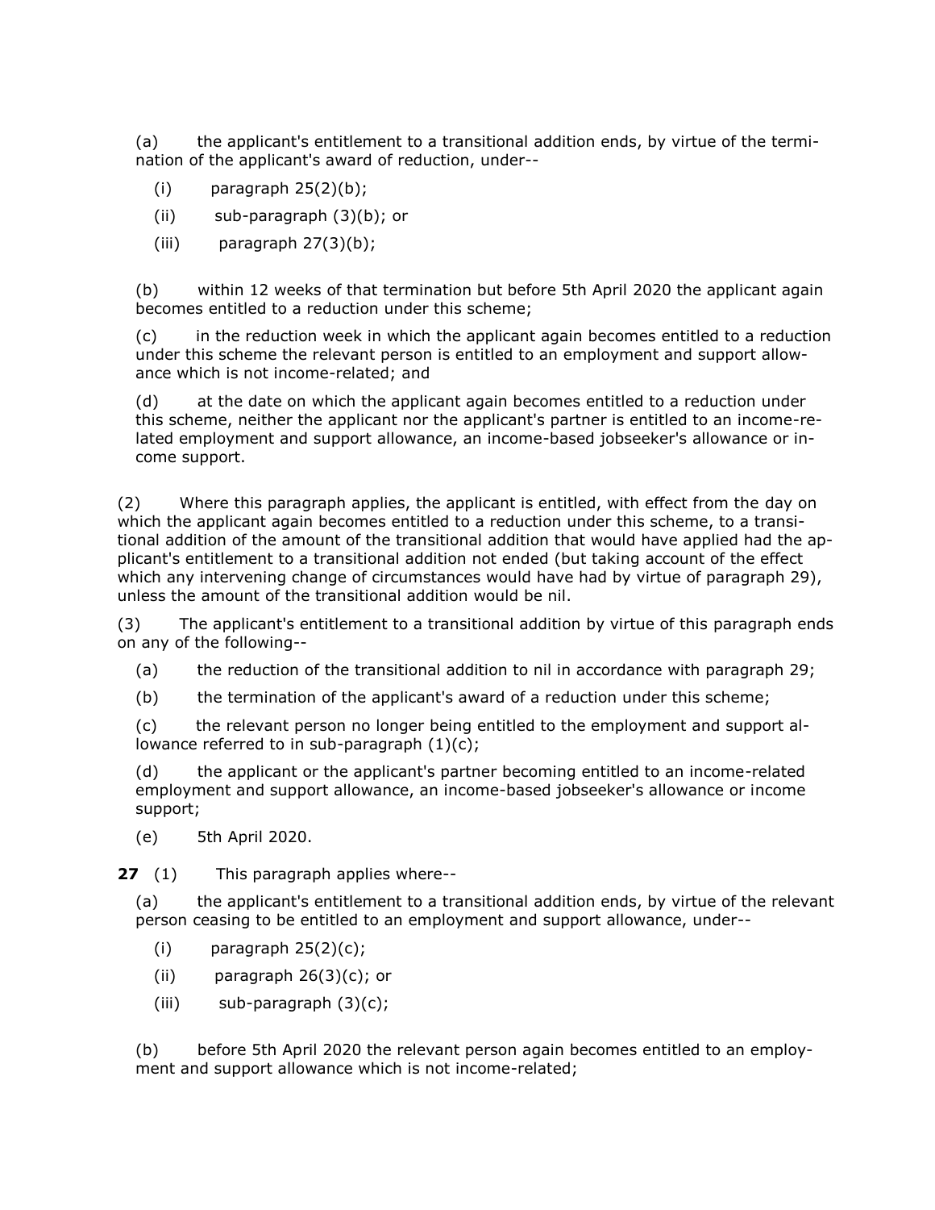(a) the applicant's entitlement to a transitional addition ends, by virtue of the termination of the applicant's award of reduction, under--

(i) paragraph 25(2)(b);

(ii) sub-paragraph (3)(b); or

(iii) paragraph 27(3)(b);

(b) within 12 weeks of that termination but before 5th April 2020 the applicant again becomes entitled to a reduction under this scheme;

(c) in the reduction week in which the applicant again becomes entitled to a reduction under this scheme the relevant person is entitled to an employment and support allowance which is not income-related; and

(d) at the date on which the applicant again becomes entitled to a reduction under this scheme, neither the applicant nor the applicant's partner is entitled to an income-related employment and support allowance, an income-based jobseeker's allowance or income support.

(2) Where this paragraph applies, the applicant is entitled, with effect from the day on which the applicant again becomes entitled to a reduction under this scheme, to a transitional addition of the amount of the transitional addition that would have applied had the applicant's entitlement to a transitional addition not ended (but taking account of the effect which any intervening change of circumstances would have had by virtue of paragraph 29), unless the amount of the transitional addition would be nil.

(3) The applicant's entitlement to a transitional addition by virtue of this paragraph ends on any of the following--

(a) the reduction of the transitional addition to nil in accordance with paragraph 29;

(b) the termination of the applicant's award of a reduction under this scheme;

(c) the relevant person no longer being entitled to the employment and support allowance referred to in sub-paragraph (1)(c);

(d) the applicant or the applicant's partner becoming entitled to an income-related employment and support allowance, an income-based jobseeker's allowance or income support;

(e) 5th April 2020.

**27** (1) This paragraph applies where--

(a) the applicant's entitlement to a transitional addition ends, by virtue of the relevant person ceasing to be entitled to an employment and support allowance, under--

(i) paragraph 25(2)(c);

(ii) paragraph 26(3)(c); or

(iii) sub-paragraph (3)(c);

(b) before 5th April 2020 the relevant person again becomes entitled to an employment and support allowance which is not income-related;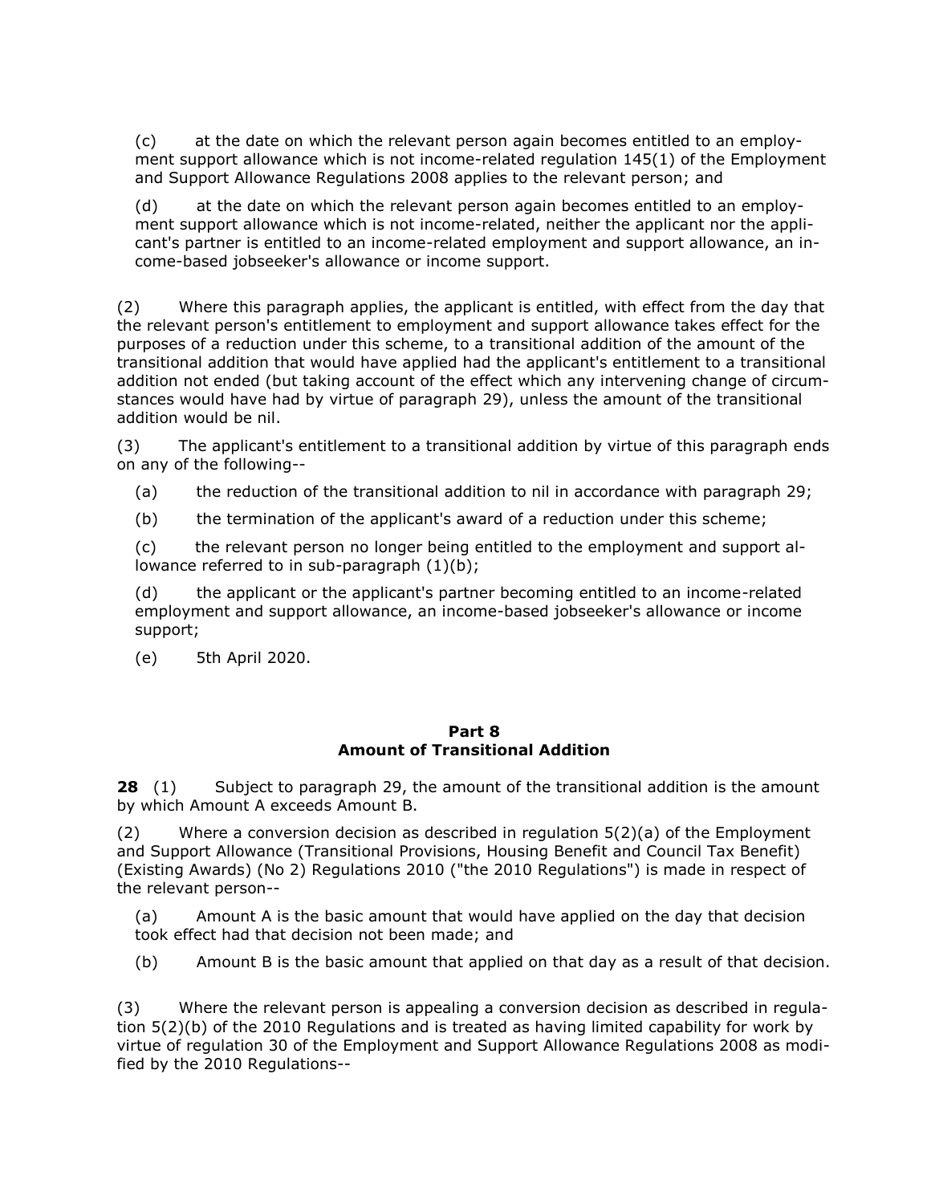(c) at the date on which the relevant person again becomes entitled to an employment support allowance which is not income-related regulation 145(1) of the Employment and Support Allowance Regulations 2008 applies to the relevant person; and

(d) at the date on which the relevant person again becomes entitled to an employment support allowance which is not income-related, neither the applicant nor the applicant's partner is entitled to an income-related employment and support allowance, an income-based jobseeker's allowance or income support.

(2) Where this paragraph applies, the applicant is entitled, with effect from the day that the relevant person's entitlement to employment and support allowance takes effect for the purposes of a reduction under this scheme, to a transitional addition of the amount of the transitional addition that would have applied had the applicant's entitlement to a transitional addition not ended (but taking account of the effect which any intervening change of circumstances would have had by virtue of paragraph 29), unless the amount of the transitional addition would be nil.

(3) The applicant's entitlement to a transitional addition by virtue of this paragraph ends on any of the following--

(a) the reduction of the transitional addition to nil in accordance with paragraph 29;

(b) the termination of the applicant's award of a reduction under this scheme;

(c) the relevant person no longer being entitled to the employment and support allowance referred to in sub-paragraph (1)(b);

(d) the applicant or the applicant's partner becoming entitled to an income-related employment and support allowance, an income-based jobseeker's allowance or income support;

(e) 5th April 2020.

## Part 8
## Amount of Transitional Addition

**28** (1) Subject to paragraph 29, the amount of the transitional addition is the amount by which Amount A exceeds Amount B.

(2) Where a conversion decision as described in regulation 5(2)(a) of the Employment and Support Allowance (Transitional Provisions, Housing Benefit and Council Tax Benefit) (Existing Awards) (No 2) Regulations 2010 ("the 2010 Regulations") is made in respect of the relevant person--

(a) Amount A is the basic amount that would have applied on the day that decision took effect had that decision not been made; and

(b) Amount B is the basic amount that applied on that day as a result of that decision.

(3) Where the relevant person is appealing a conversion decision as described in regulation 5(2)(b) of the 2010 Regulations and is treated as having limited capability for work by virtue of regulation 30 of the Employment and Support Allowance Regulations 2008 as modified by the 2010 Regulations--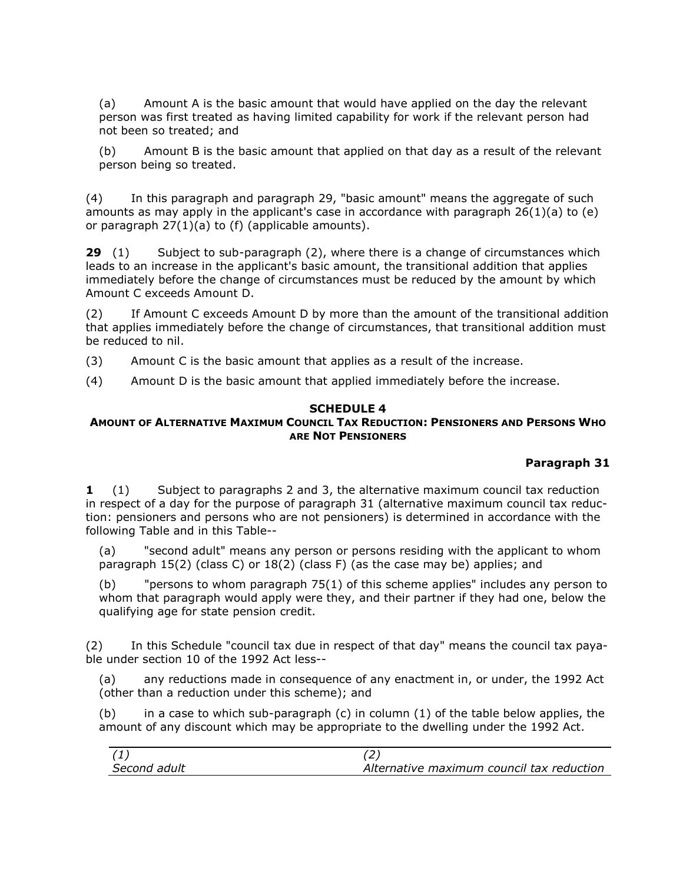(a) Amount A is the basic amount that would have applied on the day the relevant person was first treated as having limited capability for work if the relevant person had not been so treated; and

(b) Amount B is the basic amount that applied on that day as a result of the relevant person being so treated.

(4) In this paragraph and paragraph 29, "basic amount" means the aggregate of such amounts as may apply in the applicant's case in accordance with paragraph 26(1)(a) to (e) or paragraph 27(1)(a) to (f) (applicable amounts).

**29** (1) Subject to sub-paragraph (2), where there is a change of circumstances which leads to an increase in the applicant's basic amount, the transitional addition that applies immediately before the change of circumstances must be reduced by the amount by which Amount C exceeds Amount D.

(2) If Amount C exceeds Amount D by more than the amount of the transitional addition that applies immediately before the change of circumstances, that transitional addition must be reduced to nil.

(3) Amount C is the basic amount that applies as a result of the increase.

(4) Amount D is the basic amount that applied immediately before the increase.

## SCHEDULE 4
### AMOUNT OF ALTERNATIVE MAXIMUM COUNCIL TAX REDUCTION: PENSIONERS AND PERSONS WHO ARE NOT PENSIONERS

**Paragraph 31**

**1** (1) Subject to paragraphs 2 and 3, the alternative maximum council tax reduction in respect of a day for the purpose of paragraph 31 (alternative maximum council tax reduction: pensioners and persons who are not pensioners) is determined in accordance with the following Table and in this Table--

(a) "second adult" means any person or persons residing with the applicant to whom paragraph 15(2) (class C) or 18(2) (class F) (as the case may be) applies; and

(b) "persons to whom paragraph 75(1) of this scheme applies" includes any person to whom that paragraph would apply were they, and their partner if they had one, below the qualifying age for state pension credit.

(2) In this Schedule "council tax due in respect of that day" means the council tax payable under section 10 of the 1992 Act less--

(a) any reductions made in consequence of any enactment in, or under, the 1992 Act (other than a reduction under this scheme); and

(b) in a case to which sub-paragraph (c) in column (1) of the table below applies, the amount of any discount which may be appropriate to the dwelling under the 1992 Act.

| *(1)*<br>*Second adult* | *(2)*<br>*Alternative maximum council tax reduction* |
|---|---|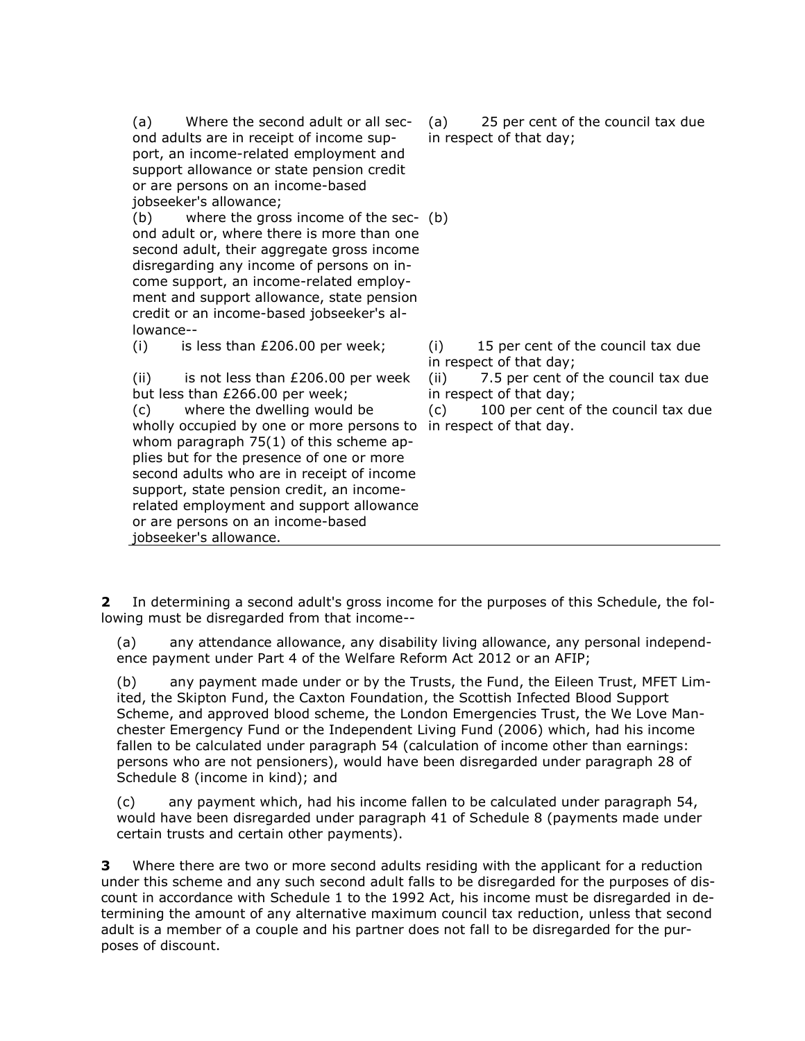| | |
|---|---|
| (a) Where the second adult or all second adults are in receipt of income support, an income-related employment and support allowance or state pension credit or are persons on an income-based jobseeker's allowance; | (a) 25 per cent of the council tax due in respect of that day; |
| (b) where the gross income of the second adult or, where there is more than one second adult, their aggregate gross income disregarding any income of persons on income support, an income-related employment and support allowance, state pension credit or an income-based jobseeker's allowance-- | (b) |
| (i) is less than £206.00 per week; | (i) 15 per cent of the council tax due in respect of that day; |
| (ii) is not less than £206.00 per week but less than £266.00 per week; | (ii) 7.5 per cent of the council tax due in respect of that day; |
| (c) where the dwelling would be wholly occupied by one or more persons to whom paragraph 75(1) of this scheme applies but for the presence of one or more second adults who are in receipt of income support, state pension credit, an income-related employment and support allowance or are persons on an income-based jobseeker's allowance. | (c) 100 per cent of the council tax due in respect of that day. |

**2** In determining a second adult's gross income for the purposes of this Schedule, the following must be disregarded from that income--

(a) any attendance allowance, any disability living allowance, any personal independence payment under Part 4 of the Welfare Reform Act 2012 or an AFIP;

(b) any payment made under or by the Trusts, the Fund, the Eileen Trust, MFET Limited, the Skipton Fund, the Caxton Foundation, the Scottish Infected Blood Support Scheme, and approved blood scheme, the London Emergencies Trust, the We Love Manchester Emergency Fund or the Independent Living Fund (2006) which, had his income fallen to be calculated under paragraph 54 (calculation of income other than earnings: persons who are not pensioners), would have been disregarded under paragraph 28 of Schedule 8 (income in kind); and

(c) any payment which, had his income fallen to be calculated under paragraph 54, would have been disregarded under paragraph 41 of Schedule 8 (payments made under certain trusts and certain other payments).

**3** Where there are two or more second adults residing with the applicant for a reduction under this scheme and any such second adult falls to be disregarded for the purposes of discount in accordance with Schedule 1 to the 1992 Act, his income must be disregarded in determining the amount of any alternative maximum council tax reduction, unless that second adult is a member of a couple and his partner does not fall to be disregarded for the purposes of discount.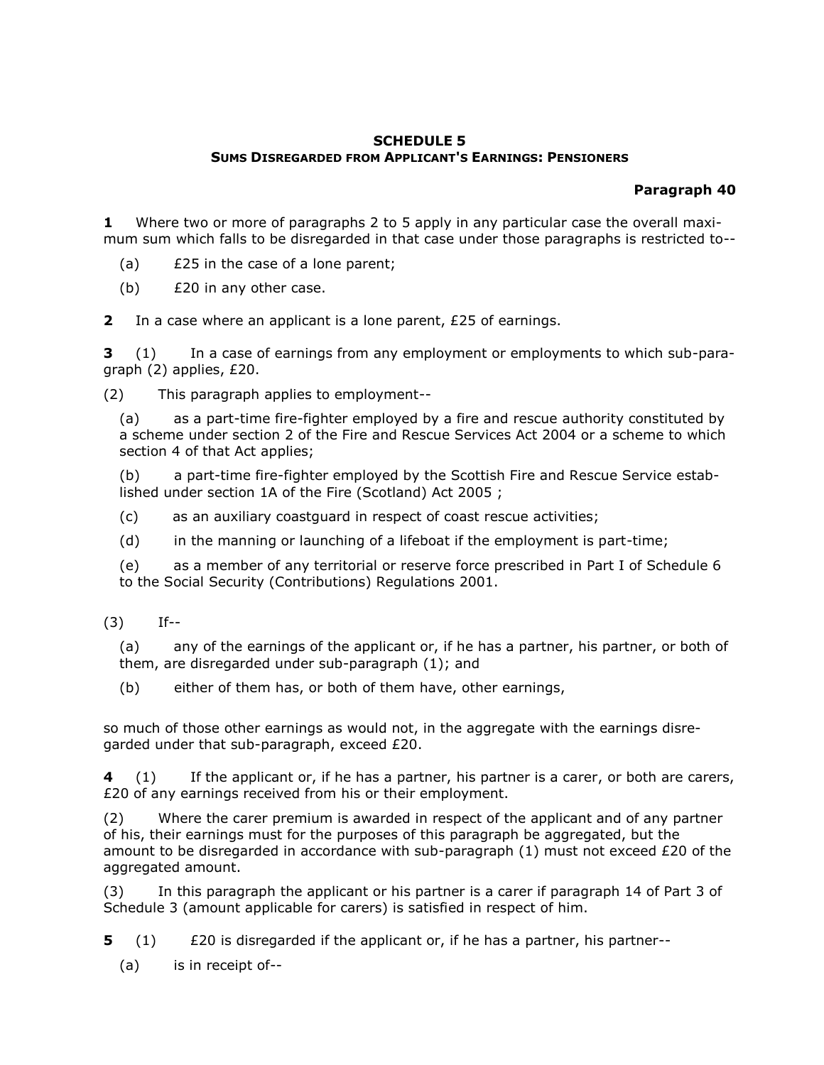## SCHEDULE 5
### SUMS DISREGARDED FROM APPLICANT'S EARNINGS: PENSIONERS

**Paragraph 40**

**1** Where two or more of paragraphs 2 to 5 apply in any particular case the overall maximum sum which falls to be disregarded in that case under those paragraphs is restricted to--

(a) £25 in the case of a lone parent;

(b) £20 in any other case.

**2** In a case where an applicant is a lone parent, £25 of earnings.

**3** (1) In a case of earnings from any employment or employments to which sub-paragraph (2) applies, £20.

(2) This paragraph applies to employment--

(a) as a part-time fire-fighter employed by a fire and rescue authority constituted by a scheme under section 2 of the Fire and Rescue Services Act 2004 or a scheme to which section 4 of that Act applies;

(b) a part-time fire-fighter employed by the Scottish Fire and Rescue Service established under section 1A of the Fire (Scotland) Act 2005 ;

(c) as an auxiliary coastguard in respect of coast rescue activities;

(d) in the manning or launching of a lifeboat if the employment is part-time;

(e) as a member of any territorial or reserve force prescribed in Part I of Schedule 6 to the Social Security (Contributions) Regulations 2001.

(3) If--

(a) any of the earnings of the applicant or, if he has a partner, his partner, or both of them, are disregarded under sub-paragraph (1); and

(b) either of them has, or both of them have, other earnings,

so much of those other earnings as would not, in the aggregate with the earnings disregarded under that sub-paragraph, exceed £20.

**4** (1) If the applicant or, if he has a partner, his partner is a carer, or both are carers, £20 of any earnings received from his or their employment.

(2) Where the carer premium is awarded in respect of the applicant and of any partner of his, their earnings must for the purposes of this paragraph be aggregated, but the amount to be disregarded in accordance with sub-paragraph (1) must not exceed £20 of the aggregated amount.

(3) In this paragraph the applicant or his partner is a carer if paragraph 14 of Part 3 of Schedule 3 (amount applicable for carers) is satisfied in respect of him.

**5** (1) £20 is disregarded if the applicant or, if he has a partner, his partner--

(a) is in receipt of--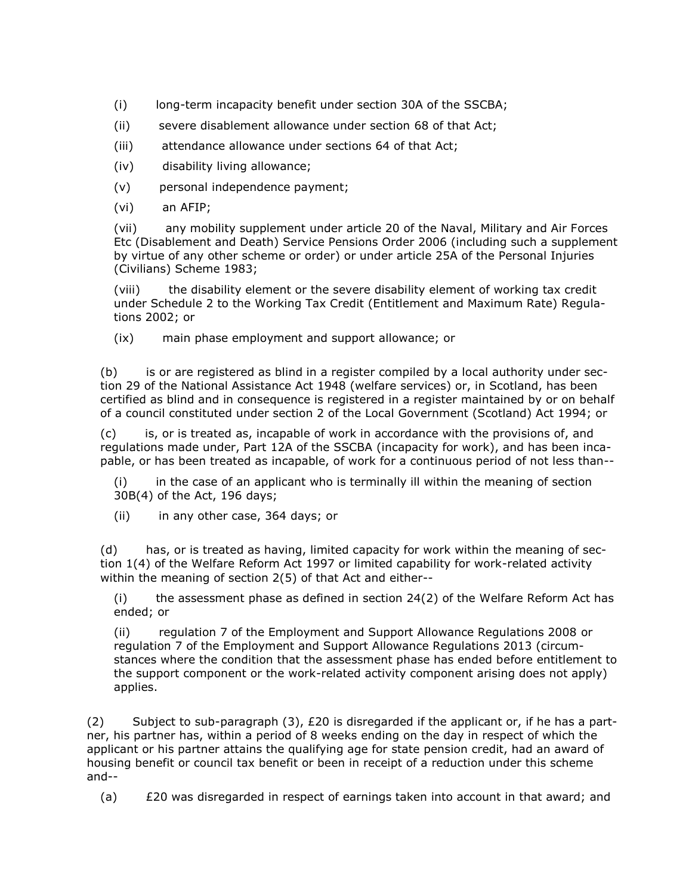(i) long-term incapacity benefit under section 30A of the SSCBA;

(ii) severe disablement allowance under section 68 of that Act;

(iii) attendance allowance under sections 64 of that Act;

(iv) disability living allowance;

(v) personal independence payment;

(vi) an AFIP;

(vii) any mobility supplement under article 20 of the Naval, Military and Air Forces Etc (Disablement and Death) Service Pensions Order 2006 (including such a supplement by virtue of any other scheme or order) or under article 25A of the Personal Injuries (Civilians) Scheme 1983;

(viii) the disability element or the severe disability element of working tax credit under Schedule 2 to the Working Tax Credit (Entitlement and Maximum Rate) Regulations 2002; or

(ix) main phase employment and support allowance; or

(b) is or are registered as blind in a register compiled by a local authority under section 29 of the National Assistance Act 1948 (welfare services) or, in Scotland, has been certified as blind and in consequence is registered in a register maintained by or on behalf of a council constituted under section 2 of the Local Government (Scotland) Act 1994; or

(c) is, or is treated as, incapable of work in accordance with the provisions of, and regulations made under, Part 12A of the SSCBA (incapacity for work), and has been incapable, or has been treated as incapable, of work for a continuous period of not less than--

(i) in the case of an applicant who is terminally ill within the meaning of section 30B(4) of the Act, 196 days;

(ii) in any other case, 364 days; or

(d) has, or is treated as having, limited capacity for work within the meaning of section 1(4) of the Welfare Reform Act 1997 or limited capability for work-related activity within the meaning of section 2(5) of that Act and either--

(i) the assessment phase as defined in section 24(2) of the Welfare Reform Act has ended; or

(ii) regulation 7 of the Employment and Support Allowance Regulations 2008 or regulation 7 of the Employment and Support Allowance Regulations 2013 (circumstances where the condition that the assessment phase has ended before entitlement to the support component or the work-related activity component arising does not apply) applies.

(2) Subject to sub-paragraph (3), £20 is disregarded if the applicant or, if he has a partner, his partner has, within a period of 8 weeks ending on the day in respect of which the applicant or his partner attains the qualifying age for state pension credit, had an award of housing benefit or council tax benefit or been in receipt of a reduction under this scheme and--

(a) £20 was disregarded in respect of earnings taken into account in that award; and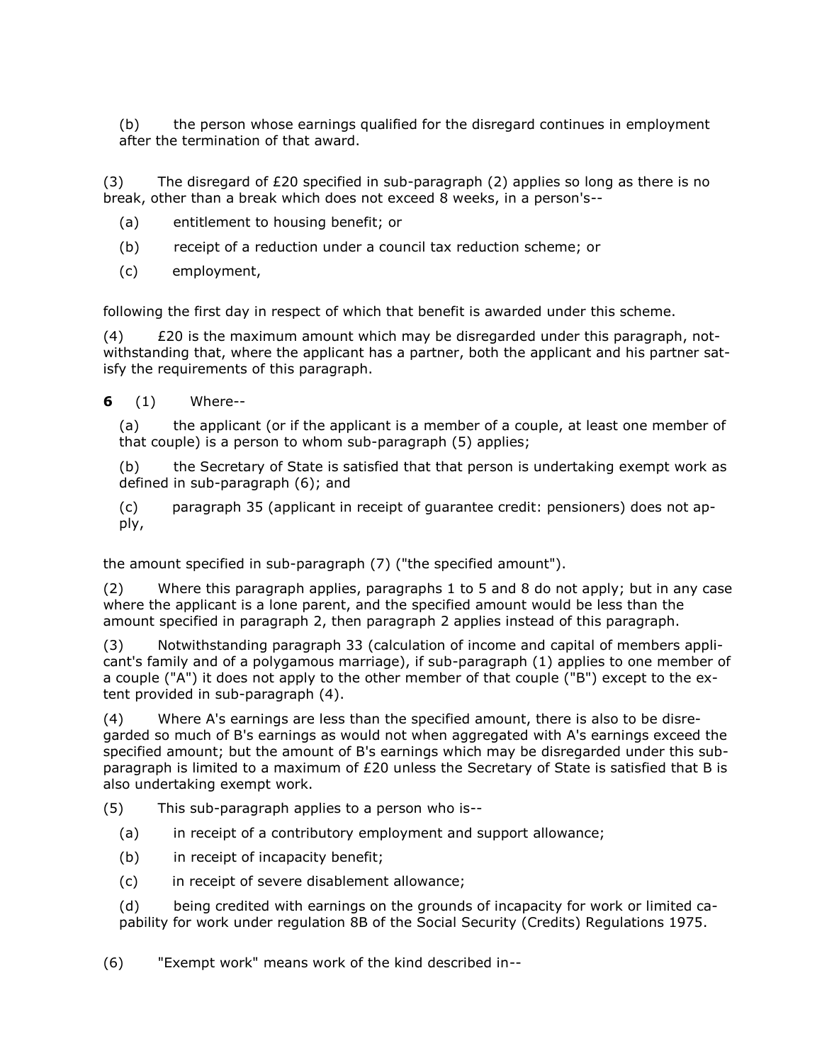(b) the person whose earnings qualified for the disregard continues in employment after the termination of that award.

(3) The disregard of £20 specified in sub-paragraph (2) applies so long as there is no break, other than a break which does not exceed 8 weeks, in a person's--

(a) entitlement to housing benefit; or

(b) receipt of a reduction under a council tax reduction scheme; or

(c) employment,

following the first day in respect of which that benefit is awarded under this scheme.

(4) £20 is the maximum amount which may be disregarded under this paragraph, notwithstanding that, where the applicant has a partner, both the applicant and his partner satisfy the requirements of this paragraph.

**6** (1) Where--

(a) the applicant (or if the applicant is a member of a couple, at least one member of that couple) is a person to whom sub-paragraph (5) applies;

(b) the Secretary of State is satisfied that that person is undertaking exempt work as defined in sub-paragraph (6); and

(c) paragraph 35 (applicant in receipt of guarantee credit: pensioners) does not apply,

the amount specified in sub-paragraph (7) ("the specified amount").

(2) Where this paragraph applies, paragraphs 1 to 5 and 8 do not apply; but in any case where the applicant is a lone parent, and the specified amount would be less than the amount specified in paragraph 2, then paragraph 2 applies instead of this paragraph.

(3) Notwithstanding paragraph 33 (calculation of income and capital of members applicant's family and of a polygamous marriage), if sub-paragraph (1) applies to one member of a couple ("A") it does not apply to the other member of that couple ("B") except to the extent provided in sub-paragraph (4).

(4) Where A's earnings are less than the specified amount, there is also to be disregarded so much of B's earnings as would not when aggregated with A's earnings exceed the specified amount; but the amount of B's earnings which may be disregarded under this sub-paragraph is limited to a maximum of £20 unless the Secretary of State is satisfied that B is also undertaking exempt work.

(5) This sub-paragraph applies to a person who is--

(a) in receipt of a contributory employment and support allowance;

(b) in receipt of incapacity benefit;

(c) in receipt of severe disablement allowance;

(d) being credited with earnings on the grounds of incapacity for work or limited capability for work under regulation 8B of the Social Security (Credits) Regulations 1975.

(6) "Exempt work" means work of the kind described in--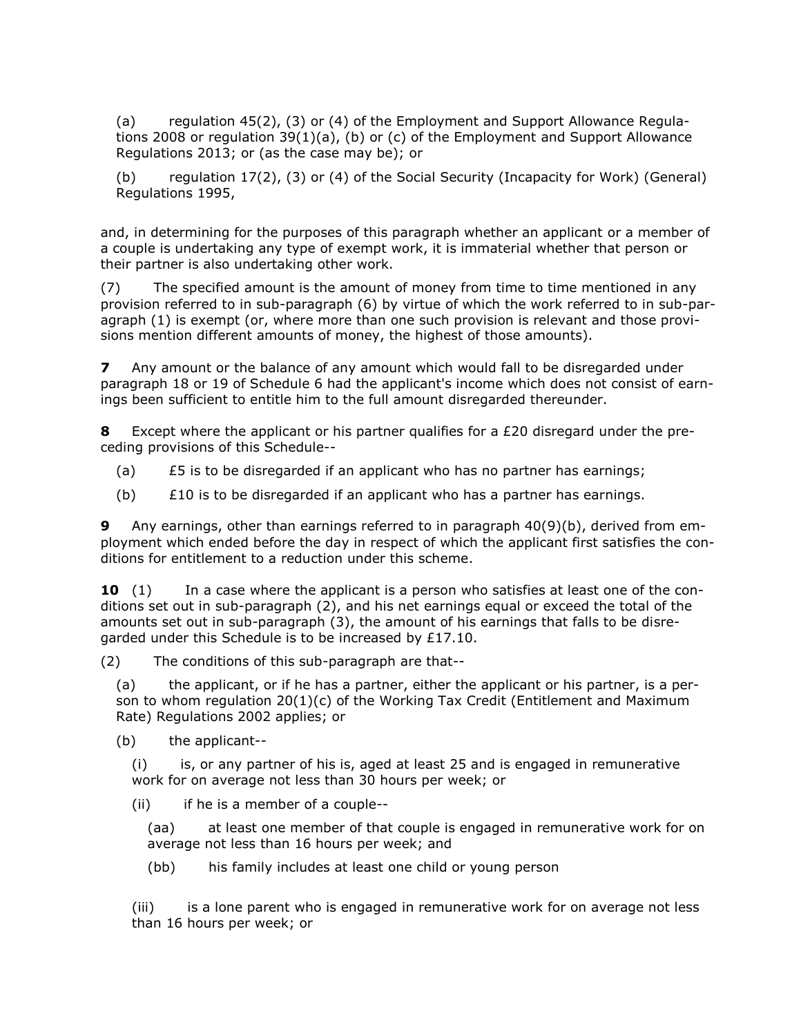(a) regulation 45(2), (3) or (4) of the Employment and Support Allowance Regulations 2008 or regulation 39(1)(a), (b) or (c) of the Employment and Support Allowance Regulations 2013; or (as the case may be); or

(b) regulation 17(2), (3) or (4) of the Social Security (Incapacity for Work) (General) Regulations 1995,

and, in determining for the purposes of this paragraph whether an applicant or a member of a couple is undertaking any type of exempt work, it is immaterial whether that person or their partner is also undertaking other work.

(7) The specified amount is the amount of money from time to time mentioned in any provision referred to in sub-paragraph (6) by virtue of which the work referred to in sub-paragraph (1) is exempt (or, where more than one such provision is relevant and those provisions mention different amounts of money, the highest of those amounts).

**7** Any amount or the balance of any amount which would fall to be disregarded under paragraph 18 or 19 of Schedule 6 had the applicant's income which does not consist of earnings been sufficient to entitle him to the full amount disregarded thereunder.

**8** Except where the applicant or his partner qualifies for a £20 disregard under the preceding provisions of this Schedule--

(a) £5 is to be disregarded if an applicant who has no partner has earnings;

(b) £10 is to be disregarded if an applicant who has a partner has earnings.

**9** Any earnings, other than earnings referred to in paragraph 40(9)(b), derived from employment which ended before the day in respect of which the applicant first satisfies the conditions for entitlement to a reduction under this scheme.

**10** (1) In a case where the applicant is a person who satisfies at least one of the conditions set out in sub-paragraph (2), and his net earnings equal or exceed the total of the amounts set out in sub-paragraph (3), the amount of his earnings that falls to be disregarded under this Schedule is to be increased by £17.10.

(2) The conditions of this sub-paragraph are that--

(a) the applicant, or if he has a partner, either the applicant or his partner, is a person to whom regulation 20(1)(c) of the Working Tax Credit (Entitlement and Maximum Rate) Regulations 2002 applies; or

(b) the applicant--

(i) is, or any partner of his is, aged at least 25 and is engaged in remunerative work for on average not less than 30 hours per week; or

(ii) if he is a member of a couple--

(aa) at least one member of that couple is engaged in remunerative work for on average not less than 16 hours per week; and

(bb) his family includes at least one child or young person

(iii) is a lone parent who is engaged in remunerative work for on average not less than 16 hours per week; or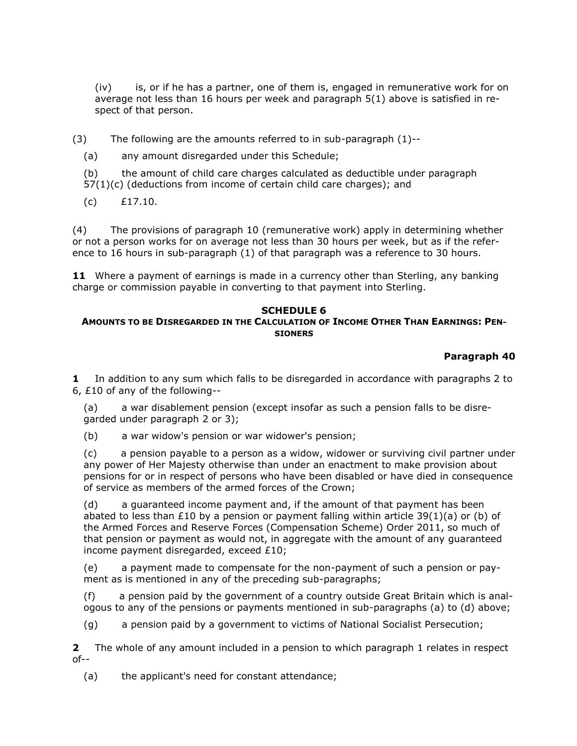(iv) is, or if he has a partner, one of them is, engaged in remunerative work for on average not less than 16 hours per week and paragraph 5(1) above is satisfied in respect of that person.

(3) The following are the amounts referred to in sub-paragraph (1)--

(a) any amount disregarded under this Schedule;

(b) the amount of child care charges calculated as deductible under paragraph 57(1)(c) (deductions from income of certain child care charges); and

(c) £17.10.

(4) The provisions of paragraph 10 (remunerative work) apply in determining whether or not a person works for on average not less than 30 hours per week, but as if the reference to 16 hours in sub-paragraph (1) of that paragraph was a reference to 30 hours.

**11** Where a payment of earnings is made in a currency other than Sterling, any banking charge or commission payable in converting to that payment into Sterling.

## SCHEDULE 6
### Amounts to be Disregarded in the Calculation of Income Other Than Earnings: Pensioners

**Paragraph 40**

**1** In addition to any sum which falls to be disregarded in accordance with paragraphs 2 to 6, £10 of any of the following--

(a) a war disablement pension (except insofar as such a pension falls to be disregarded under paragraph 2 or 3);

(b) a war widow's pension or war widower's pension;

(c) a pension payable to a person as a widow, widower or surviving civil partner under any power of Her Majesty otherwise than under an enactment to make provision about pensions for or in respect of persons who have been disabled or have died in consequence of service as members of the armed forces of the Crown;

(d) a guaranteed income payment and, if the amount of that payment has been abated to less than £10 by a pension or payment falling within article 39(1)(a) or (b) of the Armed Forces and Reserve Forces (Compensation Scheme) Order 2011, so much of that pension or payment as would not, in aggregate with the amount of any guaranteed income payment disregarded, exceed £10;

(e) a payment made to compensate for the non-payment of such a pension or payment as is mentioned in any of the preceding sub-paragraphs;

(f) a pension paid by the government of a country outside Great Britain which is analogous to any of the pensions or payments mentioned in sub-paragraphs (a) to (d) above;

(g) a pension paid by a government to victims of National Socialist Persecution;

**2** The whole of any amount included in a pension to which paragraph 1 relates in respect of--

(a) the applicant's need for constant attendance;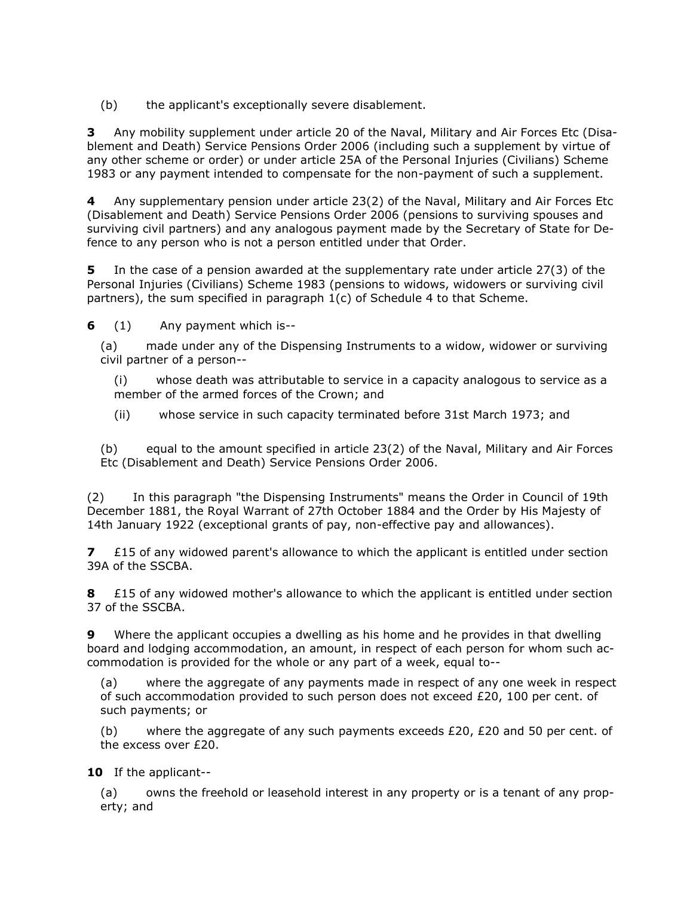(b) the applicant's exceptionally severe disablement.

**3** Any mobility supplement under article 20 of the Naval, Military and Air Forces Etc (Disablement and Death) Service Pensions Order 2006 (including such a supplement by virtue of any other scheme or order) or under article 25A of the Personal Injuries (Civilians) Scheme 1983 or any payment intended to compensate for the non-payment of such a supplement.

**4** Any supplementary pension under article 23(2) of the Naval, Military and Air Forces Etc (Disablement and Death) Service Pensions Order 2006 (pensions to surviving spouses and surviving civil partners) and any analogous payment made by the Secretary of State for Defence to any person who is not a person entitled under that Order.

**5** In the case of a pension awarded at the supplementary rate under article 27(3) of the Personal Injuries (Civilians) Scheme 1983 (pensions to widows, widowers or surviving civil partners), the sum specified in paragraph 1(c) of Schedule 4 to that Scheme.

**6** (1) Any payment which is--

(a) made under any of the Dispensing Instruments to a widow, widower or surviving civil partner of a person--

(i) whose death was attributable to service in a capacity analogous to service as a member of the armed forces of the Crown; and

(ii) whose service in such capacity terminated before 31st March 1973; and

(b) equal to the amount specified in article 23(2) of the Naval, Military and Air Forces Etc (Disablement and Death) Service Pensions Order 2006.

(2) In this paragraph "the Dispensing Instruments" means the Order in Council of 19th December 1881, the Royal Warrant of 27th October 1884 and the Order by His Majesty of 14th January 1922 (exceptional grants of pay, non-effective pay and allowances).

**7** £15 of any widowed parent's allowance to which the applicant is entitled under section 39A of the SSCBA.

**8** £15 of any widowed mother's allowance to which the applicant is entitled under section 37 of the SSCBA.

**9** Where the applicant occupies a dwelling as his home and he provides in that dwelling board and lodging accommodation, an amount, in respect of each person for whom such accommodation is provided for the whole or any part of a week, equal to--

(a) where the aggregate of any payments made in respect of any one week in respect of such accommodation provided to such person does not exceed £20, 100 per cent. of such payments; or

(b) where the aggregate of any such payments exceeds £20, £20 and 50 per cent. of the excess over £20.

**10** If the applicant--

(a) owns the freehold or leasehold interest in any property or is a tenant of any property; and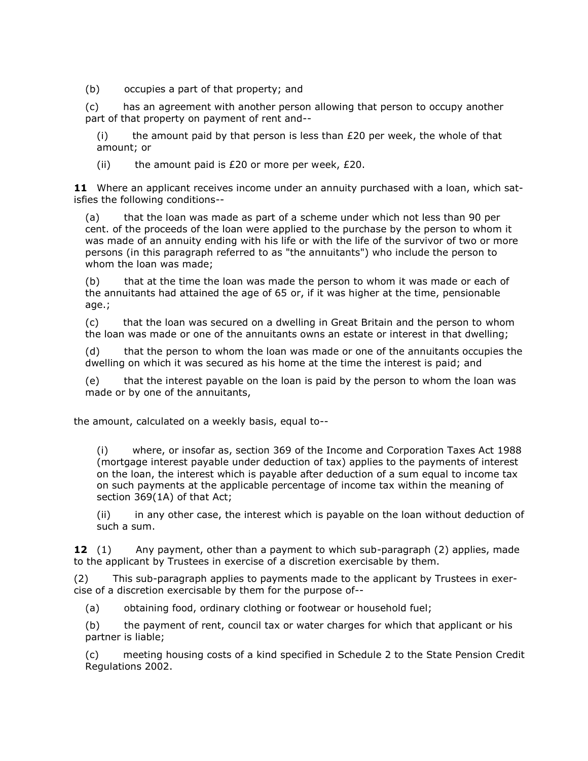(b) occupies a part of that property; and

(c) has an agreement with another person allowing that person to occupy another part of that property on payment of rent and--

(i) the amount paid by that person is less than £20 per week, the whole of that amount; or

(ii) the amount paid is £20 or more per week, £20.

**11** Where an applicant receives income under an annuity purchased with a loan, which satisfies the following conditions--

(a) that the loan was made as part of a scheme under which not less than 90 per cent. of the proceeds of the loan were applied to the purchase by the person to whom it was made of an annuity ending with his life or with the life of the survivor of two or more persons (in this paragraph referred to as "the annuitants") who include the person to whom the loan was made;

(b) that at the time the loan was made the person to whom it was made or each of the annuitants had attained the age of 65 or, if it was higher at the time, pensionable age.;

(c) that the loan was secured on a dwelling in Great Britain and the person to whom the loan was made or one of the annuitants owns an estate or interest in that dwelling;

(d) that the person to whom the loan was made or one of the annuitants occupies the dwelling on which it was secured as his home at the time the interest is paid; and

(e) that the interest payable on the loan is paid by the person to whom the loan was made or by one of the annuitants,

the amount, calculated on a weekly basis, equal to--

(i) where, or insofar as, section 369 of the Income and Corporation Taxes Act 1988 (mortgage interest payable under deduction of tax) applies to the payments of interest on the loan, the interest which is payable after deduction of a sum equal to income tax on such payments at the applicable percentage of income tax within the meaning of section 369(1A) of that Act;

(ii) in any other case, the interest which is payable on the loan without deduction of such a sum.

**12** (1) Any payment, other than a payment to which sub-paragraph (2) applies, made to the applicant by Trustees in exercise of a discretion exercisable by them.

(2) This sub-paragraph applies to payments made to the applicant by Trustees in exercise of a discretion exercisable by them for the purpose of--

(a) obtaining food, ordinary clothing or footwear or household fuel;

(b) the payment of rent, council tax or water charges for which that applicant or his partner is liable;

(c) meeting housing costs of a kind specified in Schedule 2 to the State Pension Credit Regulations 2002.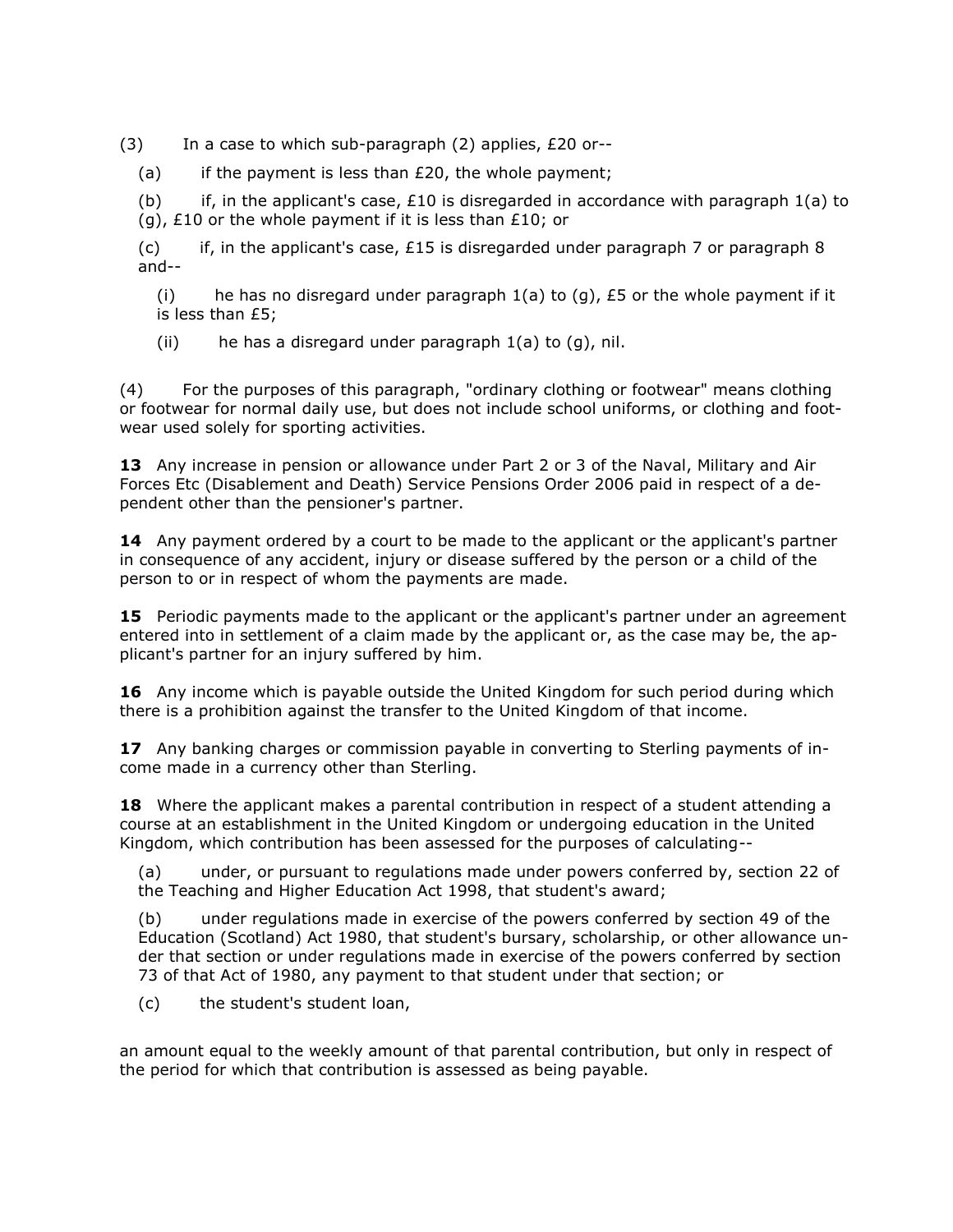(3) In a case to which sub-paragraph (2) applies, £20 or--

(a) if the payment is less than £20, the whole payment;

(b) if, in the applicant's case, £10 is disregarded in accordance with paragraph 1(a) to (g), £10 or the whole payment if it is less than £10; or

(c) if, in the applicant's case, £15 is disregarded under paragraph 7 or paragraph 8 and--

(i) he has no disregard under paragraph 1(a) to (g), £5 or the whole payment if it is less than £5;

(ii) he has a disregard under paragraph 1(a) to (g), nil.

(4) For the purposes of this paragraph, "ordinary clothing or footwear" means clothing or footwear for normal daily use, but does not include school uniforms, or clothing and footwear used solely for sporting activities.

**13** Any increase in pension or allowance under Part 2 or 3 of the Naval, Military and Air Forces Etc (Disablement and Death) Service Pensions Order 2006 paid in respect of a dependent other than the pensioner's partner.

**14** Any payment ordered by a court to be made to the applicant or the applicant's partner in consequence of any accident, injury or disease suffered by the person or a child of the person to or in respect of whom the payments are made.

**15** Periodic payments made to the applicant or the applicant's partner under an agreement entered into in settlement of a claim made by the applicant or, as the case may be, the applicant's partner for an injury suffered by him.

**16** Any income which is payable outside the United Kingdom for such period during which there is a prohibition against the transfer to the United Kingdom of that income.

**17** Any banking charges or commission payable in converting to Sterling payments of income made in a currency other than Sterling.

**18** Where the applicant makes a parental contribution in respect of a student attending a course at an establishment in the United Kingdom or undergoing education in the United Kingdom, which contribution has been assessed for the purposes of calculating--

(a) under, or pursuant to regulations made under powers conferred by, section 22 of the Teaching and Higher Education Act 1998, that student's award;

(b) under regulations made in exercise of the powers conferred by section 49 of the Education (Scotland) Act 1980, that student's bursary, scholarship, or other allowance under that section or under regulations made in exercise of the powers conferred by section 73 of that Act of 1980, any payment to that student under that section; or

(c) the student's student loan,

an amount equal to the weekly amount of that parental contribution, but only in respect of the period for which that contribution is assessed as being payable.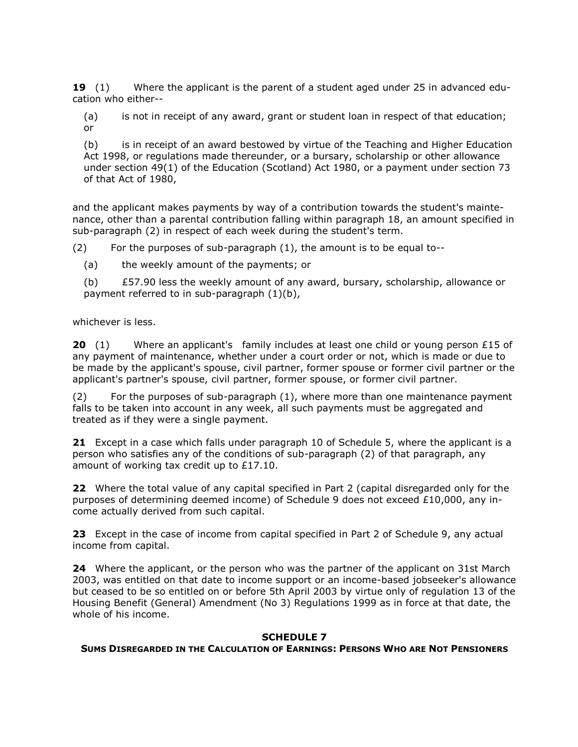**19** (1) Where the applicant is the parent of a student aged under 25 in advanced education who either--

(a) is not in receipt of any award, grant or student loan in respect of that education; or

(b) is in receipt of an award bestowed by virtue of the Teaching and Higher Education Act 1998, or regulations made thereunder, or a bursary, scholarship or other allowance under section 49(1) of the Education (Scotland) Act 1980, or a payment under section 73 of that Act of 1980,

and the applicant makes payments by way of a contribution towards the student's maintenance, other than a parental contribution falling within paragraph 18, an amount specified in sub-paragraph (2) in respect of each week during the student's term.

(2) For the purposes of sub-paragraph (1), the amount is to be equal to--

(a) the weekly amount of the payments; or

(b) £57.90 less the weekly amount of any award, bursary, scholarship, allowance or payment referred to in sub-paragraph (1)(b),

whichever is less.

**20** (1) Where an applicant's family includes at least one child or young person £15 of any payment of maintenance, whether under a court order or not, which is made or due to be made by the applicant's spouse, civil partner, former spouse or former civil partner or the applicant's partner's spouse, civil partner, former spouse, or former civil partner.

(2) For the purposes of sub-paragraph (1), where more than one maintenance payment falls to be taken into account in any week, all such payments must be aggregated and treated as if they were a single payment.

**21** Except in a case which falls under paragraph 10 of Schedule 5, where the applicant is a person who satisfies any of the conditions of sub-paragraph (2) of that paragraph, any amount of working tax credit up to £17.10.

**22** Where the total value of any capital specified in Part 2 (capital disregarded only for the purposes of determining deemed income) of Schedule 9 does not exceed £10,000, any income actually derived from such capital.

**23** Except in the case of income from capital specified in Part 2 of Schedule 9, any actual income from capital.

**24** Where the applicant, or the person who was the partner of the applicant on 31st March 2003, was entitled on that date to income support or an income-based jobseeker's allowance but ceased to be so entitled on or before 5th April 2003 by virtue only of regulation 13 of the Housing Benefit (General) Amendment (No 3) Regulations 1999 as in force at that date, the whole of his income.

## SCHEDULE 7

### SUMS DISREGARDED IN THE CALCULATION OF EARNINGS: PERSONS WHO ARE NOT PENSIONERS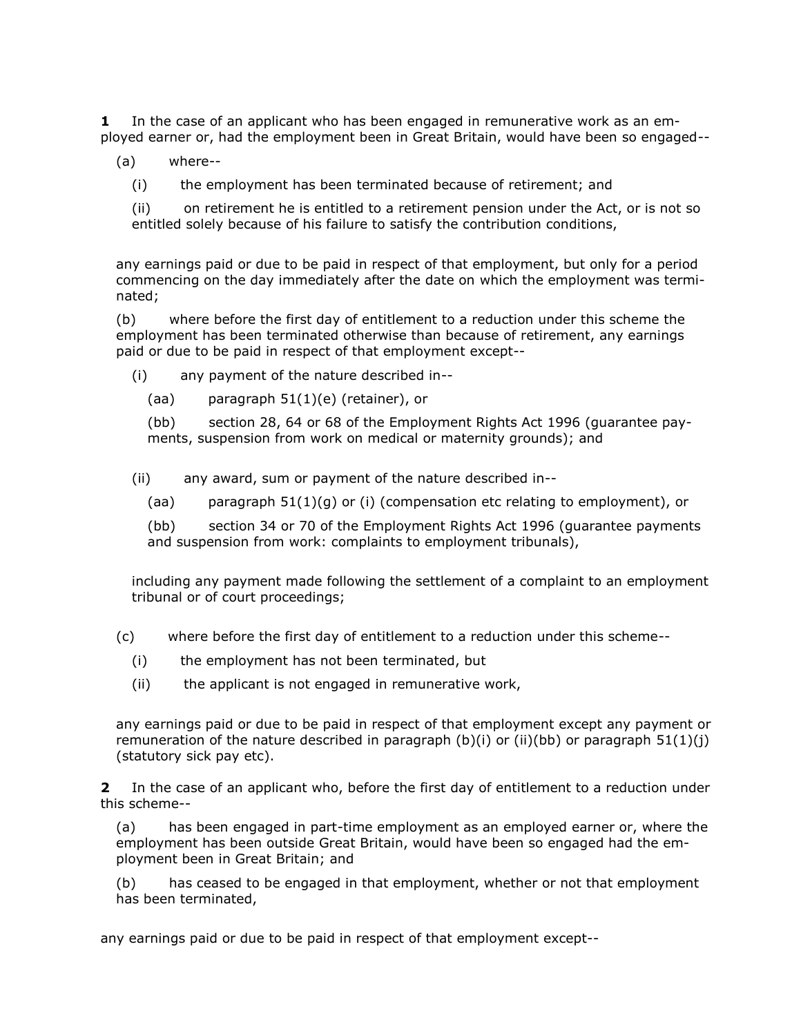**1** In the case of an applicant who has been engaged in remunerative work as an employed earner or, had the employment been in Great Britain, would have been so engaged--

(a) where--

(i) the employment has been terminated because of retirement; and

(ii) on retirement he is entitled to a retirement pension under the Act, or is not so entitled solely because of his failure to satisfy the contribution conditions,

any earnings paid or due to be paid in respect of that employment, but only for a period commencing on the day immediately after the date on which the employment was terminated;

(b) where before the first day of entitlement to a reduction under this scheme the employment has been terminated otherwise than because of retirement, any earnings paid or due to be paid in respect of that employment except--

(i) any payment of the nature described in--

(aa) paragraph 51(1)(e) (retainer), or

(bb) section 28, 64 or 68 of the Employment Rights Act 1996 (guarantee payments, suspension from work on medical or maternity grounds); and

(ii) any award, sum or payment of the nature described in--

(aa) paragraph 51(1)(g) or (i) (compensation etc relating to employment), or

(bb) section 34 or 70 of the Employment Rights Act 1996 (guarantee payments and suspension from work: complaints to employment tribunals),

including any payment made following the settlement of a complaint to an employment tribunal or of court proceedings;

(c) where before the first day of entitlement to a reduction under this scheme--

(i) the employment has not been terminated, but

(ii) the applicant is not engaged in remunerative work,

any earnings paid or due to be paid in respect of that employment except any payment or remuneration of the nature described in paragraph (b)(i) or (ii)(bb) or paragraph 51(1)(j) (statutory sick pay etc).

**2** In the case of an applicant who, before the first day of entitlement to a reduction under this scheme--

(a) has been engaged in part-time employment as an employed earner or, where the employment has been outside Great Britain, would have been so engaged had the employment been in Great Britain; and

(b) has ceased to be engaged in that employment, whether or not that employment has been terminated,

any earnings paid or due to be paid in respect of that employment except--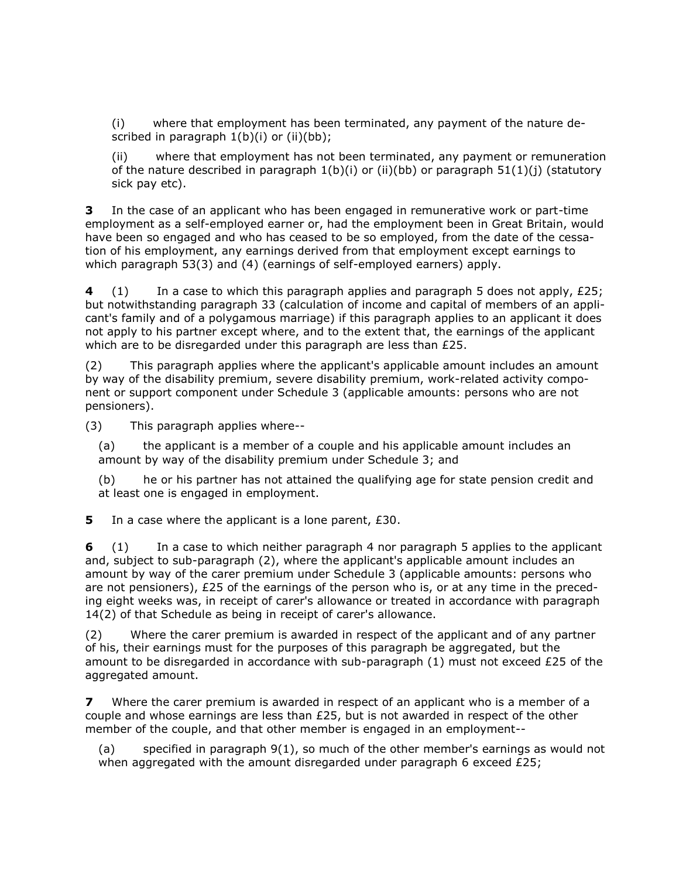(i) where that employment has been terminated, any payment of the nature described in paragraph 1(b)(i) or (ii)(bb);

(ii) where that employment has not been terminated, any payment or remuneration of the nature described in paragraph 1(b)(i) or (ii)(bb) or paragraph 51(1)(j) (statutory sick pay etc).

**3** In the case of an applicant who has been engaged in remunerative work or part-time employment as a self-employed earner or, had the employment been in Great Britain, would have been so engaged and who has ceased to be so employed, from the date of the cessation of his employment, any earnings derived from that employment except earnings to which paragraph 53(3) and (4) (earnings of self-employed earners) apply.

**4** (1) In a case to which this paragraph applies and paragraph 5 does not apply, £25; but notwithstanding paragraph 33 (calculation of income and capital of members of an applicant's family and of a polygamous marriage) if this paragraph applies to an applicant it does not apply to his partner except where, and to the extent that, the earnings of the applicant which are to be disregarded under this paragraph are less than £25.

(2) This paragraph applies where the applicant's applicable amount includes an amount by way of the disability premium, severe disability premium, work-related activity component or support component under Schedule 3 (applicable amounts: persons who are not pensioners).

(3) This paragraph applies where--

(a) the applicant is a member of a couple and his applicable amount includes an amount by way of the disability premium under Schedule 3; and

(b) he or his partner has not attained the qualifying age for state pension credit and at least one is engaged in employment.

**5** In a case where the applicant is a lone parent, £30.

**6** (1) In a case to which neither paragraph 4 nor paragraph 5 applies to the applicant and, subject to sub-paragraph (2), where the applicant's applicable amount includes an amount by way of the carer premium under Schedule 3 (applicable amounts: persons who are not pensioners), £25 of the earnings of the person who is, or at any time in the preceding eight weeks was, in receipt of carer's allowance or treated in accordance with paragraph 14(2) of that Schedule as being in receipt of carer's allowance.

(2) Where the carer premium is awarded in respect of the applicant and of any partner of his, their earnings must for the purposes of this paragraph be aggregated, but the amount to be disregarded in accordance with sub-paragraph (1) must not exceed £25 of the aggregated amount.

**7** Where the carer premium is awarded in respect of an applicant who is a member of a couple and whose earnings are less than £25, but is not awarded in respect of the other member of the couple, and that other member is engaged in an employment--

(a) specified in paragraph 9(1), so much of the other member's earnings as would not when aggregated with the amount disregarded under paragraph 6 exceed £25;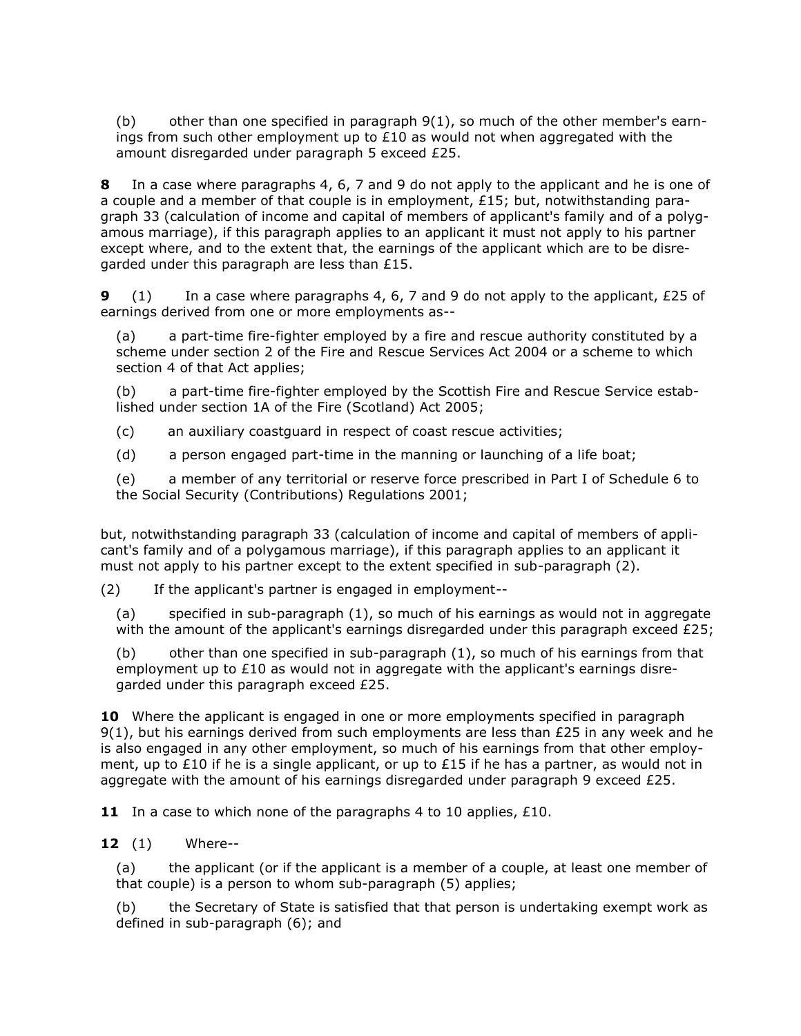(b) other than one specified in paragraph 9(1), so much of the other member's earnings from such other employment up to £10 as would not when aggregated with the amount disregarded under paragraph 5 exceed £25.

**8** In a case where paragraphs 4, 6, 7 and 9 do not apply to the applicant and he is one of a couple and a member of that couple is in employment, £15; but, notwithstanding paragraph 33 (calculation of income and capital of members of applicant's family and of a polygamous marriage), if this paragraph applies to an applicant it must not apply to his partner except where, and to the extent that, the earnings of the applicant which are to be disregarded under this paragraph are less than £15.

**9** (1) In a case where paragraphs 4, 6, 7 and 9 do not apply to the applicant, £25 of earnings derived from one or more employments as--

(a) a part-time fire-fighter employed by a fire and rescue authority constituted by a scheme under section 2 of the Fire and Rescue Services Act 2004 or a scheme to which section 4 of that Act applies;

(b) a part-time fire-fighter employed by the Scottish Fire and Rescue Service established under section 1A of the Fire (Scotland) Act 2005;

(c) an auxiliary coastguard in respect of coast rescue activities;

(d) a person engaged part-time in the manning or launching of a life boat;

(e) a member of any territorial or reserve force prescribed in Part I of Schedule 6 to the Social Security (Contributions) Regulations 2001;

but, notwithstanding paragraph 33 (calculation of income and capital of members of applicant's family and of a polygamous marriage), if this paragraph applies to an applicant it must not apply to his partner except to the extent specified in sub-paragraph (2).

(2) If the applicant's partner is engaged in employment--

(a) specified in sub-paragraph (1), so much of his earnings as would not in aggregate with the amount of the applicant's earnings disregarded under this paragraph exceed £25;

(b) other than one specified in sub-paragraph (1), so much of his earnings from that employment up to £10 as would not in aggregate with the applicant's earnings disregarded under this paragraph exceed £25.

**10** Where the applicant is engaged in one or more employments specified in paragraph 9(1), but his earnings derived from such employments are less than £25 in any week and he is also engaged in any other employment, so much of his earnings from that other employment, up to £10 if he is a single applicant, or up to £15 if he has a partner, as would not in aggregate with the amount of his earnings disregarded under paragraph 9 exceed £25.

**11** In a case to which none of the paragraphs 4 to 10 applies, £10.

**12** (1) Where--

(a) the applicant (or if the applicant is a member of a couple, at least one member of that couple) is a person to whom sub-paragraph (5) applies;

(b) the Secretary of State is satisfied that that person is undertaking exempt work as defined in sub-paragraph (6); and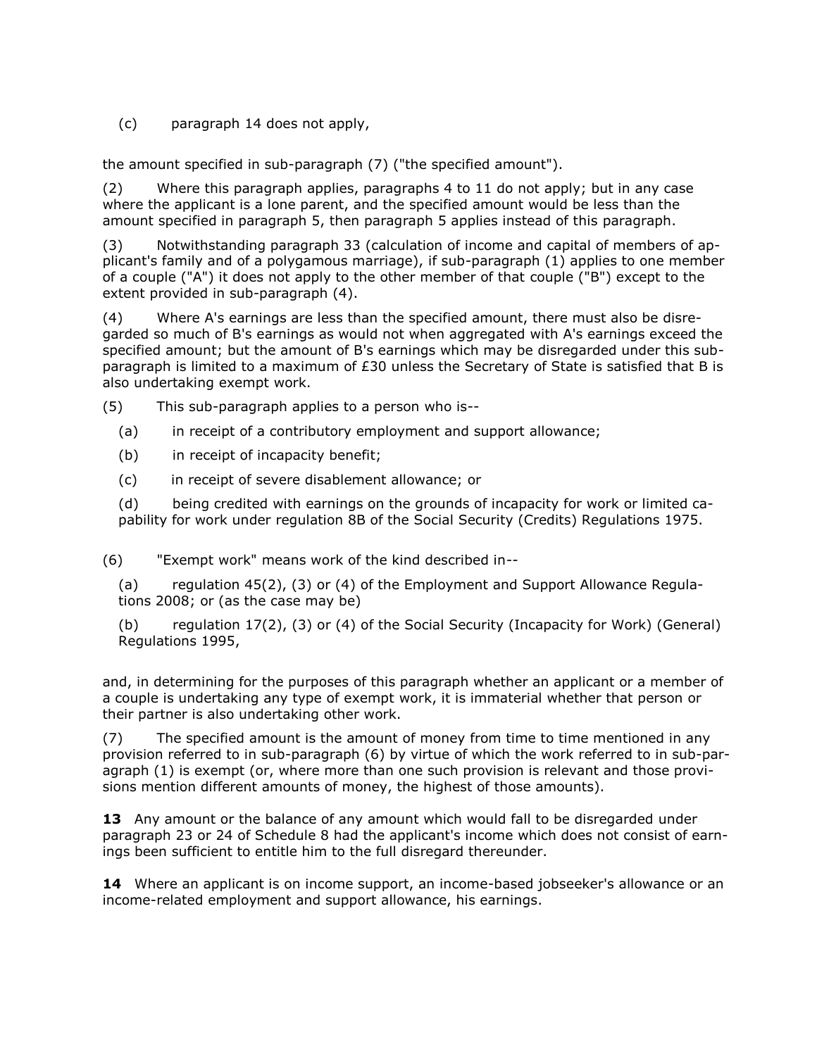(c) paragraph 14 does not apply,

the amount specified in sub-paragraph (7) ("the specified amount").

(2) Where this paragraph applies, paragraphs 4 to 11 do not apply; but in any case where the applicant is a lone parent, and the specified amount would be less than the amount specified in paragraph 5, then paragraph 5 applies instead of this paragraph.

(3) Notwithstanding paragraph 33 (calculation of income and capital of members of applicant's family and of a polygamous marriage), if sub-paragraph (1) applies to one member of a couple ("A") it does not apply to the other member of that couple ("B") except to the extent provided in sub-paragraph (4).

(4) Where A's earnings are less than the specified amount, there must also be disregarded so much of B's earnings as would not when aggregated with A's earnings exceed the specified amount; but the amount of B's earnings which may be disregarded under this sub-paragraph is limited to a maximum of £30 unless the Secretary of State is satisfied that B is also undertaking exempt work.

(5) This sub-paragraph applies to a person who is--

(a) in receipt of a contributory employment and support allowance;

(b) in receipt of incapacity benefit;

(c) in receipt of severe disablement allowance; or

(d) being credited with earnings on the grounds of incapacity for work or limited capability for work under regulation 8B of the Social Security (Credits) Regulations 1975.

(6) "Exempt work" means work of the kind described in--

(a) regulation 45(2), (3) or (4) of the Employment and Support Allowance Regulations 2008; or (as the case may be)

(b) regulation 17(2), (3) or (4) of the Social Security (Incapacity for Work) (General) Regulations 1995,

and, in determining for the purposes of this paragraph whether an applicant or a member of a couple is undertaking any type of exempt work, it is immaterial whether that person or their partner is also undertaking other work.

(7) The specified amount is the amount of money from time to time mentioned in any provision referred to in sub-paragraph (6) by virtue of which the work referred to in sub-paragraph (1) is exempt (or, where more than one such provision is relevant and those provisions mention different amounts of money, the highest of those amounts).

**13** Any amount or the balance of any amount which would fall to be disregarded under paragraph 23 or 24 of Schedule 8 had the applicant's income which does not consist of earnings been sufficient to entitle him to the full disregard thereunder.

**14** Where an applicant is on income support, an income-based jobseeker's allowance or an income-related employment and support allowance, his earnings.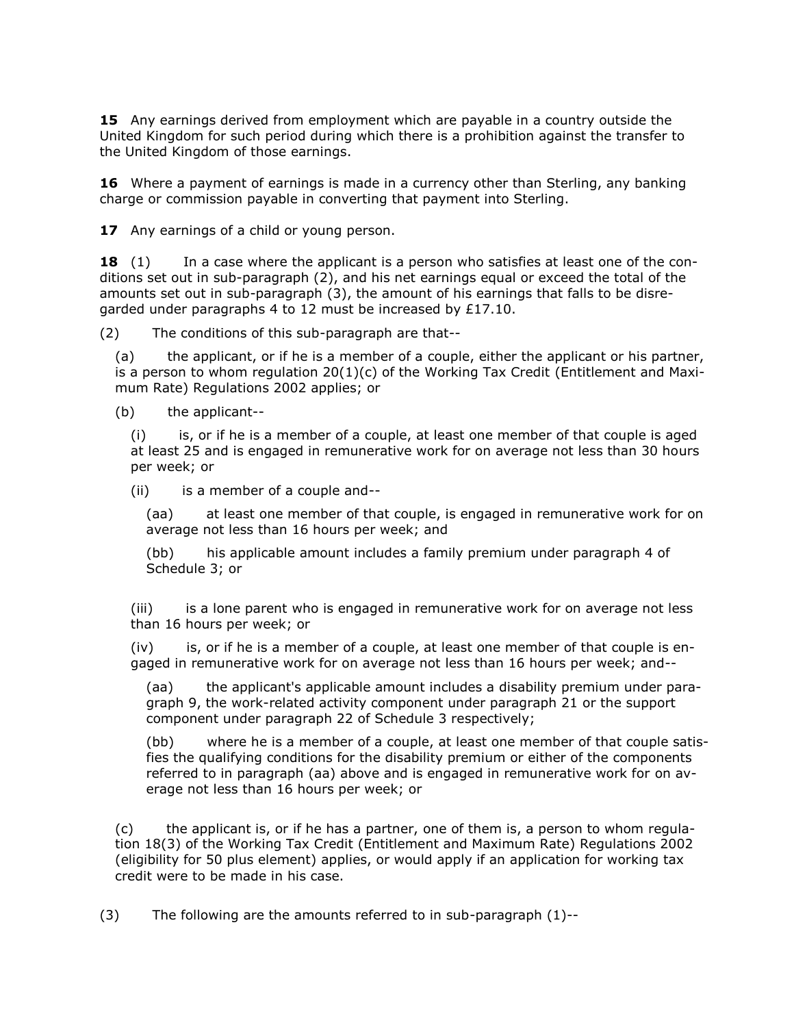**15** Any earnings derived from employment which are payable in a country outside the United Kingdom for such period during which there is a prohibition against the transfer to the United Kingdom of those earnings.

**16** Where a payment of earnings is made in a currency other than Sterling, any banking charge or commission payable in converting that payment into Sterling.

**17** Any earnings of a child or young person.

**18** (1) In a case where the applicant is a person who satisfies at least one of the conditions set out in sub-paragraph (2), and his net earnings equal or exceed the total of the amounts set out in sub-paragraph (3), the amount of his earnings that falls to be disregarded under paragraphs 4 to 12 must be increased by £17.10.

(2) The conditions of this sub-paragraph are that--

(a) the applicant, or if he is a member of a couple, either the applicant or his partner, is a person to whom regulation 20(1)(c) of the Working Tax Credit (Entitlement and Maximum Rate) Regulations 2002 applies; or

(b) the applicant--

(i) is, or if he is a member of a couple, at least one member of that couple is aged at least 25 and is engaged in remunerative work for on average not less than 30 hours per week; or

(ii) is a member of a couple and--

(aa) at least one member of that couple, is engaged in remunerative work for on average not less than 16 hours per week; and

(bb) his applicable amount includes a family premium under paragraph 4 of Schedule 3; or

(iii) is a lone parent who is engaged in remunerative work for on average not less than 16 hours per week; or

(iv) is, or if he is a member of a couple, at least one member of that couple is engaged in remunerative work for on average not less than 16 hours per week; and--

(aa) the applicant's applicable amount includes a disability premium under paragraph 9, the work-related activity component under paragraph 21 or the support component under paragraph 22 of Schedule 3 respectively;

(bb) where he is a member of a couple, at least one member of that couple satisfies the qualifying conditions for the disability premium or either of the components referred to in paragraph (aa) above and is engaged in remunerative work for on average not less than 16 hours per week; or

(c) the applicant is, or if he has a partner, one of them is, a person to whom regulation 18(3) of the Working Tax Credit (Entitlement and Maximum Rate) Regulations 2002 (eligibility for 50 plus element) applies, or would apply if an application for working tax credit were to be made in his case.

(3) The following are the amounts referred to in sub-paragraph (1)--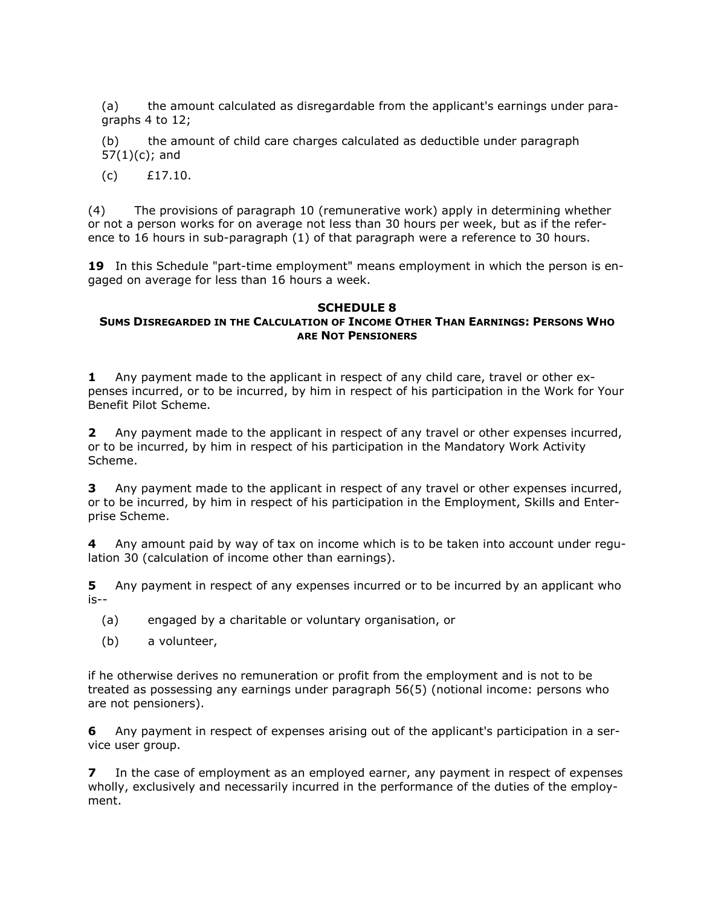(a) the amount calculated as disregardable from the applicant's earnings under paragraphs 4 to 12;

(b) the amount of child care charges calculated as deductible under paragraph 57(1)(c); and

(c) £17.10.

(4) The provisions of paragraph 10 (remunerative work) apply in determining whether or not a person works for on average not less than 30 hours per week, but as if the reference to 16 hours in sub-paragraph (1) of that paragraph were a reference to 30 hours.

**19** In this Schedule "part-time employment" means employment in which the person is engaged on average for less than 16 hours a week.

## SCHEDULE 8
### Sums Disregarded in the Calculation of Income Other Than Earnings: Persons Who are Not Pensioners

**1** Any payment made to the applicant in respect of any child care, travel or other expenses incurred, or to be incurred, by him in respect of his participation in the Work for Your Benefit Pilot Scheme.

**2** Any payment made to the applicant in respect of any travel or other expenses incurred, or to be incurred, by him in respect of his participation in the Mandatory Work Activity Scheme.

**3** Any payment made to the applicant in respect of any travel or other expenses incurred, or to be incurred, by him in respect of his participation in the Employment, Skills and Enterprise Scheme.

**4** Any amount paid by way of tax on income which is to be taken into account under regulation 30 (calculation of income other than earnings).

**5** Any payment in respect of any expenses incurred or to be incurred by an applicant who is--

(a) engaged by a charitable or voluntary organisation, or

(b) a volunteer,

if he otherwise derives no remuneration or profit from the employment and is not to be treated as possessing any earnings under paragraph 56(5) (notional income: persons who are not pensioners).

**6** Any payment in respect of expenses arising out of the applicant's participation in a service user group.

**7** In the case of employment as an employed earner, any payment in respect of expenses wholly, exclusively and necessarily incurred in the performance of the duties of the employment.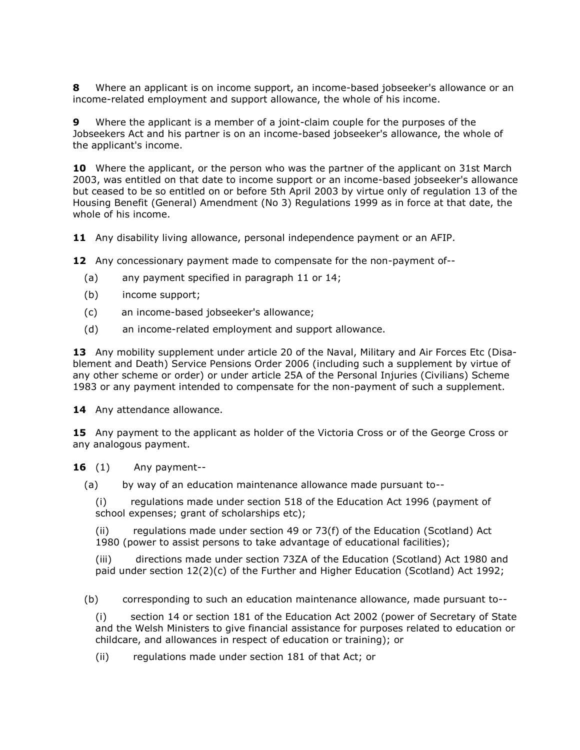**8** Where an applicant is on income support, an income-based jobseeker's allowance or an income-related employment and support allowance, the whole of his income.

**9** Where the applicant is a member of a joint-claim couple for the purposes of the Jobseekers Act and his partner is on an income-based jobseeker's allowance, the whole of the applicant's income.

**10** Where the applicant, or the person who was the partner of the applicant on 31st March 2003, was entitled on that date to income support or an income-based jobseeker's allowance but ceased to be so entitled on or before 5th April 2003 by virtue only of regulation 13 of the Housing Benefit (General) Amendment (No 3) Regulations 1999 as in force at that date, the whole of his income.

**11** Any disability living allowance, personal independence payment or an AFIP.

**12** Any concessionary payment made to compensate for the non-payment of--

(a) any payment specified in paragraph 11 or 14;

(b) income support;

(c) an income-based jobseeker's allowance;

(d) an income-related employment and support allowance.

**13** Any mobility supplement under article 20 of the Naval, Military and Air Forces Etc (Disablement and Death) Service Pensions Order 2006 (including such a supplement by virtue of any other scheme or order) or under article 25A of the Personal Injuries (Civilians) Scheme 1983 or any payment intended to compensate for the non-payment of such a supplement.

**14** Any attendance allowance.

**15** Any payment to the applicant as holder of the Victoria Cross or of the George Cross or any analogous payment.

**16** (1) Any payment--

(a) by way of an education maintenance allowance made pursuant to--

(i) regulations made under section 518 of the Education Act 1996 (payment of school expenses; grant of scholarships etc);

(ii) regulations made under section 49 or 73(f) of the Education (Scotland) Act 1980 (power to assist persons to take advantage of educational facilities);

(iii) directions made under section 73ZA of the Education (Scotland) Act 1980 and paid under section 12(2)(c) of the Further and Higher Education (Scotland) Act 1992;

(b) corresponding to such an education maintenance allowance, made pursuant to--

(i) section 14 or section 181 of the Education Act 2002 (power of Secretary of State and the Welsh Ministers to give financial assistance for purposes related to education or childcare, and allowances in respect of education or training); or

(ii) regulations made under section 181 of that Act; or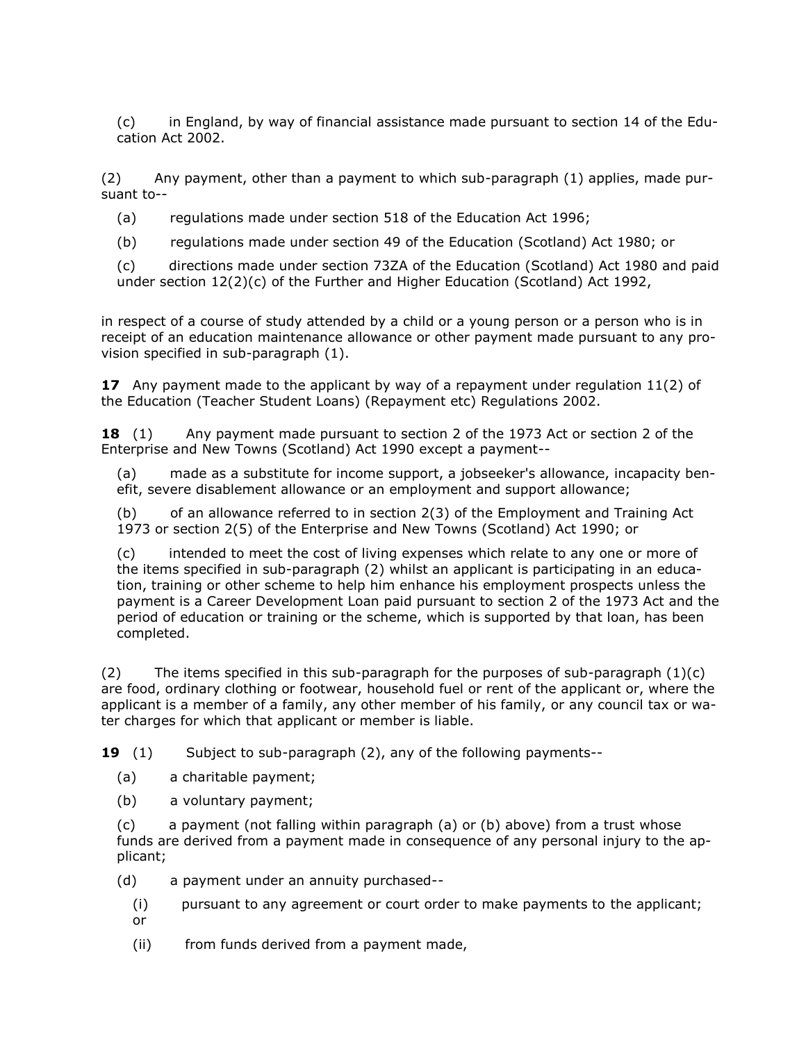(c) in England, by way of financial assistance made pursuant to section 14 of the Education Act 2002.

(2) Any payment, other than a payment to which sub-paragraph (1) applies, made pursuant to--

(a) regulations made under section 518 of the Education Act 1996;

(b) regulations made under section 49 of the Education (Scotland) Act 1980; or

(c) directions made under section 73ZA of the Education (Scotland) Act 1980 and paid under section 12(2)(c) of the Further and Higher Education (Scotland) Act 1992,

in respect of a course of study attended by a child or a young person or a person who is in receipt of an education maintenance allowance or other payment made pursuant to any provision specified in sub-paragraph (1).

**17** Any payment made to the applicant by way of a repayment under regulation 11(2) of the Education (Teacher Student Loans) (Repayment etc) Regulations 2002.

**18** (1) Any payment made pursuant to section 2 of the 1973 Act or section 2 of the Enterprise and New Towns (Scotland) Act 1990 except a payment--

(a) made as a substitute for income support, a jobseeker's allowance, incapacity benefit, severe disablement allowance or an employment and support allowance;

(b) of an allowance referred to in section 2(3) of the Employment and Training Act 1973 or section 2(5) of the Enterprise and New Towns (Scotland) Act 1990; or

(c) intended to meet the cost of living expenses which relate to any one or more of the items specified in sub-paragraph (2) whilst an applicant is participating in an education, training or other scheme to help him enhance his employment prospects unless the payment is a Career Development Loan paid pursuant to section 2 of the 1973 Act and the period of education or training or the scheme, which is supported by that loan, has been completed.

(2) The items specified in this sub-paragraph for the purposes of sub-paragraph (1)(c) are food, ordinary clothing or footwear, household fuel or rent of the applicant or, where the applicant is a member of a family, any other member of his family, or any council tax or water charges for which that applicant or member is liable.

**19** (1) Subject to sub-paragraph (2), any of the following payments--

(a) a charitable payment;

(b) a voluntary payment;

(c) a payment (not falling within paragraph (a) or (b) above) from a trust whose funds are derived from a payment made in consequence of any personal injury to the applicant;

(d) a payment under an annuity purchased--

(i) pursuant to any agreement or court order to make payments to the applicant; or

(ii) from funds derived from a payment made,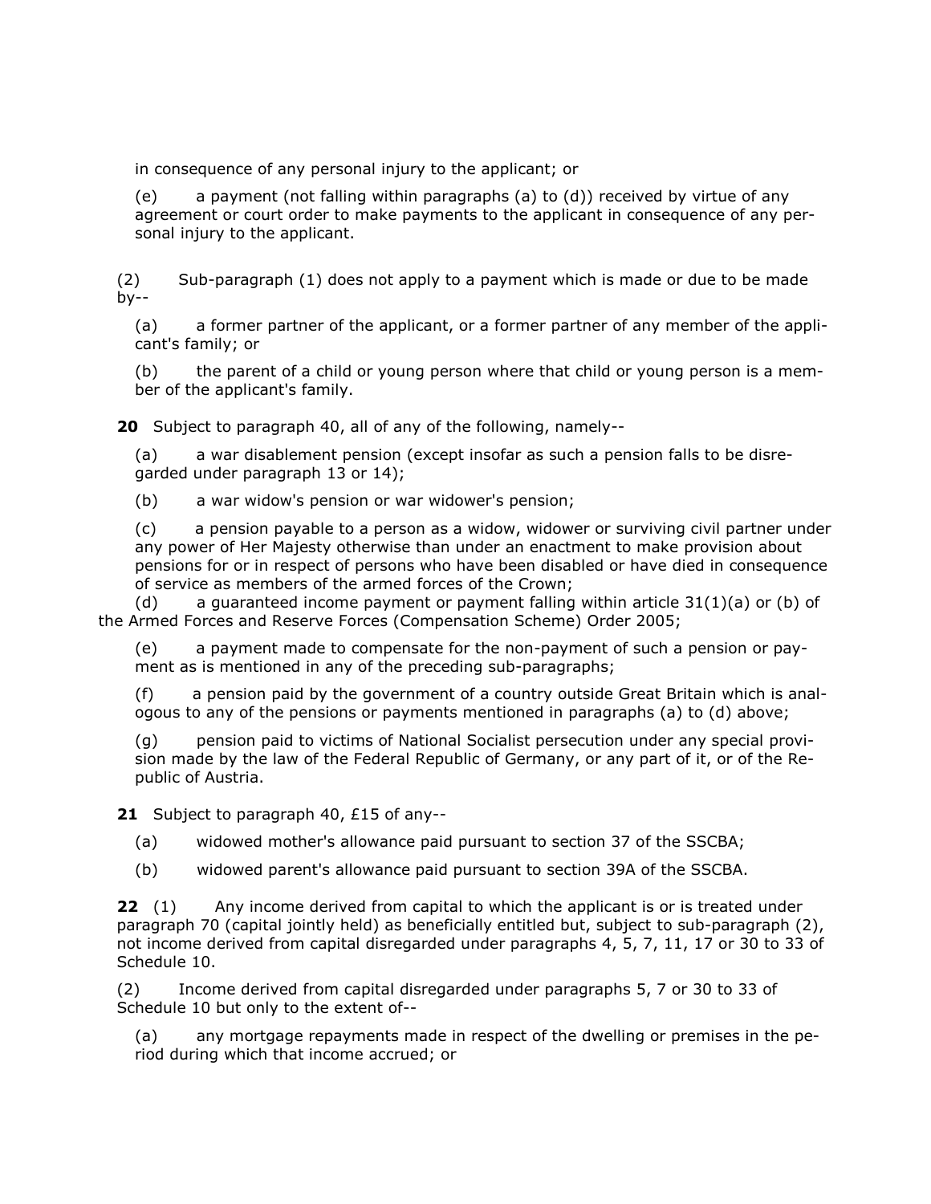in consequence of any personal injury to the applicant; or

(e) a payment (not falling within paragraphs (a) to (d)) received by virtue of any agreement or court order to make payments to the applicant in consequence of any personal injury to the applicant.

(2) Sub-paragraph (1) does not apply to a payment which is made or due to be made by--

(a) a former partner of the applicant, or a former partner of any member of the applicant's family; or

(b) the parent of a child or young person where that child or young person is a member of the applicant's family.

**20** Subject to paragraph 40, all of any of the following, namely--

(a) a war disablement pension (except insofar as such a pension falls to be disregarded under paragraph 13 or 14);

(b) a war widow's pension or war widower's pension;

(c) a pension payable to a person as a widow, widower or surviving civil partner under any power of Her Majesty otherwise than under an enactment to make provision about pensions for or in respect of persons who have been disabled or have died in consequence of service as members of the armed forces of the Crown;

(d) a guaranteed income payment or payment falling within article 31(1)(a) or (b) of the Armed Forces and Reserve Forces (Compensation Scheme) Order 2005;

(e) a payment made to compensate for the non-payment of such a pension or payment as is mentioned in any of the preceding sub-paragraphs;

(f) a pension paid by the government of a country outside Great Britain which is analogous to any of the pensions or payments mentioned in paragraphs (a) to (d) above;

(g) pension paid to victims of National Socialist persecution under any special provision made by the law of the Federal Republic of Germany, or any part of it, or of the Republic of Austria.

**21** Subject to paragraph 40, £15 of any--

(a) widowed mother's allowance paid pursuant to section 37 of the SSCBA;

(b) widowed parent's allowance paid pursuant to section 39A of the SSCBA.

**22** (1) Any income derived from capital to which the applicant is or is treated under paragraph 70 (capital jointly held) as beneficially entitled but, subject to sub-paragraph (2), not income derived from capital disregarded under paragraphs 4, 5, 7, 11, 17 or 30 to 33 of Schedule 10.

(2) Income derived from capital disregarded under paragraphs 5, 7 or 30 to 33 of Schedule 10 but only to the extent of--

(a) any mortgage repayments made in respect of the dwelling or premises in the period during which that income accrued; or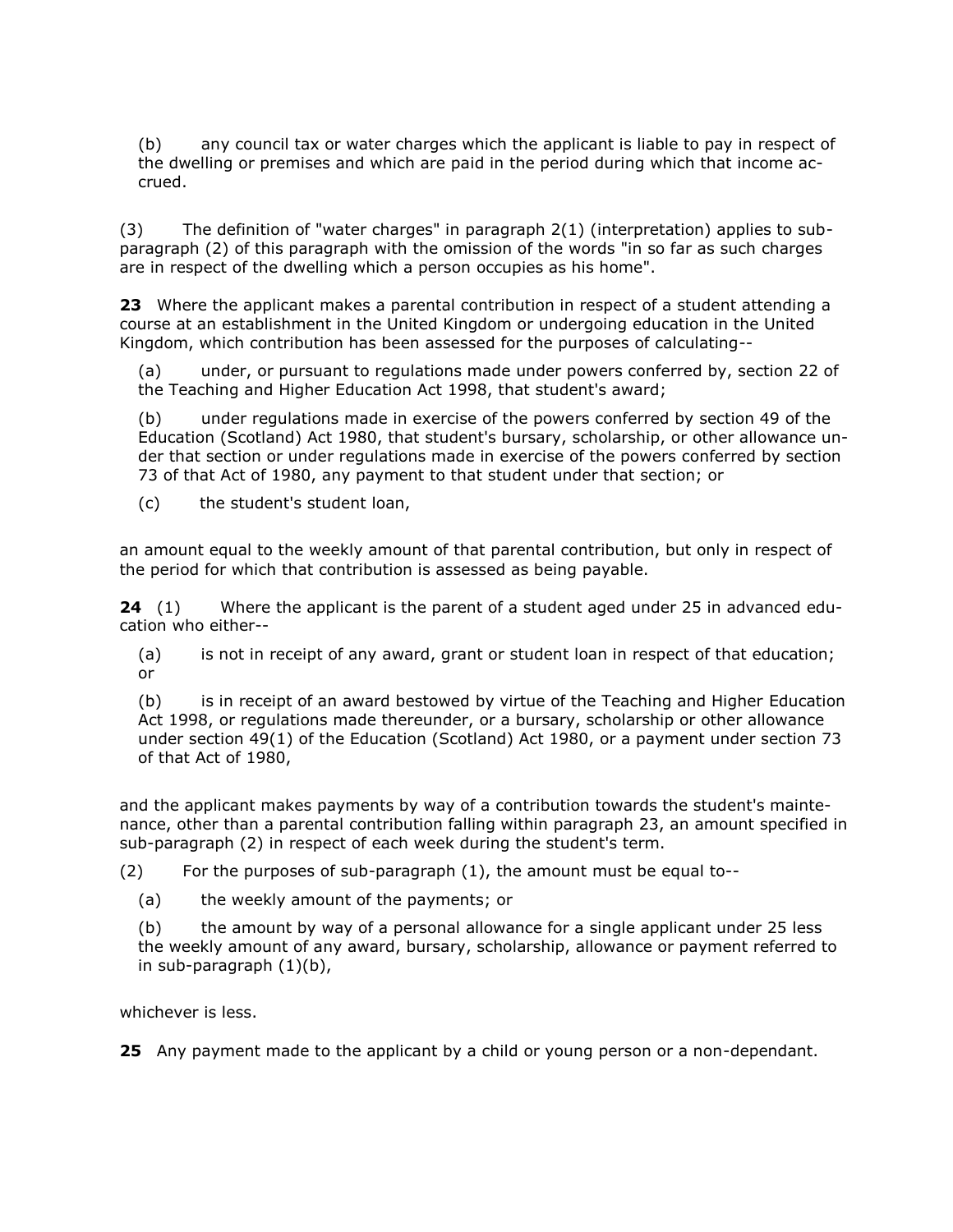(b) any council tax or water charges which the applicant is liable to pay in respect of the dwelling or premises and which are paid in the period during which that income accrued.

(3) The definition of "water charges" in paragraph 2(1) (interpretation) applies to sub-paragraph (2) of this paragraph with the omission of the words "in so far as such charges are in respect of the dwelling which a person occupies as his home".

**23** Where the applicant makes a parental contribution in respect of a student attending a course at an establishment in the United Kingdom or undergoing education in the United Kingdom, which contribution has been assessed for the purposes of calculating--

(a) under, or pursuant to regulations made under powers conferred by, section 22 of the Teaching and Higher Education Act 1998, that student's award;

(b) under regulations made in exercise of the powers conferred by section 49 of the Education (Scotland) Act 1980, that student's bursary, scholarship, or other allowance under that section or under regulations made in exercise of the powers conferred by section 73 of that Act of 1980, any payment to that student under that section; or

(c) the student's student loan,

an amount equal to the weekly amount of that parental contribution, but only in respect of the period for which that contribution is assessed as being payable.

**24** (1) Where the applicant is the parent of a student aged under 25 in advanced education who either--

(a) is not in receipt of any award, grant or student loan in respect of that education; or

(b) is in receipt of an award bestowed by virtue of the Teaching and Higher Education Act 1998, or regulations made thereunder, or a bursary, scholarship or other allowance under section 49(1) of the Education (Scotland) Act 1980, or a payment under section 73 of that Act of 1980,

and the applicant makes payments by way of a contribution towards the student's maintenance, other than a parental contribution falling within paragraph 23, an amount specified in sub-paragraph (2) in respect of each week during the student's term.

(2) For the purposes of sub-paragraph (1), the amount must be equal to--

(a) the weekly amount of the payments; or

(b) the amount by way of a personal allowance for a single applicant under 25 less the weekly amount of any award, bursary, scholarship, allowance or payment referred to in sub-paragraph (1)(b),

whichever is less.

**25** Any payment made to the applicant by a child or young person or a non-dependant.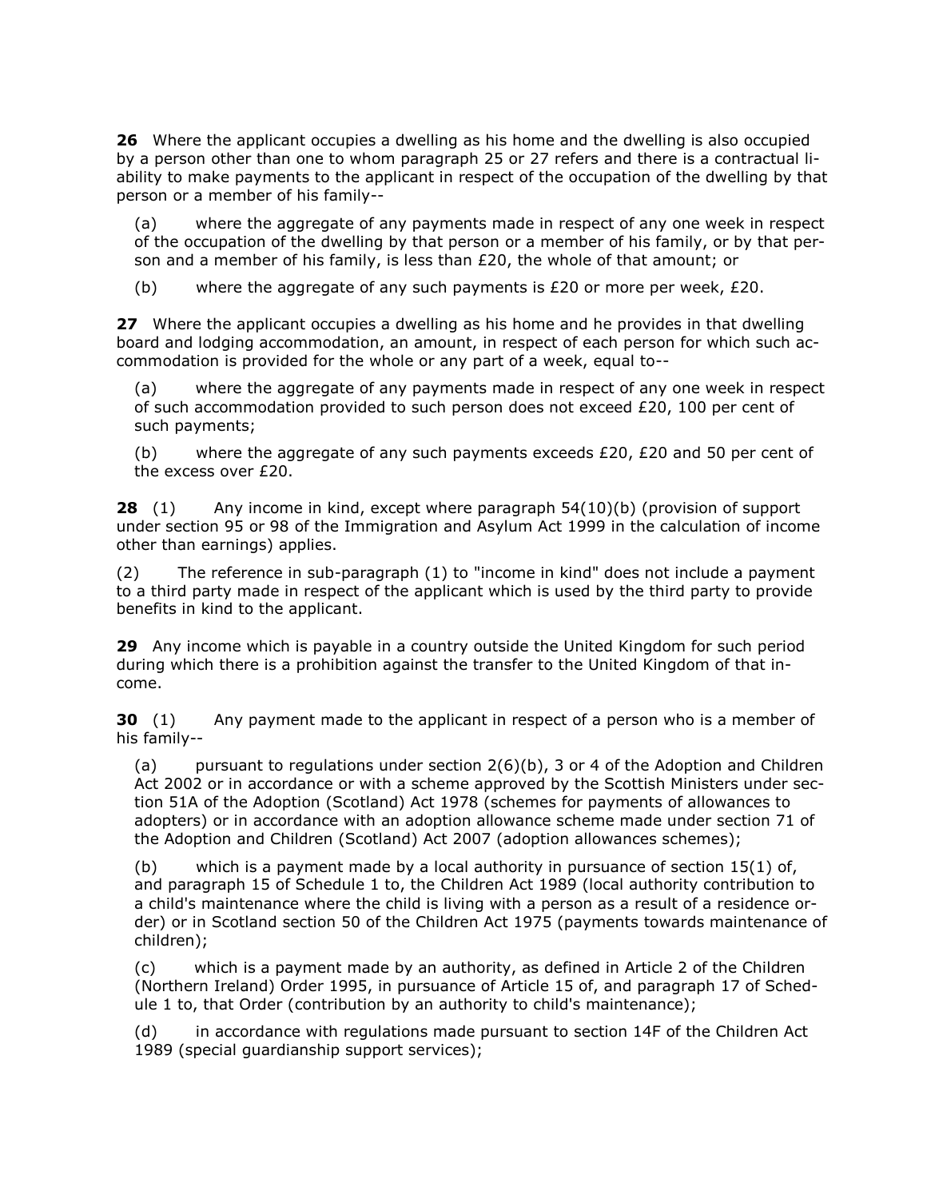**26** Where the applicant occupies a dwelling as his home and the dwelling is also occupied by a person other than one to whom paragraph 25 or 27 refers and there is a contractual liability to make payments to the applicant in respect of the occupation of the dwelling by that person or a member of his family--

(a) where the aggregate of any payments made in respect of any one week in respect of the occupation of the dwelling by that person or a member of his family, or by that person and a member of his family, is less than £20, the whole of that amount; or

(b) where the aggregate of any such payments is £20 or more per week, £20.

**27** Where the applicant occupies a dwelling as his home and he provides in that dwelling board and lodging accommodation, an amount, in respect of each person for which such accommodation is provided for the whole or any part of a week, equal to--

(a) where the aggregate of any payments made in respect of any one week in respect of such accommodation provided to such person does not exceed £20, 100 per cent of such payments;

(b) where the aggregate of any such payments exceeds £20, £20 and 50 per cent of the excess over £20.

**28** (1) Any income in kind, except where paragraph 54(10)(b) (provision of support under section 95 or 98 of the Immigration and Asylum Act 1999 in the calculation of income other than earnings) applies.

(2) The reference in sub-paragraph (1) to "income in kind" does not include a payment to a third party made in respect of the applicant which is used by the third party to provide benefits in kind to the applicant.

**29** Any income which is payable in a country outside the United Kingdom for such period during which there is a prohibition against the transfer to the United Kingdom of that income.

**30** (1) Any payment made to the applicant in respect of a person who is a member of his family--

(a) pursuant to regulations under section 2(6)(b), 3 or 4 of the Adoption and Children Act 2002 or in accordance or with a scheme approved by the Scottish Ministers under section 51A of the Adoption (Scotland) Act 1978 (schemes for payments of allowances to adopters) or in accordance with an adoption allowance scheme made under section 71 of the Adoption and Children (Scotland) Act 2007 (adoption allowances schemes);

(b) which is a payment made by a local authority in pursuance of section 15(1) of, and paragraph 15 of Schedule 1 to, the Children Act 1989 (local authority contribution to a child's maintenance where the child is living with a person as a result of a residence order) or in Scotland section 50 of the Children Act 1975 (payments towards maintenance of children);

(c) which is a payment made by an authority, as defined in Article 2 of the Children (Northern Ireland) Order 1995, in pursuance of Article 15 of, and paragraph 17 of Schedule 1 to, that Order (contribution by an authority to child's maintenance);

(d) in accordance with regulations made pursuant to section 14F of the Children Act 1989 (special guardianship support services);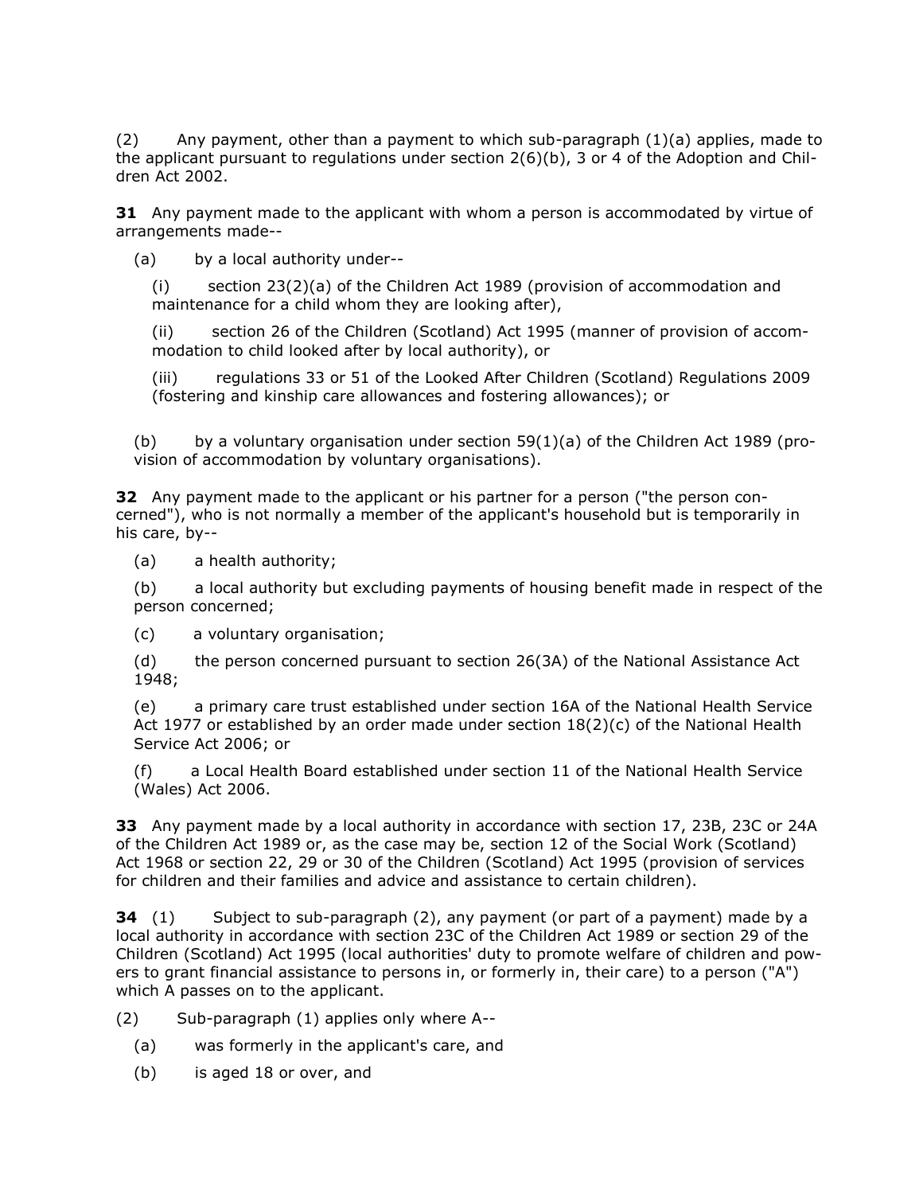(2) Any payment, other than a payment to which sub-paragraph (1)(a) applies, made to the applicant pursuant to regulations under section 2(6)(b), 3 or 4 of the Adoption and Children Act 2002.

**31** Any payment made to the applicant with whom a person is accommodated by virtue of arrangements made--

(a) by a local authority under--

(i) section 23(2)(a) of the Children Act 1989 (provision of accommodation and maintenance for a child whom they are looking after),

(ii) section 26 of the Children (Scotland) Act 1995 (manner of provision of accommodation to child looked after by local authority), or

(iii) regulations 33 or 51 of the Looked After Children (Scotland) Regulations 2009 (fostering and kinship care allowances and fostering allowances); or

(b) by a voluntary organisation under section 59(1)(a) of the Children Act 1989 (provision of accommodation by voluntary organisations).

**32** Any payment made to the applicant or his partner for a person ("the person concerned"), who is not normally a member of the applicant's household but is temporarily in his care, by--

(a) a health authority;

(b) a local authority but excluding payments of housing benefit made in respect of the person concerned;

(c) a voluntary organisation;

(d) the person concerned pursuant to section 26(3A) of the National Assistance Act 1948;

(e) a primary care trust established under section 16A of the National Health Service Act 1977 or established by an order made under section 18(2)(c) of the National Health Service Act 2006; or

(f) a Local Health Board established under section 11 of the National Health Service (Wales) Act 2006.

**33** Any payment made by a local authority in accordance with section 17, 23B, 23C or 24A of the Children Act 1989 or, as the case may be, section 12 of the Social Work (Scotland) Act 1968 or section 22, 29 or 30 of the Children (Scotland) Act 1995 (provision of services for children and their families and advice and assistance to certain children).

**34** (1) Subject to sub-paragraph (2), any payment (or part of a payment) made by a local authority in accordance with section 23C of the Children Act 1989 or section 29 of the Children (Scotland) Act 1995 (local authorities' duty to promote welfare of children and powers to grant financial assistance to persons in, or formerly in, their care) to a person ("A") which A passes on to the applicant.

(2) Sub-paragraph (1) applies only where A--

(a) was formerly in the applicant's care, and

(b) is aged 18 or over, and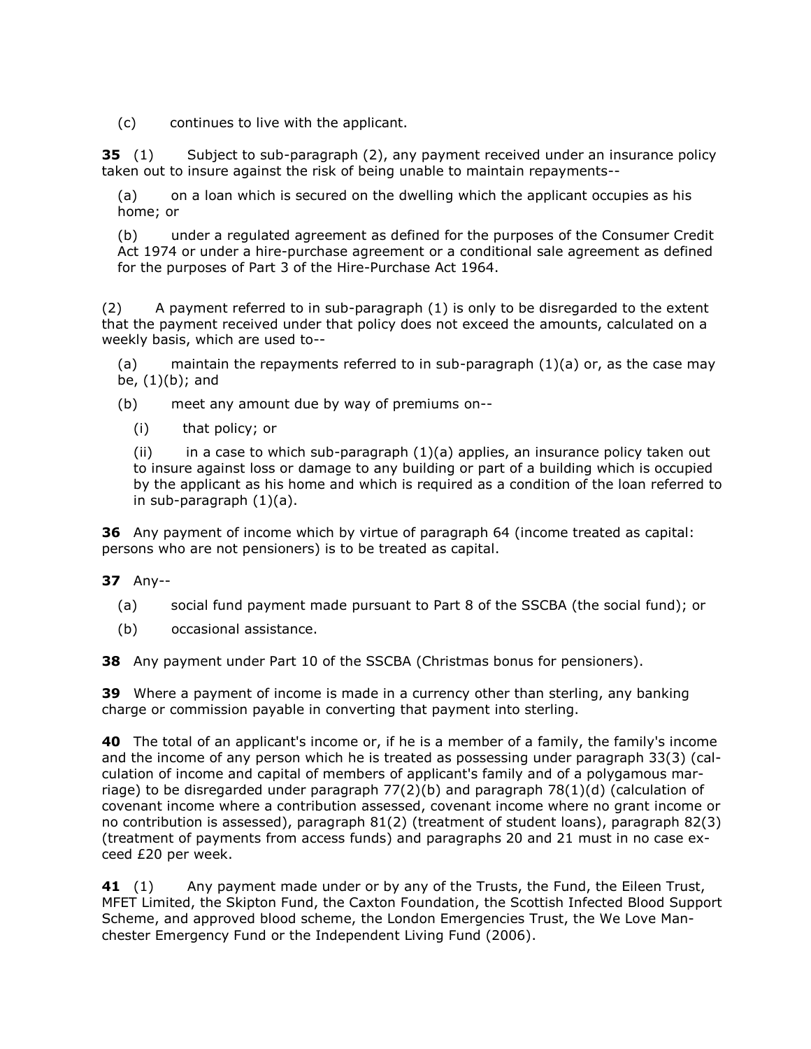(c) continues to live with the applicant.

**35** (1) Subject to sub-paragraph (2), any payment received under an insurance policy taken out to insure against the risk of being unable to maintain repayments--

(a) on a loan which is secured on the dwelling which the applicant occupies as his home; or

(b) under a regulated agreement as defined for the purposes of the Consumer Credit Act 1974 or under a hire-purchase agreement or a conditional sale agreement as defined for the purposes of Part 3 of the Hire-Purchase Act 1964.

(2) A payment referred to in sub-paragraph (1) is only to be disregarded to the extent that the payment received under that policy does not exceed the amounts, calculated on a weekly basis, which are used to--

(a) maintain the repayments referred to in sub-paragraph (1)(a) or, as the case may be, (1)(b); and

(b) meet any amount due by way of premiums on--

(i) that policy; or

(ii) in a case to which sub-paragraph (1)(a) applies, an insurance policy taken out to insure against loss or damage to any building or part of a building which is occupied by the applicant as his home and which is required as a condition of the loan referred to in sub-paragraph (1)(a).

**36** Any payment of income which by virtue of paragraph 64 (income treated as capital: persons who are not pensioners) is to be treated as capital.

**37** Any--

(a) social fund payment made pursuant to Part 8 of the SSCBA (the social fund); or

(b) occasional assistance.

**38** Any payment under Part 10 of the SSCBA (Christmas bonus for pensioners).

**39** Where a payment of income is made in a currency other than sterling, any banking charge or commission payable in converting that payment into sterling.

**40** The total of an applicant's income or, if he is a member of a family, the family's income and the income of any person which he is treated as possessing under paragraph 33(3) (calculation of income and capital of members of applicant's family and of a polygamous marriage) to be disregarded under paragraph 77(2)(b) and paragraph 78(1)(d) (calculation of covenant income where a contribution assessed, covenant income where no grant income or no contribution is assessed), paragraph 81(2) (treatment of student loans), paragraph 82(3) (treatment of payments from access funds) and paragraphs 20 and 21 must in no case exceed £20 per week.

**41** (1) Any payment made under or by any of the Trusts, the Fund, the Eileen Trust, MFET Limited, the Skipton Fund, the Caxton Foundation, the Scottish Infected Blood Support Scheme, and approved blood scheme, the London Emergencies Trust, the We Love Manchester Emergency Fund or the Independent Living Fund (2006).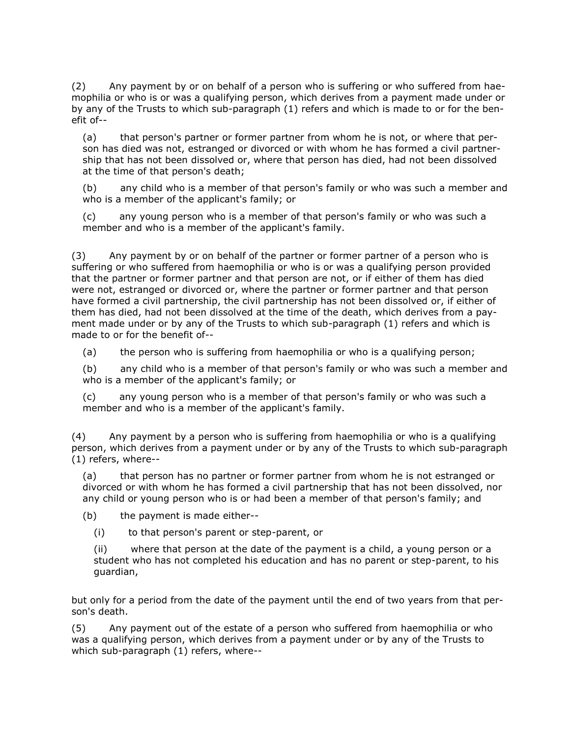(2) Any payment by or on behalf of a person who is suffering or who suffered from haemophilia or who is or was a qualifying person, which derives from a payment made under or by any of the Trusts to which sub-paragraph (1) refers and which is made to or for the benefit of--

(a) that person's partner or former partner from whom he is not, or where that person has died was not, estranged or divorced or with whom he has formed a civil partnership that has not been dissolved or, where that person has died, had not been dissolved at the time of that person's death;

(b) any child who is a member of that person's family or who was such a member and who is a member of the applicant's family; or

(c) any young person who is a member of that person's family or who was such a member and who is a member of the applicant's family.

(3) Any payment by or on behalf of the partner or former partner of a person who is suffering or who suffered from haemophilia or who is or was a qualifying person provided that the partner or former partner and that person are not, or if either of them has died were not, estranged or divorced or, where the partner or former partner and that person have formed a civil partnership, the civil partnership has not been dissolved or, if either of them has died, had not been dissolved at the time of the death, which derives from a payment made under or by any of the Trusts to which sub-paragraph (1) refers and which is made to or for the benefit of--

(a) the person who is suffering from haemophilia or who is a qualifying person;

(b) any child who is a member of that person's family or who was such a member and who is a member of the applicant's family; or

(c) any young person who is a member of that person's family or who was such a member and who is a member of the applicant's family.

(4) Any payment by a person who is suffering from haemophilia or who is a qualifying person, which derives from a payment under or by any of the Trusts to which sub-paragraph (1) refers, where--

(a) that person has no partner or former partner from whom he is not estranged or divorced or with whom he has formed a civil partnership that has not been dissolved, nor any child or young person who is or had been a member of that person's family; and

(b) the payment is made either--

(i) to that person's parent or step-parent, or

(ii) where that person at the date of the payment is a child, a young person or a student who has not completed his education and has no parent or step-parent, to his guardian,

but only for a period from the date of the payment until the end of two years from that person's death.

(5) Any payment out of the estate of a person who suffered from haemophilia or who was a qualifying person, which derives from a payment under or by any of the Trusts to which sub-paragraph (1) refers, where--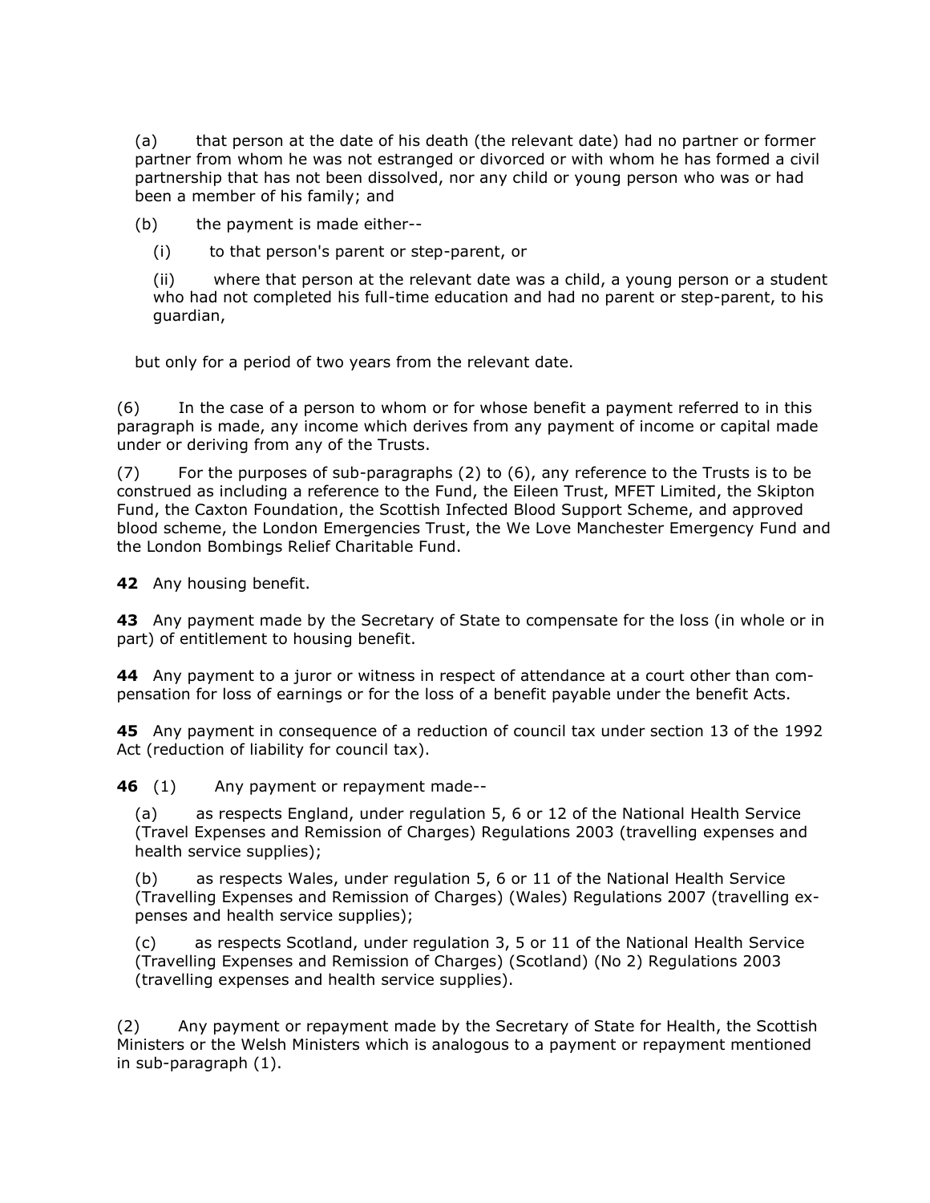(a) that person at the date of his death (the relevant date) had no partner or former partner from whom he was not estranged or divorced or with whom he has formed a civil partnership that has not been dissolved, nor any child or young person who was or had been a member of his family; and

(b) the payment is made either--

(i) to that person's parent or step-parent, or

(ii) where that person at the relevant date was a child, a young person or a student who had not completed his full-time education and had no parent or step-parent, to his guardian,

but only for a period of two years from the relevant date.

(6) In the case of a person to whom or for whose benefit a payment referred to in this paragraph is made, any income which derives from any payment of income or capital made under or deriving from any of the Trusts.

(7) For the purposes of sub-paragraphs (2) to (6), any reference to the Trusts is to be construed as including a reference to the Fund, the Eileen Trust, MFET Limited, the Skipton Fund, the Caxton Foundation, the Scottish Infected Blood Support Scheme, and approved blood scheme, the London Emergencies Trust, the We Love Manchester Emergency Fund and the London Bombings Relief Charitable Fund.

**42** Any housing benefit.

**43** Any payment made by the Secretary of State to compensate for the loss (in whole or in part) of entitlement to housing benefit.

**44** Any payment to a juror or witness in respect of attendance at a court other than compensation for loss of earnings or for the loss of a benefit payable under the benefit Acts.

**45** Any payment in consequence of a reduction of council tax under section 13 of the 1992 Act (reduction of liability for council tax).

**46** (1) Any payment or repayment made--

(a) as respects England, under regulation 5, 6 or 12 of the National Health Service (Travel Expenses and Remission of Charges) Regulations 2003 (travelling expenses and health service supplies);

(b) as respects Wales, under regulation 5, 6 or 11 of the National Health Service (Travelling Expenses and Remission of Charges) (Wales) Regulations 2007 (travelling expenses and health service supplies);

(c) as respects Scotland, under regulation 3, 5 or 11 of the National Health Service (Travelling Expenses and Remission of Charges) (Scotland) (No 2) Regulations 2003 (travelling expenses and health service supplies).

(2) Any payment or repayment made by the Secretary of State for Health, the Scottish Ministers or the Welsh Ministers which is analogous to a payment or repayment mentioned in sub-paragraph (1).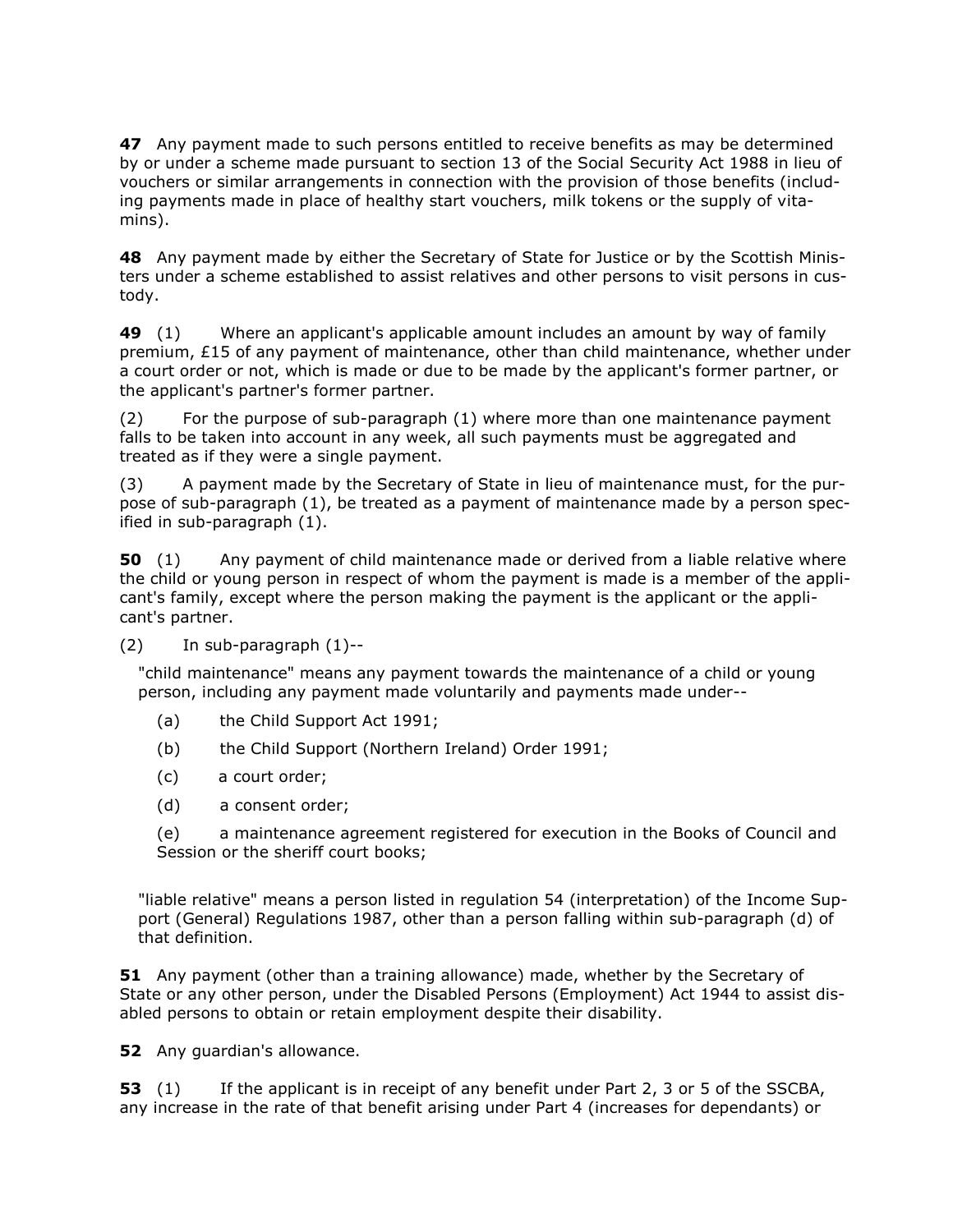**47** Any payment made to such persons entitled to receive benefits as may be determined by or under a scheme made pursuant to section 13 of the Social Security Act 1988 in lieu of vouchers or similar arrangements in connection with the provision of those benefits (including payments made in place of healthy start vouchers, milk tokens or the supply of vitamins).

**48** Any payment made by either the Secretary of State for Justice or by the Scottish Ministers under a scheme established to assist relatives and other persons to visit persons in custody.

**49** (1) Where an applicant's applicable amount includes an amount by way of family premium, £15 of any payment of maintenance, other than child maintenance, whether under a court order or not, which is made or due to be made by the applicant's former partner, or the applicant's partner's former partner.

(2) For the purpose of sub-paragraph (1) where more than one maintenance payment falls to be taken into account in any week, all such payments must be aggregated and treated as if they were a single payment.

(3) A payment made by the Secretary of State in lieu of maintenance must, for the purpose of sub-paragraph (1), be treated as a payment of maintenance made by a person specified in sub-paragraph (1).

**50** (1) Any payment of child maintenance made or derived from a liable relative where the child or young person in respect of whom the payment is made is a member of the applicant's family, except where the person making the payment is the applicant or the applicant's partner.

(2) In sub-paragraph (1)--

"child maintenance" means any payment towards the maintenance of a child or young person, including any payment made voluntarily and payments made under--

(a) the Child Support Act 1991;

(b) the Child Support (Northern Ireland) Order 1991;

(c) a court order;

(d) a consent order;

(e) a maintenance agreement registered for execution in the Books of Council and Session or the sheriff court books;

"liable relative" means a person listed in regulation 54 (interpretation) of the Income Support (General) Regulations 1987, other than a person falling within sub-paragraph (d) of that definition.

**51** Any payment (other than a training allowance) made, whether by the Secretary of State or any other person, under the Disabled Persons (Employment) Act 1944 to assist disabled persons to obtain or retain employment despite their disability.

**52** Any guardian's allowance.

**53** (1) If the applicant is in receipt of any benefit under Part 2, 3 or 5 of the SSCBA, any increase in the rate of that benefit arising under Part 4 (increases for dependants) or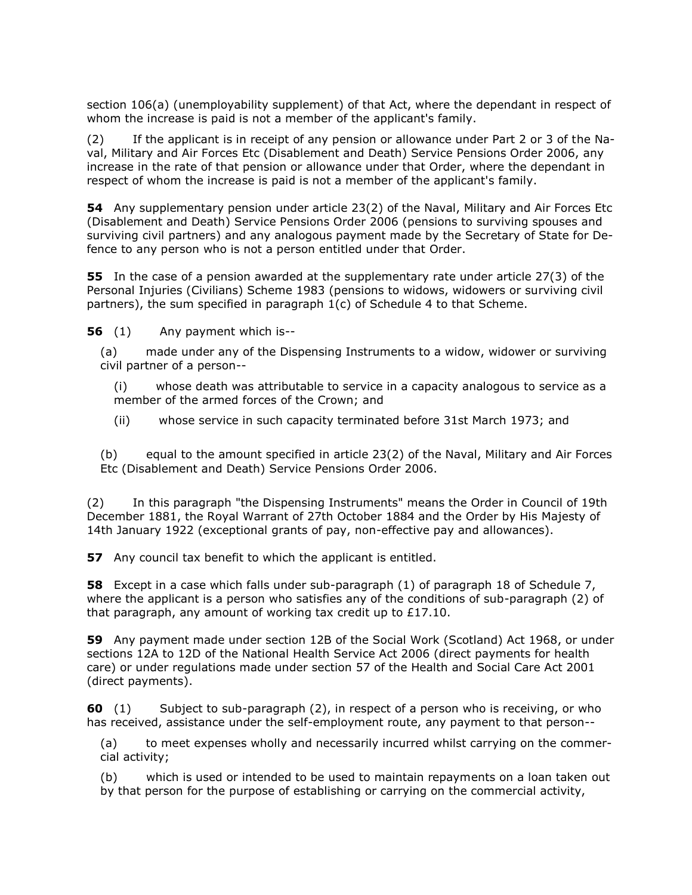section 106(a) (unemployability supplement) of that Act, where the dependant in respect of whom the increase is paid is not a member of the applicant's family.

(2) If the applicant is in receipt of any pension or allowance under Part 2 or 3 of the Naval, Military and Air Forces Etc (Disablement and Death) Service Pensions Order 2006, any increase in the rate of that pension or allowance under that Order, where the dependant in respect of whom the increase is paid is not a member of the applicant's family.

**54** Any supplementary pension under article 23(2) of the Naval, Military and Air Forces Etc (Disablement and Death) Service Pensions Order 2006 (pensions to surviving spouses and surviving civil partners) and any analogous payment made by the Secretary of State for Defence to any person who is not a person entitled under that Order.

**55** In the case of a pension awarded at the supplementary rate under article 27(3) of the Personal Injuries (Civilians) Scheme 1983 (pensions to widows, widowers or surviving civil partners), the sum specified in paragraph 1(c) of Schedule 4 to that Scheme.

**56** (1) Any payment which is--

(a) made under any of the Dispensing Instruments to a widow, widower or surviving civil partner of a person--

(i) whose death was attributable to service in a capacity analogous to service as a member of the armed forces of the Crown; and

(ii) whose service in such capacity terminated before 31st March 1973; and

(b) equal to the amount specified in article 23(2) of the Naval, Military and Air Forces Etc (Disablement and Death) Service Pensions Order 2006.

(2) In this paragraph "the Dispensing Instruments" means the Order in Council of 19th December 1881, the Royal Warrant of 27th October 1884 and the Order by His Majesty of 14th January 1922 (exceptional grants of pay, non-effective pay and allowances).

**57** Any council tax benefit to which the applicant is entitled.

**58** Except in a case which falls under sub-paragraph (1) of paragraph 18 of Schedule 7, where the applicant is a person who satisfies any of the conditions of sub-paragraph (2) of that paragraph, any amount of working tax credit up to £17.10.

**59** Any payment made under section 12B of the Social Work (Scotland) Act 1968, or under sections 12A to 12D of the National Health Service Act 2006 (direct payments for health care) or under regulations made under section 57 of the Health and Social Care Act 2001 (direct payments).

**60** (1) Subject to sub-paragraph (2), in respect of a person who is receiving, or who has received, assistance under the self-employment route, any payment to that person--

(a) to meet expenses wholly and necessarily incurred whilst carrying on the commercial activity;

(b) which is used or intended to be used to maintain repayments on a loan taken out by that person for the purpose of establishing or carrying on the commercial activity,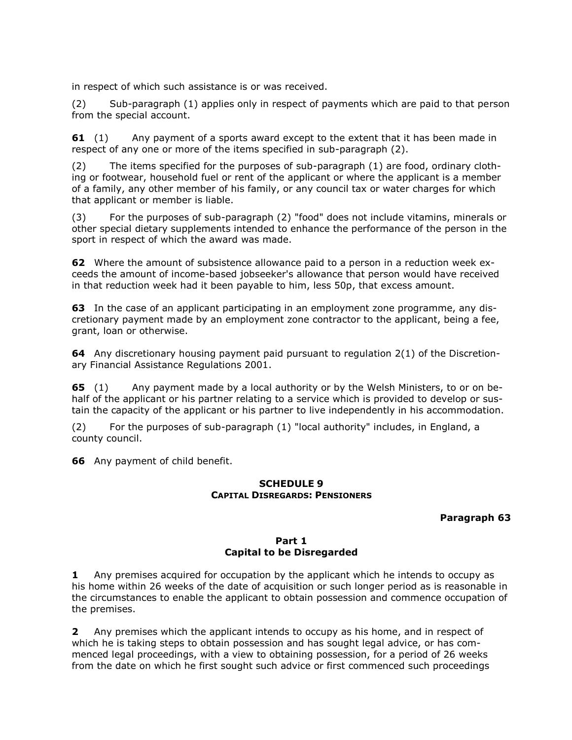in respect of which such assistance is or was received.

(2) Sub-paragraph (1) applies only in respect of payments which are paid to that person from the special account.

**61** (1) Any payment of a sports award except to the extent that it has been made in respect of any one or more of the items specified in sub-paragraph (2).

(2) The items specified for the purposes of sub-paragraph (1) are food, ordinary clothing or footwear, household fuel or rent of the applicant or where the applicant is a member of a family, any other member of his family, or any council tax or water charges for which that applicant or member is liable.

(3) For the purposes of sub-paragraph (2) "food" does not include vitamins, minerals or other special dietary supplements intended to enhance the performance of the person in the sport in respect of which the award was made.

**62** Where the amount of subsistence allowance paid to a person in a reduction week exceeds the amount of income-based jobseeker's allowance that person would have received in that reduction week had it been payable to him, less 50p, that excess amount.

**63** In the case of an applicant participating in an employment zone programme, any discretionary payment made by an employment zone contractor to the applicant, being a fee, grant, loan or otherwise.

**64** Any discretionary housing payment paid pursuant to regulation 2(1) of the Discretionary Financial Assistance Regulations 2001.

**65** (1) Any payment made by a local authority or by the Welsh Ministers, to or on behalf of the applicant or his partner relating to a service which is provided to develop or sustain the capacity of the applicant or his partner to live independently in his accommodation.

(2) For the purposes of sub-paragraph (1) "local authority" includes, in England, a county council.

**66** Any payment of child benefit.

## SCHEDULE 9
### CAPITAL DISREGARDS: PENSIONERS

**Paragraph 63**

### Part 1
### Capital to be Disregarded

**1** Any premises acquired for occupation by the applicant which he intends to occupy as his home within 26 weeks of the date of acquisition or such longer period as is reasonable in the circumstances to enable the applicant to obtain possession and commence occupation of the premises.

**2** Any premises which the applicant intends to occupy as his home, and in respect of which he is taking steps to obtain possession and has sought legal advice, or has commenced legal proceedings, with a view to obtaining possession, for a period of 26 weeks from the date on which he first sought such advice or first commenced such proceedings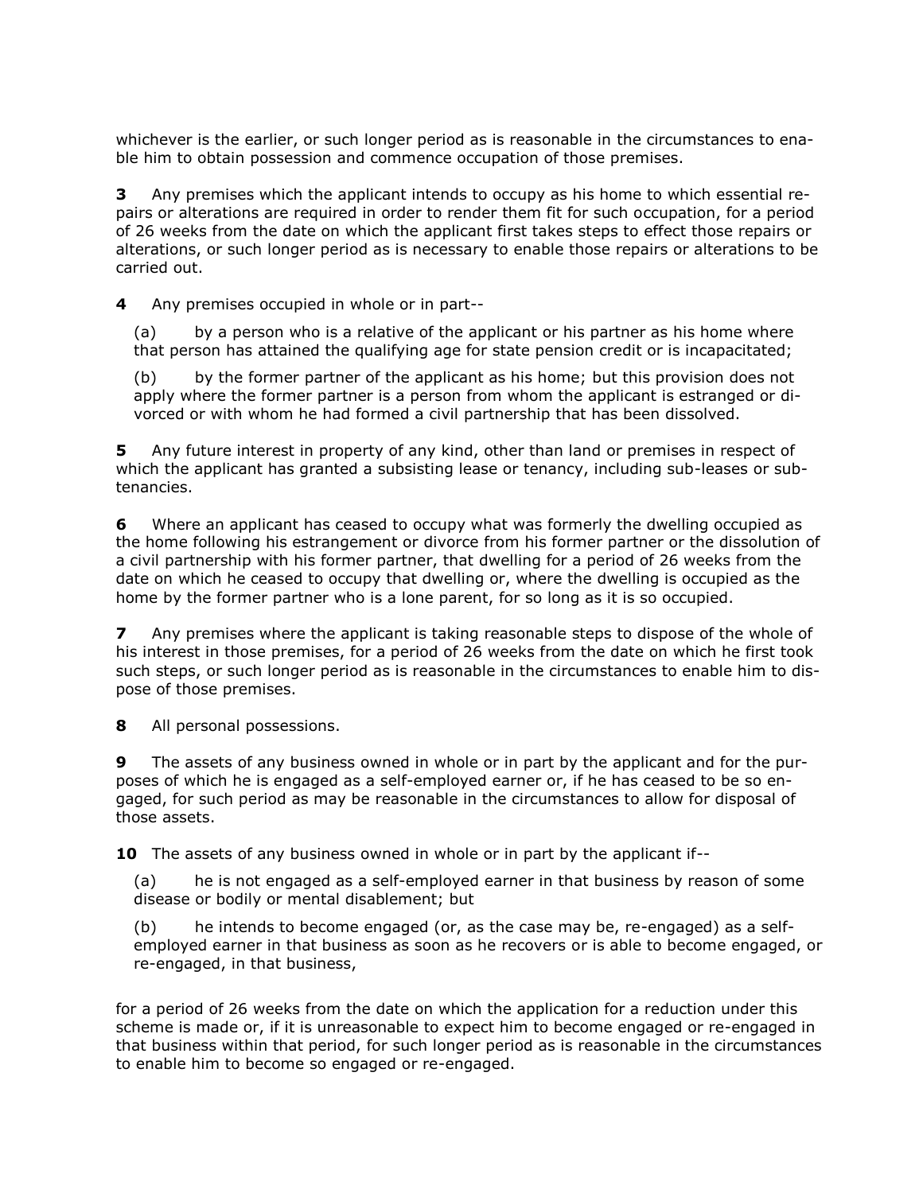whichever is the earlier, or such longer period as is reasonable in the circumstances to enable him to obtain possession and commence occupation of those premises.

**3** Any premises which the applicant intends to occupy as his home to which essential repairs or alterations are required in order to render them fit for such occupation, for a period of 26 weeks from the date on which the applicant first takes steps to effect those repairs or alterations, or such longer period as is necessary to enable those repairs or alterations to be carried out.

**4** Any premises occupied in whole or in part--

(a) by a person who is a relative of the applicant or his partner as his home where that person has attained the qualifying age for state pension credit or is incapacitated;

(b) by the former partner of the applicant as his home; but this provision does not apply where the former partner is a person from whom the applicant is estranged or divorced or with whom he had formed a civil partnership that has been dissolved.

**5** Any future interest in property of any kind, other than land or premises in respect of which the applicant has granted a subsisting lease or tenancy, including sub-leases or sub-tenancies.

**6** Where an applicant has ceased to occupy what was formerly the dwelling occupied as the home following his estrangement or divorce from his former partner or the dissolution of a civil partnership with his former partner, that dwelling for a period of 26 weeks from the date on which he ceased to occupy that dwelling or, where the dwelling is occupied as the home by the former partner who is a lone parent, for so long as it is so occupied.

**7** Any premises where the applicant is taking reasonable steps to dispose of the whole of his interest in those premises, for a period of 26 weeks from the date on which he first took such steps, or such longer period as is reasonable in the circumstances to enable him to dispose of those premises.

**8** All personal possessions.

**9** The assets of any business owned in whole or in part by the applicant and for the purposes of which he is engaged as a self-employed earner or, if he has ceased to be so engaged, for such period as may be reasonable in the circumstances to allow for disposal of those assets.

**10** The assets of any business owned in whole or in part by the applicant if--

(a) he is not engaged as a self-employed earner in that business by reason of some disease or bodily or mental disablement; but

(b) he intends to become engaged (or, as the case may be, re-engaged) as a self-employed earner in that business as soon as he recovers or is able to become engaged, or re-engaged, in that business,

for a period of 26 weeks from the date on which the application for a reduction under this scheme is made or, if it is unreasonable to expect him to become engaged or re-engaged in that business within that period, for such longer period as is reasonable in the circumstances to enable him to become so engaged or re-engaged.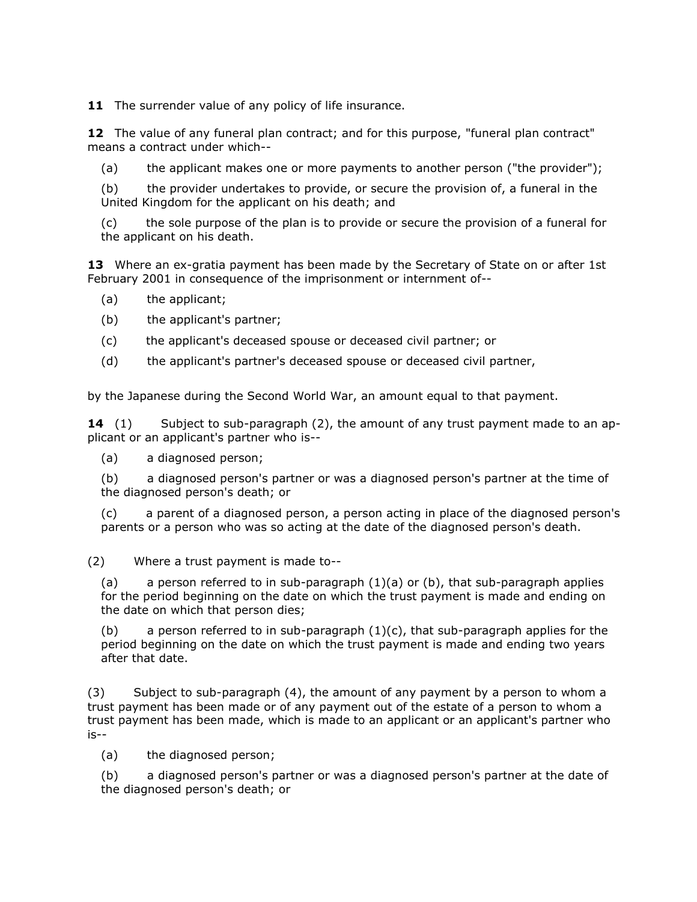**11** The surrender value of any policy of life insurance.

**12** The value of any funeral plan contract; and for this purpose, "funeral plan contract" means a contract under which--

(a) the applicant makes one or more payments to another person ("the provider");

(b) the provider undertakes to provide, or secure the provision of, a funeral in the United Kingdom for the applicant on his death; and

(c) the sole purpose of the plan is to provide or secure the provision of a funeral for the applicant on his death.

**13** Where an ex-gratia payment has been made by the Secretary of State on or after 1st February 2001 in consequence of the imprisonment or internment of--

(a) the applicant;

(b) the applicant's partner;

(c) the applicant's deceased spouse or deceased civil partner; or

(d) the applicant's partner's deceased spouse or deceased civil partner,

by the Japanese during the Second World War, an amount equal to that payment.

**14** (1) Subject to sub-paragraph (2), the amount of any trust payment made to an applicant or an applicant's partner who is--

(a) a diagnosed person;

(b) a diagnosed person's partner or was a diagnosed person's partner at the time of the diagnosed person's death; or

(c) a parent of a diagnosed person, a person acting in place of the diagnosed person's parents or a person who was so acting at the date of the diagnosed person's death.

(2) Where a trust payment is made to--

(a) a person referred to in sub-paragraph (1)(a) or (b), that sub-paragraph applies for the period beginning on the date on which the trust payment is made and ending on the date on which that person dies;

(b) a person referred to in sub-paragraph (1)(c), that sub-paragraph applies for the period beginning on the date on which the trust payment is made and ending two years after that date.

(3) Subject to sub-paragraph (4), the amount of any payment by a person to whom a trust payment has been made or of any payment out of the estate of a person to whom a trust payment has been made, which is made to an applicant or an applicant's partner who is--

(a) the diagnosed person;

(b) a diagnosed person's partner or was a diagnosed person's partner at the date of the diagnosed person's death; or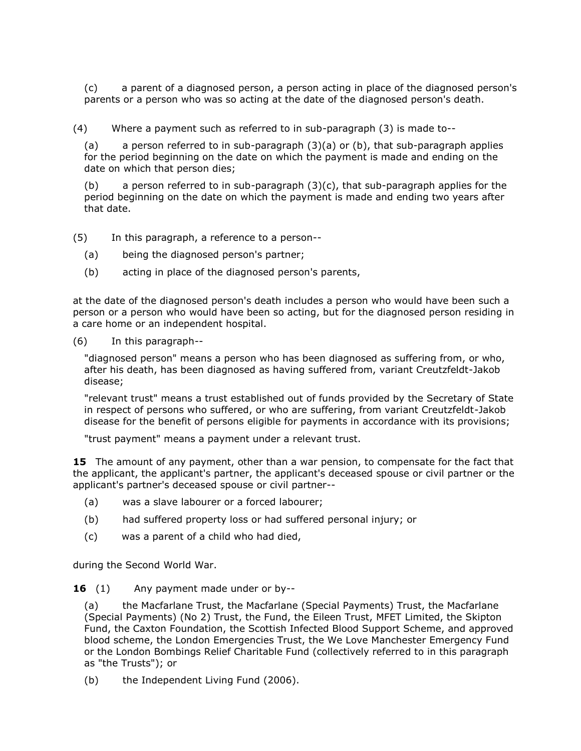(c) a parent of a diagnosed person, a person acting in place of the diagnosed person's parents or a person who was so acting at the date of the diagnosed person's death.

(4) Where a payment such as referred to in sub-paragraph (3) is made to--

(a) a person referred to in sub-paragraph (3)(a) or (b), that sub-paragraph applies for the period beginning on the date on which the payment is made and ending on the date on which that person dies;

(b) a person referred to in sub-paragraph (3)(c), that sub-paragraph applies for the period beginning on the date on which the payment is made and ending two years after that date.

(5) In this paragraph, a reference to a person--

(a) being the diagnosed person's partner;

(b) acting in place of the diagnosed person's parents,

at the date of the diagnosed person's death includes a person who would have been such a person or a person who would have been so acting, but for the diagnosed person residing in a care home or an independent hospital.

(6) In this paragraph--

"diagnosed person" means a person who has been diagnosed as suffering from, or who, after his death, has been diagnosed as having suffered from, variant Creutzfeldt-Jakob disease;

"relevant trust" means a trust established out of funds provided by the Secretary of State in respect of persons who suffered, or who are suffering, from variant Creutzfeldt-Jakob disease for the benefit of persons eligible for payments in accordance with its provisions;

"trust payment" means a payment under a relevant trust.

**15** The amount of any payment, other than a war pension, to compensate for the fact that the applicant, the applicant's partner, the applicant's deceased spouse or civil partner or the applicant's partner's deceased spouse or civil partner--

(a) was a slave labourer or a forced labourer;

(b) had suffered property loss or had suffered personal injury; or

(c) was a parent of a child who had died,

during the Second World War.

**16** (1) Any payment made under or by--

(a) the Macfarlane Trust, the Macfarlane (Special Payments) Trust, the Macfarlane (Special Payments) (No 2) Trust, the Fund, the Eileen Trust, MFET Limited, the Skipton Fund, the Caxton Foundation, the Scottish Infected Blood Support Scheme, and approved blood scheme, the London Emergencies Trust, the We Love Manchester Emergency Fund or the London Bombings Relief Charitable Fund (collectively referred to in this paragraph as "the Trusts"); or

(b) the Independent Living Fund (2006).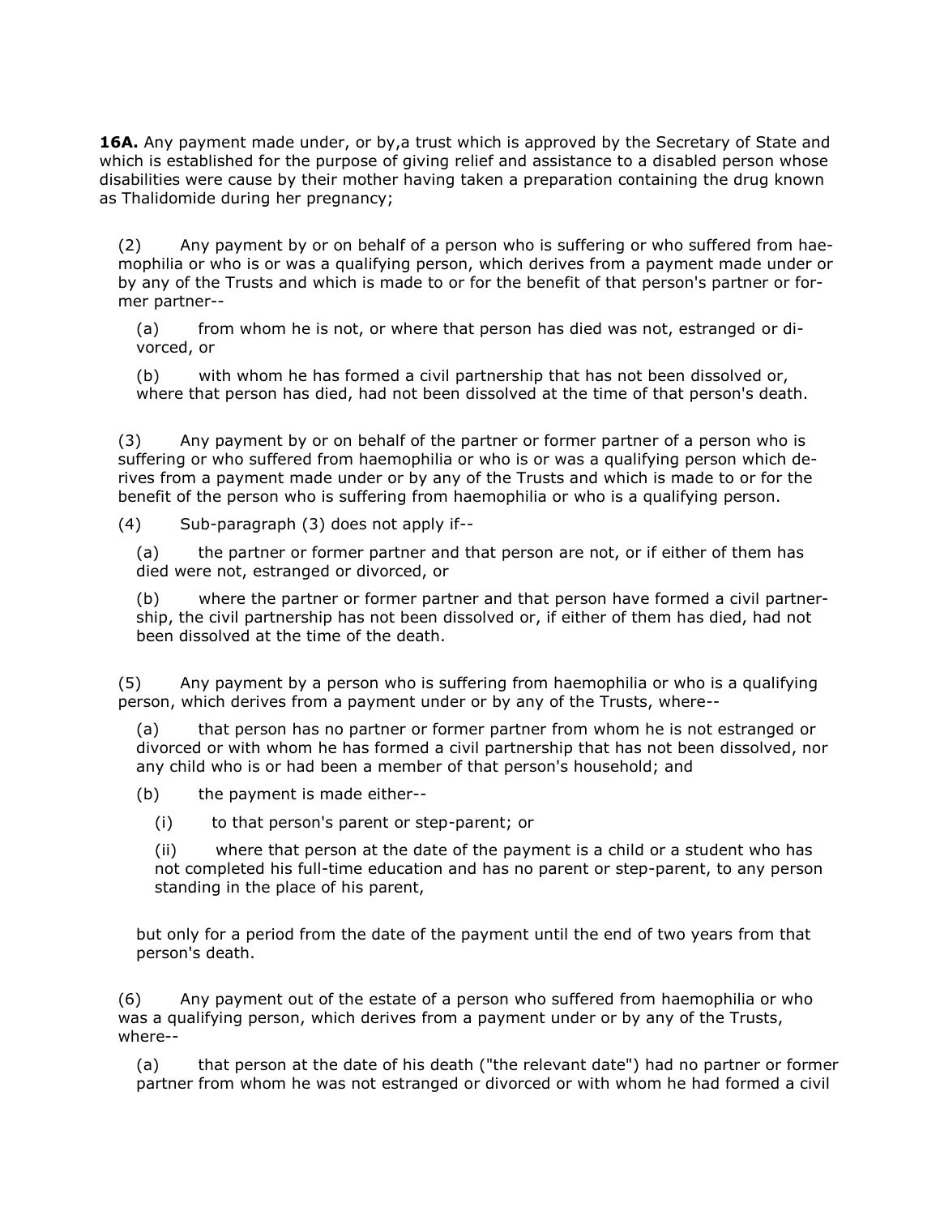**16A.** Any payment made under, or by,a trust which is approved by the Secretary of State and which is established for the purpose of giving relief and assistance to a disabled person whose disabilities were cause by their mother having taken a preparation containing the drug known as Thalidomide during her pregnancy;

(2) Any payment by or on behalf of a person who is suffering or who suffered from haemophilia or who is or was a qualifying person, which derives from a payment made under or by any of the Trusts and which is made to or for the benefit of that person's partner or former partner--

(a) from whom he is not, or where that person has died was not, estranged or divorced, or

(b) with whom he has formed a civil partnership that has not been dissolved or, where that person has died, had not been dissolved at the time of that person's death.

(3) Any payment by or on behalf of the partner or former partner of a person who is suffering or who suffered from haemophilia or who is or was a qualifying person which derives from a payment made under or by any of the Trusts and which is made to or for the benefit of the person who is suffering from haemophilia or who is a qualifying person.

(4) Sub-paragraph (3) does not apply if--

(a) the partner or former partner and that person are not, or if either of them has died were not, estranged or divorced, or

(b) where the partner or former partner and that person have formed a civil partnership, the civil partnership has not been dissolved or, if either of them has died, had not been dissolved at the time of the death.

(5) Any payment by a person who is suffering from haemophilia or who is a qualifying person, which derives from a payment under or by any of the Trusts, where--

(a) that person has no partner or former partner from whom he is not estranged or divorced or with whom he has formed a civil partnership that has not been dissolved, nor any child who is or had been a member of that person's household; and

(b) the payment is made either--

(i) to that person's parent or step-parent; or

(ii) where that person at the date of the payment is a child or a student who has not completed his full-time education and has no parent or step-parent, to any person standing in the place of his parent,

but only for a period from the date of the payment until the end of two years from that person's death.

(6) Any payment out of the estate of a person who suffered from haemophilia or who was a qualifying person, which derives from a payment under or by any of the Trusts, where--

(a) that person at the date of his death ("the relevant date") had no partner or former partner from whom he was not estranged or divorced or with whom he had formed a civil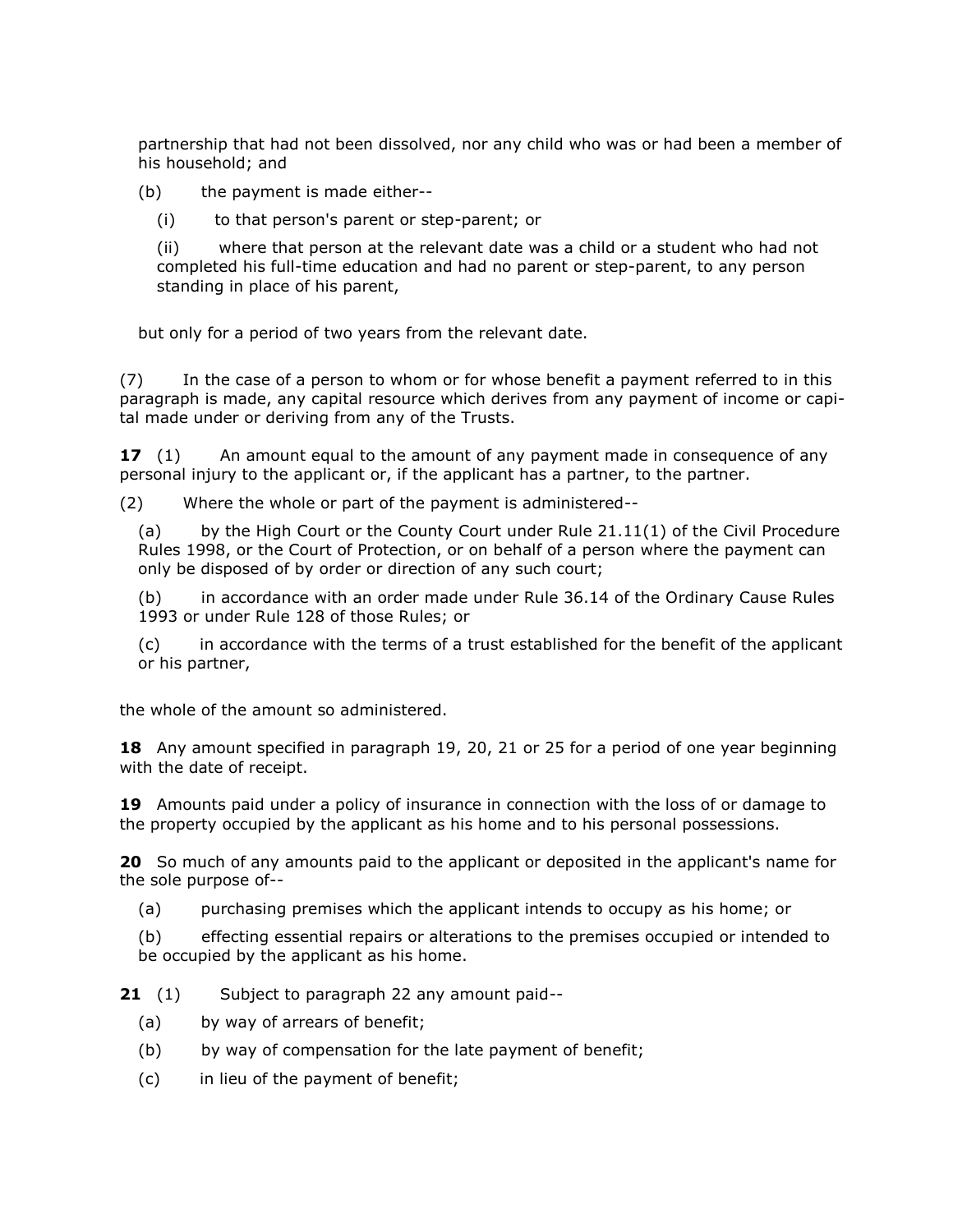partnership that had not been dissolved, nor any child who was or had been a member of his household; and

(b) the payment is made either--

(i) to that person's parent or step-parent; or

(ii) where that person at the relevant date was a child or a student who had not completed his full-time education and had no parent or step-parent, to any person standing in place of his parent,

but only for a period of two years from the relevant date.

(7) In the case of a person to whom or for whose benefit a payment referred to in this paragraph is made, any capital resource which derives from any payment of income or capital made under or deriving from any of the Trusts.

**17** (1) An amount equal to the amount of any payment made in consequence of any personal injury to the applicant or, if the applicant has a partner, to the partner.

(2) Where the whole or part of the payment is administered--

(a) by the High Court or the County Court under Rule 21.11(1) of the Civil Procedure Rules 1998, or the Court of Protection, or on behalf of a person where the payment can only be disposed of by order or direction of any such court;

(b) in accordance with an order made under Rule 36.14 of the Ordinary Cause Rules 1993 or under Rule 128 of those Rules; or

(c) in accordance with the terms of a trust established for the benefit of the applicant or his partner,

the whole of the amount so administered.

**18** Any amount specified in paragraph 19, 20, 21 or 25 for a period of one year beginning with the date of receipt.

**19** Amounts paid under a policy of insurance in connection with the loss of or damage to the property occupied by the applicant as his home and to his personal possessions.

**20** So much of any amounts paid to the applicant or deposited in the applicant's name for the sole purpose of--

(a) purchasing premises which the applicant intends to occupy as his home; or

(b) effecting essential repairs or alterations to the premises occupied or intended to be occupied by the applicant as his home.

**21** (1) Subject to paragraph 22 any amount paid--

(a) by way of arrears of benefit;

(b) by way of compensation for the late payment of benefit;

(c) in lieu of the payment of benefit;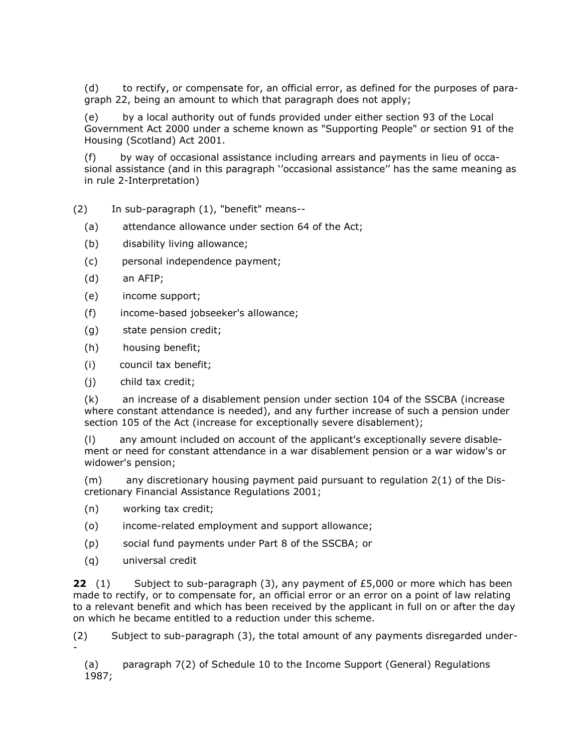(d) to rectify, or compensate for, an official error, as defined for the purposes of paragraph 22, being an amount to which that paragraph does not apply;

(e) by a local authority out of funds provided under either section 93 of the Local Government Act 2000 under a scheme known as "Supporting People" or section 91 of the Housing (Scotland) Act 2001.

(f) by way of occasional assistance including arrears and payments in lieu of occasional assistance (and in this paragraph ''occasional assistance'' has the same meaning as in rule 2-Interpretation)

(2) In sub-paragraph (1), "benefit" means--

(a) attendance allowance under section 64 of the Act;

(b) disability living allowance;

(c) personal independence payment;

(d) an AFIP;

(e) income support;

(f) income-based jobseeker's allowance;

(g) state pension credit;

(h) housing benefit;

(i) council tax benefit;

(j) child tax credit;

(k) an increase of a disablement pension under section 104 of the SSCBA (increase where constant attendance is needed), and any further increase of such a pension under section 105 of the Act (increase for exceptionally severe disablement);

(l) any amount included on account of the applicant's exceptionally severe disablement or need for constant attendance in a war disablement pension or a war widow's or widower's pension;

(m) any discretionary housing payment paid pursuant to regulation 2(1) of the Discretionary Financial Assistance Regulations 2001;

(n) working tax credit;

(o) income-related employment and support allowance;

(p) social fund payments under Part 8 of the SSCBA; or

(q) universal credit

**22** (1) Subject to sub-paragraph (3), any payment of £5,000 or more which has been made to rectify, or to compensate for, an official error or an error on a point of law relating to a relevant benefit and which has been received by the applicant in full on or after the day on which he became entitled to a reduction under this scheme.

(2) Subject to sub-paragraph (3), the total amount of any payments disregarded under--

(a) paragraph 7(2) of Schedule 10 to the Income Support (General) Regulations 1987;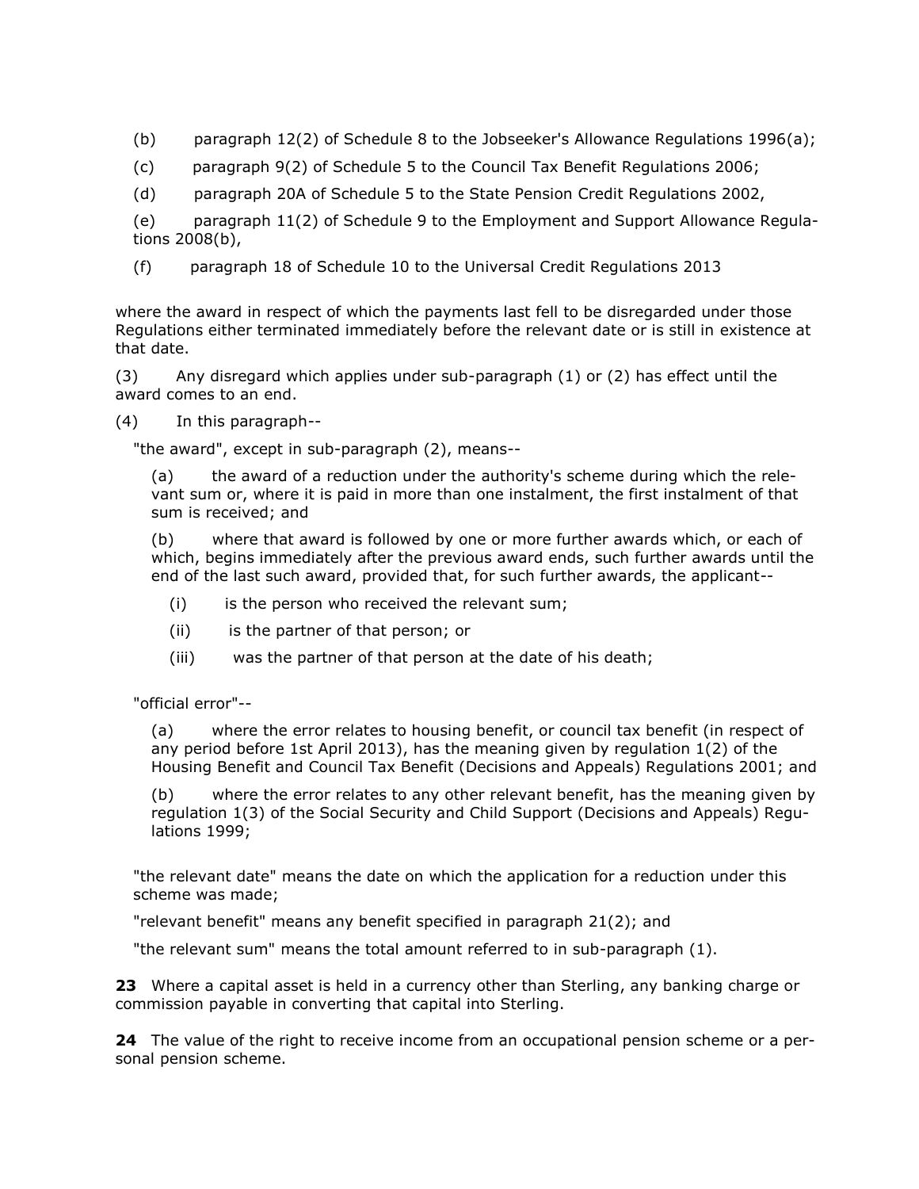(b) paragraph 12(2) of Schedule 8 to the Jobseeker's Allowance Regulations 1996(a);

(c) paragraph 9(2) of Schedule 5 to the Council Tax Benefit Regulations 2006;

(d) paragraph 20A of Schedule 5 to the State Pension Credit Regulations 2002,

(e) paragraph 11(2) of Schedule 9 to the Employment and Support Allowance Regulations 2008(b),

(f) paragraph 18 of Schedule 10 to the Universal Credit Regulations 2013

where the award in respect of which the payments last fell to be disregarded under those Regulations either terminated immediately before the relevant date or is still in existence at that date.

(3) Any disregard which applies under sub-paragraph (1) or (2) has effect until the award comes to an end.

(4) In this paragraph--

"the award", except in sub-paragraph (2), means--

(a) the award of a reduction under the authority's scheme during which the relevant sum or, where it is paid in more than one instalment, the first instalment of that sum is received; and

(b) where that award is followed by one or more further awards which, or each of which, begins immediately after the previous award ends, such further awards until the end of the last such award, provided that, for such further awards, the applicant--

(i) is the person who received the relevant sum;

(ii) is the partner of that person; or

(iii) was the partner of that person at the date of his death;

"official error"--

(a) where the error relates to housing benefit, or council tax benefit (in respect of any period before 1st April 2013), has the meaning given by regulation 1(2) of the Housing Benefit and Council Tax Benefit (Decisions and Appeals) Regulations 2001; and

(b) where the error relates to any other relevant benefit, has the meaning given by regulation 1(3) of the Social Security and Child Support (Decisions and Appeals) Regulations 1999;

"the relevant date" means the date on which the application for a reduction under this scheme was made;

"relevant benefit" means any benefit specified in paragraph 21(2); and

"the relevant sum" means the total amount referred to in sub-paragraph (1).

**23** Where a capital asset is held in a currency other than Sterling, any banking charge or commission payable in converting that capital into Sterling.

**24** The value of the right to receive income from an occupational pension scheme or a personal pension scheme.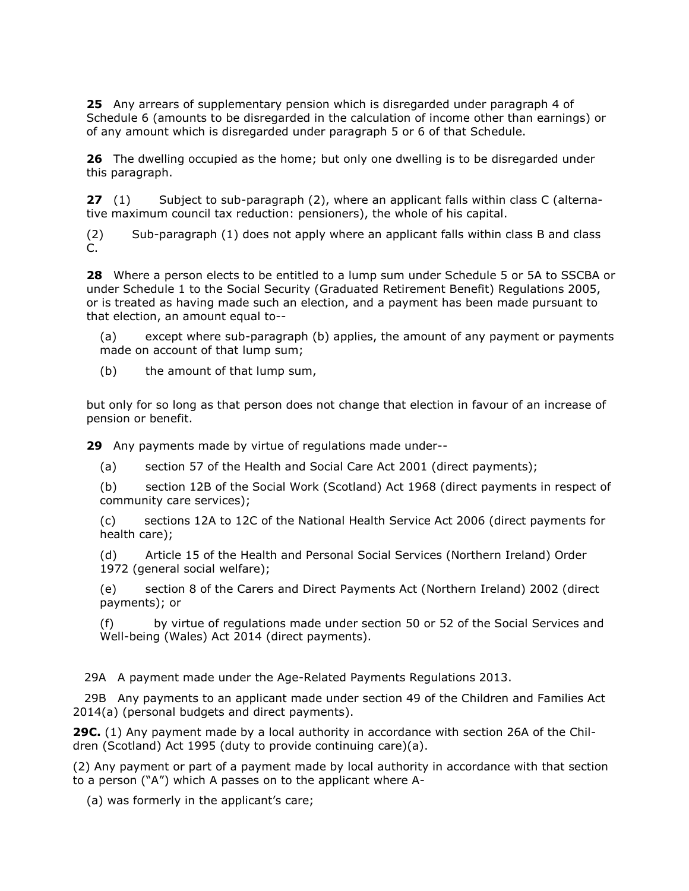**25** Any arrears of supplementary pension which is disregarded under paragraph 4 of Schedule 6 (amounts to be disregarded in the calculation of income other than earnings) or of any amount which is disregarded under paragraph 5 or 6 of that Schedule.

**26** The dwelling occupied as the home; but only one dwelling is to be disregarded under this paragraph.

**27** (1) Subject to sub-paragraph (2), where an applicant falls within class C (alternative maximum council tax reduction: pensioners), the whole of his capital.

(2) Sub-paragraph (1) does not apply where an applicant falls within class B and class C.

**28** Where a person elects to be entitled to a lump sum under Schedule 5 or 5A to SSCBA or under Schedule 1 to the Social Security (Graduated Retirement Benefit) Regulations 2005, or is treated as having made such an election, and a payment has been made pursuant to that election, an amount equal to--

(a) except where sub-paragraph (b) applies, the amount of any payment or payments made on account of that lump sum;

(b) the amount of that lump sum,

but only for so long as that person does not change that election in favour of an increase of pension or benefit.

**29** Any payments made by virtue of regulations made under--

(a) section 57 of the Health and Social Care Act 2001 (direct payments);

(b) section 12B of the Social Work (Scotland) Act 1968 (direct payments in respect of community care services);

(c) sections 12A to 12C of the National Health Service Act 2006 (direct payments for health care);

(d) Article 15 of the Health and Personal Social Services (Northern Ireland) Order 1972 (general social welfare);

(e) section 8 of the Carers and Direct Payments Act (Northern Ireland) 2002 (direct payments); or

(f) by virtue of regulations made under section 50 or 52 of the Social Services and Well-being (Wales) Act 2014 (direct payments).

29A A payment made under the Age-Related Payments Regulations 2013.

29B Any payments to an applicant made under section 49 of the Children and Families Act 2014(a) (personal budgets and direct payments).

**29C.** (1) Any payment made by a local authority in accordance with section 26A of the Children (Scotland) Act 1995 (duty to provide continuing care)(a).

(2) Any payment or part of a payment made by local authority in accordance with that section to a person ("A") which A passes on to the applicant where A-

(a) was formerly in the applicant's care;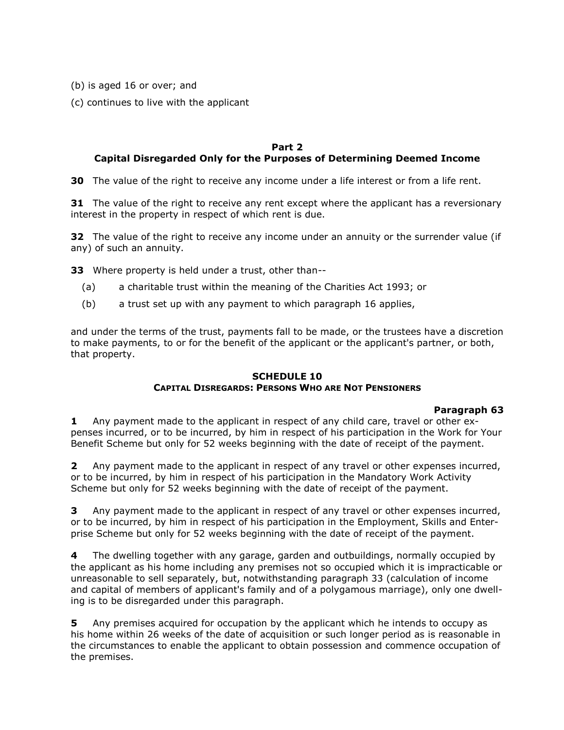(b) is aged 16 or over; and

(c) continues to live with the applicant

### Part 2
### Capital Disregarded Only for the Purposes of Determining Deemed Income

**30** The value of the right to receive any income under a life interest or from a life rent.

**31** The value of the right to receive any rent except where the applicant has a reversionary interest in the property in respect of which rent is due.

**32** The value of the right to receive any income under an annuity or the surrender value (if any) of such an annuity.

**33** Where property is held under a trust, other than--

(a) a charitable trust within the meaning of the Charities Act 1993; or

(b) a trust set up with any payment to which paragraph 16 applies,

and under the terms of the trust, payments fall to be made, or the trustees have a discretion to make payments, to or for the benefit of the applicant or the applicant's partner, or both, that property.

## SCHEDULE 10
### CAPITAL DISREGARDS: PERSONS WHO ARE NOT PENSIONERS

**Paragraph 63**

**1** Any payment made to the applicant in respect of any child care, travel or other expenses incurred, or to be incurred, by him in respect of his participation in the Work for Your Benefit Scheme but only for 52 weeks beginning with the date of receipt of the payment.

**2** Any payment made to the applicant in respect of any travel or other expenses incurred, or to be incurred, by him in respect of his participation in the Mandatory Work Activity Scheme but only for 52 weeks beginning with the date of receipt of the payment.

**3** Any payment made to the applicant in respect of any travel or other expenses incurred, or to be incurred, by him in respect of his participation in the Employment, Skills and Enterprise Scheme but only for 52 weeks beginning with the date of receipt of the payment.

**4** The dwelling together with any garage, garden and outbuildings, normally occupied by the applicant as his home including any premises not so occupied which it is impracticable or unreasonable to sell separately, but, notwithstanding paragraph 33 (calculation of income and capital of members of applicant's family and of a polygamous marriage), only one dwelling is to be disregarded under this paragraph.

**5** Any premises acquired for occupation by the applicant which he intends to occupy as his home within 26 weeks of the date of acquisition or such longer period as is reasonable in the circumstances to enable the applicant to obtain possession and commence occupation of the premises.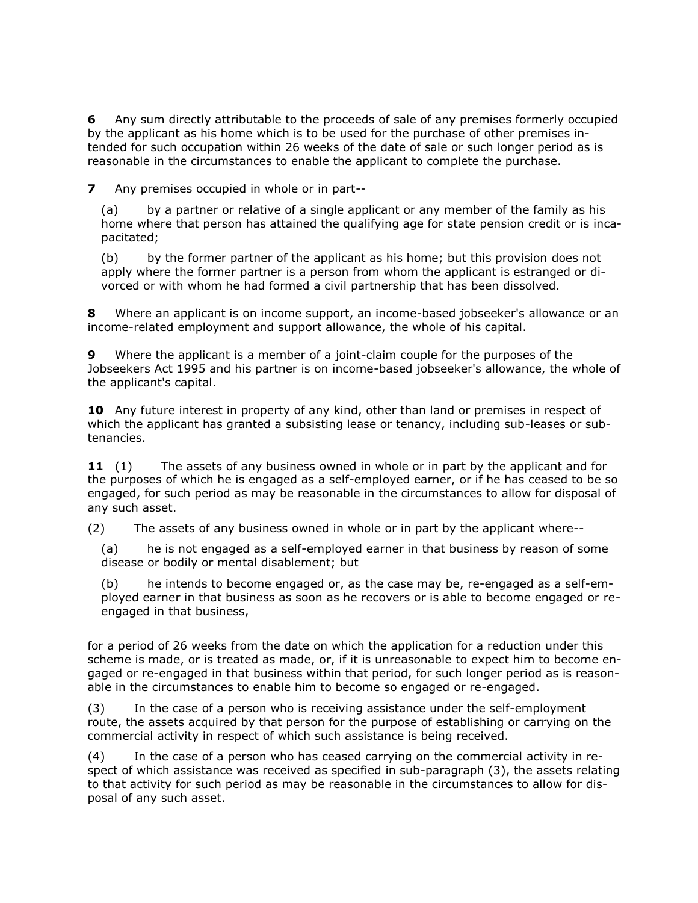**6** Any sum directly attributable to the proceeds of sale of any premises formerly occupied by the applicant as his home which is to be used for the purchase of other premises intended for such occupation within 26 weeks of the date of sale or such longer period as is reasonable in the circumstances to enable the applicant to complete the purchase.

**7** Any premises occupied in whole or in part--

(a) by a partner or relative of a single applicant or any member of the family as his home where that person has attained the qualifying age for state pension credit or is incapacitated;

(b) by the former partner of the applicant as his home; but this provision does not apply where the former partner is a person from whom the applicant is estranged or divorced or with whom he had formed a civil partnership that has been dissolved.

**8** Where an applicant is on income support, an income-based jobseeker's allowance or an income-related employment and support allowance, the whole of his capital.

**9** Where the applicant is a member of a joint-claim couple for the purposes of the Jobseekers Act 1995 and his partner is on income-based jobseeker's allowance, the whole of the applicant's capital.

**10** Any future interest in property of any kind, other than land or premises in respect of which the applicant has granted a subsisting lease or tenancy, including sub-leases or subtenancies.

**11** (1) The assets of any business owned in whole or in part by the applicant and for the purposes of which he is engaged as a self-employed earner, or if he has ceased to be so engaged, for such period as may be reasonable in the circumstances to allow for disposal of any such asset.

(2) The assets of any business owned in whole or in part by the applicant where--

(a) he is not engaged as a self-employed earner in that business by reason of some disease or bodily or mental disablement; but

(b) he intends to become engaged or, as the case may be, re-engaged as a self-employed earner in that business as soon as he recovers or is able to become engaged or re-engaged in that business,

for a period of 26 weeks from the date on which the application for a reduction under this scheme is made, or is treated as made, or, if it is unreasonable to expect him to become engaged or re-engaged in that business within that period, for such longer period as is reasonable in the circumstances to enable him to become so engaged or re-engaged.

(3) In the case of a person who is receiving assistance under the self-employment route, the assets acquired by that person for the purpose of establishing or carrying on the commercial activity in respect of which such assistance is being received.

(4) In the case of a person who has ceased carrying on the commercial activity in respect of which assistance was received as specified in sub-paragraph (3), the assets relating to that activity for such period as may be reasonable in the circumstances to allow for disposal of any such asset.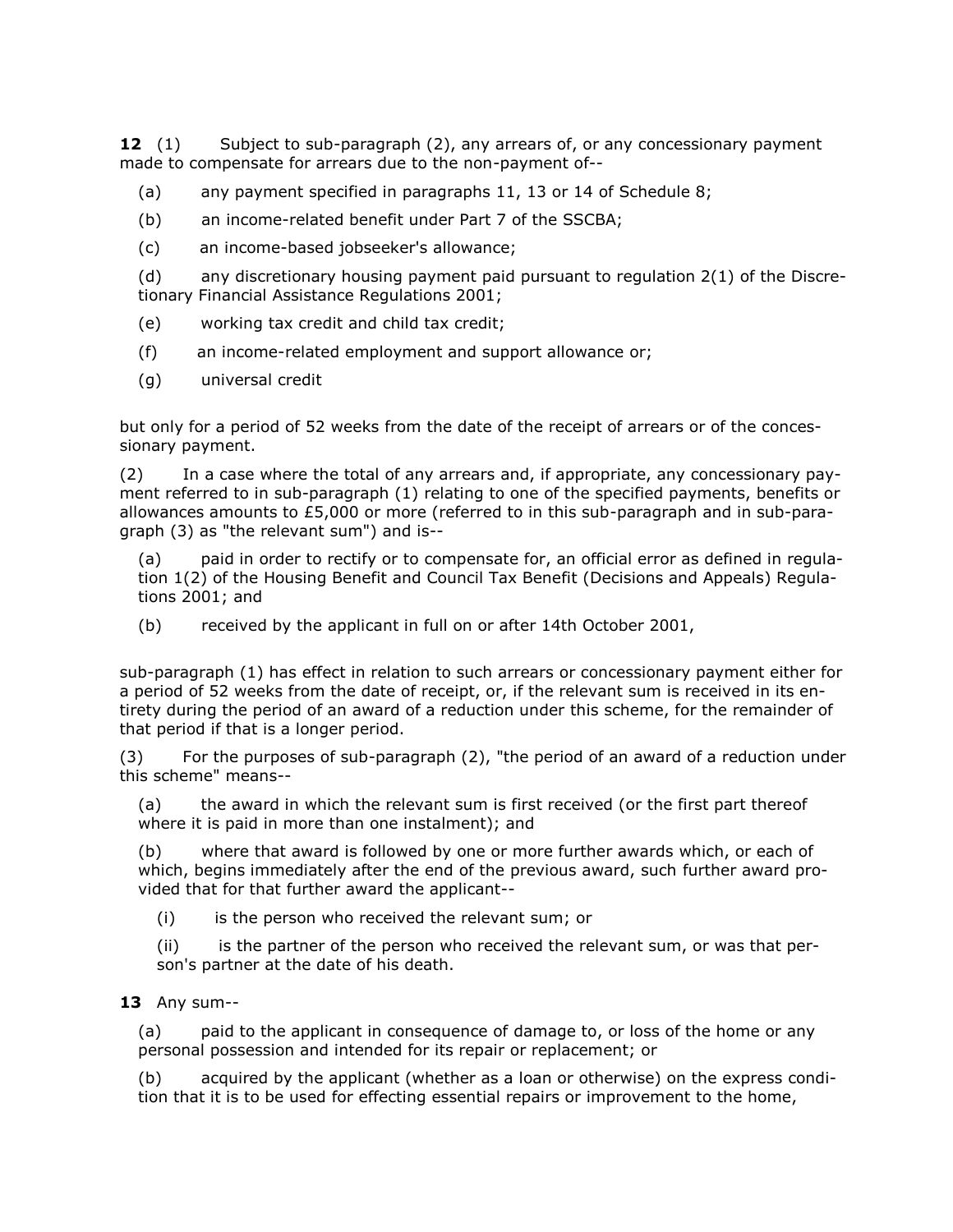**12** (1) Subject to sub-paragraph (2), any arrears of, or any concessionary payment made to compensate for arrears due to the non-payment of--

(a) any payment specified in paragraphs 11, 13 or 14 of Schedule 8;

(b) an income-related benefit under Part 7 of the SSCBA;

(c) an income-based jobseeker's allowance;

(d) any discretionary housing payment paid pursuant to regulation 2(1) of the Discretionary Financial Assistance Regulations 2001;

(e) working tax credit and child tax credit;

(f) an income-related employment and support allowance or;

(g) universal credit

but only for a period of 52 weeks from the date of the receipt of arrears or of the concessionary payment.

(2) In a case where the total of any arrears and, if appropriate, any concessionary payment referred to in sub-paragraph (1) relating to one of the specified payments, benefits or allowances amounts to £5,000 or more (referred to in this sub-paragraph and in sub-paragraph (3) as "the relevant sum") and is--

(a) paid in order to rectify or to compensate for, an official error as defined in regulation 1(2) of the Housing Benefit and Council Tax Benefit (Decisions and Appeals) Regulations 2001; and

(b) received by the applicant in full on or after 14th October 2001,

sub-paragraph (1) has effect in relation to such arrears or concessionary payment either for a period of 52 weeks from the date of receipt, or, if the relevant sum is received in its entirety during the period of an award of a reduction under this scheme, for the remainder of that period if that is a longer period.

(3) For the purposes of sub-paragraph (2), "the period of an award of a reduction under this scheme" means--

(a) the award in which the relevant sum is first received (or the first part thereof where it is paid in more than one instalment); and

(b) where that award is followed by one or more further awards which, or each of which, begins immediately after the end of the previous award, such further award provided that for that further award the applicant--

(i) is the person who received the relevant sum; or

(ii) is the partner of the person who received the relevant sum, or was that person's partner at the date of his death.

**13** Any sum--

(a) paid to the applicant in consequence of damage to, or loss of the home or any personal possession and intended for its repair or replacement; or

(b) acquired by the applicant (whether as a loan or otherwise) on the express condition that it is to be used for effecting essential repairs or improvement to the home,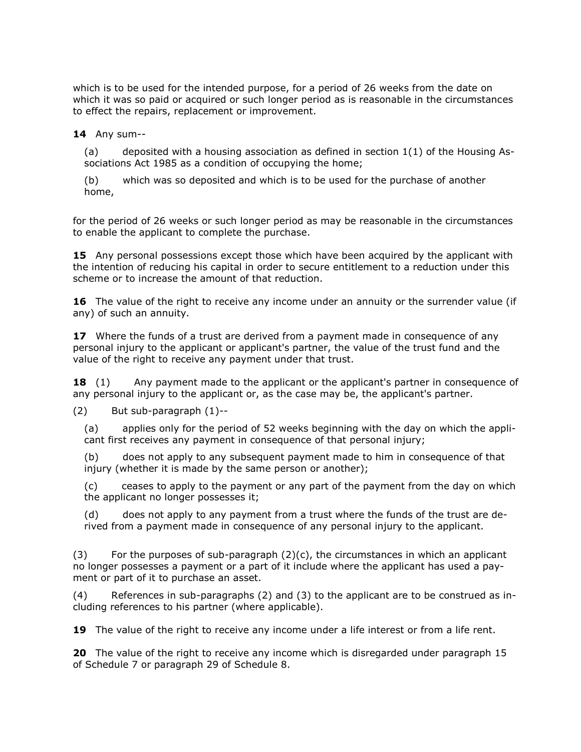which is to be used for the intended purpose, for a period of 26 weeks from the date on which it was so paid or acquired or such longer period as is reasonable in the circumstances to effect the repairs, replacement or improvement.

**14** Any sum--

(a) deposited with a housing association as defined in section 1(1) of the Housing Associations Act 1985 as a condition of occupying the home;

(b) which was so deposited and which is to be used for the purchase of another home,

for the period of 26 weeks or such longer period as may be reasonable in the circumstances to enable the applicant to complete the purchase.

**15** Any personal possessions except those which have been acquired by the applicant with the intention of reducing his capital in order to secure entitlement to a reduction under this scheme or to increase the amount of that reduction.

**16** The value of the right to receive any income under an annuity or the surrender value (if any) of such an annuity.

**17** Where the funds of a trust are derived from a payment made in consequence of any personal injury to the applicant or applicant's partner, the value of the trust fund and the value of the right to receive any payment under that trust.

**18** (1) Any payment made to the applicant or the applicant's partner in consequence of any personal injury to the applicant or, as the case may be, the applicant's partner.

(2) But sub-paragraph (1)--

(a) applies only for the period of 52 weeks beginning with the day on which the applicant first receives any payment in consequence of that personal injury;

(b) does not apply to any subsequent payment made to him in consequence of that injury (whether it is made by the same person or another);

(c) ceases to apply to the payment or any part of the payment from the day on which the applicant no longer possesses it;

(d) does not apply to any payment from a trust where the funds of the trust are derived from a payment made in consequence of any personal injury to the applicant.

(3) For the purposes of sub-paragraph (2)(c), the circumstances in which an applicant no longer possesses a payment or a part of it include where the applicant has used a payment or part of it to purchase an asset.

(4) References in sub-paragraphs (2) and (3) to the applicant are to be construed as including references to his partner (where applicable).

**19** The value of the right to receive any income under a life interest or from a life rent.

**20** The value of the right to receive any income which is disregarded under paragraph 15 of Schedule 7 or paragraph 29 of Schedule 8.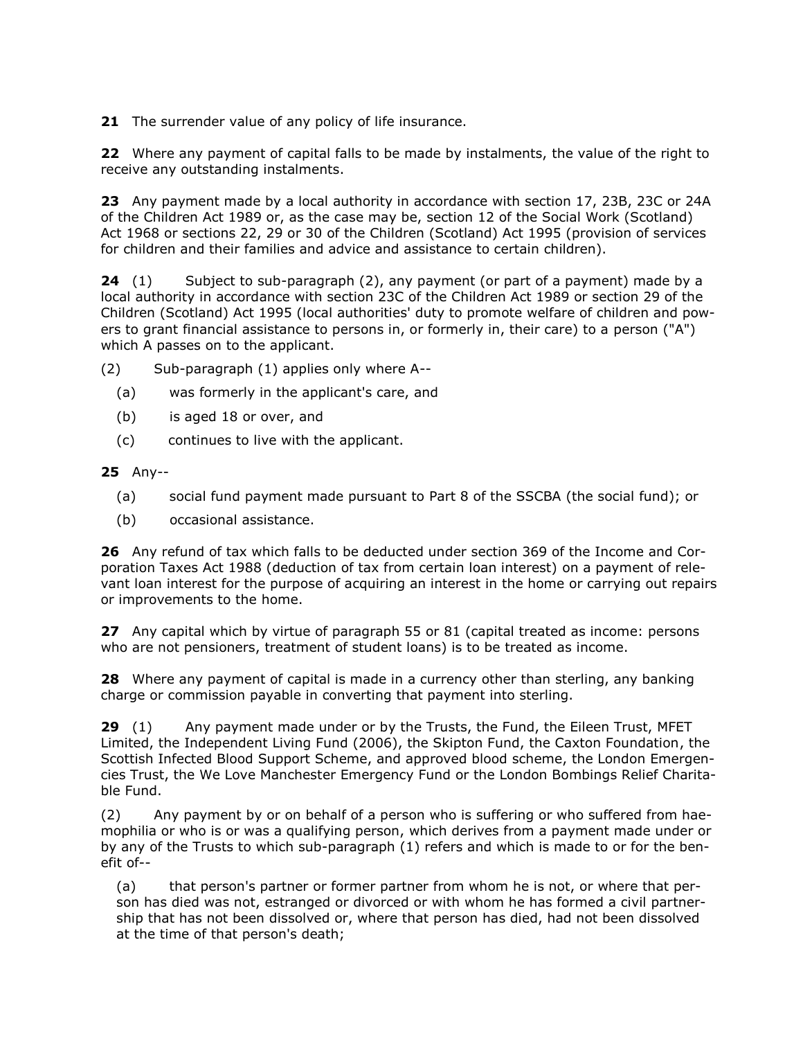**21** The surrender value of any policy of life insurance.

**22** Where any payment of capital falls to be made by instalments, the value of the right to receive any outstanding instalments.

**23** Any payment made by a local authority in accordance with section 17, 23B, 23C or 24A of the Children Act 1989 or, as the case may be, section 12 of the Social Work (Scotland) Act 1968 or sections 22, 29 or 30 of the Children (Scotland) Act 1995 (provision of services for children and their families and advice and assistance to certain children).

**24** (1) Subject to sub-paragraph (2), any payment (or part of a payment) made by a local authority in accordance with section 23C of the Children Act 1989 or section 29 of the Children (Scotland) Act 1995 (local authorities' duty to promote welfare of children and powers to grant financial assistance to persons in, or formerly in, their care) to a person ("A") which A passes on to the applicant.

(2) Sub-paragraph (1) applies only where A--

- (a) was formerly in the applicant's care, and
- (b) is aged 18 or over, and
- (c) continues to live with the applicant.

**25** Any--

- (a) social fund payment made pursuant to Part 8 of the SSCBA (the social fund); or
- (b) occasional assistance.

**26** Any refund of tax which falls to be deducted under section 369 of the Income and Corporation Taxes Act 1988 (deduction of tax from certain loan interest) on a payment of relevant loan interest for the purpose of acquiring an interest in the home or carrying out repairs or improvements to the home.

**27** Any capital which by virtue of paragraph 55 or 81 (capital treated as income: persons who are not pensioners, treatment of student loans) is to be treated as income.

**28** Where any payment of capital is made in a currency other than sterling, any banking charge or commission payable in converting that payment into sterling.

**29** (1) Any payment made under or by the Trusts, the Fund, the Eileen Trust, MFET Limited, the Independent Living Fund (2006), the Skipton Fund, the Caxton Foundation, the Scottish Infected Blood Support Scheme, and approved blood scheme, the London Emergencies Trust, the We Love Manchester Emergency Fund or the London Bombings Relief Charitable Fund.

(2) Any payment by or on behalf of a person who is suffering or who suffered from haemophilia or who is or was a qualifying person, which derives from a payment made under or by any of the Trusts to which sub-paragraph (1) refers and which is made to or for the benefit of--

(a) that person's partner or former partner from whom he is not, or where that person has died was not, estranged or divorced or with whom he has formed a civil partnership that has not been dissolved or, where that person has died, had not been dissolved at the time of that person's death;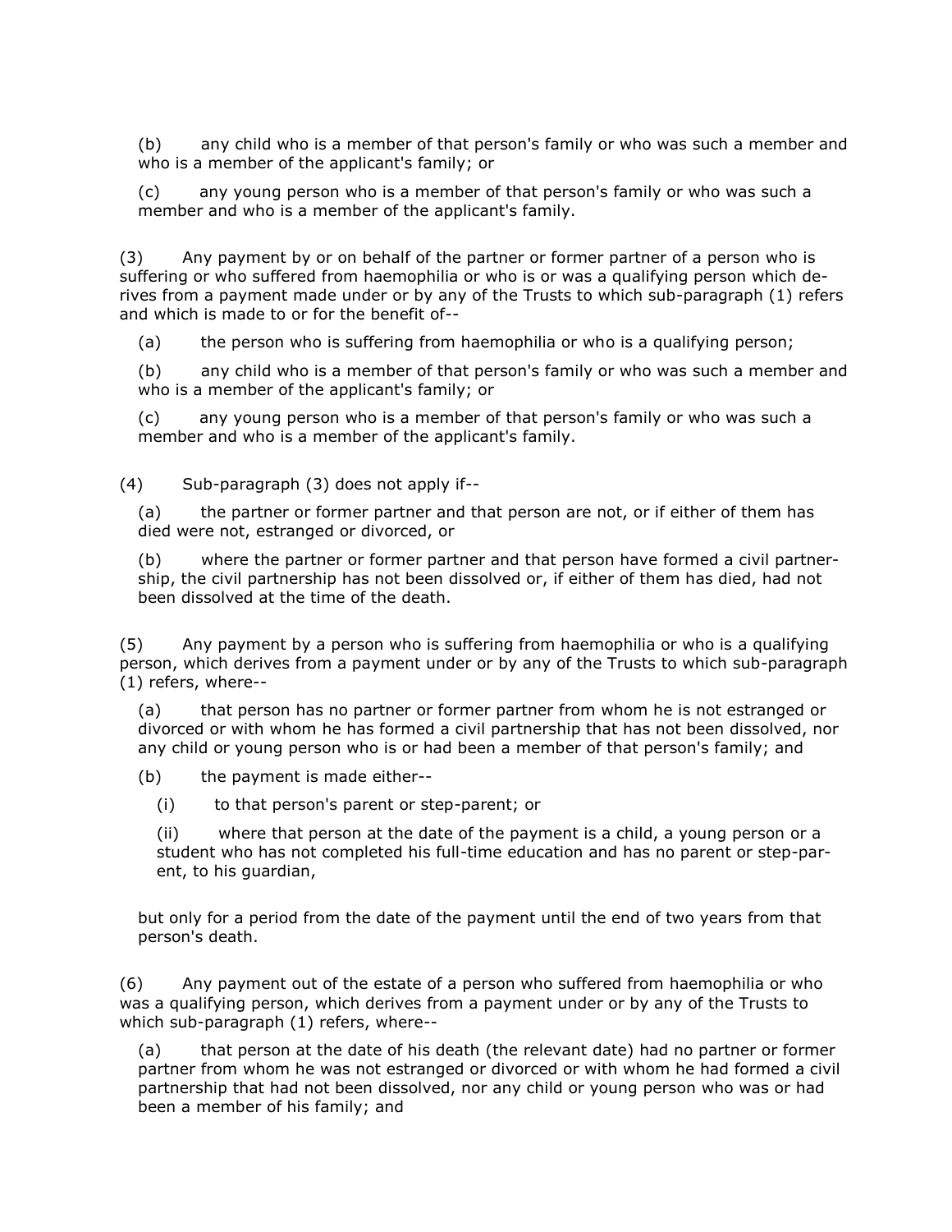(b) any child who is a member of that person's family or who was such a member and who is a member of the applicant's family; or

(c) any young person who is a member of that person's family or who was such a member and who is a member of the applicant's family.

(3) Any payment by or on behalf of the partner or former partner of a person who is suffering or who suffered from haemophilia or who is or was a qualifying person which derives from a payment made under or by any of the Trusts to which sub-paragraph (1) refers and which is made to or for the benefit of--

(a) the person who is suffering from haemophilia or who is a qualifying person;

(b) any child who is a member of that person's family or who was such a member and who is a member of the applicant's family; or

(c) any young person who is a member of that person's family or who was such a member and who is a member of the applicant's family.

(4) Sub-paragraph (3) does not apply if--

(a) the partner or former partner and that person are not, or if either of them has died were not, estranged or divorced, or

(b) where the partner or former partner and that person have formed a civil partnership, the civil partnership has not been dissolved or, if either of them has died, had not been dissolved at the time of the death.

(5) Any payment by a person who is suffering from haemophilia or who is a qualifying person, which derives from a payment under or by any of the Trusts to which sub-paragraph (1) refers, where--

(a) that person has no partner or former partner from whom he is not estranged or divorced or with whom he has formed a civil partnership that has not been dissolved, nor any child or young person who is or had been a member of that person's family; and

(b) the payment is made either--

(i) to that person's parent or step-parent; or

(ii) where that person at the date of the payment is a child, a young person or a student who has not completed his full-time education and has no parent or step-parent, to his guardian,

but only for a period from the date of the payment until the end of two years from that person's death.

(6) Any payment out of the estate of a person who suffered from haemophilia or who was a qualifying person, which derives from a payment under or by any of the Trusts to which sub-paragraph (1) refers, where--

(a) that person at the date of his death (the relevant date) had no partner or former partner from whom he was not estranged or divorced or with whom he had formed a civil partnership that had not been dissolved, nor any child or young person who was or had been a member of his family; and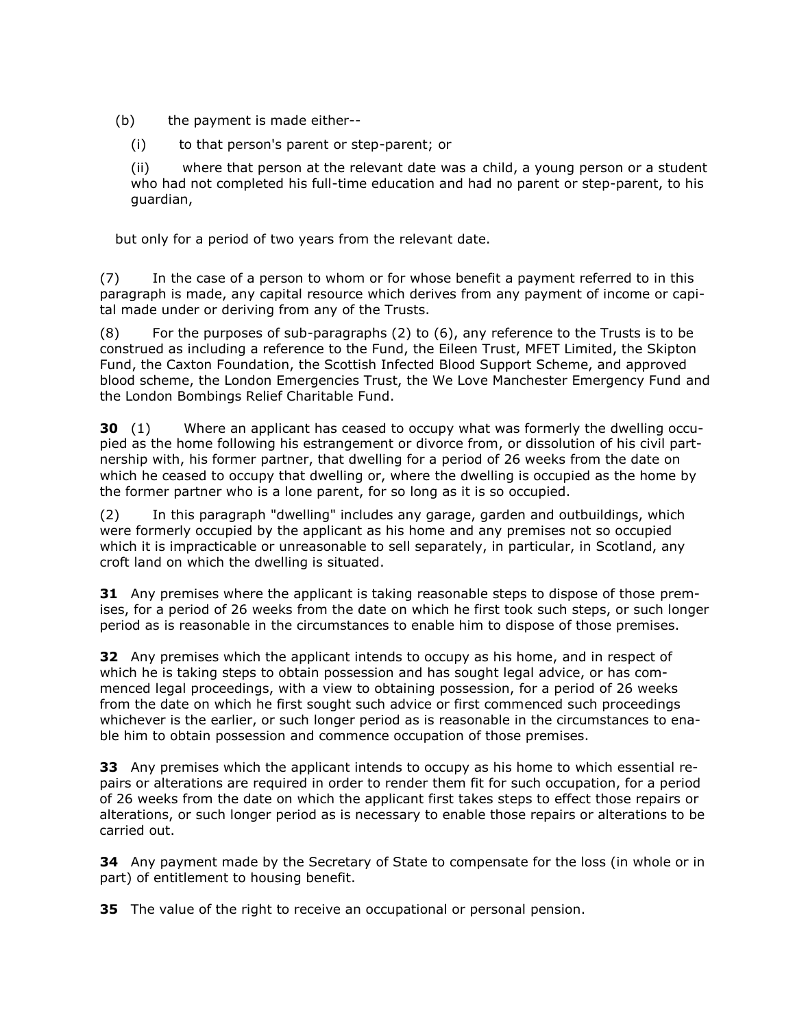(b) the payment is made either--

(i) to that person's parent or step-parent; or

(ii) where that person at the relevant date was a child, a young person or a student who had not completed his full-time education and had no parent or step-parent, to his guardian,

but only for a period of two years from the relevant date.

(7) In the case of a person to whom or for whose benefit a payment referred to in this paragraph is made, any capital resource which derives from any payment of income or capital made under or deriving from any of the Trusts.

(8) For the purposes of sub-paragraphs (2) to (6), any reference to the Trusts is to be construed as including a reference to the Fund, the Eileen Trust, MFET Limited, the Skipton Fund, the Caxton Foundation, the Scottish Infected Blood Support Scheme, and approved blood scheme, the London Emergencies Trust, the We Love Manchester Emergency Fund and the London Bombings Relief Charitable Fund.

**30** (1) Where an applicant has ceased to occupy what was formerly the dwelling occupied as the home following his estrangement or divorce from, or dissolution of his civil partnership with, his former partner, that dwelling for a period of 26 weeks from the date on which he ceased to occupy that dwelling or, where the dwelling is occupied as the home by the former partner who is a lone parent, for so long as it is so occupied.

(2) In this paragraph "dwelling" includes any garage, garden and outbuildings, which were formerly occupied by the applicant as his home and any premises not so occupied which it is impracticable or unreasonable to sell separately, in particular, in Scotland, any croft land on which the dwelling is situated.

**31** Any premises where the applicant is taking reasonable steps to dispose of those premises, for a period of 26 weeks from the date on which he first took such steps, or such longer period as is reasonable in the circumstances to enable him to dispose of those premises.

**32** Any premises which the applicant intends to occupy as his home, and in respect of which he is taking steps to obtain possession and has sought legal advice, or has commenced legal proceedings, with a view to obtaining possession, for a period of 26 weeks from the date on which he first sought such advice or first commenced such proceedings whichever is the earlier, or such longer period as is reasonable in the circumstances to enable him to obtain possession and commence occupation of those premises.

**33** Any premises which the applicant intends to occupy as his home to which essential repairs or alterations are required in order to render them fit for such occupation, for a period of 26 weeks from the date on which the applicant first takes steps to effect those repairs or alterations, or such longer period as is necessary to enable those repairs or alterations to be carried out.

**34** Any payment made by the Secretary of State to compensate for the loss (in whole or in part) of entitlement to housing benefit.

**35** The value of the right to receive an occupational or personal pension.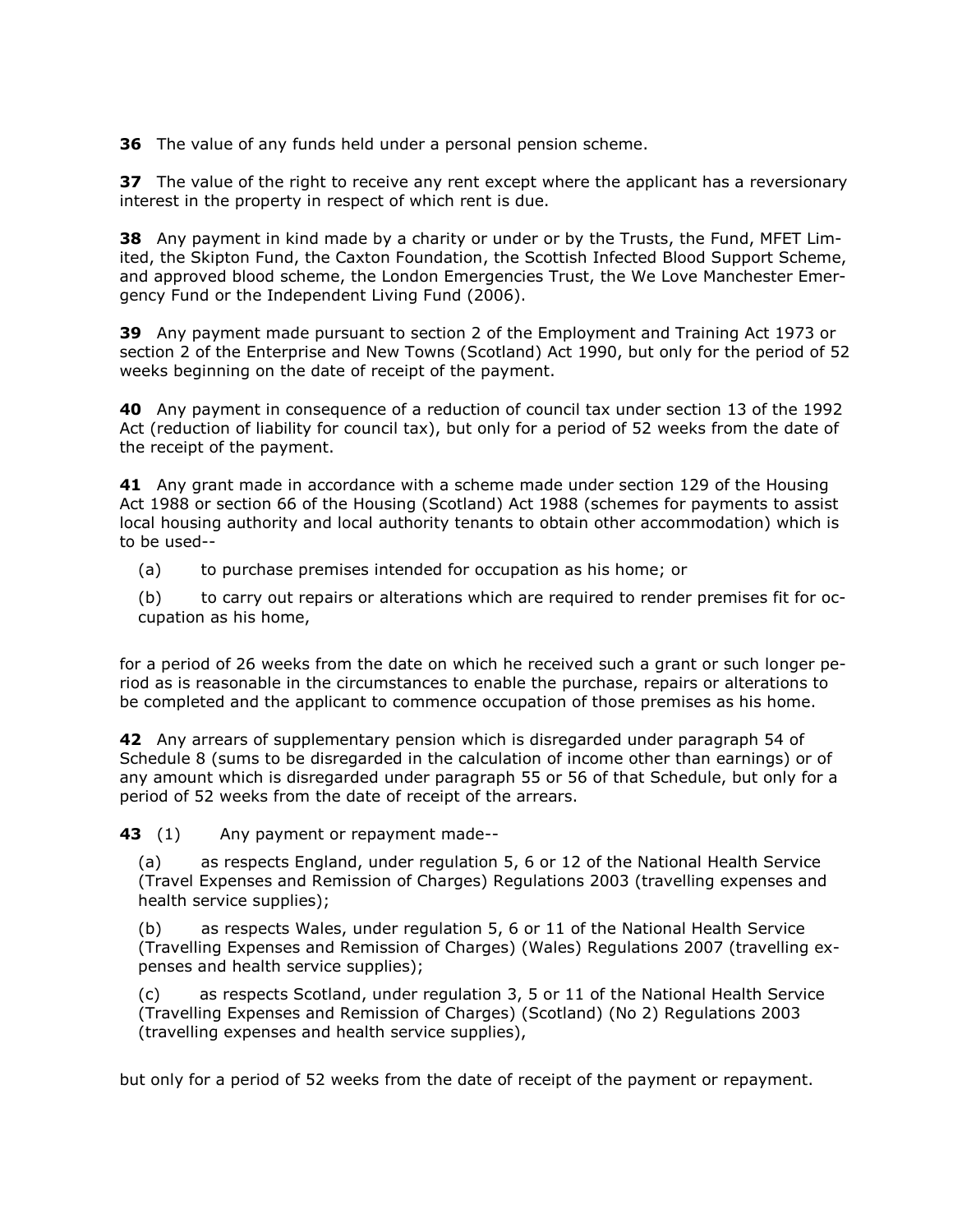**36** The value of any funds held under a personal pension scheme.

**37** The value of the right to receive any rent except where the applicant has a reversionary interest in the property in respect of which rent is due.

**38** Any payment in kind made by a charity or under or by the Trusts, the Fund, MFET Limited, the Skipton Fund, the Caxton Foundation, the Scottish Infected Blood Support Scheme, and approved blood scheme, the London Emergencies Trust, the We Love Manchester Emergency Fund or the Independent Living Fund (2006).

**39** Any payment made pursuant to section 2 of the Employment and Training Act 1973 or section 2 of the Enterprise and New Towns (Scotland) Act 1990, but only for the period of 52 weeks beginning on the date of receipt of the payment.

**40** Any payment in consequence of a reduction of council tax under section 13 of the 1992 Act (reduction of liability for council tax), but only for a period of 52 weeks from the date of the receipt of the payment.

**41** Any grant made in accordance with a scheme made under section 129 of the Housing Act 1988 or section 66 of the Housing (Scotland) Act 1988 (schemes for payments to assist local housing authority and local authority tenants to obtain other accommodation) which is to be used--

(a) to purchase premises intended for occupation as his home; or

(b) to carry out repairs or alterations which are required to render premises fit for occupation as his home,

for a period of 26 weeks from the date on which he received such a grant or such longer period as is reasonable in the circumstances to enable the purchase, repairs or alterations to be completed and the applicant to commence occupation of those premises as his home.

**42** Any arrears of supplementary pension which is disregarded under paragraph 54 of Schedule 8 (sums to be disregarded in the calculation of income other than earnings) or of any amount which is disregarded under paragraph 55 or 56 of that Schedule, but only for a period of 52 weeks from the date of receipt of the arrears.

**43** (1) Any payment or repayment made--

(a) as respects England, under regulation 5, 6 or 12 of the National Health Service (Travel Expenses and Remission of Charges) Regulations 2003 (travelling expenses and health service supplies);

(b) as respects Wales, under regulation 5, 6 or 11 of the National Health Service (Travelling Expenses and Remission of Charges) (Wales) Regulations 2007 (travelling expenses and health service supplies);

(c) as respects Scotland, under regulation 3, 5 or 11 of the National Health Service (Travelling Expenses and Remission of Charges) (Scotland) (No 2) Regulations 2003 (travelling expenses and health service supplies),

but only for a period of 52 weeks from the date of receipt of the payment or repayment.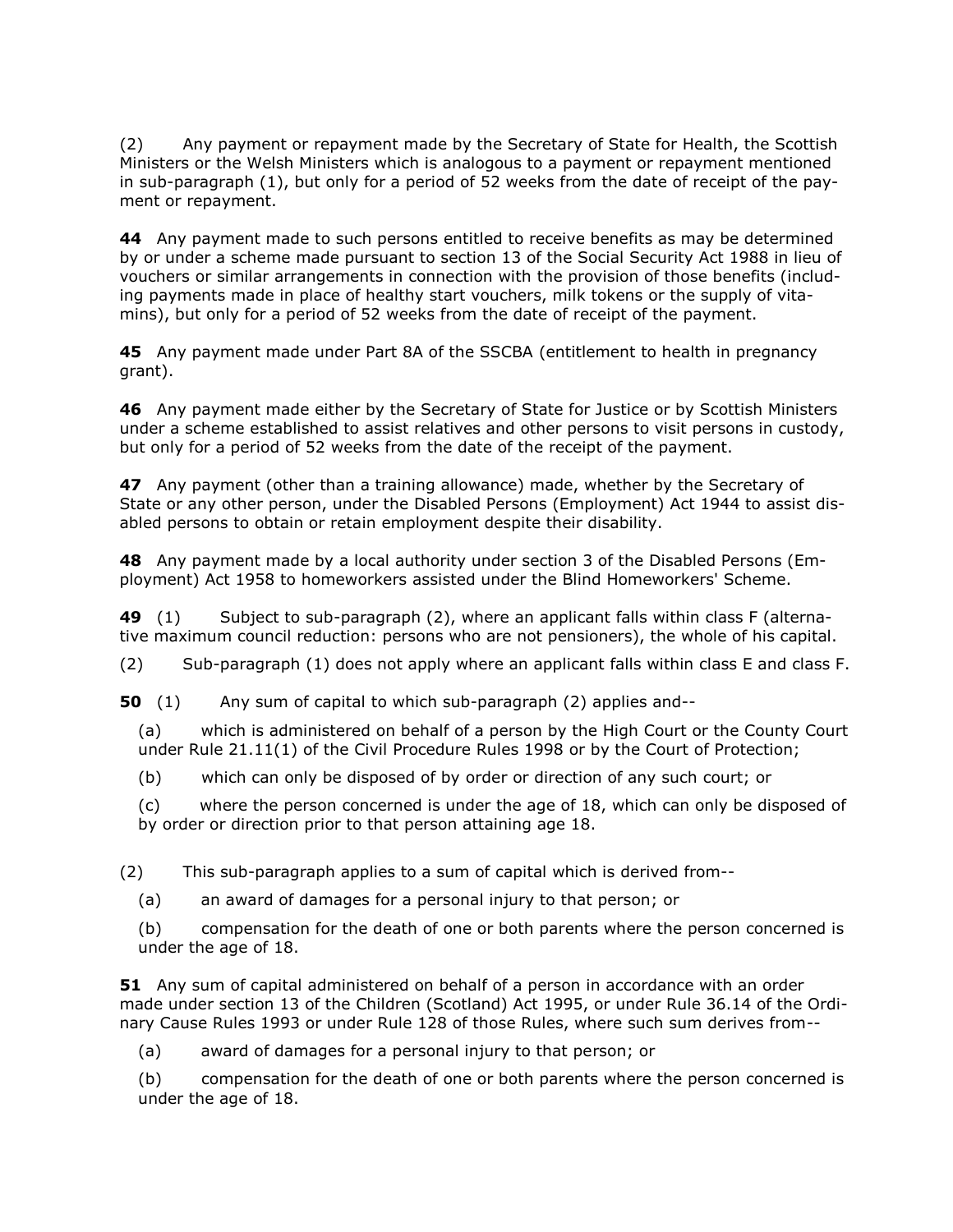(2) Any payment or repayment made by the Secretary of State for Health, the Scottish Ministers or the Welsh Ministers which is analogous to a payment or repayment mentioned in sub-paragraph (1), but only for a period of 52 weeks from the date of receipt of the payment or repayment.

**44** Any payment made to such persons entitled to receive benefits as may be determined by or under a scheme made pursuant to section 13 of the Social Security Act 1988 in lieu of vouchers or similar arrangements in connection with the provision of those benefits (including payments made in place of healthy start vouchers, milk tokens or the supply of vitamins), but only for a period of 52 weeks from the date of receipt of the payment.

**45** Any payment made under Part 8A of the SSCBA (entitlement to health in pregnancy grant).

**46** Any payment made either by the Secretary of State for Justice or by Scottish Ministers under a scheme established to assist relatives and other persons to visit persons in custody, but only for a period of 52 weeks from the date of the receipt of the payment.

**47** Any payment (other than a training allowance) made, whether by the Secretary of State or any other person, under the Disabled Persons (Employment) Act 1944 to assist disabled persons to obtain or retain employment despite their disability.

**48** Any payment made by a local authority under section 3 of the Disabled Persons (Employment) Act 1958 to homeworkers assisted under the Blind Homeworkers' Scheme.

**49** (1) Subject to sub-paragraph (2), where an applicant falls within class F (alternative maximum council reduction: persons who are not pensioners), the whole of his capital.

(2) Sub-paragraph (1) does not apply where an applicant falls within class E and class F.

**50** (1) Any sum of capital to which sub-paragraph (2) applies and--

(a) which is administered on behalf of a person by the High Court or the County Court under Rule 21.11(1) of the Civil Procedure Rules 1998 or by the Court of Protection;

(b) which can only be disposed of by order or direction of any such court; or

(c) where the person concerned is under the age of 18, which can only be disposed of by order or direction prior to that person attaining age 18.

(2) This sub-paragraph applies to a sum of capital which is derived from--

(a) an award of damages for a personal injury to that person; or

(b) compensation for the death of one or both parents where the person concerned is under the age of 18.

**51** Any sum of capital administered on behalf of a person in accordance with an order made under section 13 of the Children (Scotland) Act 1995, or under Rule 36.14 of the Ordinary Cause Rules 1993 or under Rule 128 of those Rules, where such sum derives from--

(a) award of damages for a personal injury to that person; or

(b) compensation for the death of one or both parents where the person concerned is under the age of 18.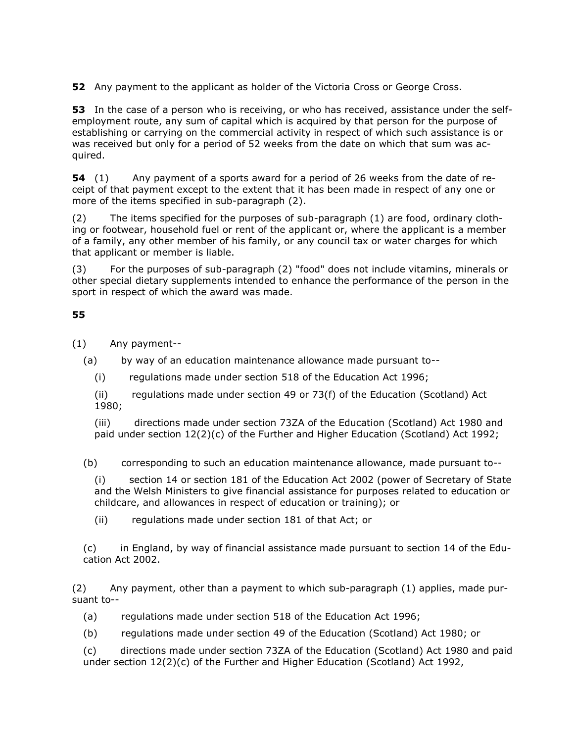**52** Any payment to the applicant as holder of the Victoria Cross or George Cross.

**53** In the case of a person who is receiving, or who has received, assistance under the self-employment route, any sum of capital which is acquired by that person for the purpose of establishing or carrying on the commercial activity in respect of which such assistance is or was received but only for a period of 52 weeks from the date on which that sum was acquired.

**54** (1) Any payment of a sports award for a period of 26 weeks from the date of receipt of that payment except to the extent that it has been made in respect of any one or more of the items specified in sub-paragraph (2).

(2) The items specified for the purposes of sub-paragraph (1) are food, ordinary clothing or footwear, household fuel or rent of the applicant or, where the applicant is a member of a family, any other member of his family, or any council tax or water charges for which that applicant or member is liable.

(3) For the purposes of sub-paragraph (2) "food" does not include vitamins, minerals or other special dietary supplements intended to enhance the performance of the person in the sport in respect of which the award was made.

**55**

(1) Any payment--

(a) by way of an education maintenance allowance made pursuant to--

(i) regulations made under section 518 of the Education Act 1996;

(ii) regulations made under section 49 or 73(f) of the Education (Scotland) Act 1980;

(iii) directions made under section 73ZA of the Education (Scotland) Act 1980 and paid under section 12(2)(c) of the Further and Higher Education (Scotland) Act 1992;

(b) corresponding to such an education maintenance allowance, made pursuant to--

(i) section 14 or section 181 of the Education Act 2002 (power of Secretary of State and the Welsh Ministers to give financial assistance for purposes related to education or childcare, and allowances in respect of education or training); or

(ii) regulations made under section 181 of that Act; or

(c) in England, by way of financial assistance made pursuant to section 14 of the Education Act 2002.

(2) Any payment, other than a payment to which sub-paragraph (1) applies, made pursuant to--

(a) regulations made under section 518 of the Education Act 1996;

(b) regulations made under section 49 of the Education (Scotland) Act 1980; or

(c) directions made under section 73ZA of the Education (Scotland) Act 1980 and paid under section 12(2)(c) of the Further and Higher Education (Scotland) Act 1992,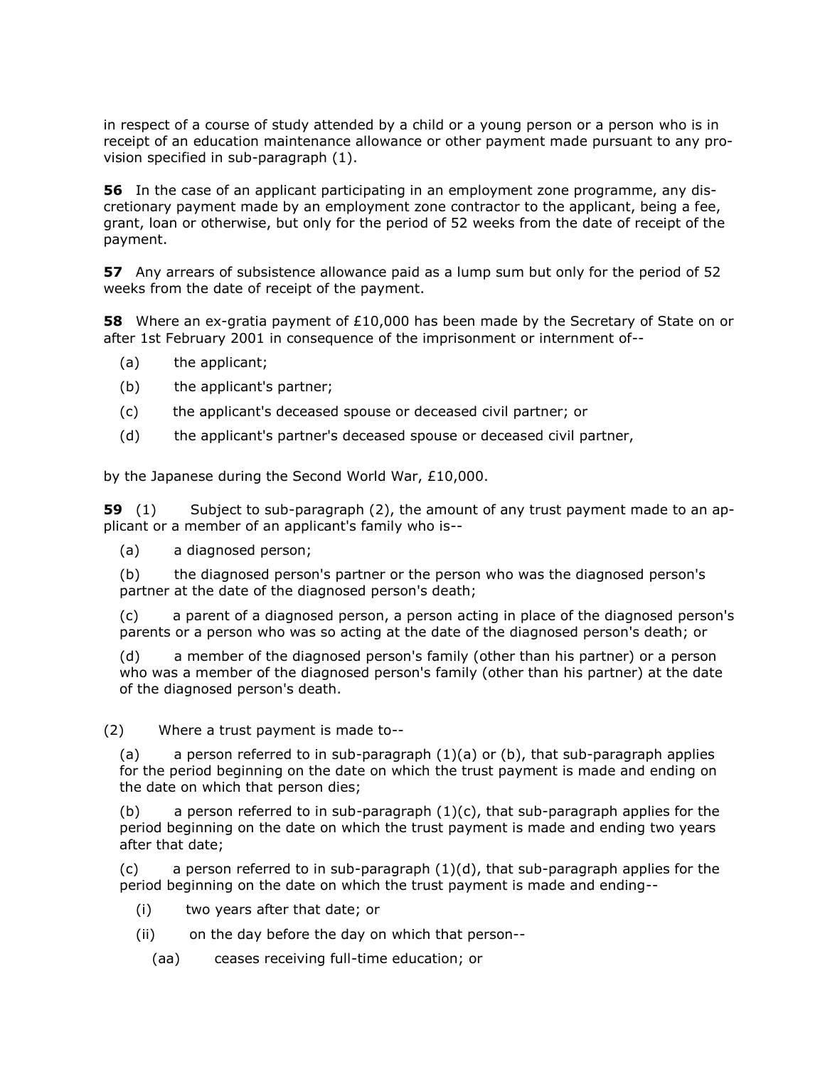in respect of a course of study attended by a child or a young person or a person who is in receipt of an education maintenance allowance or other payment made pursuant to any provision specified in sub-paragraph (1).

**56** In the case of an applicant participating in an employment zone programme, any discretionary payment made by an employment zone contractor to the applicant, being a fee, grant, loan or otherwise, but only for the period of 52 weeks from the date of receipt of the payment.

**57** Any arrears of subsistence allowance paid as a lump sum but only for the period of 52 weeks from the date of receipt of the payment.

**58** Where an ex-gratia payment of £10,000 has been made by the Secretary of State on or after 1st February 2001 in consequence of the imprisonment or internment of--

(a) the applicant;

(b) the applicant's partner;

(c) the applicant's deceased spouse or deceased civil partner; or

(d) the applicant's partner's deceased spouse or deceased civil partner,

by the Japanese during the Second World War, £10,000.

**59** (1) Subject to sub-paragraph (2), the amount of any trust payment made to an applicant or a member of an applicant's family who is--

(a) a diagnosed person;

(b) the diagnosed person's partner or the person who was the diagnosed person's partner at the date of the diagnosed person's death;

(c) a parent of a diagnosed person, a person acting in place of the diagnosed person's parents or a person who was so acting at the date of the diagnosed person's death; or

(d) a member of the diagnosed person's family (other than his partner) or a person who was a member of the diagnosed person's family (other than his partner) at the date of the diagnosed person's death.

(2) Where a trust payment is made to--

(a) a person referred to in sub-paragraph (1)(a) or (b), that sub-paragraph applies for the period beginning on the date on which the trust payment is made and ending on the date on which that person dies;

(b) a person referred to in sub-paragraph (1)(c), that sub-paragraph applies for the period beginning on the date on which the trust payment is made and ending two years after that date;

(c) a person referred to in sub-paragraph (1)(d), that sub-paragraph applies for the period beginning on the date on which the trust payment is made and ending--

(i) two years after that date; or

(ii) on the day before the day on which that person--

(aa) ceases receiving full-time education; or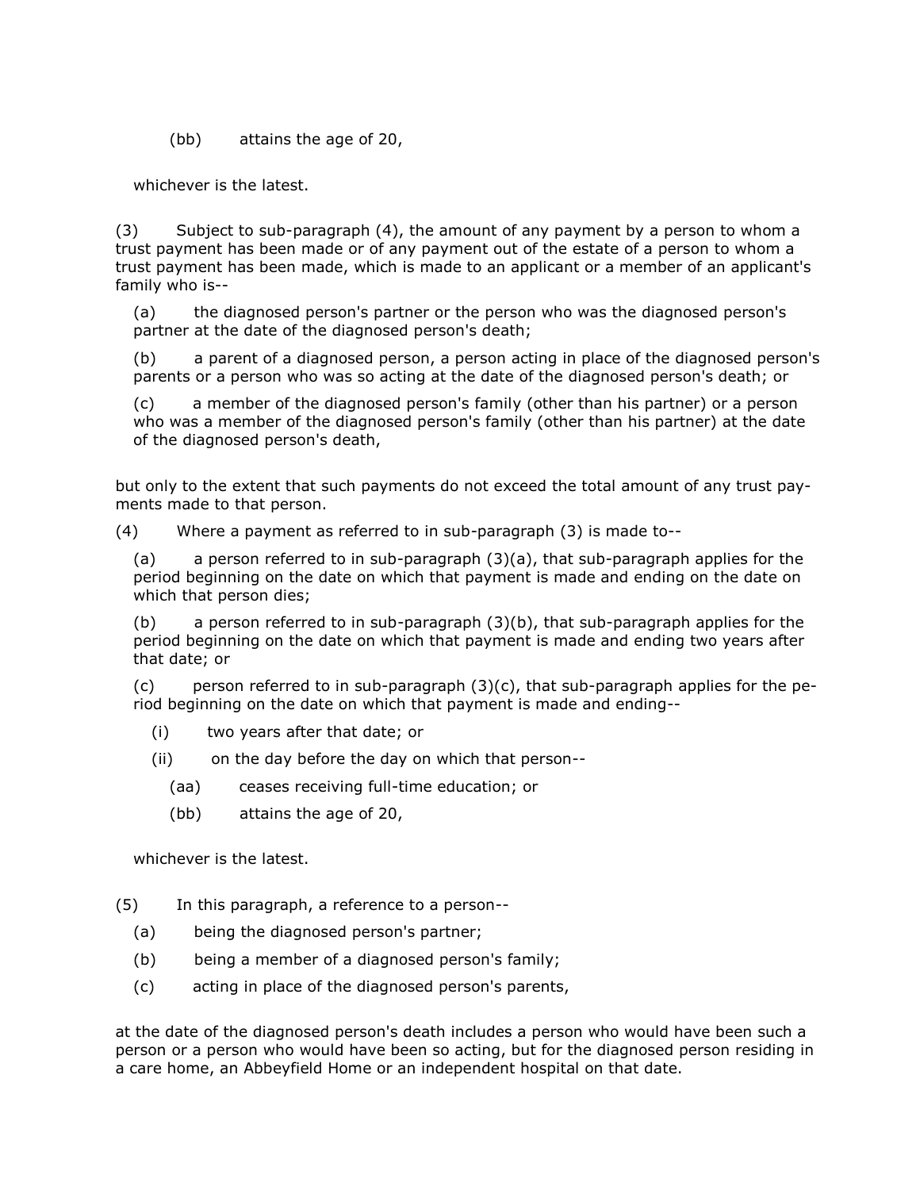(bb) attains the age of 20,

whichever is the latest.

(3) Subject to sub-paragraph (4), the amount of any payment by a person to whom a trust payment has been made or of any payment out of the estate of a person to whom a trust payment has been made, which is made to an applicant or a member of an applicant's family who is--

(a) the diagnosed person's partner or the person who was the diagnosed person's partner at the date of the diagnosed person's death;

(b) a parent of a diagnosed person, a person acting in place of the diagnosed person's parents or a person who was so acting at the date of the diagnosed person's death; or

(c) a member of the diagnosed person's family (other than his partner) or a person who was a member of the diagnosed person's family (other than his partner) at the date of the diagnosed person's death,

but only to the extent that such payments do not exceed the total amount of any trust payments made to that person.

(4) Where a payment as referred to in sub-paragraph (3) is made to--

(a) a person referred to in sub-paragraph (3)(a), that sub-paragraph applies for the period beginning on the date on which that payment is made and ending on the date on which that person dies;

(b) a person referred to in sub-paragraph (3)(b), that sub-paragraph applies for the period beginning on the date on which that payment is made and ending two years after that date; or

(c) person referred to in sub-paragraph (3)(c), that sub-paragraph applies for the period beginning on the date on which that payment is made and ending--

(i) two years after that date; or

(ii) on the day before the day on which that person--

(aa) ceases receiving full-time education; or

(bb) attains the age of 20,

whichever is the latest.

(5) In this paragraph, a reference to a person--

(a) being the diagnosed person's partner;

(b) being a member of a diagnosed person's family;

(c) acting in place of the diagnosed person's parents,

at the date of the diagnosed person's death includes a person who would have been such a person or a person who would have been so acting, but for the diagnosed person residing in a care home, an Abbeyfield Home or an independent hospital on that date.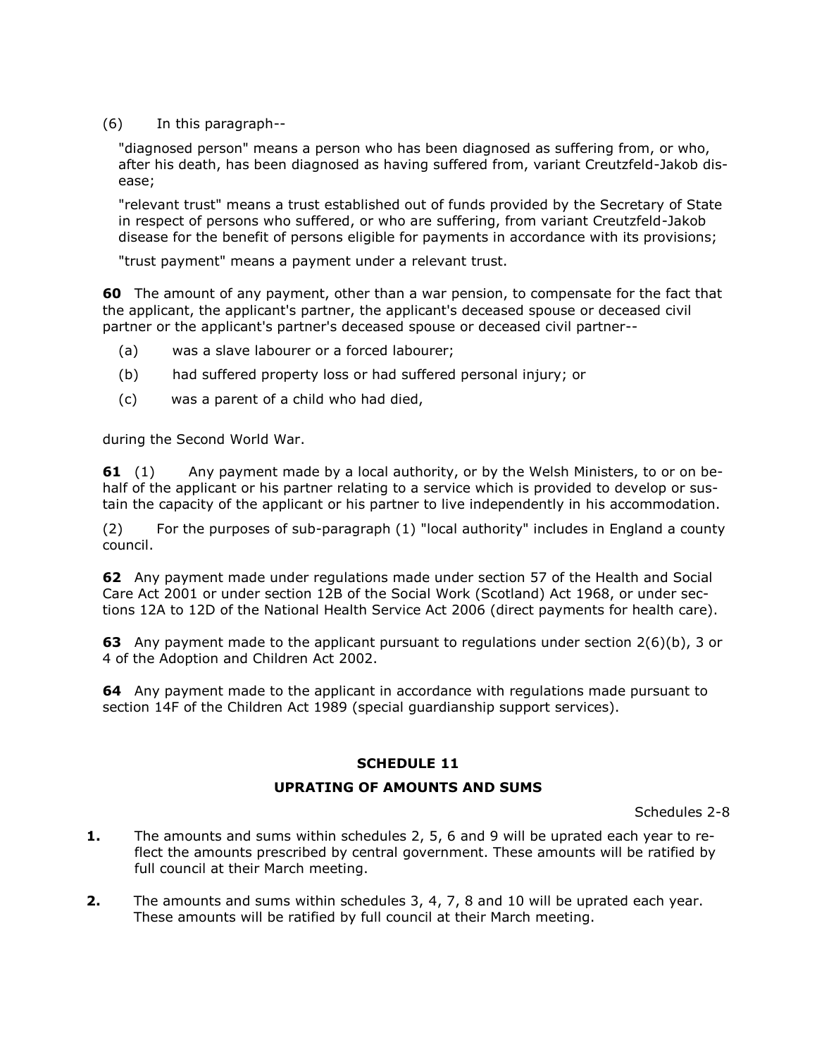(6) In this paragraph--

"diagnosed person" means a person who has been diagnosed as suffering from, or who, after his death, has been diagnosed as having suffered from, variant Creutzfeld-Jakob disease;

"relevant trust" means a trust established out of funds provided by the Secretary of State in respect of persons who suffered, or who are suffering, from variant Creutzfeld-Jakob disease for the benefit of persons eligible for payments in accordance with its provisions;

"trust payment" means a payment under a relevant trust.

**60** The amount of any payment, other than a war pension, to compensate for the fact that the applicant, the applicant's partner, the applicant's deceased spouse or deceased civil partner or the applicant's partner's deceased spouse or deceased civil partner--

(a) was a slave labourer or a forced labourer;

(b) had suffered property loss or had suffered personal injury; or

(c) was a parent of a child who had died,

during the Second World War.

**61** (1) Any payment made by a local authority, or by the Welsh Ministers, to or on behalf of the applicant or his partner relating to a service which is provided to develop or sustain the capacity of the applicant or his partner to live independently in his accommodation.

(2) For the purposes of sub-paragraph (1) "local authority" includes in England a county council.

**62** Any payment made under regulations made under section 57 of the Health and Social Care Act 2001 or under section 12B of the Social Work (Scotland) Act 1968, or under sections 12A to 12D of the National Health Service Act 2006 (direct payments for health care).

**63** Any payment made to the applicant pursuant to regulations under section 2(6)(b), 3 or 4 of the Adoption and Children Act 2002.

**64** Any payment made to the applicant in accordance with regulations made pursuant to section 14F of the Children Act 1989 (special guardianship support services).

## SCHEDULE 11

## UPRATING OF AMOUNTS AND SUMS

Schedules 2-8

**1.** The amounts and sums within schedules 2, 5, 6 and 9 will be uprated each year to reflect the amounts prescribed by central government. These amounts will be ratified by full council at their March meeting.

**2.** The amounts and sums within schedules 3, 4, 7, 8 and 10 will be uprated each year. These amounts will be ratified by full council at their March meeting.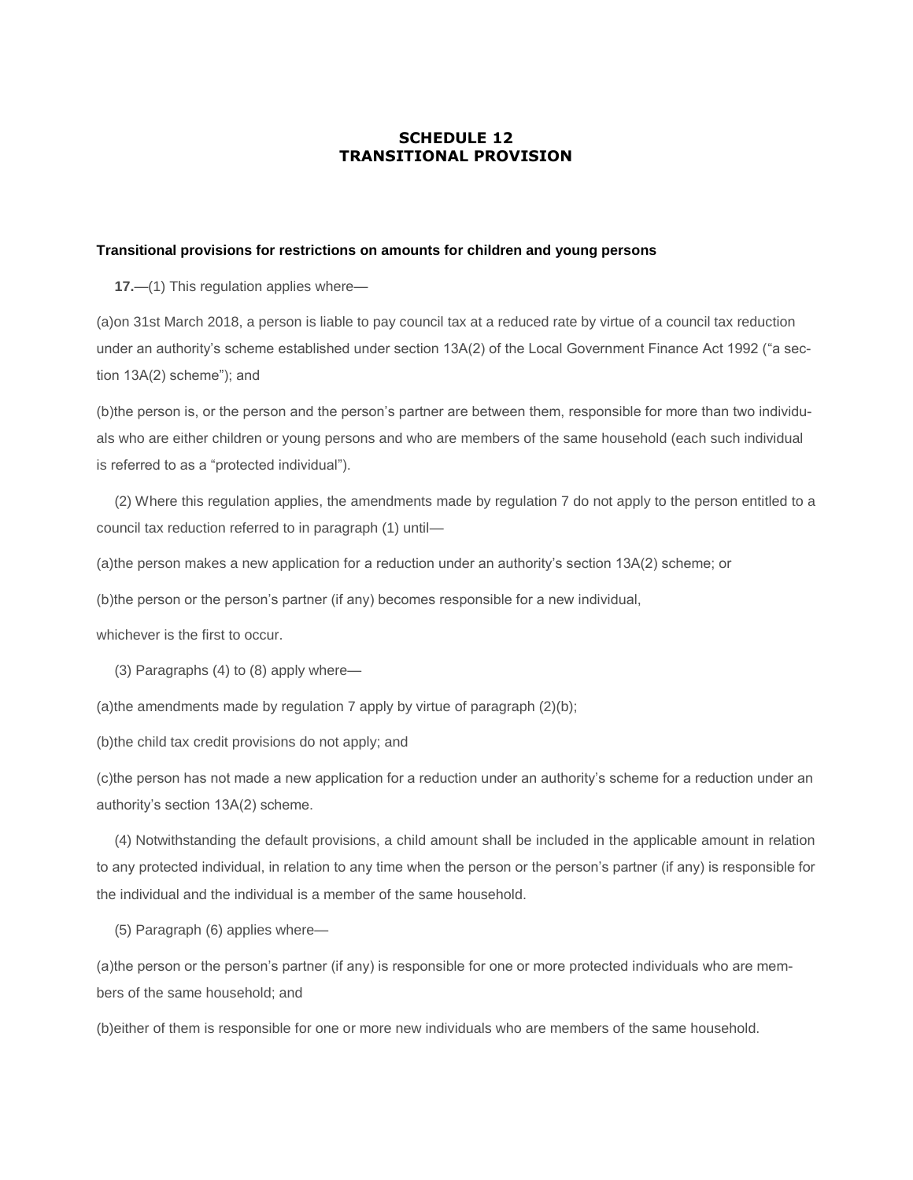## SCHEDULE 12
## TRANSITIONAL PROVISION

**Transitional provisions for restrictions on amounts for children and young persons**

**17.**—(1) This regulation applies where—

(a)on 31st March 2018, a person is liable to pay council tax at a reduced rate by virtue of a council tax reduction under an authority's scheme established under section 13A(2) of the Local Government Finance Act 1992 ("a section 13A(2) scheme"); and

(b)the person is, or the person and the person's partner are between them, responsible for more than two individuals who are either children or young persons and who are members of the same household (each such individual is referred to as a "protected individual").

(2) Where this regulation applies, the amendments made by regulation 7 do not apply to the person entitled to a council tax reduction referred to in paragraph (1) until—

(a)the person makes a new application for a reduction under an authority's section 13A(2) scheme; or

(b)the person or the person's partner (if any) becomes responsible for a new individual,

whichever is the first to occur.

(3) Paragraphs (4) to (8) apply where—

(a)the amendments made by regulation 7 apply by virtue of paragraph (2)(b);

(b)the child tax credit provisions do not apply; and

(c)the person has not made a new application for a reduction under an authority's scheme for a reduction under an authority's section 13A(2) scheme.

(4) Notwithstanding the default provisions, a child amount shall be included in the applicable amount in relation to any protected individual, in relation to any time when the person or the person's partner (if any) is responsible for the individual and the individual is a member of the same household.

(5) Paragraph (6) applies where—

(a)the person or the person's partner (if any) is responsible for one or more protected individuals who are members of the same household; and

(b)either of them is responsible for one or more new individuals who are members of the same household.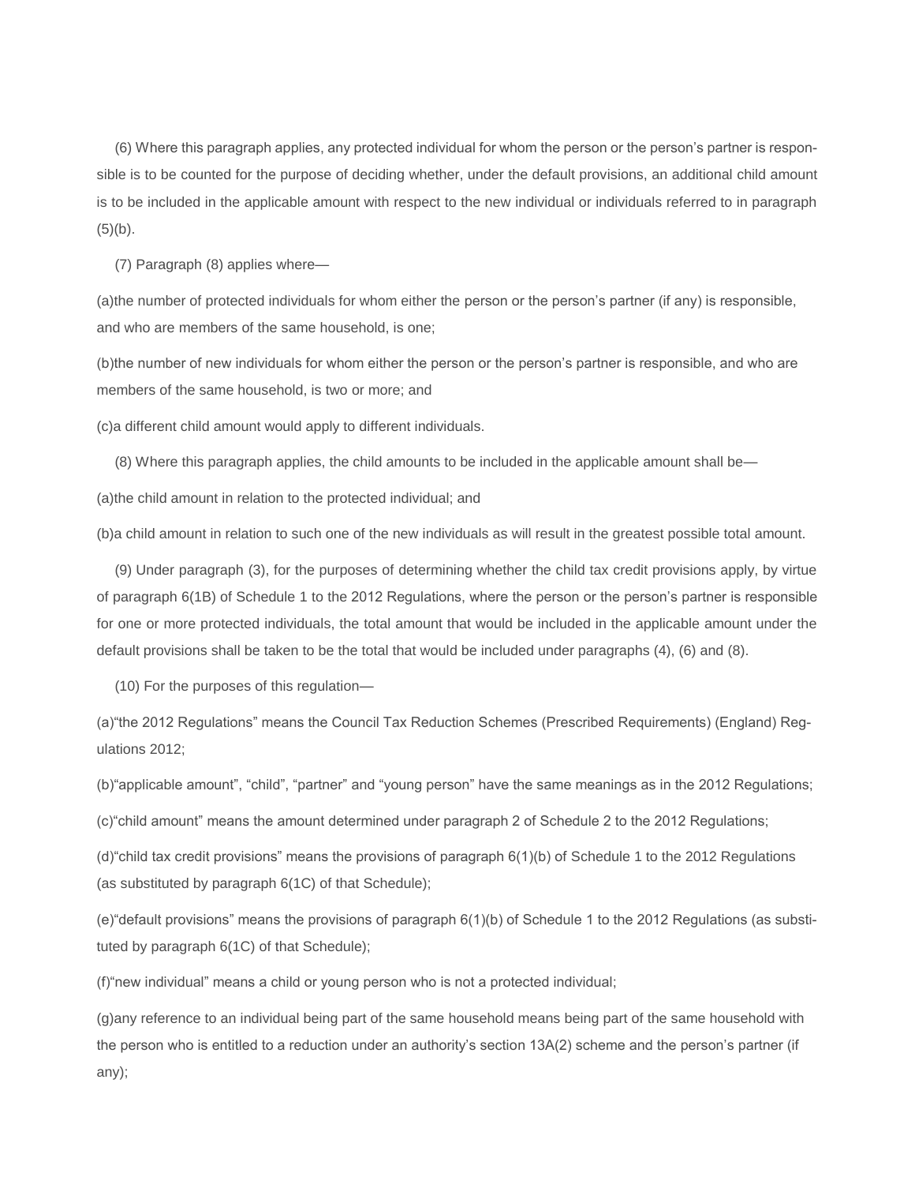(6) Where this paragraph applies, any protected individual for whom the person or the person's partner is responsible is to be counted for the purpose of deciding whether, under the default provisions, an additional child amount is to be included in the applicable amount with respect to the new individual or individuals referred to in paragraph (5)(b).

(7) Paragraph (8) applies where—

(a)the number of protected individuals for whom either the person or the person's partner (if any) is responsible, and who are members of the same household, is one;

(b)the number of new individuals for whom either the person or the person's partner is responsible, and who are members of the same household, is two or more; and

(c)a different child amount would apply to different individuals.

(8) Where this paragraph applies, the child amounts to be included in the applicable amount shall be—

(a)the child amount in relation to the protected individual; and

(b)a child amount in relation to such one of the new individuals as will result in the greatest possible total amount.

(9) Under paragraph (3), for the purposes of determining whether the child tax credit provisions apply, by virtue of paragraph 6(1B) of Schedule 1 to the 2012 Regulations, where the person or the person's partner is responsible for one or more protected individuals, the total amount that would be included in the applicable amount under the default provisions shall be taken to be the total that would be included under paragraphs (4), (6) and (8).

(10) For the purposes of this regulation—

(a)"the 2012 Regulations" means the Council Tax Reduction Schemes (Prescribed Requirements) (England) Regulations 2012;

(b)"applicable amount", "child", "partner" and "young person" have the same meanings as in the 2012 Regulations;

(c)"child amount" means the amount determined under paragraph 2 of Schedule 2 to the 2012 Regulations;

(d)"child tax credit provisions" means the provisions of paragraph 6(1)(b) of Schedule 1 to the 2012 Regulations (as substituted by paragraph 6(1C) of that Schedule);

(e)"default provisions" means the provisions of paragraph 6(1)(b) of Schedule 1 to the 2012 Regulations (as substituted by paragraph 6(1C) of that Schedule);

(f)"new individual" means a child or young person who is not a protected individual;

(g)any reference to an individual being part of the same household means being part of the same household with the person who is entitled to a reduction under an authority's section 13A(2) scheme and the person's partner (if any);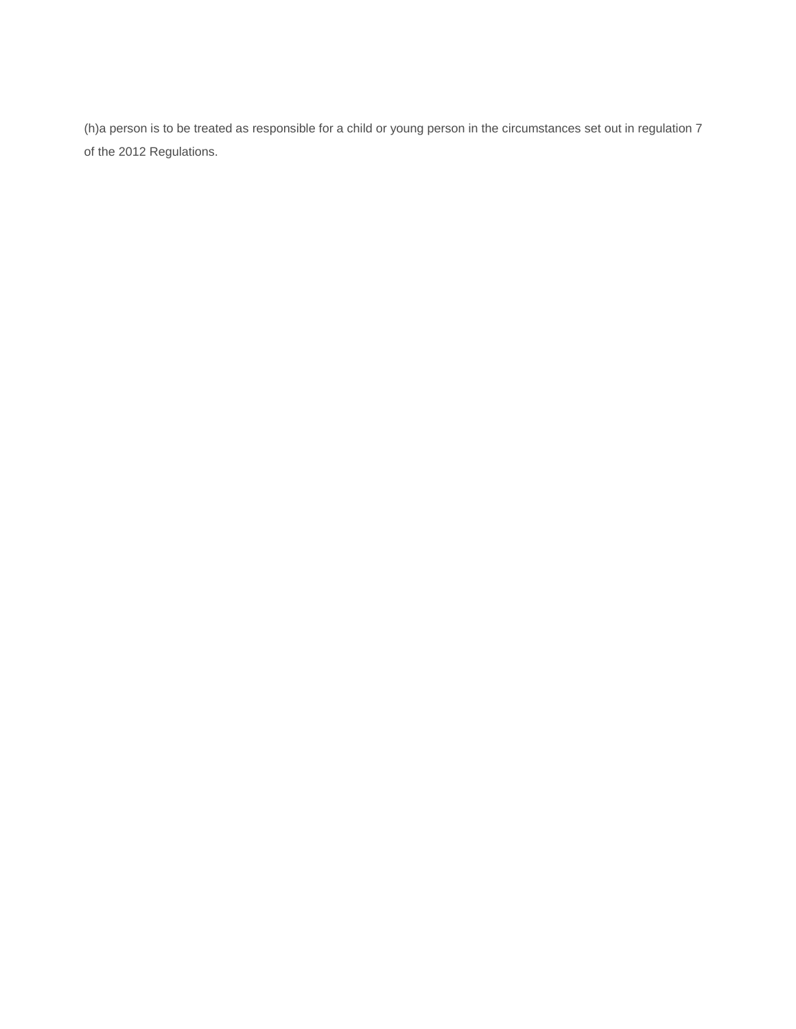(h)a person is to be treated as responsible for a child or young person in the circumstances set out in regulation 7 of the 2012 Regulations.